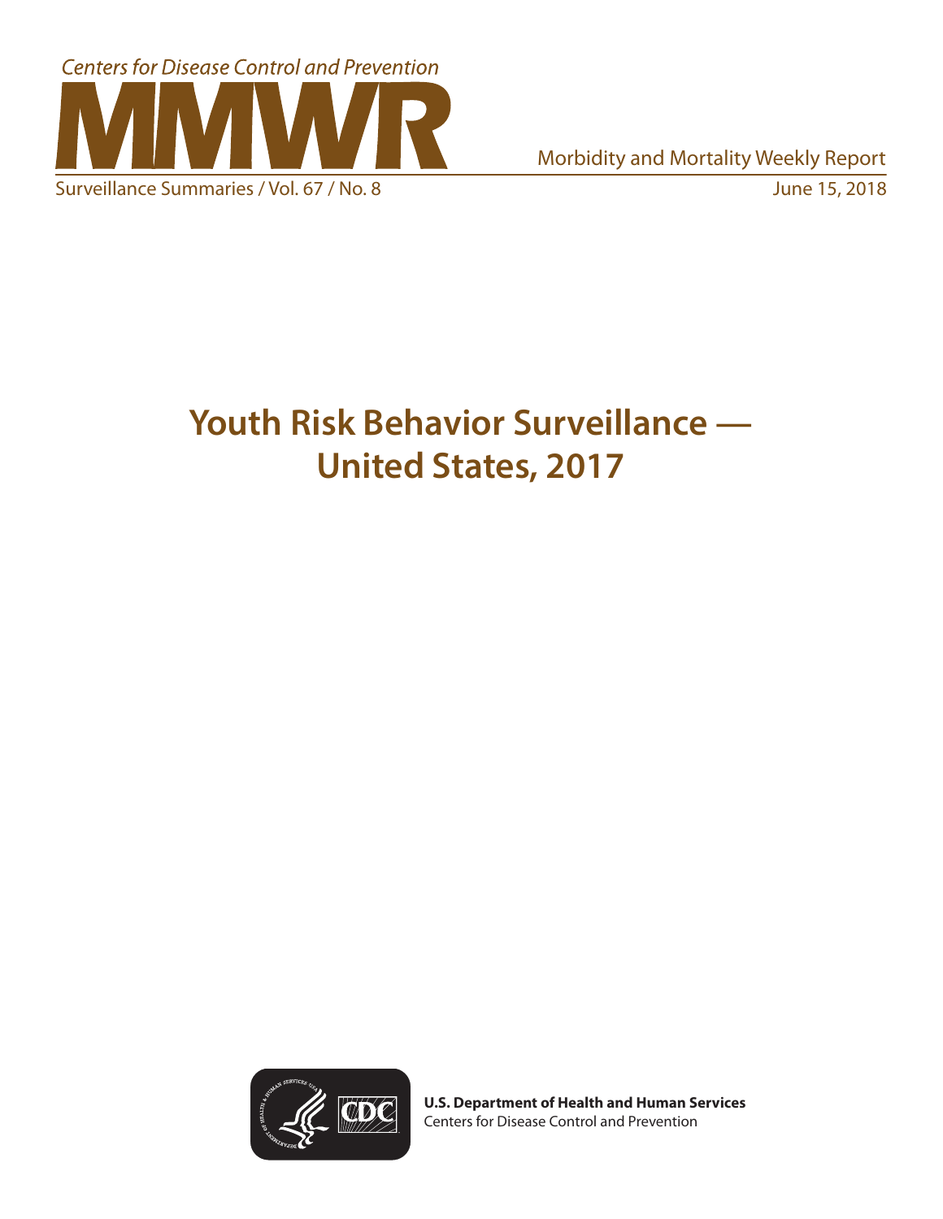Centers for Disease Control and Prevention

# MMWR

Morbidity and Mortality Weekly Report

Surveillance Summaries / Vol. 67 / No. 8

June 15, 2018

# Youth Risk Behavior Surveillance — United States, 2017

**U.S. Department of Health and Human Services**
Centers for Disease Control and Prevention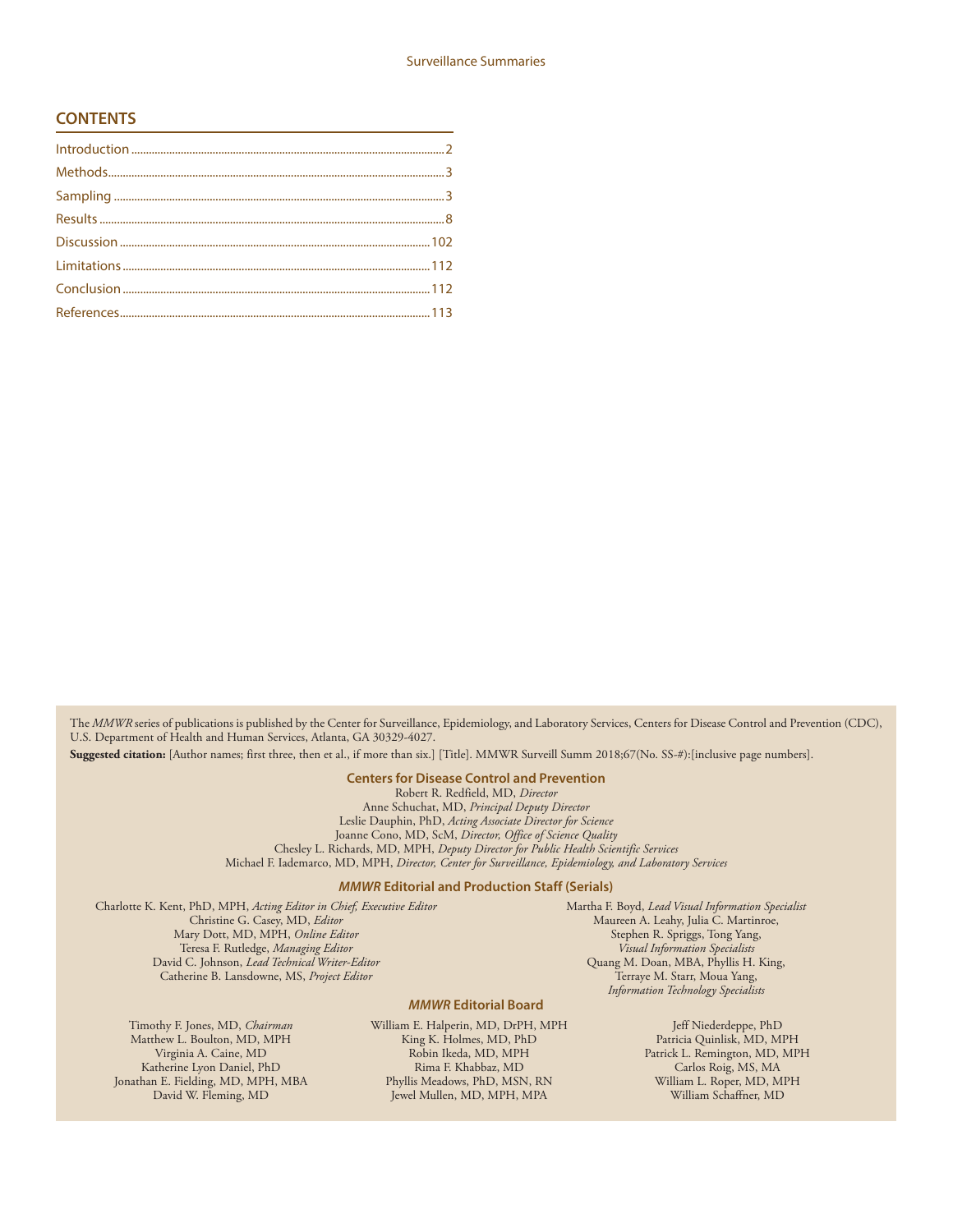## CONTENTS

| | |
|---|---|
| Introduction | 2 |
| Methods | 3 |
| Sampling | 3 |
| Results | 8 |
| Discussion | 102 |
| Limitations | 112 |
| Conclusion | 112 |
| References | 113 |

The *MMWR* series of publications is published by the Center for Surveillance, Epidemiology, and Laboratory Services, Centers for Disease Control and Prevention (CDC), U.S. Department of Health and Human Services, Atlanta, GA 30329-4027.

**Suggested citation:** [Author names; first three, then et al., if more than six.] [Title]. MMWR Surveill Summ 2018;67(No. SS-#):[inclusive page numbers].

### Centers for Disease Control and Prevention

Robert R. Redfield, MD, *Director*
Anne Schuchat, MD, *Principal Deputy Director*
Leslie Dauphin, PhD, *Acting Associate Director for Science*
Joanne Cono, MD, ScM, *Director, Office of Science Quality*
Chesley L. Richards, MD, MPH, *Deputy Director for Public Health Scientific Services*
Michael F. Iademarco, MD, MPH, *Director, Center for Surveillance, Epidemiology, and Laboratory Services*

### *MMWR* Editorial and Production Staff (Serials)

Charlotte K. Kent, PhD, MPH, *Acting Editor in Chief, Executive Editor*
Christine G. Casey, MD, *Editor*
Mary Dott, MD, MPH, *Online Editor*
Teresa F. Rutledge, *Managing Editor*
David C. Johnson, *Lead Technical Writer-Editor*
Catherine B. Lansdowne, MS, *Project Editor*

Martha F. Boyd, *Lead Visual Information Specialist*
Maureen A. Leahy, Julia C. Martinroe,
Stephen R. Spriggs, Tong Yang,
*Visual Information Specialists*
Quang M. Doan, MBA, Phyllis H. King,
Terraye M. Starr, Moua Yang,
*Information Technology Specialists*

### *MMWR* Editorial Board

Timothy F. Jones, MD, *Chairman*
Matthew L. Boulton, MD, MPH
Virginia A. Caine, MD
Katherine Lyon Daniel, PhD
Jonathan E. Fielding, MD, MPH, MBA
David W. Fleming, MD
William E. Halperin, MD, DrPH, MPH
King K. Holmes, MD, PhD
Robin Ikeda, MD, MPH
Rima F. Khabbaz, MD
Phyllis Meadows, PhD, MSN, RN
Jewel Mullen, MD, MPH, MPA
Jeff Niederdeppe, PhD
Patricia Quinlisk, MD, MPH
Patrick L. Remington, MD, MPH
Carlos Roig, MS, MA
William L. Roper, MD, MPH
William Schaffner, MD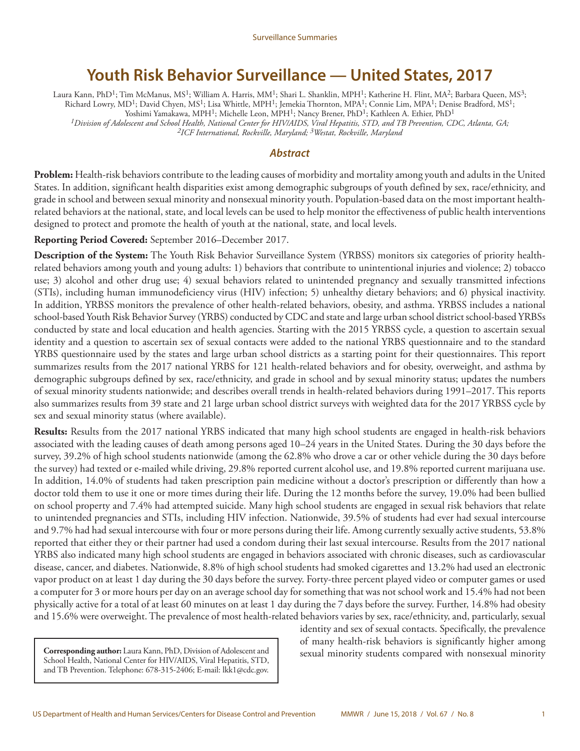# Youth Risk Behavior Surveillance — United States, 2017

Laura Kann, PhD[1]; Tim McManus, MS[1]; William A. Harris, MM[1]; Shari L. Shanklin, MPH[1]; Katherine H. Flint, MA[2]; Barbara Queen, MS[3]; Richard Lowry, MD[1]; David Chyen, MS[1]; Lisa Whittle, MPH[1]; Jemekia Thornton, MPA[1]; Connie Lim, MPA[1]; Denise Bradford, MS[1]; Yoshimi Yamakawa, MPH[1]; Michelle Leon, MPH[1]; Nancy Brener, PhD[1]; Kathleen A. Ethier, PhD[1]

*[1]Division of Adolescent and School Health, National Center for HIV/AIDS, Viral Hepatitis, STD, and TB Prevention, CDC, Atlanta, GA; [2]ICF International, Rockville, Maryland; [3]Westat, Rockville, Maryland*

## *Abstract*

**Problem:** Health-risk behaviors contribute to the leading causes of morbidity and mortality among youth and adults in the United States. In addition, significant health disparities exist among demographic subgroups of youth defined by sex, race/ethnicity, and grade in school and between sexual minority and nonsexual minority youth. Population-based data on the most important health-related behaviors at the national, state, and local levels can be used to help monitor the effectiveness of public health interventions designed to protect and promote the health of youth at the national, state, and local levels.

**Reporting Period Covered:** September 2016–December 2017.

**Description of the System:** The Youth Risk Behavior Surveillance System (YRBSS) monitors six categories of priority health-related behaviors among youth and young adults: 1) behaviors that contribute to unintentional injuries and violence; 2) tobacco use; 3) alcohol and other drug use; 4) sexual behaviors related to unintended pregnancy and sexually transmitted infections (STIs), including human immunodeficiency virus (HIV) infection; 5) unhealthy dietary behaviors; and 6) physical inactivity. In addition, YRBSS monitors the prevalence of other health-related behaviors, obesity, and asthma. YRBSS includes a national school-based Youth Risk Behavior Survey (YRBS) conducted by CDC and state and large urban school district school-based YRBSs conducted by state and local education and health agencies. Starting with the 2015 YRBSS cycle, a question to ascertain sexual identity and a question to ascertain sex of sexual contacts were added to the national YRBS questionnaire and to the standard YRBS questionnaire used by the states and large urban school districts as a starting point for their questionnaires. This report summarizes results from the 2017 national YRBS for 121 health-related behaviors and for obesity, overweight, and asthma by demographic subgroups defined by sex, race/ethnicity, and grade in school and by sexual minority status; updates the numbers of sexual minority students nationwide; and describes overall trends in health-related behaviors during 1991–2017. This reports also summarizes results from 39 state and 21 large urban school district surveys with weighted data for the 2017 YRBSS cycle by sex and sexual minority status (where available).

**Results:** Results from the 2017 national YRBS indicated that many high school students are engaged in health-risk behaviors associated with the leading causes of death among persons aged 10–24 years in the United States. During the 30 days before the survey, 39.2% of high school students nationwide (among the 62.8% who drove a car or other vehicle during the 30 days before the survey) had texted or e-mailed while driving, 29.8% reported current alcohol use, and 19.8% reported current marijuana use. In addition, 14.0% of students had taken prescription pain medicine without a doctor's prescription or differently than how a doctor told them to use it one or more times during their life. During the 12 months before the survey, 19.0% had been bullied on school property and 7.4% had attempted suicide. Many high school students are engaged in sexual risk behaviors that relate to unintended pregnancies and STIs, including HIV infection. Nationwide, 39.5% of students had ever had sexual intercourse and 9.7% had had sexual intercourse with four or more persons during their life. Among currently sexually active students, 53.8% reported that either they or their partner had used a condom during their last sexual intercourse. Results from the 2017 national YRBS also indicated many high school students are engaged in behaviors associated with chronic diseases, such as cardiovascular disease, cancer, and diabetes. Nationwide, 8.8% of high school students had smoked cigarettes and 13.2% had used an electronic vapor product on at least 1 day during the 30 days before the survey. Forty-three percent played video or computer games or used a computer for 3 or more hours per day on an average school day for something that was not school work and 15.4% had not been physically active for a total of at least 60 minutes on at least 1 day during the 7 days before the survey. Further, 14.8% had obesity and 15.6% were overweight. The prevalence of most health-related behaviors varies by sex, race/ethnicity, and, particularly, sexual identity and sex of sexual contacts. Specifically, the prevalence of many health-risk behaviors is significantly higher among sexual minority students compared with nonsexual minority

**Corresponding author:** Laura Kann, PhD, Division of Adolescent and School Health, National Center for HIV/AIDS, Viral Hepatitis, STD, and TB Prevention. Telephone: 678-315-2406; E-mail: lkk1@cdc.gov.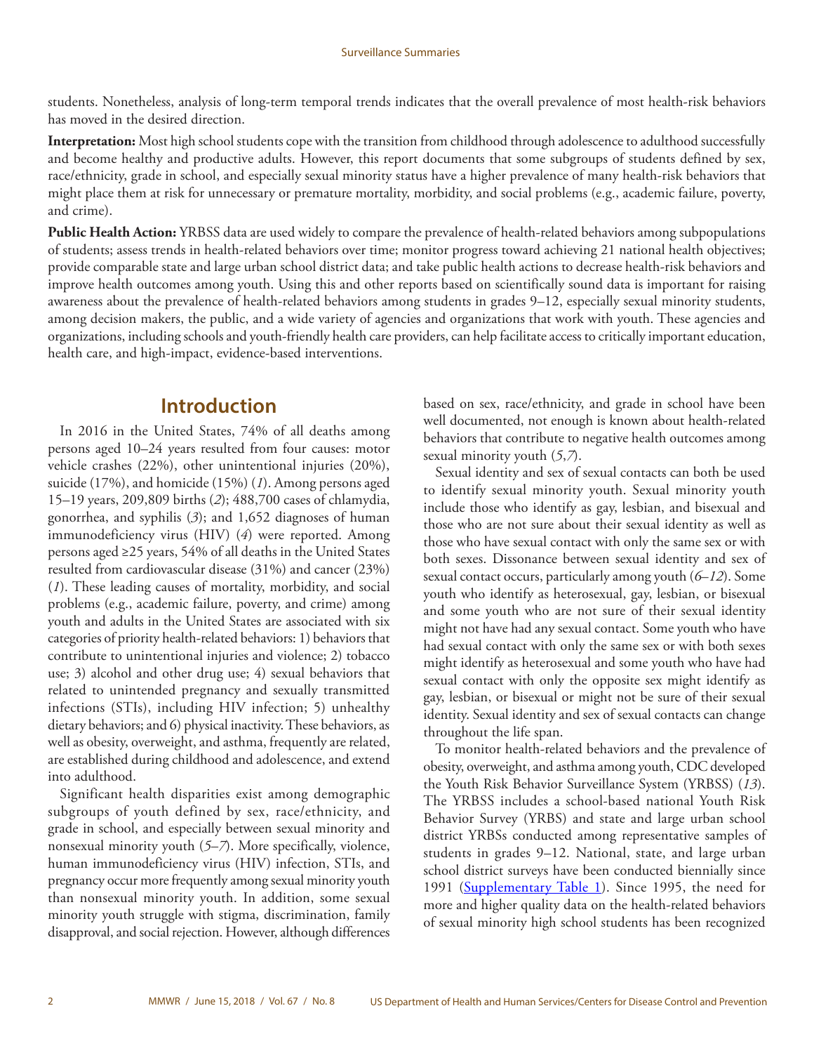students. Nonetheless, analysis of long-term temporal trends indicates that the overall prevalence of most health-risk behaviors has moved in the desired direction.

**Interpretation:** Most high school students cope with the transition from childhood through adolescence to adulthood successfully and become healthy and productive adults. However, this report documents that some subgroups of students defined by sex, race/ethnicity, grade in school, and especially sexual minority status have a higher prevalence of many health-risk behaviors that might place them at risk for unnecessary or premature mortality, morbidity, and social problems (e.g., academic failure, poverty, and crime).

**Public Health Action:** YRBSS data are used widely to compare the prevalence of health-related behaviors among subpopulations of students; assess trends in health-related behaviors over time; monitor progress toward achieving 21 national health objectives; provide comparable state and large urban school district data; and take public health actions to decrease health-risk behaviors and improve health outcomes among youth. Using this and other reports based on scientifically sound data is important for raising awareness about the prevalence of health-related behaviors among students in grades 9–12, especially sexual minority students, among decision makers, the public, and a wide variety of agencies and organizations that work with youth. These agencies and organizations, including schools and youth-friendly health care providers, can help facilitate access to critically important education, health care, and high-impact, evidence-based interventions.

## Introduction

In 2016 in the United States, 74% of all deaths among persons aged 10–24 years resulted from four causes: motor vehicle crashes (22%), other unintentional injuries (20%), suicide (17%), and homicide (15%) (*1*). Among persons aged 15–19 years, 209,809 births (*2*); 488,700 cases of chlamydia, gonorrhea, and syphilis (*3*); and 1,652 diagnoses of human immunodeficiency virus (HIV) (*4*) were reported. Among persons aged ≥25 years, 54% of all deaths in the United States resulted from cardiovascular disease (31%) and cancer (23%) (*1*). These leading causes of mortality, morbidity, and social problems (e.g., academic failure, poverty, and crime) among youth and adults in the United States are associated with six categories of priority health-related behaviors: 1) behaviors that contribute to unintentional injuries and violence; 2) tobacco use; 3) alcohol and other drug use; 4) sexual behaviors that related to unintended pregnancy and sexually transmitted infections (STIs), including HIV infection; 5) unhealthy dietary behaviors; and 6) physical inactivity. These behaviors, as well as obesity, overweight, and asthma, frequently are related, are established during childhood and adolescence, and extend into adulthood.

Significant health disparities exist among demographic subgroups of youth defined by sex, race/ethnicity, and grade in school, and especially between sexual minority and nonsexual minority youth (*5*–*7*). More specifically, violence, human immunodeficiency virus (HIV) infection, STIs, and pregnancy occur more frequently among sexual minority youth than nonsexual minority youth. In addition, some sexual minority youth struggle with stigma, discrimination, family disapproval, and social rejection. However, although differences based on sex, race/ethnicity, and grade in school have been well documented, not enough is known about health-related behaviors that contribute to negative health outcomes among sexual minority youth (*5*,*7*).

Sexual identity and sex of sexual contacts can both be used to identify sexual minority youth. Sexual minority youth include those who identify as gay, lesbian, and bisexual and those who are not sure about their sexual identity as well as those who have sexual contact with only the same sex or with both sexes. Dissonance between sexual identity and sex of sexual contact occurs, particularly among youth (*6*–*12*). Some youth who identify as heterosexual, gay, lesbian, or bisexual and some youth who are not sure of their sexual identity might not have had any sexual contact. Some youth who have had sexual contact with only the same sex or with both sexes might identify as heterosexual and some youth who have had sexual contact with only the opposite sex might identify as gay, lesbian, or bisexual or might not be sure of their sexual identity. Sexual identity and sex of sexual contacts can change throughout the life span.

To monitor health-related behaviors and the prevalence of obesity, overweight, and asthma among youth, CDC developed the Youth Risk Behavior Surveillance System (YRBSS) (*13*). The YRBSS includes a school-based national Youth Risk Behavior Survey (YRBS) and state and large urban school district YRBSs conducted among representative samples of students in grades 9–12. National, state, and large urban school district surveys have been conducted biennially since 1991 (Supplementary Table 1). Since 1995, the need for more and higher quality data on the health-related behaviors of sexual minority high school students has been recognized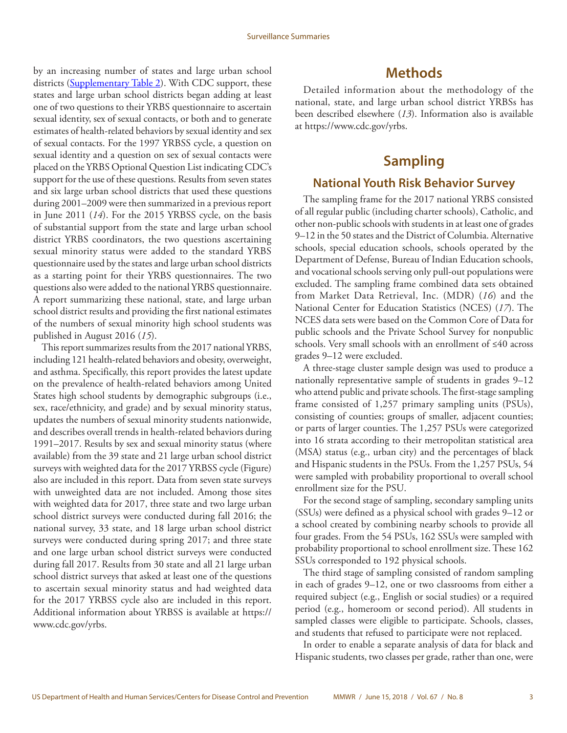by an increasing number of states and large urban school districts (Supplementary Table 2). With CDC support, these states and large urban school districts began adding at least one of two questions to their YRBS questionnaire to ascertain sexual identity, sex of sexual contacts, or both and to generate estimates of health-related behaviors by sexual identity and sex of sexual contacts. For the 1997 YRBSS cycle, a question on sexual identity and a question on sex of sexual contacts were placed on the YRBS Optional Question List indicating CDC's support for the use of these questions. Results from seven states and six large urban school districts that used these questions during 2001–2009 were then summarized in a previous report in June 2011 (*14*). For the 2015 YRBSS cycle, on the basis of substantial support from the state and large urban school district YRBS coordinators, the two questions ascertaining sexual minority status were added to the standard YRBS questionnaire used by the states and large urban school districts as a starting point for their YRBS questionnaires. The two questions also were added to the national YRBS questionnaire. A report summarizing these national, state, and large urban school district results and providing the first national estimates of the numbers of sexual minority high school students was published in August 2016 (*15*).

This report summarizes results from the 2017 national YRBS, including 121 health-related behaviors and obesity, overweight, and asthma. Specifically, this report provides the latest update on the prevalence of health-related behaviors among United States high school students by demographic subgroups (i.e., sex, race/ethnicity, and grade) and by sexual minority status, updates the numbers of sexual minority students nationwide, and describes overall trends in health-related behaviors during 1991–2017. Results by sex and sexual minority status (where available) from the 39 state and 21 large urban school district surveys with weighted data for the 2017 YRBSS cycle (Figure) also are included in this report. Data from seven state surveys with unweighted data are not included. Among those sites with weighted data for 2017, three state and two large urban school district surveys were conducted during fall 2016; the national survey, 33 state, and 18 large urban school district surveys were conducted during spring 2017; and three state and one large urban school district surveys were conducted during fall 2017. Results from 30 state and all 21 large urban school district surveys that asked at least one of the questions to ascertain sexual minority status and had weighted data for the 2017 YRBSS cycle also are included in this report. Additional information about YRBSS is available at https://www.cdc.gov/yrbs.

# Methods

Detailed information about the methodology of the national, state, and large urban school district YRBSs has been described elsewhere (*13*). Information also is available at https://www.cdc.gov/yrbs.

# Sampling

## National Youth Risk Behavior Survey

The sampling frame for the 2017 national YRBS consisted of all regular public (including charter schools), Catholic, and other non-public schools with students in at least one of grades 9–12 in the 50 states and the District of Columbia. Alternative schools, special education schools, schools operated by the Department of Defense, Bureau of Indian Education schools, and vocational schools serving only pull-out populations were excluded. The sampling frame combined data sets obtained from Market Data Retrieval, Inc. (MDR) (*16*) and the National Center for Education Statistics (NCES) (*17*). The NCES data sets were based on the Common Core of Data for public schools and the Private School Survey for nonpublic schools. Very small schools with an enrollment of ≤40 across grades 9–12 were excluded.

A three-stage cluster sample design was used to produce a nationally representative sample of students in grades 9–12 who attend public and private schools. The first-stage sampling frame consisted of 1,257 primary sampling units (PSUs), consisting of counties; groups of smaller, adjacent counties; or parts of larger counties. The 1,257 PSUs were categorized into 16 strata according to their metropolitan statistical area (MSA) status (e.g., urban city) and the percentages of black and Hispanic students in the PSUs. From the 1,257 PSUs, 54 were sampled with probability proportional to overall school enrollment size for the PSU.

For the second stage of sampling, secondary sampling units (SSUs) were defined as a physical school with grades 9–12 or a school created by combining nearby schools to provide all four grades. From the 54 PSUs, 162 SSUs were sampled with probability proportional to school enrollment size. These 162 SSUs corresponded to 192 physical schools.

The third stage of sampling consisted of random sampling in each of grades 9–12, one or two classrooms from either a required subject (e.g., English or social studies) or a required period (e.g., homeroom or second period). All students in sampled classes were eligible to participate. Schools, classes, and students that refused to participate were not replaced.

In order to enable a separate analysis of data for black and Hispanic students, two classes per grade, rather than one, were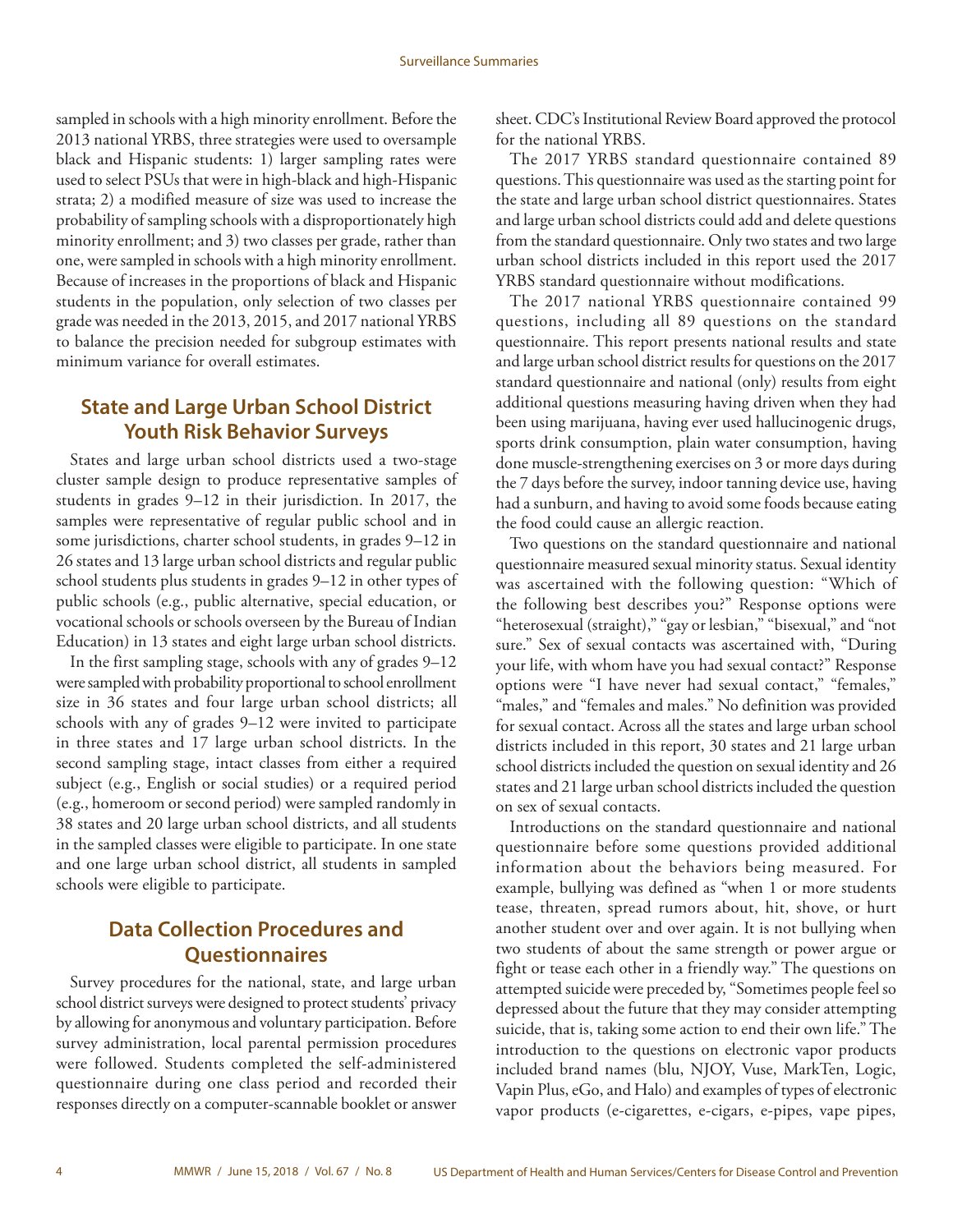sampled in schools with a high minority enrollment. Before the 2013 national YRBS, three strategies were used to oversample black and Hispanic students: 1) larger sampling rates were used to select PSUs that were in high-black and high-Hispanic strata; 2) a modified measure of size was used to increase the probability of sampling schools with a disproportionately high minority enrollment; and 3) two classes per grade, rather than one, were sampled in schools with a high minority enrollment. Because of increases in the proportions of black and Hispanic students in the population, only selection of two classes per grade was needed in the 2013, 2015, and 2017 national YRBS to balance the precision needed for subgroup estimates with minimum variance for overall estimates.

## State and Large Urban School District Youth Risk Behavior Surveys

States and large urban school districts used a two-stage cluster sample design to produce representative samples of students in grades 9–12 in their jurisdiction. In 2017, the samples were representative of regular public school and in some jurisdictions, charter school students, in grades 9–12 in 26 states and 13 large urban school districts and regular public school students plus students in grades 9–12 in other types of public schools (e.g., public alternative, special education, or vocational schools or schools overseen by the Bureau of Indian Education) in 13 states and eight large urban school districts.

In the first sampling stage, schools with any of grades 9–12 were sampled with probability proportional to school enrollment size in 36 states and four large urban school districts; all schools with any of grades 9–12 were invited to participate in three states and 17 large urban school districts. In the second sampling stage, intact classes from either a required subject (e.g., English or social studies) or a required period (e.g., homeroom or second period) were sampled randomly in 38 states and 20 large urban school districts, and all students in the sampled classes were eligible to participate. In one state and one large urban school district, all students in sampled schools were eligible to participate.

## Data Collection Procedures and Questionnaires

Survey procedures for the national, state, and large urban school district surveys were designed to protect students' privacy by allowing for anonymous and voluntary participation. Before survey administration, local parental permission procedures were followed. Students completed the self-administered questionnaire during one class period and recorded their responses directly on a computer-scannable booklet or answer sheet. CDC's Institutional Review Board approved the protocol for the national YRBS.

The 2017 YRBS standard questionnaire contained 89 questions. This questionnaire was used as the starting point for the state and large urban school district questionnaires. States and large urban school districts could add and delete questions from the standard questionnaire. Only two states and two large urban school districts included in this report used the 2017 YRBS standard questionnaire without modifications.

The 2017 national YRBS questionnaire contained 99 questions, including all 89 questions on the standard questionnaire. This report presents national results and state and large urban school district results for questions on the 2017 standard questionnaire and national (only) results from eight additional questions measuring having driven when they had been using marijuana, having ever used hallucinogenic drugs, sports drink consumption, plain water consumption, having done muscle-strengthening exercises on 3 or more days during the 7 days before the survey, indoor tanning device use, having had a sunburn, and having to avoid some foods because eating the food could cause an allergic reaction.

Two questions on the standard questionnaire and national questionnaire measured sexual minority status. Sexual identity was ascertained with the following question: "Which of the following best describes you?" Response options were "heterosexual (straight)," "gay or lesbian," "bisexual," and "not sure." Sex of sexual contacts was ascertained with, "During your life, with whom have you had sexual contact?" Response options were "I have never had sexual contact," "females," "males," and "females and males." No definition was provided for sexual contact. Across all the states and large urban school districts included in this report, 30 states and 21 large urban school districts included the question on sexual identity and 26 states and 21 large urban school districts included the question on sex of sexual contacts.

Introductions on the standard questionnaire and national questionnaire before some questions provided additional information about the behaviors being measured. For example, bullying was defined as "when 1 or more students tease, threaten, spread rumors about, hit, shove, or hurt another student over and over again. It is not bullying when two students of about the same strength or power argue or fight or tease each other in a friendly way." The questions on attempted suicide were preceded by, "Sometimes people feel so depressed about the future that they may consider attempting suicide, that is, taking some action to end their own life." The introduction to the questions on electronic vapor products included brand names (blu, NJOY, Vuse, MarkTen, Logic, Vapin Plus, eGo, and Halo) and examples of types of electronic vapor products (e-cigarettes, e-cigars, e-pipes, vape pipes,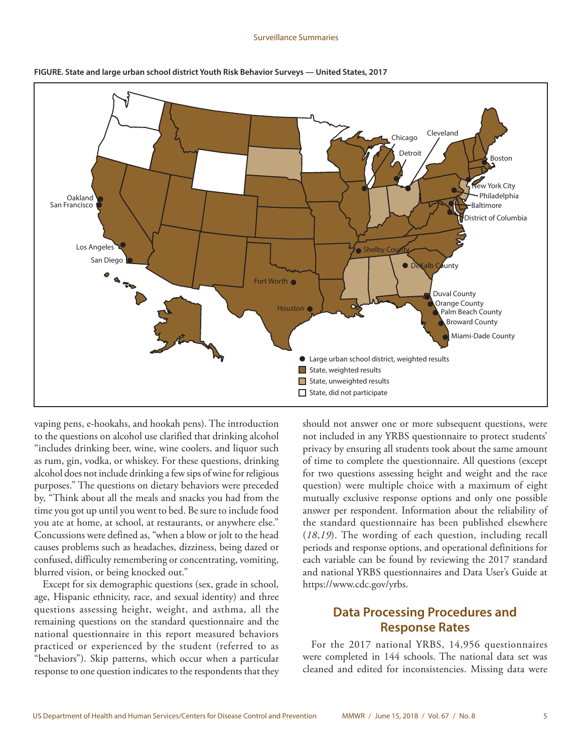**FIGURE. State and large urban school district Youth Risk Behavior Surveys — United States, 2017**

vaping pens, e-hookahs, and hookah pens). The introduction to the questions on alcohol use clarified that drinking alcohol "includes drinking beer, wine, wine coolers, and liquor such as rum, gin, vodka, or whiskey. For these questions, drinking alcohol does not include drinking a few sips of wine for religious purposes." The questions on dietary behaviors were preceded by, "Think about all the meals and snacks you had from the time you got up until you went to bed. Be sure to include food you ate at home, at school, at restaurants, or anywhere else." Concussions were defined as, "when a blow or jolt to the head causes problems such as headaches, dizziness, being dazed or confused, difficulty remembering or concentrating, vomiting, blurred vision, or being knocked out."

Except for six demographic questions (sex, grade in school, age, Hispanic ethnicity, race, and sexual identity) and three questions assessing height, weight, and asthma, all the remaining questions on the standard questionnaire and the national questionnaire in this report measured behaviors practiced or experienced by the student (referred to as "behaviors"). Skip patterns, which occur when a particular response to one question indicates to the respondents that they should not answer one or more subsequent questions, were not included in any YRBS questionnaire to protect students' privacy by ensuring all students took about the same amount of time to complete the questionnaire. All questions (except for two questions assessing height and weight and the race question) were multiple choice with a maximum of eight mutually exclusive response options and only one possible answer per respondent. Information about the reliability of the standard questionnaire has been published elsewhere (*18*,*19*). The wording of each question, including recall periods and response options, and operational definitions for each variable can be found by reviewing the 2017 standard and national YRBS questionnaires and Data User's Guide at https://www.cdc.gov/yrbs.

## Data Processing Procedures and Response Rates

For the 2017 national YRBS, 14,956 questionnaires were completed in 144 schools. The national data set was cleaned and edited for inconsistencies. Missing data were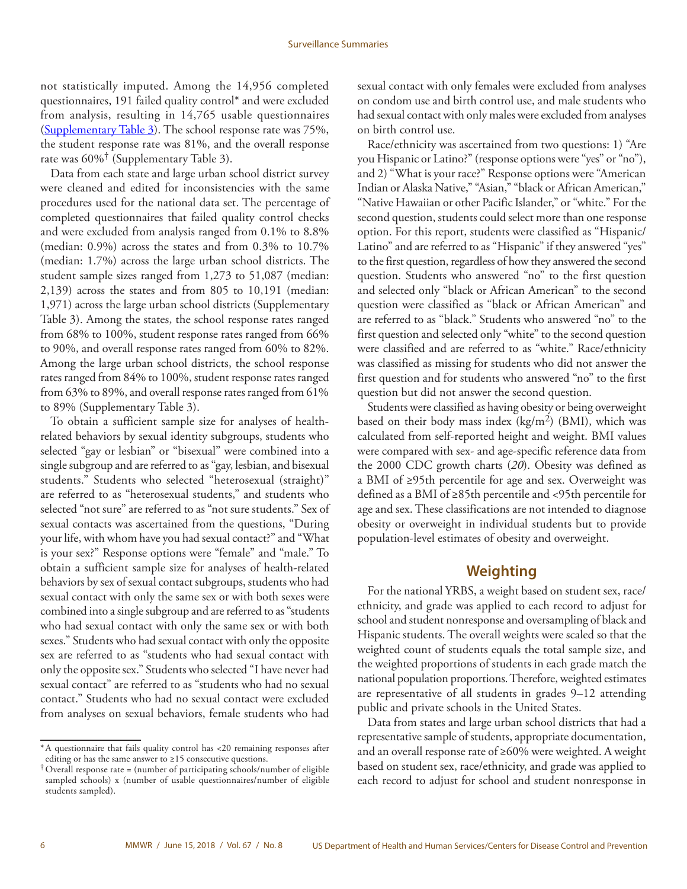not statistically imputed. Among the 14,956 completed questionnaires, 191 failed quality control* and were excluded from analysis, resulting in 14,765 usable questionnaires (Supplementary Table 3). The school response rate was 75%, the student response rate was 81%, and the overall response rate was 60%† (Supplementary Table 3).

Data from each state and large urban school district survey were cleaned and edited for inconsistencies with the same procedures used for the national data set. The percentage of completed questionnaires that failed quality control checks and were excluded from analysis ranged from 0.1% to 8.8% (median: 0.9%) across the states and from 0.3% to 10.7% (median: 1.7%) across the large urban school districts. The student sample sizes ranged from 1,273 to 51,087 (median: 2,139) across the states and from 805 to 10,191 (median: 1,971) across the large urban school districts (Supplementary Table 3). Among the states, the school response rates ranged from 68% to 100%, student response rates ranged from 66% to 90%, and overall response rates ranged from 60% to 82%. Among the large urban school districts, the school response rates ranged from 84% to 100%, student response rates ranged from 63% to 89%, and overall response rates ranged from 61% to 89% (Supplementary Table 3).

To obtain a sufficient sample size for analyses of health-related behaviors by sexual identity subgroups, students who selected "gay or lesbian" or "bisexual" were combined into a single subgroup and are referred to as "gay, lesbian, and bisexual students." Students who selected "heterosexual (straight)" are referred to as "heterosexual students," and students who selected "not sure" are referred to as "not sure students." Sex of sexual contacts was ascertained from the questions, "During your life, with whom have you had sexual contact?" and "What is your sex?" Response options were "female" and "male." To obtain a sufficient sample size for analyses of health-related behaviors by sex of sexual contact subgroups, students who had sexual contact with only the same sex or with both sexes were combined into a single subgroup and are referred to as "students who had sexual contact with only the same sex or with both sexes." Students who had sexual contact with only the opposite sex are referred to as "students who had sexual contact with only the opposite sex." Students who selected "I have never had sexual contact" are referred to as "students who had no sexual contact." Students who had no sexual contact were excluded from analyses on sexual behaviors, female students who had sexual contact with only females were excluded from analyses on condom use and birth control use, and male students who had sexual contact with only males were excluded from analyses on birth control use.

Race/ethnicity was ascertained from two questions: 1) "Are you Hispanic or Latino?" (response options were "yes" or "no"), and 2) "What is your race?" Response options were "American Indian or Alaska Native," "Asian," "black or African American," "Native Hawaiian or other Pacific Islander," or "white." For the second question, students could select more than one response option. For this report, students were classified as "Hispanic/Latino" and are referred to as "Hispanic" if they answered "yes" to the first question, regardless of how they answered the second question. Students who answered "no" to the first question and selected only "black or African American" to the second question were classified as "black or African American" and are referred to as "black." Students who answered "no" to the first question and selected only "white" to the second question were classified and are referred to as "white." Race/ethnicity was classified as missing for students who did not answer the first question and for students who answered "no" to the first question but did not answer the second question.

Students were classified as having obesity or being overweight based on their body mass index ($kg/m^2$) (BMI), which was calculated from self-reported height and weight. BMI values were compared with sex- and age-specific reference data from the 2000 CDC growth charts (*20*). Obesity was defined as a BMI of ≥95th percentile for age and sex. Overweight was defined as a BMI of ≥85th percentile and <95th percentile for age and sex. These classifications are not intended to diagnose obesity or overweight in individual students but to provide population-level estimates of obesity and overweight.

## Weighting

For the national YRBS, a weight based on student sex, race/ethnicity, and grade was applied to each record to adjust for school and student nonresponse and oversampling of black and Hispanic students. The overall weights were scaled so that the weighted count of students equals the total sample size, and the weighted proportions of students in each grade match the national population proportions. Therefore, weighted estimates are representative of all students in grades 9–12 attending public and private schools in the United States.

Data from states and large urban school districts that had a representative sample of students, appropriate documentation, and an overall response rate of ≥60% were weighted. A weight based on student sex, race/ethnicity, and grade was applied to each record to adjust for school and student nonresponse in

---

* A questionnaire that fails quality control has <20 remaining responses after editing or has the same answer to ≥15 consecutive questions.

† Overall response rate = (number of participating schools/number of eligible sampled schools) x (number of usable questionnaires/number of eligible students sampled).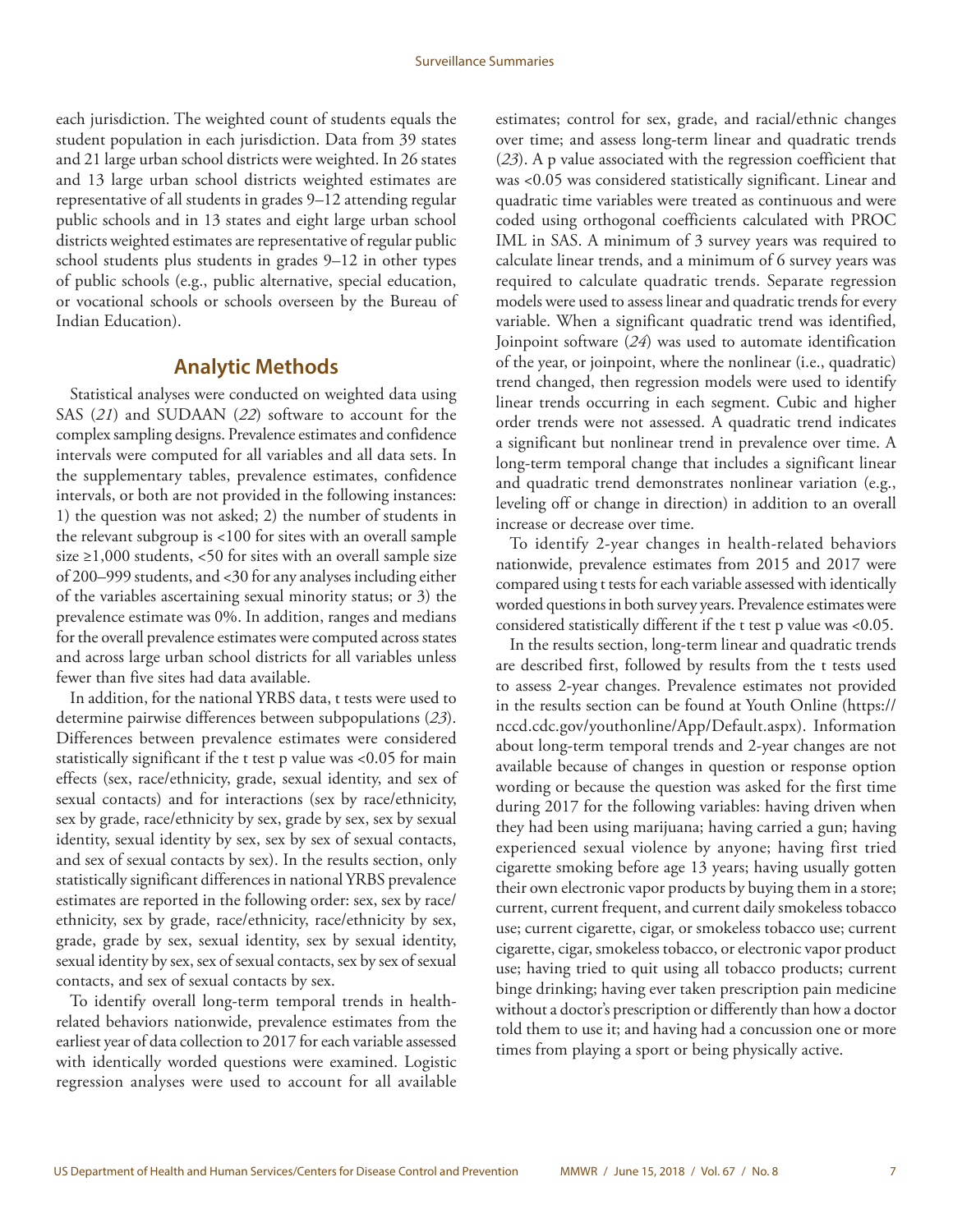each jurisdiction. The weighted count of students equals the student population in each jurisdiction. Data from 39 states and 21 large urban school districts were weighted. In 26 states and 13 large urban school districts weighted estimates are representative of all students in grades 9–12 attending regular public schools and in 13 states and eight large urban school districts weighted estimates are representative of regular public school students plus students in grades 9–12 in other types of public schools (e.g., public alternative, special education, or vocational schools or schools overseen by the Bureau of Indian Education).

## Analytic Methods

Statistical analyses were conducted on weighted data using SAS (*21*) and SUDAAN (*22*) software to account for the complex sampling designs. Prevalence estimates and confidence intervals were computed for all variables and all data sets. In the supplementary tables, prevalence estimates, confidence intervals, or both are not provided in the following instances: 1) the question was not asked; 2) the number of students in the relevant subgroup is <100 for sites with an overall sample size ≥1,000 students, <50 for sites with an overall sample size of 200–999 students, and <30 for any analyses including either of the variables ascertaining sexual minority status; or 3) the prevalence estimate was 0%. In addition, ranges and medians for the overall prevalence estimates were computed across states and across large urban school districts for all variables unless fewer than five sites had data available.

In addition, for the national YRBS data, t tests were used to determine pairwise differences between subpopulations (*23*). Differences between prevalence estimates were considered statistically significant if the t test p value was <0.05 for main effects (sex, race/ethnicity, grade, sexual identity, and sex of sexual contacts) and for interactions (sex by race/ethnicity, sex by grade, race/ethnicity by sex, grade by sex, sex by sexual identity, sexual identity by sex, sex by sex of sexual contacts, and sex of sexual contacts by sex). In the results section, only statistically significant differences in national YRBS prevalence estimates are reported in the following order: sex, sex by race/ethnicity, sex by grade, race/ethnicity, race/ethnicity by sex, grade, grade by sex, sexual identity, sex by sexual identity, sexual identity by sex, sex of sexual contacts, sex by sex of sexual contacts, and sex of sexual contacts by sex.

To identify overall long-term temporal trends in health-related behaviors nationwide, prevalence estimates from the earliest year of data collection to 2017 for each variable assessed with identically worded questions were examined. Logistic regression analyses were used to account for all available estimates; control for sex, grade, and racial/ethnic changes over time; and assess long-term linear and quadratic trends (*23*). A p value associated with the regression coefficient that was <0.05 was considered statistically significant. Linear and quadratic time variables were treated as continuous and were coded using orthogonal coefficients calculated with PROC IML in SAS. A minimum of 3 survey years was required to calculate linear trends, and a minimum of 6 survey years was required to calculate quadratic trends. Separate regression models were used to assess linear and quadratic trends for every variable. When a significant quadratic trend was identified, Joinpoint software (*24*) was used to automate identification of the year, or joinpoint, where the nonlinear (i.e., quadratic) trend changed, then regression models were used to identify linear trends occurring in each segment. Cubic and higher order trends were not assessed. A quadratic trend indicates a significant but nonlinear trend in prevalence over time. A long-term temporal change that includes a significant linear and quadratic trend demonstrates nonlinear variation (e.g., leveling off or change in direction) in addition to an overall increase or decrease over time.

To identify 2-year changes in health-related behaviors nationwide, prevalence estimates from 2015 and 2017 were compared using t tests for each variable assessed with identically worded questions in both survey years. Prevalence estimates were considered statistically different if the t test p value was <0.05.

In the results section, long-term linear and quadratic trends are described first, followed by results from the t tests used to assess 2-year changes. Prevalence estimates not provided in the results section can be found at Youth Online (https://nccd.cdc.gov/youthonline/App/Default.aspx). Information about long-term temporal trends and 2-year changes are not available because of changes in question or response option wording or because the question was asked for the first time during 2017 for the following variables: having driven when they had been using marijuana; having carried a gun; having experienced sexual violence by anyone; having first tried cigarette smoking before age 13 years; having usually gotten their own electronic vapor products by buying them in a store; current, current frequent, and current daily smokeless tobacco use; current cigarette, cigar, or smokeless tobacco use; current cigarette, cigar, smokeless tobacco, or electronic vapor product use; having tried to quit using all tobacco products; current binge drinking; having ever taken prescription pain medicine without a doctor's prescription or differently than how a doctor told them to use it; and having had a concussion one or more times from playing a sport or being physically active.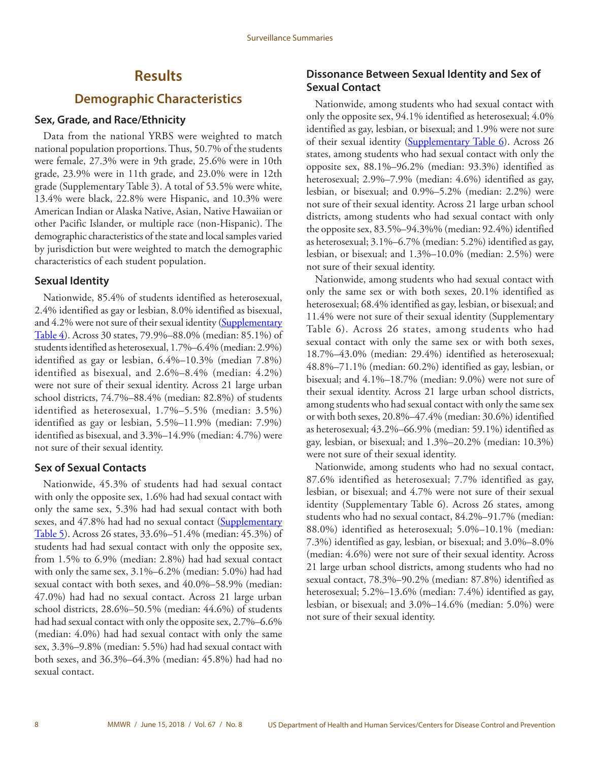# Results

## Demographic Characteristics

### Sex, Grade, and Race/Ethnicity

Data from the national YRBS were weighted to match national population proportions. Thus, 50.7% of the students were female, 27.3% were in 9th grade, 25.6% were in 10th grade, 23.9% were in 11th grade, and 23.0% were in 12th grade (Supplementary Table 3). A total of 53.5% were white, 13.4% were black, 22.8% were Hispanic, and 10.3% were American Indian or Alaska Native, Asian, Native Hawaiian or other Pacific Islander, or multiple race (non-Hispanic). The demographic characteristics of the state and local samples varied by jurisdiction but were weighted to match the demographic characteristics of each student population.

### Sexual Identity

Nationwide, 85.4% of students identified as heterosexual, 2.4% identified as gay or lesbian, 8.0% identified as bisexual, and 4.2% were not sure of their sexual identity (Supplementary Table 4). Across 30 states, 79.9%–88.0% (median: 85.1%) of students identified as heterosexual, 1.7%–6.4% (median: 2.9%) identified as gay or lesbian, 6.4%–10.3% (median 7.8%) identified as bisexual, and 2.6%–8.4% (median: 4.2%) were not sure of their sexual identity. Across 21 large urban school districts, 74.7%–88.4% (median: 82.8%) of students identified as heterosexual, 1.7%–5.5% (median: 3.5%) identified as gay or lesbian, 5.5%–11.9% (median: 7.9%) identified as bisexual, and 3.3%–14.9% (median: 4.7%) were not sure of their sexual identity.

### Sex of Sexual Contacts

Nationwide, 45.3% of students had had sexual contact with only the opposite sex, 1.6% had had sexual contact with only the same sex, 5.3% had had sexual contact with both sexes, and 47.8% had had no sexual contact (Supplementary Table 5). Across 26 states, 33.6%–51.4% (median: 45.3%) of students had had sexual contact with only the opposite sex, from 1.5% to 6.9% (median: 2.8%) had had sexual contact with only the same sex, 3.1%–6.2% (median: 5.0%) had had sexual contact with both sexes, and 40.0%–58.9% (median: 47.0%) had had no sexual contact. Across 21 large urban school districts, 28.6%–50.5% (median: 44.6%) of students had had sexual contact with only the opposite sex, 2.7%–6.6% (median: 4.0%) had had sexual contact with only the same sex, 3.3%–9.8% (median: 5.5%) had had sexual contact with both sexes, and 36.3%–64.3% (median: 45.8%) had had no sexual contact.

### Dissonance Between Sexual Identity and Sex of Sexual Contact

Nationwide, among students who had sexual contact with only the opposite sex, 94.1% identified as heterosexual; 4.0% identified as gay, lesbian, or bisexual; and 1.9% were not sure of their sexual identity (Supplementary Table 6). Across 26 states, among students who had sexual contact with only the opposite sex, 88.1%–96.2% (median: 93.3%) identified as heterosexual; 2.9%–7.9% (median: 4.6%) identified as gay, lesbian, or bisexual; and 0.9%–5.2% (median: 2.2%) were not sure of their sexual identity. Across 21 large urban school districts, among students who had sexual contact with only the opposite sex, 83.5%–94.3%% (median: 92.4%) identified as heterosexual; 3.1%–6.7% (median: 5.2%) identified as gay, lesbian, or bisexual; and 1.3%–10.0% (median: 2.5%) were not sure of their sexual identity.

Nationwide, among students who had sexual contact with only the same sex or with both sexes, 20.1% identified as heterosexual; 68.4% identified as gay, lesbian, or bisexual; and 11.4% were not sure of their sexual identity (Supplementary Table 6). Across 26 states, among students who had sexual contact with only the same sex or with both sexes, 18.7%–43.0% (median: 29.4%) identified as heterosexual; 48.8%–71.1% (median: 60.2%) identified as gay, lesbian, or bisexual; and 4.1%–18.7% (median: 9.0%) were not sure of their sexual identity. Across 21 large urban school districts, among students who had sexual contact with only the same sex or with both sexes, 20.8%–47.4% (median: 30.6%) identified as heterosexual; 43.2%–66.9% (median: 59.1%) identified as gay, lesbian, or bisexual; and 1.3%–20.2% (median: 10.3%) were not sure of their sexual identity.

Nationwide, among students who had no sexual contact, 87.6% identified as heterosexual; 7.7% identified as gay, lesbian, or bisexual; and 4.7% were not sure of their sexual identity (Supplementary Table 6). Across 26 states, among students who had no sexual contact, 84.2%–91.7% (median: 88.0%) identified as heterosexual; 5.0%–10.1% (median: 7.3%) identified as gay, lesbian, or bisexual; and 3.0%–8.0% (median: 4.6%) were not sure of their sexual identity. Across 21 large urban school districts, among students who had no sexual contact, 78.3%–90.2% (median: 87.8%) identified as heterosexual; 5.2%–13.6% (median: 7.4%) identified as gay, lesbian, or bisexual; and 3.0%–14.6% (median: 5.0%) were not sure of their sexual identity.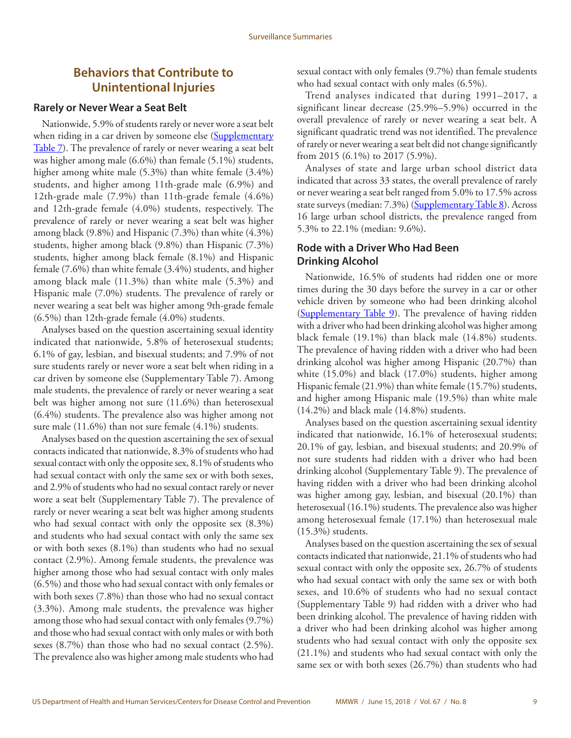## Behaviors that Contribute to Unintentional Injuries

### Rarely or Never Wear a Seat Belt

Nationwide, 5.9% of students rarely or never wore a seat belt when riding in a car driven by someone else (Supplementary Table 7). The prevalence of rarely or never wearing a seat belt was higher among male (6.6%) than female (5.1%) students, higher among white male (5.3%) than white female (3.4%) students, and higher among 11th-grade male (6.9%) and 12th-grade male (7.9%) than 11th-grade female (4.6%) and 12th-grade female (4.0%) students, respectively. The prevalence of rarely or never wearing a seat belt was higher among black (9.8%) and Hispanic (7.3%) than white (4.3%) students, higher among black (9.8%) than Hispanic (7.3%) students, higher among black female (8.1%) and Hispanic female (7.6%) than white female (3.4%) students, and higher among black male (11.3%) than white male (5.3%) and Hispanic male (7.0%) students. The prevalence of rarely or never wearing a seat belt was higher among 9th-grade female (6.5%) than 12th-grade female (4.0%) students.

Analyses based on the question ascertaining sexual identity indicated that nationwide, 5.8% of heterosexual students; 6.1% of gay, lesbian, and bisexual students; and 7.9% of not sure students rarely or never wore a seat belt when riding in a car driven by someone else (Supplementary Table 7). Among male students, the prevalence of rarely or never wearing a seat belt was higher among not sure (11.6%) than heterosexual (6.4%) students. The prevalence also was higher among not sure male (11.6%) than not sure female (4.1%) students.

Analyses based on the question ascertaining the sex of sexual contacts indicated that nationwide, 8.3% of students who had sexual contact with only the opposite sex, 8.1% of students who had sexual contact with only the same sex or with both sexes, and 2.9% of students who had no sexual contact rarely or never wore a seat belt (Supplementary Table 7). The prevalence of rarely or never wearing a seat belt was higher among students who had sexual contact with only the opposite sex (8.3%) and students who had sexual contact with only the same sex or with both sexes (8.1%) than students who had no sexual contact (2.9%). Among female students, the prevalence was higher among those who had sexual contact with only males (6.5%) and those who had sexual contact with only females or with both sexes (7.8%) than those who had no sexual contact (3.3%). Among male students, the prevalence was higher among those who had sexual contact with only females (9.7%) and those who had sexual contact with only males or with both sexes (8.7%) than those who had no sexual contact (2.5%). The prevalence also was higher among male students who had sexual contact with only females (9.7%) than female students who had sexual contact with only males (6.5%).

Trend analyses indicated that during 1991–2017, a significant linear decrease (25.9%–5.9%) occurred in the overall prevalence of rarely or never wearing a seat belt. A significant quadratic trend was not identified. The prevalence of rarely or never wearing a seat belt did not change significantly from 2015 (6.1%) to 2017 (5.9%).

Analyses of state and large urban school district data indicated that across 33 states, the overall prevalence of rarely or never wearing a seat belt ranged from 5.0% to 17.5% across state surveys (median: 7.3%) (Supplementary Table 8). Across 16 large urban school districts, the prevalence ranged from 5.3% to 22.1% (median: 9.6%).

### Rode with a Driver Who Had Been Drinking Alcohol

Nationwide, 16.5% of students had ridden one or more times during the 30 days before the survey in a car or other vehicle driven by someone who had been drinking alcohol (Supplementary Table 9). The prevalence of having ridden with a driver who had been drinking alcohol was higher among black female (19.1%) than black male (14.8%) students. The prevalence of having ridden with a driver who had been drinking alcohol was higher among Hispanic (20.7%) than white (15.0%) and black (17.0%) students, higher among Hispanic female (21.9%) than white female (15.7%) students, and higher among Hispanic male (19.5%) than white male (14.2%) and black male (14.8%) students.

Analyses based on the question ascertaining sexual identity indicated that nationwide, 16.1% of heterosexual students; 20.1% of gay, lesbian, and bisexual students; and 20.9% of not sure students had ridden with a driver who had been drinking alcohol (Supplementary Table 9). The prevalence of having ridden with a driver who had been drinking alcohol was higher among gay, lesbian, and bisexual (20.1%) than heterosexual (16.1%) students. The prevalence also was higher among heterosexual female (17.1%) than heterosexual male (15.3%) students.

Analyses based on the question ascertaining the sex of sexual contacts indicated that nationwide, 21.1% of students who had sexual contact with only the opposite sex, 26.7% of students who had sexual contact with only the same sex or with both sexes, and 10.6% of students who had no sexual contact (Supplementary Table 9) had ridden with a driver who had been drinking alcohol. The prevalence of having ridden with a driver who had been drinking alcohol was higher among students who had sexual contact with only the opposite sex (21.1%) and students who had sexual contact with only the same sex or with both sexes (26.7%) than students who had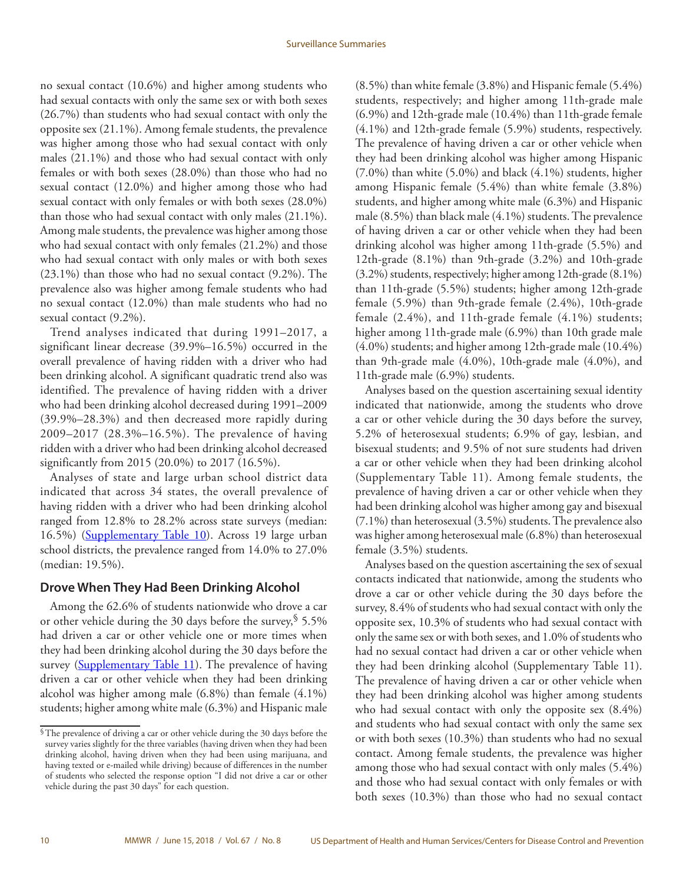no sexual contact (10.6%) and higher among students who had sexual contacts with only the same sex or with both sexes (26.7%) than students who had sexual contact with only the opposite sex (21.1%). Among female students, the prevalence was higher among those who had sexual contact with only males (21.1%) and those who had sexual contact with only females or with both sexes (28.0%) than those who had no sexual contact (12.0%) and higher among those who had sexual contact with only females or with both sexes (28.0%) than those who had sexual contact with only males (21.1%). Among male students, the prevalence was higher among those who had sexual contact with only females (21.2%) and those who had sexual contact with only males or with both sexes (23.1%) than those who had no sexual contact (9.2%). The prevalence also was higher among female students who had no sexual contact (12.0%) than male students who had no sexual contact (9.2%).

Trend analyses indicated that during 1991–2017, a significant linear decrease (39.9%–16.5%) occurred in the overall prevalence of having ridden with a driver who had been drinking alcohol. A significant quadratic trend also was identified. The prevalence of having ridden with a driver who had been drinking alcohol decreased during 1991–2009 (39.9%–28.3%) and then decreased more rapidly during 2009–2017 (28.3%–16.5%). The prevalence of having ridden with a driver who had been drinking alcohol decreased significantly from 2015 (20.0%) to 2017 (16.5%).

Analyses of state and large urban school district data indicated that across 34 states, the overall prevalence of having ridden with a driver who had been drinking alcohol ranged from 12.8% to 28.2% across state surveys (median: 16.5%) (Supplementary Table 10). Across 19 large urban school districts, the prevalence ranged from 14.0% to 27.0% (median: 19.5%).

## Drove When They Had Been Drinking Alcohol

Among the 62.6% of students nationwide who drove a car or other vehicle during the 30 days before the survey,[§] 5.5% had driven a car or other vehicle one or more times when they had been drinking alcohol during the 30 days before the survey (Supplementary Table 11). The prevalence of having driven a car or other vehicle when they had been drinking alcohol was higher among male (6.8%) than female (4.1%) students; higher among white male (6.3%) and Hispanic male (8.5%) than white female (3.8%) and Hispanic female (5.4%) students, respectively; and higher among 11th-grade male (6.9%) and 12th-grade male (10.4%) than 11th-grade female (4.1%) and 12th-grade female (5.9%) students, respectively. The prevalence of having driven a car or other vehicle when they had been drinking alcohol was higher among Hispanic (7.0%) than white (5.0%) and black (4.1%) students, higher among Hispanic female (5.4%) than white female (3.8%) students, and higher among white male (6.3%) and Hispanic male (8.5%) than black male (4.1%) students. The prevalence of having driven a car or other vehicle when they had been drinking alcohol was higher among 11th-grade (5.5%) and 12th-grade (8.1%) than 9th-grade (3.2%) and 10th-grade (3.2%) students, respectively; higher among 12th-grade (8.1%) than 11th-grade (5.5%) students; higher among 12th-grade female (5.9%) than 9th-grade female (2.4%), 10th-grade female (2.4%), and 11th-grade female (4.1%) students; higher among 11th-grade male (6.9%) than 10th grade male (4.0%) students; and higher among 12th-grade male (10.4%) than 9th-grade male (4.0%), 10th-grade male (4.0%), and 11th-grade male (6.9%) students.

Analyses based on the question ascertaining sexual identity indicated that nationwide, among the students who drove a car or other vehicle during the 30 days before the survey, 5.2% of heterosexual students; 6.9% of gay, lesbian, and bisexual students; and 9.5% of not sure students had driven a car or other vehicle when they had been drinking alcohol (Supplementary Table 11). Among female students, the prevalence of having driven a car or other vehicle when they had been drinking alcohol was higher among gay and bisexual (7.1%) than heterosexual (3.5%) students. The prevalence also was higher among heterosexual male (6.8%) than heterosexual female (3.5%) students.

Analyses based on the question ascertaining the sex of sexual contacts indicated that nationwide, among the students who drove a car or other vehicle during the 30 days before the survey, 8.4% of students who had sexual contact with only the opposite sex, 10.3% of students who had sexual contact with only the same sex or with both sexes, and 1.0% of students who had no sexual contact had driven a car or other vehicle when they had been drinking alcohol (Supplementary Table 11). The prevalence of having driven a car or other vehicle when they had been drinking alcohol was higher among students who had sexual contact with only the opposite sex (8.4%) and students who had sexual contact with only the same sex or with both sexes (10.3%) than students who had no sexual contact. Among female students, the prevalence was higher among those who had sexual contact with only males (5.4%) and those who had sexual contact with only females or with both sexes (10.3%) than those who had no sexual contact

[§] The prevalence of driving a car or other vehicle during the 30 days before the survey varies slightly for the three variables (having driven when they had been drinking alcohol, having driven when they had been using marijuana, and having texted or e-mailed while driving) because of differences in the number of students who selected the response option "I did not drive a car or other vehicle during the past 30 days" for each question.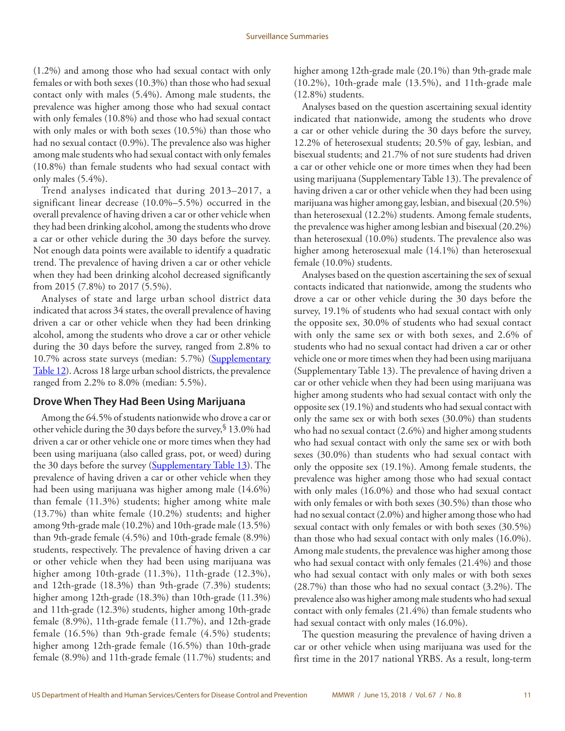(1.2%) and among those who had sexual contact with only females or with both sexes (10.3%) than those who had sexual contact only with males (5.4%). Among male students, the prevalence was higher among those who had sexual contact with only females (10.8%) and those who had sexual contact with only males or with both sexes (10.5%) than those who had no sexual contact (0.9%). The prevalence also was higher among male students who had sexual contact with only females (10.8%) than female students who had sexual contact with only males (5.4%).

Trend analyses indicated that during 2013–2017, a significant linear decrease (10.0%–5.5%) occurred in the overall prevalence of having driven a car or other vehicle when they had been drinking alcohol, among the students who drove a car or other vehicle during the 30 days before the survey. Not enough data points were available to identify a quadratic trend. The prevalence of having driven a car or other vehicle when they had been drinking alcohol decreased significantly from 2015 (7.8%) to 2017 (5.5%).

Analyses of state and large urban school district data indicated that across 34 states, the overall prevalence of having driven a car or other vehicle when they had been drinking alcohol, among the students who drove a car or other vehicle during the 30 days before the survey, ranged from 2.8% to 10.7% across state surveys (median: 5.7%) (Supplementary Table 12). Across 18 large urban school districts, the prevalence ranged from 2.2% to 8.0% (median: 5.5%).

### Drove When They Had Been Using Marijuana

Among the 64.5% of students nationwide who drove a car or other vehicle during the 30 days before the survey,[§] 13.0% had driven a car or other vehicle one or more times when they had been using marijuana (also called grass, pot, or weed) during the 30 days before the survey (Supplementary Table 13). The prevalence of having driven a car or other vehicle when they had been using marijuana was higher among male (14.6%) than female (11.3%) students; higher among white male (13.7%) than white female (10.2%) students; and higher among 9th-grade male (10.2%) and 10th-grade male (13.5%) than 9th-grade female (4.5%) and 10th-grade female (8.9%) students, respectively. The prevalence of having driven a car or other vehicle when they had been using marijuana was higher among 10th-grade (11.3%), 11th-grade (12.3%), and 12th-grade (18.3%) than 9th-grade (7.3%) students; higher among 12th-grade (18.3%) than 10th-grade (11.3%) and 11th-grade (12.3%) students, higher among 10th-grade female (8.9%), 11th-grade female (11.7%), and 12th-grade female (16.5%) than 9th-grade female (4.5%) students; higher among 12th-grade female (16.5%) than 10th-grade female (8.9%) and 11th-grade female (11.7%) students; and higher among 12th-grade male (20.1%) than 9th-grade male (10.2%), 10th-grade male (13.5%), and 11th-grade male (12.8%) students.

Analyses based on the question ascertaining sexual identity indicated that nationwide, among the students who drove a car or other vehicle during the 30 days before the survey, 12.2% of heterosexual students; 20.5% of gay, lesbian, and bisexual students; and 21.7% of not sure students had driven a car or other vehicle one or more times when they had been using marijuana (Supplementary Table 13). The prevalence of having driven a car or other vehicle when they had been using marijuana was higher among gay, lesbian, and bisexual (20.5%) than heterosexual (12.2%) students. Among female students, the prevalence was higher among lesbian and bisexual (20.2%) than heterosexual (10.0%) students. The prevalence also was higher among heterosexual male (14.1%) than heterosexual female (10.0%) students.

Analyses based on the question ascertaining the sex of sexual contacts indicated that nationwide, among the students who drove a car or other vehicle during the 30 days before the survey, 19.1% of students who had sexual contact with only the opposite sex, 30.0% of students who had sexual contact with only the same sex or with both sexes, and 2.6% of students who had no sexual contact had driven a car or other vehicle one or more times when they had been using marijuana (Supplementary Table 13). The prevalence of having driven a car or other vehicle when they had been using marijuana was higher among students who had sexual contact with only the opposite sex (19.1%) and students who had sexual contact with only the same sex or with both sexes (30.0%) than students who had no sexual contact (2.6%) and higher among students who had sexual contact with only the same sex or with both sexes (30.0%) than students who had sexual contact with only the opposite sex (19.1%). Among female students, the prevalence was higher among those who had sexual contact with only males (16.0%) and those who had sexual contact with only females or with both sexes (30.5%) than those who had no sexual contact (2.0%) and higher among those who had sexual contact with only females or with both sexes (30.5%) than those who had sexual contact with only males (16.0%). Among male students, the prevalence was higher among those who had sexual contact with only females (21.4%) and those who had sexual contact with only males or with both sexes (28.7%) than those who had no sexual contact (3.2%). The prevalence also was higher among male students who had sexual contact with only females (21.4%) than female students who had sexual contact with only males (16.0%).

The question measuring the prevalence of having driven a car or other vehicle when using marijuana was used for the first time in the 2017 national YRBS. As a result, long-term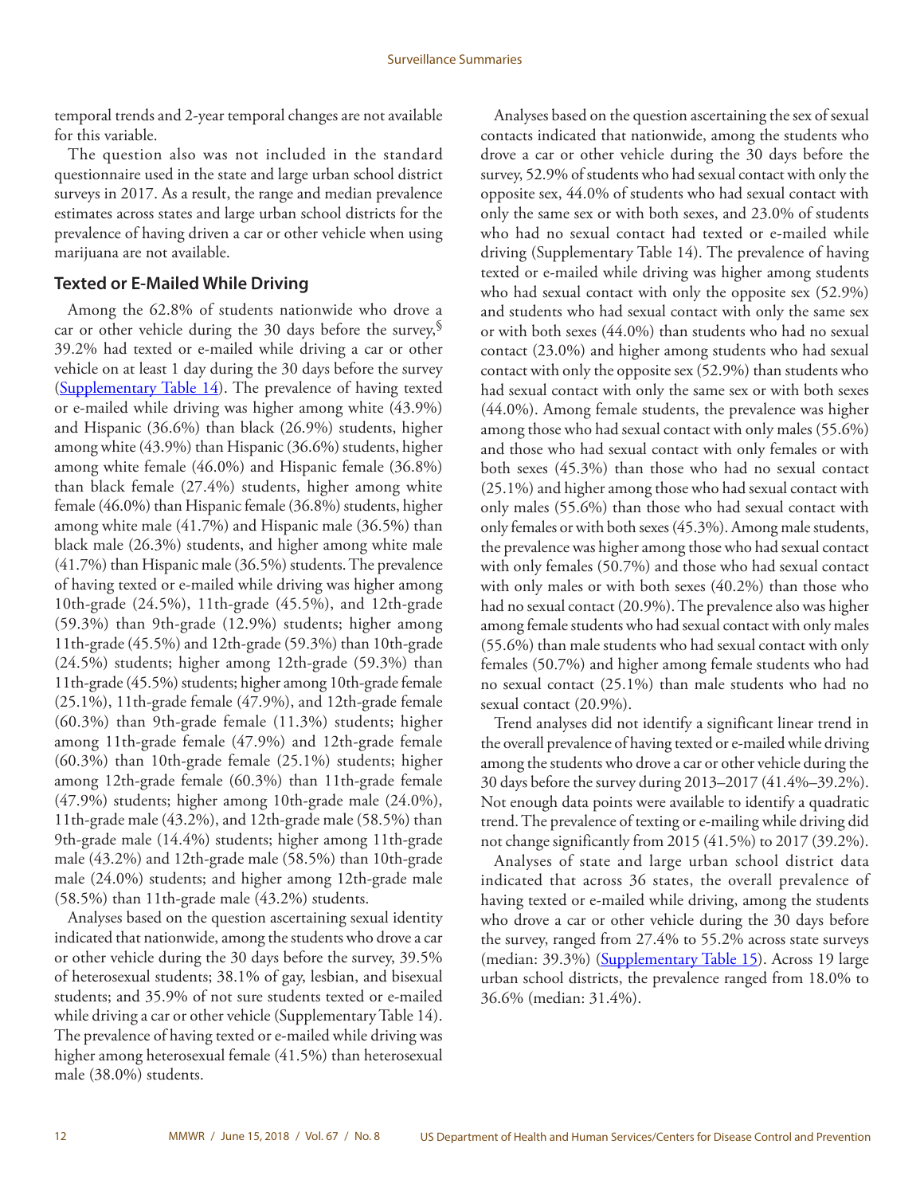temporal trends and 2-year temporal changes are not available for this variable.

The question also was not included in the standard questionnaire used in the state and large urban school district surveys in 2017. As a result, the range and median prevalence estimates across states and large urban school districts for the prevalence of having driven a car or other vehicle when using marijuana are not available.

### Texted or E-Mailed While Driving

Among the 62.8% of students nationwide who drove a car or other vehicle during the 30 days before the survey,[§] 39.2% had texted or e-mailed while driving a car or other vehicle on at least 1 day during the 30 days before the survey (Supplementary Table 14). The prevalence of having texted or e-mailed while driving was higher among white (43.9%) and Hispanic (36.6%) than black (26.9%) students, higher among white (43.9%) than Hispanic (36.6%) students, higher among white female (46.0%) and Hispanic female (36.8%) than black female (27.4%) students, higher among white female (46.0%) than Hispanic female (36.8%) students, higher among white male (41.7%) and Hispanic male (36.5%) than black male (26.3%) students, and higher among white male (41.7%) than Hispanic male (36.5%) students. The prevalence of having texted or e-mailed while driving was higher among 10th-grade (24.5%), 11th-grade (45.5%), and 12th-grade (59.3%) than 9th-grade (12.9%) students; higher among 11th-grade (45.5%) and 12th-grade (59.3%) than 10th-grade (24.5%) students; higher among 12th-grade (59.3%) than 11th-grade (45.5%) students; higher among 10th-grade female (25.1%), 11th-grade female (47.9%), and 12th-grade female (60.3%) than 9th-grade female (11.3%) students; higher among 11th-grade female (47.9%) and 12th-grade female (60.3%) than 10th-grade female (25.1%) students; higher among 12th-grade female (60.3%) than 11th-grade female (47.9%) students; higher among 10th-grade male (24.0%), 11th-grade male (43.2%), and 12th-grade male (58.5%) than 9th-grade male (14.4%) students; higher among 11th-grade male (43.2%) and 12th-grade male (58.5%) than 10th-grade male (24.0%) students; and higher among 12th-grade male (58.5%) than 11th-grade male (43.2%) students.

Analyses based on the question ascertaining sexual identity indicated that nationwide, among the students who drove a car or other vehicle during the 30 days before the survey, 39.5% of heterosexual students; 38.1% of gay, lesbian, and bisexual students; and 35.9% of not sure students texted or e-mailed while driving a car or other vehicle (Supplementary Table 14). The prevalence of having texted or e-mailed while driving was higher among heterosexual female (41.5%) than heterosexual male (38.0%) students.

Analyses based on the question ascertaining the sex of sexual contacts indicated that nationwide, among the students who drove a car or other vehicle during the 30 days before the survey, 52.9% of students who had sexual contact with only the opposite sex, 44.0% of students who had sexual contact with only the same sex or with both sexes, and 23.0% of students who had no sexual contact had texted or e-mailed while driving (Supplementary Table 14). The prevalence of having texted or e-mailed while driving was higher among students who had sexual contact with only the opposite sex (52.9%) and students who had sexual contact with only the same sex or with both sexes (44.0%) than students who had no sexual contact (23.0%) and higher among students who had sexual contact with only the opposite sex (52.9%) than students who had sexual contact with only the same sex or with both sexes (44.0%). Among female students, the prevalence was higher among those who had sexual contact with only males (55.6%) and those who had sexual contact with only females or with both sexes (45.3%) than those who had no sexual contact (25.1%) and higher among those who had sexual contact with only males (55.6%) than those who had sexual contact with only females or with both sexes (45.3%). Among male students, the prevalence was higher among those who had sexual contact with only females (50.7%) and those who had sexual contact with only males or with both sexes (40.2%) than those who had no sexual contact (20.9%). The prevalence also was higher among female students who had sexual contact with only males (55.6%) than male students who had sexual contact with only females (50.7%) and higher among female students who had no sexual contact (25.1%) than male students who had no sexual contact (20.9%).

Trend analyses did not identify a significant linear trend in the overall prevalence of having texted or e-mailed while driving among the students who drove a car or other vehicle during the 30 days before the survey during 2013–2017 (41.4%–39.2%). Not enough data points were available to identify a quadratic trend. The prevalence of texting or e-mailing while driving did not change significantly from 2015 (41.5%) to 2017 (39.2%).

Analyses of state and large urban school district data indicated that across 36 states, the overall prevalence of having texted or e-mailed while driving, among the students who drove a car or other vehicle during the 30 days before the survey, ranged from 27.4% to 55.2% across state surveys (median: 39.3%) (Supplementary Table 15). Across 19 large urban school districts, the prevalence ranged from 18.0% to 36.6% (median: 31.4%).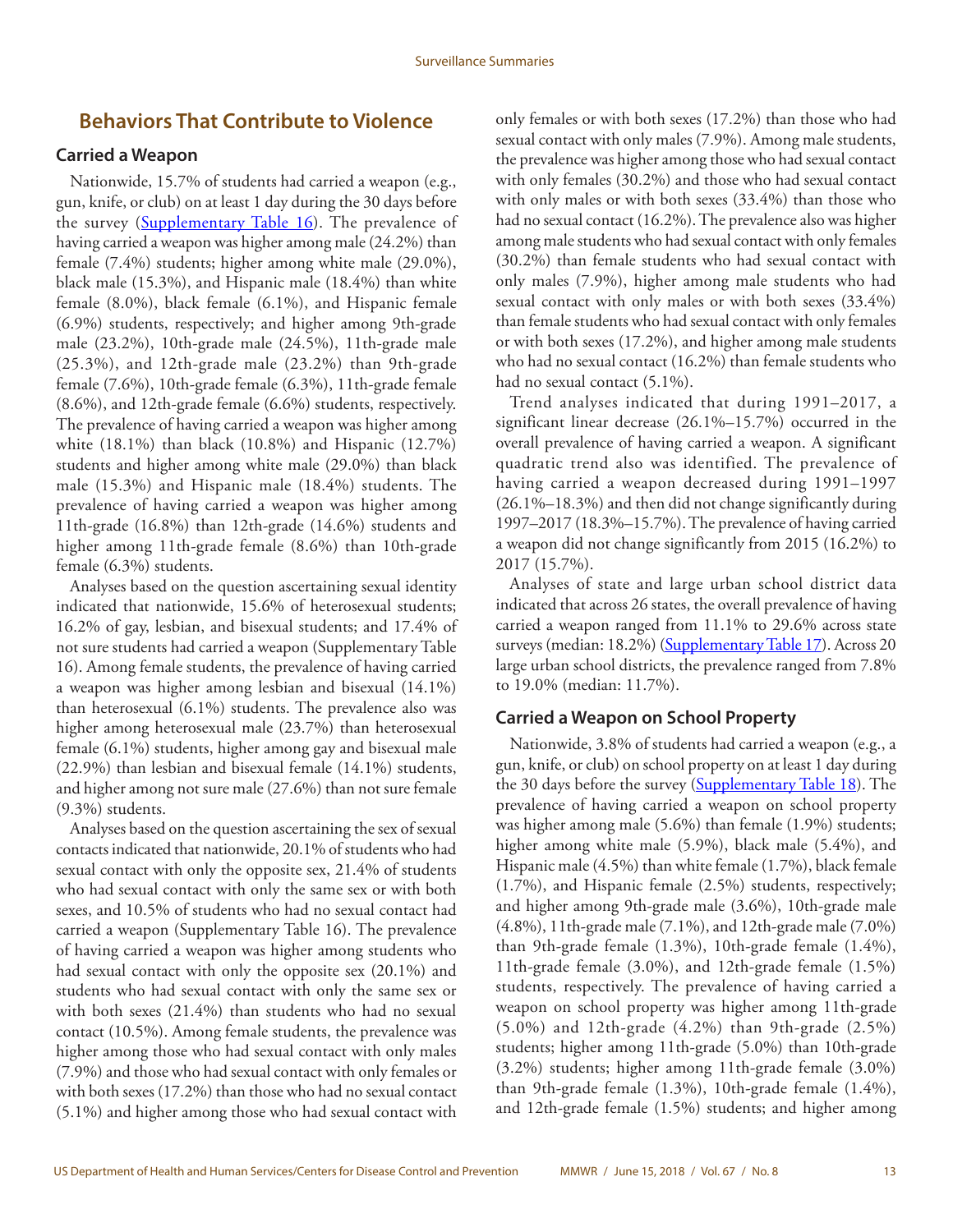## Behaviors That Contribute to Violence

### Carried a Weapon

Nationwide, 15.7% of students had carried a weapon (e.g., gun, knife, or club) on at least 1 day during the 30 days before the survey (Supplementary Table 16). The prevalence of having carried a weapon was higher among male (24.2%) than female (7.4%) students; higher among white male (29.0%), black male (15.3%), and Hispanic male (18.4%) than white female (8.0%), black female (6.1%), and Hispanic female (6.9%) students, respectively; and higher among 9th-grade male (23.2%), 10th-grade male (24.5%), 11th-grade male (25.3%), and 12th-grade male (23.2%) than 9th-grade female (7.6%), 10th-grade female (6.3%), 11th-grade female (8.6%), and 12th-grade female (6.6%) students, respectively. The prevalence of having carried a weapon was higher among white (18.1%) than black (10.8%) and Hispanic (12.7%) students and higher among white male (29.0%) than black male (15.3%) and Hispanic male (18.4%) students. The prevalence of having carried a weapon was higher among 11th-grade (16.8%) than 12th-grade (14.6%) students and higher among 11th-grade female (8.6%) than 10th-grade female (6.3%) students.

Analyses based on the question ascertaining sexual identity indicated that nationwide, 15.6% of heterosexual students; 16.2% of gay, lesbian, and bisexual students; and 17.4% of not sure students had carried a weapon (Supplementary Table 16). Among female students, the prevalence of having carried a weapon was higher among lesbian and bisexual (14.1%) than heterosexual (6.1%) students. The prevalence also was higher among heterosexual male (23.7%) than heterosexual female (6.1%) students, higher among gay and bisexual male (22.9%) than lesbian and bisexual female (14.1%) students, and higher among not sure male (27.6%) than not sure female (9.3%) students.

Analyses based on the question ascertaining the sex of sexual contacts indicated that nationwide, 20.1% of students who had sexual contact with only the opposite sex, 21.4% of students who had sexual contact with only the same sex or with both sexes, and 10.5% of students who had no sexual contact had carried a weapon (Supplementary Table 16). The prevalence of having carried a weapon was higher among students who had sexual contact with only the opposite sex (20.1%) and students who had sexual contact with only the same sex or with both sexes (21.4%) than students who had no sexual contact (10.5%). Among female students, the prevalence was higher among those who had sexual contact with only males (7.9%) and those who had sexual contact with only females or with both sexes (17.2%) than those who had no sexual contact (5.1%) and higher among those who had sexual contact with only females or with both sexes (17.2%) than those who had sexual contact with only males (7.9%). Among male students, the prevalence was higher among those who had sexual contact with only females (30.2%) and those who had sexual contact with only males or with both sexes (33.4%) than those who had no sexual contact (16.2%). The prevalence also was higher among male students who had sexual contact with only females (30.2%) than female students who had sexual contact with only males (7.9%), higher among male students who had sexual contact with only males or with both sexes (33.4%) than female students who had sexual contact with only females or with both sexes (17.2%), and higher among male students who had no sexual contact (16.2%) than female students who had no sexual contact (5.1%).

Trend analyses indicated that during 1991–2017, a significant linear decrease (26.1%–15.7%) occurred in the overall prevalence of having carried a weapon. A significant quadratic trend also was identified. The prevalence of having carried a weapon decreased during 1991–1997 (26.1%–18.3%) and then did not change significantly during 1997–2017 (18.3%–15.7%). The prevalence of having carried a weapon did not change significantly from 2015 (16.2%) to 2017 (15.7%).

Analyses of state and large urban school district data indicated that across 26 states, the overall prevalence of having carried a weapon ranged from 11.1% to 29.6% across state surveys (median: 18.2%) (Supplementary Table 17). Across 20 large urban school districts, the prevalence ranged from 7.8% to 19.0% (median: 11.7%).

### Carried a Weapon on School Property

Nationwide, 3.8% of students had carried a weapon (e.g., a gun, knife, or club) on school property on at least 1 day during the 30 days before the survey (Supplementary Table 18). The prevalence of having carried a weapon on school property was higher among male (5.6%) than female (1.9%) students; higher among white male (5.9%), black male (5.4%), and Hispanic male (4.5%) than white female (1.7%), black female (1.7%), and Hispanic female (2.5%) students, respectively; and higher among 9th-grade male (3.6%), 10th-grade male (4.8%), 11th-grade male (7.1%), and 12th-grade male (7.0%) than 9th-grade female (1.3%), 10th-grade female (1.4%), 11th-grade female (3.0%), and 12th-grade female (1.5%) students, respectively. The prevalence of having carried a weapon on school property was higher among 11th-grade (5.0%) and 12th-grade (4.2%) than 9th-grade (2.5%) students; higher among 11th-grade (5.0%) than 10th-grade (3.2%) students; higher among 11th-grade female (3.0%) than 9th-grade female (1.3%), 10th-grade female (1.4%), and 12th-grade female (1.5%) students; and higher among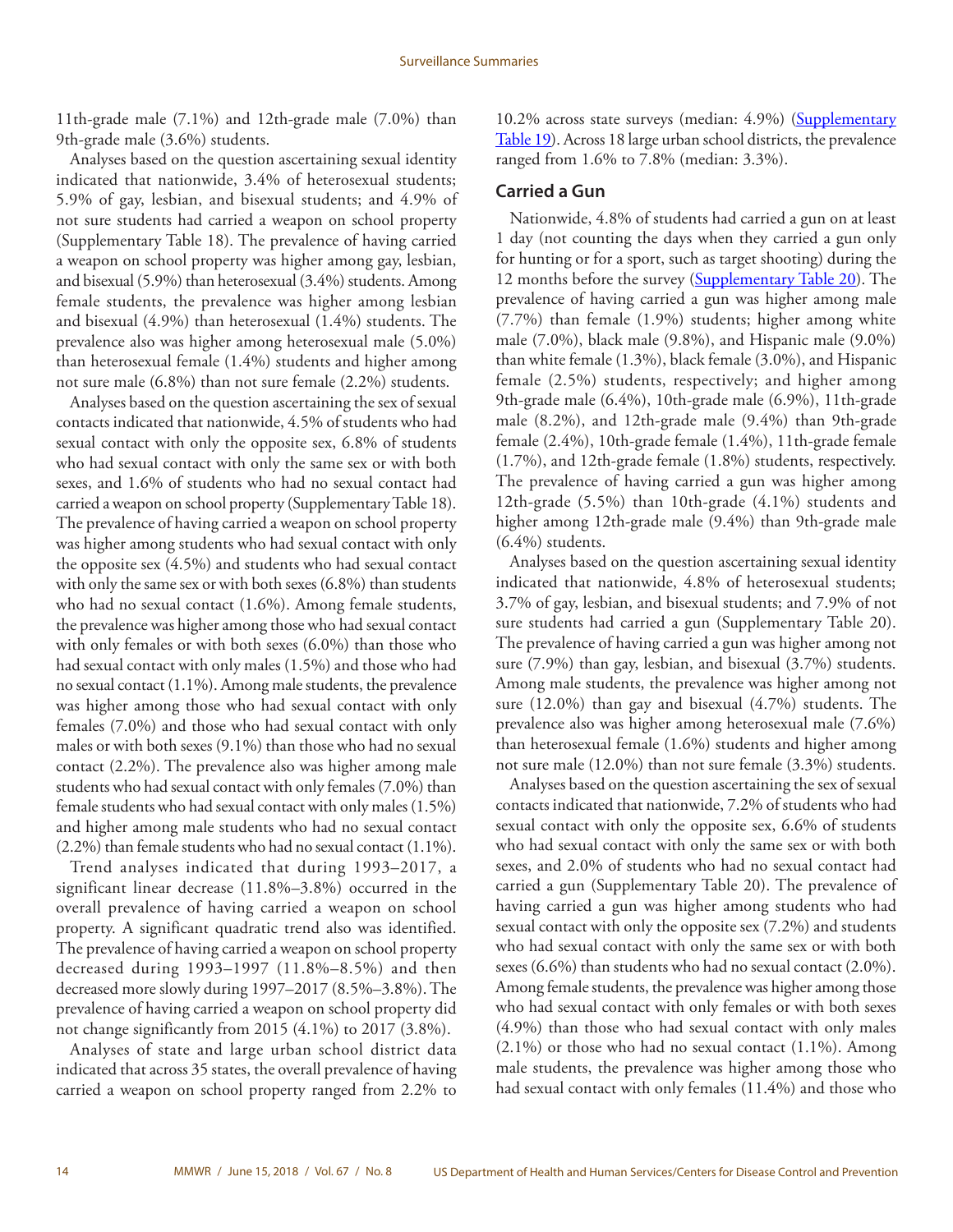11th-grade male (7.1%) and 12th-grade male (7.0%) than 9th-grade male (3.6%) students.

Analyses based on the question ascertaining sexual identity indicated that nationwide, 3.4% of heterosexual students; 5.9% of gay, lesbian, and bisexual students; and 4.9% of not sure students had carried a weapon on school property (Supplementary Table 18). The prevalence of having carried a weapon on school property was higher among gay, lesbian, and bisexual (5.9%) than heterosexual (3.4%) students. Among female students, the prevalence was higher among lesbian and bisexual (4.9%) than heterosexual (1.4%) students. The prevalence also was higher among heterosexual male (5.0%) than heterosexual female (1.4%) students and higher among not sure male (6.8%) than not sure female (2.2%) students.

Analyses based on the question ascertaining the sex of sexual contacts indicated that nationwide, 4.5% of students who had sexual contact with only the opposite sex, 6.8% of students who had sexual contact with only the same sex or with both sexes, and 1.6% of students who had no sexual contact had carried a weapon on school property (Supplementary Table 18). The prevalence of having carried a weapon on school property was higher among students who had sexual contact with only the opposite sex (4.5%) and students who had sexual contact with only the same sex or with both sexes (6.8%) than students who had no sexual contact (1.6%). Among female students, the prevalence was higher among those who had sexual contact with only females or with both sexes (6.0%) than those who had sexual contact with only males (1.5%) and those who had no sexual contact (1.1%). Among male students, the prevalence was higher among those who had sexual contact with only females (7.0%) and those who had sexual contact with only males or with both sexes (9.1%) than those who had no sexual contact (2.2%). The prevalence also was higher among male students who had sexual contact with only females (7.0%) than female students who had sexual contact with only males (1.5%) and higher among male students who had no sexual contact (2.2%) than female students who had no sexual contact (1.1%).

Trend analyses indicated that during 1993–2017, a significant linear decrease (11.8%–3.8%) occurred in the overall prevalence of having carried a weapon on school property. A significant quadratic trend also was identified. The prevalence of having carried a weapon on school property decreased during 1993–1997 (11.8%–8.5%) and then decreased more slowly during 1997–2017 (8.5%–3.8%). The prevalence of having carried a weapon on school property did not change significantly from 2015 (4.1%) to 2017 (3.8%).

Analyses of state and large urban school district data indicated that across 35 states, the overall prevalence of having carried a weapon on school property ranged from 2.2% to 10.2% across state surveys (median: 4.9%) (Supplementary Table 19). Across 18 large urban school districts, the prevalence ranged from 1.6% to 7.8% (median: 3.3%).

### Carried a Gun

Nationwide, 4.8% of students had carried a gun on at least 1 day (not counting the days when they carried a gun only for hunting or for a sport, such as target shooting) during the 12 months before the survey (Supplementary Table 20). The prevalence of having carried a gun was higher among male (7.7%) than female (1.9%) students; higher among white male (7.0%), black male (9.8%), and Hispanic male (9.0%) than white female (1.3%), black female (3.0%), and Hispanic female (2.5%) students, respectively; and higher among 9th-grade male (6.4%), 10th-grade male (6.9%), 11th-grade male (8.2%), and 12th-grade male (9.4%) than 9th-grade female (2.4%), 10th-grade female (1.4%), 11th-grade female (1.7%), and 12th-grade female (1.8%) students, respectively. The prevalence of having carried a gun was higher among 12th-grade (5.5%) than 10th-grade (4.1%) students and higher among 12th-grade male (9.4%) than 9th-grade male (6.4%) students.

Analyses based on the question ascertaining sexual identity indicated that nationwide, 4.8% of heterosexual students; 3.7% of gay, lesbian, and bisexual students; and 7.9% of not sure students had carried a gun (Supplementary Table 20). The prevalence of having carried a gun was higher among not sure (7.9%) than gay, lesbian, and bisexual (3.7%) students. Among male students, the prevalence was higher among not sure (12.0%) than gay and bisexual (4.7%) students. The prevalence also was higher among heterosexual male (7.6%) than heterosexual female (1.6%) students and higher among not sure male (12.0%) than not sure female (3.3%) students.

Analyses based on the question ascertaining the sex of sexual contacts indicated that nationwide, 7.2% of students who had sexual contact with only the opposite sex, 6.6% of students who had sexual contact with only the same sex or with both sexes, and 2.0% of students who had no sexual contact had carried a gun (Supplementary Table 20). The prevalence of having carried a gun was higher among students who had sexual contact with only the opposite sex (7.2%) and students who had sexual contact with only the same sex or with both sexes (6.6%) than students who had no sexual contact (2.0%). Among female students, the prevalence was higher among those who had sexual contact with only females or with both sexes (4.9%) than those who had sexual contact with only males (2.1%) or those who had no sexual contact (1.1%). Among male students, the prevalence was higher among those who had sexual contact with only females (11.4%) and those who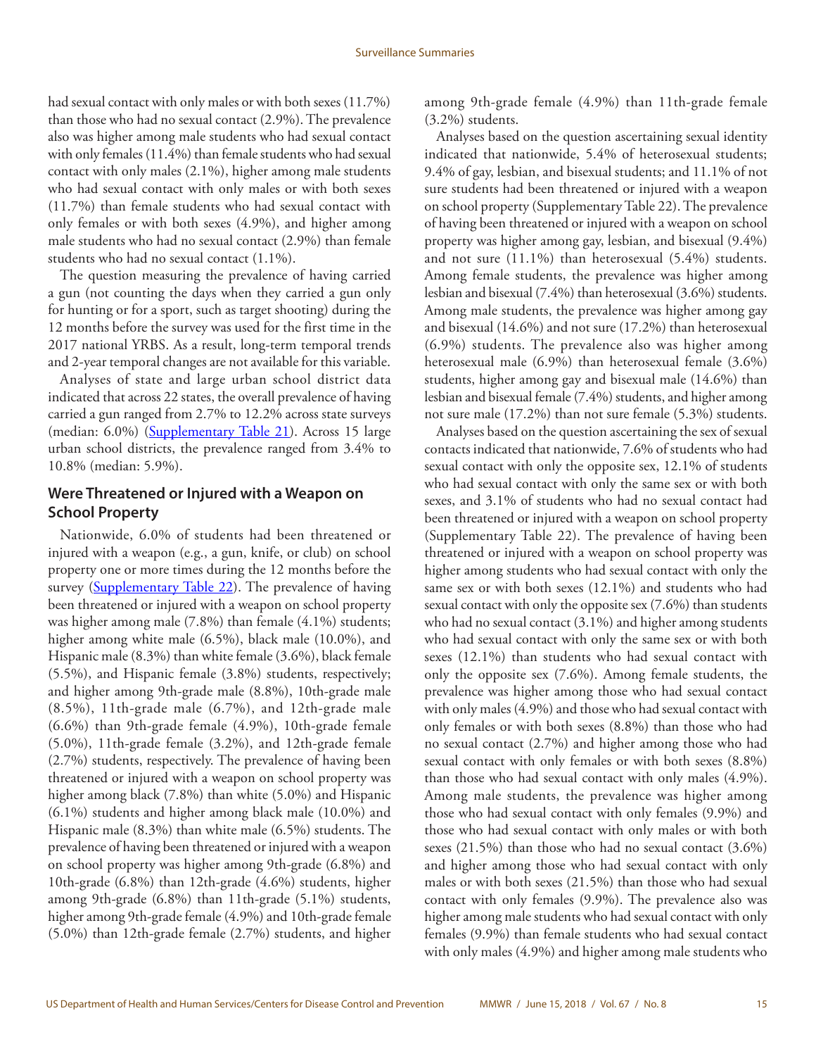had sexual contact with only males or with both sexes (11.7%) than those who had no sexual contact (2.9%). The prevalence also was higher among male students who had sexual contact with only females (11.4%) than female students who had sexual contact with only males (2.1%), higher among male students who had sexual contact with only males or with both sexes (11.7%) than female students who had sexual contact with only females or with both sexes (4.9%), and higher among male students who had no sexual contact (2.9%) than female students who had no sexual contact (1.1%).

The question measuring the prevalence of having carried a gun (not counting the days when they carried a gun only for hunting or for a sport, such as target shooting) during the 12 months before the survey was used for the first time in the 2017 national YRBS. As a result, long-term temporal trends and 2-year temporal changes are not available for this variable.

Analyses of state and large urban school district data indicated that across 22 states, the overall prevalence of having carried a gun ranged from 2.7% to 12.2% across state surveys (median: 6.0%) (Supplementary Table 21). Across 15 large urban school districts, the prevalence ranged from 3.4% to 10.8% (median: 5.9%).

## Were Threatened or Injured with a Weapon on School Property

Nationwide, 6.0% of students had been threatened or injured with a weapon (e.g., a gun, knife, or club) on school property one or more times during the 12 months before the survey (Supplementary Table 22). The prevalence of having been threatened or injured with a weapon on school property was higher among male (7.8%) than female (4.1%) students; higher among white male (6.5%), black male (10.0%), and Hispanic male (8.3%) than white female (3.6%), black female (5.5%), and Hispanic female (3.8%) students, respectively; and higher among 9th-grade male (8.8%), 10th-grade male (8.5%), 11th-grade male (6.7%), and 12th-grade male (6.6%) than 9th-grade female (4.9%), 10th-grade female (5.0%), 11th-grade female (3.2%), and 12th-grade female (2.7%) students, respectively. The prevalence of having been threatened or injured with a weapon on school property was higher among black (7.8%) than white (5.0%) and Hispanic (6.1%) students and higher among black male (10.0%) and Hispanic male (8.3%) than white male (6.5%) students. The prevalence of having been threatened or injured with a weapon on school property was higher among 9th-grade (6.8%) and 10th-grade (6.8%) than 12th-grade (4.6%) students, higher among 9th-grade (6.8%) than 11th-grade (5.1%) students, higher among 9th-grade female (4.9%) and 10th-grade female (5.0%) than 12th-grade female (2.7%) students, and higher among 9th-grade female (4.9%) than 11th-grade female (3.2%) students.

Analyses based on the question ascertaining sexual identity indicated that nationwide, 5.4% of heterosexual students; 9.4% of gay, lesbian, and bisexual students; and 11.1% of not sure students had been threatened or injured with a weapon on school property (Supplementary Table 22). The prevalence of having been threatened or injured with a weapon on school property was higher among gay, lesbian, and bisexual (9.4%) and not sure (11.1%) than heterosexual (5.4%) students. Among female students, the prevalence was higher among lesbian and bisexual (7.4%) than heterosexual (3.6%) students. Among male students, the prevalence was higher among gay and bisexual (14.6%) and not sure (17.2%) than heterosexual (6.9%) students. The prevalence also was higher among heterosexual male (6.9%) than heterosexual female (3.6%) students, higher among gay and bisexual male (14.6%) than lesbian and bisexual female (7.4%) students, and higher among not sure male (17.2%) than not sure female (5.3%) students.

Analyses based on the question ascertaining the sex of sexual contacts indicated that nationwide, 7.6% of students who had sexual contact with only the opposite sex, 12.1% of students who had sexual contact with only the same sex or with both sexes, and 3.1% of students who had no sexual contact had been threatened or injured with a weapon on school property (Supplementary Table 22). The prevalence of having been threatened or injured with a weapon on school property was higher among students who had sexual contact with only the same sex or with both sexes (12.1%) and students who had sexual contact with only the opposite sex (7.6%) than students who had no sexual contact (3.1%) and higher among students who had sexual contact with only the same sex or with both sexes (12.1%) than students who had sexual contact with only the opposite sex (7.6%). Among female students, the prevalence was higher among those who had sexual contact with only males (4.9%) and those who had sexual contact with only females or with both sexes (8.8%) than those who had no sexual contact (2.7%) and higher among those who had sexual contact with only females or with both sexes (8.8%) than those who had sexual contact with only males (4.9%). Among male students, the prevalence was higher among those who had sexual contact with only females (9.9%) and those who had sexual contact with only males or with both sexes (21.5%) than those who had no sexual contact (3.6%) and higher among those who had sexual contact with only males or with both sexes (21.5%) than those who had sexual contact with only females (9.9%). The prevalence also was higher among male students who had sexual contact with only females (9.9%) than female students who had sexual contact with only males (4.9%) and higher among male students who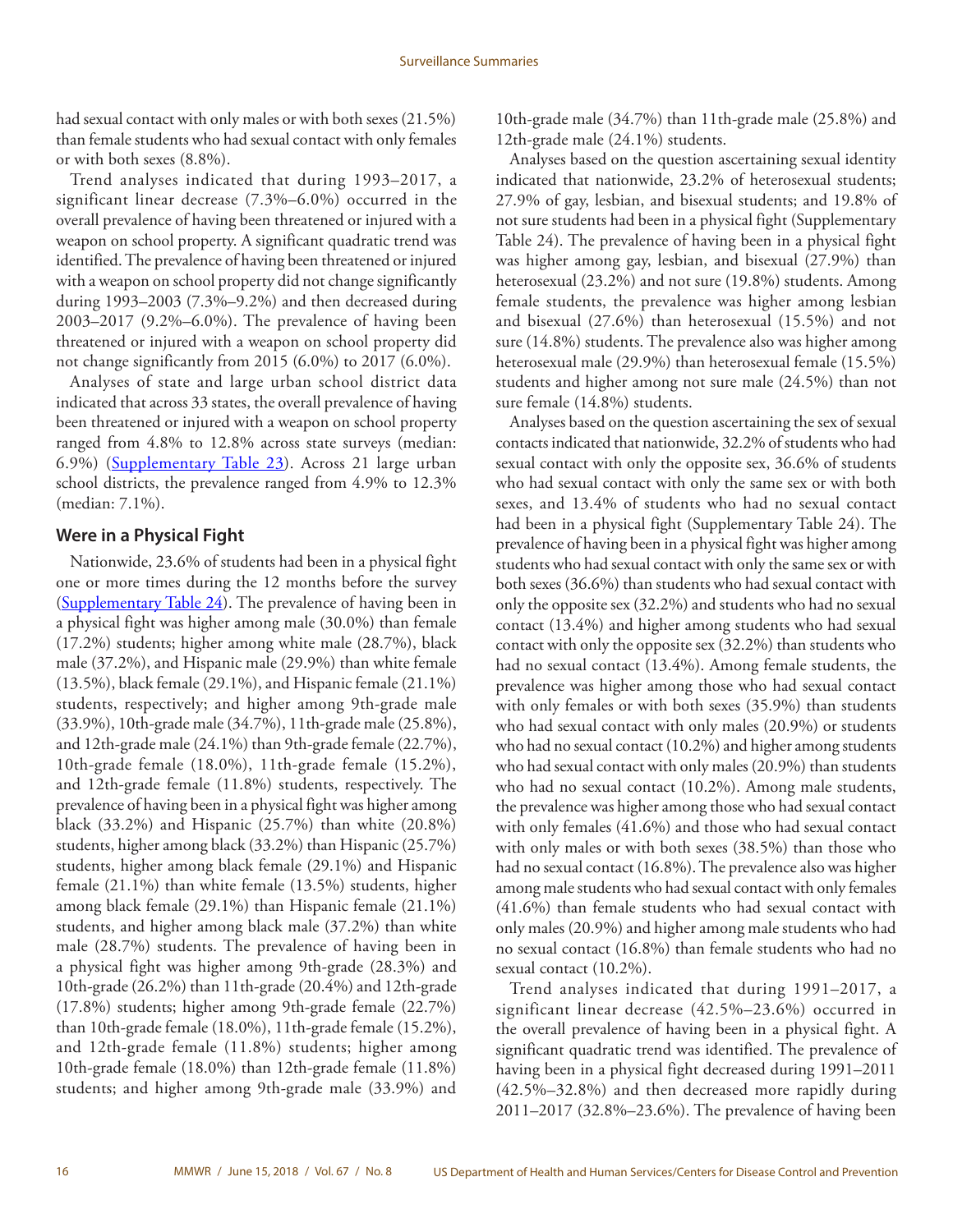had sexual contact with only males or with both sexes (21.5%) than female students who had sexual contact with only females or with both sexes (8.8%).

Trend analyses indicated that during 1993–2017, a significant linear decrease (7.3%–6.0%) occurred in the overall prevalence of having been threatened or injured with a weapon on school property. A significant quadratic trend was identified. The prevalence of having been threatened or injured with a weapon on school property did not change significantly during 1993–2003 (7.3%–9.2%) and then decreased during 2003–2017 (9.2%–6.0%). The prevalence of having been threatened or injured with a weapon on school property did not change significantly from 2015 (6.0%) to 2017 (6.0%).

Analyses of state and large urban school district data indicated that across 33 states, the overall prevalence of having been threatened or injured with a weapon on school property ranged from 4.8% to 12.8% across state surveys (median: 6.9%) (Supplementary Table 23). Across 21 large urban school districts, the prevalence ranged from 4.9% to 12.3% (median: 7.1%).

### Were in a Physical Fight

Nationwide, 23.6% of students had been in a physical fight one or more times during the 12 months before the survey (Supplementary Table 24). The prevalence of having been in a physical fight was higher among male (30.0%) than female (17.2%) students; higher among white male (28.7%), black male (37.2%), and Hispanic male (29.9%) than white female (13.5%), black female (29.1%), and Hispanic female (21.1%) students, respectively; and higher among 9th-grade male (33.9%), 10th-grade male (34.7%), 11th-grade male (25.8%), and 12th-grade male (24.1%) than 9th-grade female (22.7%), 10th-grade female (18.0%), 11th-grade female (15.2%), and 12th-grade female (11.8%) students, respectively. The prevalence of having been in a physical fight was higher among black (33.2%) and Hispanic (25.7%) than white (20.8%) students, higher among black (33.2%) than Hispanic (25.7%) students, higher among black female (29.1%) and Hispanic female (21.1%) than white female (13.5%) students, higher among black female (29.1%) than Hispanic female (21.1%) students, and higher among black male (37.2%) than white male (28.7%) students. The prevalence of having been in a physical fight was higher among 9th-grade (28.3%) and 10th-grade (26.2%) than 11th-grade (20.4%) and 12th-grade (17.8%) students; higher among 9th-grade female (22.7%) than 10th-grade female (18.0%), 11th-grade female (15.2%), and 12th-grade female (11.8%) students; higher among 10th-grade female (18.0%) than 12th-grade female (11.8%) students; and higher among 9th-grade male (33.9%) and 10th-grade male (34.7%) than 11th-grade male (25.8%) and 12th-grade male (24.1%) students.

Analyses based on the question ascertaining sexual identity indicated that nationwide, 23.2% of heterosexual students; 27.9% of gay, lesbian, and bisexual students; and 19.8% of not sure students had been in a physical fight (Supplementary Table 24). The prevalence of having been in a physical fight was higher among gay, lesbian, and bisexual (27.9%) than heterosexual (23.2%) and not sure (19.8%) students. Among female students, the prevalence was higher among lesbian and bisexual (27.6%) than heterosexual (15.5%) and not sure (14.8%) students. The prevalence also was higher among heterosexual male (29.9%) than heterosexual female (15.5%) students and higher among not sure male (24.5%) than not sure female (14.8%) students.

Analyses based on the question ascertaining the sex of sexual contacts indicated that nationwide, 32.2% of students who had sexual contact with only the opposite sex, 36.6% of students who had sexual contact with only the same sex or with both sexes, and 13.4% of students who had no sexual contact had been in a physical fight (Supplementary Table 24). The prevalence of having been in a physical fight was higher among students who had sexual contact with only the same sex or with both sexes (36.6%) than students who had sexual contact with only the opposite sex (32.2%) and students who had no sexual contact (13.4%) and higher among students who had sexual contact with only the opposite sex (32.2%) than students who had no sexual contact (13.4%). Among female students, the prevalence was higher among those who had sexual contact with only females or with both sexes (35.9%) than students who had sexual contact with only males (20.9%) or students who had no sexual contact (10.2%) and higher among students who had sexual contact with only males (20.9%) than students who had no sexual contact (10.2%). Among male students, the prevalence was higher among those who had sexual contact with only females (41.6%) and those who had sexual contact with only males or with both sexes (38.5%) than those who had no sexual contact (16.8%). The prevalence also was higher among male students who had sexual contact with only females (41.6%) than female students who had sexual contact with only males (20.9%) and higher among male students who had no sexual contact (16.8%) than female students who had no sexual contact (10.2%).

Trend analyses indicated that during 1991–2017, a significant linear decrease (42.5%–23.6%) occurred in the overall prevalence of having been in a physical fight. A significant quadratic trend was identified. The prevalence of having been in a physical fight decreased during 1991–2011 (42.5%–32.8%) and then decreased more rapidly during 2011–2017 (32.8%–23.6%). The prevalence of having been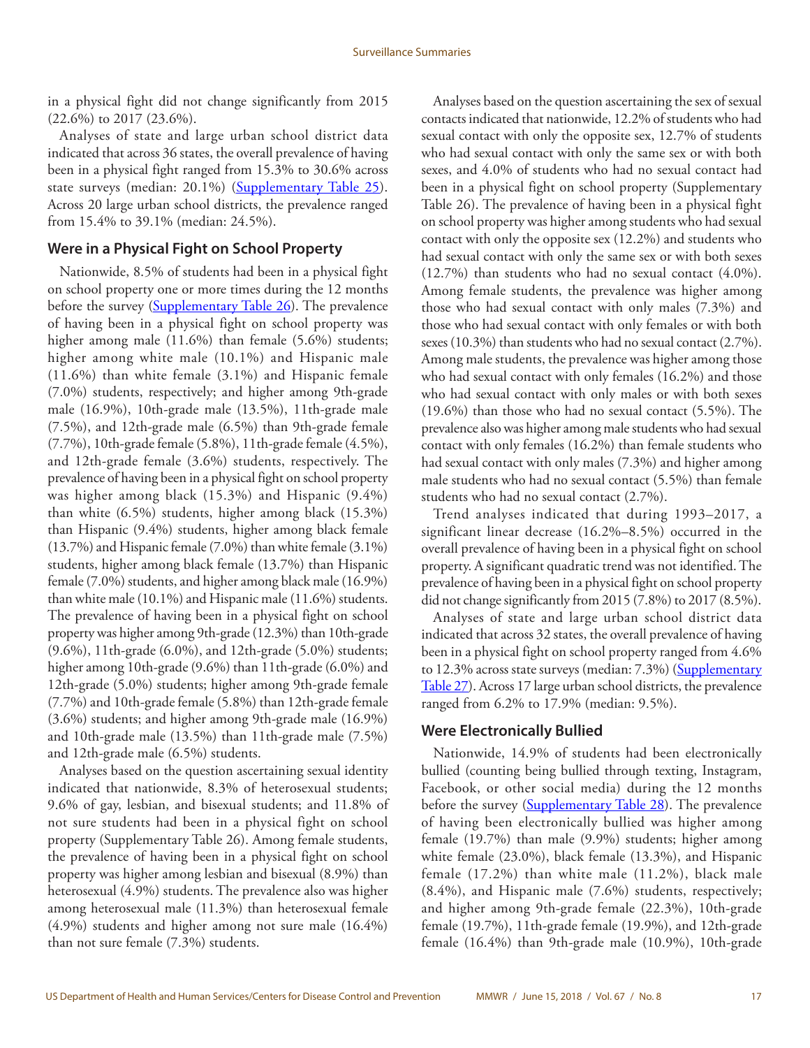in a physical fight did not change significantly from 2015 (22.6%) to 2017 (23.6%).

Analyses of state and large urban school district data indicated that across 36 states, the overall prevalence of having been in a physical fight ranged from 15.3% to 30.6% across state surveys (median: 20.1%) (Supplementary Table 25). Across 20 large urban school districts, the prevalence ranged from 15.4% to 39.1% (median: 24.5%).

## Were in a Physical Fight on School Property

Nationwide, 8.5% of students had been in a physical fight on school property one or more times during the 12 months before the survey (Supplementary Table 26). The prevalence of having been in a physical fight on school property was higher among male (11.6%) than female (5.6%) students; higher among white male (10.1%) and Hispanic male (11.6%) than white female (3.1%) and Hispanic female (7.0%) students, respectively; and higher among 9th-grade male (16.9%), 10th-grade male (13.5%), 11th-grade male (7.5%), and 12th-grade male (6.5%) than 9th-grade female (7.7%), 10th-grade female (5.8%), 11th-grade female (4.5%), and 12th-grade female (3.6%) students, respectively. The prevalence of having been in a physical fight on school property was higher among black (15.3%) and Hispanic (9.4%) than white (6.5%) students, higher among black (15.3%) than Hispanic (9.4%) students, higher among black female (13.7%) and Hispanic female (7.0%) than white female (3.1%) students, higher among black female (13.7%) than Hispanic female (7.0%) students, and higher among black male (16.9%) than white male (10.1%) and Hispanic male (11.6%) students. The prevalence of having been in a physical fight on school property was higher among 9th-grade (12.3%) than 10th-grade (9.6%), 11th-grade (6.0%), and 12th-grade (5.0%) students; higher among 10th-grade (9.6%) than 11th-grade (6.0%) and 12th-grade (5.0%) students; higher among 9th-grade female (7.7%) and 10th-grade female (5.8%) than 12th-grade female (3.6%) students; and higher among 9th-grade male (16.9%) and 10th-grade male (13.5%) than 11th-grade male (7.5%) and 12th-grade male (6.5%) students.

Analyses based on the question ascertaining sexual identity indicated that nationwide, 8.3% of heterosexual students; 9.6% of gay, lesbian, and bisexual students; and 11.8% of not sure students had been in a physical fight on school property (Supplementary Table 26). Among female students, the prevalence of having been in a physical fight on school property was higher among lesbian and bisexual (8.9%) than heterosexual (4.9%) students. The prevalence also was higher among heterosexual male (11.3%) than heterosexual female (4.9%) students and higher among not sure male (16.4%) than not sure female (7.3%) students.

Analyses based on the question ascertaining the sex of sexual contacts indicated that nationwide, 12.2% of students who had sexual contact with only the opposite sex, 12.7% of students who had sexual contact with only the same sex or with both sexes, and 4.0% of students who had no sexual contact had been in a physical fight on school property (Supplementary Table 26). The prevalence of having been in a physical fight on school property was higher among students who had sexual contact with only the opposite sex (12.2%) and students who had sexual contact with only the same sex or with both sexes (12.7%) than students who had no sexual contact (4.0%). Among female students, the prevalence was higher among those who had sexual contact with only males (7.3%) and those who had sexual contact with only females or with both sexes (10.3%) than students who had no sexual contact (2.7%). Among male students, the prevalence was higher among those who had sexual contact with only females (16.2%) and those who had sexual contact with only males or with both sexes (19.6%) than those who had no sexual contact (5.5%). The prevalence also was higher among male students who had sexual contact with only females (16.2%) than female students who had sexual contact with only males (7.3%) and higher among male students who had no sexual contact (5.5%) than female students who had no sexual contact (2.7%).

Trend analyses indicated that during 1993–2017, a significant linear decrease (16.2%–8.5%) occurred in the overall prevalence of having been in a physical fight on school property. A significant quadratic trend was not identified. The prevalence of having been in a physical fight on school property did not change significantly from 2015 (7.8%) to 2017 (8.5%).

Analyses of state and large urban school district data indicated that across 32 states, the overall prevalence of having been in a physical fight on school property ranged from 4.6% to 12.3% across state surveys (median: 7.3%) (Supplementary Table 27). Across 17 large urban school districts, the prevalence ranged from 6.2% to 17.9% (median: 9.5%).

## Were Electronically Bullied

Nationwide, 14.9% of students had been electronically bullied (counting being bullied through texting, Instagram, Facebook, or other social media) during the 12 months before the survey (Supplementary Table 28). The prevalence of having been electronically bullied was higher among female (19.7%) than male (9.9%) students; higher among white female (23.0%), black female (13.3%), and Hispanic female (17.2%) than white male (11.2%), black male (8.4%), and Hispanic male (7.6%) students, respectively; and higher among 9th-grade female (22.3%), 10th-grade female (19.7%), 11th-grade female (19.9%), and 12th-grade female (16.4%) than 9th-grade male (10.9%), 10th-grade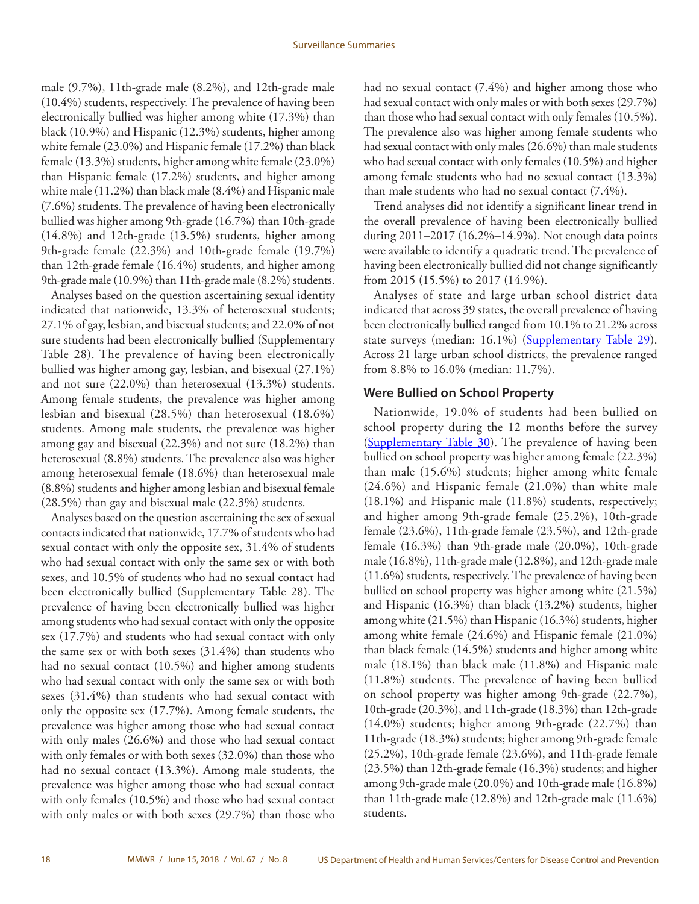male (9.7%), 11th-grade male (8.2%), and 12th-grade male (10.4%) students, respectively. The prevalence of having been electronically bullied was higher among white (17.3%) than black (10.9%) and Hispanic (12.3%) students, higher among white female (23.0%) and Hispanic female (17.2%) than black female (13.3%) students, higher among white female (23.0%) than Hispanic female (17.2%) students, and higher among white male (11.2%) than black male (8.4%) and Hispanic male (7.6%) students. The prevalence of having been electronically bullied was higher among 9th-grade (16.7%) than 10th-grade (14.8%) and 12th-grade (13.5%) students, higher among 9th-grade female (22.3%) and 10th-grade female (19.7%) than 12th-grade female (16.4%) students, and higher among 9th-grade male (10.9%) than 11th-grade male (8.2%) students.

Analyses based on the question ascertaining sexual identity indicated that nationwide, 13.3% of heterosexual students; 27.1% of gay, lesbian, and bisexual students; and 22.0% of not sure students had been electronically bullied (Supplementary Table 28). The prevalence of having been electronically bullied was higher among gay, lesbian, and bisexual (27.1%) and not sure (22.0%) than heterosexual (13.3%) students. Among female students, the prevalence was higher among lesbian and bisexual (28.5%) than heterosexual (18.6%) students. Among male students, the prevalence was higher among gay and bisexual (22.3%) and not sure (18.2%) than heterosexual (8.8%) students. The prevalence also was higher among heterosexual female (18.6%) than heterosexual male (8.8%) students and higher among lesbian and bisexual female (28.5%) than gay and bisexual male (22.3%) students.

Analyses based on the question ascertaining the sex of sexual contacts indicated that nationwide, 17.7% of students who had sexual contact with only the opposite sex, 31.4% of students who had sexual contact with only the same sex or with both sexes, and 10.5% of students who had no sexual contact had been electronically bullied (Supplementary Table 28). The prevalence of having been electronically bullied was higher among students who had sexual contact with only the opposite sex (17.7%) and students who had sexual contact with only the same sex or with both sexes (31.4%) than students who had no sexual contact (10.5%) and higher among students who had sexual contact with only the same sex or with both sexes (31.4%) than students who had sexual contact with only the opposite sex (17.7%). Among female students, the prevalence was higher among those who had sexual contact with only males (26.6%) and those who had sexual contact with only females or with both sexes (32.0%) than those who had no sexual contact (13.3%). Among male students, the prevalence was higher among those who had sexual contact with only females (10.5%) and those who had sexual contact with only males or with both sexes (29.7%) than those who had no sexual contact (7.4%) and higher among those who had sexual contact with only males or with both sexes (29.7%) than those who had sexual contact with only females (10.5%). The prevalence also was higher among female students who had sexual contact with only males (26.6%) than male students who had sexual contact with only females (10.5%) and higher among female students who had no sexual contact (13.3%) than male students who had no sexual contact (7.4%).

Trend analyses did not identify a significant linear trend in the overall prevalence of having been electronically bullied during 2011–2017 (16.2%–14.9%). Not enough data points were available to identify a quadratic trend. The prevalence of having been electronically bullied did not change significantly from 2015 (15.5%) to 2017 (14.9%).

Analyses of state and large urban school district data indicated that across 39 states, the overall prevalence of having been electronically bullied ranged from 10.1% to 21.2% across state surveys (median: 16.1%) (Supplementary Table 29). Across 21 large urban school districts, the prevalence ranged from 8.8% to 16.0% (median: 11.7%).

## Were Bullied on School Property

Nationwide, 19.0% of students had been bullied on school property during the 12 months before the survey (Supplementary Table 30). The prevalence of having been bullied on school property was higher among female (22.3%) than male (15.6%) students; higher among white female (24.6%) and Hispanic female (21.0%) than white male (18.1%) and Hispanic male (11.8%) students, respectively; and higher among 9th-grade female (25.2%), 10th-grade female (23.6%), 11th-grade female (23.5%), and 12th-grade female (16.3%) than 9th-grade male (20.0%), 10th-grade male (16.8%), 11th-grade male (12.8%), and 12th-grade male (11.6%) students, respectively. The prevalence of having been bullied on school property was higher among white (21.5%) and Hispanic (16.3%) than black (13.2%) students, higher among white (21.5%) than Hispanic (16.3%) students, higher among white female (24.6%) and Hispanic female (21.0%) than black female (14.5%) students and higher among white male (18.1%) than black male (11.8%) and Hispanic male (11.8%) students. The prevalence of having been bullied on school property was higher among 9th-grade (22.7%), 10th-grade (20.3%), and 11th-grade (18.3%) than 12th-grade (14.0%) students; higher among 9th-grade (22.7%) than 11th-grade (18.3%) students; higher among 9th-grade female (25.2%), 10th-grade female (23.6%), and 11th-grade female (23.5%) than 12th-grade female (16.3%) students; and higher among 9th-grade male (20.0%) and 10th-grade male (16.8%) than 11th-grade male (12.8%) and 12th-grade male (11.6%) students.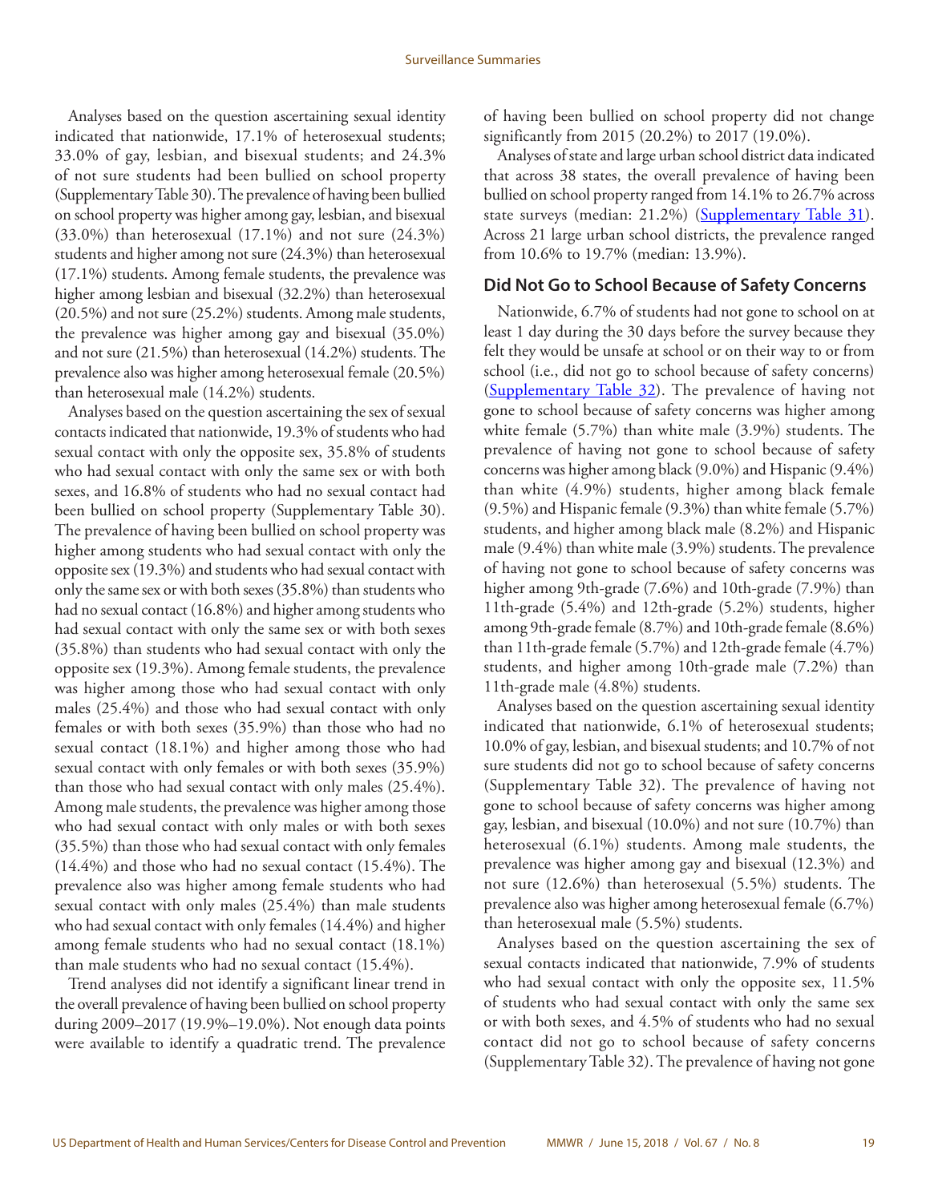Analyses based on the question ascertaining sexual identity indicated that nationwide, 17.1% of heterosexual students; 33.0% of gay, lesbian, and bisexual students; and 24.3% of not sure students had been bullied on school property (Supplementary Table 30). The prevalence of having been bullied on school property was higher among gay, lesbian, and bisexual (33.0%) than heterosexual (17.1%) and not sure (24.3%) students and higher among not sure (24.3%) than heterosexual (17.1%) students. Among female students, the prevalence was higher among lesbian and bisexual (32.2%) than heterosexual (20.5%) and not sure (25.2%) students. Among male students, the prevalence was higher among gay and bisexual (35.0%) and not sure (21.5%) than heterosexual (14.2%) students. The prevalence also was higher among heterosexual female (20.5%) than heterosexual male (14.2%) students.

Analyses based on the question ascertaining the sex of sexual contacts indicated that nationwide, 19.3% of students who had sexual contact with only the opposite sex, 35.8% of students who had sexual contact with only the same sex or with both sexes, and 16.8% of students who had no sexual contact had been bullied on school property (Supplementary Table 30). The prevalence of having been bullied on school property was higher among students who had sexual contact with only the opposite sex (19.3%) and students who had sexual contact with only the same sex or with both sexes (35.8%) than students who had no sexual contact (16.8%) and higher among students who had sexual contact with only the same sex or with both sexes (35.8%) than students who had sexual contact with only the opposite sex (19.3%). Among female students, the prevalence was higher among those who had sexual contact with only males (25.4%) and those who had sexual contact with only females or with both sexes (35.9%) than those who had no sexual contact (18.1%) and higher among those who had sexual contact with only females or with both sexes (35.9%) than those who had sexual contact with only males (25.4%). Among male students, the prevalence was higher among those who had sexual contact with only males or with both sexes (35.5%) than those who had sexual contact with only females (14.4%) and those who had no sexual contact (15.4%). The prevalence also was higher among female students who had sexual contact with only males (25.4%) than male students who had sexual contact with only females (14.4%) and higher among female students who had no sexual contact (18.1%) than male students who had no sexual contact (15.4%).

Trend analyses did not identify a significant linear trend in the overall prevalence of having been bullied on school property during 2009–2017 (19.9%–19.0%). Not enough data points were available to identify a quadratic trend. The prevalence of having been bullied on school property did not change significantly from 2015 (20.2%) to 2017 (19.0%).

Analyses of state and large urban school district data indicated that across 38 states, the overall prevalence of having been bullied on school property ranged from 14.1% to 26.7% across state surveys (median: 21.2%) (Supplementary Table 31). Across 21 large urban school districts, the prevalence ranged from 10.6% to 19.7% (median: 13.9%).

## Did Not Go to School Because of Safety Concerns

Nationwide, 6.7% of students had not gone to school on at least 1 day during the 30 days before the survey because they felt they would be unsafe at school or on their way to or from school (i.e., did not go to school because of safety concerns) (Supplementary Table 32). The prevalence of having not gone to school because of safety concerns was higher among white female (5.7%) than white male (3.9%) students. The prevalence of having not gone to school because of safety concerns was higher among black (9.0%) and Hispanic (9.4%) than white (4.9%) students, higher among black female (9.5%) and Hispanic female (9.3%) than white female (5.7%) students, and higher among black male (8.2%) and Hispanic male (9.4%) than white male (3.9%) students. The prevalence of having not gone to school because of safety concerns was higher among 9th-grade (7.6%) and 10th-grade (7.9%) than 11th-grade (5.4%) and 12th-grade (5.2%) students, higher among 9th-grade female (8.7%) and 10th-grade female (8.6%) than 11th-grade female (5.7%) and 12th-grade female (4.7%) students, and higher among 10th-grade male (7.2%) than 11th-grade male (4.8%) students.

Analyses based on the question ascertaining sexual identity indicated that nationwide, 6.1% of heterosexual students; 10.0% of gay, lesbian, and bisexual students; and 10.7% of not sure students did not go to school because of safety concerns (Supplementary Table 32). The prevalence of having not gone to school because of safety concerns was higher among gay, lesbian, and bisexual (10.0%) and not sure (10.7%) than heterosexual (6.1%) students. Among male students, the prevalence was higher among gay and bisexual (12.3%) and not sure (12.6%) than heterosexual (5.5%) students. The prevalence also was higher among heterosexual female (6.7%) than heterosexual male (5.5%) students.

Analyses based on the question ascertaining the sex of sexual contacts indicated that nationwide, 7.9% of students who had sexual contact with only the opposite sex, 11.5% of students who had sexual contact with only the same sex or with both sexes, and 4.5% of students who had no sexual contact did not go to school because of safety concerns (Supplementary Table 32). The prevalence of having not gone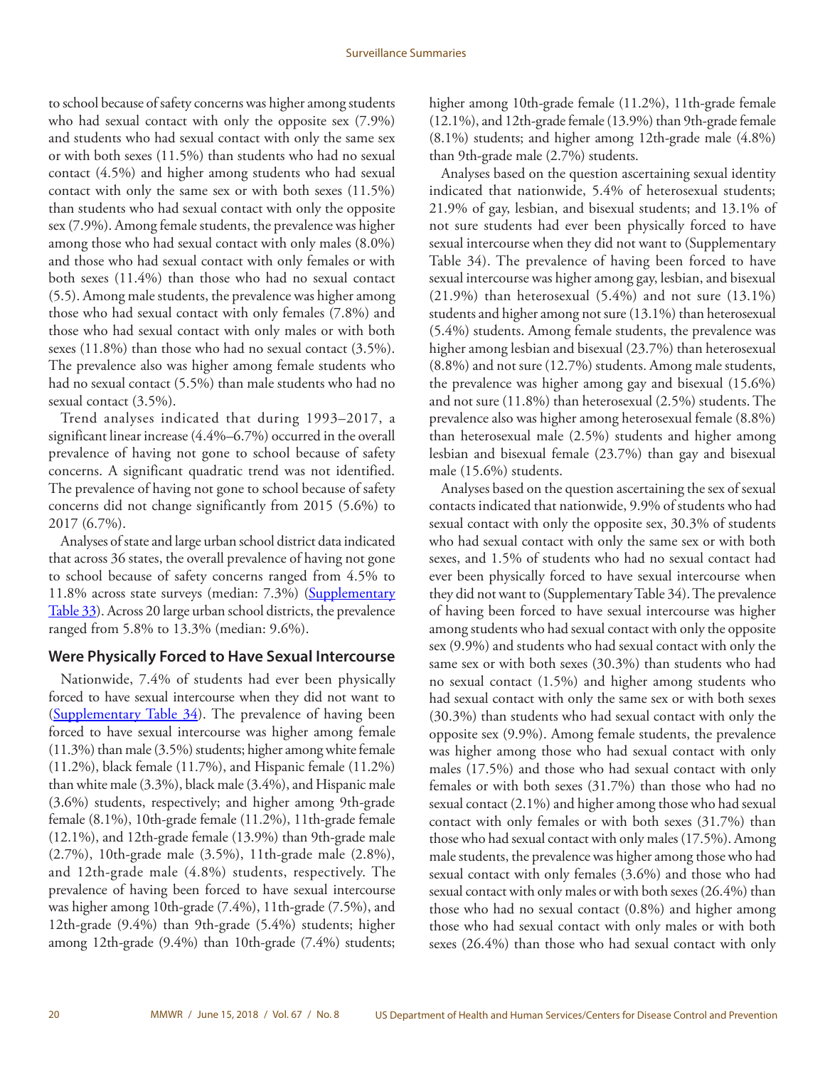to school because of safety concerns was higher among students who had sexual contact with only the opposite sex (7.9%) and students who had sexual contact with only the same sex or with both sexes (11.5%) than students who had no sexual contact (4.5%) and higher among students who had sexual contact with only the same sex or with both sexes (11.5%) than students who had sexual contact with only the opposite sex (7.9%). Among female students, the prevalence was higher among those who had sexual contact with only males (8.0%) and those who had sexual contact with only females or with both sexes (11.4%) than those who had no sexual contact (5.5). Among male students, the prevalence was higher among those who had sexual contact with only females (7.8%) and those who had sexual contact with only males or with both sexes (11.8%) than those who had no sexual contact (3.5%). The prevalence also was higher among female students who had no sexual contact (5.5%) than male students who had no sexual contact (3.5%).

Trend analyses indicated that during 1993–2017, a significant linear increase (4.4%–6.7%) occurred in the overall prevalence of having not gone to school because of safety concerns. A significant quadratic trend was not identified. The prevalence of having not gone to school because of safety concerns did not change significantly from 2015 (5.6%) to 2017 (6.7%).

Analyses of state and large urban school district data indicated that across 36 states, the overall prevalence of having not gone to school because of safety concerns ranged from 4.5% to 11.8% across state surveys (median: 7.3%) (Supplementary Table 33). Across 20 large urban school districts, the prevalence ranged from 5.8% to 13.3% (median: 9.6%).

## Were Physically Forced to Have Sexual Intercourse

Nationwide, 7.4% of students had ever been physically forced to have sexual intercourse when they did not want to (Supplementary Table 34). The prevalence of having been forced to have sexual intercourse was higher among female (11.3%) than male (3.5%) students; higher among white female (11.2%), black female (11.7%), and Hispanic female (11.2%) than white male (3.3%), black male (3.4%), and Hispanic male (3.6%) students, respectively; and higher among 9th-grade female (8.1%), 10th-grade female (11.2%), 11th-grade female (12.1%), and 12th-grade female (13.9%) than 9th-grade male (2.7%), 10th-grade male (3.5%), 11th-grade male (2.8%), and 12th-grade male (4.8%) students, respectively. The prevalence of having been forced to have sexual intercourse was higher among 10th-grade (7.4%), 11th-grade (7.5%), and 12th-grade (9.4%) than 9th-grade (5.4%) students; higher among 12th-grade (9.4%) than 10th-grade (7.4%) students; higher among 10th-grade female (11.2%), 11th-grade female (12.1%), and 12th-grade female (13.9%) than 9th-grade female (8.1%) students; and higher among 12th-grade male (4.8%) than 9th-grade male (2.7%) students.

Analyses based on the question ascertaining sexual identity indicated that nationwide, 5.4% of heterosexual students; 21.9% of gay, lesbian, and bisexual students; and 13.1% of not sure students had ever been physically forced to have sexual intercourse when they did not want to (Supplementary Table 34). The prevalence of having been forced to have sexual intercourse was higher among gay, lesbian, and bisexual (21.9%) than heterosexual (5.4%) and not sure (13.1%) students and higher among not sure (13.1%) than heterosexual (5.4%) students. Among female students, the prevalence was higher among lesbian and bisexual (23.7%) than heterosexual (8.8%) and not sure (12.7%) students. Among male students, the prevalence was higher among gay and bisexual (15.6%) and not sure (11.8%) than heterosexual (2.5%) students. The prevalence also was higher among heterosexual female (8.8%) than heterosexual male (2.5%) students and higher among lesbian and bisexual female (23.7%) than gay and bisexual male (15.6%) students.

Analyses based on the question ascertaining the sex of sexual contacts indicated that nationwide, 9.9% of students who had sexual contact with only the opposite sex, 30.3% of students who had sexual contact with only the same sex or with both sexes, and 1.5% of students who had no sexual contact had ever been physically forced to have sexual intercourse when they did not want to (Supplementary Table 34). The prevalence of having been forced to have sexual intercourse was higher among students who had sexual contact with only the opposite sex (9.9%) and students who had sexual contact with only the same sex or with both sexes (30.3%) than students who had no sexual contact (1.5%) and higher among students who had sexual contact with only the same sex or with both sexes (30.3%) than students who had sexual contact with only the opposite sex (9.9%). Among female students, the prevalence was higher among those who had sexual contact with only males (17.5%) and those who had sexual contact with only females or with both sexes (31.7%) than those who had no sexual contact (2.1%) and higher among those who had sexual contact with only females or with both sexes (31.7%) than those who had sexual contact with only males (17.5%). Among male students, the prevalence was higher among those who had sexual contact with only females (3.6%) and those who had sexual contact with only males or with both sexes (26.4%) than those who had no sexual contact (0.8%) and higher among those who had sexual contact with only males or with both sexes (26.4%) than those who had sexual contact with only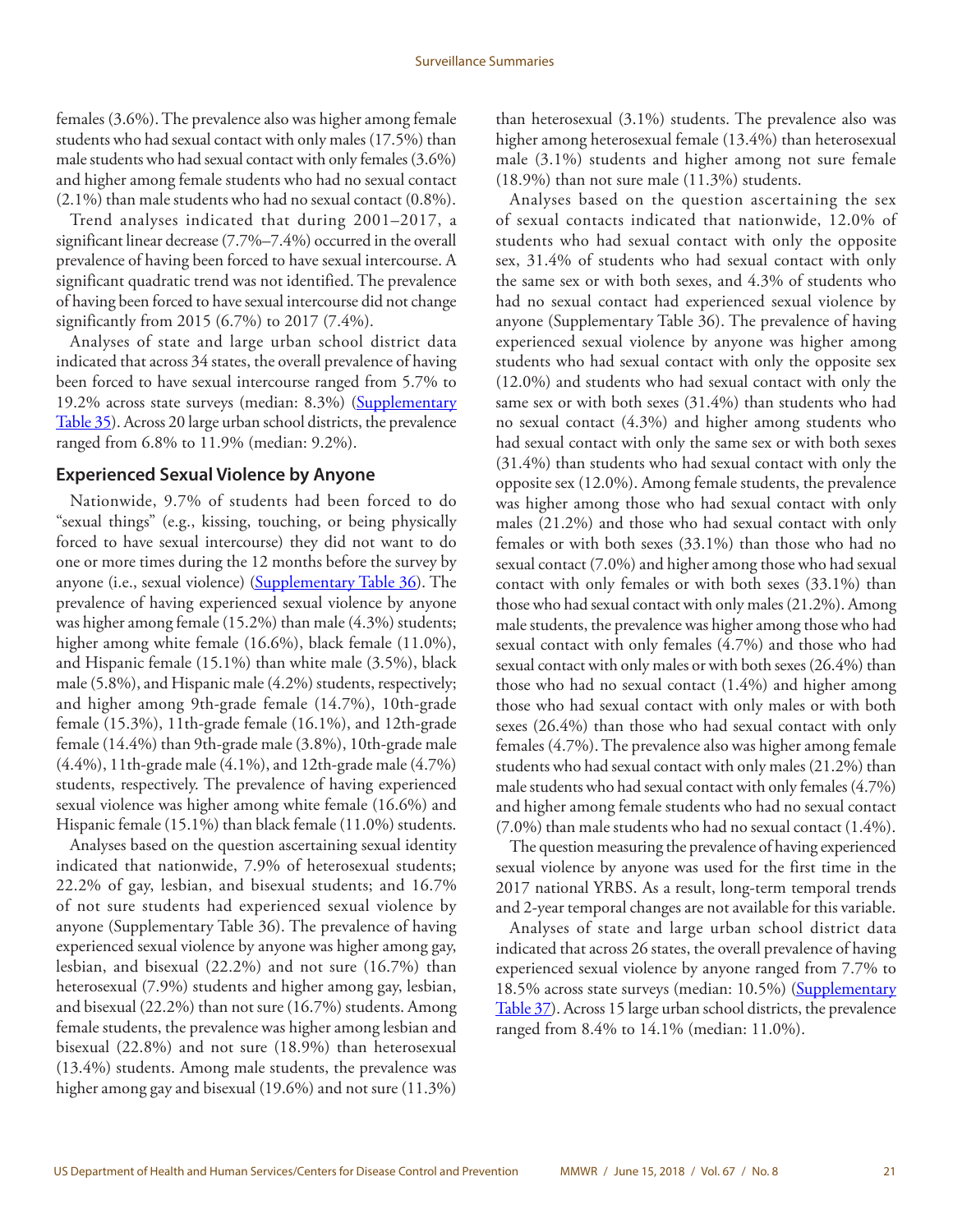females (3.6%). The prevalence also was higher among female students who had sexual contact with only males (17.5%) than male students who had sexual contact with only females (3.6%) and higher among female students who had no sexual contact (2.1%) than male students who had no sexual contact (0.8%).

Trend analyses indicated that during 2001–2017, a significant linear decrease (7.7%–7.4%) occurred in the overall prevalence of having been forced to have sexual intercourse. A significant quadratic trend was not identified. The prevalence of having been forced to have sexual intercourse did not change significantly from 2015 (6.7%) to 2017 (7.4%).

Analyses of state and large urban school district data indicated that across 34 states, the overall prevalence of having been forced to have sexual intercourse ranged from 5.7% to 19.2% across state surveys (median: 8.3%) (Supplementary Table 35). Across 20 large urban school districts, the prevalence ranged from 6.8% to 11.9% (median: 9.2%).

## Experienced Sexual Violence by Anyone

Nationwide, 9.7% of students had been forced to do "sexual things" (e.g., kissing, touching, or being physically forced to have sexual intercourse) they did not want to do one or more times during the 12 months before the survey by anyone (i.e., sexual violence) (Supplementary Table 36). The prevalence of having experienced sexual violence by anyone was higher among female (15.2%) than male (4.3%) students; higher among white female (16.6%), black female (11.0%), and Hispanic female (15.1%) than white male (3.5%), black male (5.8%), and Hispanic male (4.2%) students, respectively; and higher among 9th-grade female (14.7%), 10th-grade female (15.3%), 11th-grade female (16.1%), and 12th-grade female (14.4%) than 9th-grade male (3.8%), 10th-grade male (4.4%), 11th-grade male (4.1%), and 12th-grade male (4.7%) students, respectively. The prevalence of having experienced sexual violence was higher among white female (16.6%) and Hispanic female (15.1%) than black female (11.0%) students.

Analyses based on the question ascertaining sexual identity indicated that nationwide, 7.9% of heterosexual students; 22.2% of gay, lesbian, and bisexual students; and 16.7% of not sure students had experienced sexual violence by anyone (Supplementary Table 36). The prevalence of having experienced sexual violence by anyone was higher among gay, lesbian, and bisexual (22.2%) and not sure (16.7%) than heterosexual (7.9%) students and higher among gay, lesbian, and bisexual (22.2%) than not sure (16.7%) students. Among female students, the prevalence was higher among lesbian and bisexual (22.8%) and not sure (18.9%) than heterosexual (13.4%) students. Among male students, the prevalence was higher among gay and bisexual (19.6%) and not sure (11.3%) than heterosexual (3.1%) students. The prevalence also was higher among heterosexual female (13.4%) than heterosexual male (3.1%) students and higher among not sure female (18.9%) than not sure male (11.3%) students.

Analyses based on the question ascertaining the sex of sexual contacts indicated that nationwide, 12.0% of students who had sexual contact with only the opposite sex, 31.4% of students who had sexual contact with only the same sex or with both sexes, and 4.3% of students who had no sexual contact had experienced sexual violence by anyone (Supplementary Table 36). The prevalence of having experienced sexual violence by anyone was higher among students who had sexual contact with only the opposite sex (12.0%) and students who had sexual contact with only the same sex or with both sexes (31.4%) than students who had no sexual contact (4.3%) and higher among students who had sexual contact with only the same sex or with both sexes (31.4%) than students who had sexual contact with only the opposite sex (12.0%). Among female students, the prevalence was higher among those who had sexual contact with only males (21.2%) and those who had sexual contact with only females or with both sexes (33.1%) than those who had no sexual contact (7.0%) and higher among those who had sexual contact with only females or with both sexes (33.1%) than those who had sexual contact with only males (21.2%). Among male students, the prevalence was higher among those who had sexual contact with only females (4.7%) and those who had sexual contact with only males or with both sexes (26.4%) than those who had no sexual contact (1.4%) and higher among those who had sexual contact with only males or with both sexes (26.4%) than those who had sexual contact with only females (4.7%). The prevalence also was higher among female students who had sexual contact with only males (21.2%) than male students who had sexual contact with only females (4.7%) and higher among female students who had no sexual contact (7.0%) than male students who had no sexual contact (1.4%).

The question measuring the prevalence of having experienced sexual violence by anyone was used for the first time in the 2017 national YRBS. As a result, long-term temporal trends and 2-year temporal changes are not available for this variable.

Analyses of state and large urban school district data indicated that across 26 states, the overall prevalence of having experienced sexual violence by anyone ranged from 7.7% to 18.5% across state surveys (median: 10.5%) (Supplementary Table 37). Across 15 large urban school districts, the prevalence ranged from 8.4% to 14.1% (median: 11.0%).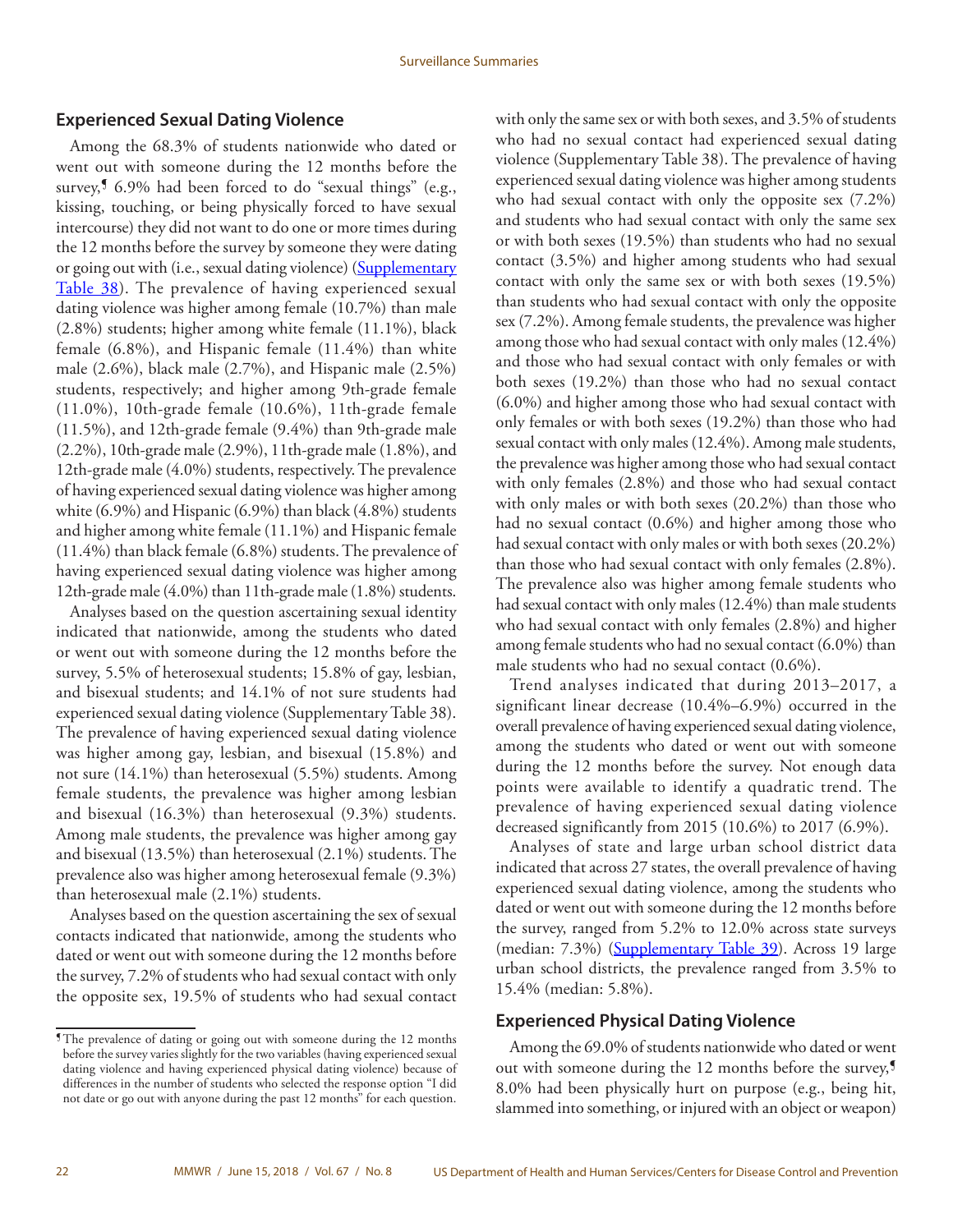## Experienced Sexual Dating Violence

Among the 68.3% of students nationwide who dated or went out with someone during the 12 months before the survey,¶ 6.9% had been forced to do "sexual things" (e.g., kissing, touching, or being physically forced to have sexual intercourse) they did not want to do one or more times during the 12 months before the survey by someone they were dating or going out with (i.e., sexual dating violence) (Supplementary Table 38). The prevalence of having experienced sexual dating violence was higher among female (10.7%) than male (2.8%) students; higher among white female (11.1%), black female (6.8%), and Hispanic female (11.4%) than white male (2.6%), black male (2.7%), and Hispanic male (2.5%) students, respectively; and higher among 9th-grade female (11.0%), 10th-grade female (10.6%), 11th-grade female (11.5%), and 12th-grade female (9.4%) than 9th-grade male (2.2%), 10th-grade male (2.9%), 11th-grade male (1.8%), and 12th-grade male (4.0%) students, respectively. The prevalence of having experienced sexual dating violence was higher among white (6.9%) and Hispanic (6.9%) than black (4.8%) students and higher among white female (11.1%) and Hispanic female (11.4%) than black female (6.8%) students. The prevalence of having experienced sexual dating violence was higher among 12th-grade male (4.0%) than 11th-grade male (1.8%) students.

Analyses based on the question ascertaining sexual identity indicated that nationwide, among the students who dated or went out with someone during the 12 months before the survey, 5.5% of heterosexual students; 15.8% of gay, lesbian, and bisexual students; and 14.1% of not sure students had experienced sexual dating violence (Supplementary Table 38). The prevalence of having experienced sexual dating violence was higher among gay, lesbian, and bisexual (15.8%) and not sure (14.1%) than heterosexual (5.5%) students. Among female students, the prevalence was higher among lesbian and bisexual (16.3%) than heterosexual (9.3%) students. Among male students, the prevalence was higher among gay and bisexual (13.5%) than heterosexual (2.1%) students. The prevalence also was higher among heterosexual female (9.3%) than heterosexual male (2.1%) students.

Analyses based on the question ascertaining the sex of sexual contacts indicated that nationwide, among the students who dated or went out with someone during the 12 months before the survey, 7.2% of students who had sexual contact with only the opposite sex, 19.5% of students who had sexual contact with only the same sex or with both sexes, and 3.5% of students who had no sexual contact had experienced sexual dating violence (Supplementary Table 38). The prevalence of having experienced sexual dating violence was higher among students who had sexual contact with only the opposite sex (7.2%) and students who had sexual contact with only the same sex or with both sexes (19.5%) than students who had no sexual contact (3.5%) and higher among students who had sexual contact with only the same sex or with both sexes (19.5%) than students who had sexual contact with only the opposite sex (7.2%). Among female students, the prevalence was higher among those who had sexual contact with only males (12.4%) and those who had sexual contact with only females or with both sexes (19.2%) than those who had no sexual contact (6.0%) and higher among those who had sexual contact with only females or with both sexes (19.2%) than those who had sexual contact with only males (12.4%). Among male students, the prevalence was higher among those who had sexual contact with only females (2.8%) and those who had sexual contact with only males or with both sexes (20.2%) than those who had no sexual contact (0.6%) and higher among those who had sexual contact with only males or with both sexes (20.2%) than those who had sexual contact with only females (2.8%). The prevalence also was higher among female students who had sexual contact with only males (12.4%) than male students who had sexual contact with only females (2.8%) and higher among female students who had no sexual contact (6.0%) than male students who had no sexual contact (0.6%).

Trend analyses indicated that during 2013–2017, a significant linear decrease (10.4%–6.9%) occurred in the overall prevalence of having experienced sexual dating violence, among the students who dated or went out with someone during the 12 months before the survey. Not enough data points were available to identify a quadratic trend. The prevalence of having experienced sexual dating violence decreased significantly from 2015 (10.6%) to 2017 (6.9%).

Analyses of state and large urban school district data indicated that across 27 states, the overall prevalence of having experienced sexual dating violence, among the students who dated or went out with someone during the 12 months before the survey, ranged from 5.2% to 12.0% across state surveys (median: 7.3%) (Supplementary Table 39). Across 19 large urban school districts, the prevalence ranged from 3.5% to 15.4% (median: 5.8%).

## Experienced Physical Dating Violence

Among the 69.0% of students nationwide who dated or went out with someone during the 12 months before the survey,¶ 8.0% had been physically hurt on purpose (e.g., being hit, slammed into something, or injured with an object or weapon)

¶ The prevalence of dating or going out with someone during the 12 months before the survey varies slightly for the two variables (having experienced sexual dating violence and having experienced physical dating violence) because of differences in the number of students who selected the response option "I did not date or go out with anyone during the past 12 months" for each question.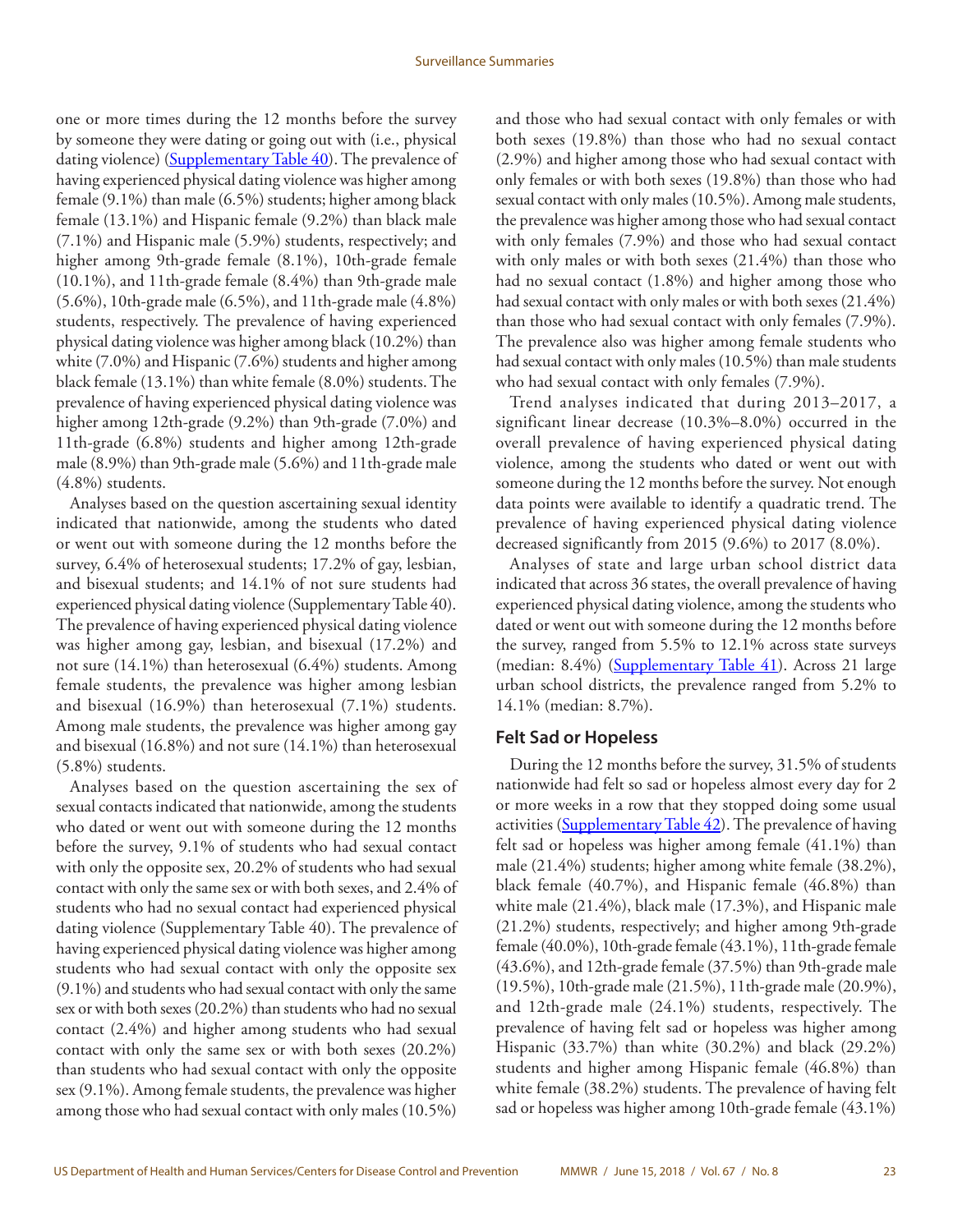one or more times during the 12 months before the survey by someone they were dating or going out with (i.e., physical dating violence) (Supplementary Table 40). The prevalence of having experienced physical dating violence was higher among female (9.1%) than male (6.5%) students; higher among black female (13.1%) and Hispanic female (9.2%) than black male (7.1%) and Hispanic male (5.9%) students, respectively; and higher among 9th-grade female (8.1%), 10th-grade female (10.1%), and 11th-grade female (8.4%) than 9th-grade male (5.6%), 10th-grade male (6.5%), and 11th-grade male (4.8%) students, respectively. The prevalence of having experienced physical dating violence was higher among black (10.2%) than white (7.0%) and Hispanic (7.6%) students and higher among black female (13.1%) than white female (8.0%) students. The prevalence of having experienced physical dating violence was higher among 12th-grade (9.2%) than 9th-grade (7.0%) and 11th-grade (6.8%) students and higher among 12th-grade male (8.9%) than 9th-grade male (5.6%) and 11th-grade male (4.8%) students.

Analyses based on the question ascertaining sexual identity indicated that nationwide, among the students who dated or went out with someone during the 12 months before the survey, 6.4% of heterosexual students; 17.2% of gay, lesbian, and bisexual students; and 14.1% of not sure students had experienced physical dating violence (Supplementary Table 40). The prevalence of having experienced physical dating violence was higher among gay, lesbian, and bisexual (17.2%) and not sure (14.1%) than heterosexual (6.4%) students. Among female students, the prevalence was higher among lesbian and bisexual (16.9%) than heterosexual (7.1%) students. Among male students, the prevalence was higher among gay and bisexual (16.8%) and not sure (14.1%) than heterosexual (5.8%) students.

Analyses based on the question ascertaining the sex of sexual contacts indicated that nationwide, among the students who dated or went out with someone during the 12 months before the survey, 9.1% of students who had sexual contact with only the opposite sex, 20.2% of students who had sexual contact with only the same sex or with both sexes, and 2.4% of students who had no sexual contact had experienced physical dating violence (Supplementary Table 40). The prevalence of having experienced physical dating violence was higher among students who had sexual contact with only the opposite sex (9.1%) and students who had sexual contact with only the same sex or with both sexes (20.2%) than students who had no sexual contact (2.4%) and higher among students who had sexual contact with only the same sex or with both sexes (20.2%) than students who had sexual contact with only the opposite sex (9.1%). Among female students, the prevalence was higher among those who had sexual contact with only males (10.5%) and those who had sexual contact with only females or with both sexes (19.8%) than those who had no sexual contact (2.9%) and higher among those who had sexual contact with only females or with both sexes (19.8%) than those who had sexual contact with only males (10.5%). Among male students, the prevalence was higher among those who had sexual contact with only females (7.9%) and those who had sexual contact with only males or with both sexes (21.4%) than those who had no sexual contact (1.8%) and higher among those who had sexual contact with only males or with both sexes (21.4%) than those who had sexual contact with only females (7.9%). The prevalence also was higher among female students who had sexual contact with only males (10.5%) than male students who had sexual contact with only females (7.9%).

Trend analyses indicated that during 2013–2017, a significant linear decrease (10.3%–8.0%) occurred in the overall prevalence of having experienced physical dating violence, among the students who dated or went out with someone during the 12 months before the survey. Not enough data points were available to identify a quadratic trend. The prevalence of having experienced physical dating violence decreased significantly from 2015 (9.6%) to 2017 (8.0%).

Analyses of state and large urban school district data indicated that across 36 states, the overall prevalence of having experienced physical dating violence, among the students who dated or went out with someone during the 12 months before the survey, ranged from 5.5% to 12.1% across state surveys (median: 8.4%) (Supplementary Table 41). Across 21 large urban school districts, the prevalence ranged from 5.2% to 14.1% (median: 8.7%).

### Felt Sad or Hopeless

During the 12 months before the survey, 31.5% of students nationwide had felt so sad or hopeless almost every day for 2 or more weeks in a row that they stopped doing some usual activities (Supplementary Table 42). The prevalence of having felt sad or hopeless was higher among female (41.1%) than male (21.4%) students; higher among white female (38.2%), black female (40.7%), and Hispanic female (46.8%) than white male (21.4%), black male (17.3%), and Hispanic male (21.2%) students, respectively; and higher among 9th-grade female (40.0%), 10th-grade female (43.1%), 11th-grade female (43.6%), and 12th-grade female (37.5%) than 9th-grade male (19.5%), 10th-grade male (21.5%), 11th-grade male (20.9%), and 12th-grade male (24.1%) students, respectively. The prevalence of having felt sad or hopeless was higher among Hispanic (33.7%) than white (30.2%) and black (29.2%) students and higher among Hispanic female (46.8%) than white female (38.2%) students. The prevalence of having felt sad or hopeless was higher among 10th-grade female (43.1%)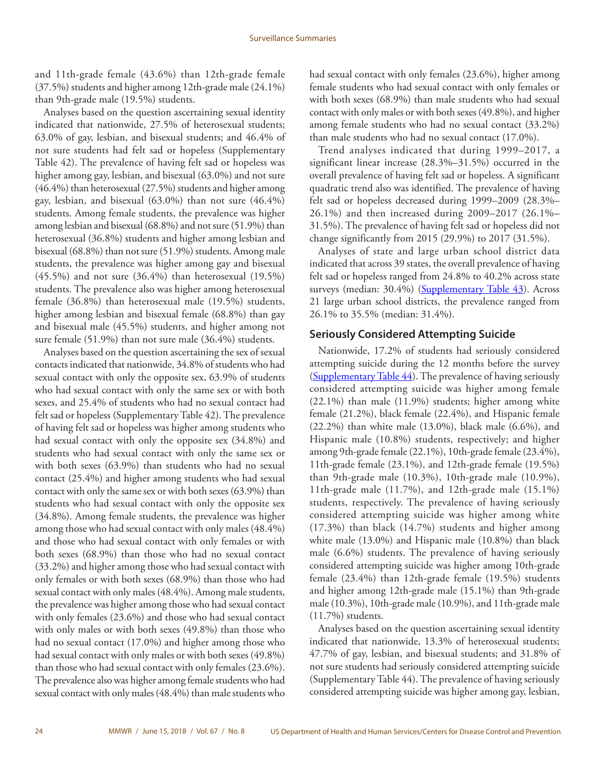and 11th-grade female (43.6%) than 12th-grade female (37.5%) students and higher among 12th-grade male (24.1%) than 9th-grade male (19.5%) students.

Analyses based on the question ascertaining sexual identity indicated that nationwide, 27.5% of heterosexual students; 63.0% of gay, lesbian, and bisexual students; and 46.4% of not sure students had felt sad or hopeless (Supplementary Table 42). The prevalence of having felt sad or hopeless was higher among gay, lesbian, and bisexual (63.0%) and not sure (46.4%) than heterosexual (27.5%) students and higher among gay, lesbian, and bisexual (63.0%) than not sure (46.4%) students. Among female students, the prevalence was higher among lesbian and bisexual (68.8%) and not sure (51.9%) than heterosexual (36.8%) students and higher among lesbian and bisexual (68.8%) than not sure (51.9%) students. Among male students, the prevalence was higher among gay and bisexual (45.5%) and not sure (36.4%) than heterosexual (19.5%) students. The prevalence also was higher among heterosexual female (36.8%) than heterosexual male (19.5%) students, higher among lesbian and bisexual female (68.8%) than gay and bisexual male (45.5%) students, and higher among not sure female (51.9%) than not sure male (36.4%) students.

Analyses based on the question ascertaining the sex of sexual contacts indicated that nationwide, 34.8% of students who had sexual contact with only the opposite sex, 63.9% of students who had sexual contact with only the same sex or with both sexes, and 25.4% of students who had no sexual contact had felt sad or hopeless (Supplementary Table 42). The prevalence of having felt sad or hopeless was higher among students who had sexual contact with only the opposite sex (34.8%) and students who had sexual contact with only the same sex or with both sexes (63.9%) than students who had no sexual contact (25.4%) and higher among students who had sexual contact with only the same sex or with both sexes (63.9%) than students who had sexual contact with only the opposite sex (34.8%). Among female students, the prevalence was higher among those who had sexual contact with only males (48.4%) and those who had sexual contact with only females or with both sexes (68.9%) than those who had no sexual contact (33.2%) and higher among those who had sexual contact with only females or with both sexes (68.9%) than those who had sexual contact with only males (48.4%). Among male students, the prevalence was higher among those who had sexual contact with only females (23.6%) and those who had sexual contact with only males or with both sexes (49.8%) than those who had no sexual contact (17.0%) and higher among those who had sexual contact with only males or with both sexes (49.8%) than those who had sexual contact with only females (23.6%). The prevalence also was higher among female students who had sexual contact with only males (48.4%) than male students who had sexual contact with only females (23.6%), higher among female students who had sexual contact with only females or with both sexes (68.9%) than male students who had sexual contact with only males or with both sexes (49.8%), and higher among female students who had no sexual contact (33.2%) than male students who had no sexual contact (17.0%).

Trend analyses indicated that during 1999–2017, a significant linear increase (28.3%–31.5%) occurred in the overall prevalence of having felt sad or hopeless. A significant quadratic trend also was identified. The prevalence of having felt sad or hopeless decreased during 1999–2009 (28.3%–26.1%) and then increased during 2009–2017 (26.1%–31.5%). The prevalence of having felt sad or hopeless did not change significantly from 2015 (29.9%) to 2017 (31.5%).

Analyses of state and large urban school district data indicated that across 39 states, the overall prevalence of having felt sad or hopeless ranged from 24.8% to 40.2% across state surveys (median: 30.4%) (Supplementary Table 43). Across 21 large urban school districts, the prevalence ranged from 26.1% to 35.5% (median: 31.4%).

## Seriously Considered Attempting Suicide

Nationwide, 17.2% of students had seriously considered attempting suicide during the 12 months before the survey (Supplementary Table 44). The prevalence of having seriously considered attempting suicide was higher among female (22.1%) than male (11.9%) students; higher among white female (21.2%), black female (22.4%), and Hispanic female (22.2%) than white male (13.0%), black male (6.6%), and Hispanic male (10.8%) students, respectively; and higher among 9th-grade female (22.1%), 10th-grade female (23.4%), 11th-grade female (23.1%), and 12th-grade female (19.5%) than 9th-grade male (10.3%), 10th-grade male (10.9%), 11th-grade male (11.7%), and 12th-grade male (15.1%) students, respectively. The prevalence of having seriously considered attempting suicide was higher among white (17.3%) than black (14.7%) students and higher among white male (13.0%) and Hispanic male (10.8%) than black male (6.6%) students. The prevalence of having seriously considered attempting suicide was higher among 10th-grade female (23.4%) than 12th-grade female (19.5%) students and higher among 12th-grade male (15.1%) than 9th-grade male (10.3%), 10th-grade male (10.9%), and 11th-grade male (11.7%) students.

Analyses based on the question ascertaining sexual identity indicated that nationwide, 13.3% of heterosexual students; 47.7% of gay, lesbian, and bisexual students; and 31.8% of not sure students had seriously considered attempting suicide (Supplementary Table 44). The prevalence of having seriously considered attempting suicide was higher among gay, lesbian,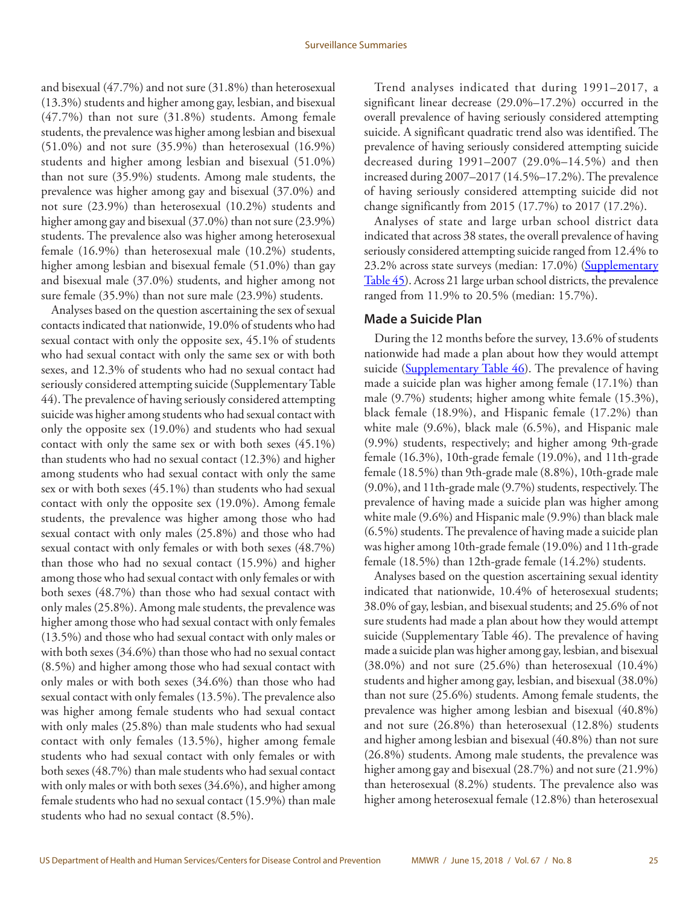and bisexual (47.7%) and not sure (31.8%) than heterosexual (13.3%) students and higher among gay, lesbian, and bisexual (47.7%) than not sure (31.8%) students. Among female students, the prevalence was higher among lesbian and bisexual (51.0%) and not sure (35.9%) than heterosexual (16.9%) students and higher among lesbian and bisexual (51.0%) than not sure (35.9%) students. Among male students, the prevalence was higher among gay and bisexual (37.0%) and not sure (23.9%) than heterosexual (10.2%) students and higher among gay and bisexual (37.0%) than not sure (23.9%) students. The prevalence also was higher among heterosexual female (16.9%) than heterosexual male (10.2%) students, higher among lesbian and bisexual female (51.0%) than gay and bisexual male (37.0%) students, and higher among not sure female (35.9%) than not sure male (23.9%) students.

Analyses based on the question ascertaining the sex of sexual contacts indicated that nationwide, 19.0% of students who had sexual contact with only the opposite sex, 45.1% of students who had sexual contact with only the same sex or with both sexes, and 12.3% of students who had no sexual contact had seriously considered attempting suicide (Supplementary Table 44). The prevalence of having seriously considered attempting suicide was higher among students who had sexual contact with only the opposite sex (19.0%) and students who had sexual contact with only the same sex or with both sexes (45.1%) than students who had no sexual contact (12.3%) and higher among students who had sexual contact with only the same sex or with both sexes (45.1%) than students who had sexual contact with only the opposite sex (19.0%). Among female students, the prevalence was higher among those who had sexual contact with only males (25.8%) and those who had sexual contact with only females or with both sexes (48.7%) than those who had no sexual contact (15.9%) and higher among those who had sexual contact with only females or with both sexes (48.7%) than those who had sexual contact with only males (25.8%). Among male students, the prevalence was higher among those who had sexual contact with only females (13.5%) and those who had sexual contact with only males or with both sexes (34.6%) than those who had no sexual contact (8.5%) and higher among those who had sexual contact with only males or with both sexes (34.6%) than those who had sexual contact with only females (13.5%). The prevalence also was higher among female students who had sexual contact with only males (25.8%) than male students who had sexual contact with only females (13.5%), higher among female students who had sexual contact with only females or with both sexes (48.7%) than male students who had sexual contact with only males or with both sexes (34.6%), and higher among female students who had no sexual contact (15.9%) than male students who had no sexual contact (8.5%).

Trend analyses indicated that during 1991–2017, a significant linear decrease (29.0%–17.2%) occurred in the overall prevalence of having seriously considered attempting suicide. A significant quadratic trend also was identified. The prevalence of having seriously considered attempting suicide decreased during 1991–2007 (29.0%–14.5%) and then increased during 2007–2017 (14.5%–17.2%). The prevalence of having seriously considered attempting suicide did not change significantly from 2015 (17.7%) to 2017 (17.2%).

Analyses of state and large urban school district data indicated that across 38 states, the overall prevalence of having seriously considered attempting suicide ranged from 12.4% to 23.2% across state surveys (median: 17.0%) (Supplementary Table 45). Across 21 large urban school districts, the prevalence ranged from 11.9% to 20.5% (median: 15.7%).

## Made a Suicide Plan

During the 12 months before the survey, 13.6% of students nationwide had made a plan about how they would attempt suicide (Supplementary Table 46). The prevalence of having made a suicide plan was higher among female (17.1%) than male (9.7%) students; higher among white female (15.3%), black female (18.9%), and Hispanic female (17.2%) than white male (9.6%), black male (6.5%), and Hispanic male (9.9%) students, respectively; and higher among 9th-grade female (16.3%), 10th-grade female (19.0%), and 11th-grade female (18.5%) than 9th-grade male (8.8%), 10th-grade male (9.0%), and 11th-grade male (9.7%) students, respectively. The prevalence of having made a suicide plan was higher among white male (9.6%) and Hispanic male (9.9%) than black male (6.5%) students. The prevalence of having made a suicide plan was higher among 10th-grade female (19.0%) and 11th-grade female (18.5%) than 12th-grade female (14.2%) students.

Analyses based on the question ascertaining sexual identity indicated that nationwide, 10.4% of heterosexual students; 38.0% of gay, lesbian, and bisexual students; and 25.6% of not sure students had made a plan about how they would attempt suicide (Supplementary Table 46). The prevalence of having made a suicide plan was higher among gay, lesbian, and bisexual (38.0%) and not sure (25.6%) than heterosexual (10.4%) students and higher among gay, lesbian, and bisexual (38.0%) than not sure (25.6%) students. Among female students, the prevalence was higher among lesbian and bisexual (40.8%) and not sure (26.8%) than heterosexual (12.8%) students and higher among lesbian and bisexual (40.8%) than not sure (26.8%) students. Among male students, the prevalence was higher among gay and bisexual (28.7%) and not sure (21.9%) than heterosexual (8.2%) students. The prevalence also was higher among heterosexual female (12.8%) than heterosexual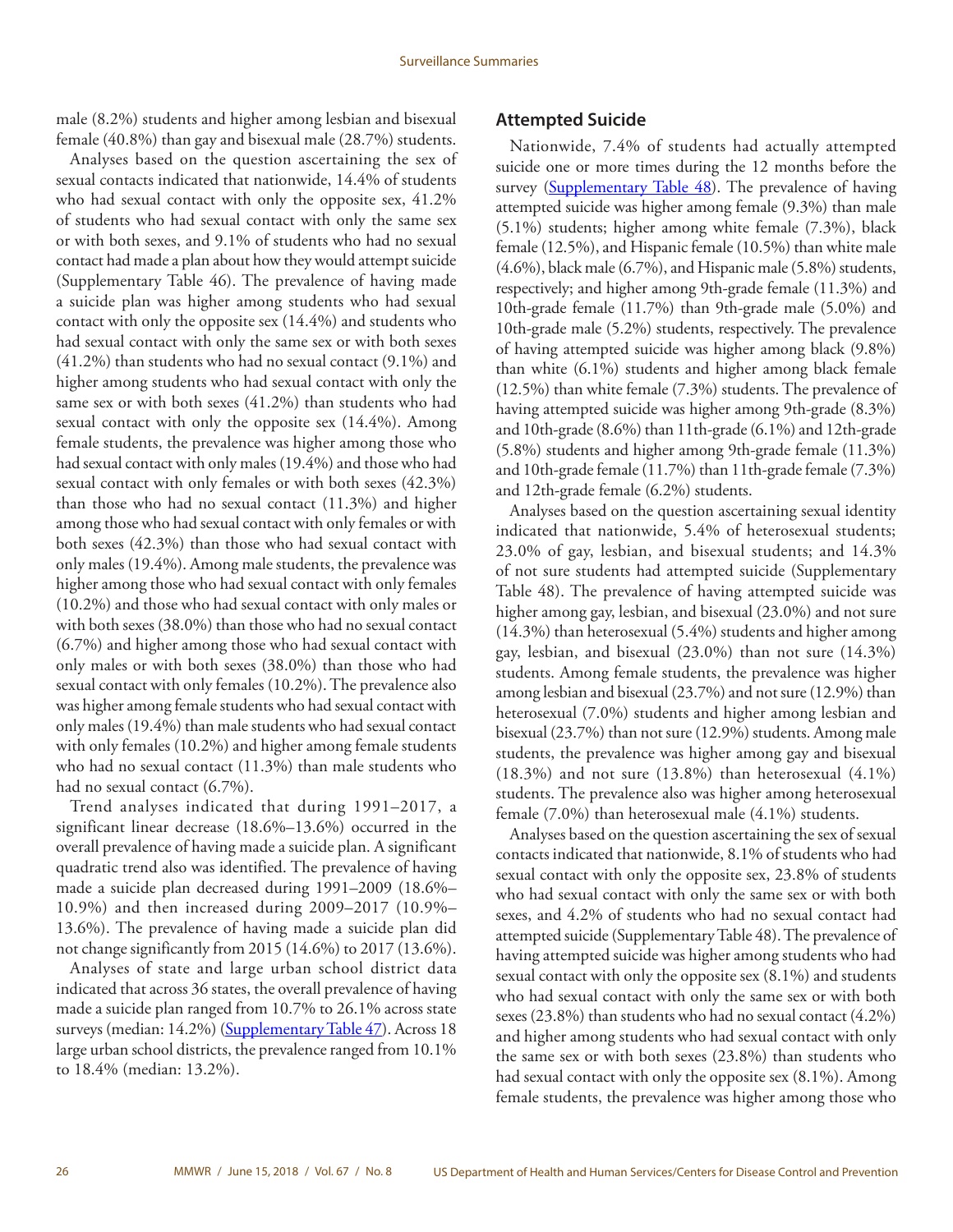male (8.2%) students and higher among lesbian and bisexual female (40.8%) than gay and bisexual male (28.7%) students.

Analyses based on the question ascertaining the sex of sexual contacts indicated that nationwide, 14.4% of students who had sexual contact with only the opposite sex, 41.2% of students who had sexual contact with only the same sex or with both sexes, and 9.1% of students who had no sexual contact had made a plan about how they would attempt suicide (Supplementary Table 46). The prevalence of having made a suicide plan was higher among students who had sexual contact with only the opposite sex (14.4%) and students who had sexual contact with only the same sex or with both sexes (41.2%) than students who had no sexual contact (9.1%) and higher among students who had sexual contact with only the same sex or with both sexes (41.2%) than students who had sexual contact with only the opposite sex (14.4%). Among female students, the prevalence was higher among those who had sexual contact with only males (19.4%) and those who had sexual contact with only females or with both sexes (42.3%) than those who had no sexual contact (11.3%) and higher among those who had sexual contact with only females or with both sexes (42.3%) than those who had sexual contact with only males (19.4%). Among male students, the prevalence was higher among those who had sexual contact with only females (10.2%) and those who had sexual contact with only males or with both sexes (38.0%) than those who had no sexual contact (6.7%) and higher among those who had sexual contact with only males or with both sexes (38.0%) than those who had sexual contact with only females (10.2%). The prevalence also was higher among female students who had sexual contact with only males (19.4%) than male students who had sexual contact with only females (10.2%) and higher among female students who had no sexual contact (11.3%) than male students who had no sexual contact (6.7%).

Trend analyses indicated that during 1991–2017, a significant linear decrease (18.6%–13.6%) occurred in the overall prevalence of having made a suicide plan. A significant quadratic trend also was identified. The prevalence of having made a suicide plan decreased during 1991–2009 (18.6%–10.9%) and then increased during 2009–2017 (10.9%–13.6%). The prevalence of having made a suicide plan did not change significantly from 2015 (14.6%) to 2017 (13.6%).

Analyses of state and large urban school district data indicated that across 36 states, the overall prevalence of having made a suicide plan ranged from 10.7% to 26.1% across state surveys (median: 14.2%) (Supplementary Table 47). Across 18 large urban school districts, the prevalence ranged from 10.1% to 18.4% (median: 13.2%).

## Attempted Suicide

Nationwide, 7.4% of students had actually attempted suicide one or more times during the 12 months before the survey (Supplementary Table 48). The prevalence of having attempted suicide was higher among female (9.3%) than male (5.1%) students; higher among white female (7.3%), black female (12.5%), and Hispanic female (10.5%) than white male (4.6%), black male (6.7%), and Hispanic male (5.8%) students, respectively; and higher among 9th-grade female (11.3%) and 10th-grade female (11.7%) than 9th-grade male (5.0%) and 10th-grade male (5.2%) students, respectively. The prevalence of having attempted suicide was higher among black (9.8%) than white (6.1%) students and higher among black female (12.5%) than white female (7.3%) students. The prevalence of having attempted suicide was higher among 9th-grade (8.3%) and 10th-grade (8.6%) than 11th-grade (6.1%) and 12th-grade (5.8%) students and higher among 9th-grade female (11.3%) and 10th-grade female (11.7%) than 11th-grade female (7.3%) and 12th-grade female (6.2%) students.

Analyses based on the question ascertaining sexual identity indicated that nationwide, 5.4% of heterosexual students; 23.0% of gay, lesbian, and bisexual students; and 14.3% of not sure students had attempted suicide (Supplementary Table 48). The prevalence of having attempted suicide was higher among gay, lesbian, and bisexual (23.0%) and not sure (14.3%) than heterosexual (5.4%) students and higher among gay, lesbian, and bisexual (23.0%) than not sure (14.3%) students. Among female students, the prevalence was higher among lesbian and bisexual (23.7%) and not sure (12.9%) than heterosexual (7.0%) students and higher among lesbian and bisexual (23.7%) than not sure (12.9%) students. Among male students, the prevalence was higher among gay and bisexual (18.3%) and not sure (13.8%) than heterosexual (4.1%) students. The prevalence also was higher among heterosexual female (7.0%) than heterosexual male (4.1%) students.

Analyses based on the question ascertaining the sex of sexual contacts indicated that nationwide, 8.1% of students who had sexual contact with only the opposite sex, 23.8% of students who had sexual contact with only the same sex or with both sexes, and 4.2% of students who had no sexual contact had attempted suicide (Supplementary Table 48). The prevalence of having attempted suicide was higher among students who had sexual contact with only the opposite sex (8.1%) and students who had sexual contact with only the same sex or with both sexes (23.8%) than students who had no sexual contact (4.2%) and higher among students who had sexual contact with only the same sex or with both sexes (23.8%) than students who had sexual contact with only the opposite sex (8.1%). Among female students, the prevalence was higher among those who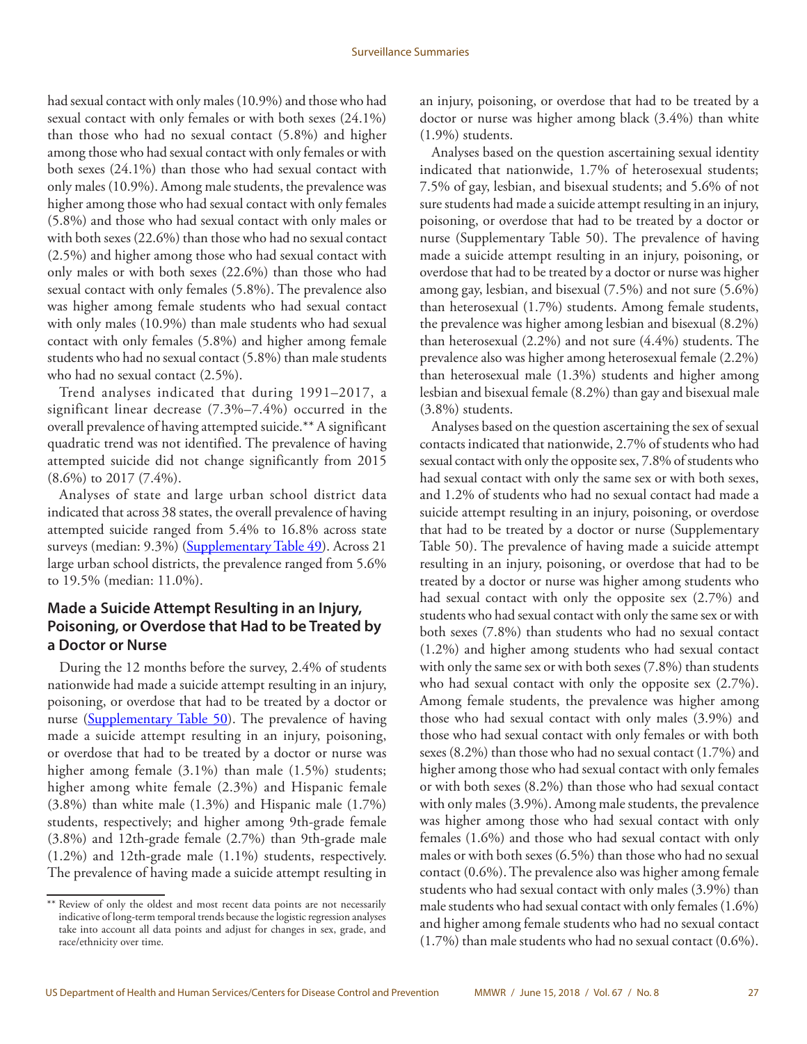had sexual contact with only males (10.9%) and those who had sexual contact with only females or with both sexes (24.1%) than those who had no sexual contact (5.8%) and higher among those who had sexual contact with only females or with both sexes (24.1%) than those who had sexual contact with only males (10.9%). Among male students, the prevalence was higher among those who had sexual contact with only females (5.8%) and those who had sexual contact with only males or with both sexes (22.6%) than those who had no sexual contact (2.5%) and higher among those who had sexual contact with only males or with both sexes (22.6%) than those who had sexual contact with only females (5.8%). The prevalence also was higher among female students who had sexual contact with only males (10.9%) than male students who had sexual contact with only females (5.8%) and higher among female students who had no sexual contact (5.8%) than male students who had no sexual contact (2.5%).

Trend analyses indicated that during 1991–2017, a significant linear decrease (7.3%–7.4%) occurred in the overall prevalence of having attempted suicide.** A significant quadratic trend was not identified. The prevalence of having attempted suicide did not change significantly from 2015 (8.6%) to 2017 (7.4%).

Analyses of state and large urban school district data indicated that across 38 states, the overall prevalence of having attempted suicide ranged from 5.4% to 16.8% across state surveys (median: 9.3%) (Supplementary Table 49). Across 21 large urban school districts, the prevalence ranged from 5.6% to 19.5% (median: 11.0%).

## Made a Suicide Attempt Resulting in an Injury, Poisoning, or Overdose that Had to be Treated by a Doctor or Nurse

During the 12 months before the survey, 2.4% of students nationwide had made a suicide attempt resulting in an injury, poisoning, or overdose that had to be treated by a doctor or nurse (Supplementary Table 50). The prevalence of having made a suicide attempt resulting in an injury, poisoning, or overdose that had to be treated by a doctor or nurse was higher among female (3.1%) than male (1.5%) students; higher among white female (2.3%) and Hispanic female (3.8%) than white male (1.3%) and Hispanic male (1.7%) students, respectively; and higher among 9th-grade female (3.8%) and 12th-grade female (2.7%) than 9th-grade male (1.2%) and 12th-grade male (1.1%) students, respectively. The prevalence of having made a suicide attempt resulting in an injury, poisoning, or overdose that had to be treated by a doctor or nurse was higher among black (3.4%) than white (1.9%) students.

Analyses based on the question ascertaining sexual identity indicated that nationwide, 1.7% of heterosexual students; 7.5% of gay, lesbian, and bisexual students; and 5.6% of not sure students had made a suicide attempt resulting in an injury, poisoning, or overdose that had to be treated by a doctor or nurse (Supplementary Table 50). The prevalence of having made a suicide attempt resulting in an injury, poisoning, or overdose that had to be treated by a doctor or nurse was higher among gay, lesbian, and bisexual (7.5%) and not sure (5.6%) than heterosexual (1.7%) students. Among female students, the prevalence was higher among lesbian and bisexual (8.2%) than heterosexual (2.2%) and not sure (4.4%) students. The prevalence also was higher among heterosexual female (2.2%) than heterosexual male (1.3%) students and higher among lesbian and bisexual female (8.2%) than gay and bisexual male (3.8%) students.

Analyses based on the question ascertaining the sex of sexual contacts indicated that nationwide, 2.7% of students who had sexual contact with only the opposite sex, 7.8% of students who had sexual contact with only the same sex or with both sexes, and 1.2% of students who had no sexual contact had made a suicide attempt resulting in an injury, poisoning, or overdose that had to be treated by a doctor or nurse (Supplementary Table 50). The prevalence of having made a suicide attempt resulting in an injury, poisoning, or overdose that had to be treated by a doctor or nurse was higher among students who had sexual contact with only the opposite sex (2.7%) and students who had sexual contact with only the same sex or with both sexes (7.8%) than students who had no sexual contact (1.2%) and higher among students who had sexual contact with only the same sex or with both sexes (7.8%) than students who had sexual contact with only the opposite sex (2.7%). Among female students, the prevalence was higher among those who had sexual contact with only males (3.9%) and those who had sexual contact with only females or with both sexes (8.2%) than those who had no sexual contact (1.7%) and higher among those who had sexual contact with only females or with both sexes (8.2%) than those who had sexual contact with only males (3.9%). Among male students, the prevalence was higher among those who had sexual contact with only females (1.6%) and those who had sexual contact with only males or with both sexes (6.5%) than those who had no sexual contact (0.6%). The prevalence also was higher among female students who had sexual contact with only males (3.9%) than male students who had sexual contact with only females (1.6%) and higher among female students who had no sexual contact (1.7%) than male students who had no sexual contact (0.6%).

** Review of only the oldest and most recent data points are not necessarily indicative of long-term temporal trends because the logistic regression analyses take into account all data points and adjust for changes in sex, grade, and race/ethnicity over time.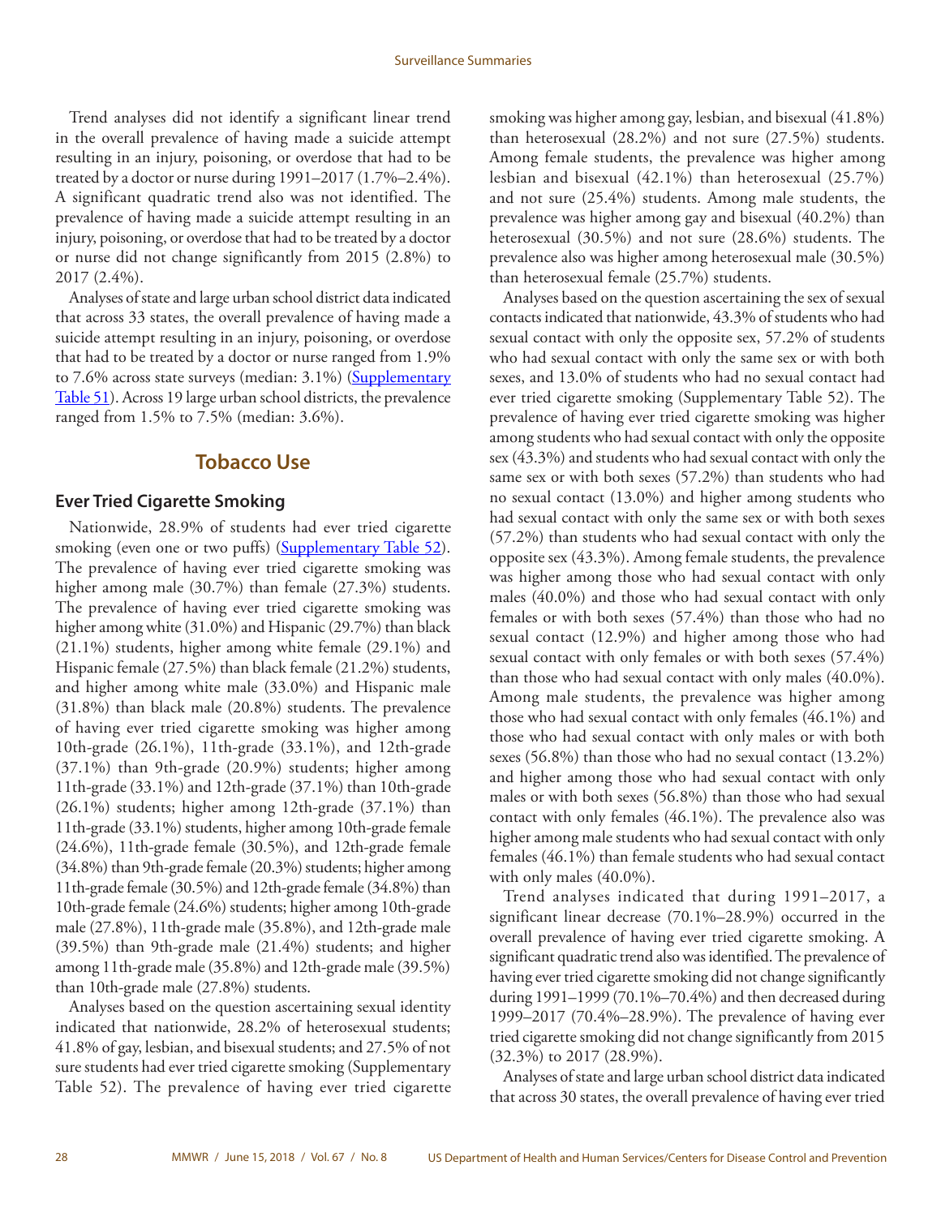Trend analyses did not identify a significant linear trend in the overall prevalence of having made a suicide attempt resulting in an injury, poisoning, or overdose that had to be treated by a doctor or nurse during 1991–2017 (1.7%–2.4%). A significant quadratic trend also was not identified. The prevalence of having made a suicide attempt resulting in an injury, poisoning, or overdose that had to be treated by a doctor or nurse did not change significantly from 2015 (2.8%) to 2017 (2.4%).

Analyses of state and large urban school district data indicated that across 33 states, the overall prevalence of having made a suicide attempt resulting in an injury, poisoning, or overdose that had to be treated by a doctor or nurse ranged from 1.9% to 7.6% across state surveys (median: 3.1%) (Supplementary Table 51). Across 19 large urban school districts, the prevalence ranged from 1.5% to 7.5% (median: 3.6%).

## Tobacco Use

### Ever Tried Cigarette Smoking

Nationwide, 28.9% of students had ever tried cigarette smoking (even one or two puffs) (Supplementary Table 52). The prevalence of having ever tried cigarette smoking was higher among male (30.7%) than female (27.3%) students. The prevalence of having ever tried cigarette smoking was higher among white (31.0%) and Hispanic (29.7%) than black (21.1%) students, higher among white female (29.1%) and Hispanic female (27.5%) than black female (21.2%) students, and higher among white male (33.0%) and Hispanic male (31.8%) than black male (20.8%) students. The prevalence of having ever tried cigarette smoking was higher among 10th-grade (26.1%), 11th-grade (33.1%), and 12th-grade (37.1%) than 9th-grade (20.9%) students; higher among 11th-grade (33.1%) and 12th-grade (37.1%) than 10th-grade (26.1%) students; higher among 12th-grade (37.1%) than 11th-grade (33.1%) students, higher among 10th-grade female (24.6%), 11th-grade female (30.5%), and 12th-grade female (34.8%) than 9th-grade female (20.3%) students; higher among 11th-grade female (30.5%) and 12th-grade female (34.8%) than 10th-grade female (24.6%) students; higher among 10th-grade male (27.8%), 11th-grade male (35.8%), and 12th-grade male (39.5%) than 9th-grade male (21.4%) students; and higher among 11th-grade male (35.8%) and 12th-grade male (39.5%) than 10th-grade male (27.8%) students.

Analyses based on the question ascertaining sexual identity indicated that nationwide, 28.2% of heterosexual students; 41.8% of gay, lesbian, and bisexual students; and 27.5% of not sure students had ever tried cigarette smoking (Supplementary Table 52). The prevalence of having ever tried cigarette smoking was higher among gay, lesbian, and bisexual (41.8%) than heterosexual (28.2%) and not sure (27.5%) students. Among female students, the prevalence was higher among lesbian and bisexual (42.1%) than heterosexual (25.7%) and not sure (25.4%) students. Among male students, the prevalence was higher among gay and bisexual (40.2%) than heterosexual (30.5%) and not sure (28.6%) students. The prevalence also was higher among heterosexual male (30.5%) than heterosexual female (25.7%) students.

Analyses based on the question ascertaining the sex of sexual contacts indicated that nationwide, 43.3% of students who had sexual contact with only the opposite sex, 57.2% of students who had sexual contact with only the same sex or with both sexes, and 13.0% of students who had no sexual contact had ever tried cigarette smoking (Supplementary Table 52). The prevalence of having ever tried cigarette smoking was higher among students who had sexual contact with only the opposite sex (43.3%) and students who had sexual contact with only the same sex or with both sexes (57.2%) than students who had no sexual contact (13.0%) and higher among students who had sexual contact with only the same sex or with both sexes (57.2%) than students who had sexual contact with only the opposite sex (43.3%). Among female students, the prevalence was higher among those who had sexual contact with only males (40.0%) and those who had sexual contact with only females or with both sexes (57.4%) than those who had no sexual contact (12.9%) and higher among those who had sexual contact with only females or with both sexes (57.4%) than those who had sexual contact with only males (40.0%). Among male students, the prevalence was higher among those who had sexual contact with only females (46.1%) and those who had sexual contact with only males or with both sexes (56.8%) than those who had no sexual contact (13.2%) and higher among those who had sexual contact with only males or with both sexes (56.8%) than those who had sexual contact with only females (46.1%). The prevalence also was higher among male students who had sexual contact with only females (46.1%) than female students who had sexual contact with only males (40.0%).

Trend analyses indicated that during 1991–2017, a significant linear decrease (70.1%–28.9%) occurred in the overall prevalence of having ever tried cigarette smoking. A significant quadratic trend also was identified. The prevalence of having ever tried cigarette smoking did not change significantly during 1991–1999 (70.1%–70.4%) and then decreased during 1999–2017 (70.4%–28.9%). The prevalence of having ever tried cigarette smoking did not change significantly from 2015 (32.3%) to 2017 (28.9%).

Analyses of state and large urban school district data indicated that across 30 states, the overall prevalence of having ever tried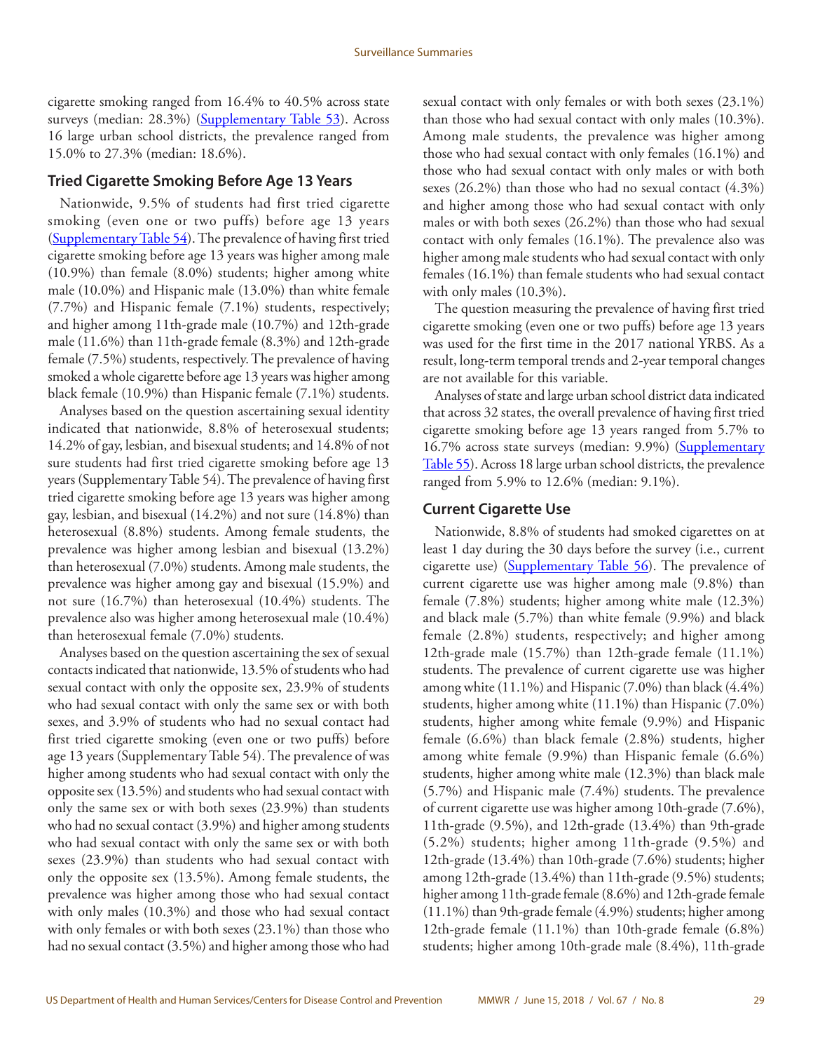cigarette smoking ranged from 16.4% to 40.5% across state surveys (median: 28.3%) (Supplementary Table 53). Across 16 large urban school districts, the prevalence ranged from 15.0% to 27.3% (median: 18.6%).

### Tried Cigarette Smoking Before Age 13 Years

Nationwide, 9.5% of students had first tried cigarette smoking (even one or two puffs) before age 13 years (Supplementary Table 54). The prevalence of having first tried cigarette smoking before age 13 years was higher among male (10.9%) than female (8.0%) students; higher among white male (10.0%) and Hispanic male (13.0%) than white female (7.7%) and Hispanic female (7.1%) students, respectively; and higher among 11th-grade male (10.7%) and 12th-grade male (11.6%) than 11th-grade female (8.3%) and 12th-grade female (7.5%) students, respectively. The prevalence of having smoked a whole cigarette before age 13 years was higher among black female (10.9%) than Hispanic female (7.1%) students.

Analyses based on the question ascertaining sexual identity indicated that nationwide, 8.8% of heterosexual students; 14.2% of gay, lesbian, and bisexual students; and 14.8% of not sure students had first tried cigarette smoking before age 13 years (Supplementary Table 54). The prevalence of having first tried cigarette smoking before age 13 years was higher among gay, lesbian, and bisexual (14.2%) and not sure (14.8%) than heterosexual (8.8%) students. Among female students, the prevalence was higher among lesbian and bisexual (13.2%) than heterosexual (7.0%) students. Among male students, the prevalence was higher among gay and bisexual (15.9%) and not sure (16.7%) than heterosexual (10.4%) students. The prevalence also was higher among heterosexual male (10.4%) than heterosexual female (7.0%) students.

Analyses based on the question ascertaining the sex of sexual contacts indicated that nationwide, 13.5% of students who had sexual contact with only the opposite sex, 23.9% of students who had sexual contact with only the same sex or with both sexes, and 3.9% of students who had no sexual contact had first tried cigarette smoking (even one or two puffs) before age 13 years (Supplementary Table 54). The prevalence of was higher among students who had sexual contact with only the opposite sex (13.5%) and students who had sexual contact with only the same sex or with both sexes (23.9%) than students who had no sexual contact (3.9%) and higher among students who had sexual contact with only the same sex or with both sexes (23.9%) than students who had sexual contact with only the opposite sex (13.5%). Among female students, the prevalence was higher among those who had sexual contact with only males (10.3%) and those who had sexual contact with only females or with both sexes (23.1%) than those who had no sexual contact (3.5%) and higher among those who had sexual contact with only females or with both sexes (23.1%) than those who had sexual contact with only males (10.3%). Among male students, the prevalence was higher among those who had sexual contact with only females (16.1%) and those who had sexual contact with only males or with both sexes (26.2%) than those who had no sexual contact (4.3%) and higher among those who had sexual contact with only males or with both sexes (26.2%) than those who had sexual contact with only females (16.1%). The prevalence also was higher among male students who had sexual contact with only females (16.1%) than female students who had sexual contact with only males (10.3%).

The question measuring the prevalence of having first tried cigarette smoking (even one or two puffs) before age 13 years was used for the first time in the 2017 national YRBS. As a result, long-term temporal trends and 2-year temporal changes are not available for this variable.

Analyses of state and large urban school district data indicated that across 32 states, the overall prevalence of having first tried cigarette smoking before age 13 years ranged from 5.7% to 16.7% across state surveys (median: 9.9%) (Supplementary Table 55). Across 18 large urban school districts, the prevalence ranged from 5.9% to 12.6% (median: 9.1%).

### Current Cigarette Use

Nationwide, 8.8% of students had smoked cigarettes on at least 1 day during the 30 days before the survey (i.e., current cigarette use) (Supplementary Table 56). The prevalence of current cigarette use was higher among male (9.8%) than female (7.8%) students; higher among white male (12.3%) and black male (5.7%) than white female (9.9%) and black female (2.8%) students, respectively; and higher among 12th-grade male (15.7%) than 12th-grade female (11.1%) students. The prevalence of current cigarette use was higher among white (11.1%) and Hispanic (7.0%) than black (4.4%) students, higher among white (11.1%) than Hispanic (7.0%) students, higher among white female (9.9%) and Hispanic female (6.6%) than black female (2.8%) students, higher among white female (9.9%) than Hispanic female (6.6%) students, higher among white male (12.3%) than black male (5.7%) and Hispanic male (7.4%) students. The prevalence of current cigarette use was higher among 10th-grade (7.6%), 11th-grade (9.5%), and 12th-grade (13.4%) than 9th-grade (5.2%) students; higher among 11th-grade (9.5%) and 12th-grade (13.4%) than 10th-grade (7.6%) students; higher among 12th-grade (13.4%) than 11th-grade (9.5%) students; higher among 11th-grade female (8.6%) and 12th-grade female (11.1%) than 9th-grade female (4.9%) students; higher among 12th-grade female (11.1%) than 10th-grade female (6.8%) students; higher among 10th-grade male (8.4%), 11th-grade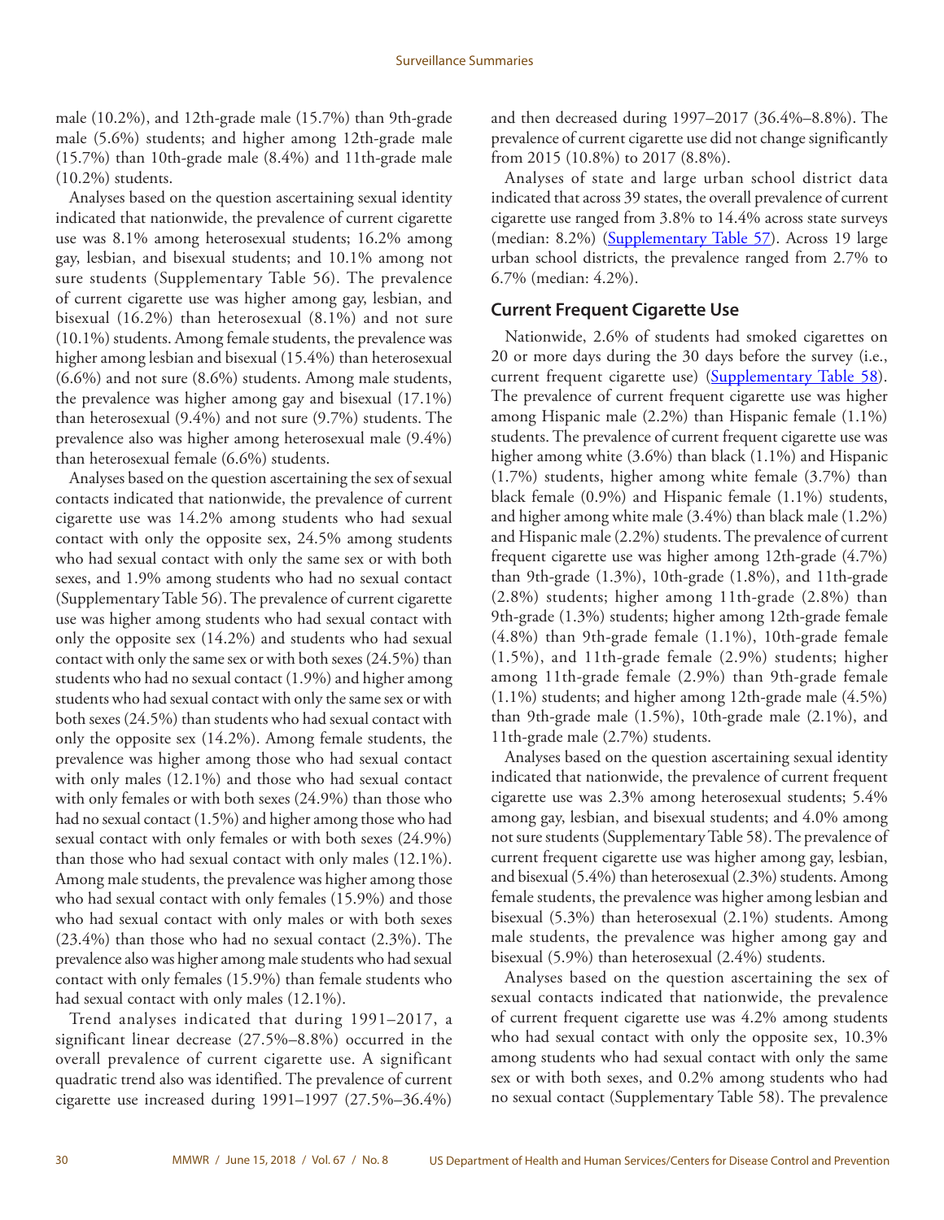male (10.2%), and 12th-grade male (15.7%) than 9th-grade male (5.6%) students; and higher among 12th-grade male (15.7%) than 10th-grade male (8.4%) and 11th-grade male (10.2%) students.

Analyses based on the question ascertaining sexual identity indicated that nationwide, the prevalence of current cigarette use was 8.1% among heterosexual students; 16.2% among gay, lesbian, and bisexual students; and 10.1% among not sure students (Supplementary Table 56). The prevalence of current cigarette use was higher among gay, lesbian, and bisexual (16.2%) than heterosexual (8.1%) and not sure (10.1%) students. Among female students, the prevalence was higher among lesbian and bisexual (15.4%) than heterosexual (6.6%) and not sure (8.6%) students. Among male students, the prevalence was higher among gay and bisexual (17.1%) than heterosexual (9.4%) and not sure (9.7%) students. The prevalence also was higher among heterosexual male (9.4%) than heterosexual female (6.6%) students.

Analyses based on the question ascertaining the sex of sexual contacts indicated that nationwide, the prevalence of current cigarette use was 14.2% among students who had sexual contact with only the opposite sex, 24.5% among students who had sexual contact with only the same sex or with both sexes, and 1.9% among students who had no sexual contact (Supplementary Table 56). The prevalence of current cigarette use was higher among students who had sexual contact with only the opposite sex (14.2%) and students who had sexual contact with only the same sex or with both sexes (24.5%) than students who had no sexual contact (1.9%) and higher among students who had sexual contact with only the same sex or with both sexes (24.5%) than students who had sexual contact with only the opposite sex (14.2%). Among female students, the prevalence was higher among those who had sexual contact with only males (12.1%) and those who had sexual contact with only females or with both sexes (24.9%) than those who had no sexual contact (1.5%) and higher among those who had sexual contact with only females or with both sexes (24.9%) than those who had sexual contact with only males (12.1%). Among male students, the prevalence was higher among those who had sexual contact with only females (15.9%) and those who had sexual contact with only males or with both sexes (23.4%) than those who had no sexual contact (2.3%). The prevalence also was higher among male students who had sexual contact with only females (15.9%) than female students who had sexual contact with only males (12.1%).

Trend analyses indicated that during 1991–2017, a significant linear decrease (27.5%–8.8%) occurred in the overall prevalence of current cigarette use. A significant quadratic trend also was identified. The prevalence of current cigarette use increased during 1991–1997 (27.5%–36.4%) and then decreased during 1997–2017 (36.4%–8.8%). The prevalence of current cigarette use did not change significantly from 2015 (10.8%) to 2017 (8.8%).

Analyses of state and large urban school district data indicated that across 39 states, the overall prevalence of current cigarette use ranged from 3.8% to 14.4% across state surveys (median: 8.2%) (Supplementary Table 57). Across 19 large urban school districts, the prevalence ranged from 2.7% to 6.7% (median: 4.2%).

## Current Frequent Cigarette Use

Nationwide, 2.6% of students had smoked cigarettes on 20 or more days during the 30 days before the survey (i.e., current frequent cigarette use) (Supplementary Table 58). The prevalence of current frequent cigarette use was higher among Hispanic male (2.2%) than Hispanic female (1.1%) students. The prevalence of current frequent cigarette use was higher among white (3.6%) than black (1.1%) and Hispanic (1.7%) students, higher among white female (3.7%) than black female (0.9%) and Hispanic female (1.1%) students, and higher among white male (3.4%) than black male (1.2%) and Hispanic male (2.2%) students. The prevalence of current frequent cigarette use was higher among 12th-grade (4.7%) than 9th-grade (1.3%), 10th-grade (1.8%), and 11th-grade (2.8%) students; higher among 11th-grade (2.8%) than 9th-grade (1.3%) students; higher among 12th-grade female (4.8%) than 9th-grade female (1.1%), 10th-grade female (1.5%), and 11th-grade female (2.9%) students; higher among 11th-grade female (2.9%) than 9th-grade female (1.1%) students; and higher among 12th-grade male (4.5%) than 9th-grade male (1.5%), 10th-grade male (2.1%), and 11th-grade male (2.7%) students.

Analyses based on the question ascertaining sexual identity indicated that nationwide, the prevalence of current frequent cigarette use was 2.3% among heterosexual students; 5.4% among gay, lesbian, and bisexual students; and 4.0% among not sure students (Supplementary Table 58). The prevalence of current frequent cigarette use was higher among gay, lesbian, and bisexual (5.4%) than heterosexual (2.3%) students. Among female students, the prevalence was higher among lesbian and bisexual (5.3%) than heterosexual (2.1%) students. Among male students, the prevalence was higher among gay and bisexual (5.9%) than heterosexual (2.4%) students.

Analyses based on the question ascertaining the sex of sexual contacts indicated that nationwide, the prevalence of current frequent cigarette use was 4.2% among students who had sexual contact with only the opposite sex, 10.3% among students who had sexual contact with only the same sex or with both sexes, and 0.2% among students who had no sexual contact (Supplementary Table 58). The prevalence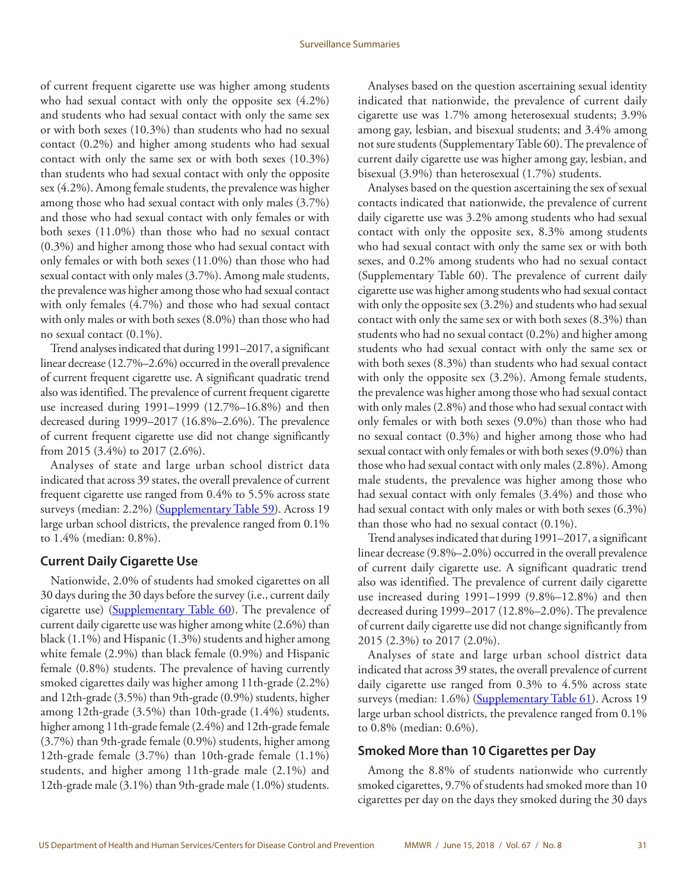of current frequent cigarette use was higher among students who had sexual contact with only the opposite sex (4.2%) and students who had sexual contact with only the same sex or with both sexes (10.3%) than students who had no sexual contact (0.2%) and higher among students who had sexual contact with only the same sex or with both sexes (10.3%) than students who had sexual contact with only the opposite sex (4.2%). Among female students, the prevalence was higher among those who had sexual contact with only males (3.7%) and those who had sexual contact with only females or with both sexes (11.0%) than those who had no sexual contact (0.3%) and higher among those who had sexual contact with only females or with both sexes (11.0%) than those who had sexual contact with only males (3.7%). Among male students, the prevalence was higher among those who had sexual contact with only females (4.7%) and those who had sexual contact with only males or with both sexes (8.0%) than those who had no sexual contact (0.1%).

Trend analyses indicated that during 1991–2017, a significant linear decrease (12.7%–2.6%) occurred in the overall prevalence of current frequent cigarette use. A significant quadratic trend also was identified. The prevalence of current frequent cigarette use increased during 1991–1999 (12.7%–16.8%) and then decreased during 1999–2017 (16.8%–2.6%). The prevalence of current frequent cigarette use did not change significantly from 2015 (3.4%) to 2017 (2.6%).

Analyses of state and large urban school district data indicated that across 39 states, the overall prevalence of current frequent cigarette use ranged from 0.4% to 5.5% across state surveys (median: 2.2%) (Supplementary Table 59). Across 19 large urban school districts, the prevalence ranged from 0.1% to 1.4% (median: 0.8%).

### Current Daily Cigarette Use

Nationwide, 2.0% of students had smoked cigarettes on all 30 days during the 30 days before the survey (i.e., current daily cigarette use) (Supplementary Table 60). The prevalence of current daily cigarette use was higher among white (2.6%) than black (1.1%) and Hispanic (1.3%) students and higher among white female (2.9%) than black female (0.9%) and Hispanic female (0.8%) students. The prevalence of having currently smoked cigarettes daily was higher among 11th-grade (2.2%) and 12th-grade (3.5%) than 9th-grade (0.9%) students, higher among 12th-grade (3.5%) than 10th-grade (1.4%) students, higher among 11th-grade female (2.4%) and 12th-grade female (3.7%) than 9th-grade female (0.9%) students, higher among 12th-grade female (3.7%) than 10th-grade female (1.1%) students, and higher among 11th-grade male (2.1%) and 12th-grade male (3.1%) than 9th-grade male (1.0%) students.

Analyses based on the question ascertaining sexual identity indicated that nationwide, the prevalence of current daily cigarette use was 1.7% among heterosexual students; 3.9% among gay, lesbian, and bisexual students; and 3.4% among not sure students (Supplementary Table 60). The prevalence of current daily cigarette use was higher among gay, lesbian, and bisexual (3.9%) than heterosexual (1.7%) students.

Analyses based on the question ascertaining the sex of sexual contacts indicated that nationwide, the prevalence of current daily cigarette use was 3.2% among students who had sexual contact with only the opposite sex, 8.3% among students who had sexual contact with only the same sex or with both sexes, and 0.2% among students who had no sexual contact (Supplementary Table 60). The prevalence of current daily cigarette use was higher among students who had sexual contact with only the opposite sex (3.2%) and students who had sexual contact with only the same sex or with both sexes (8.3%) than students who had no sexual contact (0.2%) and higher among students who had sexual contact with only the same sex or with both sexes (8.3%) than students who had sexual contact with only the opposite sex (3.2%). Among female students, the prevalence was higher among those who had sexual contact with only males (2.8%) and those who had sexual contact with only females or with both sexes (9.0%) than those who had no sexual contact (0.3%) and higher among those who had sexual contact with only females or with both sexes (9.0%) than those who had sexual contact with only males (2.8%). Among male students, the prevalence was higher among those who had sexual contact with only females (3.4%) and those who had sexual contact with only males or with both sexes (6.3%) than those who had no sexual contact (0.1%).

Trend analyses indicated that during 1991–2017, a significant linear decrease (9.8%–2.0%) occurred in the overall prevalence of current daily cigarette use. A significant quadratic trend also was identified. The prevalence of current daily cigarette use increased during 1991–1999 (9.8%–12.8%) and then decreased during 1999–2017 (12.8%–2.0%). The prevalence of current daily cigarette use did not change significantly from 2015 (2.3%) to 2017 (2.0%).

Analyses of state and large urban school district data indicated that across 39 states, the overall prevalence of current daily cigarette use ranged from 0.3% to 4.5% across state surveys (median: 1.6%) (Supplementary Table 61). Across 19 large urban school districts, the prevalence ranged from 0.1% to 0.8% (median: 0.6%).

### Smoked More than 10 Cigarettes per Day

Among the 8.8% of students nationwide who currently smoked cigarettes, 9.7% of students had smoked more than 10 cigarettes per day on the days they smoked during the 30 days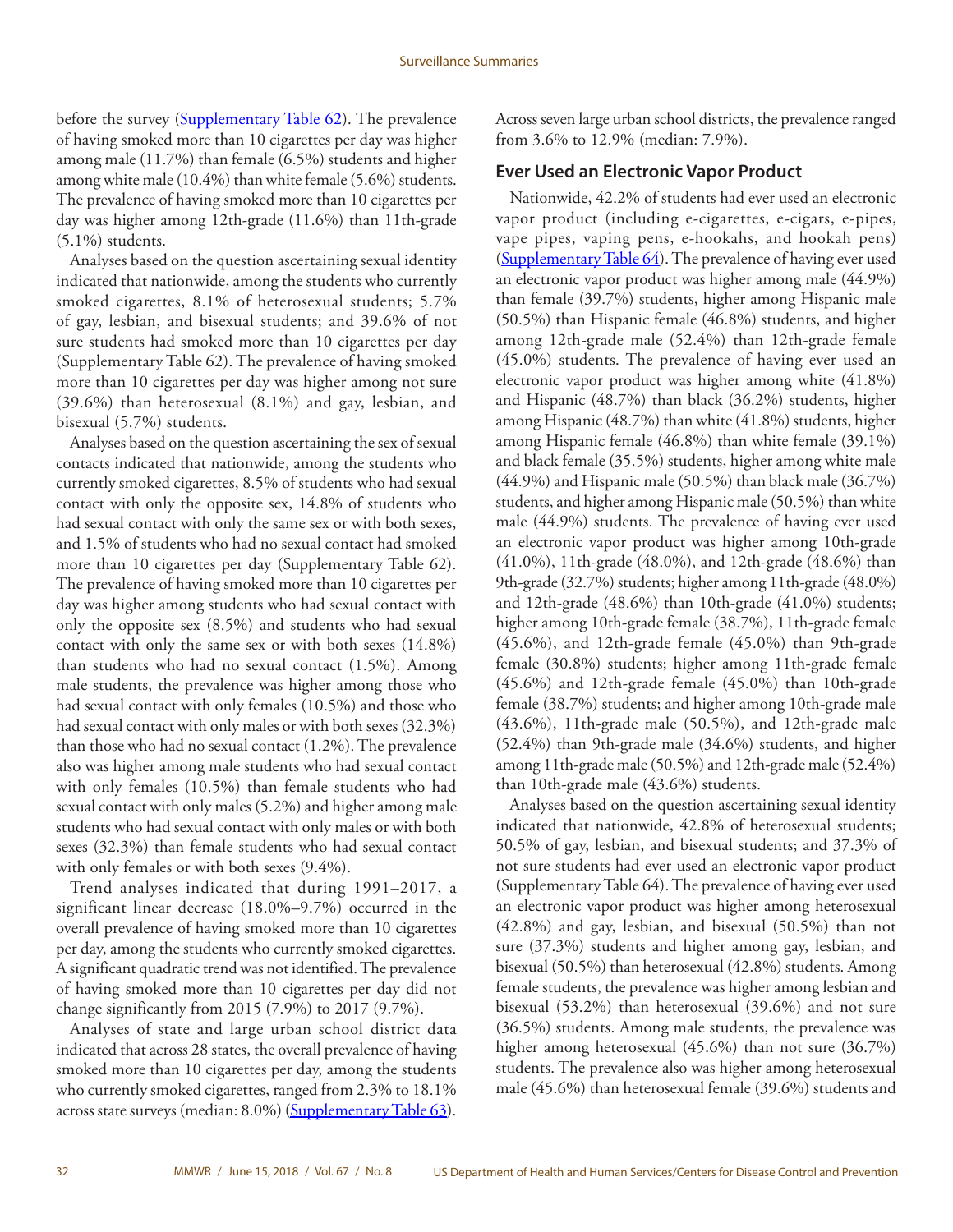before the survey (Supplementary Table 62). The prevalence of having smoked more than 10 cigarettes per day was higher among male (11.7%) than female (6.5%) students and higher among white male (10.4%) than white female (5.6%) students. The prevalence of having smoked more than 10 cigarettes per day was higher among 12th-grade (11.6%) than 11th-grade (5.1%) students.

Analyses based on the question ascertaining sexual identity indicated that nationwide, among the students who currently smoked cigarettes, 8.1% of heterosexual students; 5.7% of gay, lesbian, and bisexual students; and 39.6% of not sure students had smoked more than 10 cigarettes per day (Supplementary Table 62). The prevalence of having smoked more than 10 cigarettes per day was higher among not sure (39.6%) than heterosexual (8.1%) and gay, lesbian, and bisexual (5.7%) students.

Analyses based on the question ascertaining the sex of sexual contacts indicated that nationwide, among the students who currently smoked cigarettes, 8.5% of students who had sexual contact with only the opposite sex, 14.8% of students who had sexual contact with only the same sex or with both sexes, and 1.5% of students who had no sexual contact had smoked more than 10 cigarettes per day (Supplementary Table 62). The prevalence of having smoked more than 10 cigarettes per day was higher among students who had sexual contact with only the opposite sex (8.5%) and students who had sexual contact with only the same sex or with both sexes (14.8%) than students who had no sexual contact (1.5%). Among male students, the prevalence was higher among those who had sexual contact with only females (10.5%) and those who had sexual contact with only males or with both sexes (32.3%) than those who had no sexual contact (1.2%). The prevalence also was higher among male students who had sexual contact with only females (10.5%) than female students who had sexual contact with only males (5.2%) and higher among male students who had sexual contact with only males or with both sexes (32.3%) than female students who had sexual contact with only females or with both sexes (9.4%).

Trend analyses indicated that during 1991–2017, a significant linear decrease (18.0%–9.7%) occurred in the overall prevalence of having smoked more than 10 cigarettes per day, among the students who currently smoked cigarettes. A significant quadratic trend was not identified. The prevalence of having smoked more than 10 cigarettes per day did not change significantly from 2015 (7.9%) to 2017 (9.7%).

Analyses of state and large urban school district data indicated that across 28 states, the overall prevalence of having smoked more than 10 cigarettes per day, among the students who currently smoked cigarettes, ranged from 2.3% to 18.1% across state surveys (median: 8.0%) (Supplementary Table 63). Across seven large urban school districts, the prevalence ranged from 3.6% to 12.9% (median: 7.9%).

### Ever Used an Electronic Vapor Product

Nationwide, 42.2% of students had ever used an electronic vapor product (including e-cigarettes, e-cigars, e-pipes, vape pipes, vaping pens, e-hookahs, and hookah pens) (Supplementary Table 64). The prevalence of having ever used an electronic vapor product was higher among male (44.9%) than female (39.7%) students, higher among Hispanic male (50.5%) than Hispanic female (46.8%) students, and higher among 12th-grade male (52.4%) than 12th-grade female (45.0%) students. The prevalence of having ever used an electronic vapor product was higher among white (41.8%) and Hispanic (48.7%) than black (36.2%) students, higher among Hispanic (48.7%) than white (41.8%) students, higher among Hispanic female (46.8%) than white female (39.1%) and black female (35.5%) students, higher among white male (44.9%) and Hispanic male (50.5%) than black male (36.7%) students, and higher among Hispanic male (50.5%) than white male (44.9%) students. The prevalence of having ever used an electronic vapor product was higher among 10th-grade (41.0%), 11th-grade (48.0%), and 12th-grade (48.6%) than 9th-grade (32.7%) students; higher among 11th-grade (48.0%) and 12th-grade (48.6%) than 10th-grade (41.0%) students; higher among 10th-grade female (38.7%), 11th-grade female (45.6%), and 12th-grade female (45.0%) than 9th-grade female (30.8%) students; higher among 11th-grade female (45.6%) and 12th-grade female (45.0%) than 10th-grade female (38.7%) students; and higher among 10th-grade male (43.6%), 11th-grade male (50.5%), and 12th-grade male (52.4%) than 9th-grade male (34.6%) students, and higher among 11th-grade male (50.5%) and 12th-grade male (52.4%) than 10th-grade male (43.6%) students.

Analyses based on the question ascertaining sexual identity indicated that nationwide, 42.8% of heterosexual students; 50.5% of gay, lesbian, and bisexual students; and 37.3% of not sure students had ever used an electronic vapor product (Supplementary Table 64). The prevalence of having ever used an electronic vapor product was higher among heterosexual (42.8%) and gay, lesbian, and bisexual (50.5%) than not sure (37.3%) students and higher among gay, lesbian, and bisexual (50.5%) than heterosexual (42.8%) students. Among female students, the prevalence was higher among lesbian and bisexual (53.2%) than heterosexual (39.6%) and not sure (36.5%) students. Among male students, the prevalence was higher among heterosexual (45.6%) than not sure (36.7%) students. The prevalence also was higher among heterosexual male (45.6%) than heterosexual female (39.6%) students and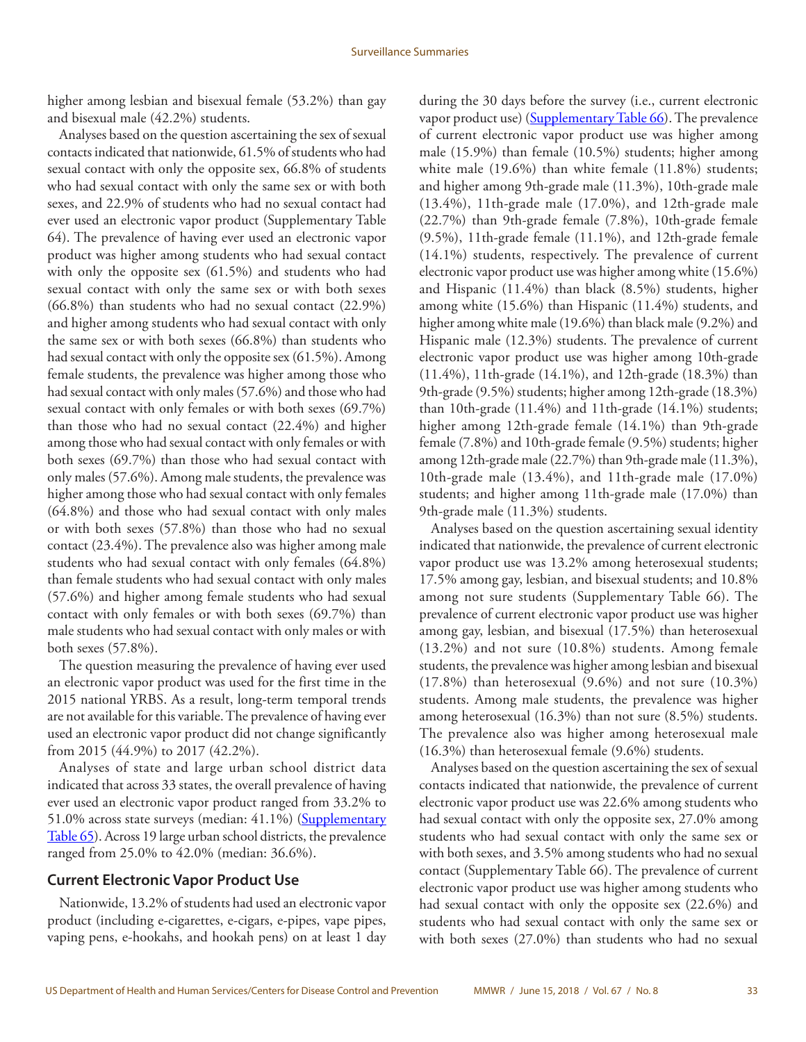higher among lesbian and bisexual female (53.2%) than gay and bisexual male (42.2%) students.

Analyses based on the question ascertaining the sex of sexual contacts indicated that nationwide, 61.5% of students who had sexual contact with only the opposite sex, 66.8% of students who had sexual contact with only the same sex or with both sexes, and 22.9% of students who had no sexual contact had ever used an electronic vapor product (Supplementary Table 64). The prevalence of having ever used an electronic vapor product was higher among students who had sexual contact with only the opposite sex (61.5%) and students who had sexual contact with only the same sex or with both sexes (66.8%) than students who had no sexual contact (22.9%) and higher among students who had sexual contact with only the same sex or with both sexes (66.8%) than students who had sexual contact with only the opposite sex (61.5%). Among female students, the prevalence was higher among those who had sexual contact with only males (57.6%) and those who had sexual contact with only females or with both sexes (69.7%) than those who had no sexual contact (22.4%) and higher among those who had sexual contact with only females or with both sexes (69.7%) than those who had sexual contact with only males (57.6%). Among male students, the prevalence was higher among those who had sexual contact with only females (64.8%) and those who had sexual contact with only males or with both sexes (57.8%) than those who had no sexual contact (23.4%). The prevalence also was higher among male students who had sexual contact with only females (64.8%) than female students who had sexual contact with only males (57.6%) and higher among female students who had sexual contact with only females or with both sexes (69.7%) than male students who had sexual contact with only males or with both sexes (57.8%).

The question measuring the prevalence of having ever used an electronic vapor product was used for the first time in the 2015 national YRBS. As a result, long-term temporal trends are not available for this variable. The prevalence of having ever used an electronic vapor product did not change significantly from 2015 (44.9%) to 2017 (42.2%).

Analyses of state and large urban school district data indicated that across 33 states, the overall prevalence of having ever used an electronic vapor product ranged from 33.2% to 51.0% across state surveys (median: 41.1%) (Supplementary Table 65). Across 19 large urban school districts, the prevalence ranged from 25.0% to 42.0% (median: 36.6%).

## Current Electronic Vapor Product Use

Nationwide, 13.2% of students had used an electronic vapor product (including e-cigarettes, e-cigars, e-pipes, vape pipes, vaping pens, e-hookahs, and hookah pens) on at least 1 day during the 30 days before the survey (i.e., current electronic vapor product use) (Supplementary Table 66). The prevalence of current electronic vapor product use was higher among male (15.9%) than female (10.5%) students; higher among white male (19.6%) than white female (11.8%) students; and higher among 9th-grade male (11.3%), 10th-grade male (13.4%), 11th-grade male (17.0%), and 12th-grade male (22.7%) than 9th-grade female (7.8%), 10th-grade female (9.5%), 11th-grade female (11.1%), and 12th-grade female (14.1%) students, respectively. The prevalence of current electronic vapor product use was higher among white (15.6%) and Hispanic (11.4%) than black (8.5%) students, higher among white (15.6%) than Hispanic (11.4%) students, and higher among white male (19.6%) than black male (9.2%) and Hispanic male (12.3%) students. The prevalence of current electronic vapor product use was higher among 10th-grade (11.4%), 11th-grade (14.1%), and 12th-grade (18.3%) than 9th-grade (9.5%) students; higher among 12th-grade (18.3%) than 10th-grade (11.4%) and 11th-grade (14.1%) students; higher among 12th-grade female (14.1%) than 9th-grade female (7.8%) and 10th-grade female (9.5%) students; higher among 12th-grade male (22.7%) than 9th-grade male (11.3%), 10th-grade male (13.4%), and 11th-grade male (17.0%) students; and higher among 11th-grade male (17.0%) than 9th-grade male (11.3%) students.

Analyses based on the question ascertaining sexual identity indicated that nationwide, the prevalence of current electronic vapor product use was 13.2% among heterosexual students; 17.5% among gay, lesbian, and bisexual students; and 10.8% among not sure students (Supplementary Table 66). The prevalence of current electronic vapor product use was higher among gay, lesbian, and bisexual (17.5%) than heterosexual (13.2%) and not sure (10.8%) students. Among female students, the prevalence was higher among lesbian and bisexual (17.8%) than heterosexual (9.6%) and not sure (10.3%) students. Among male students, the prevalence was higher among heterosexual (16.3%) than not sure (8.5%) students. The prevalence also was higher among heterosexual male (16.3%) than heterosexual female (9.6%) students.

Analyses based on the question ascertaining the sex of sexual contacts indicated that nationwide, the prevalence of current electronic vapor product use was 22.6% among students who had sexual contact with only the opposite sex, 27.0% among students who had sexual contact with only the same sex or with both sexes, and 3.5% among students who had no sexual contact (Supplementary Table 66). The prevalence of current electronic vapor product use was higher among students who had sexual contact with only the opposite sex (22.6%) and students who had sexual contact with only the same sex or with both sexes (27.0%) than students who had no sexual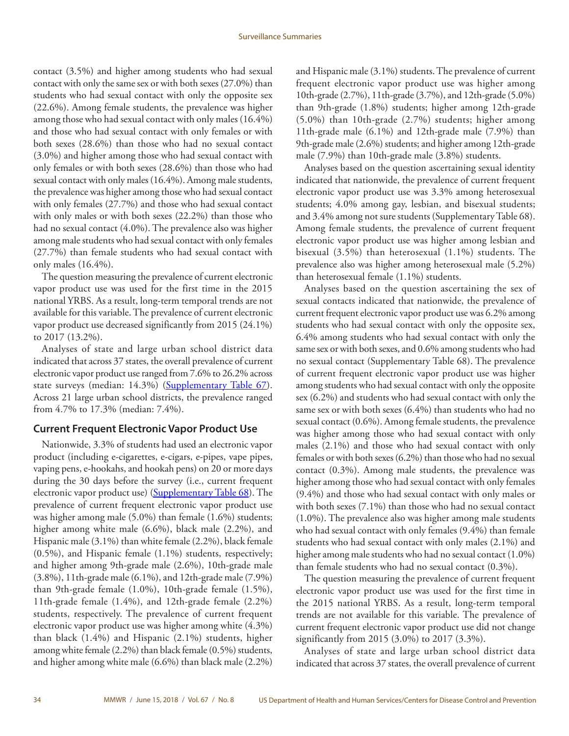contact (3.5%) and higher among students who had sexual contact with only the same sex or with both sexes (27.0%) than students who had sexual contact with only the opposite sex (22.6%). Among female students, the prevalence was higher among those who had sexual contact with only males (16.4%) and those who had sexual contact with only females or with both sexes (28.6%) than those who had no sexual contact (3.0%) and higher among those who had sexual contact with only females or with both sexes (28.6%) than those who had sexual contact with only males (16.4%). Among male students, the prevalence was higher among those who had sexual contact with only females (27.7%) and those who had sexual contact with only males or with both sexes (22.2%) than those who had no sexual contact (4.0%). The prevalence also was higher among male students who had sexual contact with only females (27.7%) than female students who had sexual contact with only males (16.4%).

The question measuring the prevalence of current electronic vapor product use was used for the first time in the 2015 national YRBS. As a result, long-term temporal trends are not available for this variable. The prevalence of current electronic vapor product use decreased significantly from 2015 (24.1%) to 2017 (13.2%).

Analyses of state and large urban school district data indicated that across 37 states, the overall prevalence of current electronic vapor product use ranged from 7.6% to 26.2% across state surveys (median: 14.3%) (Supplementary Table 67). Across 21 large urban school districts, the prevalence ranged from 4.7% to 17.3% (median: 7.4%).

## Current Frequent Electronic Vapor Product Use

Nationwide, 3.3% of students had used an electronic vapor product (including e-cigarettes, e-cigars, e-pipes, vape pipes, vaping pens, e-hookahs, and hookah pens) on 20 or more days during the 30 days before the survey (i.e., current frequent electronic vapor product use) (Supplementary Table 68). The prevalence of current frequent electronic vapor product use was higher among male (5.0%) than female (1.6%) students; higher among white male (6.6%), black male (2.2%), and Hispanic male (3.1%) than white female (2.2%), black female (0.5%), and Hispanic female (1.1%) students, respectively; and higher among 9th-grade male (2.6%), 10th-grade male (3.8%), 11th-grade male (6.1%), and 12th-grade male (7.9%) than 9th-grade female (1.0%), 10th-grade female (1.5%), 11th-grade female (1.4%), and 12th-grade female (2.2%) students, respectively. The prevalence of current frequent electronic vapor product use was higher among white (4.3%) than black (1.4%) and Hispanic (2.1%) students, higher among white female (2.2%) than black female (0.5%) students, and higher among white male (6.6%) than black male (2.2%) and Hispanic male (3.1%) students. The prevalence of current frequent electronic vapor product use was higher among 10th-grade (2.7%), 11th-grade (3.7%), and 12th-grade (5.0%) than 9th-grade (1.8%) students; higher among 12th-grade (5.0%) than 10th-grade (2.7%) students; higher among 11th-grade male (6.1%) and 12th-grade male (7.9%) than 9th-grade male (2.6%) students; and higher among 12th-grade male (7.9%) than 10th-grade male (3.8%) students.

Analyses based on the question ascertaining sexual identity indicated that nationwide, the prevalence of current frequent electronic vapor product use was 3.3% among heterosexual students; 4.0% among gay, lesbian, and bisexual students; and 3.4% among not sure students (Supplementary Table 68). Among female students, the prevalence of current frequent electronic vapor product use was higher among lesbian and bisexual (3.5%) than heterosexual (1.1%) students. The prevalence also was higher among heterosexual male (5.2%) than heterosexual female (1.1%) students.

Analyses based on the question ascertaining the sex of sexual contacts indicated that nationwide, the prevalence of current frequent electronic vapor product use was 6.2% among students who had sexual contact with only the opposite sex, 6.4% among students who had sexual contact with only the same sex or with both sexes, and 0.6% among students who had no sexual contact (Supplementary Table 68). The prevalence of current frequent electronic vapor product use was higher among students who had sexual contact with only the opposite sex (6.2%) and students who had sexual contact with only the same sex or with both sexes (6.4%) than students who had no sexual contact (0.6%). Among female students, the prevalence was higher among those who had sexual contact with only males (2.1%) and those who had sexual contact with only females or with both sexes (6.2%) than those who had no sexual contact (0.3%). Among male students, the prevalence was higher among those who had sexual contact with only females (9.4%) and those who had sexual contact with only males or with both sexes (7.1%) than those who had no sexual contact (1.0%). The prevalence also was higher among male students who had sexual contact with only females (9.4%) than female students who had sexual contact with only males (2.1%) and higher among male students who had no sexual contact (1.0%) than female students who had no sexual contact (0.3%).

The question measuring the prevalence of current frequent electronic vapor product use was used for the first time in the 2015 national YRBS. As a result, long-term temporal trends are not available for this variable. The prevalence of current frequent electronic vapor product use did not change significantly from 2015 (3.0%) to 2017 (3.3%).

Analyses of state and large urban school district data indicated that across 37 states, the overall prevalence of current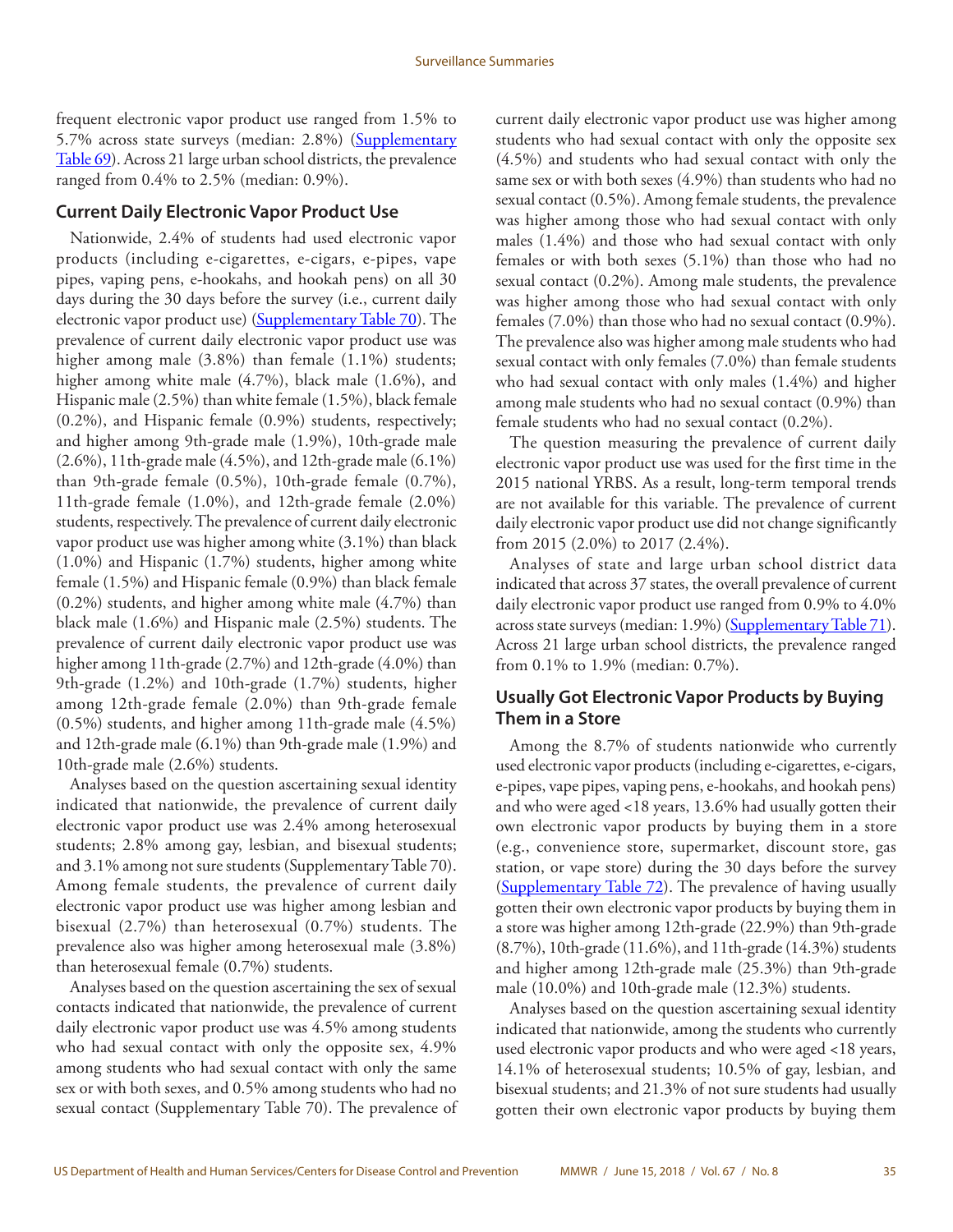frequent electronic vapor product use ranged from 1.5% to 5.7% across state surveys (median: 2.8%) (Supplementary Table 69). Across 21 large urban school districts, the prevalence ranged from 0.4% to 2.5% (median: 0.9%).

## Current Daily Electronic Vapor Product Use

Nationwide, 2.4% of students had used electronic vapor products (including e-cigarettes, e-cigars, e-pipes, vape pipes, vaping pens, e-hookahs, and hookah pens) on all 30 days during the 30 days before the survey (i.e., current daily electronic vapor product use) (Supplementary Table 70). The prevalence of current daily electronic vapor product use was higher among male (3.8%) than female (1.1%) students; higher among white male (4.7%), black male (1.6%), and Hispanic male (2.5%) than white female (1.5%), black female (0.2%), and Hispanic female (0.9%) students, respectively; and higher among 9th-grade male (1.9%), 10th-grade male (2.6%), 11th-grade male (4.5%), and 12th-grade male (6.1%) than 9th-grade female (0.5%), 10th-grade female (0.7%), 11th-grade female (1.0%), and 12th-grade female (2.0%) students, respectively. The prevalence of current daily electronic vapor product use was higher among white (3.1%) than black (1.0%) and Hispanic (1.7%) students, higher among white female (1.5%) and Hispanic female (0.9%) than black female (0.2%) students, and higher among white male (4.7%) than black male (1.6%) and Hispanic male (2.5%) students. The prevalence of current daily electronic vapor product use was higher among 11th-grade (2.7%) and 12th-grade (4.0%) than 9th-grade (1.2%) and 10th-grade (1.7%) students, higher among 12th-grade female (2.0%) than 9th-grade female (0.5%) students, and higher among 11th-grade male (4.5%) and 12th-grade male (6.1%) than 9th-grade male (1.9%) and 10th-grade male (2.6%) students.

Analyses based on the question ascertaining sexual identity indicated that nationwide, the prevalence of current daily electronic vapor product use was 2.4% among heterosexual students; 2.8% among gay, lesbian, and bisexual students; and 3.1% among not sure students (Supplementary Table 70). Among female students, the prevalence of current daily electronic vapor product use was higher among lesbian and bisexual (2.7%) than heterosexual (0.7%) students. The prevalence also was higher among heterosexual male (3.8%) than heterosexual female (0.7%) students.

Analyses based on the question ascertaining the sex of sexual contacts indicated that nationwide, the prevalence of current daily electronic vapor product use was 4.5% among students who had sexual contact with only the opposite sex, 4.9% among students who had sexual contact with only the same sex or with both sexes, and 0.5% among students who had no sexual contact (Supplementary Table 70). The prevalence of current daily electronic vapor product use was higher among students who had sexual contact with only the opposite sex (4.5%) and students who had sexual contact with only the same sex or with both sexes (4.9%) than students who had no sexual contact (0.5%). Among female students, the prevalence was higher among those who had sexual contact with only males (1.4%) and those who had sexual contact with only females or with both sexes (5.1%) than those who had no sexual contact (0.2%). Among male students, the prevalence was higher among those who had sexual contact with only females (7.0%) than those who had no sexual contact (0.9%). The prevalence also was higher among male students who had sexual contact with only females (7.0%) than female students who had sexual contact with only males (1.4%) and higher among male students who had no sexual contact (0.9%) than female students who had no sexual contact (0.2%).

The question measuring the prevalence of current daily electronic vapor product use was used for the first time in the 2015 national YRBS. As a result, long-term temporal trends are not available for this variable. The prevalence of current daily electronic vapor product use did not change significantly from 2015 (2.0%) to 2017 (2.4%).

Analyses of state and large urban school district data indicated that across 37 states, the overall prevalence of current daily electronic vapor product use ranged from 0.9% to 4.0% across state surveys (median: 1.9%) (Supplementary Table 71). Across 21 large urban school districts, the prevalence ranged from 0.1% to 1.9% (median: 0.7%).

## Usually Got Electronic Vapor Products by Buying Them in a Store

Among the 8.7% of students nationwide who currently used electronic vapor products (including e-cigarettes, e-cigars, e-pipes, vape pipes, vaping pens, e-hookahs, and hookah pens) and who were aged <18 years, 13.6% had usually gotten their own electronic vapor products by buying them in a store (e.g., convenience store, supermarket, discount store, gas station, or vape store) during the 30 days before the survey (Supplementary Table 72). The prevalence of having usually gotten their own electronic vapor products by buying them in a store was higher among 12th-grade (22.9%) than 9th-grade (8.7%), 10th-grade (11.6%), and 11th-grade (14.3%) students and higher among 12th-grade male (25.3%) than 9th-grade male (10.0%) and 10th-grade male (12.3%) students.

Analyses based on the question ascertaining sexual identity indicated that nationwide, among the students who currently used electronic vapor products and who were aged <18 years, 14.1% of heterosexual students; 10.5% of gay, lesbian, and bisexual students; and 21.3% of not sure students had usually gotten their own electronic vapor products by buying them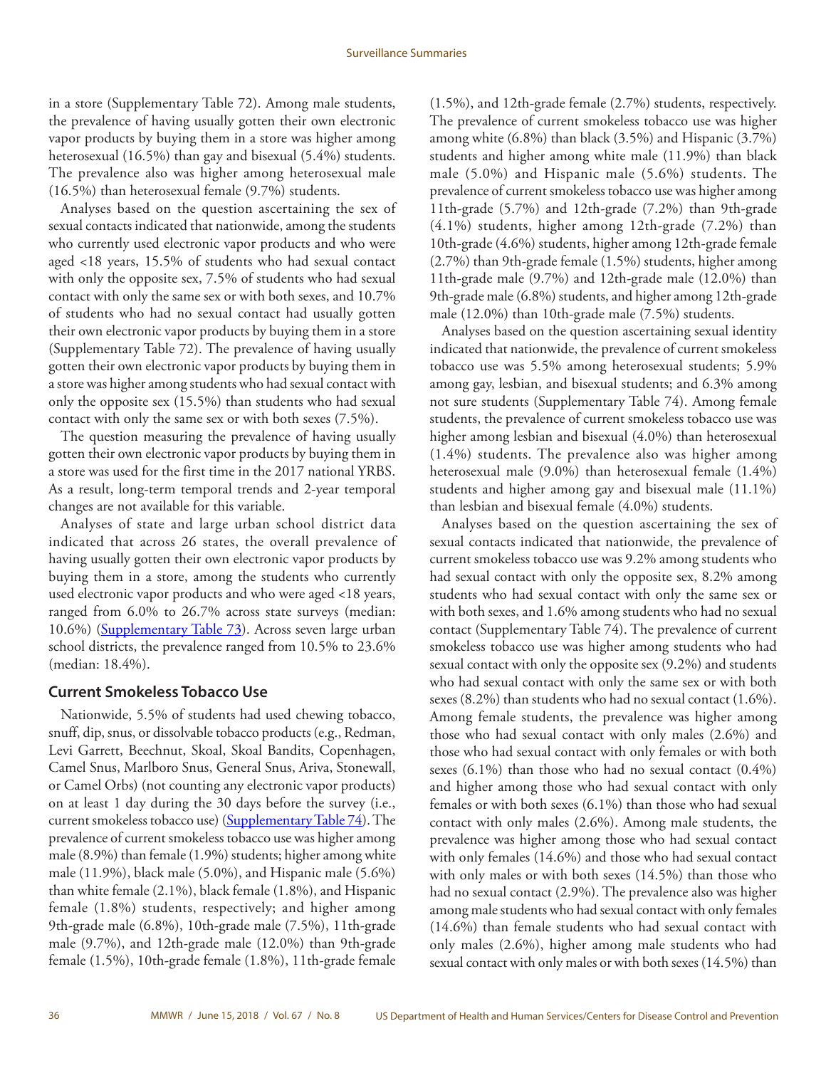in a store (Supplementary Table 72). Among male students, the prevalence of having usually gotten their own electronic vapor products by buying them in a store was higher among heterosexual (16.5%) than gay and bisexual (5.4%) students. The prevalence also was higher among heterosexual male (16.5%) than heterosexual female (9.7%) students.

Analyses based on the question ascertaining the sex of sexual contacts indicated that nationwide, among the students who currently used electronic vapor products and who were aged <18 years, 15.5% of students who had sexual contact with only the opposite sex, 7.5% of students who had sexual contact with only the same sex or with both sexes, and 10.7% of students who had no sexual contact had usually gotten their own electronic vapor products by buying them in a store (Supplementary Table 72). The prevalence of having usually gotten their own electronic vapor products by buying them in a store was higher among students who had sexual contact with only the opposite sex (15.5%) than students who had sexual contact with only the same sex or with both sexes (7.5%).

The question measuring the prevalence of having usually gotten their own electronic vapor products by buying them in a store was used for the first time in the 2017 national YRBS. As a result, long-term temporal trends and 2-year temporal changes are not available for this variable.

Analyses of state and large urban school district data indicated that across 26 states, the overall prevalence of having usually gotten their own electronic vapor products by buying them in a store, among the students who currently used electronic vapor products and who were aged <18 years, ranged from 6.0% to 26.7% across state surveys (median: 10.6%) (Supplementary Table 73). Across seven large urban school districts, the prevalence ranged from 10.5% to 23.6% (median: 18.4%).

## Current Smokeless Tobacco Use

Nationwide, 5.5% of students had used chewing tobacco, snuff, dip, snus, or dissolvable tobacco products (e.g., Redman, Levi Garrett, Beechnut, Skoal, Skoal Bandits, Copenhagen, Camel Snus, Marlboro Snus, General Snus, Ariva, Stonewall, or Camel Orbs) (not counting any electronic vapor products) on at least 1 day during the 30 days before the survey (i.e., current smokeless tobacco use) (Supplementary Table 74). The prevalence of current smokeless tobacco use was higher among male (8.9%) than female (1.9%) students; higher among white male (11.9%), black male (5.0%), and Hispanic male (5.6%) than white female (2.1%), black female (1.8%), and Hispanic female (1.8%) students, respectively; and higher among 9th-grade male (6.8%), 10th-grade male (7.5%), 11th-grade male (9.7%), and 12th-grade male (12.0%) than 9th-grade female (1.5%), 10th-grade female (1.8%), 11th-grade female (1.5%), and 12th-grade female (2.7%) students, respectively. The prevalence of current smokeless tobacco use was higher among white (6.8%) than black (3.5%) and Hispanic (3.7%) students and higher among white male (11.9%) than black male (5.0%) and Hispanic male (5.6%) students. The prevalence of current smokeless tobacco use was higher among 11th-grade (5.7%) and 12th-grade (7.2%) than 9th-grade (4.1%) students, higher among 12th-grade (7.2%) than 10th-grade (4.6%) students, higher among 12th-grade female (2.7%) than 9th-grade female (1.5%) students, higher among 11th-grade male (9.7%) and 12th-grade male (12.0%) than 9th-grade male (6.8%) students, and higher among 12th-grade male (12.0%) than 10th-grade male (7.5%) students.

Analyses based on the question ascertaining sexual identity indicated that nationwide, the prevalence of current smokeless tobacco use was 5.5% among heterosexual students; 5.9% among gay, lesbian, and bisexual students; and 6.3% among not sure students (Supplementary Table 74). Among female students, the prevalence of current smokeless tobacco use was higher among lesbian and bisexual (4.0%) than heterosexual (1.4%) students. The prevalence also was higher among heterosexual male (9.0%) than heterosexual female (1.4%) students and higher among gay and bisexual male (11.1%) than lesbian and bisexual female (4.0%) students.

Analyses based on the question ascertaining the sex of sexual contacts indicated that nationwide, the prevalence of current smokeless tobacco use was 9.2% among students who had sexual contact with only the opposite sex, 8.2% among students who had sexual contact with only the same sex or with both sexes, and 1.6% among students who had no sexual contact (Supplementary Table 74). The prevalence of current smokeless tobacco use was higher among students who had sexual contact with only the opposite sex (9.2%) and students who had sexual contact with only the same sex or with both sexes (8.2%) than students who had no sexual contact (1.6%). Among female students, the prevalence was higher among those who had sexual contact with only males (2.6%) and those who had sexual contact with only females or with both sexes (6.1%) than those who had no sexual contact (0.4%) and higher among those who had sexual contact with only females or with both sexes (6.1%) than those who had sexual contact with only males (2.6%). Among male students, the prevalence was higher among those who had sexual contact with only females (14.6%) and those who had sexual contact with only males or with both sexes (14.5%) than those who had no sexual contact (2.9%). The prevalence also was higher among male students who had sexual contact with only females (14.6%) than female students who had sexual contact with only males (2.6%), higher among male students who had sexual contact with only males or with both sexes (14.5%) than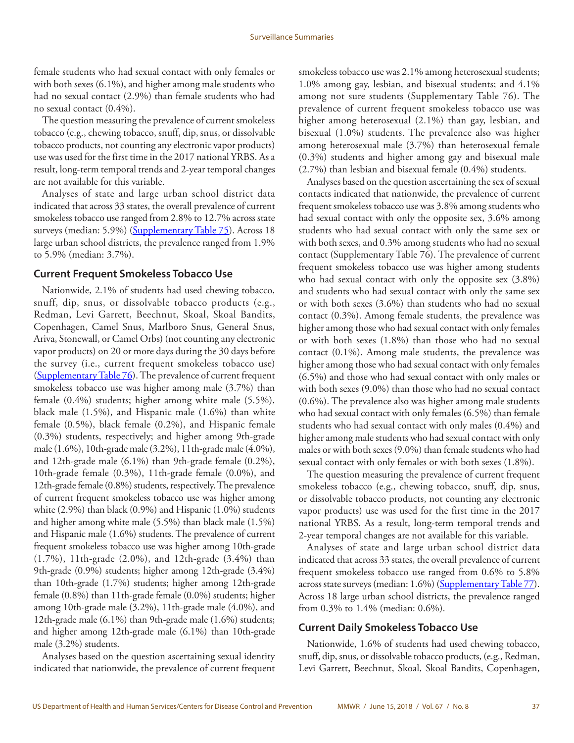female students who had sexual contact with only females or with both sexes (6.1%), and higher among male students who had no sexual contact (2.9%) than female students who had no sexual contact (0.4%).

The question measuring the prevalence of current smokeless tobacco (e.g., chewing tobacco, snuff, dip, snus, or dissolvable tobacco products, not counting any electronic vapor products) use was used for the first time in the 2017 national YRBS. As a result, long-term temporal trends and 2-year temporal changes are not available for this variable.

Analyses of state and large urban school district data indicated that across 33 states, the overall prevalence of current smokeless tobacco use ranged from 2.8% to 12.7% across state surveys (median: 5.9%) (Supplementary Table 75). Across 18 large urban school districts, the prevalence ranged from 1.9% to 5.9% (median: 3.7%).

## Current Frequent Smokeless Tobacco Use

Nationwide, 2.1% of students had used chewing tobacco, snuff, dip, snus, or dissolvable tobacco products (e.g., Redman, Levi Garrett, Beechnut, Skoal, Skoal Bandits, Copenhagen, Camel Snus, Marlboro Snus, General Snus, Ariva, Stonewall, or Camel Orbs) (not counting any electronic vapor products) on 20 or more days during the 30 days before the survey (i.e., current frequent smokeless tobacco use) (Supplementary Table 76). The prevalence of current frequent smokeless tobacco use was higher among male (3.7%) than female (0.4%) students; higher among white male (5.5%), black male (1.5%), and Hispanic male (1.6%) than white female (0.5%), black female (0.2%), and Hispanic female (0.3%) students, respectively; and higher among 9th-grade male (1.6%), 10th-grade male (3.2%), 11th-grade male (4.0%), and 12th-grade male (6.1%) than 9th-grade female (0.2%), 10th-grade female (0.3%), 11th-grade female (0.0%), and 12th-grade female (0.8%) students, respectively. The prevalence of current frequent smokeless tobacco use was higher among white (2.9%) than black (0.9%) and Hispanic (1.0%) students and higher among white male (5.5%) than black male (1.5%) and Hispanic male (1.6%) students. The prevalence of current frequent smokeless tobacco use was higher among 10th-grade (1.7%), 11th-grade (2.0%), and 12th-grade (3.4%) than 9th-grade (0.9%) students; higher among 12th-grade (3.4%) than 10th-grade (1.7%) students; higher among 12th-grade female (0.8%) than 11th-grade female (0.0%) students; higher among 10th-grade male (3.2%), 11th-grade male (4.0%), and 12th-grade male (6.1%) than 9th-grade male (1.6%) students; and higher among 12th-grade male (6.1%) than 10th-grade male (3.2%) students.

Analyses based on the question ascertaining sexual identity indicated that nationwide, the prevalence of current frequent smokeless tobacco use was 2.1% among heterosexual students; 1.0% among gay, lesbian, and bisexual students; and 4.1% among not sure students (Supplementary Table 76). The prevalence of current frequent smokeless tobacco use was higher among heterosexual (2.1%) than gay, lesbian, and bisexual (1.0%) students. The prevalence also was higher among heterosexual male (3.7%) than heterosexual female (0.3%) students and higher among gay and bisexual male (2.7%) than lesbian and bisexual female (0.4%) students.

Analyses based on the question ascertaining the sex of sexual contacts indicated that nationwide, the prevalence of current frequent smokeless tobacco use was 3.8% among students who had sexual contact with only the opposite sex, 3.6% among students who had sexual contact with only the same sex or with both sexes, and 0.3% among students who had no sexual contact (Supplementary Table 76). The prevalence of current frequent smokeless tobacco use was higher among students who had sexual contact with only the opposite sex (3.8%) and students who had sexual contact with only the same sex or with both sexes (3.6%) than students who had no sexual contact (0.3%). Among female students, the prevalence was higher among those who had sexual contact with only females or with both sexes (1.8%) than those who had no sexual contact (0.1%). Among male students, the prevalence was higher among those who had sexual contact with only females (6.5%) and those who had sexual contact with only males or with both sexes (9.0%) than those who had no sexual contact (0.6%). The prevalence also was higher among male students who had sexual contact with only females (6.5%) than female students who had sexual contact with only males (0.4%) and higher among male students who had sexual contact with only males or with both sexes (9.0%) than female students who had sexual contact with only females or with both sexes (1.8%).

The question measuring the prevalence of current frequent smokeless tobacco (e.g., chewing tobacco, snuff, dip, snus, or dissolvable tobacco products, not counting any electronic vapor products) use was used for the first time in the 2017 national YRBS. As a result, long-term temporal trends and 2-year temporal changes are not available for this variable.

Analyses of state and large urban school district data indicated that across 33 states, the overall prevalence of current frequent smokeless tobacco use ranged from 0.6% to 5.8% across state surveys (median: 1.6%) (Supplementary Table 77). Across 18 large urban school districts, the prevalence ranged from 0.3% to 1.4% (median: 0.6%).

## Current Daily Smokeless Tobacco Use

Nationwide, 1.6% of students had used chewing tobacco, snuff, dip, snus, or dissolvable tobacco products, (e.g., Redman, Levi Garrett, Beechnut, Skoal, Skoal Bandits, Copenhagen,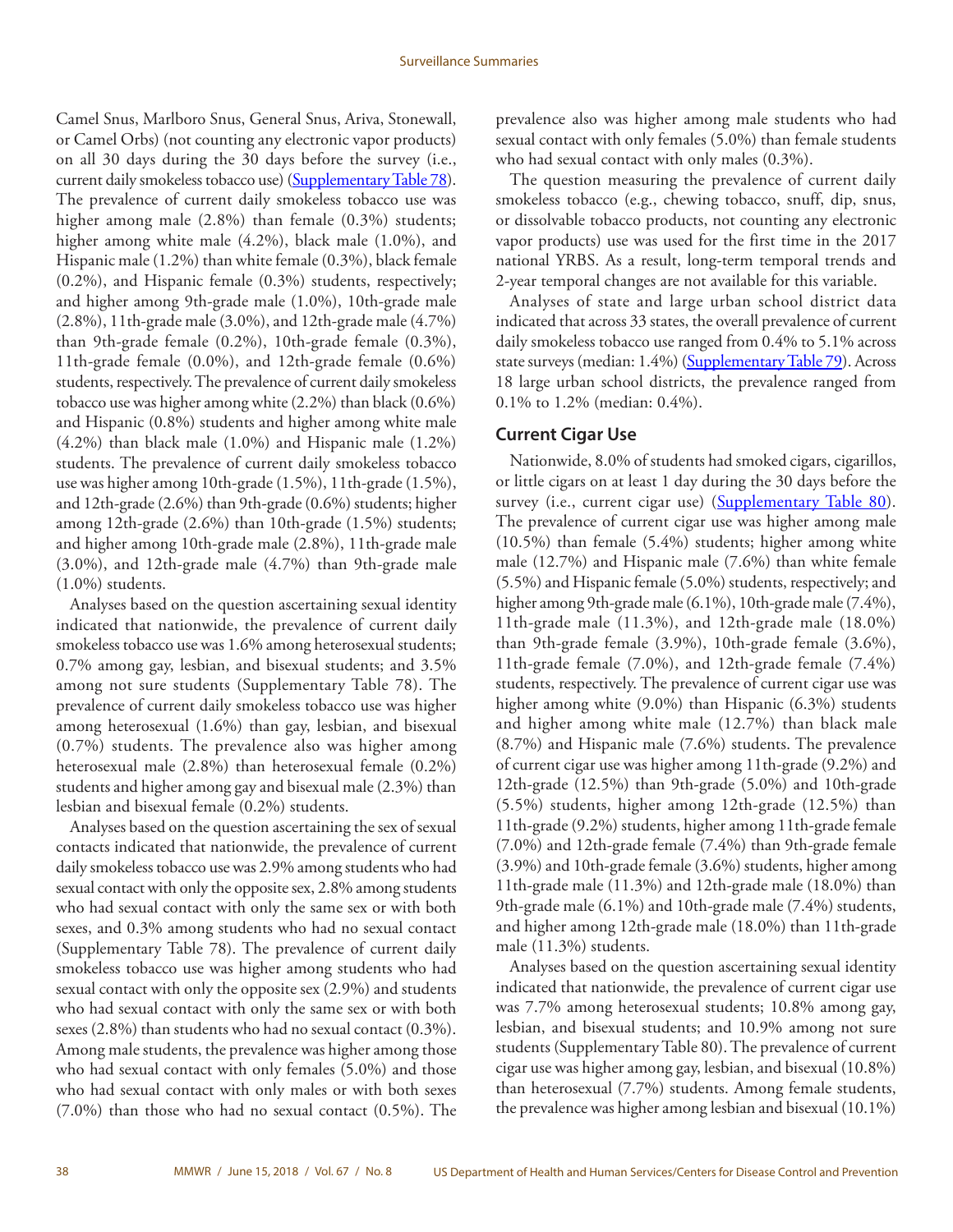Camel Snus, Marlboro Snus, General Snus, Ariva, Stonewall, or Camel Orbs) (not counting any electronic vapor products) on all 30 days during the 30 days before the survey (i.e., current daily smokeless tobacco use) (Supplementary Table 78). The prevalence of current daily smokeless tobacco use was higher among male (2.8%) than female (0.3%) students; higher among white male (4.2%), black male (1.0%), and Hispanic male (1.2%) than white female (0.3%), black female (0.2%), and Hispanic female (0.3%) students, respectively; and higher among 9th-grade male (1.0%), 10th-grade male (2.8%), 11th-grade male (3.0%), and 12th-grade male (4.7%) than 9th-grade female (0.2%), 10th-grade female (0.3%), 11th-grade female (0.0%), and 12th-grade female (0.6%) students, respectively. The prevalence of current daily smokeless tobacco use was higher among white (2.2%) than black (0.6%) and Hispanic (0.8%) students and higher among white male (4.2%) than black male (1.0%) and Hispanic male (1.2%) students. The prevalence of current daily smokeless tobacco use was higher among 10th-grade (1.5%), 11th-grade (1.5%), and 12th-grade (2.6%) than 9th-grade (0.6%) students; higher among 12th-grade (2.6%) than 10th-grade (1.5%) students; and higher among 10th-grade male (2.8%), 11th-grade male (3.0%), and 12th-grade male (4.7%) than 9th-grade male (1.0%) students.

Analyses based on the question ascertaining sexual identity indicated that nationwide, the prevalence of current daily smokeless tobacco use was 1.6% among heterosexual students; 0.7% among gay, lesbian, and bisexual students; and 3.5% among not sure students (Supplementary Table 78). The prevalence of current daily smokeless tobacco use was higher among heterosexual (1.6%) than gay, lesbian, and bisexual (0.7%) students. The prevalence also was higher among heterosexual male (2.8%) than heterosexual female (0.2%) students and higher among gay and bisexual male (2.3%) than lesbian and bisexual female (0.2%) students.

Analyses based on the question ascertaining the sex of sexual contacts indicated that nationwide, the prevalence of current daily smokeless tobacco use was 2.9% among students who had sexual contact with only the opposite sex, 2.8% among students who had sexual contact with only the same sex or with both sexes, and 0.3% among students who had no sexual contact (Supplementary Table 78). The prevalence of current daily smokeless tobacco use was higher among students who had sexual contact with only the opposite sex (2.9%) and students who had sexual contact with only the same sex or with both sexes (2.8%) than students who had no sexual contact (0.3%). Among male students, the prevalence was higher among those who had sexual contact with only females (5.0%) and those who had sexual contact with only males or with both sexes (7.0%) than those who had no sexual contact (0.5%). The prevalence also was higher among male students who had sexual contact with only females (5.0%) than female students who had sexual contact with only males (0.3%).

The question measuring the prevalence of current daily smokeless tobacco (e.g., chewing tobacco, snuff, dip, snus, or dissolvable tobacco products, not counting any electronic vapor products) use was used for the first time in the 2017 national YRBS. As a result, long-term temporal trends and 2-year temporal changes are not available for this variable.

Analyses of state and large urban school district data indicated that across 33 states, the overall prevalence of current daily smokeless tobacco use ranged from 0.4% to 5.1% across state surveys (median: 1.4%) (Supplementary Table 79). Across 18 large urban school districts, the prevalence ranged from 0.1% to 1.2% (median: 0.4%).

### Current Cigar Use

Nationwide, 8.0% of students had smoked cigars, cigarillos, or little cigars on at least 1 day during the 30 days before the survey (i.e., current cigar use) (Supplementary Table 80). The prevalence of current cigar use was higher among male (10.5%) than female (5.4%) students; higher among white male (12.7%) and Hispanic male (7.6%) than white female (5.5%) and Hispanic female (5.0%) students, respectively; and higher among 9th-grade male (6.1%), 10th-grade male (7.4%), 11th-grade male (11.3%), and 12th-grade male (18.0%) than 9th-grade female (3.9%), 10th-grade female (3.6%), 11th-grade female (7.0%), and 12th-grade female (7.4%) students, respectively. The prevalence of current cigar use was higher among white (9.0%) than Hispanic (6.3%) students and higher among white male (12.7%) than black male (8.7%) and Hispanic male (7.6%) students. The prevalence of current cigar use was higher among 11th-grade (9.2%) and 12th-grade (12.5%) than 9th-grade (5.0%) and 10th-grade (5.5%) students, higher among 12th-grade (12.5%) than 11th-grade (9.2%) students, higher among 11th-grade female (7.0%) and 12th-grade female (7.4%) than 9th-grade female (3.9%) and 10th-grade female (3.6%) students, higher among 11th-grade male (11.3%) and 12th-grade male (18.0%) than 9th-grade male (6.1%) and 10th-grade male (7.4%) students, and higher among 12th-grade male (18.0%) than 11th-grade male (11.3%) students.

Analyses based on the question ascertaining sexual identity indicated that nationwide, the prevalence of current cigar use was 7.7% among heterosexual students; 10.8% among gay, lesbian, and bisexual students; and 10.9% among not sure students (Supplementary Table 80). The prevalence of current cigar use was higher among gay, lesbian, and bisexual (10.8%) than heterosexual (7.7%) students. Among female students, the prevalence was higher among lesbian and bisexual (10.1%)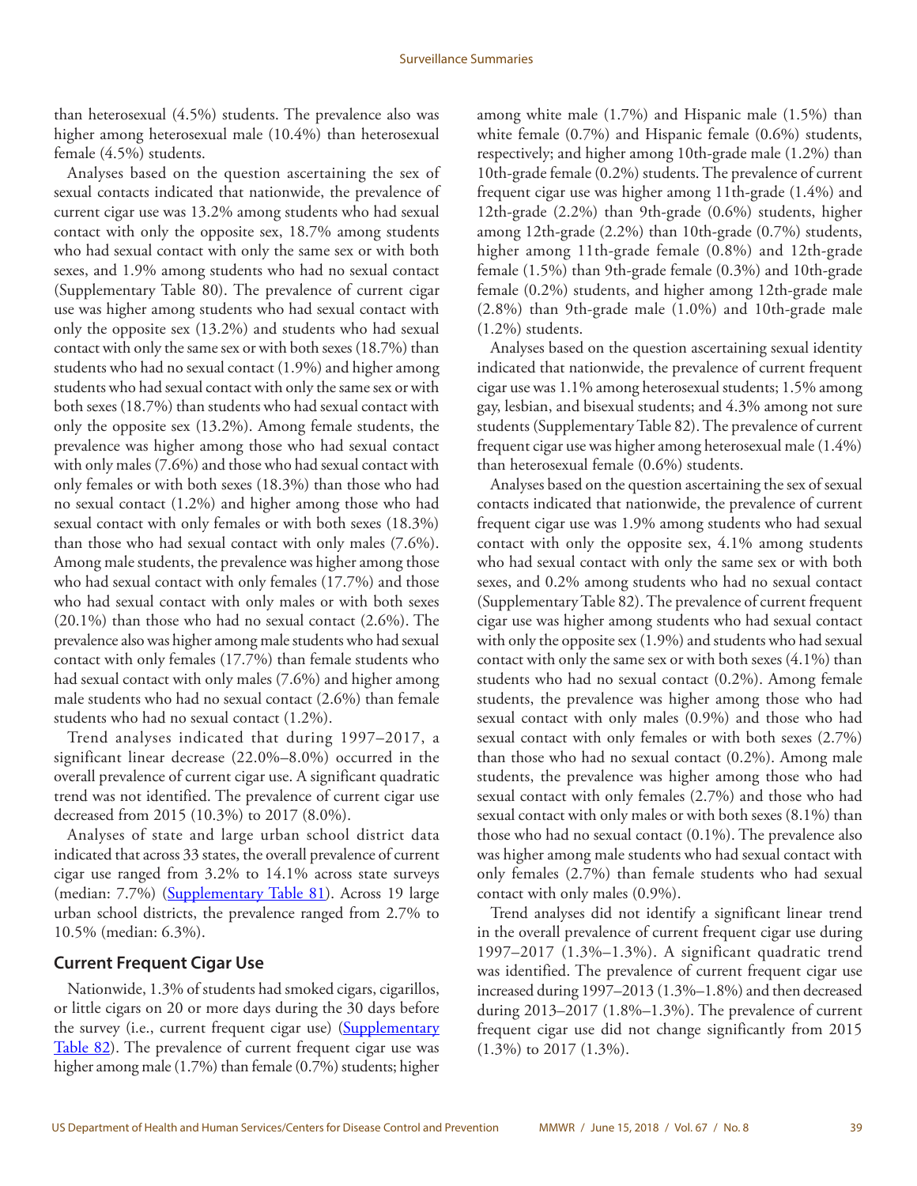than heterosexual (4.5%) students. The prevalence also was higher among heterosexual male (10.4%) than heterosexual female (4.5%) students.

Analyses based on the question ascertaining the sex of sexual contacts indicated that nationwide, the prevalence of current cigar use was 13.2% among students who had sexual contact with only the opposite sex, 18.7% among students who had sexual contact with only the same sex or with both sexes, and 1.9% among students who had no sexual contact (Supplementary Table 80). The prevalence of current cigar use was higher among students who had sexual contact with only the opposite sex (13.2%) and students who had sexual contact with only the same sex or with both sexes (18.7%) than students who had no sexual contact (1.9%) and higher among students who had sexual contact with only the same sex or with both sexes (18.7%) than students who had sexual contact with only the opposite sex (13.2%). Among female students, the prevalence was higher among those who had sexual contact with only males (7.6%) and those who had sexual contact with only females or with both sexes (18.3%) than those who had no sexual contact (1.2%) and higher among those who had sexual contact with only females or with both sexes (18.3%) than those who had sexual contact with only males (7.6%). Among male students, the prevalence was higher among those who had sexual contact with only females (17.7%) and those who had sexual contact with only males or with both sexes (20.1%) than those who had no sexual contact (2.6%). The prevalence also was higher among male students who had sexual contact with only females (17.7%) than female students who had sexual contact with only males (7.6%) and higher among male students who had no sexual contact (2.6%) than female students who had no sexual contact (1.2%).

Trend analyses indicated that during 1997–2017, a significant linear decrease (22.0%–8.0%) occurred in the overall prevalence of current cigar use. A significant quadratic trend was not identified. The prevalence of current cigar use decreased from 2015 (10.3%) to 2017 (8.0%).

Analyses of state and large urban school district data indicated that across 33 states, the overall prevalence of current cigar use ranged from 3.2% to 14.1% across state surveys (median: 7.7%) (Supplementary Table 81). Across 19 large urban school districts, the prevalence ranged from 2.7% to 10.5% (median: 6.3%).

## Current Frequent Cigar Use

Nationwide, 1.3% of students had smoked cigars, cigarillos, or little cigars on 20 or more days during the 30 days before the survey (i.e., current frequent cigar use) (Supplementary Table 82). The prevalence of current frequent cigar use was higher among male (1.7%) than female (0.7%) students; higher among white male (1.7%) and Hispanic male (1.5%) than white female (0.7%) and Hispanic female (0.6%) students, respectively; and higher among 10th-grade male (1.2%) than 10th-grade female (0.2%) students. The prevalence of current frequent cigar use was higher among 11th-grade (1.4%) and 12th-grade (2.2%) than 9th-grade (0.6%) students, higher among 12th-grade (2.2%) than 10th-grade (0.7%) students, higher among 11th-grade female (0.8%) and 12th-grade female (1.5%) than 9th-grade female (0.3%) and 10th-grade female (0.2%) students, and higher among 12th-grade male (2.8%) than 9th-grade male (1.0%) and 10th-grade male (1.2%) students.

Analyses based on the question ascertaining sexual identity indicated that nationwide, the prevalence of current frequent cigar use was 1.1% among heterosexual students; 1.5% among gay, lesbian, and bisexual students; and 4.3% among not sure students (Supplementary Table 82). The prevalence of current frequent cigar use was higher among heterosexual male (1.4%) than heterosexual female (0.6%) students.

Analyses based on the question ascertaining the sex of sexual contacts indicated that nationwide, the prevalence of current frequent cigar use was 1.9% among students who had sexual contact with only the opposite sex, 4.1% among students who had sexual contact with only the same sex or with both sexes, and 0.2% among students who had no sexual contact (Supplementary Table 82). The prevalence of current frequent cigar use was higher among students who had sexual contact with only the opposite sex (1.9%) and students who had sexual contact with only the same sex or with both sexes (4.1%) than students who had no sexual contact (0.2%). Among female students, the prevalence was higher among those who had sexual contact with only males (0.9%) and those who had sexual contact with only females or with both sexes (2.7%) than those who had no sexual contact (0.2%). Among male students, the prevalence was higher among those who had sexual contact with only females (2.7%) and those who had sexual contact with only males or with both sexes (8.1%) than those who had no sexual contact (0.1%). The prevalence also was higher among male students who had sexual contact with only females (2.7%) than female students who had sexual contact with only males (0.9%).

Trend analyses did not identify a significant linear trend in the overall prevalence of current frequent cigar use during 1997–2017 (1.3%–1.3%). A significant quadratic trend was identified. The prevalence of current frequent cigar use increased during 1997–2013 (1.3%–1.8%) and then decreased during 2013–2017 (1.8%–1.3%). The prevalence of current frequent cigar use did not change significantly from 2015 (1.3%) to 2017 (1.3%).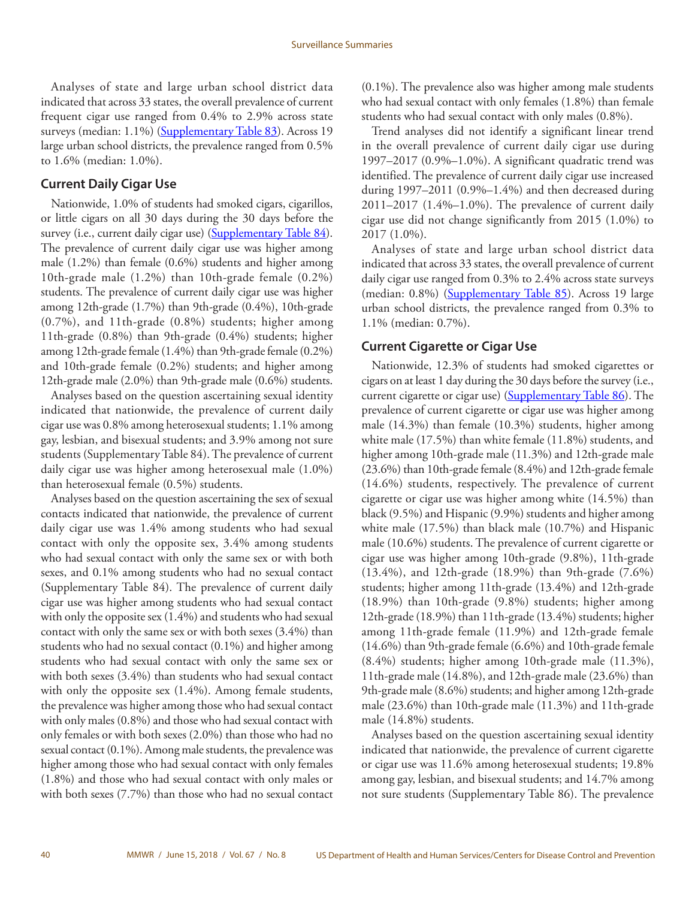Analyses of state and large urban school district data indicated that across 33 states, the overall prevalence of current frequent cigar use ranged from 0.4% to 2.9% across state surveys (median: 1.1%) (Supplementary Table 83). Across 19 large urban school districts, the prevalence ranged from 0.5% to 1.6% (median: 1.0%).

## Current Daily Cigar Use

Nationwide, 1.0% of students had smoked cigars, cigarillos, or little cigars on all 30 days during the 30 days before the survey (i.e., current daily cigar use) (Supplementary Table 84). The prevalence of current daily cigar use was higher among male (1.2%) than female (0.6%) students and higher among 10th-grade male (1.2%) than 10th-grade female (0.2%) students. The prevalence of current daily cigar use was higher among 12th-grade (1.7%) than 9th-grade (0.4%), 10th-grade (0.7%), and 11th-grade (0.8%) students; higher among 11th-grade (0.8%) than 9th-grade (0.4%) students; higher among 12th-grade female (1.4%) than 9th-grade female (0.2%) and 10th-grade female (0.2%) students; and higher among 12th-grade male (2.0%) than 9th-grade male (0.6%) students.

Analyses based on the question ascertaining sexual identity indicated that nationwide, the prevalence of current daily cigar use was 0.8% among heterosexual students; 1.1% among gay, lesbian, and bisexual students; and 3.9% among not sure students (Supplementary Table 84). The prevalence of current daily cigar use was higher among heterosexual male (1.0%) than heterosexual female (0.5%) students.

Analyses based on the question ascertaining the sex of sexual contacts indicated that nationwide, the prevalence of current daily cigar use was 1.4% among students who had sexual contact with only the opposite sex, 3.4% among students who had sexual contact with only the same sex or with both sexes, and 0.1% among students who had no sexual contact (Supplementary Table 84). The prevalence of current daily cigar use was higher among students who had sexual contact with only the opposite sex (1.4%) and students who had sexual contact with only the same sex or with both sexes (3.4%) than students who had no sexual contact (0.1%) and higher among students who had sexual contact with only the same sex or with both sexes (3.4%) than students who had sexual contact with only the opposite sex (1.4%). Among female students, the prevalence was higher among those who had sexual contact with only males (0.8%) and those who had sexual contact with only females or with both sexes (2.0%) than those who had no sexual contact (0.1%). Among male students, the prevalence was higher among those who had sexual contact with only females (1.8%) and those who had sexual contact with only males or with both sexes (7.7%) than those who had no sexual contact (0.1%). The prevalence also was higher among male students who had sexual contact with only females (1.8%) than female students who had sexual contact with only males (0.8%).

Trend analyses did not identify a significant linear trend in the overall prevalence of current daily cigar use during 1997–2017 (0.9%–1.0%). A significant quadratic trend was identified. The prevalence of current daily cigar use increased during 1997–2011 (0.9%–1.4%) and then decreased during 2011–2017 (1.4%–1.0%). The prevalence of current daily cigar use did not change significantly from 2015 (1.0%) to 2017 (1.0%).

Analyses of state and large urban school district data indicated that across 33 states, the overall prevalence of current daily cigar use ranged from 0.3% to 2.4% across state surveys (median: 0.8%) (Supplementary Table 85). Across 19 large urban school districts, the prevalence ranged from 0.3% to 1.1% (median: 0.7%).

## Current Cigarette or Cigar Use

Nationwide, 12.3% of students had smoked cigarettes or cigars on at least 1 day during the 30 days before the survey (i.e., current cigarette or cigar use) (Supplementary Table 86). The prevalence of current cigarette or cigar use was higher among male (14.3%) than female (10.3%) students, higher among white male (17.5%) than white female (11.8%) students, and higher among 10th-grade male (11.3%) and 12th-grade male (23.6%) than 10th-grade female (8.4%) and 12th-grade female (14.6%) students, respectively. The prevalence of current cigarette or cigar use was higher among white (14.5%) than black (9.5%) and Hispanic (9.9%) students and higher among white male (17.5%) than black male (10.7%) and Hispanic male (10.6%) students. The prevalence of current cigarette or cigar use was higher among 10th-grade (9.8%), 11th-grade (13.4%), and 12th-grade (18.9%) than 9th-grade (7.6%) students; higher among 11th-grade (13.4%) and 12th-grade (18.9%) than 10th-grade (9.8%) students; higher among 12th-grade (18.9%) than 11th-grade (13.4%) students; higher among 11th-grade female (11.9%) and 12th-grade female (14.6%) than 9th-grade female (6.6%) and 10th-grade female (8.4%) students; higher among 10th-grade male (11.3%), 11th-grade male (14.8%), and 12th-grade male (23.6%) than 9th-grade male (8.6%) students; and higher among 12th-grade male (23.6%) than 10th-grade male (11.3%) and 11th-grade male (14.8%) students.

Analyses based on the question ascertaining sexual identity indicated that nationwide, the prevalence of current cigarette or cigar use was 11.6% among heterosexual students; 19.8% among gay, lesbian, and bisexual students; and 14.7% among not sure students (Supplementary Table 86). The prevalence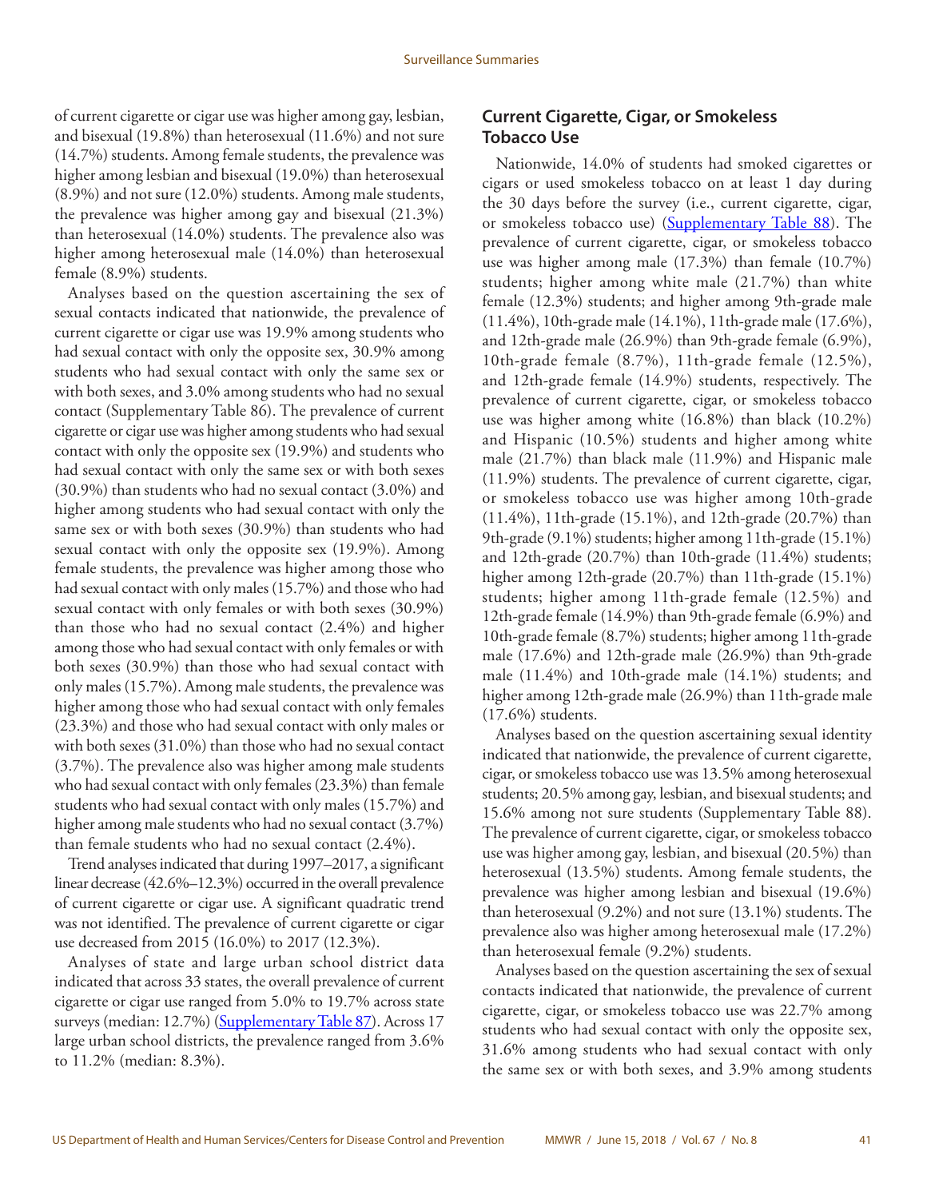of current cigarette or cigar use was higher among gay, lesbian, and bisexual (19.8%) than heterosexual (11.6%) and not sure (14.7%) students. Among female students, the prevalence was higher among lesbian and bisexual (19.0%) than heterosexual (8.9%) and not sure (12.0%) students. Among male students, the prevalence was higher among gay and bisexual (21.3%) than heterosexual (14.0%) students. The prevalence also was higher among heterosexual male (14.0%) than heterosexual female (8.9%) students.

Analyses based on the question ascertaining the sex of sexual contacts indicated that nationwide, the prevalence of current cigarette or cigar use was 19.9% among students who had sexual contact with only the opposite sex, 30.9% among students who had sexual contact with only the same sex or with both sexes, and 3.0% among students who had no sexual contact (Supplementary Table 86). The prevalence of current cigarette or cigar use was higher among students who had sexual contact with only the opposite sex (19.9%) and students who had sexual contact with only the same sex or with both sexes (30.9%) than students who had no sexual contact (3.0%) and higher among students who had sexual contact with only the same sex or with both sexes (30.9%) than students who had sexual contact with only the opposite sex (19.9%). Among female students, the prevalence was higher among those who had sexual contact with only males (15.7%) and those who had sexual contact with only females or with both sexes (30.9%) than those who had no sexual contact (2.4%) and higher among those who had sexual contact with only females or with both sexes (30.9%) than those who had sexual contact with only males (15.7%). Among male students, the prevalence was higher among those who had sexual contact with only females (23.3%) and those who had sexual contact with only males or with both sexes (31.0%) than those who had no sexual contact (3.7%). The prevalence also was higher among male students who had sexual contact with only females (23.3%) than female students who had sexual contact with only males (15.7%) and higher among male students who had no sexual contact (3.7%) than female students who had no sexual contact (2.4%).

Trend analyses indicated that during 1997–2017, a significant linear decrease (42.6%–12.3%) occurred in the overall prevalence of current cigarette or cigar use. A significant quadratic trend was not identified. The prevalence of current cigarette or cigar use decreased from 2015 (16.0%) to 2017 (12.3%).

Analyses of state and large urban school district data indicated that across 33 states, the overall prevalence of current cigarette or cigar use ranged from 5.0% to 19.7% across state surveys (median: 12.7%) (Supplementary Table 87). Across 17 large urban school districts, the prevalence ranged from 3.6% to 11.2% (median: 8.3%).

## Current Cigarette, Cigar, or Smokeless Tobacco Use

Nationwide, 14.0% of students had smoked cigarettes or cigars or used smokeless tobacco on at least 1 day during the 30 days before the survey (i.e., current cigarette, cigar, or smokeless tobacco use) (Supplementary Table 88). The prevalence of current cigarette, cigar, or smokeless tobacco use was higher among male (17.3%) than female (10.7%) students; higher among white male (21.7%) than white female (12.3%) students; and higher among 9th-grade male (11.4%), 10th-grade male (14.1%), 11th-grade male (17.6%), and 12th-grade male (26.9%) than 9th-grade female (6.9%), 10th-grade female (8.7%), 11th-grade female (12.5%), and 12th-grade female (14.9%) students, respectively. The prevalence of current cigarette, cigar, or smokeless tobacco use was higher among white (16.8%) than black (10.2%) and Hispanic (10.5%) students and higher among white male (21.7%) than black male (11.9%) and Hispanic male (11.9%) students. The prevalence of current cigarette, cigar, or smokeless tobacco use was higher among 10th-grade (11.4%), 11th-grade (15.1%), and 12th-grade (20.7%) than 9th-grade (9.1%) students; higher among 11th-grade (15.1%) and 12th-grade (20.7%) than 10th-grade (11.4%) students; higher among 12th-grade (20.7%) than 11th-grade (15.1%) students; higher among 11th-grade female (12.5%) and 12th-grade female (14.9%) than 9th-grade female (6.9%) and 10th-grade female (8.7%) students; higher among 11th-grade male (17.6%) and 12th-grade male (26.9%) than 9th-grade male (11.4%) and 10th-grade male (14.1%) students; and higher among 12th-grade male (26.9%) than 11th-grade male (17.6%) students.

Analyses based on the question ascertaining sexual identity indicated that nationwide, the prevalence of current cigarette, cigar, or smokeless tobacco use was 13.5% among heterosexual students; 20.5% among gay, lesbian, and bisexual students; and 15.6% among not sure students (Supplementary Table 88). The prevalence of current cigarette, cigar, or smokeless tobacco use was higher among gay, lesbian, and bisexual (20.5%) than heterosexual (13.5%) students. Among female students, the prevalence was higher among lesbian and bisexual (19.6%) than heterosexual (9.2%) and not sure (13.1%) students. The prevalence also was higher among heterosexual male (17.2%) than heterosexual female (9.2%) students.

Analyses based on the question ascertaining the sex of sexual contacts indicated that nationwide, the prevalence of current cigarette, cigar, or smokeless tobacco use was 22.7% among students who had sexual contact with only the opposite sex, 31.6% among students who had sexual contact with only the same sex or with both sexes, and 3.9% among students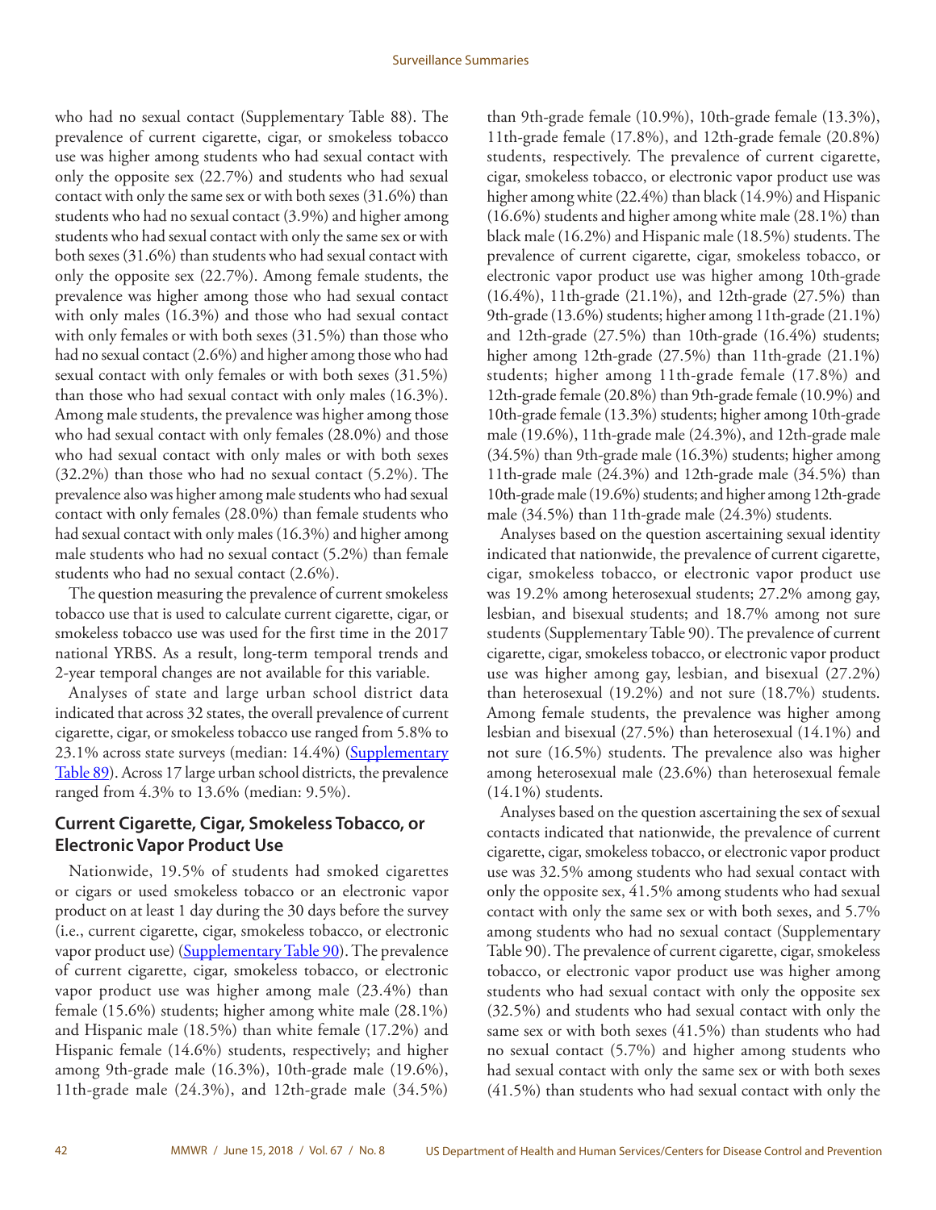who had no sexual contact (Supplementary Table 88). The prevalence of current cigarette, cigar, or smokeless tobacco use was higher among students who had sexual contact with only the opposite sex (22.7%) and students who had sexual contact with only the same sex or with both sexes (31.6%) than students who had no sexual contact (3.9%) and higher among students who had sexual contact with only the same sex or with both sexes (31.6%) than students who had sexual contact with only the opposite sex (22.7%). Among female students, the prevalence was higher among those who had sexual contact with only males (16.3%) and those who had sexual contact with only females or with both sexes (31.5%) than those who had no sexual contact (2.6%) and higher among those who had sexual contact with only females or with both sexes (31.5%) than those who had sexual contact with only males (16.3%). Among male students, the prevalence was higher among those who had sexual contact with only females (28.0%) and those who had sexual contact with only males or with both sexes (32.2%) than those who had no sexual contact (5.2%). The prevalence also was higher among male students who had sexual contact with only females (28.0%) than female students who had sexual contact with only males (16.3%) and higher among male students who had no sexual contact (5.2%) than female students who had no sexual contact (2.6%).

The question measuring the prevalence of current smokeless tobacco use that is used to calculate current cigarette, cigar, or smokeless tobacco use was used for the first time in the 2017 national YRBS. As a result, long-term temporal trends and 2-year temporal changes are not available for this variable.

Analyses of state and large urban school district data indicated that across 32 states, the overall prevalence of current cigarette, cigar, or smokeless tobacco use ranged from 5.8% to 23.1% across state surveys (median: 14.4%) (Supplementary Table 89). Across 17 large urban school districts, the prevalence ranged from 4.3% to 13.6% (median: 9.5%).

## Current Cigarette, Cigar, Smokeless Tobacco, or Electronic Vapor Product Use

Nationwide, 19.5% of students had smoked cigarettes or cigars or used smokeless tobacco or an electronic vapor product on at least 1 day during the 30 days before the survey (i.e., current cigarette, cigar, smokeless tobacco, or electronic vapor product use) (Supplementary Table 90). The prevalence of current cigarette, cigar, smokeless tobacco, or electronic vapor product use was higher among male (23.4%) than female (15.6%) students; higher among white male (28.1%) and Hispanic male (18.5%) than white female (17.2%) and Hispanic female (14.6%) students, respectively; and higher among 9th-grade male (16.3%), 10th-grade male (19.6%), 11th-grade male (24.3%), and 12th-grade male (34.5%) than 9th-grade female (10.9%), 10th-grade female (13.3%), 11th-grade female (17.8%), and 12th-grade female (20.8%) students, respectively. The prevalence of current cigarette, cigar, smokeless tobacco, or electronic vapor product use was higher among white (22.4%) than black (14.9%) and Hispanic (16.6%) students and higher among white male (28.1%) than black male (16.2%) and Hispanic male (18.5%) students. The prevalence of current cigarette, cigar, smokeless tobacco, or electronic vapor product use was higher among 10th-grade (16.4%), 11th-grade (21.1%), and 12th-grade (27.5%) than 9th-grade (13.6%) students; higher among 11th-grade (21.1%) and 12th-grade (27.5%) than 10th-grade (16.4%) students; higher among 12th-grade (27.5%) than 11th-grade (21.1%) students; higher among 11th-grade female (17.8%) and 12th-grade female (20.8%) than 9th-grade female (10.9%) and 10th-grade female (13.3%) students; higher among 10th-grade male (19.6%), 11th-grade male (24.3%), and 12th-grade male (34.5%) than 9th-grade male (16.3%) students; higher among 11th-grade male (24.3%) and 12th-grade male (34.5%) than 10th-grade male (19.6%) students; and higher among 12th-grade male (34.5%) than 11th-grade male (24.3%) students.

Analyses based on the question ascertaining sexual identity indicated that nationwide, the prevalence of current cigarette, cigar, smokeless tobacco, or electronic vapor product use was 19.2% among heterosexual students; 27.2% among gay, lesbian, and bisexual students; and 18.7% among not sure students (Supplementary Table 90). The prevalence of current cigarette, cigar, smokeless tobacco, or electronic vapor product use was higher among gay, lesbian, and bisexual (27.2%) than heterosexual (19.2%) and not sure (18.7%) students. Among female students, the prevalence was higher among lesbian and bisexual (27.5%) than heterosexual (14.1%) and not sure (16.5%) students. The prevalence also was higher among heterosexual male (23.6%) than heterosexual female (14.1%) students.

Analyses based on the question ascertaining the sex of sexual contacts indicated that nationwide, the prevalence of current cigarette, cigar, smokeless tobacco, or electronic vapor product use was 32.5% among students who had sexual contact with only the opposite sex, 41.5% among students who had sexual contact with only the same sex or with both sexes, and 5.7% among students who had no sexual contact (Supplementary Table 90). The prevalence of current cigarette, cigar, smokeless tobacco, or electronic vapor product use was higher among students who had sexual contact with only the opposite sex (32.5%) and students who had sexual contact with only the same sex or with both sexes (41.5%) than students who had no sexual contact (5.7%) and higher among students who had sexual contact with only the same sex or with both sexes (41.5%) than students who had sexual contact with only the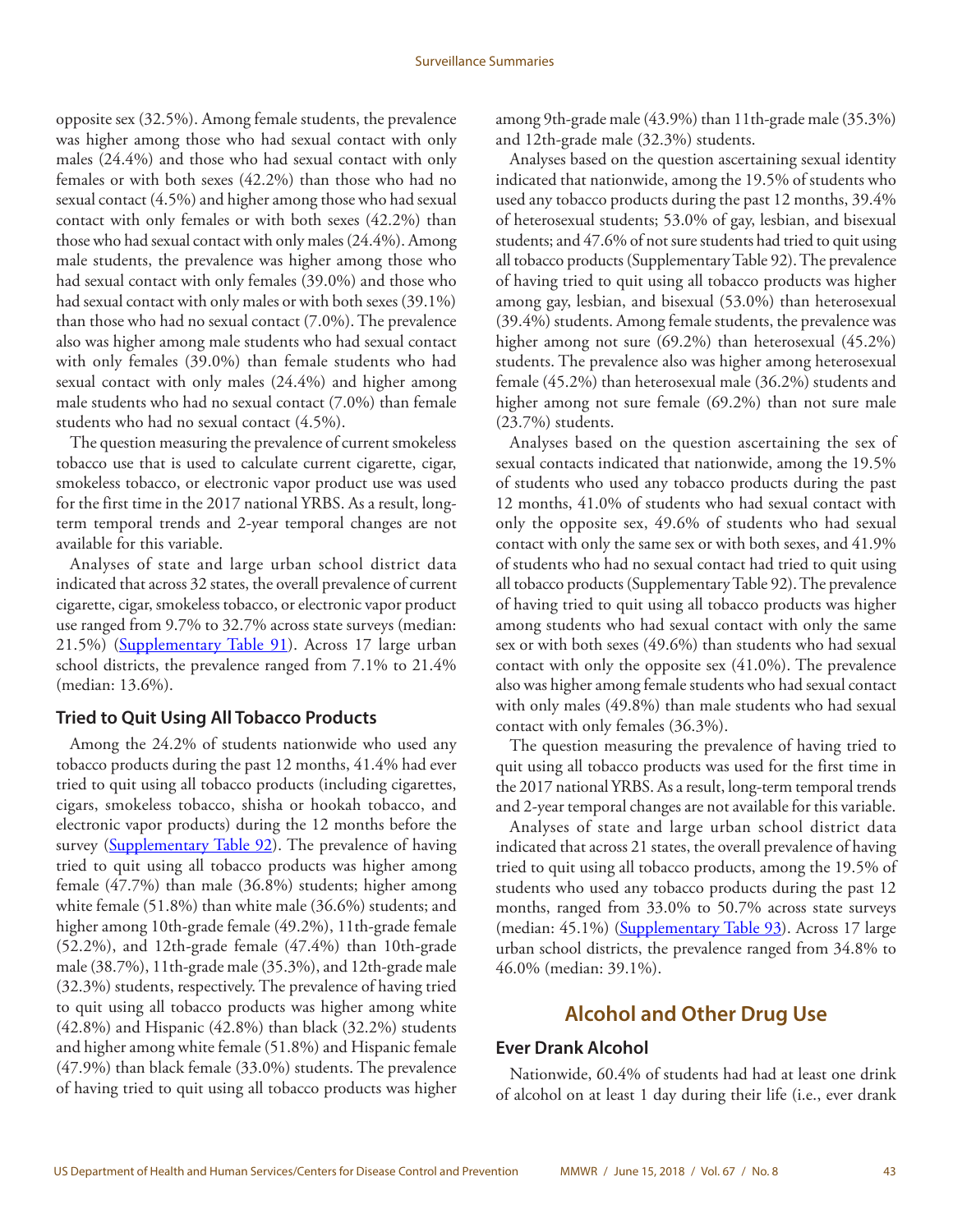opposite sex (32.5%). Among female students, the prevalence was higher among those who had sexual contact with only males (24.4%) and those who had sexual contact with only females or with both sexes (42.2%) than those who had no sexual contact (4.5%) and higher among those who had sexual contact with only females or with both sexes (42.2%) than those who had sexual contact with only males (24.4%). Among male students, the prevalence was higher among those who had sexual contact with only females (39.0%) and those who had sexual contact with only males or with both sexes (39.1%) than those who had no sexual contact (7.0%). The prevalence also was higher among male students who had sexual contact with only females (39.0%) than female students who had sexual contact with only males (24.4%) and higher among male students who had no sexual contact (7.0%) than female students who had no sexual contact (4.5%).

The question measuring the prevalence of current smokeless tobacco use that is used to calculate current cigarette, cigar, smokeless tobacco, or electronic vapor product use was used for the first time in the 2017 national YRBS. As a result, long-term temporal trends and 2-year temporal changes are not available for this variable.

Analyses of state and large urban school district data indicated that across 32 states, the overall prevalence of current cigarette, cigar, smokeless tobacco, or electronic vapor product use ranged from 9.7% to 32.7% across state surveys (median: 21.5%) (Supplementary Table 91). Across 17 large urban school districts, the prevalence ranged from 7.1% to 21.4% (median: 13.6%).

### Tried to Quit Using All Tobacco Products

Among the 24.2% of students nationwide who used any tobacco products during the past 12 months, 41.4% had ever tried to quit using all tobacco products (including cigarettes, cigars, smokeless tobacco, shisha or hookah tobacco, and electronic vapor products) during the 12 months before the survey (Supplementary Table 92). The prevalence of having tried to quit using all tobacco products was higher among female (47.7%) than male (36.8%) students; higher among white female (51.8%) than white male (36.6%) students; and higher among 10th-grade female (49.2%), 11th-grade female (52.2%), and 12th-grade female (47.4%) than 10th-grade male (38.7%), 11th-grade male (35.3%), and 12th-grade male (32.3%) students, respectively. The prevalence of having tried to quit using all tobacco products was higher among white (42.8%) and Hispanic (42.8%) than black (32.2%) students and higher among white female (51.8%) and Hispanic female (47.9%) than black female (33.0%) students. The prevalence of having tried to quit using all tobacco products was higher among 9th-grade male (43.9%) than 11th-grade male (35.3%) and 12th-grade male (32.3%) students.

Analyses based on the question ascertaining sexual identity indicated that nationwide, among the 19.5% of students who used any tobacco products during the past 12 months, 39.4% of heterosexual students; 53.0% of gay, lesbian, and bisexual students; and 47.6% of not sure students had tried to quit using all tobacco products (Supplementary Table 92). The prevalence of having tried to quit using all tobacco products was higher among gay, lesbian, and bisexual (53.0%) than heterosexual (39.4%) students. Among female students, the prevalence was higher among not sure (69.2%) than heterosexual (45.2%) students. The prevalence also was higher among heterosexual female (45.2%) than heterosexual male (36.2%) students and higher among not sure female (69.2%) than not sure male (23.7%) students.

Analyses based on the question ascertaining the sex of sexual contacts indicated that nationwide, among the 19.5% of students who used any tobacco products during the past 12 months, 41.0% of students who had sexual contact with only the opposite sex, 49.6% of students who had sexual contact with only the same sex or with both sexes, and 41.9% of students who had no sexual contact had tried to quit using all tobacco products (Supplementary Table 92). The prevalence of having tried to quit using all tobacco products was higher among students who had sexual contact with only the same sex or with both sexes (49.6%) than students who had sexual contact with only the opposite sex (41.0%). The prevalence also was higher among female students who had sexual contact with only males (49.8%) than male students who had sexual contact with only females (36.3%).

The question measuring the prevalence of having tried to quit using all tobacco products was used for the first time in the 2017 national YRBS. As a result, long-term temporal trends and 2-year temporal changes are not available for this variable.

Analyses of state and large urban school district data indicated that across 21 states, the overall prevalence of having tried to quit using all tobacco products, among the 19.5% of students who used any tobacco products during the past 12 months, ranged from 33.0% to 50.7% across state surveys (median: 45.1%) (Supplementary Table 93). Across 17 large urban school districts, the prevalence ranged from 34.8% to 46.0% (median: 39.1%).

## Alcohol and Other Drug Use

### Ever Drank Alcohol

Nationwide, 60.4% of students had had at least one drink of alcohol on at least 1 day during their life (i.e., ever drank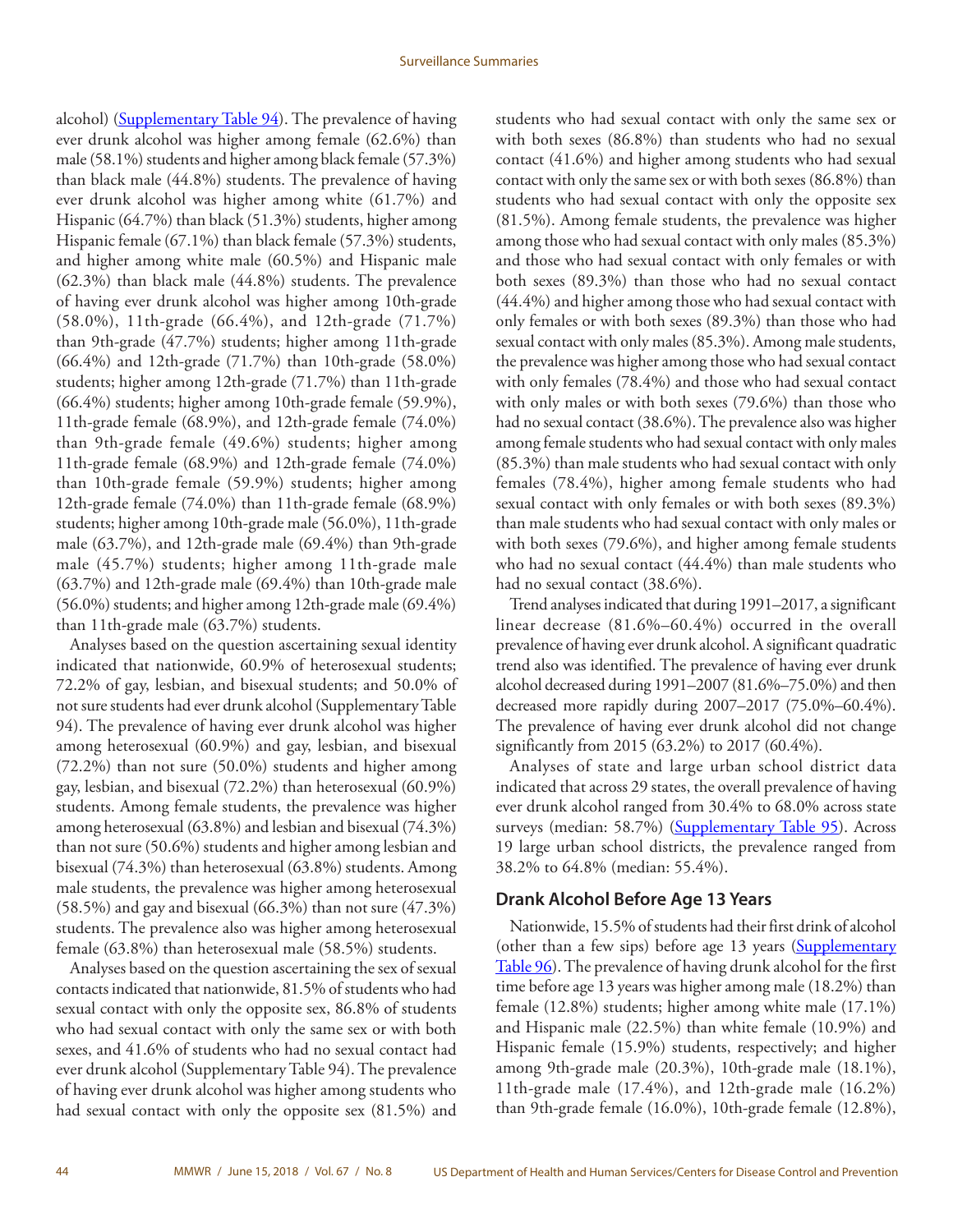alcohol) (Supplementary Table 94). The prevalence of having ever drunk alcohol was higher among female (62.6%) than male (58.1%) students and higher among black female (57.3%) than black male (44.8%) students. The prevalence of having ever drunk alcohol was higher among white (61.7%) and Hispanic (64.7%) than black (51.3%) students, higher among Hispanic female (67.1%) than black female (57.3%) students, and higher among white male (60.5%) and Hispanic male (62.3%) than black male (44.8%) students. The prevalence of having ever drunk alcohol was higher among 10th-grade (58.0%), 11th-grade (66.4%), and 12th-grade (71.7%) than 9th-grade (47.7%) students; higher among 11th-grade (66.4%) and 12th-grade (71.7%) than 10th-grade (58.0%) students; higher among 12th-grade (71.7%) than 11th-grade (66.4%) students; higher among 10th-grade female (59.9%), 11th-grade female (68.9%), and 12th-grade female (74.0%) than 9th-grade female (49.6%) students; higher among 11th-grade female (68.9%) and 12th-grade female (74.0%) than 10th-grade female (59.9%) students; higher among 12th-grade female (74.0%) than 11th-grade female (68.9%) students; higher among 10th-grade male (56.0%), 11th-grade male (63.7%), and 12th-grade male (69.4%) than 9th-grade male (45.7%) students; higher among 11th-grade male (63.7%) and 12th-grade male (69.4%) than 10th-grade male (56.0%) students; and higher among 12th-grade male (69.4%) than 11th-grade male (63.7%) students.

Analyses based on the question ascertaining sexual identity indicated that nationwide, 60.9% of heterosexual students; 72.2% of gay, lesbian, and bisexual students; and 50.0% of not sure students had ever drunk alcohol (Supplementary Table 94). The prevalence of having ever drunk alcohol was higher among heterosexual (60.9%) and gay, lesbian, and bisexual (72.2%) than not sure (50.0%) students and higher among gay, lesbian, and bisexual (72.2%) than heterosexual (60.9%) students. Among female students, the prevalence was higher among heterosexual (63.8%) and lesbian and bisexual (74.3%) than not sure (50.6%) students and higher among lesbian and bisexual (74.3%) than heterosexual (63.8%) students. Among male students, the prevalence was higher among heterosexual (58.5%) and gay and bisexual (66.3%) than not sure (47.3%) students. The prevalence also was higher among heterosexual female (63.8%) than heterosexual male (58.5%) students.

Analyses based on the question ascertaining the sex of sexual contacts indicated that nationwide, 81.5% of students who had sexual contact with only the opposite sex, 86.8% of students who had sexual contact with only the same sex or with both sexes, and 41.6% of students who had no sexual contact had ever drunk alcohol (Supplementary Table 94). The prevalence of having ever drunk alcohol was higher among students who had sexual contact with only the opposite sex (81.5%) and students who had sexual contact with only the same sex or with both sexes (86.8%) than students who had no sexual contact (41.6%) and higher among students who had sexual contact with only the same sex or with both sexes (86.8%) than students who had sexual contact with only the opposite sex (81.5%). Among female students, the prevalence was higher among those who had sexual contact with only males (85.3%) and those who had sexual contact with only females or with both sexes (89.3%) than those who had no sexual contact (44.4%) and higher among those who had sexual contact with only females or with both sexes (89.3%) than those who had sexual contact with only males (85.3%). Among male students, the prevalence was higher among those who had sexual contact with only females (78.4%) and those who had sexual contact with only males or with both sexes (79.6%) than those who had no sexual contact (38.6%). The prevalence also was higher among female students who had sexual contact with only males (85.3%) than male students who had sexual contact with only females (78.4%), higher among female students who had sexual contact with only females or with both sexes (89.3%) than male students who had sexual contact with only males or with both sexes (79.6%), and higher among female students who had no sexual contact (44.4%) than male students who had no sexual contact (38.6%).

Trend analyses indicated that during 1991–2017, a significant linear decrease (81.6%–60.4%) occurred in the overall prevalence of having ever drunk alcohol. A significant quadratic trend also was identified. The prevalence of having ever drunk alcohol decreased during 1991–2007 (81.6%–75.0%) and then decreased more rapidly during 2007–2017 (75.0%–60.4%). The prevalence of having ever drunk alcohol did not change significantly from 2015 (63.2%) to 2017 (60.4%).

Analyses of state and large urban school district data indicated that across 29 states, the overall prevalence of having ever drunk alcohol ranged from 30.4% to 68.0% across state surveys (median: 58.7%) (Supplementary Table 95). Across 19 large urban school districts, the prevalence ranged from 38.2% to 64.8% (median: 55.4%).

## Drank Alcohol Before Age 13 Years

Nationwide, 15.5% of students had their first drink of alcohol (other than a few sips) before age 13 years (Supplementary Table 96). The prevalence of having drunk alcohol for the first time before age 13 years was higher among male (18.2%) than female (12.8%) students; higher among white male (17.1%) and Hispanic male (22.5%) than white female (10.9%) and Hispanic female (15.9%) students, respectively; and higher among 9th-grade male (20.3%), 10th-grade male (18.1%), 11th-grade male (17.4%), and 12th-grade male (16.2%) than 9th-grade female (16.0%), 10th-grade female (12.8%),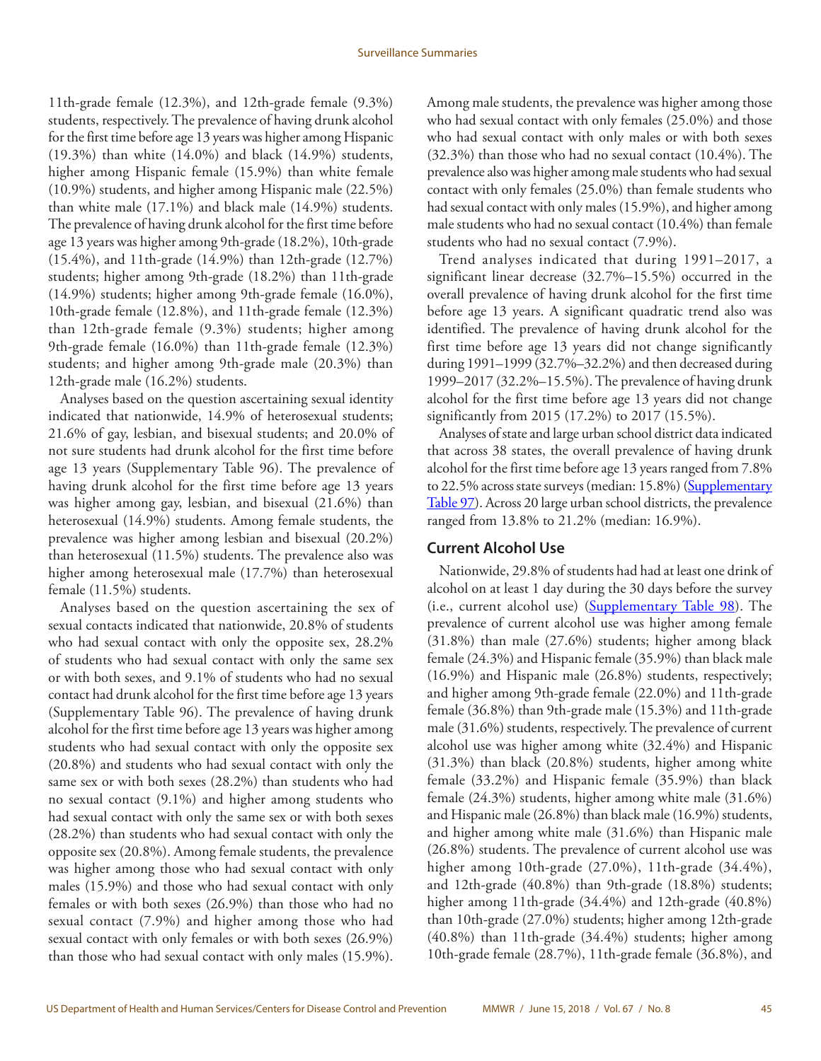11th-grade female (12.3%), and 12th-grade female (9.3%) students, respectively. The prevalence of having drunk alcohol for the first time before age 13 years was higher among Hispanic (19.3%) than white (14.0%) and black (14.9%) students, higher among Hispanic female (15.9%) than white female (10.9%) students, and higher among Hispanic male (22.5%) than white male (17.1%) and black male (14.9%) students. The prevalence of having drunk alcohol for the first time before age 13 years was higher among 9th-grade (18.2%), 10th-grade (15.4%), and 11th-grade (14.9%) than 12th-grade (12.7%) students; higher among 9th-grade (18.2%) than 11th-grade (14.9%) students; higher among 9th-grade female (16.0%), 10th-grade female (12.8%), and 11th-grade female (12.3%) than 12th-grade female (9.3%) students; higher among 9th-grade female (16.0%) than 11th-grade female (12.3%) students; and higher among 9th-grade male (20.3%) than 12th-grade male (16.2%) students.

Analyses based on the question ascertaining sexual identity indicated that nationwide, 14.9% of heterosexual students; 21.6% of gay, lesbian, and bisexual students; and 20.0% of not sure students had drunk alcohol for the first time before age 13 years (Supplementary Table 96). The prevalence of having drunk alcohol for the first time before age 13 years was higher among gay, lesbian, and bisexual (21.6%) than heterosexual (14.9%) students. Among female students, the prevalence was higher among lesbian and bisexual (20.2%) than heterosexual (11.5%) students. The prevalence also was higher among heterosexual male (17.7%) than heterosexual female (11.5%) students.

Analyses based on the question ascertaining the sex of sexual contacts indicated that nationwide, 20.8% of students who had sexual contact with only the opposite sex, 28.2% of students who had sexual contact with only the same sex or with both sexes, and 9.1% of students who had no sexual contact had drunk alcohol for the first time before age 13 years (Supplementary Table 96). The prevalence of having drunk alcohol for the first time before age 13 years was higher among students who had sexual contact with only the opposite sex (20.8%) and students who had sexual contact with only the same sex or with both sexes (28.2%) than students who had no sexual contact (9.1%) and higher among students who had sexual contact with only the same sex or with both sexes (28.2%) than students who had sexual contact with only the opposite sex (20.8%). Among female students, the prevalence was higher among those who had sexual contact with only males (15.9%) and those who had sexual contact with only females or with both sexes (26.9%) than those who had no sexual contact (7.9%) and higher among those who had sexual contact with only females or with both sexes (26.9%) than those who had sexual contact with only males (15.9%). Among male students, the prevalence was higher among those who had sexual contact with only females (25.0%) and those who had sexual contact with only males or with both sexes (32.3%) than those who had no sexual contact (10.4%). The prevalence also was higher among male students who had sexual contact with only females (25.0%) than female students who had sexual contact with only males (15.9%), and higher among male students who had no sexual contact (10.4%) than female students who had no sexual contact (7.9%).

Trend analyses indicated that during 1991–2017, a significant linear decrease (32.7%–15.5%) occurred in the overall prevalence of having drunk alcohol for the first time before age 13 years. A significant quadratic trend also was identified. The prevalence of having drunk alcohol for the first time before age 13 years did not change significantly during 1991–1999 (32.7%–32.2%) and then decreased during 1999–2017 (32.2%–15.5%). The prevalence of having drunk alcohol for the first time before age 13 years did not change significantly from 2015 (17.2%) to 2017 (15.5%).

Analyses of state and large urban school district data indicated that across 38 states, the overall prevalence of having drunk alcohol for the first time before age 13 years ranged from 7.8% to 22.5% across state surveys (median: 15.8%) (Supplementary Table 97). Across 20 large urban school districts, the prevalence ranged from 13.8% to 21.2% (median: 16.9%).

## Current Alcohol Use

Nationwide, 29.8% of students had had at least one drink of alcohol on at least 1 day during the 30 days before the survey (i.e., current alcohol use) (Supplementary Table 98). The prevalence of current alcohol use was higher among female (31.8%) than male (27.6%) students; higher among black female (24.3%) and Hispanic female (35.9%) than black male (16.9%) and Hispanic male (26.8%) students, respectively; and higher among 9th-grade female (22.0%) and 11th-grade female (36.8%) than 9th-grade male (15.3%) and 11th-grade male (31.6%) students, respectively. The prevalence of current alcohol use was higher among white (32.4%) and Hispanic (31.3%) than black (20.8%) students, higher among white female (33.2%) and Hispanic female (35.9%) than black female (24.3%) students, higher among white male (31.6%) and Hispanic male (26.8%) than black male (16.9%) students, and higher among white male (31.6%) than Hispanic male (26.8%) students. The prevalence of current alcohol use was higher among 10th-grade (27.0%), 11th-grade (34.4%), and 12th-grade (40.8%) than 9th-grade (18.8%) students; higher among 11th-grade (34.4%) and 12th-grade (40.8%) than 10th-grade (27.0%) students; higher among 12th-grade (40.8%) than 11th-grade (34.4%) students; higher among 10th-grade female (28.7%), 11th-grade female (36.8%), and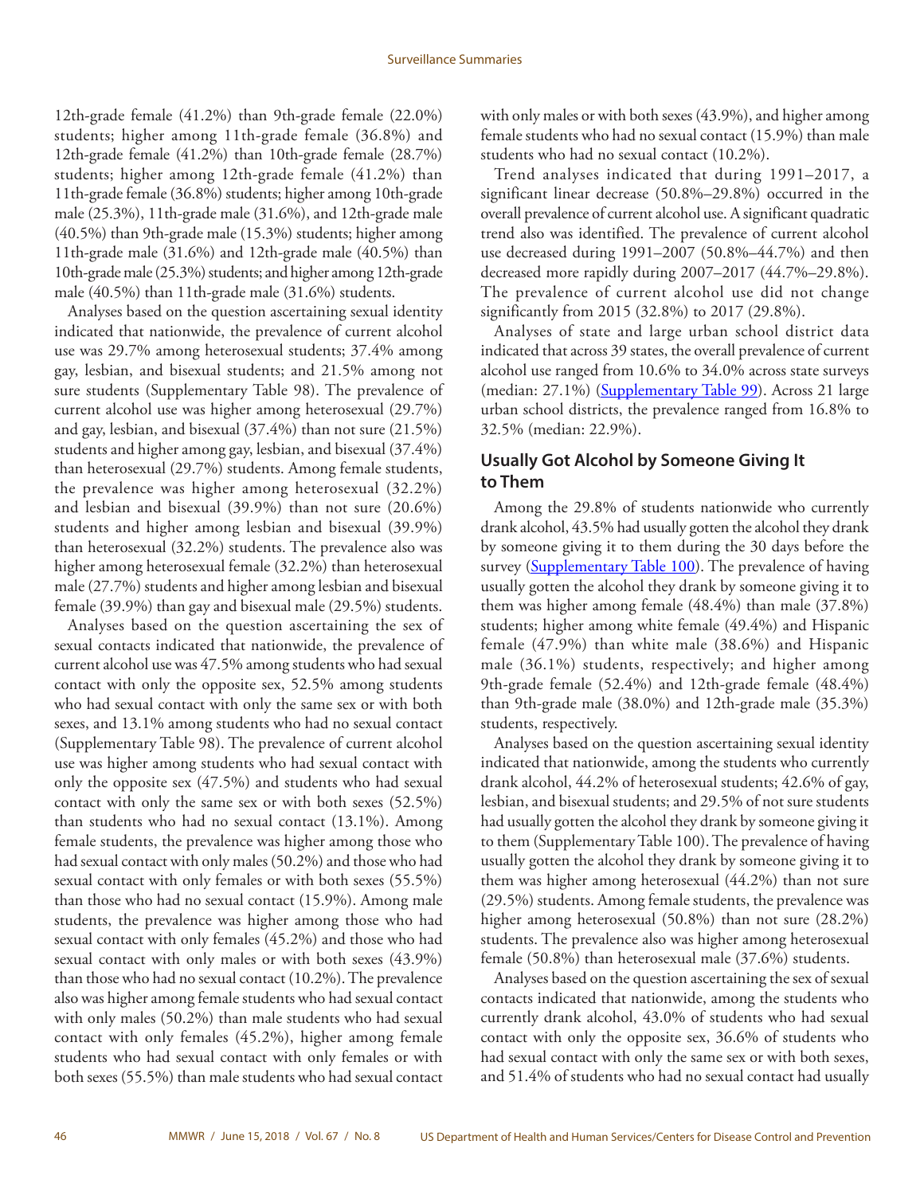12th-grade female (41.2%) than 9th-grade female (22.0%) students; higher among 11th-grade female (36.8%) and 12th-grade female (41.2%) than 10th-grade female (28.7%) students; higher among 12th-grade female (41.2%) than 11th-grade female (36.8%) students; higher among 10th-grade male (25.3%), 11th-grade male (31.6%), and 12th-grade male (40.5%) than 9th-grade male (15.3%) students; higher among 11th-grade male (31.6%) and 12th-grade male (40.5%) than 10th-grade male (25.3%) students; and higher among 12th-grade male (40.5%) than 11th-grade male (31.6%) students.

Analyses based on the question ascertaining sexual identity indicated that nationwide, the prevalence of current alcohol use was 29.7% among heterosexual students; 37.4% among gay, lesbian, and bisexual students; and 21.5% among not sure students (Supplementary Table 98). The prevalence of current alcohol use was higher among heterosexual (29.7%) and gay, lesbian, and bisexual (37.4%) than not sure (21.5%) students and higher among gay, lesbian, and bisexual (37.4%) than heterosexual (29.7%) students. Among female students, the prevalence was higher among heterosexual (32.2%) and lesbian and bisexual (39.9%) than not sure (20.6%) students and higher among lesbian and bisexual (39.9%) than heterosexual (32.2%) students. The prevalence also was higher among heterosexual female (32.2%) than heterosexual male (27.7%) students and higher among lesbian and bisexual female (39.9%) than gay and bisexual male (29.5%) students.

Analyses based on the question ascertaining the sex of sexual contacts indicated that nationwide, the prevalence of current alcohol use was 47.5% among students who had sexual contact with only the opposite sex, 52.5% among students who had sexual contact with only the same sex or with both sexes, and 13.1% among students who had no sexual contact (Supplementary Table 98). The prevalence of current alcohol use was higher among students who had sexual contact with only the opposite sex (47.5%) and students who had sexual contact with only the same sex or with both sexes (52.5%) than students who had no sexual contact (13.1%). Among female students, the prevalence was higher among those who had sexual contact with only males (50.2%) and those who had sexual contact with only females or with both sexes (55.5%) than those who had no sexual contact (15.9%). Among male students, the prevalence was higher among those who had sexual contact with only females (45.2%) and those who had sexual contact with only males or with both sexes (43.9%) than those who had no sexual contact (10.2%). The prevalence also was higher among female students who had sexual contact with only males (50.2%) than male students who had sexual contact with only females (45.2%), higher among female students who had sexual contact with only females or with both sexes (55.5%) than male students who had sexual contact with only males or with both sexes (43.9%), and higher among female students who had no sexual contact (15.9%) than male students who had no sexual contact (10.2%).

Trend analyses indicated that during 1991–2017, a significant linear decrease (50.8%–29.8%) occurred in the overall prevalence of current alcohol use. A significant quadratic trend also was identified. The prevalence of current alcohol use decreased during 1991–2007 (50.8%–44.7%) and then decreased more rapidly during 2007–2017 (44.7%–29.8%). The prevalence of current alcohol use did not change significantly from 2015 (32.8%) to 2017 (29.8%).

Analyses of state and large urban school district data indicated that across 39 states, the overall prevalence of current alcohol use ranged from 10.6% to 34.0% across state surveys (median: 27.1%) (Supplementary Table 99). Across 21 large urban school districts, the prevalence ranged from 16.8% to 32.5% (median: 22.9%).

### Usually Got Alcohol by Someone Giving It to Them

Among the 29.8% of students nationwide who currently drank alcohol, 43.5% had usually gotten the alcohol they drank by someone giving it to them during the 30 days before the survey (Supplementary Table 100). The prevalence of having usually gotten the alcohol they drank by someone giving it to them was higher among female (48.4%) than male (37.8%) students; higher among white female (49.4%) and Hispanic female (47.9%) than white male (38.6%) and Hispanic male (36.1%) students, respectively; and higher among 9th-grade female (52.4%) and 12th-grade female (48.4%) than 9th-grade male (38.0%) and 12th-grade male (35.3%) students, respectively.

Analyses based on the question ascertaining sexual identity indicated that nationwide, among the students who currently drank alcohol, 44.2% of heterosexual students; 42.6% of gay, lesbian, and bisexual students; and 29.5% of not sure students had usually gotten the alcohol they drank by someone giving it to them (Supplementary Table 100). The prevalence of having usually gotten the alcohol they drank by someone giving it to them was higher among heterosexual (44.2%) than not sure (29.5%) students. Among female students, the prevalence was higher among heterosexual (50.8%) than not sure (28.2%) students. The prevalence also was higher among heterosexual female (50.8%) than heterosexual male (37.6%) students.

Analyses based on the question ascertaining the sex of sexual contacts indicated that nationwide, among the students who currently drank alcohol, 43.0% of students who had sexual contact with only the opposite sex, 36.6% of students who had sexual contact with only the same sex or with both sexes, and 51.4% of students who had no sexual contact had usually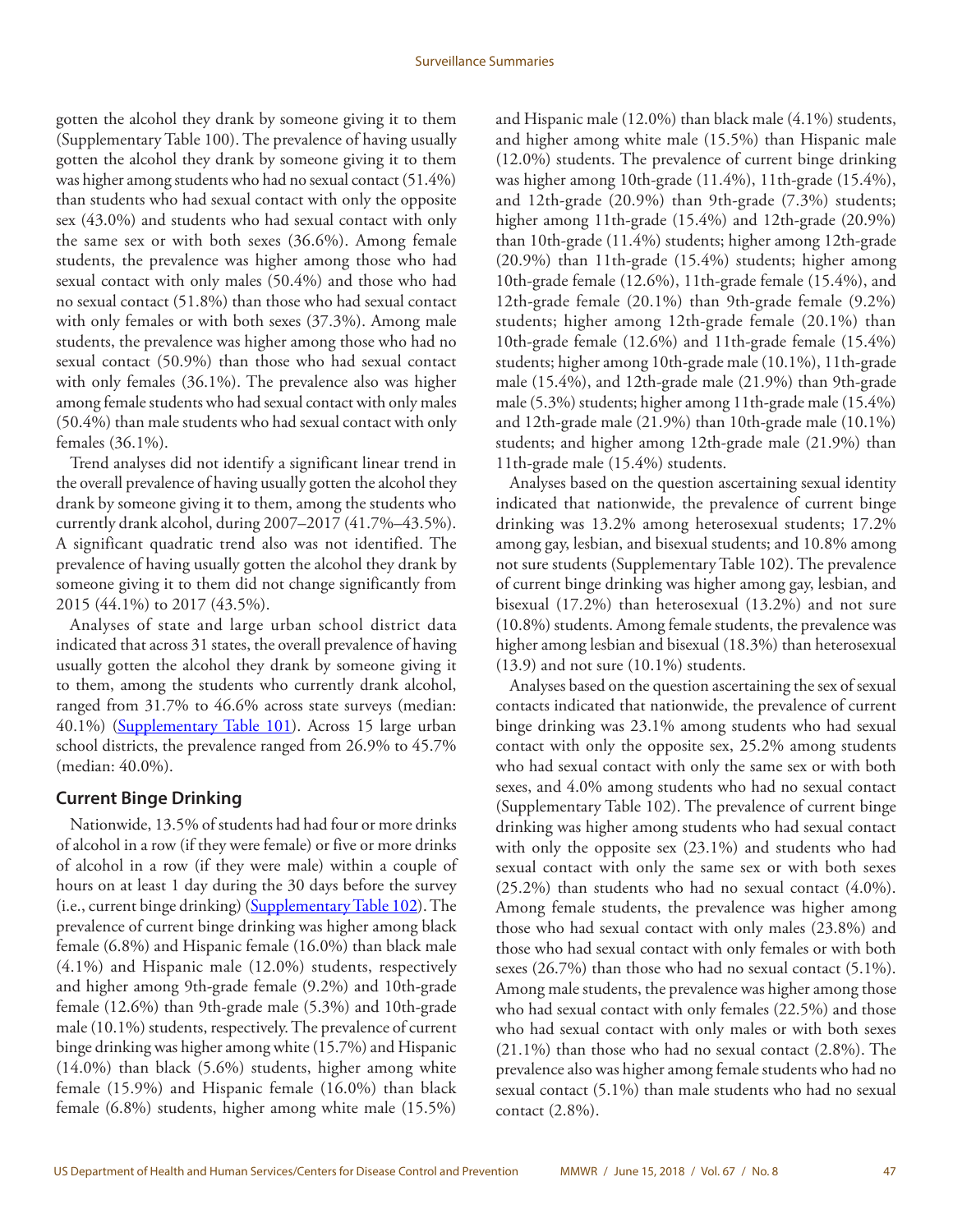gotten the alcohol they drank by someone giving it to them (Supplementary Table 100). The prevalence of having usually gotten the alcohol they drank by someone giving it to them was higher among students who had no sexual contact (51.4%) than students who had sexual contact with only the opposite sex (43.0%) and students who had sexual contact with only the same sex or with both sexes (36.6%). Among female students, the prevalence was higher among those who had sexual contact with only males (50.4%) and those who had no sexual contact (51.8%) than those who had sexual contact with only females or with both sexes (37.3%). Among male students, the prevalence was higher among those who had no sexual contact (50.9%) than those who had sexual contact with only females (36.1%). The prevalence also was higher among female students who had sexual contact with only males (50.4%) than male students who had sexual contact with only females (36.1%).

Trend analyses did not identify a significant linear trend in the overall prevalence of having usually gotten the alcohol they drank by someone giving it to them, among the students who currently drank alcohol, during 2007–2017 (41.7%–43.5%). A significant quadratic trend also was not identified. The prevalence of having usually gotten the alcohol they drank by someone giving it to them did not change significantly from 2015 (44.1%) to 2017 (43.5%).

Analyses of state and large urban school district data indicated that across 31 states, the overall prevalence of having usually gotten the alcohol they drank by someone giving it to them, among the students who currently drank alcohol, ranged from 31.7% to 46.6% across state surveys (median: 40.1%) (Supplementary Table 101). Across 15 large urban school districts, the prevalence ranged from 26.9% to 45.7% (median: 40.0%).

## Current Binge Drinking

Nationwide, 13.5% of students had had four or more drinks of alcohol in a row (if they were female) or five or more drinks of alcohol in a row (if they were male) within a couple of hours on at least 1 day during the 30 days before the survey (i.e., current binge drinking) (Supplementary Table 102). The prevalence of current binge drinking was higher among black female (6.8%) and Hispanic female (16.0%) than black male (4.1%) and Hispanic male (12.0%) students, respectively and higher among 9th-grade female (9.2%) and 10th-grade female (12.6%) than 9th-grade male (5.3%) and 10th-grade male (10.1%) students, respectively. The prevalence of current binge drinking was higher among white (15.7%) and Hispanic (14.0%) than black (5.6%) students, higher among white female (15.9%) and Hispanic female (16.0%) than black female (6.8%) students, higher among white male (15.5%) and Hispanic male (12.0%) than black male (4.1%) students, and higher among white male (15.5%) than Hispanic male (12.0%) students. The prevalence of current binge drinking was higher among 10th-grade (11.4%), 11th-grade (15.4%), and 12th-grade (20.9%) than 9th-grade (7.3%) students; higher among 11th-grade (15.4%) and 12th-grade (20.9%) than 10th-grade (11.4%) students; higher among 12th-grade (20.9%) than 11th-grade (15.4%) students; higher among 10th-grade female (12.6%), 11th-grade female (15.4%), and 12th-grade female (20.1%) than 9th-grade female (9.2%) students; higher among 12th-grade female (20.1%) than 10th-grade female (12.6%) and 11th-grade female (15.4%) students; higher among 10th-grade male (10.1%), 11th-grade male (15.4%), and 12th-grade male (21.9%) than 9th-grade male (5.3%) students; higher among 11th-grade male (15.4%) and 12th-grade male (21.9%) than 10th-grade male (10.1%) students; and higher among 12th-grade male (21.9%) than 11th-grade male (15.4%) students.

Analyses based on the question ascertaining sexual identity indicated that nationwide, the prevalence of current binge drinking was 13.2% among heterosexual students; 17.2% among gay, lesbian, and bisexual students; and 10.8% among not sure students (Supplementary Table 102). The prevalence of current binge drinking was higher among gay, lesbian, and bisexual (17.2%) than heterosexual (13.2%) and not sure (10.8%) students. Among female students, the prevalence was higher among lesbian and bisexual (18.3%) than heterosexual (13.9) and not sure (10.1%) students.

Analyses based on the question ascertaining the sex of sexual contacts indicated that nationwide, the prevalence of current binge drinking was 23.1% among students who had sexual contact with only the opposite sex, 25.2% among students who had sexual contact with only the same sex or with both sexes, and 4.0% among students who had no sexual contact (Supplementary Table 102). The prevalence of current binge drinking was higher among students who had sexual contact with only the opposite sex (23.1%) and students who had sexual contact with only the same sex or with both sexes (25.2%) than students who had no sexual contact (4.0%). Among female students, the prevalence was higher among those who had sexual contact with only males (23.8%) and those who had sexual contact with only females or with both sexes (26.7%) than those who had no sexual contact (5.1%). Among male students, the prevalence was higher among those who had sexual contact with only females (22.5%) and those who had sexual contact with only males or with both sexes (21.1%) than those who had no sexual contact (2.8%). The prevalence also was higher among female students who had no sexual contact (5.1%) than male students who had no sexual contact (2.8%).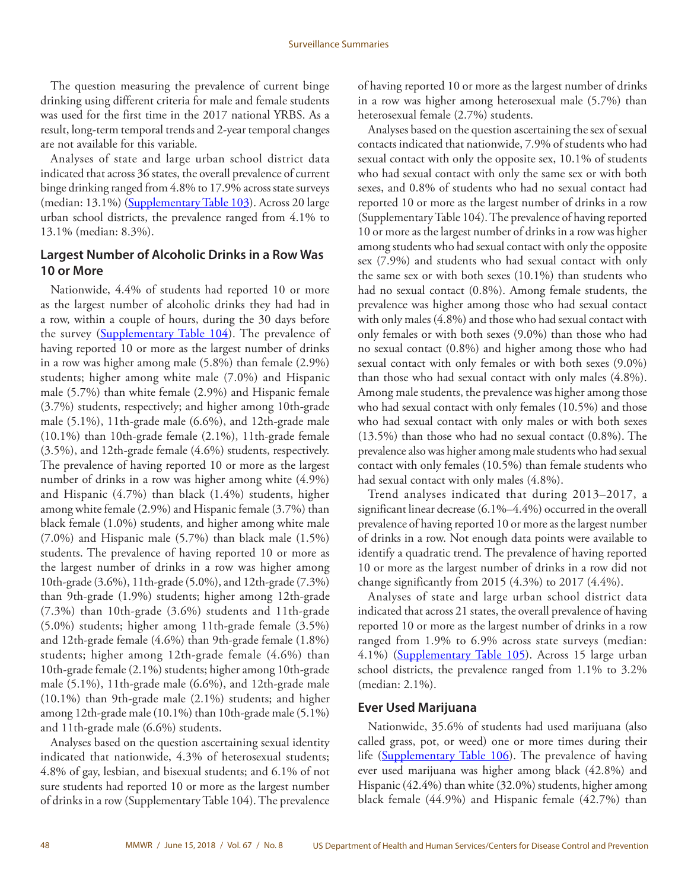The question measuring the prevalence of current binge drinking using different criteria for male and female students was used for the first time in the 2017 national YRBS. As a result, long-term temporal trends and 2-year temporal changes are not available for this variable.

Analyses of state and large urban school district data indicated that across 36 states, the overall prevalence of current binge drinking ranged from 4.8% to 17.9% across state surveys (median: 13.1%) (Supplementary Table 103). Across 20 large urban school districts, the prevalence ranged from 4.1% to 13.1% (median: 8.3%).

### Largest Number of Alcoholic Drinks in a Row Was 10 or More

Nationwide, 4.4% of students had reported 10 or more as the largest number of alcoholic drinks they had had in a row, within a couple of hours, during the 30 days before the survey (Supplementary Table 104). The prevalence of having reported 10 or more as the largest number of drinks in a row was higher among male (5.8%) than female (2.9%) students; higher among white male (7.0%) and Hispanic male (5.7%) than white female (2.9%) and Hispanic female (3.7%) students, respectively; and higher among 10th-grade male (5.1%), 11th-grade male (6.6%), and 12th-grade male (10.1%) than 10th-grade female (2.1%), 11th-grade female (3.5%), and 12th-grade female (4.6%) students, respectively. The prevalence of having reported 10 or more as the largest number of drinks in a row was higher among white (4.9%) and Hispanic (4.7%) than black (1.4%) students, higher among white female (2.9%) and Hispanic female (3.7%) than black female (1.0%) students, and higher among white male (7.0%) and Hispanic male (5.7%) than black male (1.5%) students. The prevalence of having reported 10 or more as the largest number of drinks in a row was higher among 10th-grade (3.6%), 11th-grade (5.0%), and 12th-grade (7.3%) than 9th-grade (1.9%) students; higher among 12th-grade (7.3%) than 10th-grade (3.6%) students and 11th-grade (5.0%) students; higher among 11th-grade female (3.5%) and 12th-grade female (4.6%) than 9th-grade female (1.8%) students; higher among 12th-grade female (4.6%) than 10th-grade female (2.1%) students; higher among 10th-grade male (5.1%), 11th-grade male (6.6%), and 12th-grade male (10.1%) than 9th-grade male (2.1%) students; and higher among 12th-grade male (10.1%) than 10th-grade male (5.1%) and 11th-grade male (6.6%) students.

Analyses based on the question ascertaining sexual identity indicated that nationwide, 4.3% of heterosexual students; 4.8% of gay, lesbian, and bisexual students; and 6.1% of not sure students had reported 10 or more as the largest number of drinks in a row (Supplementary Table 104). The prevalence of having reported 10 or more as the largest number of drinks in a row was higher among heterosexual male (5.7%) than heterosexual female (2.7%) students.

Analyses based on the question ascertaining the sex of sexual contacts indicated that nationwide, 7.9% of students who had sexual contact with only the opposite sex, 10.1% of students who had sexual contact with only the same sex or with both sexes, and 0.8% of students who had no sexual contact had reported 10 or more as the largest number of drinks in a row (Supplementary Table 104). The prevalence of having reported 10 or more as the largest number of drinks in a row was higher among students who had sexual contact with only the opposite sex (7.9%) and students who had sexual contact with only the same sex or with both sexes (10.1%) than students who had no sexual contact (0.8%). Among female students, the prevalence was higher among those who had sexual contact with only males (4.8%) and those who had sexual contact with only females or with both sexes (9.0%) than those who had no sexual contact (0.8%) and higher among those who had sexual contact with only females or with both sexes (9.0%) than those who had sexual contact with only males (4.8%). Among male students, the prevalence was higher among those who had sexual contact with only females (10.5%) and those who had sexual contact with only males or with both sexes (13.5%) than those who had no sexual contact (0.8%). The prevalence also was higher among male students who had sexual contact with only females (10.5%) than female students who had sexual contact with only males (4.8%).

Trend analyses indicated that during 2013–2017, a significant linear decrease (6.1%–4.4%) occurred in the overall prevalence of having reported 10 or more as the largest number of drinks in a row. Not enough data points were available to identify a quadratic trend. The prevalence of having reported 10 or more as the largest number of drinks in a row did not change significantly from 2015 (4.3%) to 2017 (4.4%).

Analyses of state and large urban school district data indicated that across 21 states, the overall prevalence of having reported 10 or more as the largest number of drinks in a row ranged from 1.9% to 6.9% across state surveys (median: 4.1%) (Supplementary Table 105). Across 15 large urban school districts, the prevalence ranged from 1.1% to 3.2% (median: 2.1%).

### Ever Used Marijuana

Nationwide, 35.6% of students had used marijuana (also called grass, pot, or weed) one or more times during their life (Supplementary Table 106). The prevalence of having ever used marijuana was higher among black (42.8%) and Hispanic (42.4%) than white (32.0%) students, higher among black female (44.9%) and Hispanic female (42.7%) than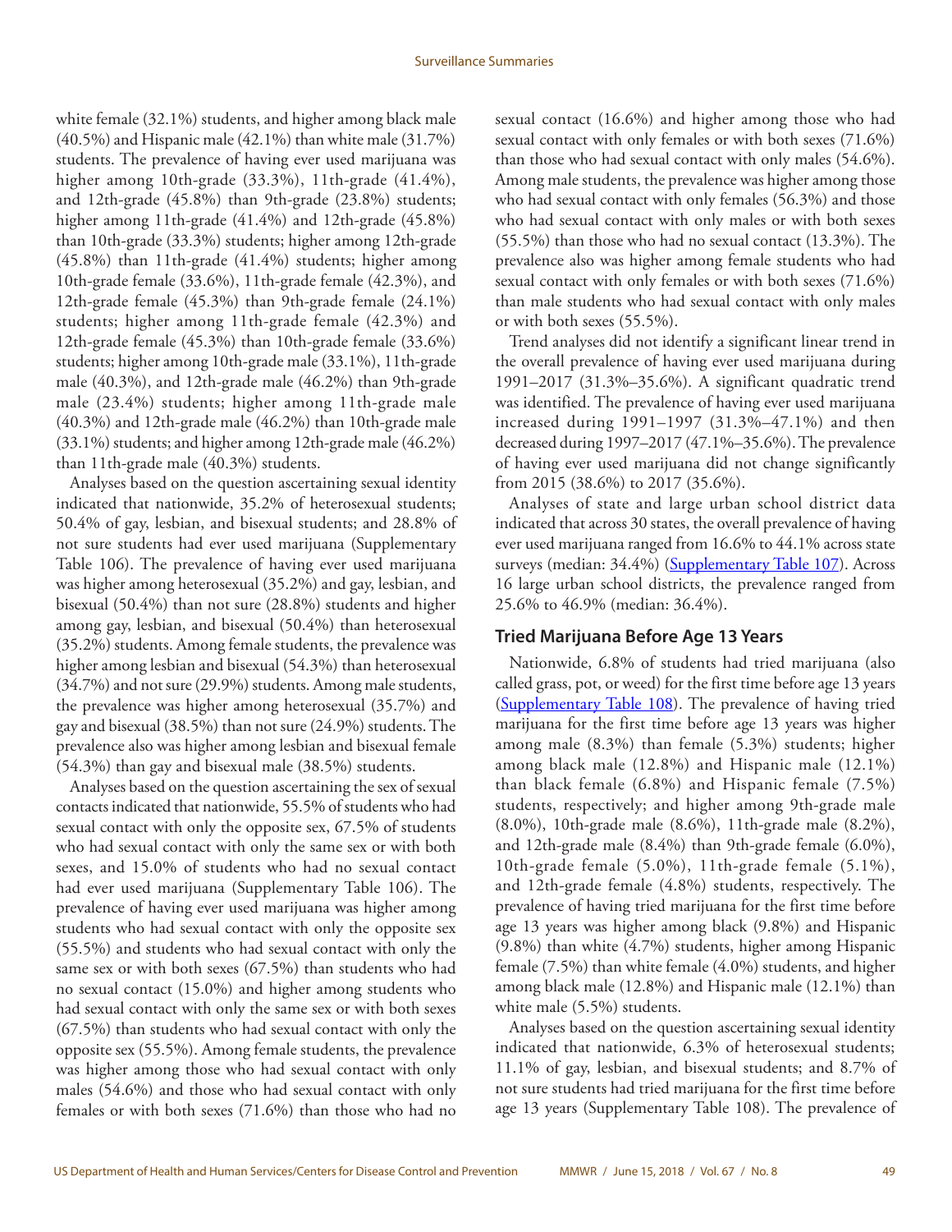white female (32.1%) students, and higher among black male (40.5%) and Hispanic male (42.1%) than white male (31.7%) students. The prevalence of having ever used marijuana was higher among 10th-grade (33.3%), 11th-grade (41.4%), and 12th-grade (45.8%) than 9th-grade (23.8%) students; higher among 11th-grade (41.4%) and 12th-grade (45.8%) than 10th-grade (33.3%) students; higher among 12th-grade (45.8%) than 11th-grade (41.4%) students; higher among 10th-grade female (33.6%), 11th-grade female (42.3%), and 12th-grade female (45.3%) than 9th-grade female (24.1%) students; higher among 11th-grade female (42.3%) and 12th-grade female (45.3%) than 10th-grade female (33.6%) students; higher among 10th-grade male (33.1%), 11th-grade male (40.3%), and 12th-grade male (46.2%) than 9th-grade male (23.4%) students; higher among 11th-grade male (40.3%) and 12th-grade male (46.2%) than 10th-grade male (33.1%) students; and higher among 12th-grade male (46.2%) than 11th-grade male (40.3%) students.

Analyses based on the question ascertaining sexual identity indicated that nationwide, 35.2% of heterosexual students; 50.4% of gay, lesbian, and bisexual students; and 28.8% of not sure students had ever used marijuana (Supplementary Table 106). The prevalence of having ever used marijuana was higher among heterosexual (35.2%) and gay, lesbian, and bisexual (50.4%) than not sure (28.8%) students and higher among gay, lesbian, and bisexual (50.4%) than heterosexual (35.2%) students. Among female students, the prevalence was higher among lesbian and bisexual (54.3%) than heterosexual (34.7%) and not sure (29.9%) students. Among male students, the prevalence was higher among heterosexual (35.7%) and gay and bisexual (38.5%) than not sure (24.9%) students. The prevalence also was higher among lesbian and bisexual female (54.3%) than gay and bisexual male (38.5%) students.

Analyses based on the question ascertaining the sex of sexual contacts indicated that nationwide, 55.5% of students who had sexual contact with only the opposite sex, 67.5% of students who had sexual contact with only the same sex or with both sexes, and 15.0% of students who had no sexual contact had ever used marijuana (Supplementary Table 106). The prevalence of having ever used marijuana was higher among students who had sexual contact with only the opposite sex (55.5%) and students who had sexual contact with only the same sex or with both sexes (67.5%) than students who had no sexual contact (15.0%) and higher among students who had sexual contact with only the same sex or with both sexes (67.5%) than students who had sexual contact with only the opposite sex (55.5%). Among female students, the prevalence was higher among those who had sexual contact with only males (54.6%) and those who had sexual contact with only females or with both sexes (71.6%) than those who had no sexual contact (16.6%) and higher among those who had sexual contact with only females or with both sexes (71.6%) than those who had sexual contact with only males (54.6%). Among male students, the prevalence was higher among those who had sexual contact with only females (56.3%) and those who had sexual contact with only males or with both sexes (55.5%) than those who had no sexual contact (13.3%). The prevalence also was higher among female students who had sexual contact with only females or with both sexes (71.6%) than male students who had sexual contact with only males or with both sexes (55.5%).

Trend analyses did not identify a significant linear trend in the overall prevalence of having ever used marijuana during 1991–2017 (31.3%–35.6%). A significant quadratic trend was identified. The prevalence of having ever used marijuana increased during 1991–1997 (31.3%–47.1%) and then decreased during 1997–2017 (47.1%–35.6%). The prevalence of having ever used marijuana did not change significantly from 2015 (38.6%) to 2017 (35.6%).

Analyses of state and large urban school district data indicated that across 30 states, the overall prevalence of having ever used marijuana ranged from 16.6% to 44.1% across state surveys (median: 34.4%) (Supplementary Table 107). Across 16 large urban school districts, the prevalence ranged from 25.6% to 46.9% (median: 36.4%).

### Tried Marijuana Before Age 13 Years

Nationwide, 6.8% of students had tried marijuana (also called grass, pot, or weed) for the first time before age 13 years (Supplementary Table 108). The prevalence of having tried marijuana for the first time before age 13 years was higher among male (8.3%) than female (5.3%) students; higher among black male (12.8%) and Hispanic male (12.1%) than black female (6.8%) and Hispanic female (7.5%) students, respectively; and higher among 9th-grade male (8.0%), 10th-grade male (8.6%), 11th-grade male (8.2%), and 12th-grade male (8.4%) than 9th-grade female (6.0%), 10th-grade female (5.0%), 11th-grade female (5.1%), and 12th-grade female (4.8%) students, respectively. The prevalence of having tried marijuana for the first time before age 13 years was higher among black (9.8%) and Hispanic (9.8%) than white (4.7%) students, higher among Hispanic female (7.5%) than white female (4.0%) students, and higher among black male (12.8%) and Hispanic male (12.1%) than white male (5.5%) students.

Analyses based on the question ascertaining sexual identity indicated that nationwide, 6.3% of heterosexual students; 11.1% of gay, lesbian, and bisexual students; and 8.7% of not sure students had tried marijuana for the first time before age 13 years (Supplementary Table 108). The prevalence of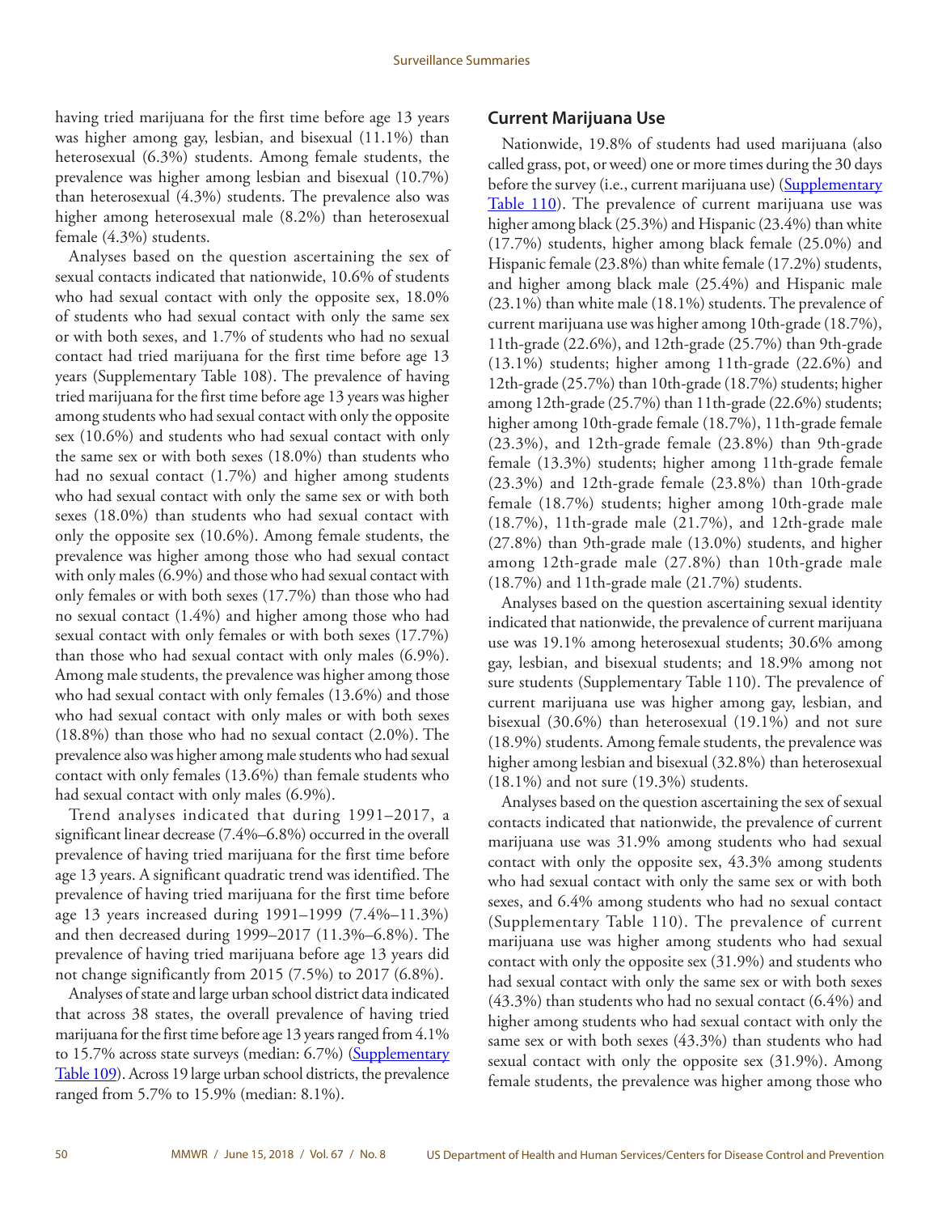having tried marijuana for the first time before age 13 years was higher among gay, lesbian, and bisexual (11.1%) than heterosexual (6.3%) students. Among female students, the prevalence was higher among lesbian and bisexual (10.7%) than heterosexual (4.3%) students. The prevalence also was higher among heterosexual male (8.2%) than heterosexual female (4.3%) students.

Analyses based on the question ascertaining the sex of sexual contacts indicated that nationwide, 10.6% of students who had sexual contact with only the opposite sex, 18.0% of students who had sexual contact with only the same sex or with both sexes, and 1.7% of students who had no sexual contact had tried marijuana for the first time before age 13 years (Supplementary Table 108). The prevalence of having tried marijuana for the first time before age 13 years was higher among students who had sexual contact with only the opposite sex (10.6%) and students who had sexual contact with only the same sex or with both sexes (18.0%) than students who had no sexual contact (1.7%) and higher among students who had sexual contact with only the same sex or with both sexes (18.0%) than students who had sexual contact with only the opposite sex (10.6%). Among female students, the prevalence was higher among those who had sexual contact with only males (6.9%) and those who had sexual contact with only females or with both sexes (17.7%) than those who had no sexual contact (1.4%) and higher among those who had sexual contact with only females or with both sexes (17.7%) than those who had sexual contact with only males (6.9%). Among male students, the prevalence was higher among those who had sexual contact with only females (13.6%) and those who had sexual contact with only males or with both sexes (18.8%) than those who had no sexual contact (2.0%). The prevalence also was higher among male students who had sexual contact with only females (13.6%) than female students who had sexual contact with only males (6.9%).

Trend analyses indicated that during 1991–2017, a significant linear decrease (7.4%–6.8%) occurred in the overall prevalence of having tried marijuana for the first time before age 13 years. A significant quadratic trend was identified. The prevalence of having tried marijuana for the first time before age 13 years increased during 1991–1999 (7.4%–11.3%) and then decreased during 1999–2017 (11.3%–6.8%). The prevalence of having tried marijuana before age 13 years did not change significantly from 2015 (7.5%) to 2017 (6.8%).

Analyses of state and large urban school district data indicated that across 38 states, the overall prevalence of having tried marijuana for the first time before age 13 years ranged from 4.1% to 15.7% across state surveys (median: 6.7%) (Supplementary Table 109). Across 19 large urban school districts, the prevalence ranged from 5.7% to 15.9% (median: 8.1%).

## Current Marijuana Use

Nationwide, 19.8% of students had used marijuana (also called grass, pot, or weed) one or more times during the 30 days before the survey (i.e., current marijuana use) (Supplementary Table 110). The prevalence of current marijuana use was higher among black (25.3%) and Hispanic (23.4%) than white (17.7%) students, higher among black female (25.0%) and Hispanic female (23.8%) than white female (17.2%) students, and higher among black male (25.4%) and Hispanic male (23.1%) than white male (18.1%) students. The prevalence of current marijuana use was higher among 10th-grade (18.7%), 11th-grade (22.6%), and 12th-grade (25.7%) than 9th-grade (13.1%) students; higher among 11th-grade (22.6%) and 12th-grade (25.7%) than 10th-grade (18.7%) students; higher among 12th-grade (25.7%) than 11th-grade (22.6%) students; higher among 10th-grade female (18.7%), 11th-grade female (23.3%), and 12th-grade female (23.8%) than 9th-grade female (13.3%) students; higher among 11th-grade female (23.3%) and 12th-grade female (23.8%) than 10th-grade female (18.7%) students; higher among 10th-grade male (18.7%), 11th-grade male (21.7%), and 12th-grade male (27.8%) than 9th-grade male (13.0%) students, and higher among 12th-grade male (27.8%) than 10th-grade male (18.7%) and 11th-grade male (21.7%) students.

Analyses based on the question ascertaining sexual identity indicated that nationwide, the prevalence of current marijuana use was 19.1% among heterosexual students; 30.6% among gay, lesbian, and bisexual students; and 18.9% among not sure students (Supplementary Table 110). The prevalence of current marijuana use was higher among gay, lesbian, and bisexual (30.6%) than heterosexual (19.1%) and not sure (18.9%) students. Among female students, the prevalence was higher among lesbian and bisexual (32.8%) than heterosexual (18.1%) and not sure (19.3%) students.

Analyses based on the question ascertaining the sex of sexual contacts indicated that nationwide, the prevalence of current marijuana use was 31.9% among students who had sexual contact with only the opposite sex, 43.3% among students who had sexual contact with only the same sex or with both sexes, and 6.4% among students who had no sexual contact (Supplementary Table 110). The prevalence of current marijuana use was higher among students who had sexual contact with only the opposite sex (31.9%) and students who had sexual contact with only the same sex or with both sexes (43.3%) than students who had no sexual contact (6.4%) and higher among students who had sexual contact with only the same sex or with both sexes (43.3%) than students who had sexual contact with only the opposite sex (31.9%). Among female students, the prevalence was higher among those who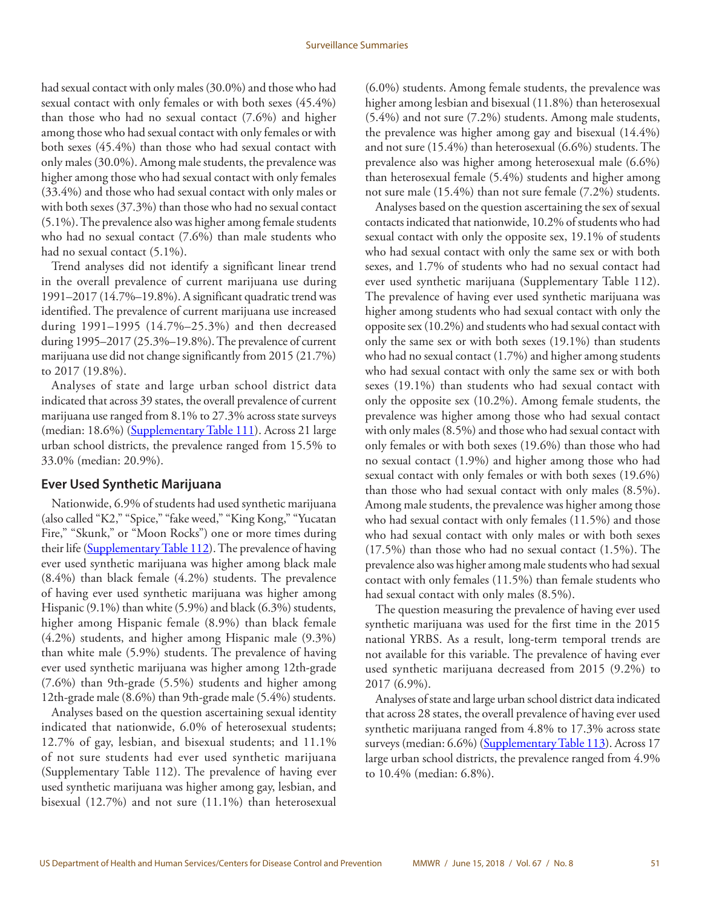had sexual contact with only males (30.0%) and those who had sexual contact with only females or with both sexes (45.4%) than those who had no sexual contact (7.6%) and higher among those who had sexual contact with only females or with both sexes (45.4%) than those who had sexual contact with only males (30.0%). Among male students, the prevalence was higher among those who had sexual contact with only females (33.4%) and those who had sexual contact with only males or with both sexes (37.3%) than those who had no sexual contact (5.1%). The prevalence also was higher among female students who had no sexual contact (7.6%) than male students who had no sexual contact (5.1%).

Trend analyses did not identify a significant linear trend in the overall prevalence of current marijuana use during 1991–2017 (14.7%–19.8%). A significant quadratic trend was identified. The prevalence of current marijuana use increased during 1991–1995 (14.7%–25.3%) and then decreased during 1995–2017 (25.3%–19.8%). The prevalence of current marijuana use did not change significantly from 2015 (21.7%) to 2017 (19.8%).

Analyses of state and large urban school district data indicated that across 39 states, the overall prevalence of current marijuana use ranged from 8.1% to 27.3% across state surveys (median: 18.6%) (Supplementary Table 111). Across 21 large urban school districts, the prevalence ranged from 15.5% to 33.0% (median: 20.9%).

## Ever Used Synthetic Marijuana

Nationwide, 6.9% of students had used synthetic marijuana (also called "K2," "Spice," "fake weed," "King Kong," "Yucatan Fire," "Skunk," or "Moon Rocks") one or more times during their life (Supplementary Table 112). The prevalence of having ever used synthetic marijuana was higher among black male (8.4%) than black female (4.2%) students. The prevalence of having ever used synthetic marijuana was higher among Hispanic (9.1%) than white (5.9%) and black (6.3%) students, higher among Hispanic female (8.9%) than black female (4.2%) students, and higher among Hispanic male (9.3%) than white male (5.9%) students. The prevalence of having ever used synthetic marijuana was higher among 12th-grade (7.6%) than 9th-grade (5.5%) students and higher among 12th-grade male (8.6%) than 9th-grade male (5.4%) students.

Analyses based on the question ascertaining sexual identity indicated that nationwide, 6.0% of heterosexual students; 12.7% of gay, lesbian, and bisexual students; and 11.1% of not sure students had ever used synthetic marijuana (Supplementary Table 112). The prevalence of having ever used synthetic marijuana was higher among gay, lesbian, and bisexual (12.7%) and not sure (11.1%) than heterosexual (6.0%) students. Among female students, the prevalence was higher among lesbian and bisexual (11.8%) than heterosexual (5.4%) and not sure (7.2%) students. Among male students, the prevalence was higher among gay and bisexual (14.4%) and not sure (15.4%) than heterosexual (6.6%) students. The prevalence also was higher among heterosexual male (6.6%) than heterosexual female (5.4%) students and higher among not sure male (15.4%) than not sure female (7.2%) students.

Analyses based on the question ascertaining the sex of sexual contacts indicated that nationwide, 10.2% of students who had sexual contact with only the opposite sex, 19.1% of students who had sexual contact with only the same sex or with both sexes, and 1.7% of students who had no sexual contact had ever used synthetic marijuana (Supplementary Table 112). The prevalence of having ever used synthetic marijuana was higher among students who had sexual contact with only the opposite sex (10.2%) and students who had sexual contact with only the same sex or with both sexes (19.1%) than students who had no sexual contact (1.7%) and higher among students who had sexual contact with only the same sex or with both sexes (19.1%) than students who had sexual contact with only the opposite sex (10.2%). Among female students, the prevalence was higher among those who had sexual contact with only males (8.5%) and those who had sexual contact with only females or with both sexes (19.6%) than those who had no sexual contact (1.9%) and higher among those who had sexual contact with only females or with both sexes (19.6%) than those who had sexual contact with only males (8.5%). Among male students, the prevalence was higher among those who had sexual contact with only females (11.5%) and those who had sexual contact with only males or with both sexes (17.5%) than those who had no sexual contact (1.5%). The prevalence also was higher among male students who had sexual contact with only females (11.5%) than female students who had sexual contact with only males (8.5%).

The question measuring the prevalence of having ever used synthetic marijuana was used for the first time in the 2015 national YRBS. As a result, long-term temporal trends are not available for this variable. The prevalence of having ever used synthetic marijuana decreased from 2015 (9.2%) to 2017 (6.9%).

Analyses of state and large urban school district data indicated that across 28 states, the overall prevalence of having ever used synthetic marijuana ranged from 4.8% to 17.3% across state surveys (median: 6.6%) (Supplementary Table 113). Across 17 large urban school districts, the prevalence ranged from 4.9% to 10.4% (median: 6.8%).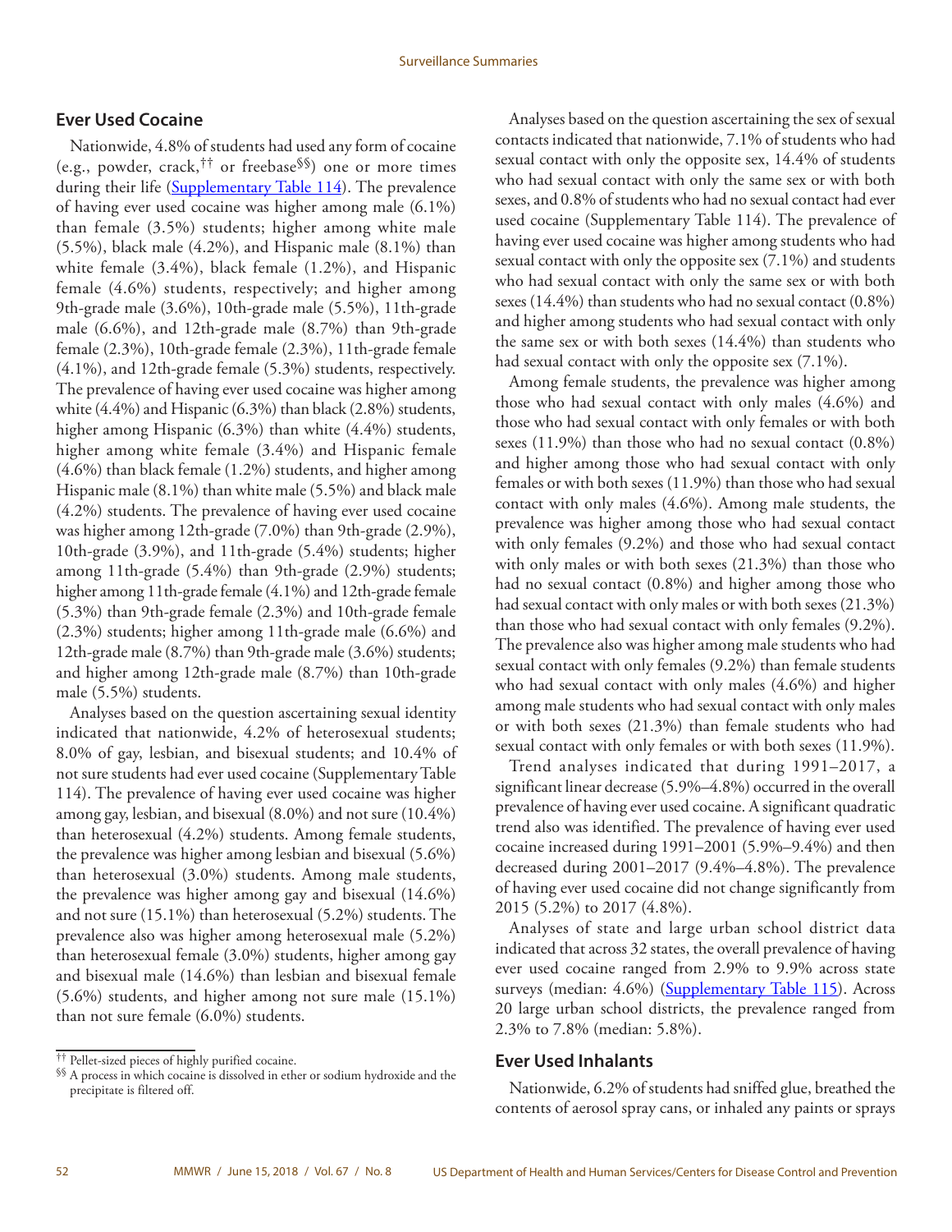## Ever Used Cocaine

Nationwide, 4.8% of students had used any form of cocaine (e.g., powder, crack,[††] or freebase[§§]) one or more times during their life (Supplementary Table 114). The prevalence of having ever used cocaine was higher among male (6.1%) than female (3.5%) students; higher among white male (5.5%), black male (4.2%), and Hispanic male (8.1%) than white female (3.4%), black female (1.2%), and Hispanic female (4.6%) students, respectively; and higher among 9th-grade male (3.6%), 10th-grade male (5.5%), 11th-grade male (6.6%), and 12th-grade male (8.7%) than 9th-grade female (2.3%), 10th-grade female (2.3%), 11th-grade female (4.1%), and 12th-grade female (5.3%) students, respectively. The prevalence of having ever used cocaine was higher among white (4.4%) and Hispanic (6.3%) than black (2.8%) students, higher among Hispanic (6.3%) than white (4.4%) students, higher among white female (3.4%) and Hispanic female (4.6%) than black female (1.2%) students, and higher among Hispanic male (8.1%) than white male (5.5%) and black male (4.2%) students. The prevalence of having ever used cocaine was higher among 12th-grade (7.0%) than 9th-grade (2.9%), 10th-grade (3.9%), and 11th-grade (5.4%) students; higher among 11th-grade (5.4%) than 9th-grade (2.9%) students; higher among 11th-grade female (4.1%) and 12th-grade female (5.3%) than 9th-grade female (2.3%) and 10th-grade female (2.3%) students; higher among 11th-grade male (6.6%) and 12th-grade male (8.7%) than 9th-grade male (3.6%) students; and higher among 12th-grade male (8.7%) than 10th-grade male (5.5%) students.

Analyses based on the question ascertaining sexual identity indicated that nationwide, 4.2% of heterosexual students; 8.0% of gay, lesbian, and bisexual students; and 10.4% of not sure students had ever used cocaine (Supplementary Table 114). The prevalence of having ever used cocaine was higher among gay, lesbian, and bisexual (8.0%) and not sure (10.4%) than heterosexual (4.2%) students. Among female students, the prevalence was higher among lesbian and bisexual (5.6%) than heterosexual (3.0%) students. Among male students, the prevalence was higher among gay and bisexual (14.6%) and not sure (15.1%) than heterosexual (5.2%) students. The prevalence also was higher among heterosexual male (5.2%) than heterosexual female (3.0%) students, higher among gay and bisexual male (14.6%) than lesbian and bisexual female (5.6%) students, and higher among not sure male (15.1%) than not sure female (6.0%) students.

Analyses based on the question ascertaining the sex of sexual contacts indicated that nationwide, 7.1% of students who had sexual contact with only the opposite sex, 14.4% of students who had sexual contact with only the same sex or with both sexes, and 0.8% of students who had no sexual contact had ever used cocaine (Supplementary Table 114). The prevalence of having ever used cocaine was higher among students who had sexual contact with only the opposite sex (7.1%) and students who had sexual contact with only the same sex or with both sexes (14.4%) than students who had no sexual contact (0.8%) and higher among students who had sexual contact with only the same sex or with both sexes (14.4%) than students who had sexual contact with only the opposite sex (7.1%).

Among female students, the prevalence was higher among those who had sexual contact with only males (4.6%) and those who had sexual contact with only females or with both sexes (11.9%) than those who had no sexual contact (0.8%) and higher among those who had sexual contact with only females or with both sexes (11.9%) than those who had sexual contact with only males (4.6%). Among male students, the prevalence was higher among those who had sexual contact with only females (9.2%) and those who had sexual contact with only males or with both sexes (21.3%) than those who had no sexual contact (0.8%) and higher among those who had sexual contact with only males or with both sexes (21.3%) than those who had sexual contact with only females (9.2%). The prevalence also was higher among male students who had sexual contact with only females (9.2%) than female students who had sexual contact with only males (4.6%) and higher among male students who had sexual contact with only males or with both sexes (21.3%) than female students who had sexual contact with only females or with both sexes (11.9%).

Trend analyses indicated that during 1991–2017, a significant linear decrease (5.9%–4.8%) occurred in the overall prevalence of having ever used cocaine. A significant quadratic trend also was identified. The prevalence of having ever used cocaine increased during 1991–2001 (5.9%–9.4%) and then decreased during 2001–2017 (9.4%–4.8%). The prevalence of having ever used cocaine did not change significantly from 2015 (5.2%) to 2017 (4.8%).

Analyses of state and large urban school district data indicated that across 32 states, the overall prevalence of having ever used cocaine ranged from 2.9% to 9.9% across state surveys (median: 4.6%) (Supplementary Table 115). Across 20 large urban school districts, the prevalence ranged from 2.3% to 7.8% (median: 5.8%).

## Ever Used Inhalants

Nationwide, 6.2% of students had sniffed glue, breathed the contents of aerosol spray cans, or inhaled any paints or sprays

[††] Pellet-sized pieces of highly purified cocaine.

[§§] A process in which cocaine is dissolved in ether or sodium hydroxide and the precipitate is filtered off.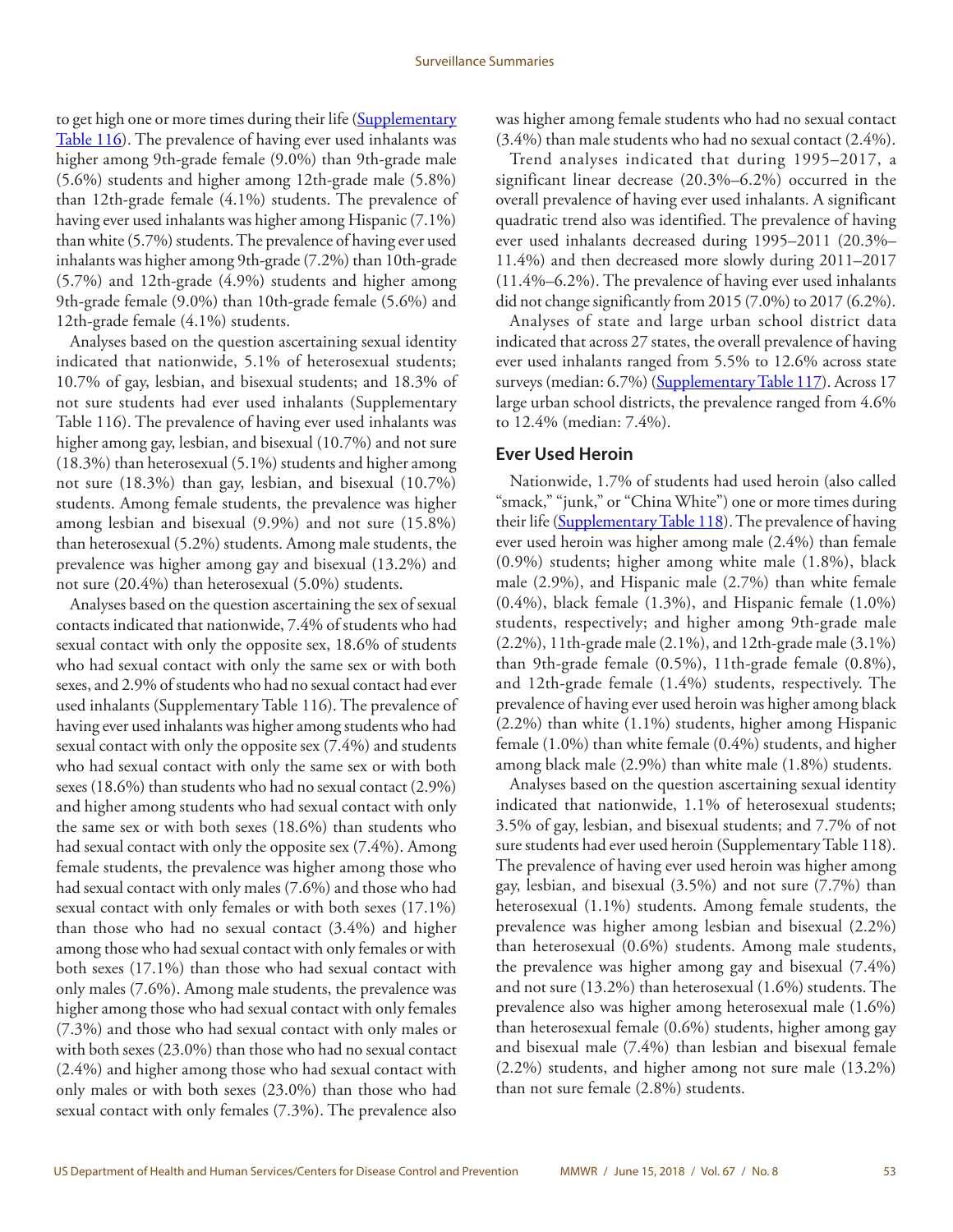to get high one or more times during their life (Supplementary Table 116). The prevalence of having ever used inhalants was higher among 9th-grade female (9.0%) than 9th-grade male (5.6%) students and higher among 12th-grade male (5.8%) than 12th-grade female (4.1%) students. The prevalence of having ever used inhalants was higher among Hispanic (7.1%) than white (5.7%) students. The prevalence of having ever used inhalants was higher among 9th-grade (7.2%) than 10th-grade (5.7%) and 12th-grade (4.9%) students and higher among 9th-grade female (9.0%) than 10th-grade female (5.6%) and 12th-grade female (4.1%) students.

Analyses based on the question ascertaining sexual identity indicated that nationwide, 5.1% of heterosexual students; 10.7% of gay, lesbian, and bisexual students; and 18.3% of not sure students had ever used inhalants (Supplementary Table 116). The prevalence of having ever used inhalants was higher among gay, lesbian, and bisexual (10.7%) and not sure (18.3%) than heterosexual (5.1%) students and higher among not sure (18.3%) than gay, lesbian, and bisexual (10.7%) students. Among female students, the prevalence was higher among lesbian and bisexual (9.9%) and not sure (15.8%) than heterosexual (5.2%) students. Among male students, the prevalence was higher among gay and bisexual (13.2%) and not sure (20.4%) than heterosexual (5.0%) students.

Analyses based on the question ascertaining the sex of sexual contacts indicated that nationwide, 7.4% of students who had sexual contact with only the opposite sex, 18.6% of students who had sexual contact with only the same sex or with both sexes, and 2.9% of students who had no sexual contact had ever used inhalants (Supplementary Table 116). The prevalence of having ever used inhalants was higher among students who had sexual contact with only the opposite sex (7.4%) and students who had sexual contact with only the same sex or with both sexes (18.6%) than students who had no sexual contact (2.9%) and higher among students who had sexual contact with only the same sex or with both sexes (18.6%) than students who had sexual contact with only the opposite sex (7.4%). Among female students, the prevalence was higher among those who had sexual contact with only males (7.6%) and those who had sexual contact with only females or with both sexes (17.1%) than those who had no sexual contact (3.4%) and higher among those who had sexual contact with only females or with both sexes (17.1%) than those who had sexual contact with only males (7.6%). Among male students, the prevalence was higher among those who had sexual contact with only females (7.3%) and those who had sexual contact with only males or with both sexes (23.0%) than those who had no sexual contact (2.4%) and higher among those who had sexual contact with only males or with both sexes (23.0%) than those who had sexual contact with only females (7.3%). The prevalence also was higher among female students who had no sexual contact (3.4%) than male students who had no sexual contact (2.4%).

Trend analyses indicated that during 1995–2017, a significant linear decrease (20.3%–6.2%) occurred in the overall prevalence of having ever used inhalants. A significant quadratic trend also was identified. The prevalence of having ever used inhalants decreased during 1995–2011 (20.3%–11.4%) and then decreased more slowly during 2011–2017 (11.4%–6.2%). The prevalence of having ever used inhalants did not change significantly from 2015 (7.0%) to 2017 (6.2%).

Analyses of state and large urban school district data indicated that across 27 states, the overall prevalence of having ever used inhalants ranged from 5.5% to 12.6% across state surveys (median: 6.7%) (Supplementary Table 117). Across 17 large urban school districts, the prevalence ranged from 4.6% to 12.4% (median: 7.4%).

## Ever Used Heroin

Nationwide, 1.7% of students had used heroin (also called "smack," "junk," or "China White") one or more times during their life (Supplementary Table 118). The prevalence of having ever used heroin was higher among male (2.4%) than female (0.9%) students; higher among white male (1.8%), black male (2.9%), and Hispanic male (2.7%) than white female (0.4%), black female (1.3%), and Hispanic female (1.0%) students, respectively; and higher among 9th-grade male (2.2%), 11th-grade male (2.1%), and 12th-grade male (3.1%) than 9th-grade female (0.5%), 11th-grade female (0.8%), and 12th-grade female (1.4%) students, respectively. The prevalence of having ever used heroin was higher among black (2.2%) than white (1.1%) students, higher among Hispanic female (1.0%) than white female (0.4%) students, and higher among black male (2.9%) than white male (1.8%) students.

Analyses based on the question ascertaining sexual identity indicated that nationwide, 1.1% of heterosexual students; 3.5% of gay, lesbian, and bisexual students; and 7.7% of not sure students had ever used heroin (Supplementary Table 118). The prevalence of having ever used heroin was higher among gay, lesbian, and bisexual (3.5%) and not sure (7.7%) than heterosexual (1.1%) students. Among female students, the prevalence was higher among lesbian and bisexual (2.2%) than heterosexual (0.6%) students. Among male students, the prevalence was higher among gay and bisexual (7.4%) and not sure (13.2%) than heterosexual (1.6%) students. The prevalence also was higher among heterosexual male (1.6%) than heterosexual female (0.6%) students, higher among gay and bisexual male (7.4%) than lesbian and bisexual female (2.2%) students, and higher among not sure male (13.2%) than not sure female (2.8%) students.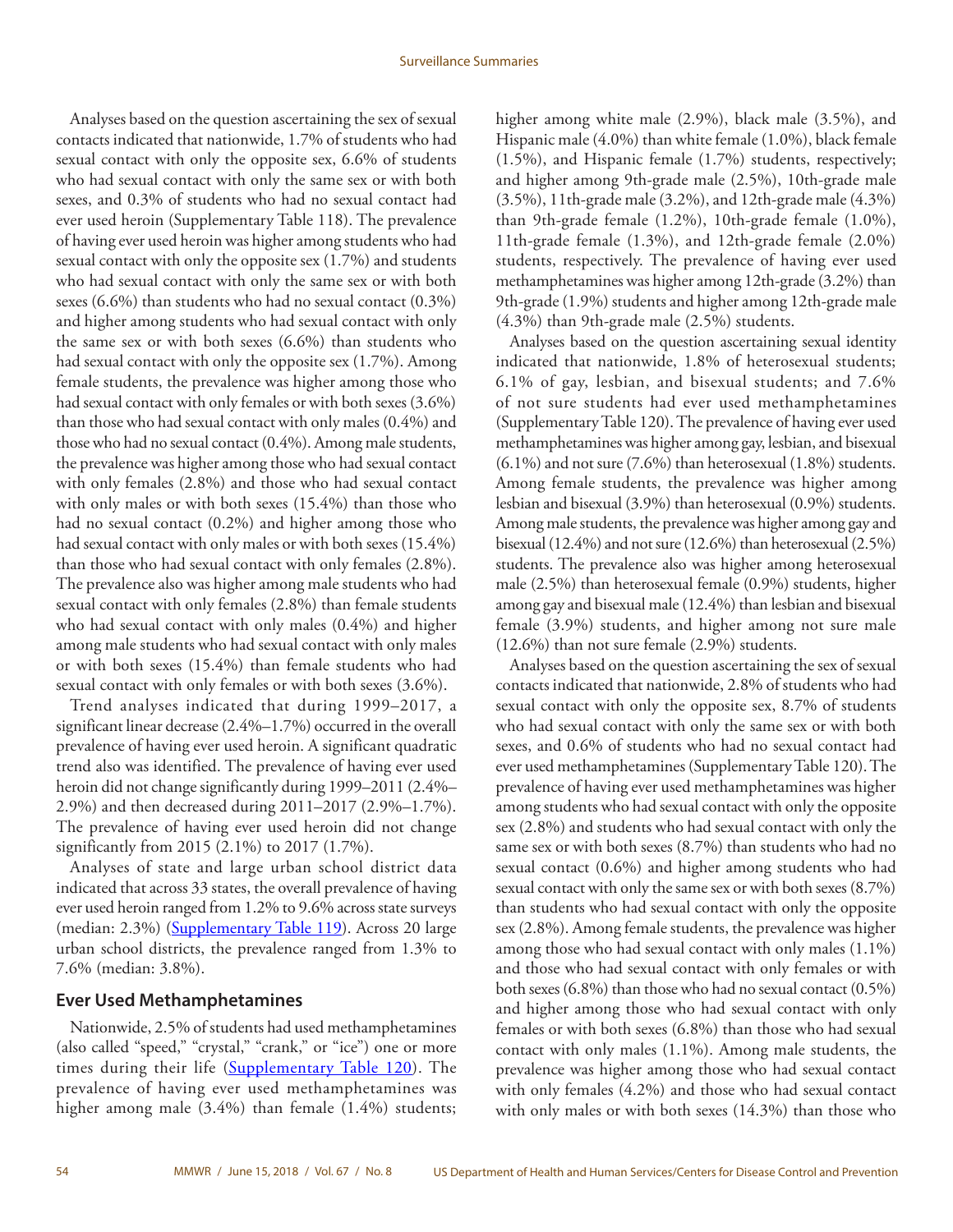Analyses based on the question ascertaining the sex of sexual contacts indicated that nationwide, 1.7% of students who had sexual contact with only the opposite sex, 6.6% of students who had sexual contact with only the same sex or with both sexes, and 0.3% of students who had no sexual contact had ever used heroin (Supplementary Table 118). The prevalence of having ever used heroin was higher among students who had sexual contact with only the opposite sex (1.7%) and students who had sexual contact with only the same sex or with both sexes (6.6%) than students who had no sexual contact (0.3%) and higher among students who had sexual contact with only the same sex or with both sexes (6.6%) than students who had sexual contact with only the opposite sex (1.7%). Among female students, the prevalence was higher among those who had sexual contact with only females or with both sexes (3.6%) than those who had sexual contact with only males (0.4%) and those who had no sexual contact (0.4%). Among male students, the prevalence was higher among those who had sexual contact with only females (2.8%) and those who had sexual contact with only males or with both sexes (15.4%) than those who had no sexual contact (0.2%) and higher among those who had sexual contact with only males or with both sexes (15.4%) than those who had sexual contact with only females (2.8%). The prevalence also was higher among male students who had sexual contact with only females (2.8%) than female students who had sexual contact with only males (0.4%) and higher among male students who had sexual contact with only males or with both sexes (15.4%) than female students who had sexual contact with only females or with both sexes (3.6%).

Trend analyses indicated that during 1999–2017, a significant linear decrease (2.4%–1.7%) occurred in the overall prevalence of having ever used heroin. A significant quadratic trend also was identified. The prevalence of having ever used heroin did not change significantly during 1999–2011 (2.4%–2.9%) and then decreased during 2011–2017 (2.9%–1.7%). The prevalence of having ever used heroin did not change significantly from 2015 (2.1%) to 2017 (1.7%).

Analyses of state and large urban school district data indicated that across 33 states, the overall prevalence of having ever used heroin ranged from 1.2% to 9.6% across state surveys (median: 2.3%) (Supplementary Table 119). Across 20 large urban school districts, the prevalence ranged from 1.3% to 7.6% (median: 3.8%).

## Ever Used Methamphetamines

Nationwide, 2.5% of students had used methamphetamines (also called "speed," "crystal," "crank," or "ice") one or more times during their life (Supplementary Table 120). The prevalence of having ever used methamphetamines was higher among male (3.4%) than female (1.4%) students; higher among white male (2.9%), black male (3.5%), and Hispanic male (4.0%) than white female (1.0%), black female (1.5%), and Hispanic female (1.7%) students, respectively; and higher among 9th-grade male (2.5%), 10th-grade male (3.5%), 11th-grade male (3.2%), and 12th-grade male (4.3%) than 9th-grade female (1.2%), 10th-grade female (1.0%), 11th-grade female (1.3%), and 12th-grade female (2.0%) students, respectively. The prevalence of having ever used methamphetamines was higher among 12th-grade (3.2%) than 9th-grade (1.9%) students and higher among 12th-grade male (4.3%) than 9th-grade male (2.5%) students.

Analyses based on the question ascertaining sexual identity indicated that nationwide, 1.8% of heterosexual students; 6.1% of gay, lesbian, and bisexual students; and 7.6% of not sure students had ever used methamphetamines (Supplementary Table 120). The prevalence of having ever used methamphetamines was higher among gay, lesbian, and bisexual (6.1%) and not sure (7.6%) than heterosexual (1.8%) students. Among female students, the prevalence was higher among lesbian and bisexual (3.9%) than heterosexual (0.9%) students. Among male students, the prevalence was higher among gay and bisexual (12.4%) and not sure (12.6%) than heterosexual (2.5%) students. The prevalence also was higher among heterosexual male (2.5%) than heterosexual female (0.9%) students, higher among gay and bisexual male (12.4%) than lesbian and bisexual female (3.9%) students, and higher among not sure male (12.6%) than not sure female (2.9%) students.

Analyses based on the question ascertaining the sex of sexual contacts indicated that nationwide, 2.8% of students who had sexual contact with only the opposite sex, 8.7% of students who had sexual contact with only the same sex or with both sexes, and 0.6% of students who had no sexual contact had ever used methamphetamines (Supplementary Table 120). The prevalence of having ever used methamphetamines was higher among students who had sexual contact with only the opposite sex (2.8%) and students who had sexual contact with only the same sex or with both sexes (8.7%) than students who had no sexual contact (0.6%) and higher among students who had sexual contact with only the same sex or with both sexes (8.7%) than students who had sexual contact with only the opposite sex (2.8%). Among female students, the prevalence was higher among those who had sexual contact with only males (1.1%) and those who had sexual contact with only females or with both sexes (6.8%) than those who had no sexual contact (0.5%) and higher among those who had sexual contact with only females or with both sexes (6.8%) than those who had sexual contact with only males (1.1%). Among male students, the prevalence was higher among those who had sexual contact with only females (4.2%) and those who had sexual contact with only males or with both sexes (14.3%) than those who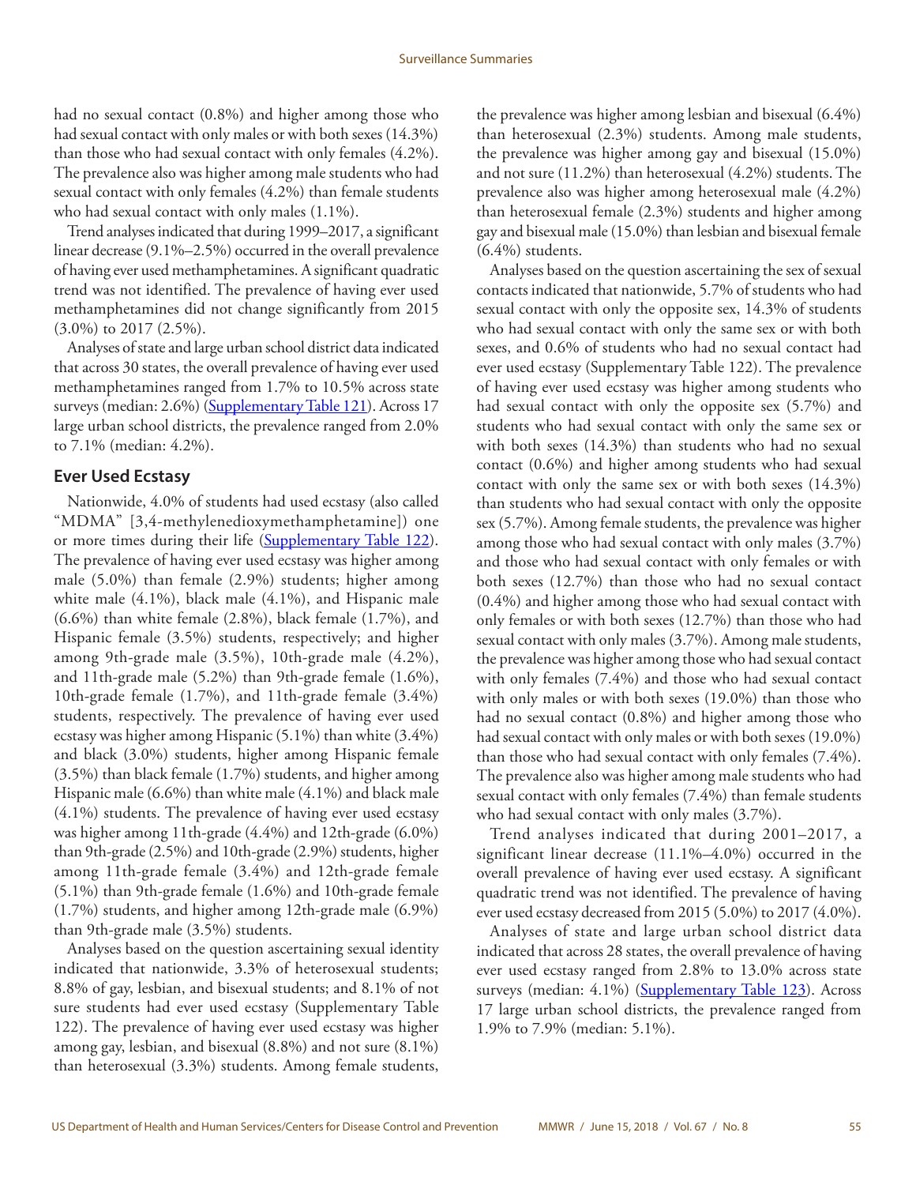had no sexual contact (0.8%) and higher among those who had sexual contact with only males or with both sexes (14.3%) than those who had sexual contact with only females (4.2%). The prevalence also was higher among male students who had sexual contact with only females (4.2%) than female students who had sexual contact with only males (1.1%).

Trend analyses indicated that during 1999–2017, a significant linear decrease (9.1%–2.5%) occurred in the overall prevalence of having ever used methamphetamines. A significant quadratic trend was not identified. The prevalence of having ever used methamphetamines did not change significantly from 2015 (3.0%) to 2017 (2.5%).

Analyses of state and large urban school district data indicated that across 30 states, the overall prevalence of having ever used methamphetamines ranged from 1.7% to 10.5% across state surveys (median: 2.6%) (Supplementary Table 121). Across 17 large urban school districts, the prevalence ranged from 2.0% to 7.1% (median: 4.2%).

## Ever Used Ecstasy

Nationwide, 4.0% of students had used ecstasy (also called "MDMA" [3,4-methylenedioxymethamphetamine]) one or more times during their life (Supplementary Table 122). The prevalence of having ever used ecstasy was higher among male (5.0%) than female (2.9%) students; higher among white male (4.1%), black male (4.1%), and Hispanic male (6.6%) than white female (2.8%), black female (1.7%), and Hispanic female (3.5%) students, respectively; and higher among 9th-grade male (3.5%), 10th-grade male (4.2%), and 11th-grade male (5.2%) than 9th-grade female (1.6%), 10th-grade female (1.7%), and 11th-grade female (3.4%) students, respectively. The prevalence of having ever used ecstasy was higher among Hispanic (5.1%) than white (3.4%) and black (3.0%) students, higher among Hispanic female (3.5%) than black female (1.7%) students, and higher among Hispanic male (6.6%) than white male (4.1%) and black male (4.1%) students. The prevalence of having ever used ecstasy was higher among 11th-grade (4.4%) and 12th-grade (6.0%) than 9th-grade (2.5%) and 10th-grade (2.9%) students, higher among 11th-grade female (3.4%) and 12th-grade female (5.1%) than 9th-grade female (1.6%) and 10th-grade female (1.7%) students, and higher among 12th-grade male (6.9%) than 9th-grade male (3.5%) students.

Analyses based on the question ascertaining sexual identity indicated that nationwide, 3.3% of heterosexual students; 8.8% of gay, lesbian, and bisexual students; and 8.1% of not sure students had ever used ecstasy (Supplementary Table 122). The prevalence of having ever used ecstasy was higher among gay, lesbian, and bisexual (8.8%) and not sure (8.1%) than heterosexual (3.3%) students. Among female students, the prevalence was higher among lesbian and bisexual (6.4%) than heterosexual (2.3%) students. Among male students, the prevalence was higher among gay and bisexual (15.0%) and not sure (11.2%) than heterosexual (4.2%) students. The prevalence also was higher among heterosexual male (4.2%) than heterosexual female (2.3%) students and higher among gay and bisexual male (15.0%) than lesbian and bisexual female (6.4%) students.

Analyses based on the question ascertaining the sex of sexual contacts indicated that nationwide, 5.7% of students who had sexual contact with only the opposite sex, 14.3% of students who had sexual contact with only the same sex or with both sexes, and 0.6% of students who had no sexual contact had ever used ecstasy (Supplementary Table 122). The prevalence of having ever used ecstasy was higher among students who had sexual contact with only the opposite sex (5.7%) and students who had sexual contact with only the same sex or with both sexes (14.3%) than students who had no sexual contact (0.6%) and higher among students who had sexual contact with only the same sex or with both sexes (14.3%) than students who had sexual contact with only the opposite sex (5.7%). Among female students, the prevalence was higher among those who had sexual contact with only males (3.7%) and those who had sexual contact with only females or with both sexes (12.7%) than those who had no sexual contact (0.4%) and higher among those who had sexual contact with only females or with both sexes (12.7%) than those who had sexual contact with only males (3.7%). Among male students, the prevalence was higher among those who had sexual contact with only females (7.4%) and those who had sexual contact with only males or with both sexes (19.0%) than those who had no sexual contact (0.8%) and higher among those who had sexual contact with only males or with both sexes (19.0%) than those who had sexual contact with only females (7.4%). The prevalence also was higher among male students who had sexual contact with only females (7.4%) than female students who had sexual contact with only males (3.7%).

Trend analyses indicated that during 2001–2017, a significant linear decrease (11.1%–4.0%) occurred in the overall prevalence of having ever used ecstasy. A significant quadratic trend was not identified. The prevalence of having ever used ecstasy decreased from 2015 (5.0%) to 2017 (4.0%).

Analyses of state and large urban school district data indicated that across 28 states, the overall prevalence of having ever used ecstasy ranged from 2.8% to 13.0% across state surveys (median: 4.1%) (Supplementary Table 123). Across 17 large urban school districts, the prevalence ranged from 1.9% to 7.9% (median: 5.1%).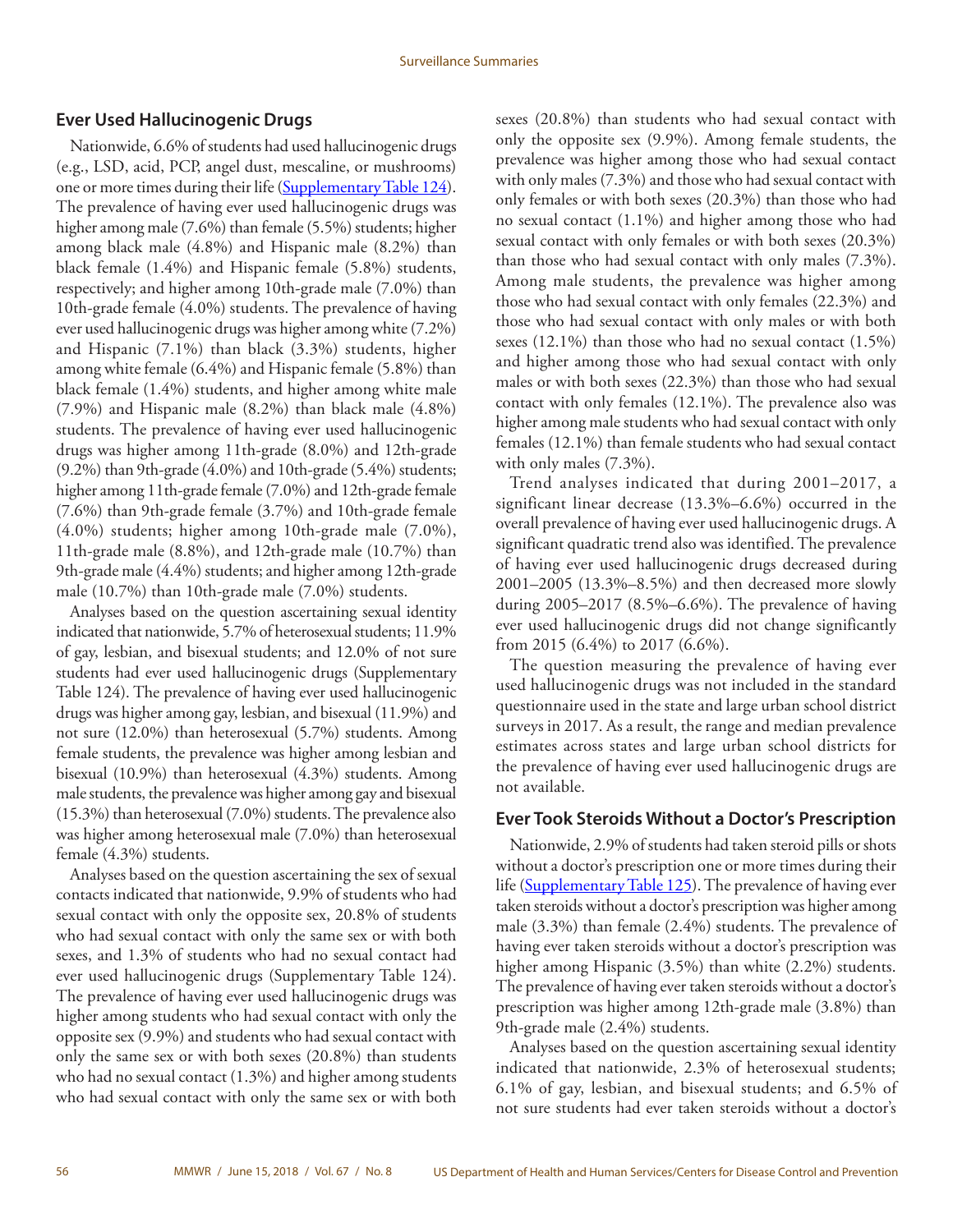## Ever Used Hallucinogenic Drugs

Nationwide, 6.6% of students had used hallucinogenic drugs (e.g., LSD, acid, PCP, angel dust, mescaline, or mushrooms) one or more times during their life (Supplementary Table 124). The prevalence of having ever used hallucinogenic drugs was higher among male (7.6%) than female (5.5%) students; higher among black male (4.8%) and Hispanic male (8.2%) than black female (1.4%) and Hispanic female (5.8%) students, respectively; and higher among 10th-grade male (7.0%) than 10th-grade female (4.0%) students. The prevalence of having ever used hallucinogenic drugs was higher among white (7.2%) and Hispanic (7.1%) than black (3.3%) students, higher among white female (6.4%) and Hispanic female (5.8%) than black female (1.4%) students, and higher among white male (7.9%) and Hispanic male (8.2%) than black male (4.8%) students. The prevalence of having ever used hallucinogenic drugs was higher among 11th-grade (8.0%) and 12th-grade (9.2%) than 9th-grade (4.0%) and 10th-grade (5.4%) students; higher among 11th-grade female (7.0%) and 12th-grade female (7.6%) than 9th-grade female (3.7%) and 10th-grade female (4.0%) students; higher among 10th-grade male (7.0%), 11th-grade male (8.8%), and 12th-grade male (10.7%) than 9th-grade male (4.4%) students; and higher among 12th-grade male (10.7%) than 10th-grade male (7.0%) students.

Analyses based on the question ascertaining sexual identity indicated that nationwide, 5.7% of heterosexual students; 11.9% of gay, lesbian, and bisexual students; and 12.0% of not sure students had ever used hallucinogenic drugs (Supplementary Table 124). The prevalence of having ever used hallucinogenic drugs was higher among gay, lesbian, and bisexual (11.9%) and not sure (12.0%) than heterosexual (5.7%) students. Among female students, the prevalence was higher among lesbian and bisexual (10.9%) than heterosexual (4.3%) students. Among male students, the prevalence was higher among gay and bisexual (15.3%) than heterosexual (7.0%) students. The prevalence also was higher among heterosexual male (7.0%) than heterosexual female (4.3%) students.

Analyses based on the question ascertaining the sex of sexual contacts indicated that nationwide, 9.9% of students who had sexual contact with only the opposite sex, 20.8% of students who had sexual contact with only the same sex or with both sexes, and 1.3% of students who had no sexual contact had ever used hallucinogenic drugs (Supplementary Table 124). The prevalence of having ever used hallucinogenic drugs was higher among students who had sexual contact with only the opposite sex (9.9%) and students who had sexual contact with only the same sex or with both sexes (20.8%) than students who had no sexual contact (1.3%) and higher among students who had sexual contact with only the same sex or with both sexes (20.8%) than students who had sexual contact with only the opposite sex (9.9%). Among female students, the prevalence was higher among those who had sexual contact with only males (7.3%) and those who had sexual contact with only females or with both sexes (20.3%) than those who had no sexual contact (1.1%) and higher among those who had sexual contact with only females or with both sexes (20.3%) than those who had sexual contact with only males (7.3%). Among male students, the prevalence was higher among those who had sexual contact with only females (22.3%) and those who had sexual contact with only males or with both sexes (12.1%) than those who had no sexual contact (1.5%) and higher among those who had sexual contact with only males or with both sexes (22.3%) than those who had sexual contact with only females (12.1%). The prevalence also was higher among male students who had sexual contact with only females (12.1%) than female students who had sexual contact with only males (7.3%).

Trend analyses indicated that during 2001–2017, a significant linear decrease (13.3%–6.6%) occurred in the overall prevalence of having ever used hallucinogenic drugs. A significant quadratic trend also was identified. The prevalence of having ever used hallucinogenic drugs decreased during 2001–2005 (13.3%–8.5%) and then decreased more slowly during 2005–2017 (8.5%–6.6%). The prevalence of having ever used hallucinogenic drugs did not change significantly from 2015 (6.4%) to 2017 (6.6%).

The question measuring the prevalence of having ever used hallucinogenic drugs was not included in the standard questionnaire used in the state and large urban school district surveys in 2017. As a result, the range and median prevalence estimates across states and large urban school districts for the prevalence of having ever used hallucinogenic drugs are not available.

## Ever Took Steroids Without a Doctor's Prescription

Nationwide, 2.9% of students had taken steroid pills or shots without a doctor's prescription one or more times during their life (Supplementary Table 125). The prevalence of having ever taken steroids without a doctor's prescription was higher among male (3.3%) than female (2.4%) students. The prevalence of having ever taken steroids without a doctor's prescription was higher among Hispanic (3.5%) than white (2.2%) students. The prevalence of having ever taken steroids without a doctor's prescription was higher among 12th-grade male (3.8%) than 9th-grade male (2.4%) students.

Analyses based on the question ascertaining sexual identity indicated that nationwide, 2.3% of heterosexual students; 6.1% of gay, lesbian, and bisexual students; and 6.5% of not sure students had ever taken steroids without a doctor's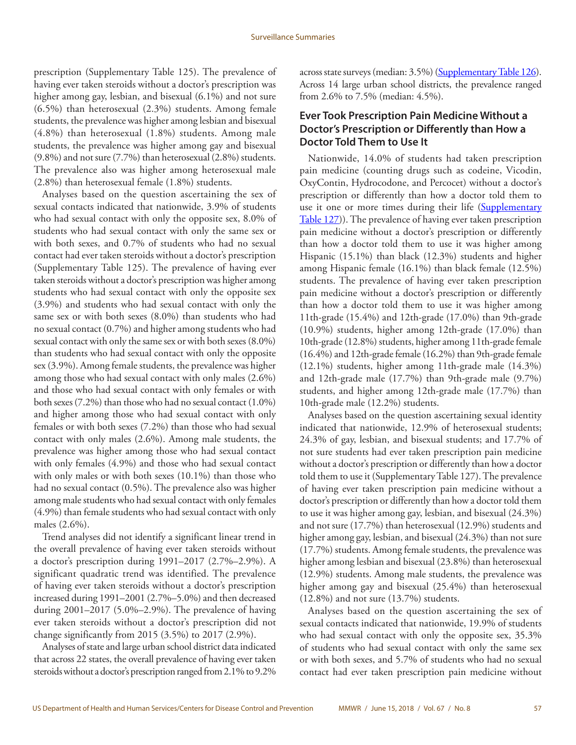prescription (Supplementary Table 125). The prevalence of having ever taken steroids without a doctor's prescription was higher among gay, lesbian, and bisexual (6.1%) and not sure (6.5%) than heterosexual (2.3%) students. Among female students, the prevalence was higher among lesbian and bisexual (4.8%) than heterosexual (1.8%) students. Among male students, the prevalence was higher among gay and bisexual (9.8%) and not sure (7.7%) than heterosexual (2.8%) students. The prevalence also was higher among heterosexual male (2.8%) than heterosexual female (1.8%) students.

Analyses based on the question ascertaining the sex of sexual contacts indicated that nationwide, 3.9% of students who had sexual contact with only the opposite sex, 8.0% of students who had sexual contact with only the same sex or with both sexes, and 0.7% of students who had no sexual contact had ever taken steroids without a doctor's prescription (Supplementary Table 125). The prevalence of having ever taken steroids without a doctor's prescription was higher among students who had sexual contact with only the opposite sex (3.9%) and students who had sexual contact with only the same sex or with both sexes (8.0%) than students who had no sexual contact (0.7%) and higher among students who had sexual contact with only the same sex or with both sexes (8.0%) than students who had sexual contact with only the opposite sex (3.9%). Among female students, the prevalence was higher among those who had sexual contact with only males (2.6%) and those who had sexual contact with only females or with both sexes (7.2%) than those who had no sexual contact (1.0%) and higher among those who had sexual contact with only females or with both sexes (7.2%) than those who had sexual contact with only males (2.6%). Among male students, the prevalence was higher among those who had sexual contact with only females (4.9%) and those who had sexual contact with only males or with both sexes (10.1%) than those who had no sexual contact (0.5%). The prevalence also was higher among male students who had sexual contact with only females (4.9%) than female students who had sexual contact with only males (2.6%).

Trend analyses did not identify a significant linear trend in the overall prevalence of having ever taken steroids without a doctor's prescription during 1991–2017 (2.7%–2.9%). A significant quadratic trend was identified. The prevalence of having ever taken steroids without a doctor's prescription increased during 1991–2001 (2.7%–5.0%) and then decreased during 2001–2017 (5.0%–2.9%). The prevalence of having ever taken steroids without a doctor's prescription did not change significantly from 2015 (3.5%) to 2017 (2.9%).

Analyses of state and large urban school district data indicated that across 22 states, the overall prevalence of having ever taken steroids without a doctor's prescription ranged from 2.1% to 9.2% across state surveys (median: 3.5%) (Supplementary Table 126). Across 14 large urban school districts, the prevalence ranged from 2.6% to 7.5% (median: 4.5%).

### Ever Took Prescription Pain Medicine Without a Doctor's Prescription or Differently than How a Doctor Told Them to Use It

Nationwide, 14.0% of students had taken prescription pain medicine (counting drugs such as codeine, Vicodin, OxyContin, Hydrocodone, and Percocet) without a doctor's prescription or differently than how a doctor told them to use it one or more times during their life (Supplementary Table 127)). The prevalence of having ever taken prescription pain medicine without a doctor's prescription or differently than how a doctor told them to use it was higher among Hispanic (15.1%) than black (12.3%) students and higher among Hispanic female (16.1%) than black female (12.5%) students. The prevalence of having ever taken prescription pain medicine without a doctor's prescription or differently than how a doctor told them to use it was higher among 11th-grade (15.4%) and 12th-grade (17.0%) than 9th-grade (10.9%) students, higher among 12th-grade (17.0%) than 10th-grade (12.8%) students, higher among 11th-grade female (16.4%) and 12th-grade female (16.2%) than 9th-grade female (12.1%) students, higher among 11th-grade male (14.3%) and 12th-grade male (17.7%) than 9th-grade male (9.7%) students, and higher among 12th-grade male (17.7%) than 10th-grade male (12.2%) students.

Analyses based on the question ascertaining sexual identity indicated that nationwide, 12.9% of heterosexual students; 24.3% of gay, lesbian, and bisexual students; and 17.7% of not sure students had ever taken prescription pain medicine without a doctor's prescription or differently than how a doctor told them to use it (Supplementary Table 127). The prevalence of having ever taken prescription pain medicine without a doctor's prescription or differently than how a doctor told them to use it was higher among gay, lesbian, and bisexual (24.3%) and not sure (17.7%) than heterosexual (12.9%) students and higher among gay, lesbian, and bisexual (24.3%) than not sure (17.7%) students. Among female students, the prevalence was higher among lesbian and bisexual (23.8%) than heterosexual (12.9%) students. Among male students, the prevalence was higher among gay and bisexual (25.4%) than heterosexual (12.8%) and not sure (13.7%) students.

Analyses based on the question ascertaining the sex of sexual contacts indicated that nationwide, 19.9% of students who had sexual contact with only the opposite sex, 35.3% of students who had sexual contact with only the same sex or with both sexes, and 5.7% of students who had no sexual contact had ever taken prescription pain medicine without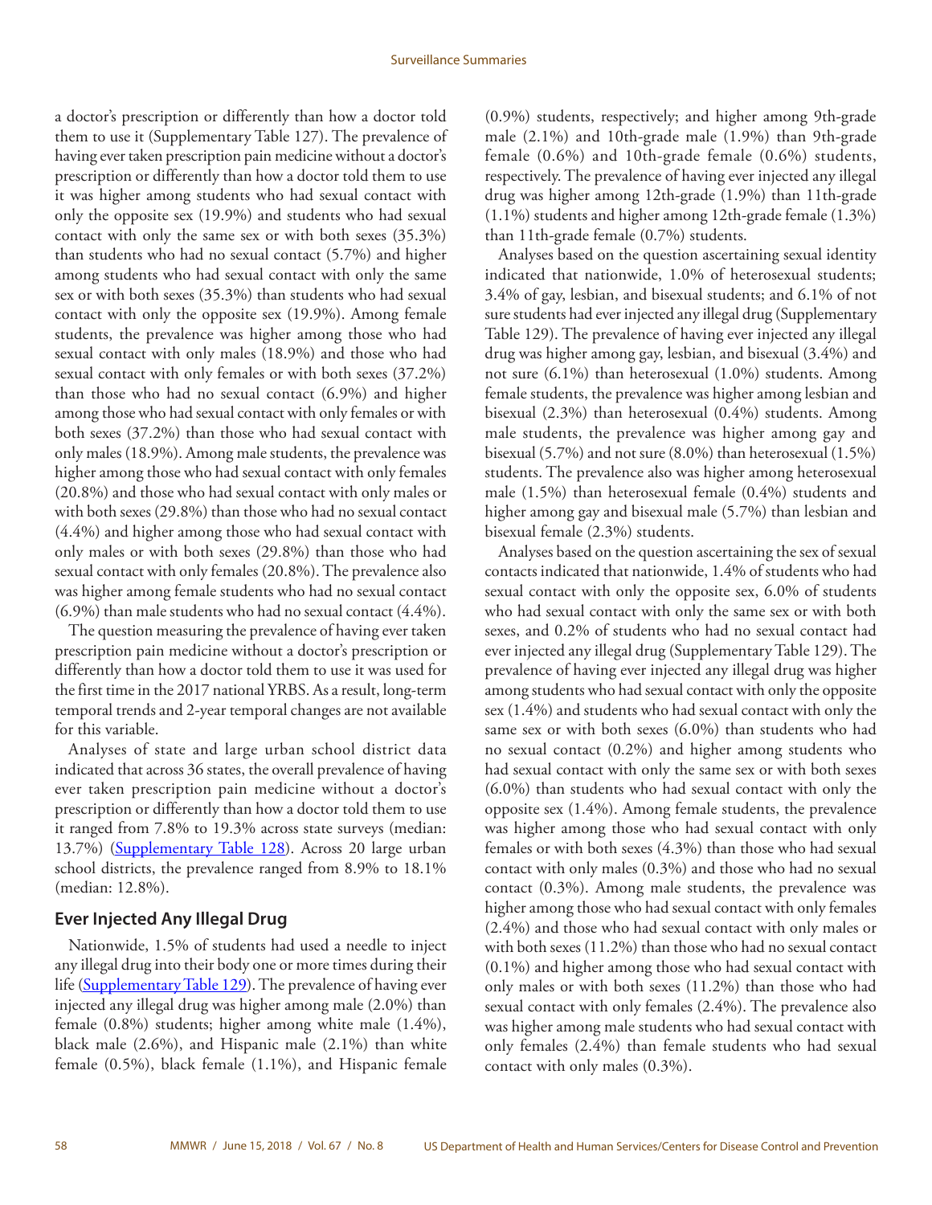a doctor's prescription or differently than how a doctor told them to use it (Supplementary Table 127). The prevalence of having ever taken prescription pain medicine without a doctor's prescription or differently than how a doctor told them to use it was higher among students who had sexual contact with only the opposite sex (19.9%) and students who had sexual contact with only the same sex or with both sexes (35.3%) than students who had no sexual contact (5.7%) and higher among students who had sexual contact with only the same sex or with both sexes (35.3%) than students who had sexual contact with only the opposite sex (19.9%). Among female students, the prevalence was higher among those who had sexual contact with only males (18.9%) and those who had sexual contact with only females or with both sexes (37.2%) than those who had no sexual contact (6.9%) and higher among those who had sexual contact with only females or with both sexes (37.2%) than those who had sexual contact with only males (18.9%). Among male students, the prevalence was higher among those who had sexual contact with only females (20.8%) and those who had sexual contact with only males or with both sexes (29.8%) than those who had no sexual contact (4.4%) and higher among those who had sexual contact with only males or with both sexes (29.8%) than those who had sexual contact with only females (20.8%). The prevalence also was higher among female students who had no sexual contact (6.9%) than male students who had no sexual contact (4.4%).

The question measuring the prevalence of having ever taken prescription pain medicine without a doctor's prescription or differently than how a doctor told them to use it was used for the first time in the 2017 national YRBS. As a result, long-term temporal trends and 2-year temporal changes are not available for this variable.

Analyses of state and large urban school district data indicated that across 36 states, the overall prevalence of having ever taken prescription pain medicine without a doctor's prescription or differently than how a doctor told them to use it ranged from 7.8% to 19.3% across state surveys (median: 13.7%) (Supplementary Table 128). Across 20 large urban school districts, the prevalence ranged from 8.9% to 18.1% (median: 12.8%).

## Ever Injected Any Illegal Drug

Nationwide, 1.5% of students had used a needle to inject any illegal drug into their body one or more times during their life (Supplementary Table 129). The prevalence of having ever injected any illegal drug was higher among male (2.0%) than female (0.8%) students; higher among white male (1.4%), black male (2.6%), and Hispanic male (2.1%) than white female (0.5%), black female (1.1%), and Hispanic female (0.9%) students, respectively; and higher among 9th-grade male (2.1%) and 10th-grade male (1.9%) than 9th-grade female (0.6%) and 10th-grade female (0.6%) students, respectively. The prevalence of having ever injected any illegal drug was higher among 12th-grade (1.9%) than 11th-grade (1.1%) students and higher among 12th-grade female (1.3%) than 11th-grade female (0.7%) students.

Analyses based on the question ascertaining sexual identity indicated that nationwide, 1.0% of heterosexual students; 3.4% of gay, lesbian, and bisexual students; and 6.1% of not sure students had ever injected any illegal drug (Supplementary Table 129). The prevalence of having ever injected any illegal drug was higher among gay, lesbian, and bisexual (3.4%) and not sure (6.1%) than heterosexual (1.0%) students. Among female students, the prevalence was higher among lesbian and bisexual (2.3%) than heterosexual (0.4%) students. Among male students, the prevalence was higher among gay and bisexual (5.7%) and not sure (8.0%) than heterosexual (1.5%) students. The prevalence also was higher among heterosexual male (1.5%) than heterosexual female (0.4%) students and higher among gay and bisexual male (5.7%) than lesbian and bisexual female (2.3%) students.

Analyses based on the question ascertaining the sex of sexual contacts indicated that nationwide, 1.4% of students who had sexual contact with only the opposite sex, 6.0% of students who had sexual contact with only the same sex or with both sexes, and 0.2% of students who had no sexual contact had ever injected any illegal drug (Supplementary Table 129). The prevalence of having ever injected any illegal drug was higher among students who had sexual contact with only the opposite sex (1.4%) and students who had sexual contact with only the same sex or with both sexes (6.0%) than students who had no sexual contact (0.2%) and higher among students who had sexual contact with only the same sex or with both sexes (6.0%) than students who had sexual contact with only the opposite sex (1.4%). Among female students, the prevalence was higher among those who had sexual contact with only females or with both sexes (4.3%) than those who had sexual contact with only males (0.3%) and those who had no sexual contact (0.3%). Among male students, the prevalence was higher among those who had sexual contact with only females (2.4%) and those who had sexual contact with only males or with both sexes (11.2%) than those who had no sexual contact (0.1%) and higher among those who had sexual contact with only males or with both sexes (11.2%) than those who had sexual contact with only females (2.4%). The prevalence also was higher among male students who had sexual contact with only females (2.4%) than female students who had sexual contact with only males (0.3%).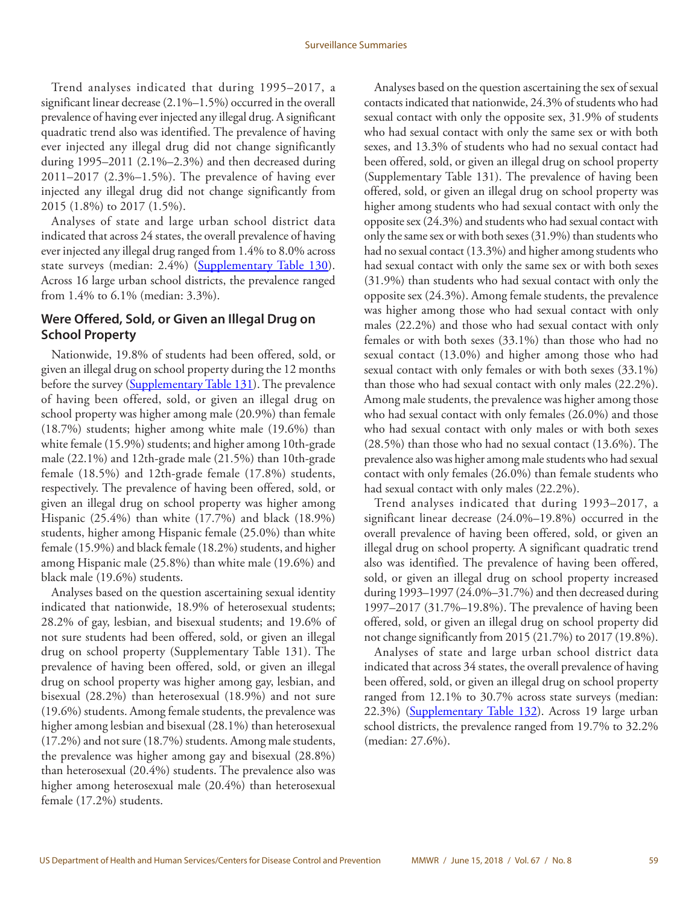Trend analyses indicated that during 1995–2017, a significant linear decrease (2.1%–1.5%) occurred in the overall prevalence of having ever injected any illegal drug. A significant quadratic trend also was identified. The prevalence of having ever injected any illegal drug did not change significantly during 1995–2011 (2.1%–2.3%) and then decreased during 2011–2017 (2.3%–1.5%). The prevalence of having ever injected any illegal drug did not change significantly from 2015 (1.8%) to 2017 (1.5%).

Analyses of state and large urban school district data indicated that across 24 states, the overall prevalence of having ever injected any illegal drug ranged from 1.4% to 8.0% across state surveys (median: 2.4%) (Supplementary Table 130). Across 16 large urban school districts, the prevalence ranged from 1.4% to 6.1% (median: 3.3%).

### Were Offered, Sold, or Given an Illegal Drug on School Property

Nationwide, 19.8% of students had been offered, sold, or given an illegal drug on school property during the 12 months before the survey (Supplementary Table 131). The prevalence of having been offered, sold, or given an illegal drug on school property was higher among male (20.9%) than female (18.7%) students; higher among white male (19.6%) than white female (15.9%) students; and higher among 10th-grade male (22.1%) and 12th-grade male (21.5%) than 10th-grade female (18.5%) and 12th-grade female (17.8%) students, respectively. The prevalence of having been offered, sold, or given an illegal drug on school property was higher among Hispanic (25.4%) than white (17.7%) and black (18.9%) students, higher among Hispanic female (25.0%) than white female (15.9%) and black female (18.2%) students, and higher among Hispanic male (25.8%) than white male (19.6%) and black male (19.6%) students.

Analyses based on the question ascertaining sexual identity indicated that nationwide, 18.9% of heterosexual students; 28.2% of gay, lesbian, and bisexual students; and 19.6% of not sure students had been offered, sold, or given an illegal drug on school property (Supplementary Table 131). The prevalence of having been offered, sold, or given an illegal drug on school property was higher among gay, lesbian, and bisexual (28.2%) than heterosexual (18.9%) and not sure (19.6%) students. Among female students, the prevalence was higher among lesbian and bisexual (28.1%) than heterosexual (17.2%) and not sure (18.7%) students. Among male students, the prevalence was higher among gay and bisexual (28.8%) than heterosexual (20.4%) students. The prevalence also was higher among heterosexual male (20.4%) than heterosexual female (17.2%) students.

Analyses based on the question ascertaining the sex of sexual contacts indicated that nationwide, 24.3% of students who had sexual contact with only the opposite sex, 31.9% of students who had sexual contact with only the same sex or with both sexes, and 13.3% of students who had no sexual contact had been offered, sold, or given an illegal drug on school property (Supplementary Table 131). The prevalence of having been offered, sold, or given an illegal drug on school property was higher among students who had sexual contact with only the opposite sex (24.3%) and students who had sexual contact with only the same sex or with both sexes (31.9%) than students who had no sexual contact (13.3%) and higher among students who had sexual contact with only the same sex or with both sexes (31.9%) than students who had sexual contact with only the opposite sex (24.3%). Among female students, the prevalence was higher among those who had sexual contact with only males (22.2%) and those who had sexual contact with only females or with both sexes (33.1%) than those who had no sexual contact (13.0%) and higher among those who had sexual contact with only females or with both sexes (33.1%) than those who had sexual contact with only males (22.2%). Among male students, the prevalence was higher among those who had sexual contact with only females (26.0%) and those who had sexual contact with only males or with both sexes (28.5%) than those who had no sexual contact (13.6%). The prevalence also was higher among male students who had sexual contact with only females (26.0%) than female students who had sexual contact with only males (22.2%).

Trend analyses indicated that during 1993–2017, a significant linear decrease (24.0%–19.8%) occurred in the overall prevalence of having been offered, sold, or given an illegal drug on school property. A significant quadratic trend also was identified. The prevalence of having been offered, sold, or given an illegal drug on school property increased during 1993–1997 (24.0%–31.7%) and then decreased during 1997–2017 (31.7%–19.8%). The prevalence of having been offered, sold, or given an illegal drug on school property did not change significantly from 2015 (21.7%) to 2017 (19.8%).

Analyses of state and large urban school district data indicated that across 34 states, the overall prevalence of having been offered, sold, or given an illegal drug on school property ranged from 12.1% to 30.7% across state surveys (median: 22.3%) (Supplementary Table 132). Across 19 large urban school districts, the prevalence ranged from 19.7% to 32.2% (median: 27.6%).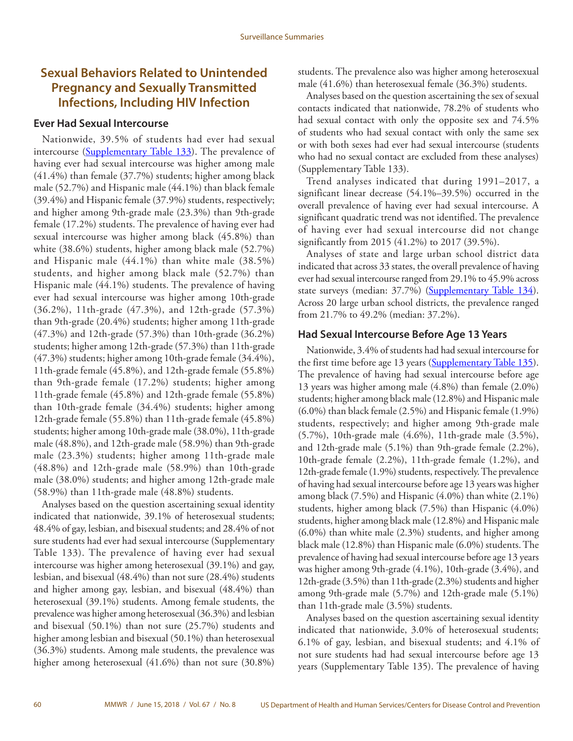## Sexual Behaviors Related to Unintended Pregnancy and Sexually Transmitted Infections, Including HIV Infection

### Ever Had Sexual Intercourse

Nationwide, 39.5% of students had ever had sexual intercourse (Supplementary Table 133). The prevalence of having ever had sexual intercourse was higher among male (41.4%) than female (37.7%) students; higher among black male (52.7%) and Hispanic male (44.1%) than black female (39.4%) and Hispanic female (37.9%) students, respectively; and higher among 9th-grade male (23.3%) than 9th-grade female (17.2%) students. The prevalence of having ever had sexual intercourse was higher among black (45.8%) than white (38.6%) students, higher among black male (52.7%) and Hispanic male (44.1%) than white male (38.5%) students, and higher among black male (52.7%) than Hispanic male (44.1%) students. The prevalence of having ever had sexual intercourse was higher among 10th-grade (36.2%), 11th-grade (47.3%), and 12th-grade (57.3%) than 9th-grade (20.4%) students; higher among 11th-grade (47.3%) and 12th-grade (57.3%) than 10th-grade (36.2%) students; higher among 12th-grade (57.3%) than 11th-grade (47.3%) students; higher among 10th-grade female (34.4%), 11th-grade female (45.8%), and 12th-grade female (55.8%) than 9th-grade female (17.2%) students; higher among 11th-grade female (45.8%) and 12th-grade female (55.8%) than 10th-grade female (34.4%) students; higher among 12th-grade female (55.8%) than 11th-grade female (45.8%) students; higher among 10th-grade male (38.0%), 11th-grade male (48.8%), and 12th-grade male (58.9%) than 9th-grade male (23.3%) students; higher among 11th-grade male (48.8%) and 12th-grade male (58.9%) than 10th-grade male (38.0%) students; and higher among 12th-grade male (58.9%) than 11th-grade male (48.8%) students.

Analyses based on the question ascertaining sexual identity indicated that nationwide, 39.1% of heterosexual students; 48.4% of gay, lesbian, and bisexual students; and 28.4% of not sure students had ever had sexual intercourse (Supplementary Table 133). The prevalence of having ever had sexual intercourse was higher among heterosexual (39.1%) and gay, lesbian, and bisexual (48.4%) than not sure (28.4%) students and higher among gay, lesbian, and bisexual (48.4%) than heterosexual (39.1%) students. Among female students, the prevalence was higher among heterosexual (36.3%) and lesbian and bisexual (50.1%) than not sure (25.7%) students and higher among lesbian and bisexual (50.1%) than heterosexual (36.3%) students. Among male students, the prevalence was higher among heterosexual (41.6%) than not sure (30.8%) students. The prevalence also was higher among heterosexual male (41.6%) than heterosexual female (36.3%) students.

Analyses based on the question ascertaining the sex of sexual contacts indicated that nationwide, 78.2% of students who had sexual contact with only the opposite sex and 74.5% of students who had sexual contact with only the same sex or with both sexes had ever had sexual intercourse (students who had no sexual contact are excluded from these analyses) (Supplementary Table 133).

Trend analyses indicated that during 1991–2017, a significant linear decrease (54.1%–39.5%) occurred in the overall prevalence of having ever had sexual intercourse. A significant quadratic trend was not identified. The prevalence of having ever had sexual intercourse did not change significantly from 2015 (41.2%) to 2017 (39.5%).

Analyses of state and large urban school district data indicated that across 33 states, the overall prevalence of having ever had sexual intercourse ranged from 29.1% to 45.9% across state surveys (median: 37.7%) (Supplementary Table 134). Across 20 large urban school districts, the prevalence ranged from 21.7% to 49.2% (median: 37.2%).

### Had Sexual Intercourse Before Age 13 Years

Nationwide, 3.4% of students had had sexual intercourse for the first time before age 13 years (Supplementary Table 135). The prevalence of having had sexual intercourse before age 13 years was higher among male (4.8%) than female (2.0%) students; higher among black male (12.8%) and Hispanic male (6.0%) than black female (2.5%) and Hispanic female (1.9%) students, respectively; and higher among 9th-grade male (5.7%), 10th-grade male (4.6%), 11th-grade male (3.5%), and 12th-grade male (5.1%) than 9th-grade female (2.2%), 10th-grade female (2.2%), 11th-grade female (1.2%), and 12th-grade female (1.9%) students, respectively. The prevalence of having had sexual intercourse before age 13 years was higher among black (7.5%) and Hispanic (4.0%) than white (2.1%) students, higher among black (7.5%) than Hispanic (4.0%) students, higher among black male (12.8%) and Hispanic male (6.0%) than white male (2.3%) students, and higher among black male (12.8%) than Hispanic male (6.0%) students. The prevalence of having had sexual intercourse before age 13 years was higher among 9th-grade (4.1%), 10th-grade (3.4%), and 12th-grade (3.5%) than 11th-grade (2.3%) students and higher among 9th-grade male (5.7%) and 12th-grade male (5.1%) than 11th-grade male (3.5%) students.

Analyses based on the question ascertaining sexual identity indicated that nationwide, 3.0% of heterosexual students; 6.1% of gay, lesbian, and bisexual students; and 4.1% of not sure students had had sexual intercourse before age 13 years (Supplementary Table 135). The prevalence of having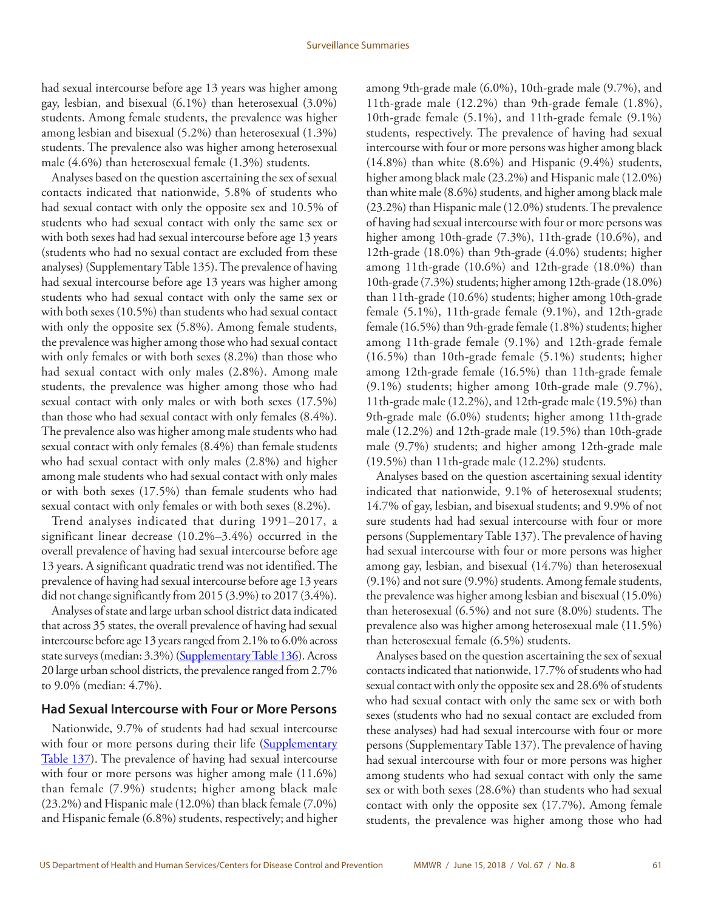had sexual intercourse before age 13 years was higher among gay, lesbian, and bisexual (6.1%) than heterosexual (3.0%) students. Among female students, the prevalence was higher among lesbian and bisexual (5.2%) than heterosexual (1.3%) students. The prevalence also was higher among heterosexual male (4.6%) than heterosexual female (1.3%) students.

Analyses based on the question ascertaining the sex of sexual contacts indicated that nationwide, 5.8% of students who had sexual contact with only the opposite sex and 10.5% of students who had sexual contact with only the same sex or with both sexes had had sexual intercourse before age 13 years (students who had no sexual contact are excluded from these analyses) (Supplementary Table 135). The prevalence of having had sexual intercourse before age 13 years was higher among students who had sexual contact with only the same sex or with both sexes (10.5%) than students who had sexual contact with only the opposite sex (5.8%). Among female students, the prevalence was higher among those who had sexual contact with only females or with both sexes (8.2%) than those who had sexual contact with only males (2.8%). Among male students, the prevalence was higher among those who had sexual contact with only males or with both sexes (17.5%) than those who had sexual contact with only females (8.4%). The prevalence also was higher among male students who had sexual contact with only females (8.4%) than female students who had sexual contact with only males (2.8%) and higher among male students who had sexual contact with only males or with both sexes (17.5%) than female students who had sexual contact with only females or with both sexes (8.2%).

Trend analyses indicated that during 1991–2017, a significant linear decrease (10.2%–3.4%) occurred in the overall prevalence of having had sexual intercourse before age 13 years. A significant quadratic trend was not identified. The prevalence of having had sexual intercourse before age 13 years did not change significantly from 2015 (3.9%) to 2017 (3.4%).

Analyses of state and large urban school district data indicated that across 35 states, the overall prevalence of having had sexual intercourse before age 13 years ranged from 2.1% to 6.0% across state surveys (median: 3.3%) (Supplementary Table 136). Across 20 large urban school districts, the prevalence ranged from 2.7% to 9.0% (median: 4.7%).

### Had Sexual Intercourse with Four or More Persons

Nationwide, 9.7% of students had had sexual intercourse with four or more persons during their life (Supplementary Table 137). The prevalence of having had sexual intercourse with four or more persons was higher among male (11.6%) than female (7.9%) students; higher among black male (23.2%) and Hispanic male (12.0%) than black female (7.0%) and Hispanic female (6.8%) students, respectively; and higher among 9th-grade male (6.0%), 10th-grade male (9.7%), and 11th-grade male (12.2%) than 9th-grade female (1.8%), 10th-grade female (5.1%), and 11th-grade female (9.1%) students, respectively. The prevalence of having had sexual intercourse with four or more persons was higher among black (14.8%) than white (8.6%) and Hispanic (9.4%) students, higher among black male (23.2%) and Hispanic male (12.0%) than white male (8.6%) students, and higher among black male (23.2%) than Hispanic male (12.0%) students. The prevalence of having had sexual intercourse with four or more persons was higher among 10th-grade (7.3%), 11th-grade (10.6%), and 12th-grade (18.0%) than 9th-grade (4.0%) students; higher among 11th-grade (10.6%) and 12th-grade (18.0%) than 10th-grade (7.3%) students; higher among 12th-grade (18.0%) than 11th-grade (10.6%) students; higher among 10th-grade female (5.1%), 11th-grade female (9.1%), and 12th-grade female (16.5%) than 9th-grade female (1.8%) students; higher among 11th-grade female (9.1%) and 12th-grade female (16.5%) than 10th-grade female (5.1%) students; higher among 12th-grade female (16.5%) than 11th-grade female (9.1%) students; higher among 10th-grade male (9.7%), 11th-grade male (12.2%), and 12th-grade male (19.5%) than 9th-grade male (6.0%) students; higher among 11th-grade male (12.2%) and 12th-grade male (19.5%) than 10th-grade male (9.7%) students; and higher among 12th-grade male (19.5%) than 11th-grade male (12.2%) students.

Analyses based on the question ascertaining sexual identity indicated that nationwide, 9.1% of heterosexual students; 14.7% of gay, lesbian, and bisexual students; and 9.9% of not sure students had had sexual intercourse with four or more persons (Supplementary Table 137). The prevalence of having had sexual intercourse with four or more persons was higher among gay, lesbian, and bisexual (14.7%) than heterosexual (9.1%) and not sure (9.9%) students. Among female students, the prevalence was higher among lesbian and bisexual (15.0%) than heterosexual (6.5%) and not sure (8.0%) students. The prevalence also was higher among heterosexual male (11.5%) than heterosexual female (6.5%) students.

Analyses based on the question ascertaining the sex of sexual contacts indicated that nationwide, 17.7% of students who had sexual contact with only the opposite sex and 28.6% of students who had sexual contact with only the same sex or with both sexes (students who had no sexual contact are excluded from these analyses) had had sexual intercourse with four or more persons (Supplementary Table 137). The prevalence of having had sexual intercourse with four or more persons was higher among students who had sexual contact with only the same sex or with both sexes (28.6%) than students who had sexual contact with only the opposite sex (17.7%). Among female students, the prevalence was higher among those who had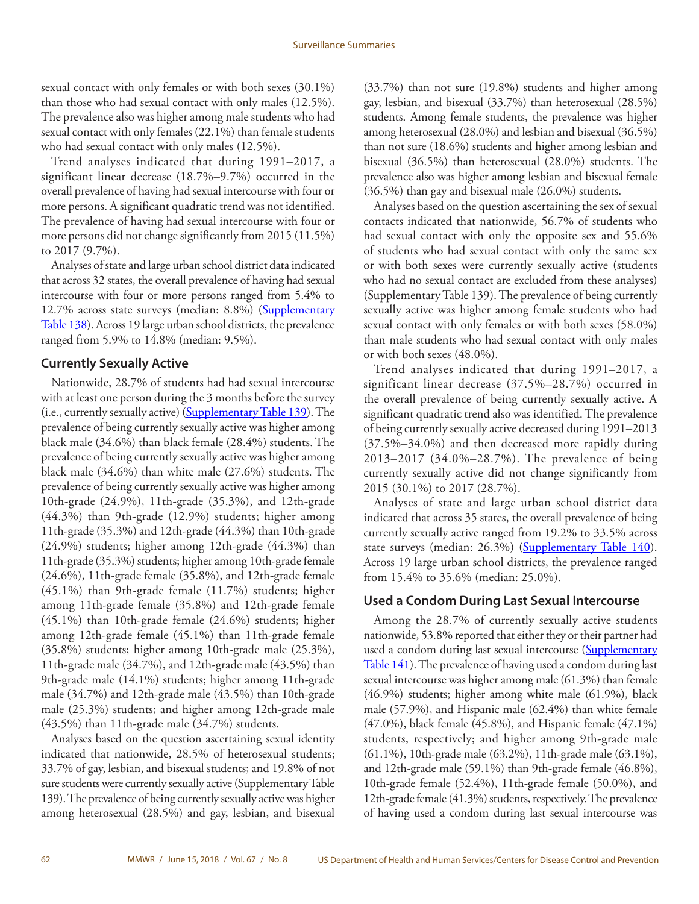sexual contact with only females or with both sexes (30.1%) than those who had sexual contact with only males (12.5%). The prevalence also was higher among male students who had sexual contact with only females (22.1%) than female students who had sexual contact with only males (12.5%).

Trend analyses indicated that during 1991–2017, a significant linear decrease (18.7%–9.7%) occurred in the overall prevalence of having had sexual intercourse with four or more persons. A significant quadratic trend was not identified. The prevalence of having had sexual intercourse with four or more persons did not change significantly from 2015 (11.5%) to 2017 (9.7%).

Analyses of state and large urban school district data indicated that across 32 states, the overall prevalence of having had sexual intercourse with four or more persons ranged from 5.4% to 12.7% across state surveys (median: 8.8%) (Supplementary Table 138). Across 19 large urban school districts, the prevalence ranged from 5.9% to 14.8% (median: 9.5%).

### Currently Sexually Active

Nationwide, 28.7% of students had had sexual intercourse with at least one person during the 3 months before the survey (i.e., currently sexually active) (Supplementary Table 139). The prevalence of being currently sexually active was higher among black male (34.6%) than black female (28.4%) students. The prevalence of being currently sexually active was higher among black male (34.6%) than white male (27.6%) students. The prevalence of being currently sexually active was higher among 10th-grade (24.9%), 11th-grade (35.3%), and 12th-grade (44.3%) than 9th-grade (12.9%) students; higher among 11th-grade (35.3%) and 12th-grade (44.3%) than 10th-grade (24.9%) students; higher among 12th-grade (44.3%) than 11th-grade (35.3%) students; higher among 10th-grade female (24.6%), 11th-grade female (35.8%), and 12th-grade female (45.1%) than 9th-grade female (11.7%) students; higher among 11th-grade female (35.8%) and 12th-grade female (45.1%) than 10th-grade female (24.6%) students; higher among 12th-grade female (45.1%) than 11th-grade female (35.8%) students; higher among 10th-grade male (25.3%), 11th-grade male (34.7%), and 12th-grade male (43.5%) than 9th-grade male (14.1%) students; higher among 11th-grade male (34.7%) and 12th-grade male (43.5%) than 10th-grade male (25.3%) students; and higher among 12th-grade male (43.5%) than 11th-grade male (34.7%) students.

Analyses based on the question ascertaining sexual identity indicated that nationwide, 28.5% of heterosexual students; 33.7% of gay, lesbian, and bisexual students; and 19.8% of not sure students were currently sexually active (Supplementary Table 139). The prevalence of being currently sexually active was higher among heterosexual (28.5%) and gay, lesbian, and bisexual (33.7%) than not sure (19.8%) students and higher among gay, lesbian, and bisexual (33.7%) than heterosexual (28.5%) students. Among female students, the prevalence was higher among heterosexual (28.0%) and lesbian and bisexual (36.5%) than not sure (18.6%) students and higher among lesbian and bisexual (36.5%) than heterosexual (28.0%) students. The prevalence also was higher among lesbian and bisexual female (36.5%) than gay and bisexual male (26.0%) students.

Analyses based on the question ascertaining the sex of sexual contacts indicated that nationwide, 56.7% of students who had sexual contact with only the opposite sex and 55.6% of students who had sexual contact with only the same sex or with both sexes were currently sexually active (students who had no sexual contact are excluded from these analyses) (Supplementary Table 139). The prevalence of being currently sexually active was higher among female students who had sexual contact with only females or with both sexes (58.0%) than male students who had sexual contact with only males or with both sexes (48.0%).

Trend analyses indicated that during 1991–2017, a significant linear decrease (37.5%–28.7%) occurred in the overall prevalence of being currently sexually active. A significant quadratic trend also was identified. The prevalence of being currently sexually active decreased during 1991–2013 (37.5%–34.0%) and then decreased more rapidly during 2013–2017 (34.0%–28.7%). The prevalence of being currently sexually active did not change significantly from 2015 (30.1%) to 2017 (28.7%).

Analyses of state and large urban school district data indicated that across 35 states, the overall prevalence of being currently sexually active ranged from 19.2% to 33.5% across state surveys (median: 26.3%) (Supplementary Table 140). Across 19 large urban school districts, the prevalence ranged from 15.4% to 35.6% (median: 25.0%).

### Used a Condom During Last Sexual Intercourse

Among the 28.7% of currently sexually active students nationwide, 53.8% reported that either they or their partner had used a condom during last sexual intercourse (Supplementary Table 141). The prevalence of having used a condom during last sexual intercourse was higher among male (61.3%) than female (46.9%) students; higher among white male (61.9%), black male (57.9%), and Hispanic male (62.4%) than white female (47.0%), black female (45.8%), and Hispanic female (47.1%) students, respectively; and higher among 9th-grade male (61.1%), 10th-grade male (63.2%), 11th-grade male (63.1%), and 12th-grade male (59.1%) than 9th-grade female (46.8%), 10th-grade female (52.4%), 11th-grade female (50.0%), and 12th-grade female (41.3%) students, respectively. The prevalence of having used a condom during last sexual intercourse was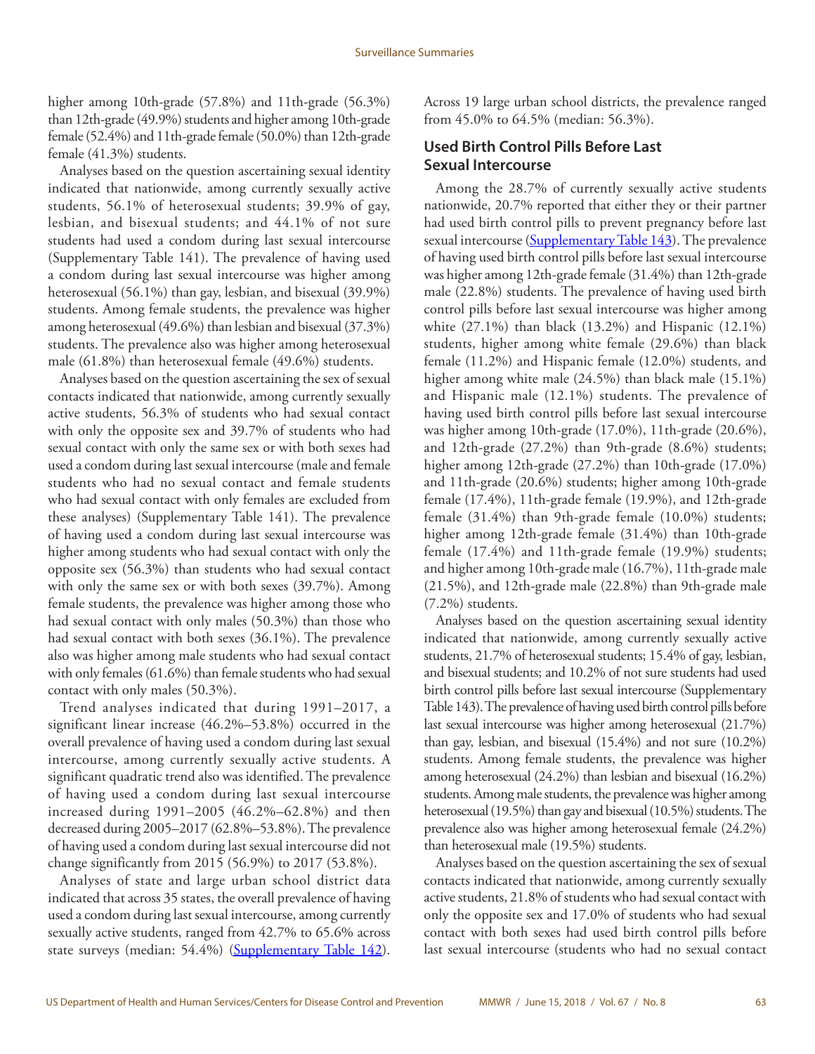higher among 10th-grade (57.8%) and 11th-grade (56.3%) than 12th-grade (49.9%) students and higher among 10th-grade female (52.4%) and 11th-grade female (50.0%) than 12th-grade female (41.3%) students.

Analyses based on the question ascertaining sexual identity indicated that nationwide, among currently sexually active students, 56.1% of heterosexual students; 39.9% of gay, lesbian, and bisexual students; and 44.1% of not sure students had used a condom during last sexual intercourse (Supplementary Table 141). The prevalence of having used a condom during last sexual intercourse was higher among heterosexual (56.1%) than gay, lesbian, and bisexual (39.9%) students. Among female students, the prevalence was higher among heterosexual (49.6%) than lesbian and bisexual (37.3%) students. The prevalence also was higher among heterosexual male (61.8%) than heterosexual female (49.6%) students.

Analyses based on the question ascertaining the sex of sexual contacts indicated that nationwide, among currently sexually active students, 56.3% of students who had sexual contact with only the opposite sex and 39.7% of students who had sexual contact with only the same sex or with both sexes had used a condom during last sexual intercourse (male and female students who had no sexual contact and female students who had sexual contact with only females are excluded from these analyses) (Supplementary Table 141). The prevalence of having used a condom during last sexual intercourse was higher among students who had sexual contact with only the opposite sex (56.3%) than students who had sexual contact with only the same sex or with both sexes (39.7%). Among female students, the prevalence was higher among those who had sexual contact with only males (50.3%) than those who had sexual contact with both sexes (36.1%). The prevalence also was higher among male students who had sexual contact with only females (61.6%) than female students who had sexual contact with only males (50.3%).

Trend analyses indicated that during 1991–2017, a significant linear increase (46.2%–53.8%) occurred in the overall prevalence of having used a condom during last sexual intercourse, among currently sexually active students. A significant quadratic trend also was identified. The prevalence of having used a condom during last sexual intercourse increased during 1991–2005 (46.2%–62.8%) and then decreased during 2005–2017 (62.8%–53.8%). The prevalence of having used a condom during last sexual intercourse did not change significantly from 2015 (56.9%) to 2017 (53.8%).

Analyses of state and large urban school district data indicated that across 35 states, the overall prevalence of having used a condom during last sexual intercourse, among currently sexually active students, ranged from 42.7% to 65.6% across state surveys (median: 54.4%) (Supplementary Table 142). Across 19 large urban school districts, the prevalence ranged from 45.0% to 64.5% (median: 56.3%).

### Used Birth Control Pills Before Last Sexual Intercourse

Among the 28.7% of currently sexually active students nationwide, 20.7% reported that either they or their partner had used birth control pills to prevent pregnancy before last sexual intercourse (Supplementary Table 143). The prevalence of having used birth control pills before last sexual intercourse was higher among 12th-grade female (31.4%) than 12th-grade male (22.8%) students. The prevalence of having used birth control pills before last sexual intercourse was higher among white (27.1%) than black (13.2%) and Hispanic (12.1%) students, higher among white female (29.6%) than black female (11.2%) and Hispanic female (12.0%) students, and higher among white male (24.5%) than black male (15.1%) and Hispanic male (12.1%) students. The prevalence of having used birth control pills before last sexual intercourse was higher among 10th-grade (17.0%), 11th-grade (20.6%), and 12th-grade (27.2%) than 9th-grade (8.6%) students; higher among 12th-grade (27.2%) than 10th-grade (17.0%) and 11th-grade (20.6%) students; higher among 10th-grade female (17.4%), 11th-grade female (19.9%), and 12th-grade female (31.4%) than 9th-grade female (10.0%) students; higher among 12th-grade female (31.4%) than 10th-grade female (17.4%) and 11th-grade female (19.9%) students; and higher among 10th-grade male (16.7%), 11th-grade male (21.5%), and 12th-grade male (22.8%) than 9th-grade male (7.2%) students.

Analyses based on the question ascertaining sexual identity indicated that nationwide, among currently sexually active students, 21.7% of heterosexual students; 15.4% of gay, lesbian, and bisexual students; and 10.2% of not sure students had used birth control pills before last sexual intercourse (Supplementary Table 143). The prevalence of having used birth control pills before last sexual intercourse was higher among heterosexual (21.7%) than gay, lesbian, and bisexual (15.4%) and not sure (10.2%) students. Among female students, the prevalence was higher among heterosexual (24.2%) than lesbian and bisexual (16.2%) students. Among male students, the prevalence was higher among heterosexual (19.5%) than gay and bisexual (10.5%) students. The prevalence also was higher among heterosexual female (24.2%) than heterosexual male (19.5%) students.

Analyses based on the question ascertaining the sex of sexual contacts indicated that nationwide, among currently sexually active students, 21.8% of students who had sexual contact with only the opposite sex and 17.0% of students who had sexual contact with both sexes had used birth control pills before last sexual intercourse (students who had no sexual contact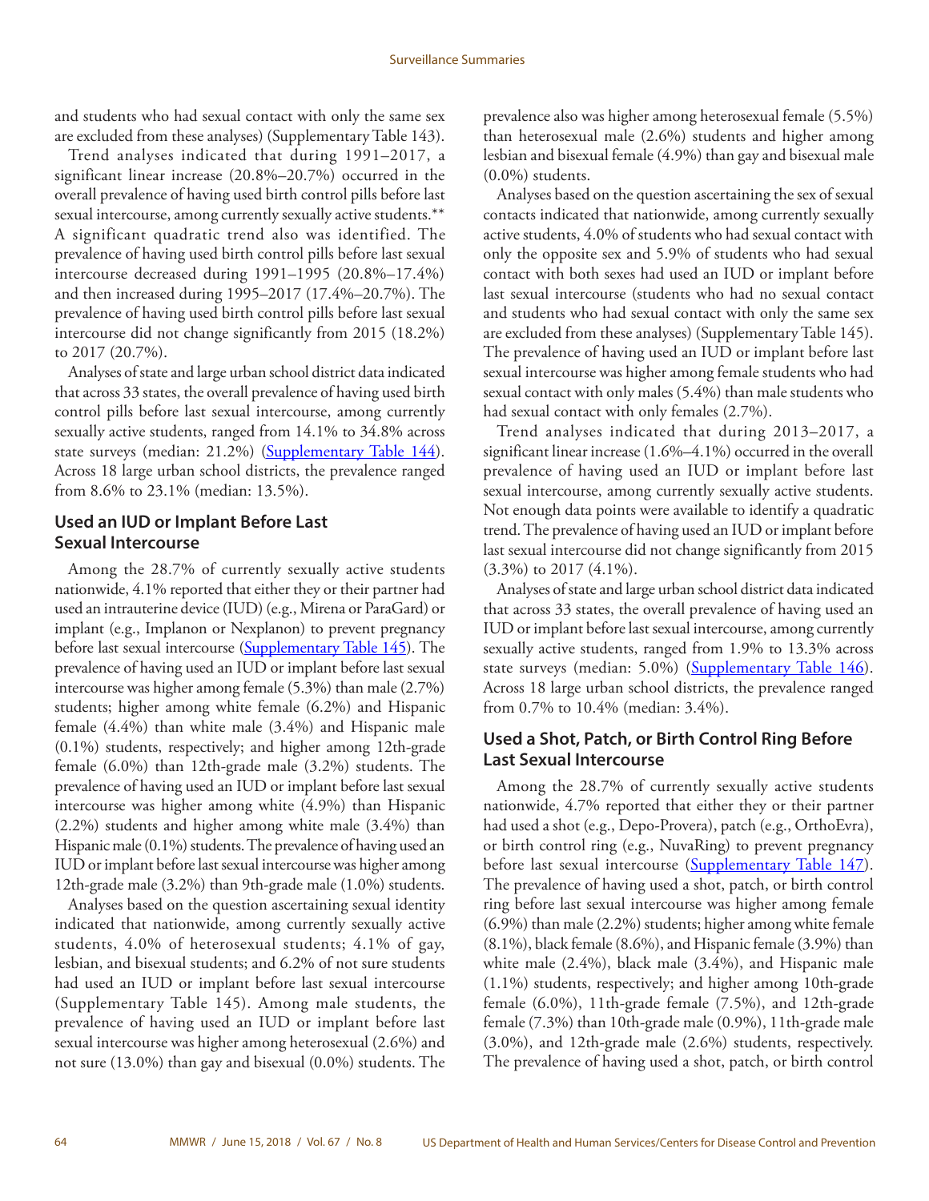and students who had sexual contact with only the same sex are excluded from these analyses) (Supplementary Table 143).

Trend analyses indicated that during 1991–2017, a significant linear increase (20.8%–20.7%) occurred in the overall prevalence of having used birth control pills before last sexual intercourse, among currently sexually active students.** A significant quadratic trend also was identified. The prevalence of having used birth control pills before last sexual intercourse decreased during 1991–1995 (20.8%–17.4%) and then increased during 1995–2017 (17.4%–20.7%). The prevalence of having used birth control pills before last sexual intercourse did not change significantly from 2015 (18.2%) to 2017 (20.7%).

Analyses of state and large urban school district data indicated that across 33 states, the overall prevalence of having used birth control pills before last sexual intercourse, among currently sexually active students, ranged from 14.1% to 34.8% across state surveys (median: 21.2%) (Supplementary Table 144). Across 18 large urban school districts, the prevalence ranged from 8.6% to 23.1% (median: 13.5%).

## Used an IUD or Implant Before Last Sexual Intercourse

Among the 28.7% of currently sexually active students nationwide, 4.1% reported that either they or their partner had used an intrauterine device (IUD) (e.g., Mirena or ParaGard) or implant (e.g., Implanon or Nexplanon) to prevent pregnancy before last sexual intercourse (Supplementary Table 145). The prevalence of having used an IUD or implant before last sexual intercourse was higher among female (5.3%) than male (2.7%) students; higher among white female (6.2%) and Hispanic female (4.4%) than white male (3.4%) and Hispanic male (0.1%) students, respectively; and higher among 12th-grade female (6.0%) than 12th-grade male (3.2%) students. The prevalence of having used an IUD or implant before last sexual intercourse was higher among white (4.9%) than Hispanic (2.2%) students and higher among white male (3.4%) than Hispanic male (0.1%) students. The prevalence of having used an IUD or implant before last sexual intercourse was higher among 12th-grade male (3.2%) than 9th-grade male (1.0%) students.

Analyses based on the question ascertaining sexual identity indicated that nationwide, among currently sexually active students, 4.0% of heterosexual students; 4.1% of gay, lesbian, and bisexual students; and 6.2% of not sure students had used an IUD or implant before last sexual intercourse (Supplementary Table 145). Among male students, the prevalence of having used an IUD or implant before last sexual intercourse was higher among heterosexual (2.6%) and not sure (13.0%) than gay and bisexual (0.0%) students. The prevalence also was higher among heterosexual female (5.5%) than heterosexual male (2.6%) students and higher among lesbian and bisexual female (4.9%) than gay and bisexual male (0.0%) students.

Analyses based on the question ascertaining the sex of sexual contacts indicated that nationwide, among currently sexually active students, 4.0% of students who had sexual contact with only the opposite sex and 5.9% of students who had sexual contact with both sexes had used an IUD or implant before last sexual intercourse (students who had no sexual contact and students who had sexual contact with only the same sex are excluded from these analyses) (Supplementary Table 145). The prevalence of having used an IUD or implant before last sexual intercourse was higher among female students who had sexual contact with only males (5.4%) than male students who had sexual contact with only females (2.7%).

Trend analyses indicated that during 2013–2017, a significant linear increase (1.6%–4.1%) occurred in the overall prevalence of having used an IUD or implant before last sexual intercourse, among currently sexually active students. Not enough data points were available to identify a quadratic trend. The prevalence of having used an IUD or implant before last sexual intercourse did not change significantly from 2015 (3.3%) to 2017 (4.1%).

Analyses of state and large urban school district data indicated that across 33 states, the overall prevalence of having used an IUD or implant before last sexual intercourse, among currently sexually active students, ranged from 1.9% to 13.3% across state surveys (median: 5.0%) (Supplementary Table 146). Across 18 large urban school districts, the prevalence ranged from 0.7% to 10.4% (median: 3.4%).

## Used a Shot, Patch, or Birth Control Ring Before Last Sexual Intercourse

Among the 28.7% of currently sexually active students nationwide, 4.7% reported that either they or their partner had used a shot (e.g., Depo-Provera), patch (e.g., OrthoEvra), or birth control ring (e.g., NuvaRing) to prevent pregnancy before last sexual intercourse (Supplementary Table 147). The prevalence of having used a shot, patch, or birth control ring before last sexual intercourse was higher among female (6.9%) than male (2.2%) students; higher among white female (8.1%), black female (8.6%), and Hispanic female (3.9%) than white male (2.4%), black male (3.4%), and Hispanic male (1.1%) students, respectively; and higher among 10th-grade female (6.0%), 11th-grade female (7.5%), and 12th-grade female (7.3%) than 10th-grade male (0.9%), 11th-grade male (3.0%), and 12th-grade male (2.6%) students, respectively. The prevalence of having used a shot, patch, or birth control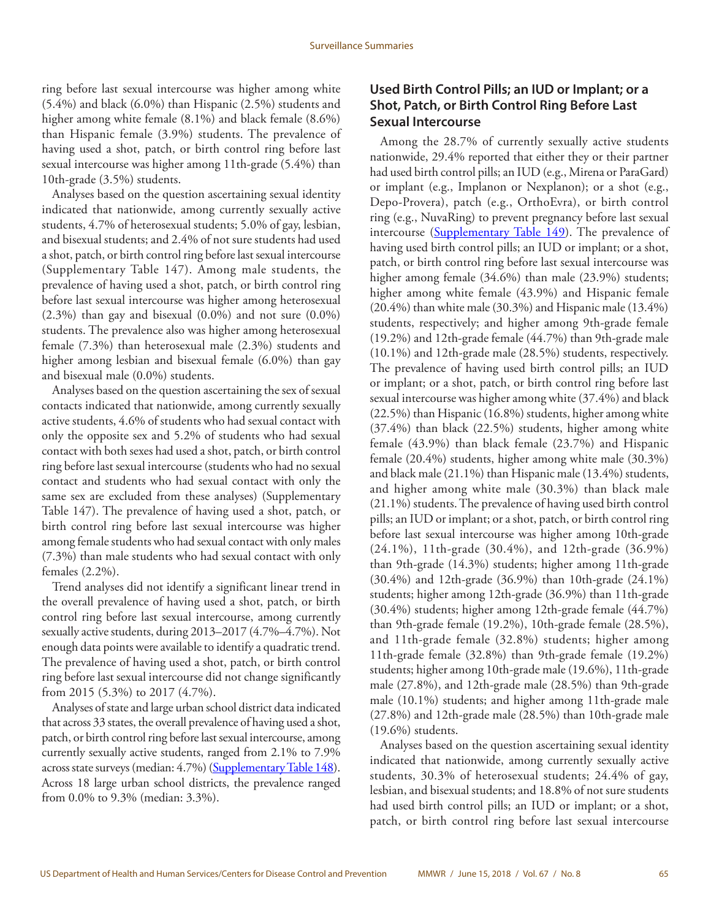ring before last sexual intercourse was higher among white (5.4%) and black (6.0%) than Hispanic (2.5%) students and higher among white female (8.1%) and black female (8.6%) than Hispanic female (3.9%) students. The prevalence of having used a shot, patch, or birth control ring before last sexual intercourse was higher among 11th-grade (5.4%) than 10th-grade (3.5%) students.

Analyses based on the question ascertaining sexual identity indicated that nationwide, among currently sexually active students, 4.7% of heterosexual students; 5.0% of gay, lesbian, and bisexual students; and 2.4% of not sure students had used a shot, patch, or birth control ring before last sexual intercourse (Supplementary Table 147). Among male students, the prevalence of having used a shot, patch, or birth control ring before last sexual intercourse was higher among heterosexual (2.3%) than gay and bisexual (0.0%) and not sure (0.0%) students. The prevalence also was higher among heterosexual female (7.3%) than heterosexual male (2.3%) students and higher among lesbian and bisexual female (6.0%) than gay and bisexual male (0.0%) students.

Analyses based on the question ascertaining the sex of sexual contacts indicated that nationwide, among currently sexually active students, 4.6% of students who had sexual contact with only the opposite sex and 5.2% of students who had sexual contact with both sexes had used a shot, patch, or birth control ring before last sexual intercourse (students who had no sexual contact and students who had sexual contact with only the same sex are excluded from these analyses) (Supplementary Table 147). The prevalence of having used a shot, patch, or birth control ring before last sexual intercourse was higher among female students who had sexual contact with only males (7.3%) than male students who had sexual contact with only females (2.2%).

Trend analyses did not identify a significant linear trend in the overall prevalence of having used a shot, patch, or birth control ring before last sexual intercourse, among currently sexually active students, during 2013–2017 (4.7%–4.7%). Not enough data points were available to identify a quadratic trend. The prevalence of having used a shot, patch, or birth control ring before last sexual intercourse did not change significantly from 2015 (5.3%) to 2017 (4.7%).

Analyses of state and large urban school district data indicated that across 33 states, the overall prevalence of having used a shot, patch, or birth control ring before last sexual intercourse, among currently sexually active students, ranged from 2.1% to 7.9% across state surveys (median: 4.7%) (Supplementary Table 148). Across 18 large urban school districts, the prevalence ranged from 0.0% to 9.3% (median: 3.3%).

### Used Birth Control Pills; an IUD or Implant; or a Shot, Patch, or Birth Control Ring Before Last Sexual Intercourse

Among the 28.7% of currently sexually active students nationwide, 29.4% reported that either they or their partner had used birth control pills; an IUD (e.g., Mirena or ParaGard) or implant (e.g., Implanon or Nexplanon); or a shot (e.g., Depo-Provera), patch (e.g., OrthoEvra), or birth control ring (e.g., NuvaRing) to prevent pregnancy before last sexual intercourse (Supplementary Table 149). The prevalence of having used birth control pills; an IUD or implant; or a shot, patch, or birth control ring before last sexual intercourse was higher among female (34.6%) than male (23.9%) students; higher among white female (43.9%) and Hispanic female (20.4%) than white male (30.3%) and Hispanic male (13.4%) students, respectively; and higher among 9th-grade female (19.2%) and 12th-grade female (44.7%) than 9th-grade male (10.1%) and 12th-grade male (28.5%) students, respectively. The prevalence of having used birth control pills; an IUD or implant; or a shot, patch, or birth control ring before last sexual intercourse was higher among white (37.4%) and black (22.5%) than Hispanic (16.8%) students, higher among white (37.4%) than black (22.5%) students, higher among white female (43.9%) than black female (23.7%) and Hispanic female (20.4%) students, higher among white male (30.3%) and black male (21.1%) than Hispanic male (13.4%) students, and higher among white male (30.3%) than black male (21.1%) students. The prevalence of having used birth control pills; an IUD or implant; or a shot, patch, or birth control ring before last sexual intercourse was higher among 10th-grade (24.1%), 11th-grade (30.4%), and 12th-grade (36.9%) than 9th-grade (14.3%) students; higher among 11th-grade (30.4%) and 12th-grade (36.9%) than 10th-grade (24.1%) students; higher among 12th-grade (36.9%) than 11th-grade (30.4%) students; higher among 12th-grade female (44.7%) than 9th-grade female (19.2%), 10th-grade female (28.5%), and 11th-grade female (32.8%) students; higher among 11th-grade female (32.8%) than 9th-grade female (19.2%) students; higher among 10th-grade male (19.6%), 11th-grade male (27.8%), and 12th-grade male (28.5%) than 9th-grade male (10.1%) students; and higher among 11th-grade male (27.8%) and 12th-grade male (28.5%) than 10th-grade male (19.6%) students.

Analyses based on the question ascertaining sexual identity indicated that nationwide, among currently sexually active students, 30.3% of heterosexual students; 24.4% of gay, lesbian, and bisexual students; and 18.8% of not sure students had used birth control pills; an IUD or implant; or a shot, patch, or birth control ring before last sexual intercourse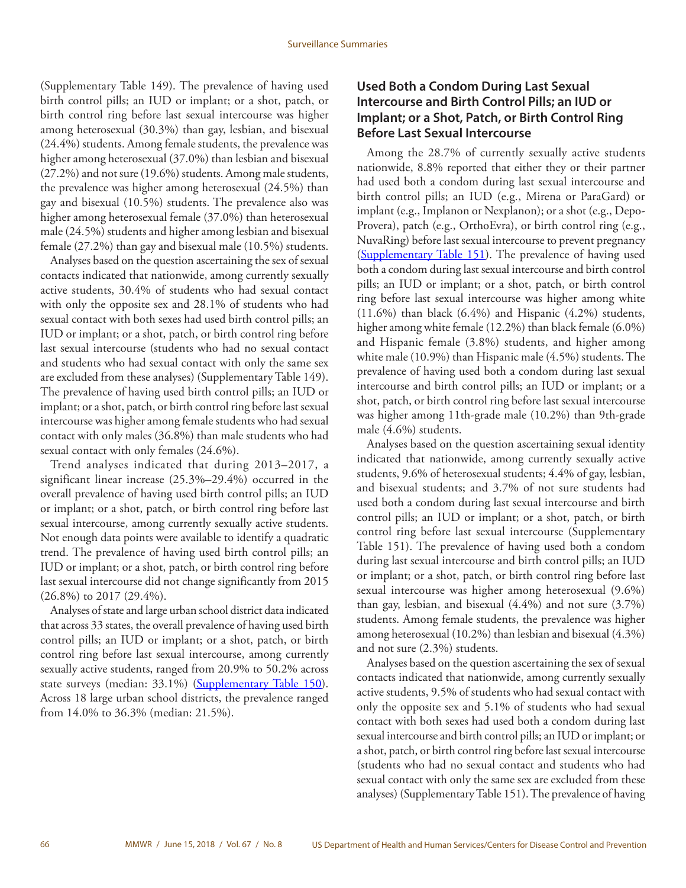(Supplementary Table 149). The prevalence of having used birth control pills; an IUD or implant; or a shot, patch, or birth control ring before last sexual intercourse was higher among heterosexual (30.3%) than gay, lesbian, and bisexual (24.4%) students. Among female students, the prevalence was higher among heterosexual (37.0%) than lesbian and bisexual (27.2%) and not sure (19.6%) students. Among male students, the prevalence was higher among heterosexual (24.5%) than gay and bisexual (10.5%) students. The prevalence also was higher among heterosexual female (37.0%) than heterosexual male (24.5%) students and higher among lesbian and bisexual female (27.2%) than gay and bisexual male (10.5%) students.

Analyses based on the question ascertaining the sex of sexual contacts indicated that nationwide, among currently sexually active students, 30.4% of students who had sexual contact with only the opposite sex and 28.1% of students who had sexual contact with both sexes had used birth control pills; an IUD or implant; or a shot, patch, or birth control ring before last sexual intercourse (students who had no sexual contact and students who had sexual contact with only the same sex are excluded from these analyses) (Supplementary Table 149). The prevalence of having used birth control pills; an IUD or implant; or a shot, patch, or birth control ring before last sexual intercourse was higher among female students who had sexual contact with only males (36.8%) than male students who had sexual contact with only females (24.6%).

Trend analyses indicated that during 2013–2017, a significant linear increase (25.3%–29.4%) occurred in the overall prevalence of having used birth control pills; an IUD or implant; or a shot, patch, or birth control ring before last sexual intercourse, among currently sexually active students. Not enough data points were available to identify a quadratic trend. The prevalence of having used birth control pills; an IUD or implant; or a shot, patch, or birth control ring before last sexual intercourse did not change significantly from 2015 (26.8%) to 2017 (29.4%).

Analyses of state and large urban school district data indicated that across 33 states, the overall prevalence of having used birth control pills; an IUD or implant; or a shot, patch, or birth control ring before last sexual intercourse, among currently sexually active students, ranged from 20.9% to 50.2% across state surveys (median: 33.1%) (Supplementary Table 150). Across 18 large urban school districts, the prevalence ranged from 14.0% to 36.3% (median: 21.5%).

### Used Both a Condom During Last Sexual Intercourse and Birth Control Pills; an IUD or Implant; or a Shot, Patch, or Birth Control Ring Before Last Sexual Intercourse

Among the 28.7% of currently sexually active students nationwide, 8.8% reported that either they or their partner had used both a condom during last sexual intercourse and birth control pills; an IUD (e.g., Mirena or ParaGard) or implant (e.g., Implanon or Nexplanon); or a shot (e.g., Depo-Provera), patch (e.g., OrthoEvra), or birth control ring (e.g., NuvaRing) before last sexual intercourse to prevent pregnancy (Supplementary Table 151). The prevalence of having used both a condom during last sexual intercourse and birth control pills; an IUD or implant; or a shot, patch, or birth control ring before last sexual intercourse was higher among white (11.6%) than black (6.4%) and Hispanic (4.2%) students, higher among white female (12.2%) than black female (6.0%) and Hispanic female (3.8%) students, and higher among white male (10.9%) than Hispanic male (4.5%) students. The prevalence of having used both a condom during last sexual intercourse and birth control pills; an IUD or implant; or a shot, patch, or birth control ring before last sexual intercourse was higher among 11th-grade male (10.2%) than 9th-grade male (4.6%) students.

Analyses based on the question ascertaining sexual identity indicated that nationwide, among currently sexually active students, 9.6% of heterosexual students; 4.4% of gay, lesbian, and bisexual students; and 3.7% of not sure students had used both a condom during last sexual intercourse and birth control pills; an IUD or implant; or a shot, patch, or birth control ring before last sexual intercourse (Supplementary Table 151). The prevalence of having used both a condom during last sexual intercourse and birth control pills; an IUD or implant; or a shot, patch, or birth control ring before last sexual intercourse was higher among heterosexual (9.6%) than gay, lesbian, and bisexual (4.4%) and not sure (3.7%) students. Among female students, the prevalence was higher among heterosexual (10.2%) than lesbian and bisexual (4.3%) and not sure (2.3%) students.

Analyses based on the question ascertaining the sex of sexual contacts indicated that nationwide, among currently sexually active students, 9.5% of students who had sexual contact with only the opposite sex and 5.1% of students who had sexual contact with both sexes had used both a condom during last sexual intercourse and birth control pills; an IUD or implant; or a shot, patch, or birth control ring before last sexual intercourse (students who had no sexual contact and students who had sexual contact with only the same sex are excluded from these analyses) (Supplementary Table 151). The prevalence of having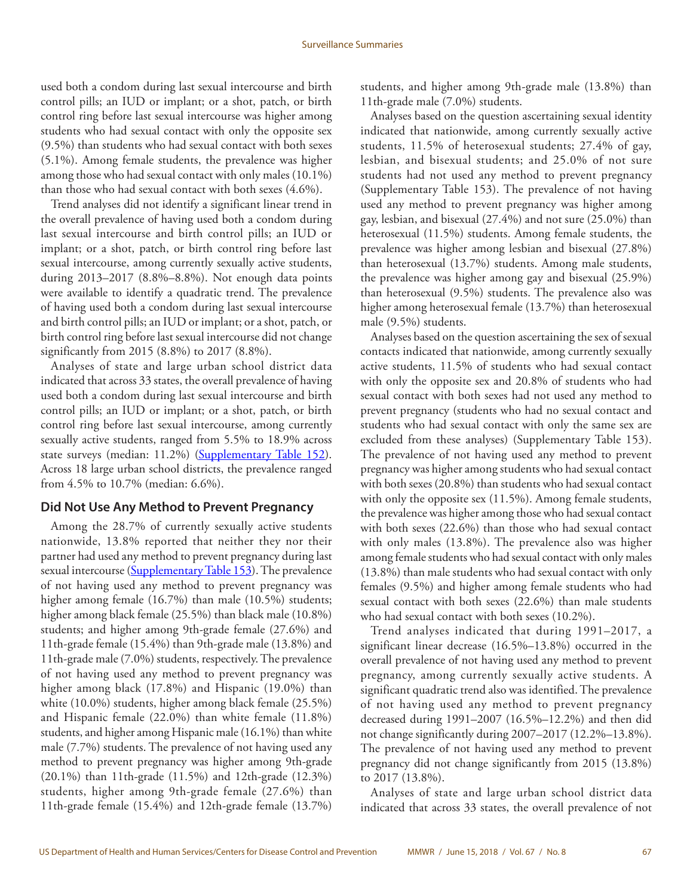used both a condom during last sexual intercourse and birth control pills; an IUD or implant; or a shot, patch, or birth control ring before last sexual intercourse was higher among students who had sexual contact with only the opposite sex (9.5%) than students who had sexual contact with both sexes (5.1%). Among female students, the prevalence was higher among those who had sexual contact with only males (10.1%) than those who had sexual contact with both sexes (4.6%).

Trend analyses did not identify a significant linear trend in the overall prevalence of having used both a condom during last sexual intercourse and birth control pills; an IUD or implant; or a shot, patch, or birth control ring before last sexual intercourse, among currently sexually active students, during 2013–2017 (8.8%–8.8%). Not enough data points were available to identify a quadratic trend. The prevalence of having used both a condom during last sexual intercourse and birth control pills; an IUD or implant; or a shot, patch, or birth control ring before last sexual intercourse did not change significantly from 2015 (8.8%) to 2017 (8.8%).

Analyses of state and large urban school district data indicated that across 33 states, the overall prevalence of having used both a condom during last sexual intercourse and birth control pills; an IUD or implant; or a shot, patch, or birth control ring before last sexual intercourse, among currently sexually active students, ranged from 5.5% to 18.9% across state surveys (median: 11.2%) (Supplementary Table 152). Across 18 large urban school districts, the prevalence ranged from 4.5% to 10.7% (median: 6.6%).

## Did Not Use Any Method to Prevent Pregnancy

Among the 28.7% of currently sexually active students nationwide, 13.8% reported that neither they nor their partner had used any method to prevent pregnancy during last sexual intercourse (Supplementary Table 153). The prevalence of not having used any method to prevent pregnancy was higher among female (16.7%) than male (10.5%) students; higher among black female (25.5%) than black male (10.8%) students; and higher among 9th-grade female (27.6%) and 11th-grade female (15.4%) than 9th-grade male (13.8%) and 11th-grade male (7.0%) students, respectively. The prevalence of not having used any method to prevent pregnancy was higher among black (17.8%) and Hispanic (19.0%) than white (10.0%) students, higher among black female (25.5%) and Hispanic female (22.0%) than white female (11.8%) students, and higher among Hispanic male (16.1%) than white male (7.7%) students. The prevalence of not having used any method to prevent pregnancy was higher among 9th-grade (20.1%) than 11th-grade (11.5%) and 12th-grade (12.3%) students, higher among 9th-grade female (27.6%) than 11th-grade female (15.4%) and 12th-grade female (13.7%) students, and higher among 9th-grade male (13.8%) than 11th-grade male (7.0%) students.

Analyses based on the question ascertaining sexual identity indicated that nationwide, among currently sexually active students, 11.5% of heterosexual students; 27.4% of gay, lesbian, and bisexual students; and 25.0% of not sure students had not used any method to prevent pregnancy (Supplementary Table 153). The prevalence of not having used any method to prevent pregnancy was higher among gay, lesbian, and bisexual (27.4%) and not sure (25.0%) than heterosexual (11.5%) students. Among female students, the prevalence was higher among lesbian and bisexual (27.8%) than heterosexual (13.7%) students. Among male students, the prevalence was higher among gay and bisexual (25.9%) than heterosexual (9.5%) students. The prevalence also was higher among heterosexual female (13.7%) than heterosexual male (9.5%) students.

Analyses based on the question ascertaining the sex of sexual contacts indicated that nationwide, among currently sexually active students, 11.5% of students who had sexual contact with only the opposite sex and 20.8% of students who had sexual contact with both sexes had not used any method to prevent pregnancy (students who had no sexual contact and students who had sexual contact with only the same sex are excluded from these analyses) (Supplementary Table 153). The prevalence of not having used any method to prevent pregnancy was higher among students who had sexual contact with both sexes (20.8%) than students who had sexual contact with only the opposite sex (11.5%). Among female students, the prevalence was higher among those who had sexual contact with both sexes (22.6%) than those who had sexual contact with only males (13.8%). The prevalence also was higher among female students who had sexual contact with only males (13.8%) than male students who had sexual contact with only females (9.5%) and higher among female students who had sexual contact with both sexes (22.6%) than male students who had sexual contact with both sexes (10.2%).

Trend analyses indicated that during 1991–2017, a significant linear decrease (16.5%–13.8%) occurred in the overall prevalence of not having used any method to prevent pregnancy, among currently sexually active students. A significant quadratic trend also was identified. The prevalence of not having used any method to prevent pregnancy decreased during 1991–2007 (16.5%–12.2%) and then did not change significantly during 2007–2017 (12.2%–13.8%). The prevalence of not having used any method to prevent pregnancy did not change significantly from 2015 (13.8%) to 2017 (13.8%).

Analyses of state and large urban school district data indicated that across 33 states, the overall prevalence of not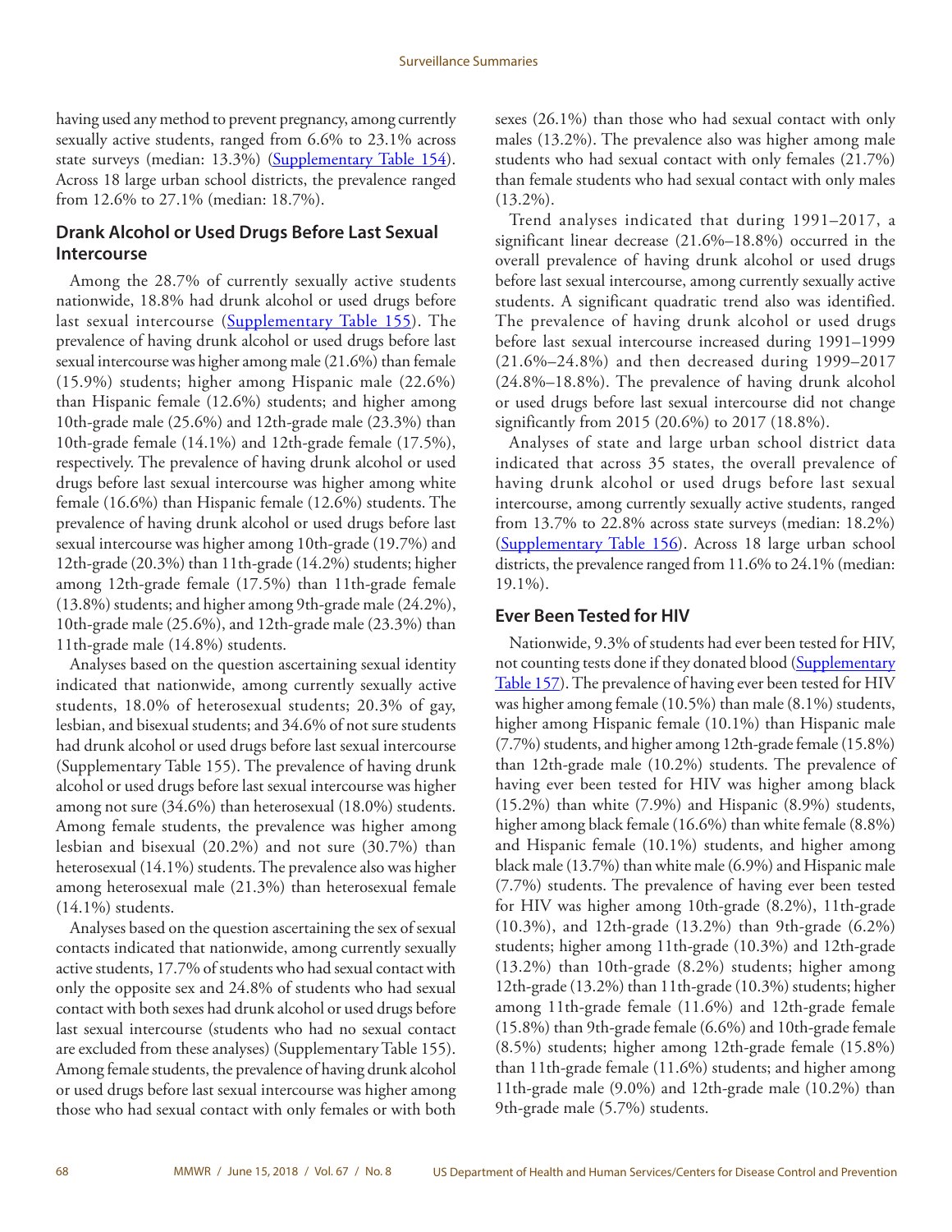having used any method to prevent pregnancy, among currently sexually active students, ranged from 6.6% to 23.1% across state surveys (median: 13.3%) (Supplementary Table 154). Across 18 large urban school districts, the prevalence ranged from 12.6% to 27.1% (median: 18.7%).

## Drank Alcohol or Used Drugs Before Last Sexual Intercourse

Among the 28.7% of currently sexually active students nationwide, 18.8% had drunk alcohol or used drugs before last sexual intercourse (Supplementary Table 155). The prevalence of having drunk alcohol or used drugs before last sexual intercourse was higher among male (21.6%) than female (15.9%) students; higher among Hispanic male (22.6%) than Hispanic female (12.6%) students; and higher among 10th-grade male (25.6%) and 12th-grade male (23.3%) than 10th-grade female (14.1%) and 12th-grade female (17.5%), respectively. The prevalence of having drunk alcohol or used drugs before last sexual intercourse was higher among white female (16.6%) than Hispanic female (12.6%) students. The prevalence of having drunk alcohol or used drugs before last sexual intercourse was higher among 10th-grade (19.7%) and 12th-grade (20.3%) than 11th-grade (14.2%) students; higher among 12th-grade female (17.5%) than 11th-grade female (13.8%) students; and higher among 9th-grade male (24.2%), 10th-grade male (25.6%), and 12th-grade male (23.3%) than 11th-grade male (14.8%) students.

Analyses based on the question ascertaining sexual identity indicated that nationwide, among currently sexually active students, 18.0% of heterosexual students; 20.3% of gay, lesbian, and bisexual students; and 34.6% of not sure students had drunk alcohol or used drugs before last sexual intercourse (Supplementary Table 155). The prevalence of having drunk alcohol or used drugs before last sexual intercourse was higher among not sure (34.6%) than heterosexual (18.0%) students. Among female students, the prevalence was higher among lesbian and bisexual (20.2%) and not sure (30.7%) than heterosexual (14.1%) students. The prevalence also was higher among heterosexual male (21.3%) than heterosexual female (14.1%) students.

Analyses based on the question ascertaining the sex of sexual contacts indicated that nationwide, among currently sexually active students, 17.7% of students who had sexual contact with only the opposite sex and 24.8% of students who had sexual contact with both sexes had drunk alcohol or used drugs before last sexual intercourse (students who had no sexual contact are excluded from these analyses) (Supplementary Table 155). Among female students, the prevalence of having drunk alcohol or used drugs before last sexual intercourse was higher among those who had sexual contact with only females or with both sexes (26.1%) than those who had sexual contact with only males (13.2%). The prevalence also was higher among male students who had sexual contact with only females (21.7%) than female students who had sexual contact with only males (13.2%).

Trend analyses indicated that during 1991–2017, a significant linear decrease (21.6%–18.8%) occurred in the overall prevalence of having drunk alcohol or used drugs before last sexual intercourse, among currently sexually active students. A significant quadratic trend also was identified. The prevalence of having drunk alcohol or used drugs before last sexual intercourse increased during 1991–1999 (21.6%–24.8%) and then decreased during 1999–2017 (24.8%–18.8%). The prevalence of having drunk alcohol or used drugs before last sexual intercourse did not change significantly from 2015 (20.6%) to 2017 (18.8%).

Analyses of state and large urban school district data indicated that across 35 states, the overall prevalence of having drunk alcohol or used drugs before last sexual intercourse, among currently sexually active students, ranged from 13.7% to 22.8% across state surveys (median: 18.2%) (Supplementary Table 156). Across 18 large urban school districts, the prevalence ranged from 11.6% to 24.1% (median: 19.1%).

## Ever Been Tested for HIV

Nationwide, 9.3% of students had ever been tested for HIV, not counting tests done if they donated blood (Supplementary Table 157). The prevalence of having ever been tested for HIV was higher among female (10.5%) than male (8.1%) students, higher among Hispanic female (10.1%) than Hispanic male (7.7%) students, and higher among 12th-grade female (15.8%) than 12th-grade male (10.2%) students. The prevalence of having ever been tested for HIV was higher among black (15.2%) than white (7.9%) and Hispanic (8.9%) students, higher among black female (16.6%) than white female (8.8%) and Hispanic female (10.1%) students, and higher among black male (13.7%) than white male (6.9%) and Hispanic male (7.7%) students. The prevalence of having ever been tested for HIV was higher among 10th-grade (8.2%), 11th-grade (10.3%), and 12th-grade (13.2%) than 9th-grade (6.2%) students; higher among 11th-grade (10.3%) and 12th-grade (13.2%) than 10th-grade (8.2%) students; higher among 12th-grade (13.2%) than 11th-grade (10.3%) students; higher among 11th-grade female (11.6%) and 12th-grade female (15.8%) than 9th-grade female (6.6%) and 10th-grade female (8.5%) students; higher among 12th-grade female (15.8%) than 11th-grade female (11.6%) students; and higher among 11th-grade male (9.0%) and 12th-grade male (10.2%) than 9th-grade male (5.7%) students.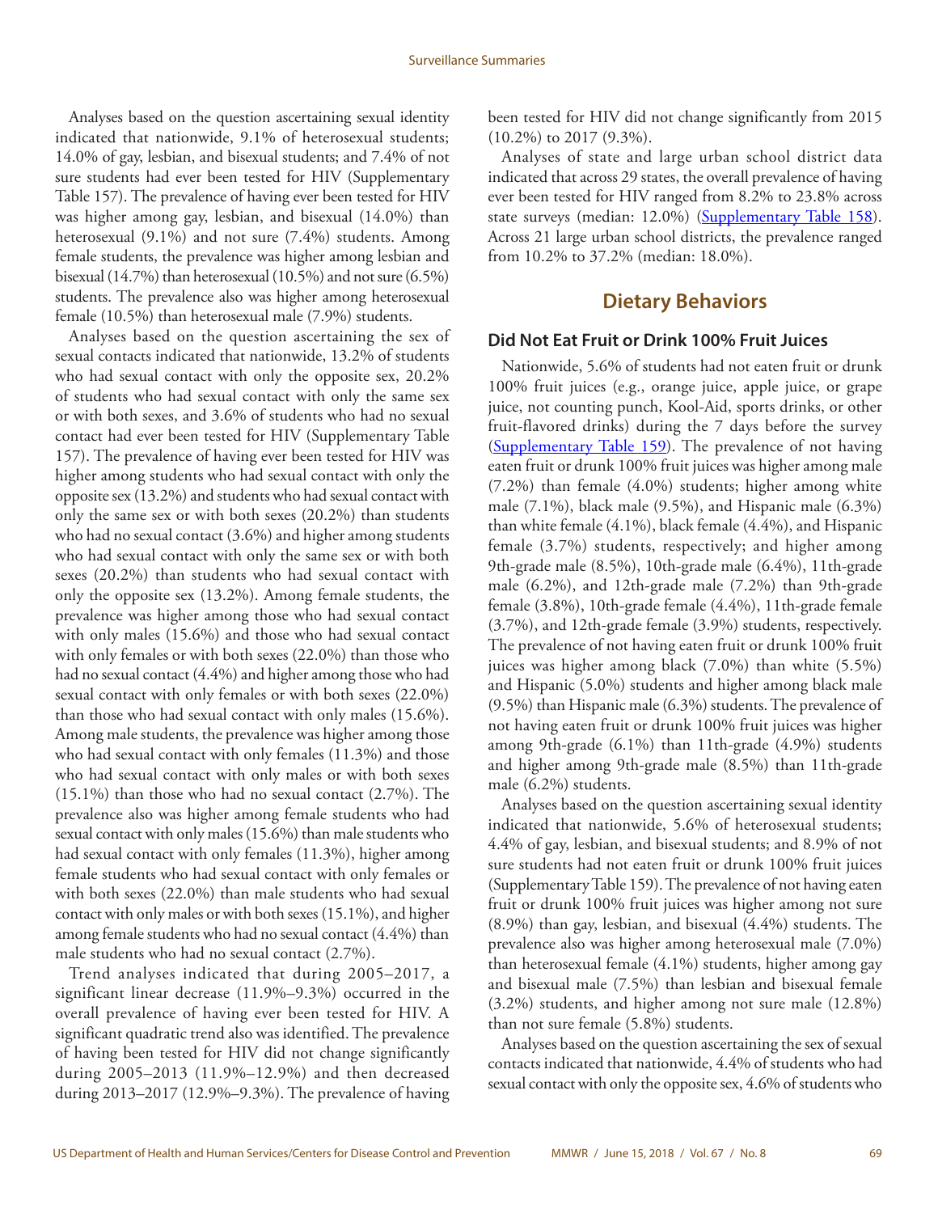Analyses based on the question ascertaining sexual identity indicated that nationwide, 9.1% of heterosexual students; 14.0% of gay, lesbian, and bisexual students; and 7.4% of not sure students had ever been tested for HIV (Supplementary Table 157). The prevalence of having ever been tested for HIV was higher among gay, lesbian, and bisexual (14.0%) than heterosexual (9.1%) and not sure (7.4%) students. Among female students, the prevalence was higher among lesbian and bisexual (14.7%) than heterosexual (10.5%) and not sure (6.5%) students. The prevalence also was higher among heterosexual female (10.5%) than heterosexual male (7.9%) students.

Analyses based on the question ascertaining the sex of sexual contacts indicated that nationwide, 13.2% of students who had sexual contact with only the opposite sex, 20.2% of students who had sexual contact with only the same sex or with both sexes, and 3.6% of students who had no sexual contact had ever been tested for HIV (Supplementary Table 157). The prevalence of having ever been tested for HIV was higher among students who had sexual contact with only the opposite sex (13.2%) and students who had sexual contact with only the same sex or with both sexes (20.2%) than students who had no sexual contact (3.6%) and higher among students who had sexual contact with only the same sex or with both sexes (20.2%) than students who had sexual contact with only the opposite sex (13.2%). Among female students, the prevalence was higher among those who had sexual contact with only males (15.6%) and those who had sexual contact with only females or with both sexes (22.0%) than those who had no sexual contact (4.4%) and higher among those who had sexual contact with only females or with both sexes (22.0%) than those who had sexual contact with only males (15.6%). Among male students, the prevalence was higher among those who had sexual contact with only females (11.3%) and those who had sexual contact with only males or with both sexes (15.1%) than those who had no sexual contact (2.7%). The prevalence also was higher among female students who had sexual contact with only males (15.6%) than male students who had sexual contact with only females (11.3%), higher among female students who had sexual contact with only females or with both sexes (22.0%) than male students who had sexual contact with only males or with both sexes (15.1%), and higher among female students who had no sexual contact (4.4%) than male students who had no sexual contact (2.7%).

Trend analyses indicated that during 2005–2017, a significant linear decrease (11.9%–9.3%) occurred in the overall prevalence of having ever been tested for HIV. A significant quadratic trend also was identified. The prevalence of having been tested for HIV did not change significantly during 2005–2013 (11.9%–12.9%) and then decreased during 2013–2017 (12.9%–9.3%). The prevalence of having been tested for HIV did not change significantly from 2015 (10.2%) to 2017 (9.3%).

Analyses of state and large urban school district data indicated that across 29 states, the overall prevalence of having ever been tested for HIV ranged from 8.2% to 23.8% across state surveys (median: 12.0%) (Supplementary Table 158). Across 21 large urban school districts, the prevalence ranged from 10.2% to 37.2% (median: 18.0%).

## Dietary Behaviors

### Did Not Eat Fruit or Drink 100% Fruit Juices

Nationwide, 5.6% of students had not eaten fruit or drunk 100% fruit juices (e.g., orange juice, apple juice, or grape juice, not counting punch, Kool-Aid, sports drinks, or other fruit-flavored drinks) during the 7 days before the survey (Supplementary Table 159). The prevalence of not having eaten fruit or drunk 100% fruit juices was higher among male (7.2%) than female (4.0%) students; higher among white male (7.1%), black male (9.5%), and Hispanic male (6.3%) than white female (4.1%), black female (4.4%), and Hispanic female (3.7%) students, respectively; and higher among 9th-grade male (8.5%), 10th-grade male (6.4%), 11th-grade male (6.2%), and 12th-grade male (7.2%) than 9th-grade female (3.8%), 10th-grade female (4.4%), 11th-grade female (3.7%), and 12th-grade female (3.9%) students, respectively. The prevalence of not having eaten fruit or drunk 100% fruit juices was higher among black (7.0%) than white (5.5%) and Hispanic (5.0%) students and higher among black male (9.5%) than Hispanic male (6.3%) students. The prevalence of not having eaten fruit or drunk 100% fruit juices was higher among 9th-grade (6.1%) than 11th-grade (4.9%) students and higher among 9th-grade male (8.5%) than 11th-grade male (6.2%) students.

Analyses based on the question ascertaining sexual identity indicated that nationwide, 5.6% of heterosexual students; 4.4% of gay, lesbian, and bisexual students; and 8.9% of not sure students had not eaten fruit or drunk 100% fruit juices (Supplementary Table 159). The prevalence of not having eaten fruit or drunk 100% fruit juices was higher among not sure (8.9%) than gay, lesbian, and bisexual (4.4%) students. The prevalence also was higher among heterosexual male (7.0%) than heterosexual female (4.1%) students, higher among gay and bisexual male (7.5%) than lesbian and bisexual female (3.2%) students, and higher among not sure male (12.8%) than not sure female (5.8%) students.

Analyses based on the question ascertaining the sex of sexual contacts indicated that nationwide, 4.4% of students who had sexual contact with only the opposite sex, 4.6% of students who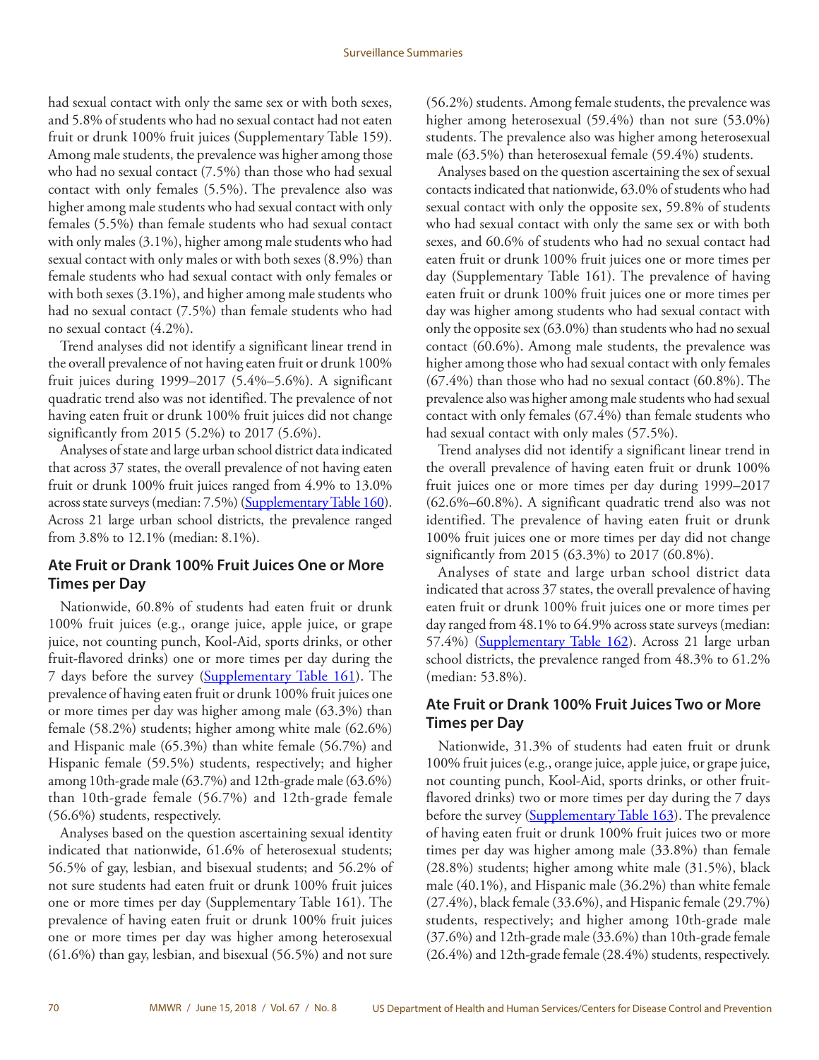had sexual contact with only the same sex or with both sexes, and 5.8% of students who had no sexual contact had not eaten fruit or drunk 100% fruit juices (Supplementary Table 159). Among male students, the prevalence was higher among those who had no sexual contact (7.5%) than those who had sexual contact with only females (5.5%). The prevalence also was higher among male students who had sexual contact with only females (5.5%) than female students who had sexual contact with only males (3.1%), higher among male students who had sexual contact with only males or with both sexes (8.9%) than female students who had sexual contact with only females or with both sexes (3.1%), and higher among male students who had no sexual contact (7.5%) than female students who had no sexual contact (4.2%).

Trend analyses did not identify a significant linear trend in the overall prevalence of not having eaten fruit or drunk 100% fruit juices during 1999–2017 (5.4%–5.6%). A significant quadratic trend also was not identified. The prevalence of not having eaten fruit or drunk 100% fruit juices did not change significantly from 2015 (5.2%) to 2017 (5.6%).

Analyses of state and large urban school district data indicated that across 37 states, the overall prevalence of not having eaten fruit or drunk 100% fruit juices ranged from 4.9% to 13.0% across state surveys (median: 7.5%) (Supplementary Table 160). Across 21 large urban school districts, the prevalence ranged from 3.8% to 12.1% (median: 8.1%).

### Ate Fruit or Drank 100% Fruit Juices One or More Times per Day

Nationwide, 60.8% of students had eaten fruit or drunk 100% fruit juices (e.g., orange juice, apple juice, or grape juice, not counting punch, Kool-Aid, sports drinks, or other fruit-flavored drinks) one or more times per day during the 7 days before the survey (Supplementary Table 161). The prevalence of having eaten fruit or drunk 100% fruit juices one or more times per day was higher among male (63.3%) than female (58.2%) students; higher among white male (62.6%) and Hispanic male (65.3%) than white female (56.7%) and Hispanic female (59.5%) students, respectively; and higher among 10th-grade male (63.7%) and 12th-grade male (63.6%) than 10th-grade female (56.7%) and 12th-grade female (56.6%) students, respectively.

Analyses based on the question ascertaining sexual identity indicated that nationwide, 61.6% of heterosexual students; 56.5% of gay, lesbian, and bisexual students; and 56.2% of not sure students had eaten fruit or drunk 100% fruit juices one or more times per day (Supplementary Table 161). The prevalence of having eaten fruit or drunk 100% fruit juices one or more times per day was higher among heterosexual (61.6%) than gay, lesbian, and bisexual (56.5%) and not sure (56.2%) students. Among female students, the prevalence was higher among heterosexual (59.4%) than not sure (53.0%) students. The prevalence also was higher among heterosexual male (63.5%) than heterosexual female (59.4%) students.

Analyses based on the question ascertaining the sex of sexual contacts indicated that nationwide, 63.0% of students who had sexual contact with only the opposite sex, 59.8% of students who had sexual contact with only the same sex or with both sexes, and 60.6% of students who had no sexual contact had eaten fruit or drunk 100% fruit juices one or more times per day (Supplementary Table 161). The prevalence of having eaten fruit or drunk 100% fruit juices one or more times per day was higher among students who had sexual contact with only the opposite sex (63.0%) than students who had no sexual contact (60.6%). Among male students, the prevalence was higher among those who had sexual contact with only females (67.4%) than those who had no sexual contact (60.8%). The prevalence also was higher among male students who had sexual contact with only females (67.4%) than female students who had sexual contact with only males (57.5%).

Trend analyses did not identify a significant linear trend in the overall prevalence of having eaten fruit or drunk 100% fruit juices one or more times per day during 1999–2017 (62.6%–60.8%). A significant quadratic trend also was not identified. The prevalence of having eaten fruit or drunk 100% fruit juices one or more times per day did not change significantly from 2015 (63.3%) to 2017 (60.8%).

Analyses of state and large urban school district data indicated that across 37 states, the overall prevalence of having eaten fruit or drunk 100% fruit juices one or more times per day ranged from 48.1% to 64.9% across state surveys (median: 57.4%) (Supplementary Table 162). Across 21 large urban school districts, the prevalence ranged from 48.3% to 61.2% (median: 53.8%).

### Ate Fruit or Drank 100% Fruit Juices Two or More Times per Day

Nationwide, 31.3% of students had eaten fruit or drunk 100% fruit juices (e.g., orange juice, apple juice, or grape juice, not counting punch, Kool-Aid, sports drinks, or other fruit-flavored drinks) two or more times per day during the 7 days before the survey (Supplementary Table 163). The prevalence of having eaten fruit or drunk 100% fruit juices two or more times per day was higher among male (33.8%) than female (28.8%) students; higher among white male (31.5%), black male (40.1%), and Hispanic male (36.2%) than white female (27.4%), black female (33.6%), and Hispanic female (29.7%) students, respectively; and higher among 10th-grade male (37.6%) and 12th-grade male (33.6%) than 10th-grade female (26.4%) and 12th-grade female (28.4%) students, respectively.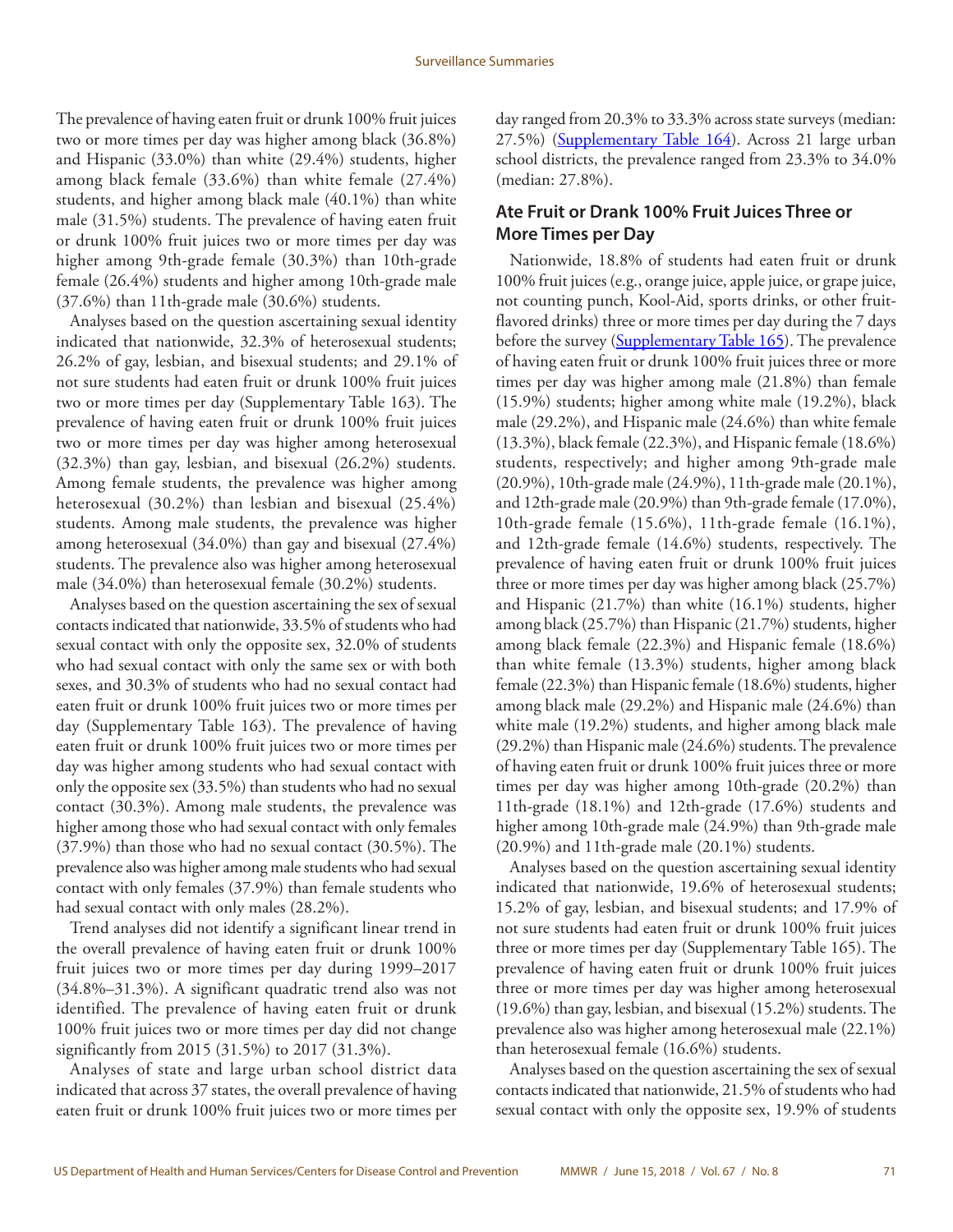The prevalence of having eaten fruit or drunk 100% fruit juices two or more times per day was higher among black (36.8%) and Hispanic (33.0%) than white (29.4%) students, higher among black female (33.6%) than white female (27.4%) students, and higher among black male (40.1%) than white male (31.5%) students. The prevalence of having eaten fruit or drunk 100% fruit juices two or more times per day was higher among 9th-grade female (30.3%) than 10th-grade female (26.4%) students and higher among 10th-grade male (37.6%) than 11th-grade male (30.6%) students.

Analyses based on the question ascertaining sexual identity indicated that nationwide, 32.3% of heterosexual students; 26.2% of gay, lesbian, and bisexual students; and 29.1% of not sure students had eaten fruit or drunk 100% fruit juices two or more times per day (Supplementary Table 163). The prevalence of having eaten fruit or drunk 100% fruit juices two or more times per day was higher among heterosexual (32.3%) than gay, lesbian, and bisexual (26.2%) students. Among female students, the prevalence was higher among heterosexual (30.2%) than lesbian and bisexual (25.4%) students. Among male students, the prevalence was higher among heterosexual (34.0%) than gay and bisexual (27.4%) students. The prevalence also was higher among heterosexual male (34.0%) than heterosexual female (30.2%) students.

Analyses based on the question ascertaining the sex of sexual contacts indicated that nationwide, 33.5% of students who had sexual contact with only the opposite sex, 32.0% of students who had sexual contact with only the same sex or with both sexes, and 30.3% of students who had no sexual contact had eaten fruit or drunk 100% fruit juices two or more times per day (Supplementary Table 163). The prevalence of having eaten fruit or drunk 100% fruit juices two or more times per day was higher among students who had sexual contact with only the opposite sex (33.5%) than students who had no sexual contact (30.3%). Among male students, the prevalence was higher among those who had sexual contact with only females (37.9%) than those who had no sexual contact (30.5%). The prevalence also was higher among male students who had sexual contact with only females (37.9%) than female students who had sexual contact with only males (28.2%).

Trend analyses did not identify a significant linear trend in the overall prevalence of having eaten fruit or drunk 100% fruit juices two or more times per day during 1999–2017 (34.8%–31.3%). A significant quadratic trend also was not identified. The prevalence of having eaten fruit or drunk 100% fruit juices two or more times per day did not change significantly from 2015 (31.5%) to 2017 (31.3%).

Analyses of state and large urban school district data indicated that across 37 states, the overall prevalence of having eaten fruit or drunk 100% fruit juices two or more times per day ranged from 20.3% to 33.3% across state surveys (median: 27.5%) (Supplementary Table 164). Across 21 large urban school districts, the prevalence ranged from 23.3% to 34.0% (median: 27.8%).

### Ate Fruit or Drank 100% Fruit Juices Three or More Times per Day

Nationwide, 18.8% of students had eaten fruit or drunk 100% fruit juices (e.g., orange juice, apple juice, or grape juice, not counting punch, Kool-Aid, sports drinks, or other fruit-flavored drinks) three or more times per day during the 7 days before the survey (Supplementary Table 165). The prevalence of having eaten fruit or drunk 100% fruit juices three or more times per day was higher among male (21.8%) than female (15.9%) students; higher among white male (19.2%), black male (29.2%), and Hispanic male (24.6%) than white female (13.3%), black female (22.3%), and Hispanic female (18.6%) students, respectively; and higher among 9th-grade male (20.9%), 10th-grade male (24.9%), 11th-grade male (20.1%), and 12th-grade male (20.9%) than 9th-grade female (17.0%), 10th-grade female (15.6%), 11th-grade female (16.1%), and 12th-grade female (14.6%) students, respectively. The prevalence of having eaten fruit or drunk 100% fruit juices three or more times per day was higher among black (25.7%) and Hispanic (21.7%) than white (16.1%) students, higher among black (25.7%) than Hispanic (21.7%) students, higher among black female (22.3%) and Hispanic female (18.6%) than white female (13.3%) students, higher among black female (22.3%) than Hispanic female (18.6%) students, higher among black male (29.2%) and Hispanic male (24.6%) than white male (19.2%) students, and higher among black male (29.2%) than Hispanic male (24.6%) students. The prevalence of having eaten fruit or drunk 100% fruit juices three or more times per day was higher among 10th-grade (20.2%) than 11th-grade (18.1%) and 12th-grade (17.6%) students and higher among 10th-grade male (24.9%) than 9th-grade male (20.9%) and 11th-grade male (20.1%) students.

Analyses based on the question ascertaining sexual identity indicated that nationwide, 19.6% of heterosexual students; 15.2% of gay, lesbian, and bisexual students; and 17.9% of not sure students had eaten fruit or drunk 100% fruit juices three or more times per day (Supplementary Table 165). The prevalence of having eaten fruit or drunk 100% fruit juices three or more times per day was higher among heterosexual (19.6%) than gay, lesbian, and bisexual (15.2%) students. The prevalence also was higher among heterosexual male (22.1%) than heterosexual female (16.6%) students.

Analyses based on the question ascertaining the sex of sexual contacts indicated that nationwide, 21.5% of students who had sexual contact with only the opposite sex, 19.9% of students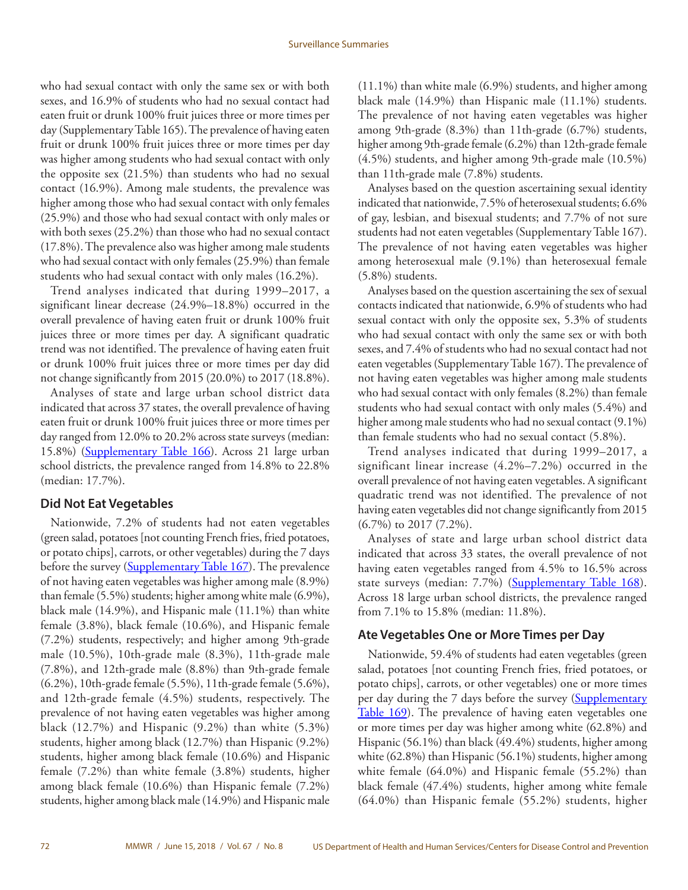who had sexual contact with only the same sex or with both sexes, and 16.9% of students who had no sexual contact had eaten fruit or drunk 100% fruit juices three or more times per day (Supplementary Table 165). The prevalence of having eaten fruit or drunk 100% fruit juices three or more times per day was higher among students who had sexual contact with only the opposite sex (21.5%) than students who had no sexual contact (16.9%). Among male students, the prevalence was higher among those who had sexual contact with only females (25.9%) and those who had sexual contact with only males or with both sexes (25.2%) than those who had no sexual contact (17.8%). The prevalence also was higher among male students who had sexual contact with only females (25.9%) than female students who had sexual contact with only males (16.2%).

Trend analyses indicated that during 1999–2017, a significant linear decrease (24.9%–18.8%) occurred in the overall prevalence of having eaten fruit or drunk 100% fruit juices three or more times per day. A significant quadratic trend was not identified. The prevalence of having eaten fruit or drunk 100% fruit juices three or more times per day did not change significantly from 2015 (20.0%) to 2017 (18.8%).

Analyses of state and large urban school district data indicated that across 37 states, the overall prevalence of having eaten fruit or drunk 100% fruit juices three or more times per day ranged from 12.0% to 20.2% across state surveys (median: 15.8%) (Supplementary Table 166). Across 21 large urban school districts, the prevalence ranged from 14.8% to 22.8% (median: 17.7%).

## Did Not Eat Vegetables

Nationwide, 7.2% of students had not eaten vegetables (green salad, potatoes [not counting French fries, fried potatoes, or potato chips], carrots, or other vegetables) during the 7 days before the survey (Supplementary Table 167). The prevalence of not having eaten vegetables was higher among male (8.9%) than female (5.5%) students; higher among white male (6.9%), black male (14.9%), and Hispanic male (11.1%) than white female (3.8%), black female (10.6%), and Hispanic female (7.2%) students, respectively; and higher among 9th-grade male (10.5%), 10th-grade male (8.3%), 11th-grade male (7.8%), and 12th-grade male (8.8%) than 9th-grade female (6.2%), 10th-grade female (5.5%), 11th-grade female (5.6%), and 12th-grade female (4.5%) students, respectively. The prevalence of not having eaten vegetables was higher among black (12.7%) and Hispanic (9.2%) than white (5.3%) students, higher among black (12.7%) than Hispanic (9.2%) students, higher among black female (10.6%) and Hispanic female (7.2%) than white female (3.8%) students, higher among black female (10.6%) than Hispanic female (7.2%) students, higher among black male (14.9%) and Hispanic male (11.1%) than white male (6.9%) students, and higher among black male (14.9%) than Hispanic male (11.1%) students. The prevalence of not having eaten vegetables was higher among 9th-grade (8.3%) than 11th-grade (6.7%) students, higher among 9th-grade female (6.2%) than 12th-grade female (4.5%) students, and higher among 9th-grade male (10.5%) than 11th-grade male (7.8%) students.

Analyses based on the question ascertaining sexual identity indicated that nationwide, 7.5% of heterosexual students; 6.6% of gay, lesbian, and bisexual students; and 7.7% of not sure students had not eaten vegetables (Supplementary Table 167). The prevalence of not having eaten vegetables was higher among heterosexual male (9.1%) than heterosexual female (5.8%) students.

Analyses based on the question ascertaining the sex of sexual contacts indicated that nationwide, 6.9% of students who had sexual contact with only the opposite sex, 5.3% of students who had sexual contact with only the same sex or with both sexes, and 7.4% of students who had no sexual contact had not eaten vegetables (Supplementary Table 167). The prevalence of not having eaten vegetables was higher among male students who had sexual contact with only females (8.2%) than female students who had sexual contact with only males (5.4%) and higher among male students who had no sexual contact (9.1%) than female students who had no sexual contact (5.8%).

Trend analyses indicated that during 1999–2017, a significant linear increase (4.2%–7.2%) occurred in the overall prevalence of not having eaten vegetables. A significant quadratic trend was not identified. The prevalence of not having eaten vegetables did not change significantly from 2015 (6.7%) to 2017 (7.2%).

Analyses of state and large urban school district data indicated that across 33 states, the overall prevalence of not having eaten vegetables ranged from 4.5% to 16.5% across state surveys (median: 7.7%) (Supplementary Table 168). Across 18 large urban school districts, the prevalence ranged from 7.1% to 15.8% (median: 11.8%).

## Ate Vegetables One or More Times per Day

Nationwide, 59.4% of students had eaten vegetables (green salad, potatoes [not counting French fries, fried potatoes, or potato chips], carrots, or other vegetables) one or more times per day during the 7 days before the survey (Supplementary Table 169). The prevalence of having eaten vegetables one or more times per day was higher among white (62.8%) and Hispanic (56.1%) than black (49.4%) students, higher among white (62.8%) than Hispanic (56.1%) students, higher among white female (64.0%) and Hispanic female (55.2%) than black female (47.4%) students, higher among white female (64.0%) than Hispanic female (55.2%) students, higher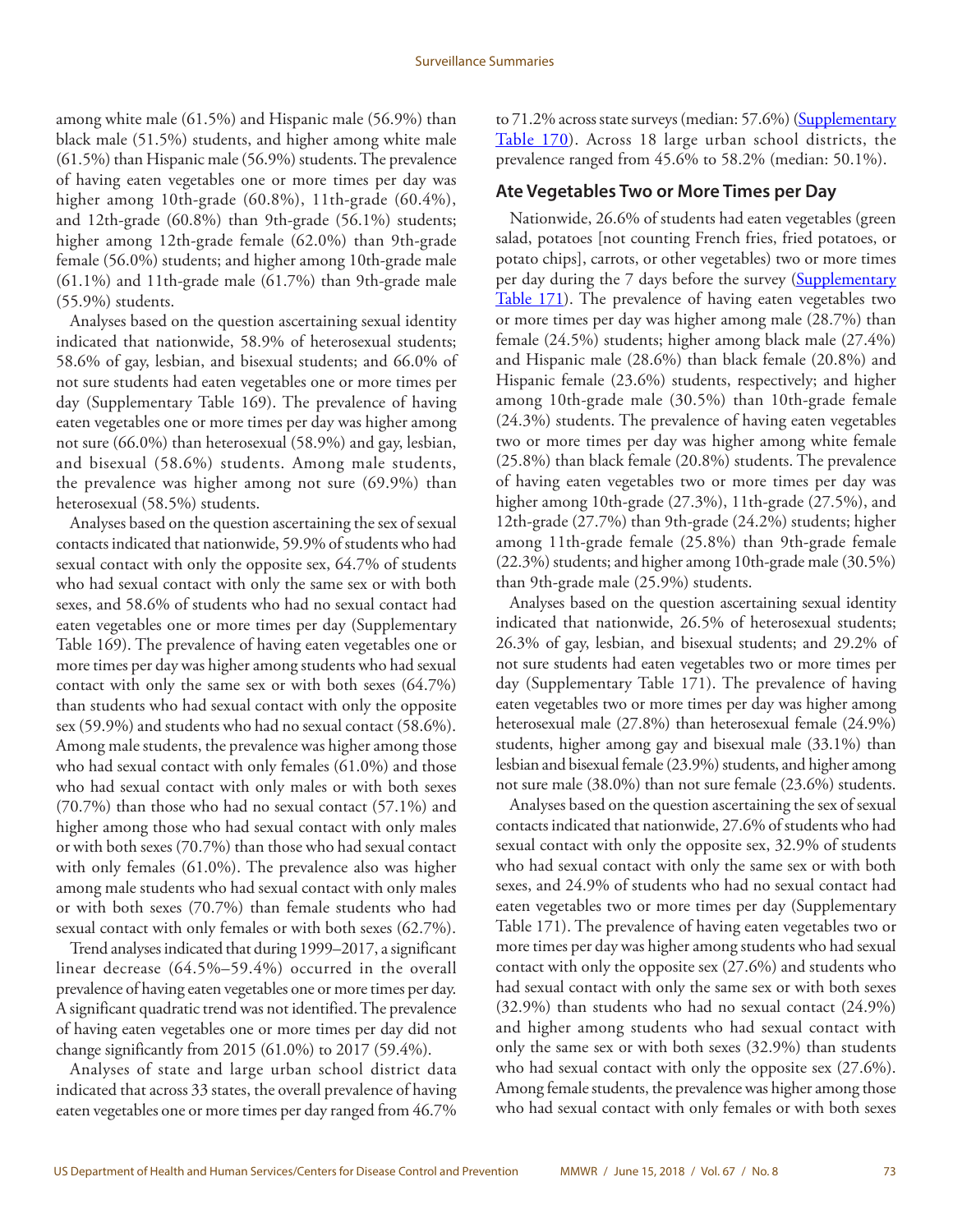among white male (61.5%) and Hispanic male (56.9%) than black male (51.5%) students, and higher among white male (61.5%) than Hispanic male (56.9%) students. The prevalence of having eaten vegetables one or more times per day was higher among 10th-grade (60.8%), 11th-grade (60.4%), and 12th-grade (60.8%) than 9th-grade (56.1%) students; higher among 12th-grade female (62.0%) than 9th-grade female (56.0%) students; and higher among 10th-grade male (61.1%) and 11th-grade male (61.7%) than 9th-grade male (55.9%) students.

Analyses based on the question ascertaining sexual identity indicated that nationwide, 58.9% of heterosexual students; 58.6% of gay, lesbian, and bisexual students; and 66.0% of not sure students had eaten vegetables one or more times per day (Supplementary Table 169). The prevalence of having eaten vegetables one or more times per day was higher among not sure (66.0%) than heterosexual (58.9%) and gay, lesbian, and bisexual (58.6%) students. Among male students, the prevalence was higher among not sure (69.9%) than heterosexual (58.5%) students.

Analyses based on the question ascertaining the sex of sexual contacts indicated that nationwide, 59.9% of students who had sexual contact with only the opposite sex, 64.7% of students who had sexual contact with only the same sex or with both sexes, and 58.6% of students who had no sexual contact had eaten vegetables one or more times per day (Supplementary Table 169). The prevalence of having eaten vegetables one or more times per day was higher among students who had sexual contact with only the same sex or with both sexes (64.7%) than students who had sexual contact with only the opposite sex (59.9%) and students who had no sexual contact (58.6%). Among male students, the prevalence was higher among those who had sexual contact with only females (61.0%) and those who had sexual contact with only males or with both sexes (70.7%) than those who had no sexual contact (57.1%) and higher among those who had sexual contact with only males or with both sexes (70.7%) than those who had sexual contact with only females (61.0%). The prevalence also was higher among male students who had sexual contact with only males or with both sexes (70.7%) than female students who had sexual contact with only females or with both sexes (62.7%).

Trend analyses indicated that during 1999–2017, a significant linear decrease (64.5%–59.4%) occurred in the overall prevalence of having eaten vegetables one or more times per day. A significant quadratic trend was not identified. The prevalence of having eaten vegetables one or more times per day did not change significantly from 2015 (61.0%) to 2017 (59.4%).

Analyses of state and large urban school district data indicated that across 33 states, the overall prevalence of having eaten vegetables one or more times per day ranged from 46.7% to 71.2% across state surveys (median: 57.6%) (Supplementary Table 170). Across 18 large urban school districts, the prevalence ranged from 45.6% to 58.2% (median: 50.1%).

## Ate Vegetables Two or More Times per Day

Nationwide, 26.6% of students had eaten vegetables (green salad, potatoes [not counting French fries, fried potatoes, or potato chips], carrots, or other vegetables) two or more times per day during the 7 days before the survey (Supplementary Table 171). The prevalence of having eaten vegetables two or more times per day was higher among male (28.7%) than female (24.5%) students; higher among black male (27.4%) and Hispanic male (28.6%) than black female (20.8%) and Hispanic female (23.6%) students, respectively; and higher among 10th-grade male (30.5%) than 10th-grade female (24.3%) students. The prevalence of having eaten vegetables two or more times per day was higher among white female (25.8%) than black female (20.8%) students. The prevalence of having eaten vegetables two or more times per day was higher among 10th-grade (27.3%), 11th-grade (27.5%), and 12th-grade (27.7%) than 9th-grade (24.2%) students; higher among 11th-grade female (25.8%) than 9th-grade female (22.3%) students; and higher among 10th-grade male (30.5%) than 9th-grade male (25.9%) students.

Analyses based on the question ascertaining sexual identity indicated that nationwide, 26.5% of heterosexual students; 26.3% of gay, lesbian, and bisexual students; and 29.2% of not sure students had eaten vegetables two or more times per day (Supplementary Table 171). The prevalence of having eaten vegetables two or more times per day was higher among heterosexual male (27.8%) than heterosexual female (24.9%) students, higher among gay and bisexual male (33.1%) than lesbian and bisexual female (23.9%) students, and higher among not sure male (38.0%) than not sure female (23.6%) students.

Analyses based on the question ascertaining the sex of sexual contacts indicated that nationwide, 27.6% of students who had sexual contact with only the opposite sex, 32.9% of students who had sexual contact with only the same sex or with both sexes, and 24.9% of students who had no sexual contact had eaten vegetables two or more times per day (Supplementary Table 171). The prevalence of having eaten vegetables two or more times per day was higher among students who had sexual contact with only the opposite sex (27.6%) and students who had sexual contact with only the same sex or with both sexes (32.9%) than students who had no sexual contact (24.9%) and higher among students who had sexual contact with only the same sex or with both sexes (32.9%) than students who had sexual contact with only the opposite sex (27.6%). Among female students, the prevalence was higher among those who had sexual contact with only females or with both sexes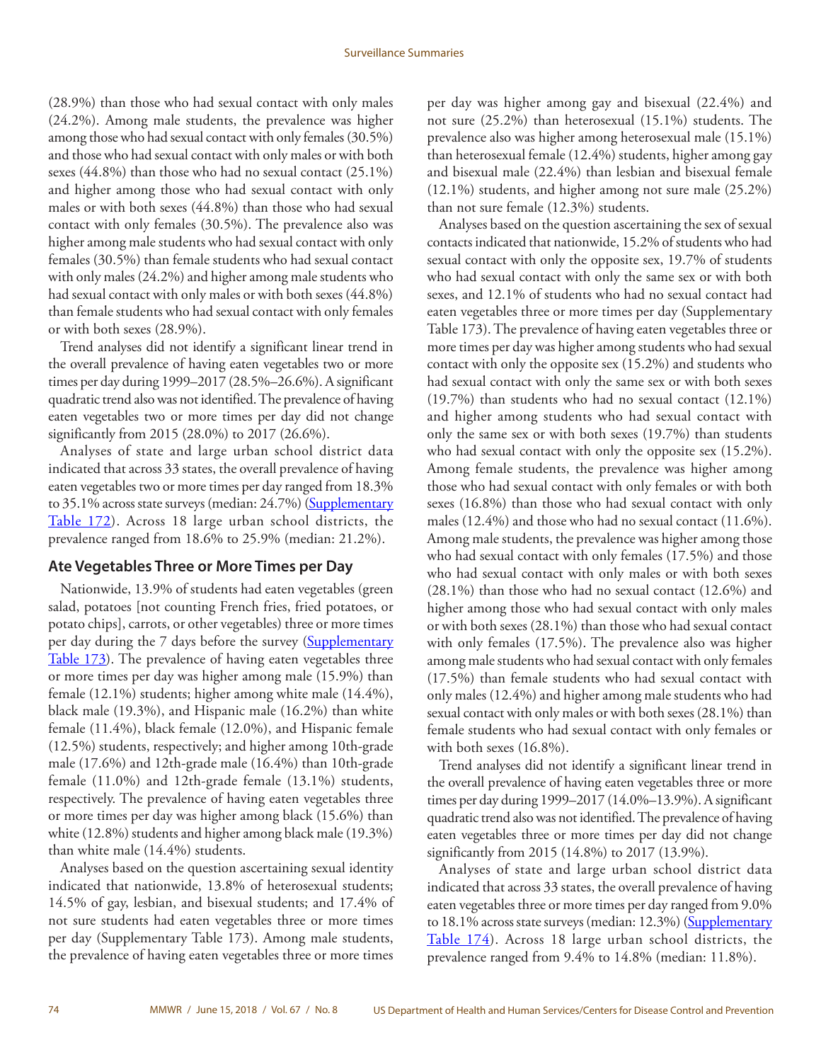(28.9%) than those who had sexual contact with only males (24.2%). Among male students, the prevalence was higher among those who had sexual contact with only females (30.5%) and those who had sexual contact with only males or with both sexes (44.8%) than those who had no sexual contact (25.1%) and higher among those who had sexual contact with only males or with both sexes (44.8%) than those who had sexual contact with only females (30.5%). The prevalence also was higher among male students who had sexual contact with only females (30.5%) than female students who had sexual contact with only males (24.2%) and higher among male students who had sexual contact with only males or with both sexes (44.8%) than female students who had sexual contact with only females or with both sexes (28.9%).

Trend analyses did not identify a significant linear trend in the overall prevalence of having eaten vegetables two or more times per day during 1999–2017 (28.5%–26.6%). A significant quadratic trend also was not identified. The prevalence of having eaten vegetables two or more times per day did not change significantly from 2015 (28.0%) to 2017 (26.6%).

Analyses of state and large urban school district data indicated that across 33 states, the overall prevalence of having eaten vegetables two or more times per day ranged from 18.3% to 35.1% across state surveys (median: 24.7%) (Supplementary Table 172). Across 18 large urban school districts, the prevalence ranged from 18.6% to 25.9% (median: 21.2%).

## Ate Vegetables Three or More Times per Day

Nationwide, 13.9% of students had eaten vegetables (green salad, potatoes [not counting French fries, fried potatoes, or potato chips], carrots, or other vegetables) three or more times per day during the 7 days before the survey (Supplementary Table 173). The prevalence of having eaten vegetables three or more times per day was higher among male (15.9%) than female (12.1%) students; higher among white male (14.4%), black male (19.3%), and Hispanic male (16.2%) than white female (11.4%), black female (12.0%), and Hispanic female (12.5%) students, respectively; and higher among 10th-grade male (17.6%) and 12th-grade male (16.4%) than 10th-grade female (11.0%) and 12th-grade female (13.1%) students, respectively. The prevalence of having eaten vegetables three or more times per day was higher among black (15.6%) than white (12.8%) students and higher among black male (19.3%) than white male (14.4%) students.

Analyses based on the question ascertaining sexual identity indicated that nationwide, 13.8% of heterosexual students; 14.5% of gay, lesbian, and bisexual students; and 17.4% of not sure students had eaten vegetables three or more times per day (Supplementary Table 173). Among male students, the prevalence of having eaten vegetables three or more times per day was higher among gay and bisexual (22.4%) and not sure (25.2%) than heterosexual (15.1%) students. The prevalence also was higher among heterosexual male (15.1%) than heterosexual female (12.4%) students, higher among gay and bisexual male (22.4%) than lesbian and bisexual female (12.1%) students, and higher among not sure male (25.2%) than not sure female (12.3%) students.

Analyses based on the question ascertaining the sex of sexual contacts indicated that nationwide, 15.2% of students who had sexual contact with only the opposite sex, 19.7% of students who had sexual contact with only the same sex or with both sexes, and 12.1% of students who had no sexual contact had eaten vegetables three or more times per day (Supplementary Table 173). The prevalence of having eaten vegetables three or more times per day was higher among students who had sexual contact with only the opposite sex (15.2%) and students who had sexual contact with only the same sex or with both sexes (19.7%) than students who had no sexual contact (12.1%) and higher among students who had sexual contact with only the same sex or with both sexes (19.7%) than students who had sexual contact with only the opposite sex (15.2%). Among female students, the prevalence was higher among those who had sexual contact with only females or with both sexes (16.8%) than those who had sexual contact with only males (12.4%) and those who had no sexual contact (11.6%). Among male students, the prevalence was higher among those who had sexual contact with only females (17.5%) and those who had sexual contact with only males or with both sexes (28.1%) than those who had no sexual contact (12.6%) and higher among those who had sexual contact with only males or with both sexes (28.1%) than those who had sexual contact with only females (17.5%). The prevalence also was higher among male students who had sexual contact with only females (17.5%) than female students who had sexual contact with only males (12.4%) and higher among male students who had sexual contact with only males or with both sexes (28.1%) than female students who had sexual contact with only females or with both sexes (16.8%).

Trend analyses did not identify a significant linear trend in the overall prevalence of having eaten vegetables three or more times per day during 1999–2017 (14.0%–13.9%). A significant quadratic trend also was not identified. The prevalence of having eaten vegetables three or more times per day did not change significantly from 2015 (14.8%) to 2017 (13.9%).

Analyses of state and large urban school district data indicated that across 33 states, the overall prevalence of having eaten vegetables three or more times per day ranged from 9.0% to 18.1% across state surveys (median: 12.3%) (Supplementary Table 174). Across 18 large urban school districts, the prevalence ranged from 9.4% to 14.8% (median: 11.8%).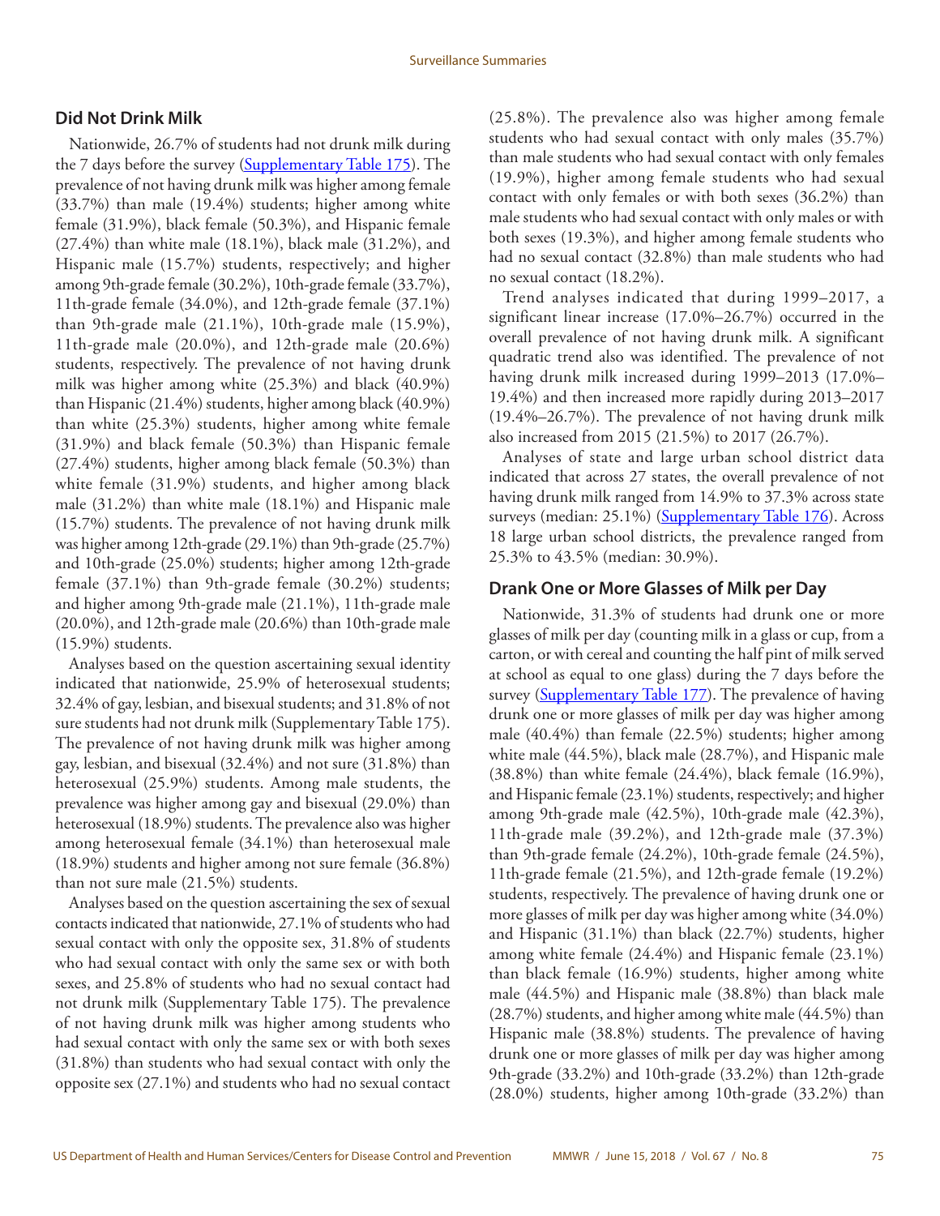## Did Not Drink Milk

Nationwide, 26.7% of students had not drunk milk during the 7 days before the survey (Supplementary Table 175). The prevalence of not having drunk milk was higher among female (33.7%) than male (19.4%) students; higher among white female (31.9%), black female (50.3%), and Hispanic female (27.4%) than white male (18.1%), black male (31.2%), and Hispanic male (15.7%) students, respectively; and higher among 9th-grade female (30.2%), 10th-grade female (33.7%), 11th-grade female (34.0%), and 12th-grade female (37.1%) than 9th-grade male (21.1%), 10th-grade male (15.9%), 11th-grade male (20.0%), and 12th-grade male (20.6%) students, respectively. The prevalence of not having drunk milk was higher among white (25.3%) and black (40.9%) than Hispanic (21.4%) students, higher among black (40.9%) than white (25.3%) students, higher among white female (31.9%) and black female (50.3%) than Hispanic female (27.4%) students, higher among black female (50.3%) than white female (31.9%) students, and higher among black male (31.2%) than white male (18.1%) and Hispanic male (15.7%) students. The prevalence of not having drunk milk was higher among 12th-grade (29.1%) than 9th-grade (25.7%) and 10th-grade (25.0%) students; higher among 12th-grade female (37.1%) than 9th-grade female (30.2%) students; and higher among 9th-grade male (21.1%), 11th-grade male (20.0%), and 12th-grade male (20.6%) than 10th-grade male (15.9%) students.

Analyses based on the question ascertaining sexual identity indicated that nationwide, 25.9% of heterosexual students; 32.4% of gay, lesbian, and bisexual students; and 31.8% of not sure students had not drunk milk (Supplementary Table 175). The prevalence of not having drunk milk was higher among gay, lesbian, and bisexual (32.4%) and not sure (31.8%) than heterosexual (25.9%) students. Among male students, the prevalence was higher among gay and bisexual (29.0%) than heterosexual (18.9%) students. The prevalence also was higher among heterosexual female (34.1%) than heterosexual male (18.9%) students and higher among not sure female (36.8%) than not sure male (21.5%) students.

Analyses based on the question ascertaining the sex of sexual contacts indicated that nationwide, 27.1% of students who had sexual contact with only the opposite sex, 31.8% of students who had sexual contact with only the same sex or with both sexes, and 25.8% of students who had no sexual contact had not drunk milk (Supplementary Table 175). The prevalence of not having drunk milk was higher among students who had sexual contact with only the same sex or with both sexes (31.8%) than students who had sexual contact with only the opposite sex (27.1%) and students who had no sexual contact (25.8%). The prevalence also was higher among female students who had sexual contact with only males (35.7%) than male students who had sexual contact with only females (19.9%), higher among female students who had sexual contact with only females or with both sexes (36.2%) than male students who had sexual contact with only males or with both sexes (19.3%), and higher among female students who had no sexual contact (32.8%) than male students who had no sexual contact (18.2%).

Trend analyses indicated that during 1999–2017, a significant linear increase (17.0%–26.7%) occurred in the overall prevalence of not having drunk milk. A significant quadratic trend also was identified. The prevalence of not having drunk milk increased during 1999–2013 (17.0%–19.4%) and then increased more rapidly during 2013–2017 (19.4%–26.7%). The prevalence of not having drunk milk also increased from 2015 (21.5%) to 2017 (26.7%).

Analyses of state and large urban school district data indicated that across 27 states, the overall prevalence of not having drunk milk ranged from 14.9% to 37.3% across state surveys (median: 25.1%) (Supplementary Table 176). Across 18 large urban school districts, the prevalence ranged from 25.3% to 43.5% (median: 30.9%).

## Drank One or More Glasses of Milk per Day

Nationwide, 31.3% of students had drunk one or more glasses of milk per day (counting milk in a glass or cup, from a carton, or with cereal and counting the half pint of milk served at school as equal to one glass) during the 7 days before the survey (Supplementary Table 177). The prevalence of having drunk one or more glasses of milk per day was higher among male (40.4%) than female (22.5%) students; higher among white male (44.5%), black male (28.7%), and Hispanic male (38.8%) than white female (24.4%), black female (16.9%), and Hispanic female (23.1%) students, respectively; and higher among 9th-grade male (42.5%), 10th-grade male (42.3%), 11th-grade male (39.2%), and 12th-grade male (37.3%) than 9th-grade female (24.2%), 10th-grade female (24.5%), 11th-grade female (21.5%), and 12th-grade female (19.2%) students, respectively. The prevalence of having drunk one or more glasses of milk per day was higher among white (34.0%) and Hispanic (31.1%) than black (22.7%) students, higher among white female (24.4%) and Hispanic female (23.1%) than black female (16.9%) students, higher among white male (44.5%) and Hispanic male (38.8%) than black male (28.7%) students, and higher among white male (44.5%) than Hispanic male (38.8%) students. The prevalence of having drunk one or more glasses of milk per day was higher among 9th-grade (33.2%) and 10th-grade (33.2%) than 12th-grade (28.0%) students, higher among 10th-grade (33.2%) than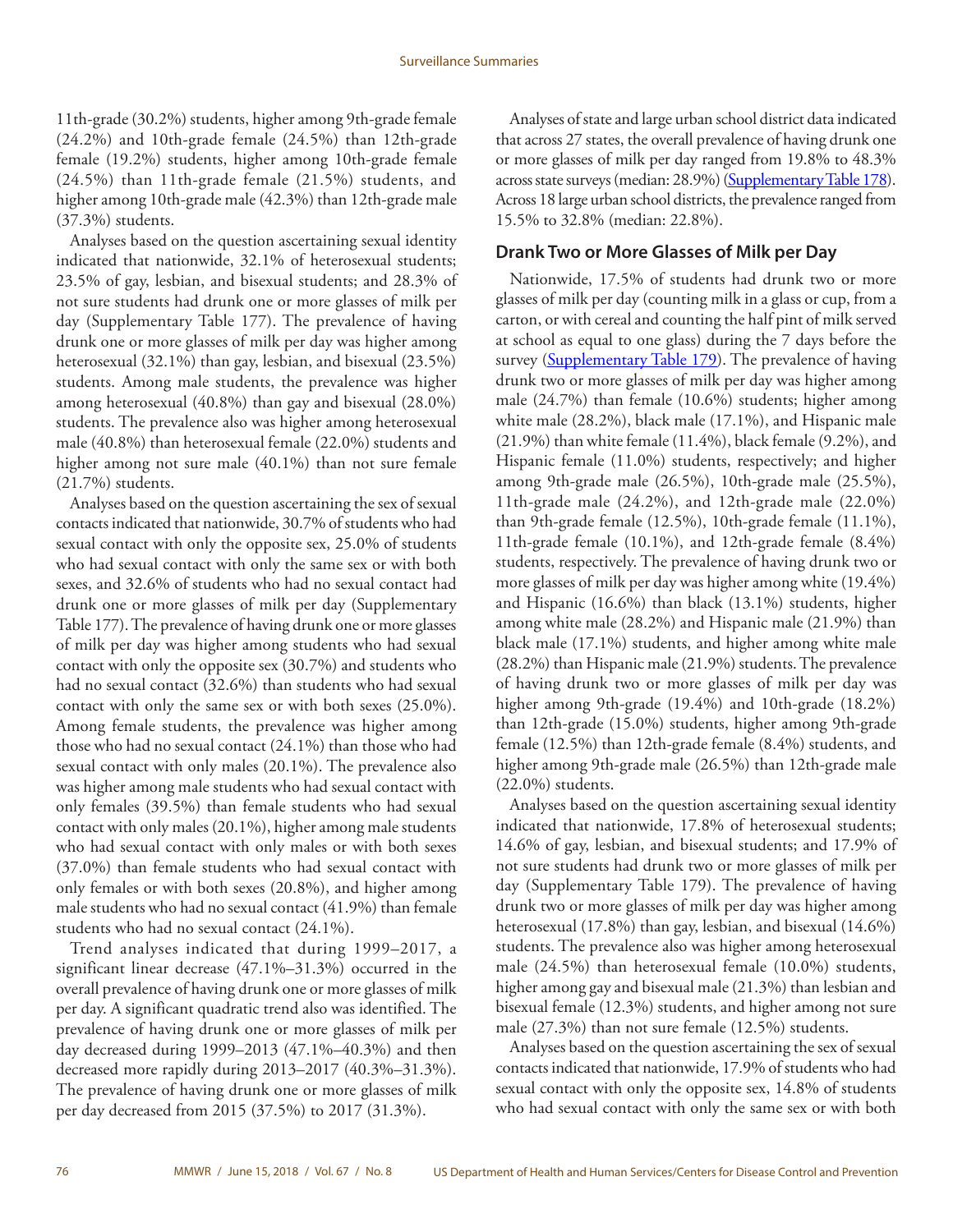11th-grade (30.2%) students, higher among 9th-grade female (24.2%) and 10th-grade female (24.5%) than 12th-grade female (19.2%) students, higher among 10th-grade female (24.5%) than 11th-grade female (21.5%) students, and higher among 10th-grade male (42.3%) than 12th-grade male (37.3%) students.

Analyses based on the question ascertaining sexual identity indicated that nationwide, 32.1% of heterosexual students; 23.5% of gay, lesbian, and bisexual students; and 28.3% of not sure students had drunk one or more glasses of milk per day (Supplementary Table 177). The prevalence of having drunk one or more glasses of milk per day was higher among heterosexual (32.1%) than gay, lesbian, and bisexual (23.5%) students. Among male students, the prevalence was higher among heterosexual (40.8%) than gay and bisexual (28.0%) students. The prevalence also was higher among heterosexual male (40.8%) than heterosexual female (22.0%) students and higher among not sure male (40.1%) than not sure female (21.7%) students.

Analyses based on the question ascertaining the sex of sexual contacts indicated that nationwide, 30.7% of students who had sexual contact with only the opposite sex, 25.0% of students who had sexual contact with only the same sex or with both sexes, and 32.6% of students who had no sexual contact had drunk one or more glasses of milk per day (Supplementary Table 177). The prevalence of having drunk one or more glasses of milk per day was higher among students who had sexual contact with only the opposite sex (30.7%) and students who had no sexual contact (32.6%) than students who had sexual contact with only the same sex or with both sexes (25.0%). Among female students, the prevalence was higher among those who had no sexual contact (24.1%) than those who had sexual contact with only males (20.1%). The prevalence also was higher among male students who had sexual contact with only females (39.5%) than female students who had sexual contact with only males (20.1%), higher among male students who had sexual contact with only males or with both sexes (37.0%) than female students who had sexual contact with only females or with both sexes (20.8%), and higher among male students who had no sexual contact (41.9%) than female students who had no sexual contact (24.1%).

Trend analyses indicated that during 1999–2017, a significant linear decrease (47.1%–31.3%) occurred in the overall prevalence of having drunk one or more glasses of milk per day. A significant quadratic trend also was identified. The prevalence of having drunk one or more glasses of milk per day decreased during 1999–2013 (47.1%–40.3%) and then decreased more rapidly during 2013–2017 (40.3%–31.3%). The prevalence of having drunk one or more glasses of milk per day decreased from 2015 (37.5%) to 2017 (31.3%).

Analyses of state and large urban school district data indicated that across 27 states, the overall prevalence of having drunk one or more glasses of milk per day ranged from 19.8% to 48.3% across state surveys (median: 28.9%) (Supplementary Table 178). Across 18 large urban school districts, the prevalence ranged from 15.5% to 32.8% (median: 22.8%).

## Drank Two or More Glasses of Milk per Day

Nationwide, 17.5% of students had drunk two or more glasses of milk per day (counting milk in a glass or cup, from a carton, or with cereal and counting the half pint of milk served at school as equal to one glass) during the 7 days before the survey (Supplementary Table 179). The prevalence of having drunk two or more glasses of milk per day was higher among male (24.7%) than female (10.6%) students; higher among white male (28.2%), black male (17.1%), and Hispanic male (21.9%) than white female (11.4%), black female (9.2%), and Hispanic female (11.0%) students, respectively; and higher among 9th-grade male (26.5%), 10th-grade male (25.5%), 11th-grade male (24.2%), and 12th-grade male (22.0%) than 9th-grade female (12.5%), 10th-grade female (11.1%), 11th-grade female (10.1%), and 12th-grade female (8.4%) students, respectively. The prevalence of having drunk two or more glasses of milk per day was higher among white (19.4%) and Hispanic (16.6%) than black (13.1%) students, higher among white male (28.2%) and Hispanic male (21.9%) than black male (17.1%) students, and higher among white male (28.2%) than Hispanic male (21.9%) students. The prevalence of having drunk two or more glasses of milk per day was higher among 9th-grade (19.4%) and 10th-grade (18.2%) than 12th-grade (15.0%) students, higher among 9th-grade female (12.5%) than 12th-grade female (8.4%) students, and higher among 9th-grade male (26.5%) than 12th-grade male (22.0%) students.

Analyses based on the question ascertaining sexual identity indicated that nationwide, 17.8% of heterosexual students; 14.6% of gay, lesbian, and bisexual students; and 17.9% of not sure students had drunk two or more glasses of milk per day (Supplementary Table 179). The prevalence of having drunk two or more glasses of milk per day was higher among heterosexual (17.8%) than gay, lesbian, and bisexual (14.6%) students. The prevalence also was higher among heterosexual male (24.5%) than heterosexual female (10.0%) students, higher among gay and bisexual male (21.3%) than lesbian and bisexual female (12.3%) students, and higher among not sure male (27.3%) than not sure female (12.5%) students.

Analyses based on the question ascertaining the sex of sexual contacts indicated that nationwide, 17.9% of students who had sexual contact with only the opposite sex, 14.8% of students who had sexual contact with only the same sex or with both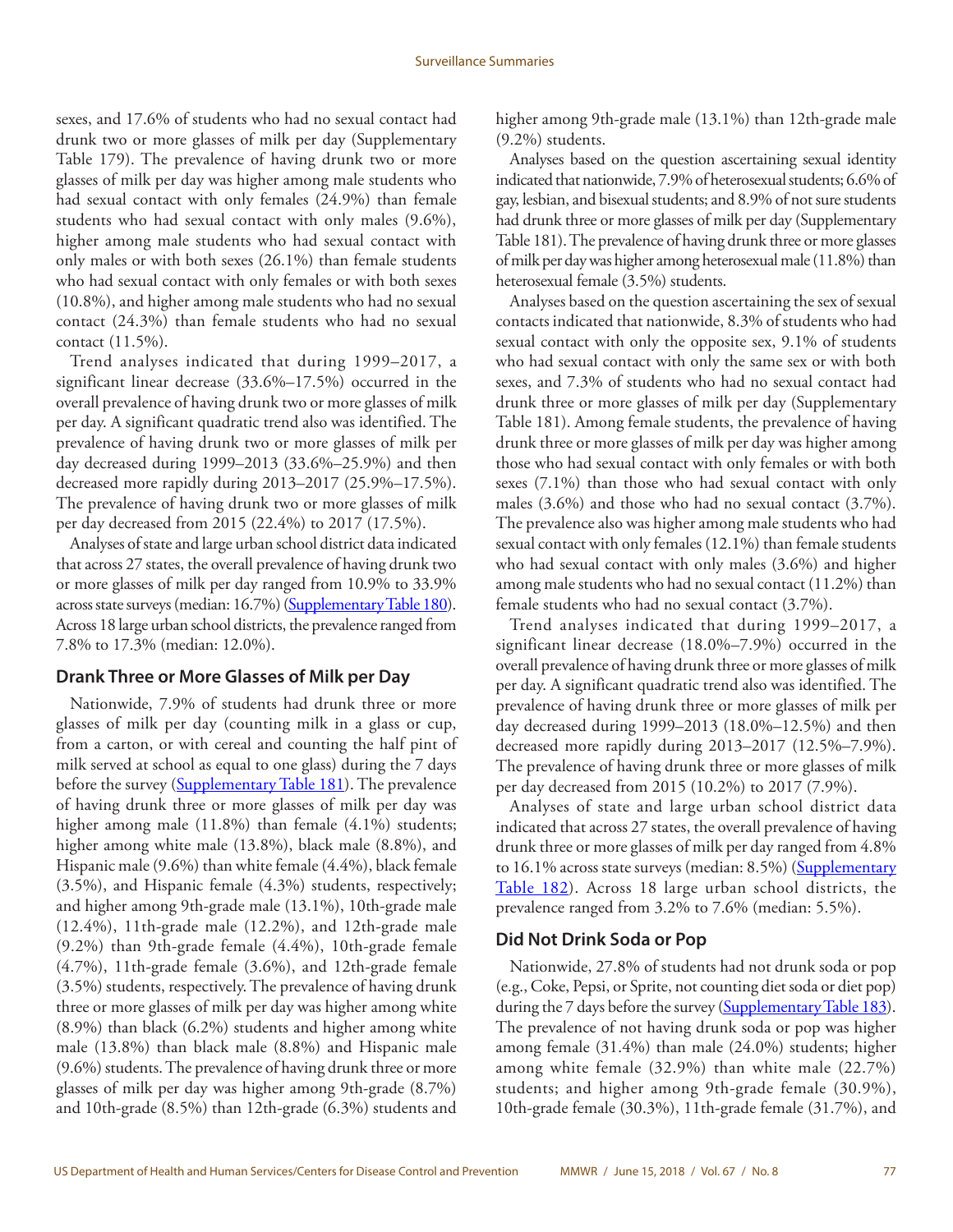sexes, and 17.6% of students who had no sexual contact had drunk two or more glasses of milk per day (Supplementary Table 179). The prevalence of having drunk two or more glasses of milk per day was higher among male students who had sexual contact with only females (24.9%) than female students who had sexual contact with only males (9.6%), higher among male students who had sexual contact with only males or with both sexes (26.1%) than female students who had sexual contact with only females or with both sexes (10.8%), and higher among male students who had no sexual contact (24.3%) than female students who had no sexual contact (11.5%).

Trend analyses indicated that during 1999–2017, a significant linear decrease (33.6%–17.5%) occurred in the overall prevalence of having drunk two or more glasses of milk per day. A significant quadratic trend also was identified. The prevalence of having drunk two or more glasses of milk per day decreased during 1999–2013 (33.6%–25.9%) and then decreased more rapidly during 2013–2017 (25.9%–17.5%). The prevalence of having drunk two or more glasses of milk per day decreased from 2015 (22.4%) to 2017 (17.5%).

Analyses of state and large urban school district data indicated that across 27 states, the overall prevalence of having drunk two or more glasses of milk per day ranged from 10.9% to 33.9% across state surveys (median: 16.7%) (Supplementary Table 180). Across 18 large urban school districts, the prevalence ranged from 7.8% to 17.3% (median: 12.0%).

## Drank Three or More Glasses of Milk per Day

Nationwide, 7.9% of students had drunk three or more glasses of milk per day (counting milk in a glass or cup, from a carton, or with cereal and counting the half pint of milk served at school as equal to one glass) during the 7 days before the survey (Supplementary Table 181). The prevalence of having drunk three or more glasses of milk per day was higher among male (11.8%) than female (4.1%) students; higher among white male (13.8%), black male (8.8%), and Hispanic male (9.6%) than white female (4.4%), black female (3.5%), and Hispanic female (4.3%) students, respectively; and higher among 9th-grade male (13.1%), 10th-grade male (12.4%), 11th-grade male (12.2%), and 12th-grade male (9.2%) than 9th-grade female (4.4%), 10th-grade female (4.7%), 11th-grade female (3.6%), and 12th-grade female (3.5%) students, respectively. The prevalence of having drunk three or more glasses of milk per day was higher among white (8.9%) than black (6.2%) students and higher among white male (13.8%) than black male (8.8%) and Hispanic male (9.6%) students. The prevalence of having drunk three or more glasses of milk per day was higher among 9th-grade (8.7%) and 10th-grade (8.5%) than 12th-grade (6.3%) students and higher among 9th-grade male (13.1%) than 12th-grade male (9.2%) students.

Analyses based on the question ascertaining sexual identity indicated that nationwide, 7.9% of heterosexual students; 6.6% of gay, lesbian, and bisexual students; and 8.9% of not sure students had drunk three or more glasses of milk per day (Supplementary Table 181). The prevalence of having drunk three or more glasses of milk per day was higher among heterosexual male (11.8%) than heterosexual female (3.5%) students.

Analyses based on the question ascertaining the sex of sexual contacts indicated that nationwide, 8.3% of students who had sexual contact with only the opposite sex, 9.1% of students who had sexual contact with only the same sex or with both sexes, and 7.3% of students who had no sexual contact had drunk three or more glasses of milk per day (Supplementary Table 181). Among female students, the prevalence of having drunk three or more glasses of milk per day was higher among those who had sexual contact with only females or with both sexes (7.1%) than those who had sexual contact with only males (3.6%) and those who had no sexual contact (3.7%). The prevalence also was higher among male students who had sexual contact with only females (12.1%) than female students who had sexual contact with only males (3.6%) and higher among male students who had no sexual contact (11.2%) than female students who had no sexual contact (3.7%).

Trend analyses indicated that during 1999–2017, a significant linear decrease (18.0%–7.9%) occurred in the overall prevalence of having drunk three or more glasses of milk per day. A significant quadratic trend also was identified. The prevalence of having drunk three or more glasses of milk per day decreased during 1999–2013 (18.0%–12.5%) and then decreased more rapidly during 2013–2017 (12.5%–7.9%). The prevalence of having drunk three or more glasses of milk per day decreased from 2015 (10.2%) to 2017 (7.9%).

Analyses of state and large urban school district data indicated that across 27 states, the overall prevalence of having drunk three or more glasses of milk per day ranged from 4.8% to 16.1% across state surveys (median: 8.5%) (Supplementary Table 182). Across 18 large urban school districts, the prevalence ranged from 3.2% to 7.6% (median: 5.5%).

## Did Not Drink Soda or Pop

Nationwide, 27.8% of students had not drunk soda or pop (e.g., Coke, Pepsi, or Sprite, not counting diet soda or diet pop) during the 7 days before the survey (Supplementary Table 183). The prevalence of not having drunk soda or pop was higher among female (31.4%) than male (24.0%) students; higher among white female (32.9%) than white male (22.7%) students; and higher among 9th-grade female (30.9%), 10th-grade female (30.3%), 11th-grade female (31.7%), and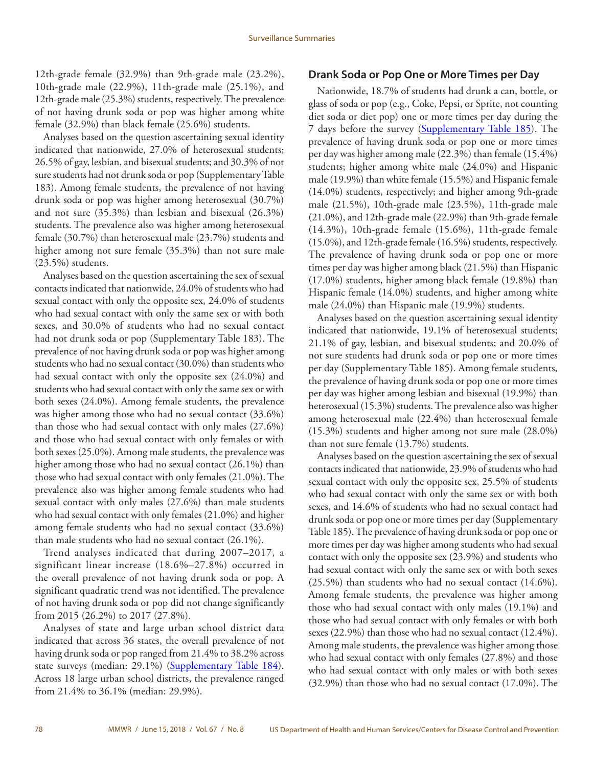12th-grade female (32.9%) than 9th-grade male (23.2%), 10th-grade male (22.9%), 11th-grade male (25.1%), and 12th-grade male (25.3%) students, respectively. The prevalence of not having drunk soda or pop was higher among white female (32.9%) than black female (25.6%) students.

Analyses based on the question ascertaining sexual identity indicated that nationwide, 27.0% of heterosexual students; 26.5% of gay, lesbian, and bisexual students; and 30.3% of not sure students had not drunk soda or pop (Supplementary Table 183). Among female students, the prevalence of not having drunk soda or pop was higher among heterosexual (30.7%) and not sure (35.3%) than lesbian and bisexual (26.3%) students. The prevalence also was higher among heterosexual female (30.7%) than heterosexual male (23.7%) students and higher among not sure female (35.3%) than not sure male (23.5%) students.

Analyses based on the question ascertaining the sex of sexual contacts indicated that nationwide, 24.0% of students who had sexual contact with only the opposite sex, 24.0% of students who had sexual contact with only the same sex or with both sexes, and 30.0% of students who had no sexual contact had not drunk soda or pop (Supplementary Table 183). The prevalence of not having drunk soda or pop was higher among students who had no sexual contact (30.0%) than students who had sexual contact with only the opposite sex (24.0%) and students who had sexual contact with only the same sex or with both sexes (24.0%). Among female students, the prevalence was higher among those who had no sexual contact (33.6%) than those who had sexual contact with only males (27.6%) and those who had sexual contact with only females or with both sexes (25.0%). Among male students, the prevalence was higher among those who had no sexual contact (26.1%) than those who had sexual contact with only females (21.0%). The prevalence also was higher among female students who had sexual contact with only males (27.6%) than male students who had sexual contact with only females (21.0%) and higher among female students who had no sexual contact (33.6%) than male students who had no sexual contact (26.1%).

Trend analyses indicated that during 2007–2017, a significant linear increase (18.6%–27.8%) occurred in the overall prevalence of not having drunk soda or pop. A significant quadratic trend was not identified. The prevalence of not having drunk soda or pop did not change significantly from 2015 (26.2%) to 2017 (27.8%).

Analyses of state and large urban school district data indicated that across 36 states, the overall prevalence of not having drunk soda or pop ranged from 21.4% to 38.2% across state surveys (median: 29.1%) (Supplementary Table 184). Across 18 large urban school districts, the prevalence ranged from 21.4% to 36.1% (median: 29.9%).

## Drank Soda or Pop One or More Times per Day

Nationwide, 18.7% of students had drunk a can, bottle, or glass of soda or pop (e.g., Coke, Pepsi, or Sprite, not counting diet soda or diet pop) one or more times per day during the 7 days before the survey (Supplementary Table 185). The prevalence of having drunk soda or pop one or more times per day was higher among male (22.3%) than female (15.4%) students; higher among white male (24.0%) and Hispanic male (19.9%) than white female (15.5%) and Hispanic female (14.0%) students, respectively; and higher among 9th-grade male (21.5%), 10th-grade male (23.5%), 11th-grade male (21.0%), and 12th-grade male (22.9%) than 9th-grade female (14.3%), 10th-grade female (15.6%), 11th-grade female (15.0%), and 12th-grade female (16.5%) students, respectively. The prevalence of having drunk soda or pop one or more times per day was higher among black (21.5%) than Hispanic (17.0%) students, higher among black female (19.8%) than Hispanic female (14.0%) students, and higher among white male (24.0%) than Hispanic male (19.9%) students.

Analyses based on the question ascertaining sexual identity indicated that nationwide, 19.1% of heterosexual students; 21.1% of gay, lesbian, and bisexual students; and 20.0% of not sure students had drunk soda or pop one or more times per day (Supplementary Table 185). Among female students, the prevalence of having drunk soda or pop one or more times per day was higher among lesbian and bisexual (19.9%) than heterosexual (15.3%) students. The prevalence also was higher among heterosexual male (22.4%) than heterosexual female (15.3%) students and higher among not sure male (28.0%) than not sure female (13.7%) students.

Analyses based on the question ascertaining the sex of sexual contacts indicated that nationwide, 23.9% of students who had sexual contact with only the opposite sex, 25.5% of students who had sexual contact with only the same sex or with both sexes, and 14.6% of students who had no sexual contact had drunk soda or pop one or more times per day (Supplementary Table 185). The prevalence of having drunk soda or pop one or more times per day was higher among students who had sexual contact with only the opposite sex (23.9%) and students who had sexual contact with only the same sex or with both sexes (25.5%) than students who had no sexual contact (14.6%). Among female students, the prevalence was higher among those who had sexual contact with only males (19.1%) and those who had sexual contact with only females or with both sexes (22.9%) than those who had no sexual contact (12.4%). Among male students, the prevalence was higher among those who had sexual contact with only females (27.8%) and those who had sexual contact with only males or with both sexes (32.9%) than those who had no sexual contact (17.0%). The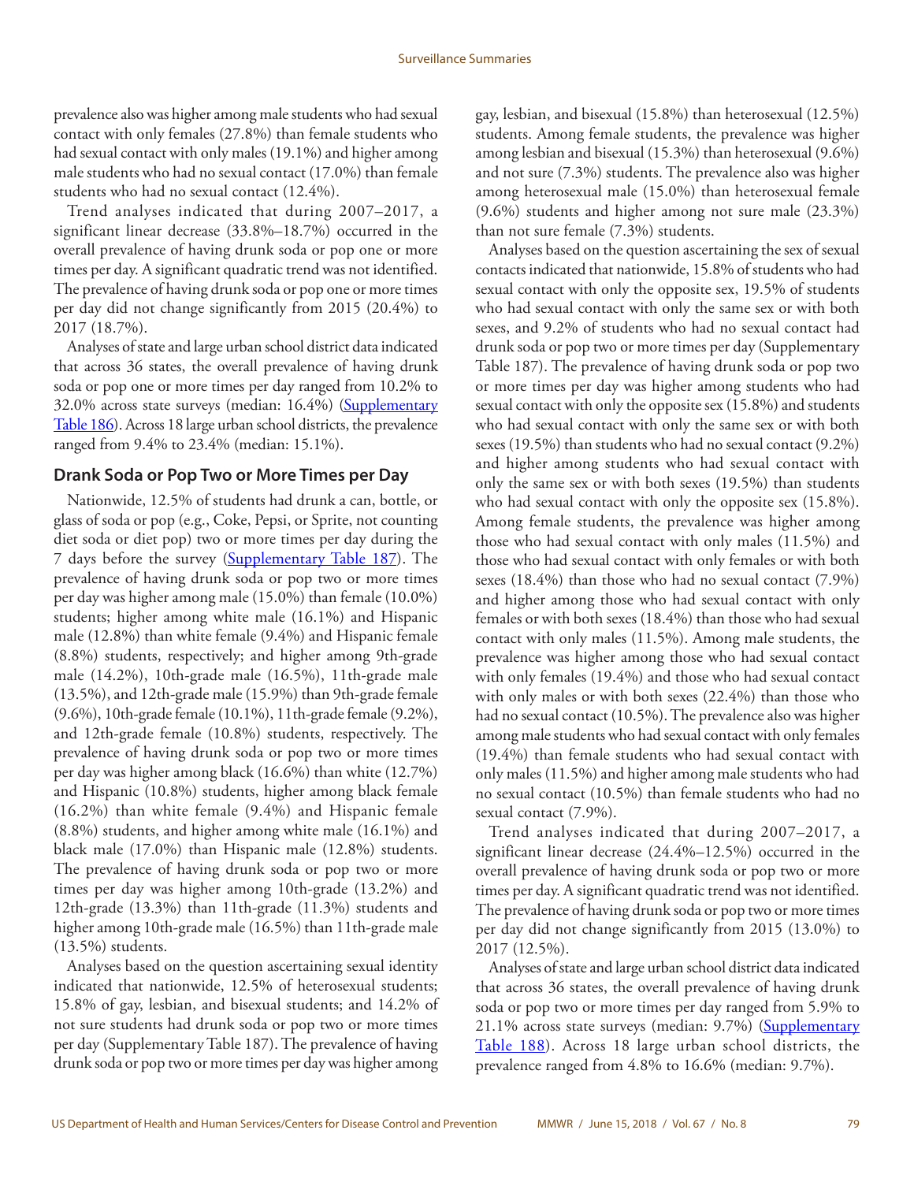prevalence also was higher among male students who had sexual contact with only females (27.8%) than female students who had sexual contact with only males (19.1%) and higher among male students who had no sexual contact (17.0%) than female students who had no sexual contact (12.4%).

Trend analyses indicated that during 2007–2017, a significant linear decrease (33.8%–18.7%) occurred in the overall prevalence of having drunk soda or pop one or more times per day. A significant quadratic trend was not identified. The prevalence of having drunk soda or pop one or more times per day did not change significantly from 2015 (20.4%) to 2017 (18.7%).

Analyses of state and large urban school district data indicated that across 36 states, the overall prevalence of having drunk soda or pop one or more times per day ranged from 10.2% to 32.0% across state surveys (median: 16.4%) (Supplementary Table 186). Across 18 large urban school districts, the prevalence ranged from 9.4% to 23.4% (median: 15.1%).

## Drank Soda or Pop Two or More Times per Day

Nationwide, 12.5% of students had drunk a can, bottle, or glass of soda or pop (e.g., Coke, Pepsi, or Sprite, not counting diet soda or diet pop) two or more times per day during the 7 days before the survey (Supplementary Table 187). The prevalence of having drunk soda or pop two or more times per day was higher among male (15.0%) than female (10.0%) students; higher among white male (16.1%) and Hispanic male (12.8%) than white female (9.4%) and Hispanic female (8.8%) students, respectively; and higher among 9th-grade male (14.2%), 10th-grade male (16.5%), 11th-grade male (13.5%), and 12th-grade male (15.9%) than 9th-grade female (9.6%), 10th-grade female (10.1%), 11th-grade female (9.2%), and 12th-grade female (10.8%) students, respectively. The prevalence of having drunk soda or pop two or more times per day was higher among black (16.6%) than white (12.7%) and Hispanic (10.8%) students, higher among black female (16.2%) than white female (9.4%) and Hispanic female (8.8%) students, and higher among white male (16.1%) and black male (17.0%) than Hispanic male (12.8%) students. The prevalence of having drunk soda or pop two or more times per day was higher among 10th-grade (13.2%) and 12th-grade (13.3%) than 11th-grade (11.3%) students and higher among 10th-grade male (16.5%) than 11th-grade male (13.5%) students.

Analyses based on the question ascertaining sexual identity indicated that nationwide, 12.5% of heterosexual students; 15.8% of gay, lesbian, and bisexual students; and 14.2% of not sure students had drunk soda or pop two or more times per day (Supplementary Table 187). The prevalence of having drunk soda or pop two or more times per day was higher among gay, lesbian, and bisexual (15.8%) than heterosexual (12.5%) students. Among female students, the prevalence was higher among lesbian and bisexual (15.3%) than heterosexual (9.6%) and not sure (7.3%) students. The prevalence also was higher among heterosexual male (15.0%) than heterosexual female (9.6%) students and higher among not sure male (23.3%) than not sure female (7.3%) students.

Analyses based on the question ascertaining the sex of sexual contacts indicated that nationwide, 15.8% of students who had sexual contact with only the opposite sex, 19.5% of students who had sexual contact with only the same sex or with both sexes, and 9.2% of students who had no sexual contact had drunk soda or pop two or more times per day (Supplementary Table 187). The prevalence of having drunk soda or pop two or more times per day was higher among students who had sexual contact with only the opposite sex (15.8%) and students who had sexual contact with only the same sex or with both sexes (19.5%) than students who had no sexual contact (9.2%) and higher among students who had sexual contact with only the same sex or with both sexes (19.5%) than students who had sexual contact with only the opposite sex (15.8%). Among female students, the prevalence was higher among those who had sexual contact with only males (11.5%) and those who had sexual contact with only females or with both sexes (18.4%) than those who had no sexual contact (7.9%) and higher among those who had sexual contact with only females or with both sexes (18.4%) than those who had sexual contact with only males (11.5%). Among male students, the prevalence was higher among those who had sexual contact with only females (19.4%) and those who had sexual contact with only males or with both sexes (22.4%) than those who had no sexual contact (10.5%). The prevalence also was higher among male students who had sexual contact with only females (19.4%) than female students who had sexual contact with only males (11.5%) and higher among male students who had no sexual contact (10.5%) than female students who had no sexual contact (7.9%).

Trend analyses indicated that during 2007–2017, a significant linear decrease (24.4%–12.5%) occurred in the overall prevalence of having drunk soda or pop two or more times per day. A significant quadratic trend was not identified. The prevalence of having drunk soda or pop two or more times per day did not change significantly from 2015 (13.0%) to 2017 (12.5%).

Analyses of state and large urban school district data indicated that across 36 states, the overall prevalence of having drunk soda or pop two or more times per day ranged from 5.9% to 21.1% across state surveys (median: 9.7%) (Supplementary Table 188). Across 18 large urban school districts, the prevalence ranged from 4.8% to 16.6% (median: 9.7%).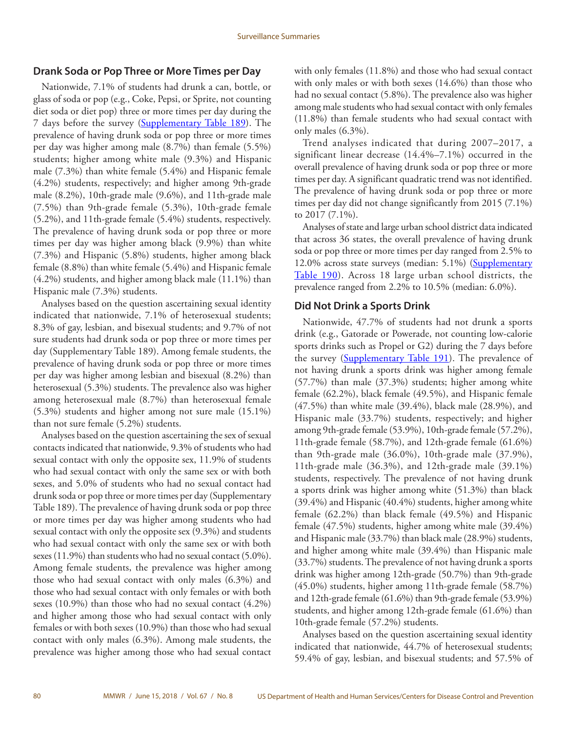## Drank Soda or Pop Three or More Times per Day

Nationwide, 7.1% of students had drunk a can, bottle, or glass of soda or pop (e.g., Coke, Pepsi, or Sprite, not counting diet soda or diet pop) three or more times per day during the 7 days before the survey (Supplementary Table 189). The prevalence of having drunk soda or pop three or more times per day was higher among male (8.7%) than female (5.5%) students; higher among white male (9.3%) and Hispanic male (7.3%) than white female (5.4%) and Hispanic female (4.2%) students, respectively; and higher among 9th-grade male (8.2%), 10th-grade male (9.6%), and 11th-grade male (7.5%) than 9th-grade female (5.3%), 10th-grade female (5.2%), and 11th-grade female (5.4%) students, respectively. The prevalence of having drunk soda or pop three or more times per day was higher among black (9.9%) than white (7.3%) and Hispanic (5.8%) students, higher among black female (8.8%) than white female (5.4%) and Hispanic female (4.2%) students, and higher among black male (11.1%) than Hispanic male (7.3%) students.

Analyses based on the question ascertaining sexual identity indicated that nationwide, 7.1% of heterosexual students; 8.3% of gay, lesbian, and bisexual students; and 9.7% of not sure students had drunk soda or pop three or more times per day (Supplementary Table 189). Among female students, the prevalence of having drunk soda or pop three or more times per day was higher among lesbian and bisexual (8.2%) than heterosexual (5.3%) students. The prevalence also was higher among heterosexual male (8.7%) than heterosexual female (5.3%) students and higher among not sure male (15.1%) than not sure female (5.2%) students.

Analyses based on the question ascertaining the sex of sexual contacts indicated that nationwide, 9.3% of students who had sexual contact with only the opposite sex, 11.9% of students who had sexual contact with only the same sex or with both sexes, and 5.0% of students who had no sexual contact had drunk soda or pop three or more times per day (Supplementary Table 189). The prevalence of having drunk soda or pop three or more times per day was higher among students who had sexual contact with only the opposite sex (9.3%) and students who had sexual contact with only the same sex or with both sexes (11.9%) than students who had no sexual contact (5.0%). Among female students, the prevalence was higher among those who had sexual contact with only males (6.3%) and those who had sexual contact with only females or with both sexes (10.9%) than those who had no sexual contact (4.2%) and higher among those who had sexual contact with only females or with both sexes (10.9%) than those who had sexual contact with only males (6.3%). Among male students, the prevalence was higher among those who had sexual contact with only females (11.8%) and those who had sexual contact with only males or with both sexes (14.6%) than those who had no sexual contact (5.8%). The prevalence also was higher among male students who had sexual contact with only females (11.8%) than female students who had sexual contact with only males (6.3%).

Trend analyses indicated that during 2007–2017, a significant linear decrease (14.4%–7.1%) occurred in the overall prevalence of having drunk soda or pop three or more times per day. A significant quadratic trend was not identified. The prevalence of having drunk soda or pop three or more times per day did not change significantly from 2015 (7.1%) to 2017 (7.1%).

Analyses of state and large urban school district data indicated that across 36 states, the overall prevalence of having drunk soda or pop three or more times per day ranged from 2.5% to 12.0% across state surveys (median: 5.1%) (Supplementary Table 190). Across 18 large urban school districts, the prevalence ranged from 2.2% to 10.5% (median: 6.0%).

## Did Not Drink a Sports Drink

Nationwide, 47.7% of students had not drunk a sports drink (e.g., Gatorade or Powerade, not counting low-calorie sports drinks such as Propel or G2) during the 7 days before the survey (Supplementary Table 191). The prevalence of not having drunk a sports drink was higher among female (57.7%) than male (37.3%) students; higher among white female (62.2%), black female (49.5%), and Hispanic female (47.5%) than white male (39.4%), black male (28.9%), and Hispanic male (33.7%) students, respectively; and higher among 9th-grade female (53.9%), 10th-grade female (57.2%), 11th-grade female (58.7%), and 12th-grade female (61.6%) than 9th-grade male (36.0%), 10th-grade male (37.9%), 11th-grade male (36.3%), and 12th-grade male (39.1%) students, respectively. The prevalence of not having drunk a sports drink was higher among white (51.3%) than black (39.4%) and Hispanic (40.4%) students, higher among white female (62.2%) than black female (49.5%) and Hispanic female (47.5%) students, higher among white male (39.4%) and Hispanic male (33.7%) than black male (28.9%) students, and higher among white male (39.4%) than Hispanic male (33.7%) students. The prevalence of not having drunk a sports drink was higher among 12th-grade (50.7%) than 9th-grade (45.0%) students, higher among 11th-grade female (58.7%) and 12th-grade female (61.6%) than 9th-grade female (53.9%) students, and higher among 12th-grade female (61.6%) than 10th-grade female (57.2%) students.

Analyses based on the question ascertaining sexual identity indicated that nationwide, 44.7% of heterosexual students; 59.4% of gay, lesbian, and bisexual students; and 57.5% of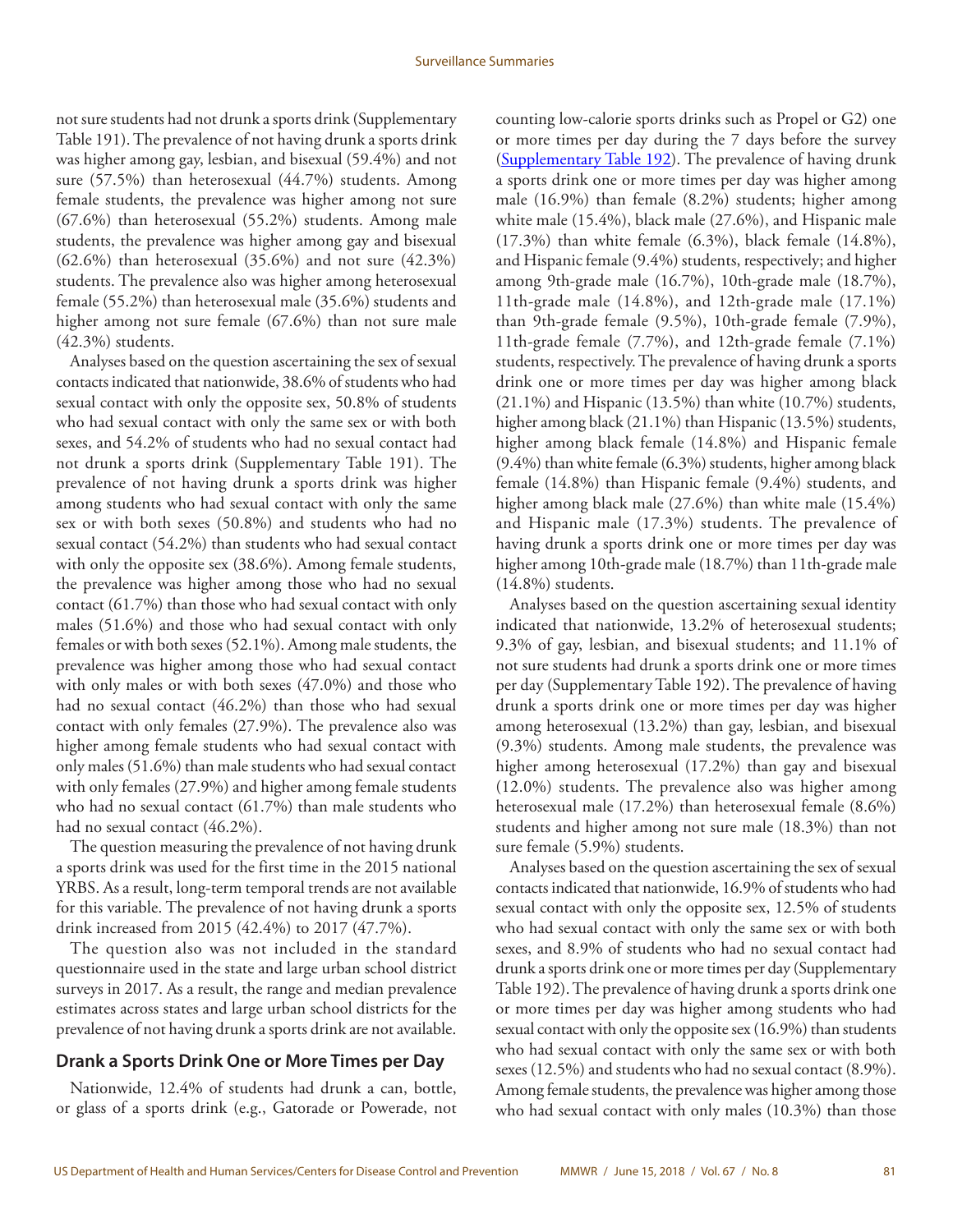not sure students had not drunk a sports drink (Supplementary Table 191). The prevalence of not having drunk a sports drink was higher among gay, lesbian, and bisexual (59.4%) and not sure (57.5%) than heterosexual (44.7%) students. Among female students, the prevalence was higher among not sure (67.6%) than heterosexual (55.2%) students. Among male students, the prevalence was higher among gay and bisexual (62.6%) than heterosexual (35.6%) and not sure (42.3%) students. The prevalence also was higher among heterosexual female (55.2%) than heterosexual male (35.6%) students and higher among not sure female (67.6%) than not sure male (42.3%) students.

Analyses based on the question ascertaining the sex of sexual contacts indicated that nationwide, 38.6% of students who had sexual contact with only the opposite sex, 50.8% of students who had sexual contact with only the same sex or with both sexes, and 54.2% of students who had no sexual contact had not drunk a sports drink (Supplementary Table 191). The prevalence of not having drunk a sports drink was higher among students who had sexual contact with only the same sex or with both sexes (50.8%) and students who had no sexual contact (54.2%) than students who had sexual contact with only the opposite sex (38.6%). Among female students, the prevalence was higher among those who had no sexual contact (61.7%) than those who had sexual contact with only males (51.6%) and those who had sexual contact with only females or with both sexes (52.1%). Among male students, the prevalence was higher among those who had sexual contact with only males or with both sexes (47.0%) and those who had no sexual contact (46.2%) than those who had sexual contact with only females (27.9%). The prevalence also was higher among female students who had sexual contact with only males (51.6%) than male students who had sexual contact with only females (27.9%) and higher among female students who had no sexual contact (61.7%) than male students who had no sexual contact (46.2%).

The question measuring the prevalence of not having drunk a sports drink was used for the first time in the 2015 national YRBS. As a result, long-term temporal trends are not available for this variable. The prevalence of not having drunk a sports drink increased from 2015 (42.4%) to 2017 (47.7%).

The question also was not included in the standard questionnaire used in the state and large urban school district surveys in 2017. As a result, the range and median prevalence estimates across states and large urban school districts for the prevalence of not having drunk a sports drink are not available.

## Drank a Sports Drink One or More Times per Day

Nationwide, 12.4% of students had drunk a can, bottle, or glass of a sports drink (e.g., Gatorade or Powerade, not counting low-calorie sports drinks such as Propel or G2) one or more times per day during the 7 days before the survey (Supplementary Table 192). The prevalence of having drunk a sports drink one or more times per day was higher among male (16.9%) than female (8.2%) students; higher among white male (15.4%), black male (27.6%), and Hispanic male (17.3%) than white female (6.3%), black female (14.8%), and Hispanic female (9.4%) students, respectively; and higher among 9th-grade male (16.7%), 10th-grade male (18.7%), 11th-grade male (14.8%), and 12th-grade male (17.1%) than 9th-grade female (9.5%), 10th-grade female (7.9%), 11th-grade female (7.7%), and 12th-grade female (7.1%) students, respectively. The prevalence of having drunk a sports drink one or more times per day was higher among black (21.1%) and Hispanic (13.5%) than white (10.7%) students, higher among black (21.1%) than Hispanic (13.5%) students, higher among black female (14.8%) and Hispanic female (9.4%) than white female (6.3%) students, higher among black female (14.8%) than Hispanic female (9.4%) students, and higher among black male (27.6%) than white male (15.4%) and Hispanic male (17.3%) students. The prevalence of having drunk a sports drink one or more times per day was higher among 10th-grade male (18.7%) than 11th-grade male (14.8%) students.

Analyses based on the question ascertaining sexual identity indicated that nationwide, 13.2% of heterosexual students; 9.3% of gay, lesbian, and bisexual students; and 11.1% of not sure students had drunk a sports drink one or more times per day (Supplementary Table 192). The prevalence of having drunk a sports drink one or more times per day was higher among heterosexual (13.2%) than gay, lesbian, and bisexual (9.3%) students. Among male students, the prevalence was higher among heterosexual (17.2%) than gay and bisexual (12.0%) students. The prevalence also was higher among heterosexual male (17.2%) than heterosexual female (8.6%) students and higher among not sure male (18.3%) than not sure female (5.9%) students.

Analyses based on the question ascertaining the sex of sexual contacts indicated that nationwide, 16.9% of students who had sexual contact with only the opposite sex, 12.5% of students who had sexual contact with only the same sex or with both sexes, and 8.9% of students who had no sexual contact had drunk a sports drink one or more times per day (Supplementary Table 192). The prevalence of having drunk a sports drink one or more times per day was higher among students who had sexual contact with only the opposite sex (16.9%) than students who had sexual contact with only the same sex or with both sexes (12.5%) and students who had no sexual contact (8.9%). Among female students, the prevalence was higher among those who had sexual contact with only males (10.3%) than those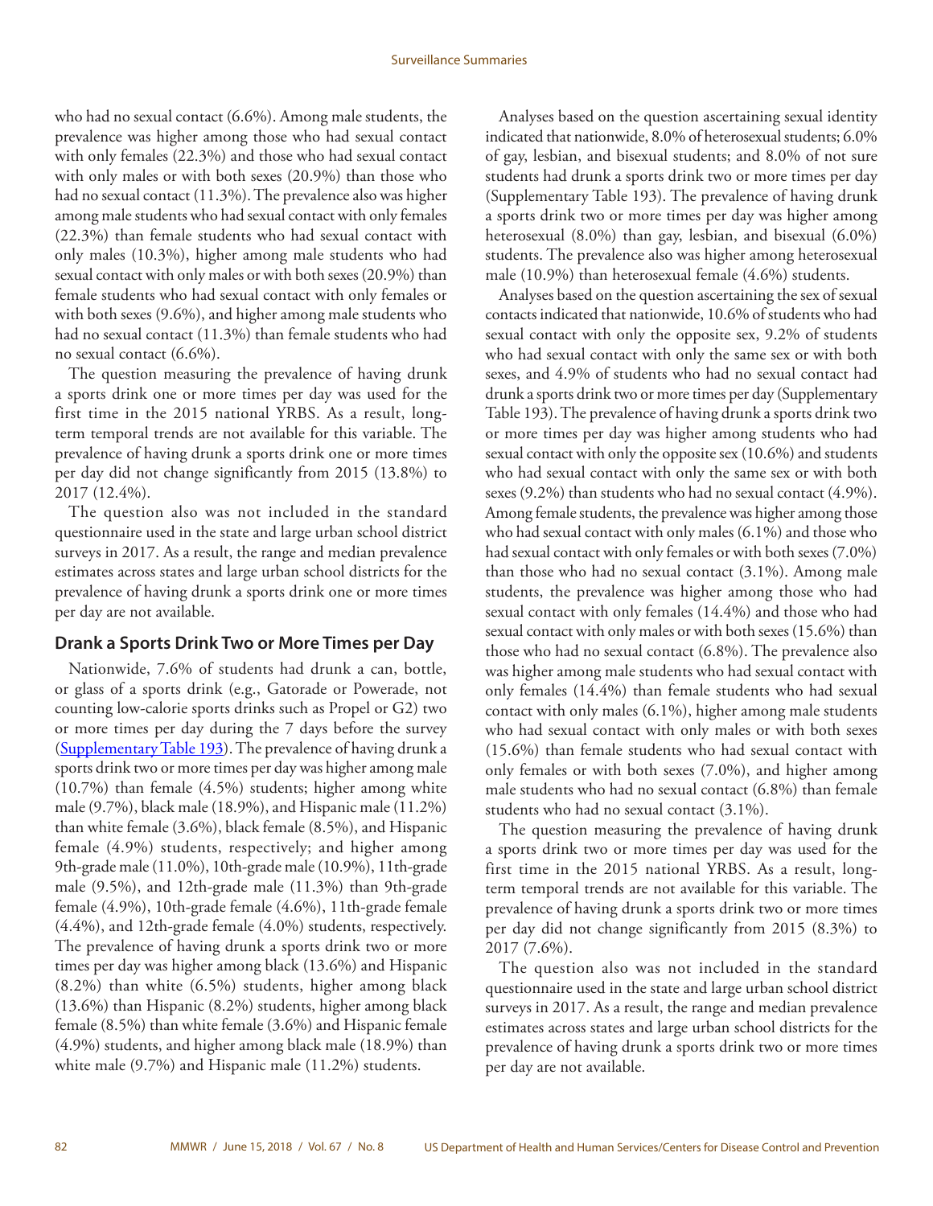who had no sexual contact (6.6%). Among male students, the prevalence was higher among those who had sexual contact with only females (22.3%) and those who had sexual contact with only males or with both sexes (20.9%) than those who had no sexual contact (11.3%). The prevalence also was higher among male students who had sexual contact with only females (22.3%) than female students who had sexual contact with only males (10.3%), higher among male students who had sexual contact with only males or with both sexes (20.9%) than female students who had sexual contact with only females or with both sexes (9.6%), and higher among male students who had no sexual contact (11.3%) than female students who had no sexual contact (6.6%).

The question measuring the prevalence of having drunk a sports drink one or more times per day was used for the first time in the 2015 national YRBS. As a result, long-term temporal trends are not available for this variable. The prevalence of having drunk a sports drink one or more times per day did not change significantly from 2015 (13.8%) to 2017 (12.4%).

The question also was not included in the standard questionnaire used in the state and large urban school district surveys in 2017. As a result, the range and median prevalence estimates across states and large urban school districts for the prevalence of having drunk a sports drink one or more times per day are not available.

### Drank a Sports Drink Two or More Times per Day

Nationwide, 7.6% of students had drunk a can, bottle, or glass of a sports drink (e.g., Gatorade or Powerade, not counting low-calorie sports drinks such as Propel or G2) two or more times per day during the 7 days before the survey (Supplementary Table 193). The prevalence of having drunk a sports drink two or more times per day was higher among male (10.7%) than female (4.5%) students; higher among white male (9.7%), black male (18.9%), and Hispanic male (11.2%) than white female (3.6%), black female (8.5%), and Hispanic female (4.9%) students, respectively; and higher among 9th-grade male (11.0%), 10th-grade male (10.9%), 11th-grade male (9.5%), and 12th-grade male (11.3%) than 9th-grade female (4.9%), 10th-grade female (4.6%), 11th-grade female (4.4%), and 12th-grade female (4.0%) students, respectively. The prevalence of having drunk a sports drink two or more times per day was higher among black (13.6%) and Hispanic (8.2%) than white (6.5%) students, higher among black (13.6%) than Hispanic (8.2%) students, higher among black female (8.5%) than white female (3.6%) and Hispanic female (4.9%) students, and higher among black male (18.9%) than white male (9.7%) and Hispanic male (11.2%) students.

Analyses based on the question ascertaining sexual identity indicated that nationwide, 8.0% of heterosexual students; 6.0% of gay, lesbian, and bisexual students; and 8.0% of not sure students had drunk a sports drink two or more times per day (Supplementary Table 193). The prevalence of having drunk a sports drink two or more times per day was higher among heterosexual (8.0%) than gay, lesbian, and bisexual (6.0%) students. The prevalence also was higher among heterosexual male (10.9%) than heterosexual female (4.6%) students.

Analyses based on the question ascertaining the sex of sexual contacts indicated that nationwide, 10.6% of students who had sexual contact with only the opposite sex, 9.2% of students who had sexual contact with only the same sex or with both sexes, and 4.9% of students who had no sexual contact had drunk a sports drink two or more times per day (Supplementary Table 193). The prevalence of having drunk a sports drink two or more times per day was higher among students who had sexual contact with only the opposite sex (10.6%) and students who had sexual contact with only the same sex or with both sexes (9.2%) than students who had no sexual contact (4.9%). Among female students, the prevalence was higher among those who had sexual contact with only males (6.1%) and those who had sexual contact with only females or with both sexes (7.0%) than those who had no sexual contact (3.1%). Among male students, the prevalence was higher among those who had sexual contact with only females (14.4%) and those who had sexual contact with only males or with both sexes (15.6%) than those who had no sexual contact (6.8%). The prevalence also was higher among male students who had sexual contact with only females (14.4%) than female students who had sexual contact with only males (6.1%), higher among male students who had sexual contact with only males or with both sexes (15.6%) than female students who had sexual contact with only females or with both sexes (7.0%), and higher among male students who had no sexual contact (6.8%) than female students who had no sexual contact (3.1%).

The question measuring the prevalence of having drunk a sports drink two or more times per day was used for the first time in the 2015 national YRBS. As a result, long-term temporal trends are not available for this variable. The prevalence of having drunk a sports drink two or more times per day did not change significantly from 2015 (8.3%) to 2017 (7.6%).

The question also was not included in the standard questionnaire used in the state and large urban school district surveys in 2017. As a result, the range and median prevalence estimates across states and large urban school districts for the prevalence of having drunk a sports drink two or more times per day are not available.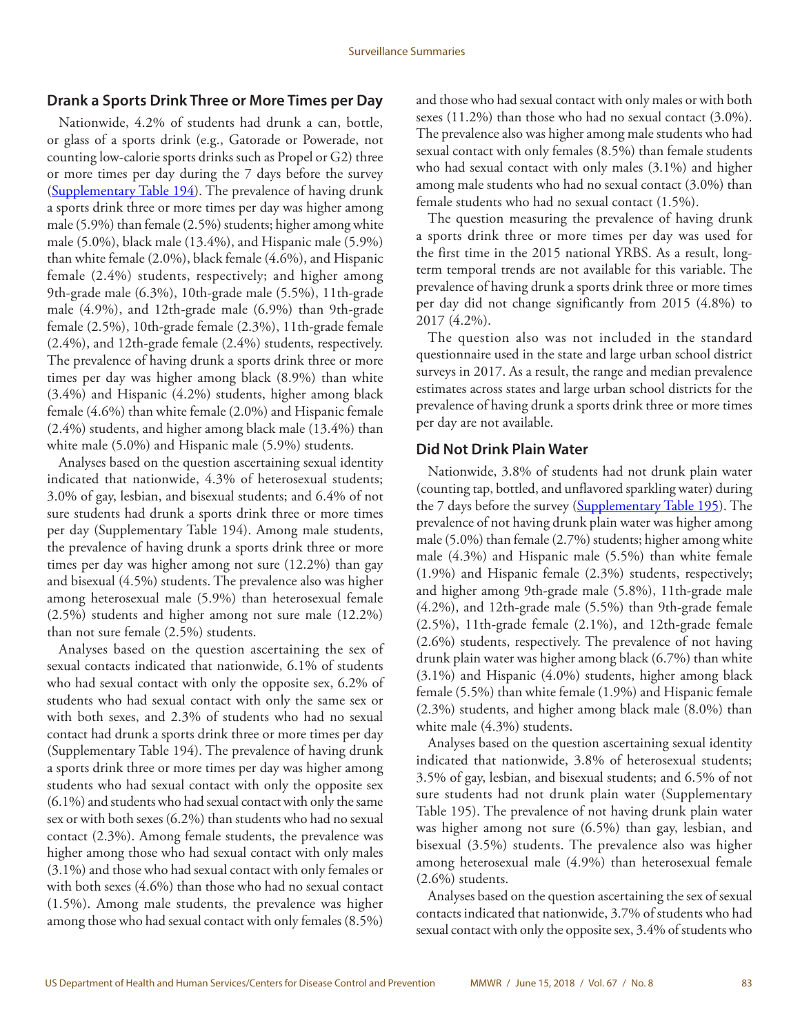## Drank a Sports Drink Three or More Times per Day

Nationwide, 4.2% of students had drunk a can, bottle, or glass of a sports drink (e.g., Gatorade or Powerade, not counting low-calorie sports drinks such as Propel or G2) three or more times per day during the 7 days before the survey (Supplementary Table 194). The prevalence of having drunk a sports drink three or more times per day was higher among male (5.9%) than female (2.5%) students; higher among white male (5.0%), black male (13.4%), and Hispanic male (5.9%) than white female (2.0%), black female (4.6%), and Hispanic female (2.4%) students, respectively; and higher among 9th-grade male (6.3%), 10th-grade male (5.5%), 11th-grade male (4.9%), and 12th-grade male (6.9%) than 9th-grade female (2.5%), 10th-grade female (2.3%), 11th-grade female (2.4%), and 12th-grade female (2.4%) students, respectively. The prevalence of having drunk a sports drink three or more times per day was higher among black (8.9%) than white (3.4%) and Hispanic (4.2%) students, higher among black female (4.6%) than white female (2.0%) and Hispanic female (2.4%) students, and higher among black male (13.4%) than white male (5.0%) and Hispanic male (5.9%) students.

Analyses based on the question ascertaining sexual identity indicated that nationwide, 4.3% of heterosexual students; 3.0% of gay, lesbian, and bisexual students; and 6.4% of not sure students had drunk a sports drink three or more times per day (Supplementary Table 194). Among male students, the prevalence of having drunk a sports drink three or more times per day was higher among not sure (12.2%) than gay and bisexual (4.5%) students. The prevalence also was higher among heterosexual male (5.9%) than heterosexual female (2.5%) students and higher among not sure male (12.2%) than not sure female (2.5%) students.

Analyses based on the question ascertaining the sex of sexual contacts indicated that nationwide, 6.1% of students who had sexual contact with only the opposite sex, 6.2% of students who had sexual contact with only the same sex or with both sexes, and 2.3% of students who had no sexual contact had drunk a sports drink three or more times per day (Supplementary Table 194). The prevalence of having drunk a sports drink three or more times per day was higher among students who had sexual contact with only the opposite sex (6.1%) and students who had sexual contact with only the same sex or with both sexes (6.2%) than students who had no sexual contact (2.3%). Among female students, the prevalence was higher among those who had sexual contact with only males (3.1%) and those who had sexual contact with only females or with both sexes (4.6%) than those who had no sexual contact (1.5%). Among male students, the prevalence was higher among those who had sexual contact with only females (8.5%) and those who had sexual contact with only males or with both sexes (11.2%) than those who had no sexual contact (3.0%). The prevalence also was higher among male students who had sexual contact with only females (8.5%) than female students who had sexual contact with only males (3.1%) and higher among male students who had no sexual contact (3.0%) than female students who had no sexual contact (1.5%).

The question measuring the prevalence of having drunk a sports drink three or more times per day was used for the first time in the 2015 national YRBS. As a result, long-term temporal trends are not available for this variable. The prevalence of having drunk a sports drink three or more times per day did not change significantly from 2015 (4.8%) to 2017 (4.2%).

The question also was not included in the standard questionnaire used in the state and large urban school district surveys in 2017. As a result, the range and median prevalence estimates across states and large urban school districts for the prevalence of having drunk a sports drink three or more times per day are not available.

## Did Not Drink Plain Water

Nationwide, 3.8% of students had not drunk plain water (counting tap, bottled, and unflavored sparkling water) during the 7 days before the survey (Supplementary Table 195). The prevalence of not having drunk plain water was higher among male (5.0%) than female (2.7%) students; higher among white male (4.3%) and Hispanic male (5.5%) than white female (1.9%) and Hispanic female (2.3%) students, respectively; and higher among 9th-grade male (5.8%), 11th-grade male (4.2%), and 12th-grade male (5.5%) than 9th-grade female (2.5%), 11th-grade female (2.1%), and 12th-grade female (2.6%) students, respectively. The prevalence of not having drunk plain water was higher among black (6.7%) than white (3.1%) and Hispanic (4.0%) students, higher among black female (5.5%) than white female (1.9%) and Hispanic female (2.3%) students, and higher among black male (8.0%) than white male (4.3%) students.

Analyses based on the question ascertaining sexual identity indicated that nationwide, 3.8% of heterosexual students; 3.5% of gay, lesbian, and bisexual students; and 6.5% of not sure students had not drunk plain water (Supplementary Table 195). The prevalence of not having drunk plain water was higher among not sure (6.5%) than gay, lesbian, and bisexual (3.5%) students. The prevalence also was higher among heterosexual male (4.9%) than heterosexual female (2.6%) students.

Analyses based on the question ascertaining the sex of sexual contacts indicated that nationwide, 3.7% of students who had sexual contact with only the opposite sex, 3.4% of students who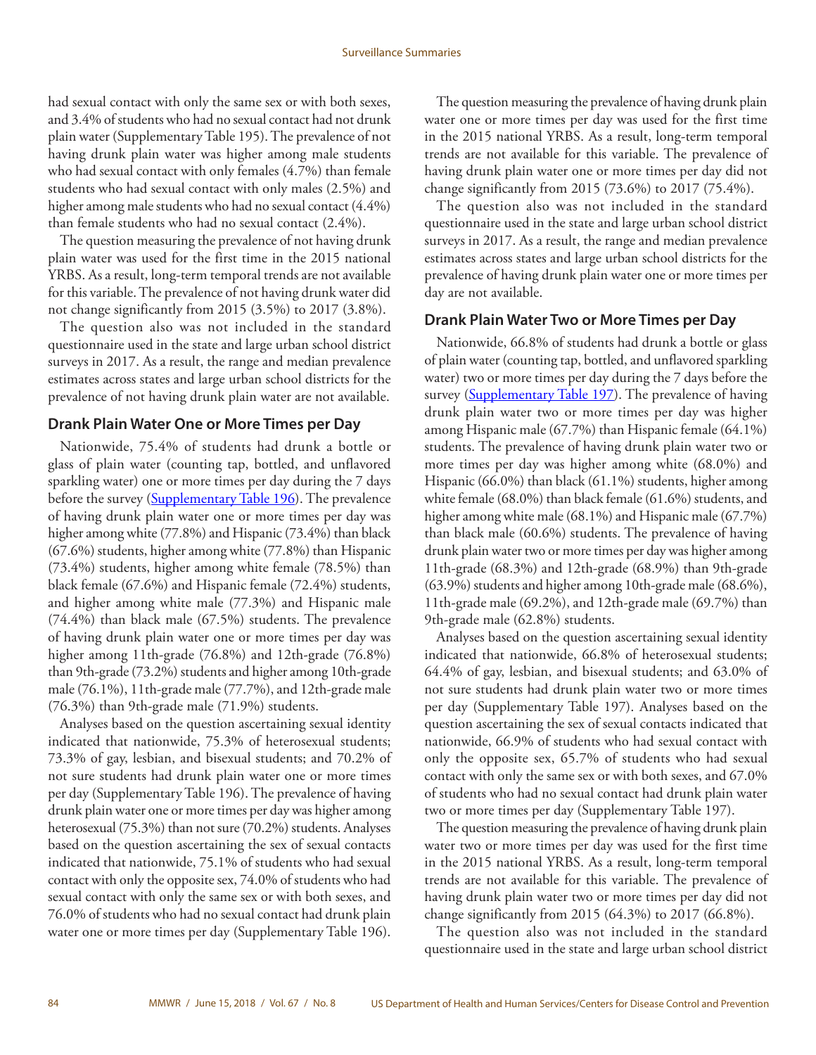had sexual contact with only the same sex or with both sexes, and 3.4% of students who had no sexual contact had not drunk plain water (Supplementary Table 195). The prevalence of not having drunk plain water was higher among male students who had sexual contact with only females (4.7%) than female students who had sexual contact with only males (2.5%) and higher among male students who had no sexual contact (4.4%) than female students who had no sexual contact (2.4%).

The question measuring the prevalence of not having drunk plain water was used for the first time in the 2015 national YRBS. As a result, long-term temporal trends are not available for this variable. The prevalence of not having drunk water did not change significantly from 2015 (3.5%) to 2017 (3.8%).

The question also was not included in the standard questionnaire used in the state and large urban school district surveys in 2017. As a result, the range and median prevalence estimates across states and large urban school districts for the prevalence of not having drunk plain water are not available.

### Drank Plain Water One or More Times per Day

Nationwide, 75.4% of students had drunk a bottle or glass of plain water (counting tap, bottled, and unflavored sparkling water) one or more times per day during the 7 days before the survey (Supplementary Table 196). The prevalence of having drunk plain water one or more times per day was higher among white (77.8%) and Hispanic (73.4%) than black (67.6%) students, higher among white (77.8%) than Hispanic (73.4%) students, higher among white female (78.5%) than black female (67.6%) and Hispanic female (72.4%) students, and higher among white male (77.3%) and Hispanic male (74.4%) than black male (67.5%) students. The prevalence of having drunk plain water one or more times per day was higher among 11th-grade (76.8%) and 12th-grade (76.8%) than 9th-grade (73.2%) students and higher among 10th-grade male (76.1%), 11th-grade male (77.7%), and 12th-grade male (76.3%) than 9th-grade male (71.9%) students.

Analyses based on the question ascertaining sexual identity indicated that nationwide, 75.3% of heterosexual students; 73.3% of gay, lesbian, and bisexual students; and 70.2% of not sure students had drunk plain water one or more times per day (Supplementary Table 196). The prevalence of having drunk plain water one or more times per day was higher among heterosexual (75.3%) than not sure (70.2%) students. Analyses based on the question ascertaining the sex of sexual contacts indicated that nationwide, 75.1% of students who had sexual contact with only the opposite sex, 74.0% of students who had sexual contact with only the same sex or with both sexes, and 76.0% of students who had no sexual contact had drunk plain water one or more times per day (Supplementary Table 196).

The question measuring the prevalence of having drunk plain water one or more times per day was used for the first time in the 2015 national YRBS. As a result, long-term temporal trends are not available for this variable. The prevalence of having drunk plain water one or more times per day did not change significantly from 2015 (73.6%) to 2017 (75.4%).

The question also was not included in the standard questionnaire used in the state and large urban school district surveys in 2017. As a result, the range and median prevalence estimates across states and large urban school districts for the prevalence of having drunk plain water one or more times per day are not available.

### Drank Plain Water Two or More Times per Day

Nationwide, 66.8% of students had drunk a bottle or glass of plain water (counting tap, bottled, and unflavored sparkling water) two or more times per day during the 7 days before the survey (Supplementary Table 197). The prevalence of having drunk plain water two or more times per day was higher among Hispanic male (67.7%) than Hispanic female (64.1%) students. The prevalence of having drunk plain water two or more times per day was higher among white (68.0%) and Hispanic (66.0%) than black (61.1%) students, higher among white female (68.0%) than black female (61.6%) students, and higher among white male (68.1%) and Hispanic male (67.7%) than black male (60.6%) students. The prevalence of having drunk plain water two or more times per day was higher among 11th-grade (68.3%) and 12th-grade (68.9%) than 9th-grade (63.9%) students and higher among 10th-grade male (68.6%), 11th-grade male (69.2%), and 12th-grade male (69.7%) than 9th-grade male (62.8%) students.

Analyses based on the question ascertaining sexual identity indicated that nationwide, 66.8% of heterosexual students; 64.4% of gay, lesbian, and bisexual students; and 63.0% of not sure students had drunk plain water two or more times per day (Supplementary Table 197). Analyses based on the question ascertaining the sex of sexual contacts indicated that nationwide, 66.9% of students who had sexual contact with only the opposite sex, 65.7% of students who had sexual contact with only the same sex or with both sexes, and 67.0% of students who had no sexual contact had drunk plain water two or more times per day (Supplementary Table 197).

The question measuring the prevalence of having drunk plain water two or more times per day was used for the first time in the 2015 national YRBS. As a result, long-term temporal trends are not available for this variable. The prevalence of having drunk plain water two or more times per day did not change significantly from 2015 (64.3%) to 2017 (66.8%).

The question also was not included in the standard questionnaire used in the state and large urban school district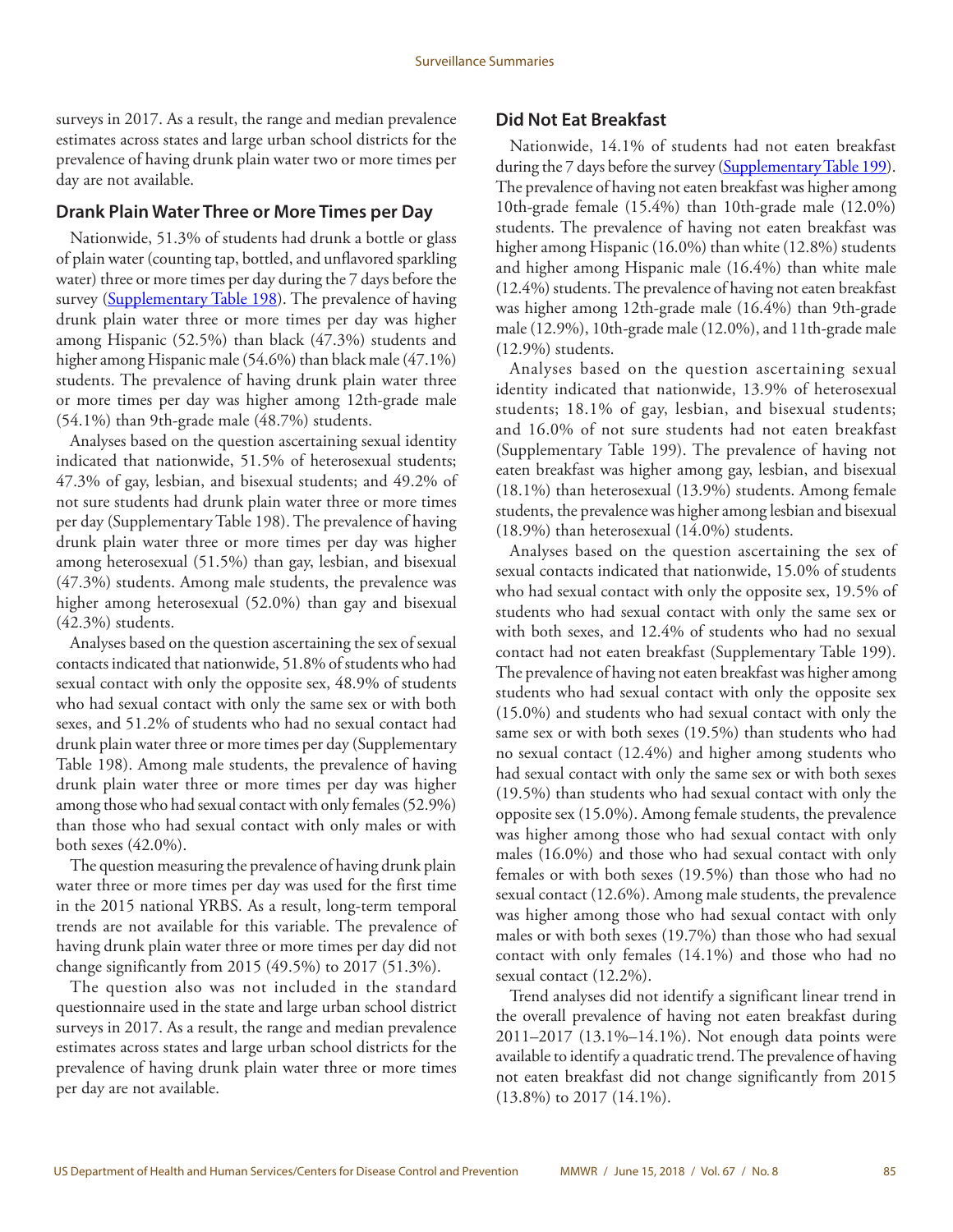surveys in 2017. As a result, the range and median prevalence estimates across states and large urban school districts for the prevalence of having drunk plain water two or more times per day are not available.

## Drank Plain Water Three or More Times per Day

Nationwide, 51.3% of students had drunk a bottle or glass of plain water (counting tap, bottled, and unflavored sparkling water) three or more times per day during the 7 days before the survey (Supplementary Table 198). The prevalence of having drunk plain water three or more times per day was higher among Hispanic (52.5%) than black (47.3%) students and higher among Hispanic male (54.6%) than black male (47.1%) students. The prevalence of having drunk plain water three or more times per day was higher among 12th-grade male (54.1%) than 9th-grade male (48.7%) students.

Analyses based on the question ascertaining sexual identity indicated that nationwide, 51.5% of heterosexual students; 47.3% of gay, lesbian, and bisexual students; and 49.2% of not sure students had drunk plain water three or more times per day (Supplementary Table 198). The prevalence of having drunk plain water three or more times per day was higher among heterosexual (51.5%) than gay, lesbian, and bisexual (47.3%) students. Among male students, the prevalence was higher among heterosexual (52.0%) than gay and bisexual (42.3%) students.

Analyses based on the question ascertaining the sex of sexual contacts indicated that nationwide, 51.8% of students who had sexual contact with only the opposite sex, 48.9% of students who had sexual contact with only the same sex or with both sexes, and 51.2% of students who had no sexual contact had drunk plain water three or more times per day (Supplementary Table 198). Among male students, the prevalence of having drunk plain water three or more times per day was higher among those who had sexual contact with only females (52.9%) than those who had sexual contact with only males or with both sexes (42.0%).

The question measuring the prevalence of having drunk plain water three or more times per day was used for the first time in the 2015 national YRBS. As a result, long-term temporal trends are not available for this variable. The prevalence of having drunk plain water three or more times per day did not change significantly from 2015 (49.5%) to 2017 (51.3%).

The question also was not included in the standard questionnaire used in the state and large urban school district surveys in 2017. As a result, the range and median prevalence estimates across states and large urban school districts for the prevalence of having drunk plain water three or more times per day are not available.

## Did Not Eat Breakfast

Nationwide, 14.1% of students had not eaten breakfast during the 7 days before the survey (Supplementary Table 199). The prevalence of having not eaten breakfast was higher among 10th-grade female (15.4%) than 10th-grade male (12.0%) students. The prevalence of having not eaten breakfast was higher among Hispanic (16.0%) than white (12.8%) students and higher among Hispanic male (16.4%) than white male (12.4%) students. The prevalence of having not eaten breakfast was higher among 12th-grade male (16.4%) than 9th-grade male (12.9%), 10th-grade male (12.0%), and 11th-grade male (12.9%) students.

Analyses based on the question ascertaining sexual identity indicated that nationwide, 13.9% of heterosexual students; 18.1% of gay, lesbian, and bisexual students; and 16.0% of not sure students had not eaten breakfast (Supplementary Table 199). The prevalence of having not eaten breakfast was higher among gay, lesbian, and bisexual (18.1%) than heterosexual (13.9%) students. Among female students, the prevalence was higher among lesbian and bisexual (18.9%) than heterosexual (14.0%) students.

Analyses based on the question ascertaining the sex of sexual contacts indicated that nationwide, 15.0% of students who had sexual contact with only the opposite sex, 19.5% of students who had sexual contact with only the same sex or with both sexes, and 12.4% of students who had no sexual contact had not eaten breakfast (Supplementary Table 199). The prevalence of having not eaten breakfast was higher among students who had sexual contact with only the opposite sex (15.0%) and students who had sexual contact with only the same sex or with both sexes (19.5%) than students who had no sexual contact (12.4%) and higher among students who had sexual contact with only the same sex or with both sexes (19.5%) than students who had sexual contact with only the opposite sex (15.0%). Among female students, the prevalence was higher among those who had sexual contact with only males (16.0%) and those who had sexual contact with only females or with both sexes (19.5%) than those who had no sexual contact (12.6%). Among male students, the prevalence was higher among those who had sexual contact with only males or with both sexes (19.7%) than those who had sexual contact with only females (14.1%) and those who had no sexual contact (12.2%).

Trend analyses did not identify a significant linear trend in the overall prevalence of having not eaten breakfast during 2011–2017 (13.1%–14.1%). Not enough data points were available to identify a quadratic trend. The prevalence of having not eaten breakfast did not change significantly from 2015 (13.8%) to 2017 (14.1%).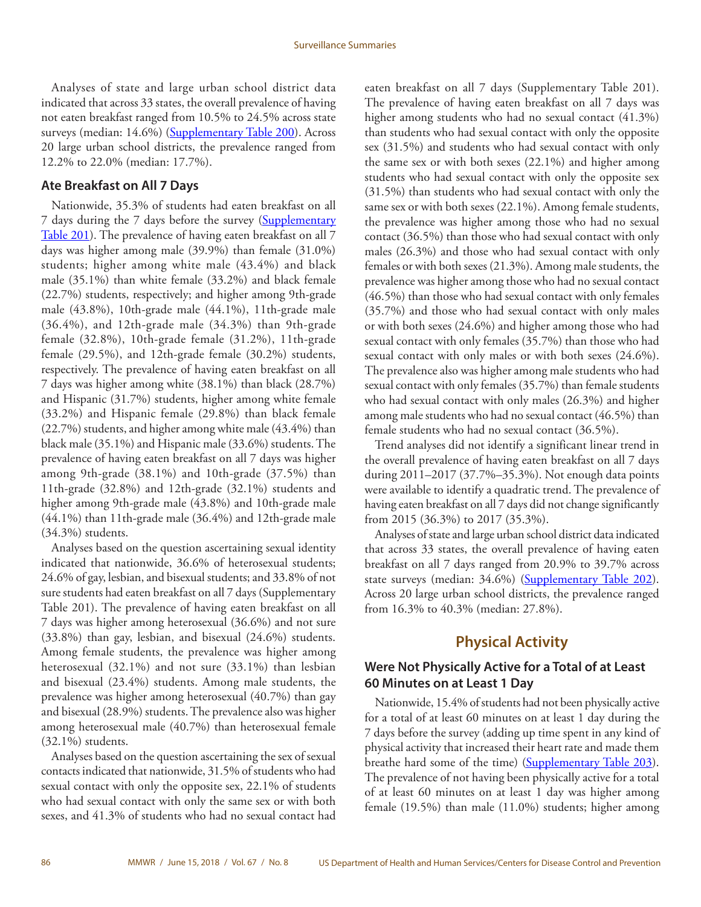Analyses of state and large urban school district data indicated that across 33 states, the overall prevalence of having not eaten breakfast ranged from 10.5% to 24.5% across state surveys (median: 14.6%) (Supplementary Table 200). Across 20 large urban school districts, the prevalence ranged from 12.2% to 22.0% (median: 17.7%).

### Ate Breakfast on All 7 Days

Nationwide, 35.3% of students had eaten breakfast on all 7 days during the 7 days before the survey (Supplementary Table 201). The prevalence of having eaten breakfast on all 7 days was higher among male (39.9%) than female (31.0%) students; higher among white male (43.4%) and black male (35.1%) than white female (33.2%) and black female (22.7%) students, respectively; and higher among 9th-grade male (43.8%), 10th-grade male (44.1%), 11th-grade male (36.4%), and 12th-grade male (34.3%) than 9th-grade female (32.8%), 10th-grade female (31.2%), 11th-grade female (29.5%), and 12th-grade female (30.2%) students, respectively. The prevalence of having eaten breakfast on all 7 days was higher among white (38.1%) than black (28.7%) and Hispanic (31.7%) students, higher among white female (33.2%) and Hispanic female (29.8%) than black female (22.7%) students, and higher among white male (43.4%) than black male (35.1%) and Hispanic male (33.6%) students. The prevalence of having eaten breakfast on all 7 days was higher among 9th-grade (38.1%) and 10th-grade (37.5%) than 11th-grade (32.8%) and 12th-grade (32.1%) students and higher among 9th-grade male (43.8%) and 10th-grade male (44.1%) than 11th-grade male (36.4%) and 12th-grade male (34.3%) students.

Analyses based on the question ascertaining sexual identity indicated that nationwide, 36.6% of heterosexual students; 24.6% of gay, lesbian, and bisexual students; and 33.8% of not sure students had eaten breakfast on all 7 days (Supplementary Table 201). The prevalence of having eaten breakfast on all 7 days was higher among heterosexual (36.6%) and not sure (33.8%) than gay, lesbian, and bisexual (24.6%) students. Among female students, the prevalence was higher among heterosexual (32.1%) and not sure (33.1%) than lesbian and bisexual (23.4%) students. Among male students, the prevalence was higher among heterosexual (40.7%) than gay and bisexual (28.9%) students. The prevalence also was higher among heterosexual male (40.7%) than heterosexual female (32.1%) students.

Analyses based on the question ascertaining the sex of sexual contacts indicated that nationwide, 31.5% of students who had sexual contact with only the opposite sex, 22.1% of students who had sexual contact with only the same sex or with both sexes, and 41.3% of students who had no sexual contact had eaten breakfast on all 7 days (Supplementary Table 201). The prevalence of having eaten breakfast on all 7 days was higher among students who had no sexual contact (41.3%) than students who had sexual contact with only the opposite sex (31.5%) and students who had sexual contact with only the same sex or with both sexes (22.1%) and higher among students who had sexual contact with only the opposite sex (31.5%) than students who had sexual contact with only the same sex or with both sexes (22.1%). Among female students, the prevalence was higher among those who had no sexual contact (36.5%) than those who had sexual contact with only males (26.3%) and those who had sexual contact with only females or with both sexes (21.3%). Among male students, the prevalence was higher among those who had no sexual contact (46.5%) than those who had sexual contact with only females (35.7%) and those who had sexual contact with only males or with both sexes (24.6%) and higher among those who had sexual contact with only females (35.7%) than those who had sexual contact with only males or with both sexes (24.6%). The prevalence also was higher among male students who had sexual contact with only females (35.7%) than female students who had sexual contact with only males (26.3%) and higher among male students who had no sexual contact (46.5%) than female students who had no sexual contact (36.5%).

Trend analyses did not identify a significant linear trend in the overall prevalence of having eaten breakfast on all 7 days during 2011–2017 (37.7%–35.3%). Not enough data points were available to identify a quadratic trend. The prevalence of having eaten breakfast on all 7 days did not change significantly from 2015 (36.3%) to 2017 (35.3%).

Analyses of state and large urban school district data indicated that across 33 states, the overall prevalence of having eaten breakfast on all 7 days ranged from 20.9% to 39.7% across state surveys (median: 34.6%) (Supplementary Table 202). Across 20 large urban school districts, the prevalence ranged from 16.3% to 40.3% (median: 27.8%).

## Physical Activity

### Were Not Physically Active for a Total of at Least 60 Minutes on at Least 1 Day

Nationwide, 15.4% of students had not been physically active for a total of at least 60 minutes on at least 1 day during the 7 days before the survey (adding up time spent in any kind of physical activity that increased their heart rate and made them breathe hard some of the time) (Supplementary Table 203). The prevalence of not having been physically active for a total of at least 60 minutes on at least 1 day was higher among female (19.5%) than male (11.0%) students; higher among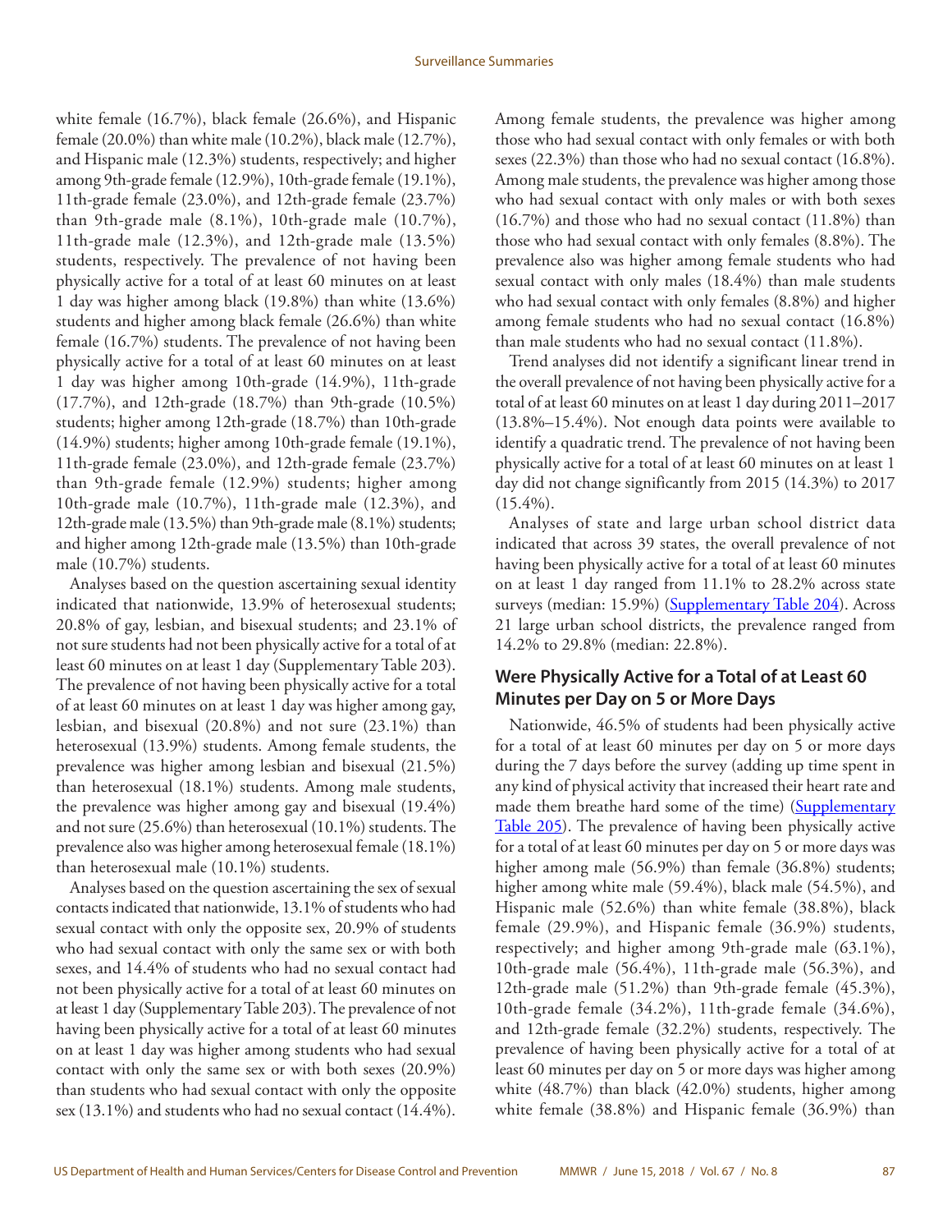white female (16.7%), black female (26.6%), and Hispanic female (20.0%) than white male (10.2%), black male (12.7%), and Hispanic male (12.3%) students, respectively; and higher among 9th-grade female (12.9%), 10th-grade female (19.1%), 11th-grade female (23.0%), and 12th-grade female (23.7%) than 9th-grade male (8.1%), 10th-grade male (10.7%), 11th-grade male (12.3%), and 12th-grade male (13.5%) students, respectively. The prevalence of not having been physically active for a total of at least 60 minutes on at least 1 day was higher among black (19.8%) than white (13.6%) students and higher among black female (26.6%) than white female (16.7%) students. The prevalence of not having been physically active for a total of at least 60 minutes on at least 1 day was higher among 10th-grade (14.9%), 11th-grade (17.7%), and 12th-grade (18.7%) than 9th-grade (10.5%) students; higher among 12th-grade (18.7%) than 10th-grade (14.9%) students; higher among 10th-grade female (19.1%), 11th-grade female (23.0%), and 12th-grade female (23.7%) than 9th-grade female (12.9%) students; higher among 10th-grade male (10.7%), 11th-grade male (12.3%), and 12th-grade male (13.5%) than 9th-grade male (8.1%) students; and higher among 12th-grade male (13.5%) than 10th-grade male (10.7%) students.

Analyses based on the question ascertaining sexual identity indicated that nationwide, 13.9% of heterosexual students; 20.8% of gay, lesbian, and bisexual students; and 23.1% of not sure students had not been physically active for a total of at least 60 minutes on at least 1 day (Supplementary Table 203). The prevalence of not having been physically active for a total of at least 60 minutes on at least 1 day was higher among gay, lesbian, and bisexual (20.8%) and not sure (23.1%) than heterosexual (13.9%) students. Among female students, the prevalence was higher among lesbian and bisexual (21.5%) than heterosexual (18.1%) students. Among male students, the prevalence was higher among gay and bisexual (19.4%) and not sure (25.6%) than heterosexual (10.1%) students. The prevalence also was higher among heterosexual female (18.1%) than heterosexual male (10.1%) students.

Analyses based on the question ascertaining the sex of sexual contacts indicated that nationwide, 13.1% of students who had sexual contact with only the opposite sex, 20.9% of students who had sexual contact with only the same sex or with both sexes, and 14.4% of students who had no sexual contact had not been physically active for a total of at least 60 minutes on at least 1 day (Supplementary Table 203). The prevalence of not having been physically active for a total of at least 60 minutes on at least 1 day was higher among students who had sexual contact with only the same sex or with both sexes (20.9%) than students who had sexual contact with only the opposite sex (13.1%) and students who had no sexual contact (14.4%). Among female students, the prevalence was higher among those who had sexual contact with only females or with both sexes (22.3%) than those who had no sexual contact (16.8%). Among male students, the prevalence was higher among those who had sexual contact with only males or with both sexes (16.7%) and those who had no sexual contact (11.8%) than those who had sexual contact with only females (8.8%). The prevalence also was higher among female students who had sexual contact with only males (18.4%) than male students who had sexual contact with only females (8.8%) and higher among female students who had no sexual contact (16.8%) than male students who had no sexual contact (11.8%).

Trend analyses did not identify a significant linear trend in the overall prevalence of not having been physically active for a total of at least 60 minutes on at least 1 day during 2011–2017 (13.8%–15.4%). Not enough data points were available to identify a quadratic trend. The prevalence of not having been physically active for a total of at least 60 minutes on at least 1 day did not change significantly from 2015 (14.3%) to 2017 (15.4%).

Analyses of state and large urban school district data indicated that across 39 states, the overall prevalence of not having been physically active for a total of at least 60 minutes on at least 1 day ranged from 11.1% to 28.2% across state surveys (median: 15.9%) (Supplementary Table 204). Across 21 large urban school districts, the prevalence ranged from 14.2% to 29.8% (median: 22.8%).

## Were Physically Active for a Total of at Least 60 Minutes per Day on 5 or More Days

Nationwide, 46.5% of students had been physically active for a total of at least 60 minutes per day on 5 or more days during the 7 days before the survey (adding up time spent in any kind of physical activity that increased their heart rate and made them breathe hard some of the time) (Supplementary Table 205). The prevalence of having been physically active for a total of at least 60 minutes per day on 5 or more days was higher among male (56.9%) than female (36.8%) students; higher among white male (59.4%), black male (54.5%), and Hispanic male (52.6%) than white female (38.8%), black female (29.9%), and Hispanic female (36.9%) students, respectively; and higher among 9th-grade male (63.1%), 10th-grade male (56.4%), 11th-grade male (56.3%), and 12th-grade male (51.2%) than 9th-grade female (45.3%), 10th-grade female (34.2%), 11th-grade female (34.6%), and 12th-grade female (32.2%) students, respectively. The prevalence of having been physically active for a total of at least 60 minutes per day on 5 or more days was higher among white (48.7%) than black (42.0%) students, higher among white female (38.8%) and Hispanic female (36.9%) than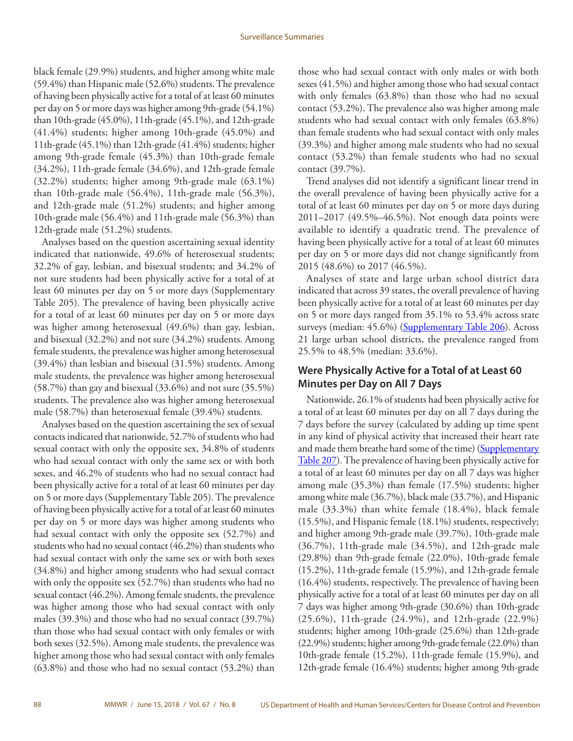black female (29.9%) students, and higher among white male (59.4%) than Hispanic male (52.6%) students. The prevalence of having been physically active for a total of at least 60 minutes per day on 5 or more days was higher among 9th-grade (54.1%) than 10th-grade (45.0%), 11th-grade (45.1%), and 12th-grade (41.4%) students; higher among 10th-grade (45.0%) and 11th-grade (45.1%) than 12th-grade (41.4%) students; higher among 9th-grade female (45.3%) than 10th-grade female (34.2%), 11th-grade female (34.6%), and 12th-grade female (32.2%) students; higher among 9th-grade male (63.1%) than 10th-grade male (56.4%), 11th-grade male (56.3%), and 12th-grade male (51.2%) students; and higher among 10th-grade male (56.4%) and 11th-grade male (56.3%) than 12th-grade male (51.2%) students.

Analyses based on the question ascertaining sexual identity indicated that nationwide, 49.6% of heterosexual students; 32.2% of gay, lesbian, and bisexual students; and 34.2% of not sure students had been physically active for a total of at least 60 minutes per day on 5 or more days (Supplementary Table 205). The prevalence of having been physically active for a total of at least 60 minutes per day on 5 or more days was higher among heterosexual (49.6%) than gay, lesbian, and bisexual (32.2%) and not sure (34.2%) students. Among female students, the prevalence was higher among heterosexual (39.4%) than lesbian and bisexual (31.5%) students. Among male students, the prevalence was higher among heterosexual (58.7%) than gay and bisexual (33.6%) and not sure (35.5%) students. The prevalence also was higher among heterosexual male (58.7%) than heterosexual female (39.4%) students.

Analyses based on the question ascertaining the sex of sexual contacts indicated that nationwide, 52.7% of students who had sexual contact with only the opposite sex, 34.8% of students who had sexual contact with only the same sex or with both sexes, and 46.2% of students who had no sexual contact had been physically active for a total of at least 60 minutes per day on 5 or more days (Supplementary Table 205). The prevalence of having been physically active for a total of at least 60 minutes per day on 5 or more days was higher among students who had sexual contact with only the opposite sex (52.7%) and students who had no sexual contact (46.2%) than students who had sexual contact with only the same sex or with both sexes (34.8%) and higher among students who had sexual contact with only the opposite sex (52.7%) than students who had no sexual contact (46.2%). Among female students, the prevalence was higher among those who had sexual contact with only males (39.3%) and those who had no sexual contact (39.7%) than those who had sexual contact with only females or with both sexes (32.5%). Among male students, the prevalence was higher among those who had sexual contact with only females (63.8%) and those who had no sexual contact (53.2%) than those who had sexual contact with only males or with both sexes (41.5%) and higher among those who had sexual contact with only females (63.8%) than those who had no sexual contact (53.2%). The prevalence also was higher among male students who had sexual contact with only females (63.8%) than female students who had sexual contact with only males (39.3%) and higher among male students who had no sexual contact (53.2%) than female students who had no sexual contact (39.7%).

Trend analyses did not identify a significant linear trend in the overall prevalence of having been physically active for a total of at least 60 minutes per day on 5 or more days during 2011–2017 (49.5%–46.5%). Not enough data points were available to identify a quadratic trend. The prevalence of having been physically active for a total of at least 60 minutes per day on 5 or more days did not change significantly from 2015 (48.6%) to 2017 (46.5%).

Analyses of state and large urban school district data indicated that across 39 states, the overall prevalence of having been physically active for a total of at least 60 minutes per day on 5 or more days ranged from 35.1% to 53.4% across state surveys (median: 45.6%) (Supplementary Table 206). Across 21 large urban school districts, the prevalence ranged from 25.5% to 48.5% (median: 33.6%).

## Were Physically Active for a Total of at Least 60 Minutes per Day on All 7 Days

Nationwide, 26.1% of students had been physically active for a total of at least 60 minutes per day on all 7 days during the 7 days before the survey (calculated by adding up time spent in any kind of physical activity that increased their heart rate and made them breathe hard some of the time) (Supplementary Table 207). The prevalence of having been physically active for a total of at least 60 minutes per day on all 7 days was higher among male (35.3%) than female (17.5%) students; higher among white male (36.7%), black male (33.7%), and Hispanic male (33.3%) than white female (18.4%), black female (15.5%), and Hispanic female (18.1%) students, respectively; and higher among 9th-grade male (39.7%), 10th-grade male (36.7%), 11th-grade male (34.5%), and 12th-grade male (29.8%) than 9th-grade female (22.0%), 10th-grade female (15.2%), 11th-grade female (15.9%), and 12th-grade female (16.4%) students, respectively. The prevalence of having been physically active for a total of at least 60 minutes per day on all 7 days was higher among 9th-grade (30.6%) than 10th-grade (25.6%), 11th-grade (24.9%), and 12th-grade (22.9%) students; higher among 10th-grade (25.6%) than 12th-grade (22.9%) students; higher among 9th-grade female (22.0%) than 10th-grade female (15.2%), 11th-grade female (15.9%), and 12th-grade female (16.4%) students; higher among 9th-grade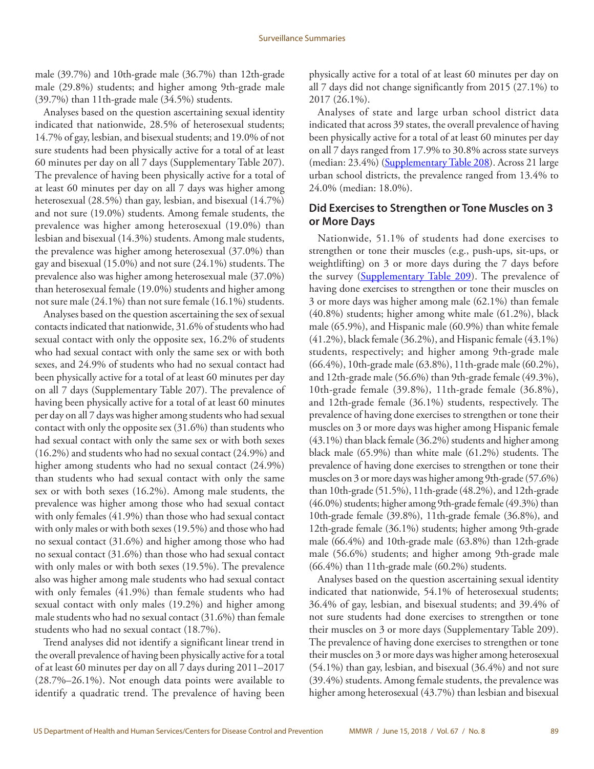male (39.7%) and 10th-grade male (36.7%) than 12th-grade male (29.8%) students; and higher among 9th-grade male (39.7%) than 11th-grade male (34.5%) students.

Analyses based on the question ascertaining sexual identity indicated that nationwide, 28.5% of heterosexual students; 14.7% of gay, lesbian, and bisexual students; and 19.0% of not sure students had been physically active for a total of at least 60 minutes per day on all 7 days (Supplementary Table 207). The prevalence of having been physically active for a total of at least 60 minutes per day on all 7 days was higher among heterosexual (28.5%) than gay, lesbian, and bisexual (14.7%) and not sure (19.0%) students. Among female students, the prevalence was higher among heterosexual (19.0%) than lesbian and bisexual (14.3%) students. Among male students, the prevalence was higher among heterosexual (37.0%) than gay and bisexual (15.0%) and not sure (24.1%) students. The prevalence also was higher among heterosexual male (37.0%) than heterosexual female (19.0%) students and higher among not sure male (24.1%) than not sure female (16.1%) students.

Analyses based on the question ascertaining the sex of sexual contacts indicated that nationwide, 31.6% of students who had sexual contact with only the opposite sex, 16.2% of students who had sexual contact with only the same sex or with both sexes, and 24.9% of students who had no sexual contact had been physically active for a total of at least 60 minutes per day on all 7 days (Supplementary Table 207). The prevalence of having been physically active for a total of at least 60 minutes per day on all 7 days was higher among students who had sexual contact with only the opposite sex (31.6%) than students who had sexual contact with only the same sex or with both sexes (16.2%) and students who had no sexual contact (24.9%) and higher among students who had no sexual contact (24.9%) than students who had sexual contact with only the same sex or with both sexes (16.2%). Among male students, the prevalence was higher among those who had sexual contact with only females (41.9%) than those who had sexual contact with only males or with both sexes (19.5%) and those who had no sexual contact (31.6%) and higher among those who had no sexual contact (31.6%) than those who had sexual contact with only males or with both sexes (19.5%). The prevalence also was higher among male students who had sexual contact with only females (41.9%) than female students who had sexual contact with only males (19.2%) and higher among male students who had no sexual contact (31.6%) than female students who had no sexual contact (18.7%).

Trend analyses did not identify a significant linear trend in the overall prevalence of having been physically active for a total of at least 60 minutes per day on all 7 days during 2011–2017 (28.7%–26.1%). Not enough data points were available to identify a quadratic trend. The prevalence of having been physically active for a total of at least 60 minutes per day on all 7 days did not change significantly from 2015 (27.1%) to 2017 (26.1%).

Analyses of state and large urban school district data indicated that across 39 states, the overall prevalence of having been physically active for a total of at least 60 minutes per day on all 7 days ranged from 17.9% to 30.8% across state surveys (median: 23.4%) (Supplementary Table 208). Across 21 large urban school districts, the prevalence ranged from 13.4% to 24.0% (median: 18.0%).

### Did Exercises to Strengthen or Tone Muscles on 3 or More Days

Nationwide, 51.1% of students had done exercises to strengthen or tone their muscles (e.g., push-ups, sit-ups, or weightlifting) on 3 or more days during the 7 days before the survey (Supplementary Table 209). The prevalence of having done exercises to strengthen or tone their muscles on 3 or more days was higher among male (62.1%) than female (40.8%) students; higher among white male (61.2%), black male (65.9%), and Hispanic male (60.9%) than white female (41.2%), black female (36.2%), and Hispanic female (43.1%) students, respectively; and higher among 9th-grade male (66.4%), 10th-grade male (63.8%), 11th-grade male (60.2%), and 12th-grade male (56.6%) than 9th-grade female (49.3%), 10th-grade female (39.8%), 11th-grade female (36.8%), and 12th-grade female (36.1%) students, respectively. The prevalence of having done exercises to strengthen or tone their muscles on 3 or more days was higher among Hispanic female (43.1%) than black female (36.2%) students and higher among black male (65.9%) than white male (61.2%) students. The prevalence of having done exercises to strengthen or tone their muscles on 3 or more days was higher among 9th-grade (57.6%) than 10th-grade (51.5%), 11th-grade (48.2%), and 12th-grade (46.0%) students; higher among 9th-grade female (49.3%) than 10th-grade female (39.8%), 11th-grade female (36.8%), and 12th-grade female (36.1%) students; higher among 9th-grade male (66.4%) and 10th-grade male (63.8%) than 12th-grade male (56.6%) students; and higher among 9th-grade male (66.4%) than 11th-grade male (60.2%) students.

Analyses based on the question ascertaining sexual identity indicated that nationwide, 54.1% of heterosexual students; 36.4% of gay, lesbian, and bisexual students; and 39.4% of not sure students had done exercises to strengthen or tone their muscles on 3 or more days (Supplementary Table 209). The prevalence of having done exercises to strengthen or tone their muscles on 3 or more days was higher among heterosexual (54.1%) than gay, lesbian, and bisexual (36.4%) and not sure (39.4%) students. Among female students, the prevalence was higher among heterosexual (43.7%) than lesbian and bisexual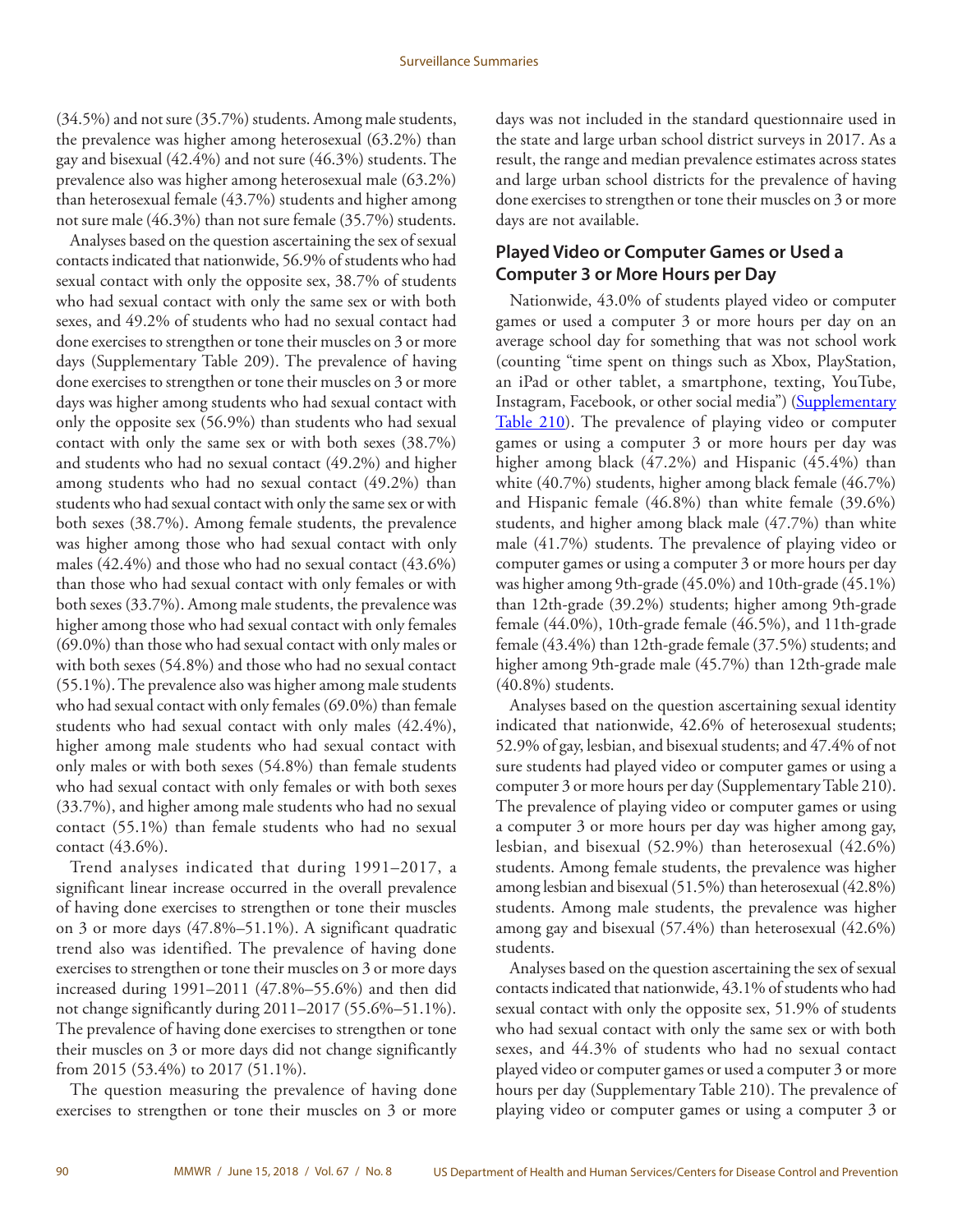(34.5%) and not sure (35.7%) students. Among male students, the prevalence was higher among heterosexual (63.2%) than gay and bisexual (42.4%) and not sure (46.3%) students. The prevalence also was higher among heterosexual male (63.2%) than heterosexual female (43.7%) students and higher among not sure male (46.3%) than not sure female (35.7%) students.

Analyses based on the question ascertaining the sex of sexual contacts indicated that nationwide, 56.9% of students who had sexual contact with only the opposite sex, 38.7% of students who had sexual contact with only the same sex or with both sexes, and 49.2% of students who had no sexual contact had done exercises to strengthen or tone their muscles on 3 or more days (Supplementary Table 209). The prevalence of having done exercises to strengthen or tone their muscles on 3 or more days was higher among students who had sexual contact with only the opposite sex (56.9%) than students who had sexual contact with only the same sex or with both sexes (38.7%) and students who had no sexual contact (49.2%) and higher among students who had no sexual contact (49.2%) than students who had sexual contact with only the same sex or with both sexes (38.7%). Among female students, the prevalence was higher among those who had sexual contact with only males (42.4%) and those who had no sexual contact (43.6%) than those who had sexual contact with only females or with both sexes (33.7%). Among male students, the prevalence was higher among those who had sexual contact with only females (69.0%) than those who had sexual contact with only males or with both sexes (54.8%) and those who had no sexual contact (55.1%). The prevalence also was higher among male students who had sexual contact with only females (69.0%) than female students who had sexual contact with only males (42.4%), higher among male students who had sexual contact with only males or with both sexes (54.8%) than female students who had sexual contact with only females or with both sexes (33.7%), and higher among male students who had no sexual contact (55.1%) than female students who had no sexual contact (43.6%).

Trend analyses indicated that during 1991–2017, a significant linear increase occurred in the overall prevalence of having done exercises to strengthen or tone their muscles on 3 or more days (47.8%–51.1%). A significant quadratic trend also was identified. The prevalence of having done exercises to strengthen or tone their muscles on 3 or more days increased during 1991–2011 (47.8%–55.6%) and then did not change significantly during 2011–2017 (55.6%–51.1%). The prevalence of having done exercises to strengthen or tone their muscles on 3 or more days did not change significantly from 2015 (53.4%) to 2017 (51.1%).

The question measuring the prevalence of having done exercises to strengthen or tone their muscles on 3 or more days was not included in the standard questionnaire used in the state and large urban school district surveys in 2017. As a result, the range and median prevalence estimates across states and large urban school districts for the prevalence of having done exercises to strengthen or tone their muscles on 3 or more days are not available.

## Played Video or Computer Games or Used a Computer 3 or More Hours per Day

Nationwide, 43.0% of students played video or computer games or used a computer 3 or more hours per day on an average school day for something that was not school work (counting "time spent on things such as Xbox, PlayStation, an iPad or other tablet, a smartphone, texting, YouTube, Instagram, Facebook, or other social media") (Supplementary Table 210). The prevalence of playing video or computer games or using a computer 3 or more hours per day was higher among black (47.2%) and Hispanic (45.4%) than white (40.7%) students, higher among black female (46.7%) and Hispanic female (46.8%) than white female (39.6%) students, and higher among black male (47.7%) than white male (41.7%) students. The prevalence of playing video or computer games or using a computer 3 or more hours per day was higher among 9th-grade (45.0%) and 10th-grade (45.1%) than 12th-grade (39.2%) students; higher among 9th-grade female (44.0%), 10th-grade female (46.5%), and 11th-grade female (43.4%) than 12th-grade female (37.5%) students; and higher among 9th-grade male (45.7%) than 12th-grade male (40.8%) students.

Analyses based on the question ascertaining sexual identity indicated that nationwide, 42.6% of heterosexual students; 52.9% of gay, lesbian, and bisexual students; and 47.4% of not sure students had played video or computer games or using a computer 3 or more hours per day (Supplementary Table 210). The prevalence of playing video or computer games or using a computer 3 or more hours per day was higher among gay, lesbian, and bisexual (52.9%) than heterosexual (42.6%) students. Among female students, the prevalence was higher among lesbian and bisexual (51.5%) than heterosexual (42.8%) students. Among male students, the prevalence was higher among gay and bisexual (57.4%) than heterosexual (42.6%) students.

Analyses based on the question ascertaining the sex of sexual contacts indicated that nationwide, 43.1% of students who had sexual contact with only the opposite sex, 51.9% of students who had sexual contact with only the same sex or with both sexes, and 44.3% of students who had no sexual contact played video or computer games or used a computer 3 or more hours per day (Supplementary Table 210). The prevalence of playing video or computer games or using a computer 3 or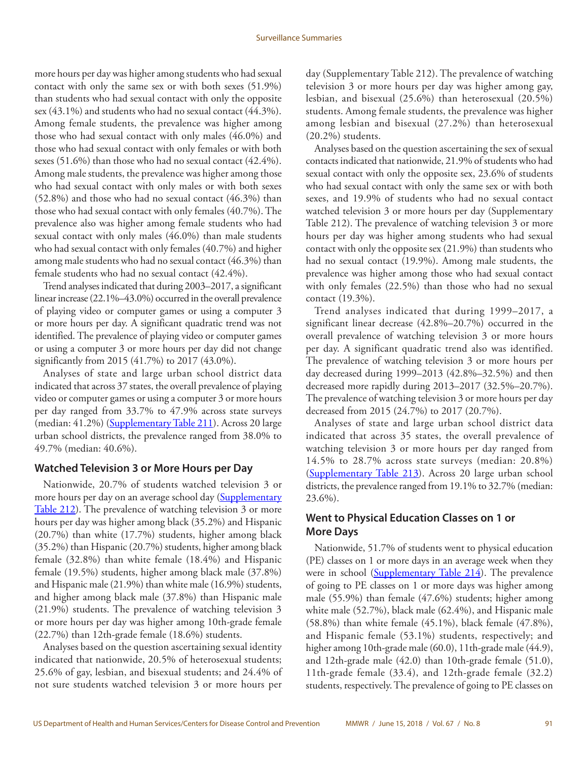more hours per day was higher among students who had sexual contact with only the same sex or with both sexes (51.9%) than students who had sexual contact with only the opposite sex (43.1%) and students who had no sexual contact (44.3%). Among female students, the prevalence was higher among those who had sexual contact with only males (46.0%) and those who had sexual contact with only females or with both sexes (51.6%) than those who had no sexual contact (42.4%). Among male students, the prevalence was higher among those who had sexual contact with only males or with both sexes (52.8%) and those who had no sexual contact (46.3%) than those who had sexual contact with only females (40.7%). The prevalence also was higher among female students who had sexual contact with only males (46.0%) than male students who had sexual contact with only females (40.7%) and higher among male students who had no sexual contact (46.3%) than female students who had no sexual contact (42.4%).

Trend analyses indicated that during 2003–2017, a significant linear increase (22.1%–43.0%) occurred in the overall prevalence of playing video or computer games or using a computer 3 or more hours per day. A significant quadratic trend was not identified. The prevalence of playing video or computer games or using a computer 3 or more hours per day did not change significantly from 2015 (41.7%) to 2017 (43.0%).

Analyses of state and large urban school district data indicated that across 37 states, the overall prevalence of playing video or computer games or using a computer 3 or more hours per day ranged from 33.7% to 47.9% across state surveys (median: 41.2%) (Supplementary Table 211). Across 20 large urban school districts, the prevalence ranged from 38.0% to 49.7% (median: 40.6%).

## Watched Television 3 or More Hours per Day

Nationwide, 20.7% of students watched television 3 or more hours per day on an average school day (Supplementary Table 212). The prevalence of watching television 3 or more hours per day was higher among black (35.2%) and Hispanic (20.7%) than white (17.7%) students, higher among black (35.2%) than Hispanic (20.7%) students, higher among black female (32.8%) than white female (18.4%) and Hispanic female (19.5%) students, higher among black male (37.8%) and Hispanic male (21.9%) than white male (16.9%) students, and higher among black male (37.8%) than Hispanic male (21.9%) students. The prevalence of watching television 3 or more hours per day was higher among 10th-grade female (22.7%) than 12th-grade female (18.6%) students.

Analyses based on the question ascertaining sexual identity indicated that nationwide, 20.5% of heterosexual students; 25.6% of gay, lesbian, and bisexual students; and 24.4% of not sure students watched television 3 or more hours per day (Supplementary Table 212). The prevalence of watching television 3 or more hours per day was higher among gay, lesbian, and bisexual (25.6%) than heterosexual (20.5%) students. Among female students, the prevalence was higher among lesbian and bisexual (27.2%) than heterosexual (20.2%) students.

Analyses based on the question ascertaining the sex of sexual contacts indicated that nationwide, 21.9% of students who had sexual contact with only the opposite sex, 23.6% of students who had sexual contact with only the same sex or with both sexes, and 19.9% of students who had no sexual contact watched television 3 or more hours per day (Supplementary Table 212). The prevalence of watching television 3 or more hours per day was higher among students who had sexual contact with only the opposite sex (21.9%) than students who had no sexual contact (19.9%). Among male students, the prevalence was higher among those who had sexual contact with only females (22.5%) than those who had no sexual contact (19.3%).

Trend analyses indicated that during 1999–2017, a significant linear decrease (42.8%–20.7%) occurred in the overall prevalence of watching television 3 or more hours per day. A significant quadratic trend also was identified. The prevalence of watching television 3 or more hours per day decreased during 1999–2013 (42.8%–32.5%) and then decreased more rapidly during 2013–2017 (32.5%–20.7%). The prevalence of watching television 3 or more hours per day decreased from 2015 (24.7%) to 2017 (20.7%).

Analyses of state and large urban school district data indicated that across 35 states, the overall prevalence of watching television 3 or more hours per day ranged from 14.5% to 28.7% across state surveys (median: 20.8%) (Supplementary Table 213). Across 20 large urban school districts, the prevalence ranged from 19.1% to 32.7% (median: 23.6%).

## Went to Physical Education Classes on 1 or More Days

Nationwide, 51.7% of students went to physical education (PE) classes on 1 or more days in an average week when they were in school (Supplementary Table 214). The prevalence of going to PE classes on 1 or more days was higher among male (55.9%) than female (47.6%) students; higher among white male (52.7%), black male (62.4%), and Hispanic male (58.8%) than white female (45.1%), black female (47.8%), and Hispanic female (53.1%) students, respectively; and higher among 10th-grade male (60.0), 11th-grade male (44.9), and 12th-grade male (42.0) than 10th-grade female (51.0), 11th-grade female (33.4), and 12th-grade female (32.2) students, respectively. The prevalence of going to PE classes on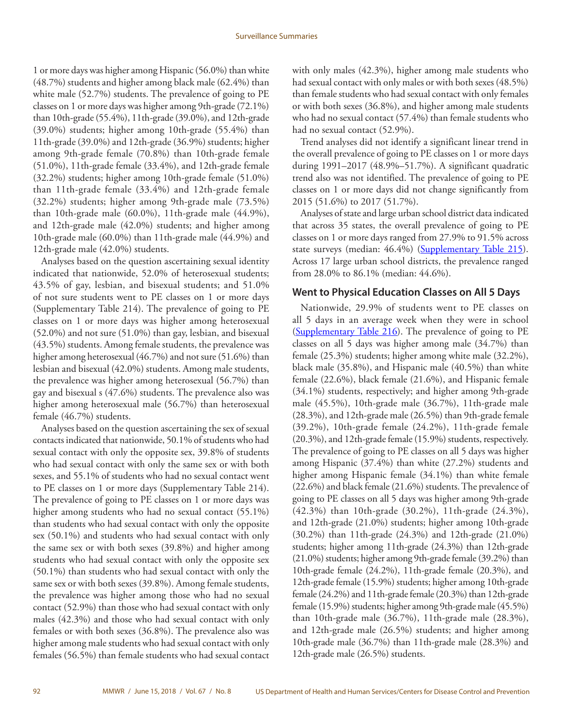1 or more days was higher among Hispanic (56.0%) than white (48.7%) students and higher among black male (62.4%) than white male (52.7%) students. The prevalence of going to PE classes on 1 or more days was higher among 9th-grade (72.1%) than 10th-grade (55.4%), 11th-grade (39.0%), and 12th-grade (39.0%) students; higher among 10th-grade (55.4%) than 11th-grade (39.0%) and 12th-grade (36.9%) students; higher among 9th-grade female (70.8%) than 10th-grade female (51.0%), 11th-grade female (33.4%), and 12th-grade female (32.2%) students; higher among 10th-grade female (51.0%) than 11th-grade female (33.4%) and 12th-grade female (32.2%) students; higher among 9th-grade male (73.5%) than 10th-grade male (60.0%), 11th-grade male (44.9%), and 12th-grade male (42.0%) students; and higher among 10th-grade male (60.0%) than 11th-grade male (44.9%) and 12th-grade male (42.0%) students.

Analyses based on the question ascertaining sexual identity indicated that nationwide, 52.0% of heterosexual students; 43.5% of gay, lesbian, and bisexual students; and 51.0% of not sure students went to PE classes on 1 or more days (Supplementary Table 214). The prevalence of going to PE classes on 1 or more days was higher among heterosexual (52.0%) and not sure (51.0%) than gay, lesbian, and bisexual (43.5%) students. Among female students, the prevalence was higher among heterosexual (46.7%) and not sure (51.6%) than lesbian and bisexual (42.0%) students. Among male students, the prevalence was higher among heterosexual (56.7%) than gay and bisexual s (47.6%) students. The prevalence also was higher among heterosexual male (56.7%) than heterosexual female (46.7%) students.

Analyses based on the question ascertaining the sex of sexual contacts indicated that nationwide, 50.1% of students who had sexual contact with only the opposite sex, 39.8% of students who had sexual contact with only the same sex or with both sexes, and 55.1% of students who had no sexual contact went to PE classes on 1 or more days (Supplementary Table 214). The prevalence of going to PE classes on 1 or more days was higher among students who had no sexual contact (55.1%) than students who had sexual contact with only the opposite sex (50.1%) and students who had sexual contact with only the same sex or with both sexes (39.8%) and higher among students who had sexual contact with only the opposite sex (50.1%) than students who had sexual contact with only the same sex or with both sexes (39.8%). Among female students, the prevalence was higher among those who had no sexual contact (52.9%) than those who had sexual contact with only males (42.3%) and those who had sexual contact with only females or with both sexes (36.8%). The prevalence also was higher among male students who had sexual contact with only females (56.5%) than female students who had sexual contact with only males (42.3%), higher among male students who had sexual contact with only males or with both sexes (48.5%) than female students who had sexual contact with only females or with both sexes (36.8%), and higher among male students who had no sexual contact (57.4%) than female students who had no sexual contact (52.9%).

Trend analyses did not identify a significant linear trend in the overall prevalence of going to PE classes on 1 or more days during 1991–2017 (48.9%–51.7%). A significant quadratic trend also was not identified. The prevalence of going to PE classes on 1 or more days did not change significantly from 2015 (51.6%) to 2017 (51.7%).

Analyses of state and large urban school district data indicated that across 35 states, the overall prevalence of going to PE classes on 1 or more days ranged from 27.9% to 91.5% across state surveys (median: 46.4%) (Supplementary Table 215). Across 17 large urban school districts, the prevalence ranged from 28.0% to 86.1% (median: 44.6%).

### Went to Physical Education Classes on All 5 Days

Nationwide, 29.9% of students went to PE classes on all 5 days in an average week when they were in school (Supplementary Table 216). The prevalence of going to PE classes on all 5 days was higher among male (34.7%) than female (25.3%) students; higher among white male (32.2%), black male (35.8%), and Hispanic male (40.5%) than white female (22.6%), black female (21.6%), and Hispanic female (34.1%) students, respectively; and higher among 9th-grade male (45.5%), 10th-grade male (36.7%), 11th-grade male (28.3%), and 12th-grade male (26.5%) than 9th-grade female (39.2%), 10th-grade female (24.2%), 11th-grade female (20.3%), and 12th-grade female (15.9%) students, respectively. The prevalence of going to PE classes on all 5 days was higher among Hispanic (37.4%) than white (27.2%) students and higher among Hispanic female (34.1%) than white female (22.6%) and black female (21.6%) students. The prevalence of going to PE classes on all 5 days was higher among 9th-grade (42.3%) than 10th-grade (30.2%), 11th-grade (24.3%), and 12th-grade (21.0%) students; higher among 10th-grade (30.2%) than 11th-grade (24.3%) and 12th-grade (21.0%) students; higher among 11th-grade (24.3%) than 12th-grade (21.0%) students; higher among 9th-grade female (39.2%) than 10th-grade female (24.2%), 11th-grade female (20.3%), and 12th-grade female (15.9%) students; higher among 10th-grade female (24.2%) and 11th-grade female (20.3%) than 12th-grade female (15.9%) students; higher among 9th-grade male (45.5%) than 10th-grade male (36.7%), 11th-grade male (28.3%), and 12th-grade male (26.5%) students; and higher among 10th-grade male (36.7%) than 11th-grade male (28.3%) and 12th-grade male (26.5%) students.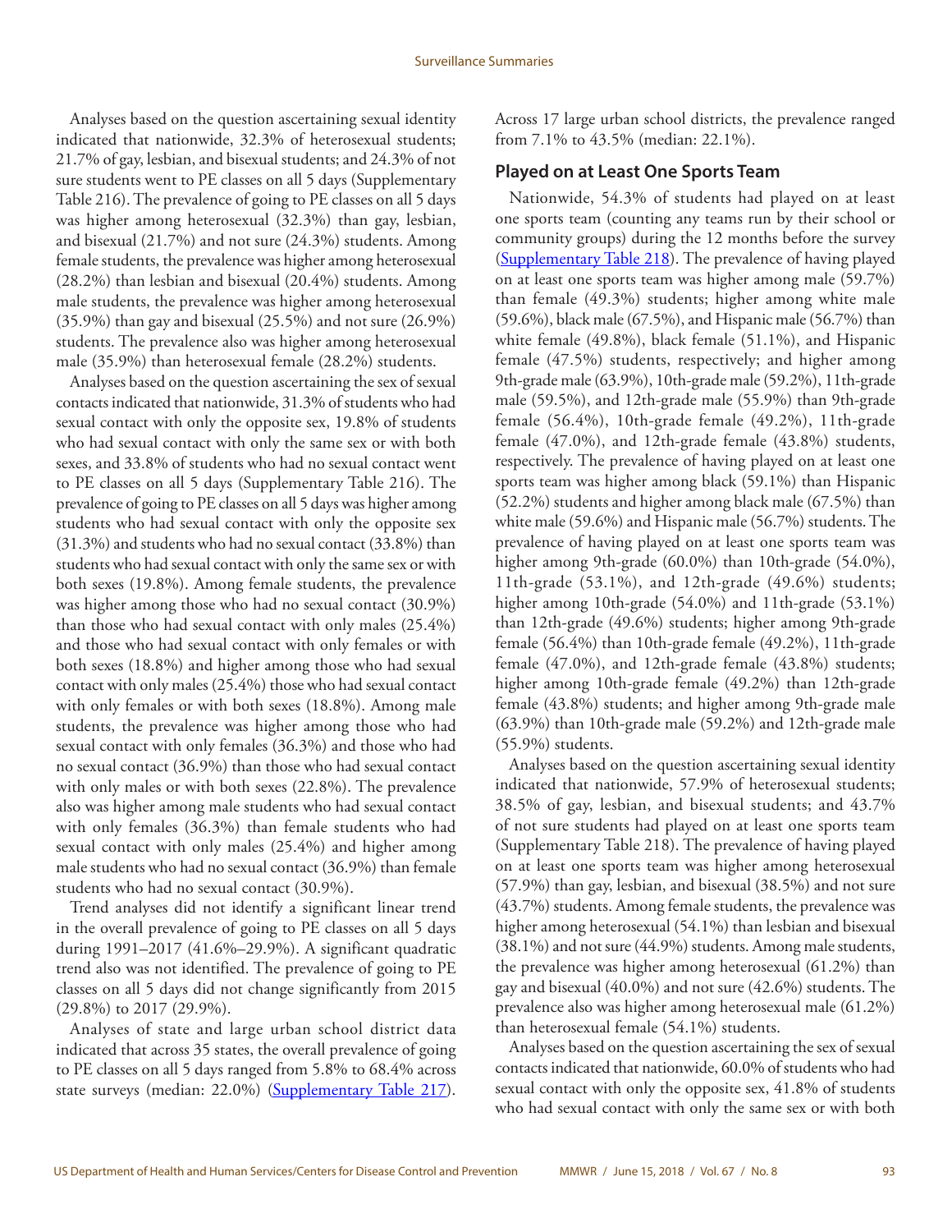Analyses based on the question ascertaining sexual identity indicated that nationwide, 32.3% of heterosexual students; 21.7% of gay, lesbian, and bisexual students; and 24.3% of not sure students went to PE classes on all 5 days (Supplementary Table 216). The prevalence of going to PE classes on all 5 days was higher among heterosexual (32.3%) than gay, lesbian, and bisexual (21.7%) and not sure (24.3%) students. Among female students, the prevalence was higher among heterosexual (28.2%) than lesbian and bisexual (20.4%) students. Among male students, the prevalence was higher among heterosexual (35.9%) than gay and bisexual (25.5%) and not sure (26.9%) students. The prevalence also was higher among heterosexual male (35.9%) than heterosexual female (28.2%) students.

Analyses based on the question ascertaining the sex of sexual contacts indicated that nationwide, 31.3% of students who had sexual contact with only the opposite sex, 19.8% of students who had sexual contact with only the same sex or with both sexes, and 33.8% of students who had no sexual contact went to PE classes on all 5 days (Supplementary Table 216). The prevalence of going to PE classes on all 5 days was higher among students who had sexual contact with only the opposite sex (31.3%) and students who had no sexual contact (33.8%) than students who had sexual contact with only the same sex or with both sexes (19.8%). Among female students, the prevalence was higher among those who had no sexual contact (30.9%) than those who had sexual contact with only males (25.4%) and those who had sexual contact with only females or with both sexes (18.8%) and higher among those who had sexual contact with only males (25.4%) those who had sexual contact with only females or with both sexes (18.8%). Among male students, the prevalence was higher among those who had sexual contact with only females (36.3%) and those who had no sexual contact (36.9%) than those who had sexual contact with only males or with both sexes (22.8%). The prevalence also was higher among male students who had sexual contact with only females (36.3%) than female students who had sexual contact with only males (25.4%) and higher among male students who had no sexual contact (36.9%) than female students who had no sexual contact (30.9%).

Trend analyses did not identify a significant linear trend in the overall prevalence of going to PE classes on all 5 days during 1991–2017 (41.6%–29.9%). A significant quadratic trend also was not identified. The prevalence of going to PE classes on all 5 days did not change significantly from 2015 (29.8%) to 2017 (29.9%).

Analyses of state and large urban school district data indicated that across 35 states, the overall prevalence of going to PE classes on all 5 days ranged from 5.8% to 68.4% across state surveys (median: 22.0%) (Supplementary Table 217). Across 17 large urban school districts, the prevalence ranged from 7.1% to 43.5% (median: 22.1%).

### Played on at Least One Sports Team

Nationwide, 54.3% of students had played on at least one sports team (counting any teams run by their school or community groups) during the 12 months before the survey (Supplementary Table 218). The prevalence of having played on at least one sports team was higher among male (59.7%) than female (49.3%) students; higher among white male (59.6%), black male (67.5%), and Hispanic male (56.7%) than white female (49.8%), black female (51.1%), and Hispanic female (47.5%) students, respectively; and higher among 9th-grade male (63.9%), 10th-grade male (59.2%), 11th-grade male (59.5%), and 12th-grade male (55.9%) than 9th-grade female (56.4%), 10th-grade female (49.2%), 11th-grade female (47.0%), and 12th-grade female (43.8%) students, respectively. The prevalence of having played on at least one sports team was higher among black (59.1%) than Hispanic (52.2%) students and higher among black male (67.5%) than white male (59.6%) and Hispanic male (56.7%) students. The prevalence of having played on at least one sports team was higher among 9th-grade (60.0%) than 10th-grade (54.0%), 11th-grade (53.1%), and 12th-grade (49.6%) students; higher among 10th-grade (54.0%) and 11th-grade (53.1%) than 12th-grade (49.6%) students; higher among 9th-grade female (56.4%) than 10th-grade female (49.2%), 11th-grade female (47.0%), and 12th-grade female (43.8%) students; higher among 10th-grade female (49.2%) than 12th-grade female (43.8%) students; and higher among 9th-grade male (63.9%) than 10th-grade male (59.2%) and 12th-grade male (55.9%) students.

Analyses based on the question ascertaining sexual identity indicated that nationwide, 57.9% of heterosexual students; 38.5% of gay, lesbian, and bisexual students; and 43.7% of not sure students had played on at least one sports team (Supplementary Table 218). The prevalence of having played on at least one sports team was higher among heterosexual (57.9%) than gay, lesbian, and bisexual (38.5%) and not sure (43.7%) students. Among female students, the prevalence was higher among heterosexual (54.1%) than lesbian and bisexual (38.1%) and not sure (44.9%) students. Among male students, the prevalence was higher among heterosexual (61.2%) than gay and bisexual (40.0%) and not sure (42.6%) students. The prevalence also was higher among heterosexual male (61.2%) than heterosexual female (54.1%) students.

Analyses based on the question ascertaining the sex of sexual contacts indicated that nationwide, 60.0% of students who had sexual contact with only the opposite sex, 41.8% of students who had sexual contact with only the same sex or with both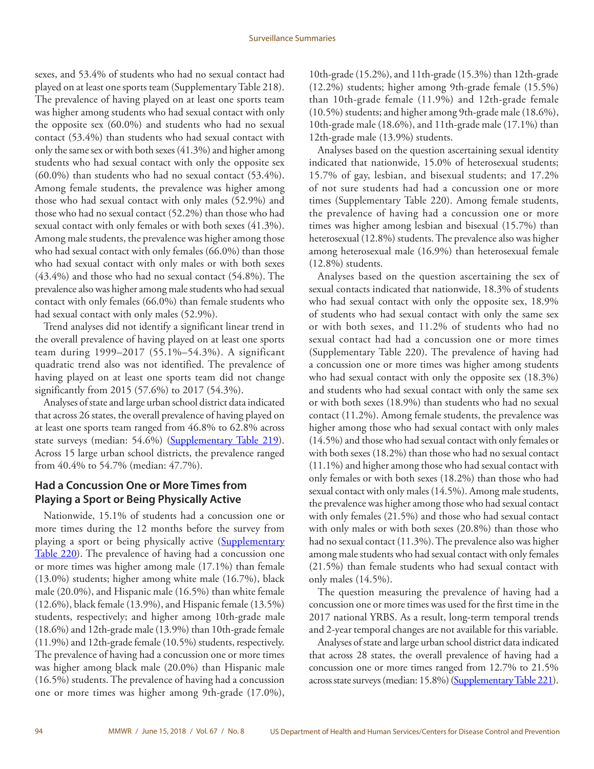sexes, and 53.4% of students who had no sexual contact had played on at least one sports team (Supplementary Table 218). The prevalence of having played on at least one sports team was higher among students who had sexual contact with only the opposite sex (60.0%) and students who had no sexual contact (53.4%) than students who had sexual contact with only the same sex or with both sexes (41.3%) and higher among students who had sexual contact with only the opposite sex (60.0%) than students who had no sexual contact (53.4%). Among female students, the prevalence was higher among those who had sexual contact with only males (52.9%) and those who had no sexual contact (52.2%) than those who had sexual contact with only females or with both sexes (41.3%). Among male students, the prevalence was higher among those who had sexual contact with only females (66.0%) than those who had sexual contact with only males or with both sexes (43.4%) and those who had no sexual contact (54.8%). The prevalence also was higher among male students who had sexual contact with only females (66.0%) than female students who had sexual contact with only males (52.9%).

Trend analyses did not identify a significant linear trend in the overall prevalence of having played on at least one sports team during 1999–2017 (55.1%–54.3%). A significant quadratic trend also was not identified. The prevalence of having played on at least one sports team did not change significantly from 2015 (57.6%) to 2017 (54.3%).

Analyses of state and large urban school district data indicated that across 26 states, the overall prevalence of having played on at least one sports team ranged from 46.8% to 62.8% across state surveys (median: 54.6%) (Supplementary Table 219). Across 15 large urban school districts, the prevalence ranged from 40.4% to 54.7% (median: 47.7%).

## Had a Concussion One or More Times from Playing a Sport or Being Physically Active

Nationwide, 15.1% of students had a concussion one or more times during the 12 months before the survey from playing a sport or being physically active (Supplementary Table 220). The prevalence of having had a concussion one or more times was higher among male (17.1%) than female (13.0%) students; higher among white male (16.7%), black male (20.0%), and Hispanic male (16.5%) than white female (12.6%), black female (13.9%), and Hispanic female (13.5%) students, respectively; and higher among 10th-grade male (18.6%) and 12th-grade male (13.9%) than 10th-grade female (11.9%) and 12th-grade female (10.5%) students, respectively. The prevalence of having had a concussion one or more times was higher among black male (20.0%) than Hispanic male (16.5%) students. The prevalence of having had a concussion one or more times was higher among 9th-grade (17.0%), 10th-grade (15.2%), and 11th-grade (15.3%) than 12th-grade (12.2%) students; higher among 9th-grade female (15.5%) than 10th-grade female (11.9%) and 12th-grade female (10.5%) students; and higher among 9th-grade male (18.6%), 10th-grade male (18.6%), and 11th-grade male (17.1%) than 12th-grade male (13.9%) students.

Analyses based on the question ascertaining sexual identity indicated that nationwide, 15.0% of heterosexual students; 15.7% of gay, lesbian, and bisexual students; and 17.2% of not sure students had had a concussion one or more times (Supplementary Table 220). Among female students, the prevalence of having had a concussion one or more times was higher among lesbian and bisexual (15.7%) than heterosexual (12.8%) students. The prevalence also was higher among heterosexual male (16.9%) than heterosexual female (12.8%) students.

Analyses based on the question ascertaining the sex of sexual contacts indicated that nationwide, 18.3% of students who had sexual contact with only the opposite sex, 18.9% of students who had sexual contact with only the same sex or with both sexes, and 11.2% of students who had no sexual contact had had a concussion one or more times (Supplementary Table 220). The prevalence of having had a concussion one or more times was higher among students who had sexual contact with only the opposite sex (18.3%) and students who had sexual contact with only the same sex or with both sexes (18.9%) than students who had no sexual contact (11.2%). Among female students, the prevalence was higher among those who had sexual contact with only males (14.5%) and those who had sexual contact with only females or with both sexes (18.2%) than those who had no sexual contact (11.1%) and higher among those who had sexual contact with only females or with both sexes (18.2%) than those who had sexual contact with only males (14.5%). Among male students, the prevalence was higher among those who had sexual contact with only females (21.5%) and those who had sexual contact with only males or with both sexes (20.8%) than those who had no sexual contact (11.3%). The prevalence also was higher among male students who had sexual contact with only females (21.5%) than female students who had sexual contact with only males (14.5%).

The question measuring the prevalence of having had a concussion one or more times was used for the first time in the 2017 national YRBS. As a result, long-term temporal trends and 2-year temporal changes are not available for this variable.

Analyses of state and large urban school district data indicated that across 28 states, the overall prevalence of having had a concussion one or more times ranged from 12.7% to 21.5% across state surveys (median: 15.8%) (Supplementary Table 221).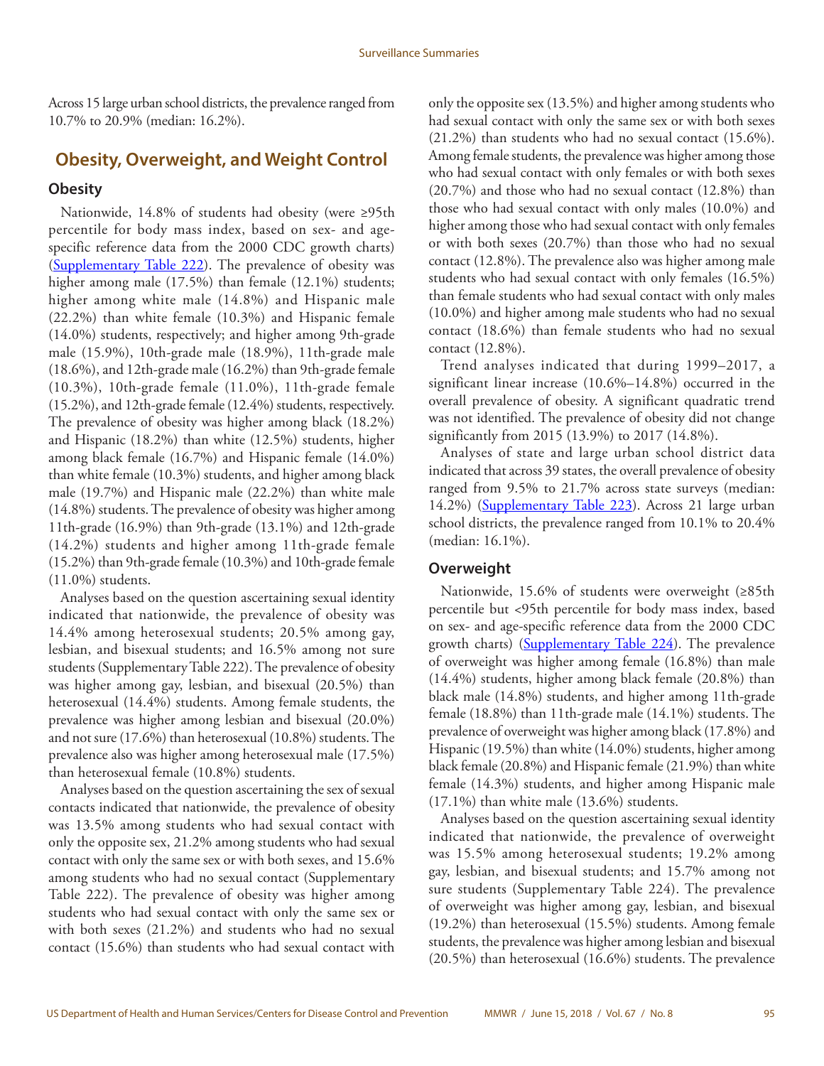Across 15 large urban school districts, the prevalence ranged from 10.7% to 20.9% (median: 16.2%).

## Obesity, Overweight, and Weight Control

### Obesity

Nationwide, 14.8% of students had obesity (were ≥95th percentile for body mass index, based on sex- and age-specific reference data from the 2000 CDC growth charts) (Supplementary Table 222). The prevalence of obesity was higher among male (17.5%) than female (12.1%) students; higher among white male (14.8%) and Hispanic male (22.2%) than white female (10.3%) and Hispanic female (14.0%) students, respectively; and higher among 9th-grade male (15.9%), 10th-grade male (18.9%), 11th-grade male (18.6%), and 12th-grade male (16.2%) than 9th-grade female (10.3%), 10th-grade female (11.0%), 11th-grade female (15.2%), and 12th-grade female (12.4%) students, respectively. The prevalence of obesity was higher among black (18.2%) and Hispanic (18.2%) than white (12.5%) students, higher among black female (16.7%) and Hispanic female (14.0%) than white female (10.3%) students, and higher among black male (19.7%) and Hispanic male (22.2%) than white male (14.8%) students. The prevalence of obesity was higher among 11th-grade (16.9%) than 9th-grade (13.1%) and 12th-grade (14.2%) students and higher among 11th-grade female (15.2%) than 9th-grade female (10.3%) and 10th-grade female (11.0%) students.

Analyses based on the question ascertaining sexual identity indicated that nationwide, the prevalence of obesity was 14.4% among heterosexual students; 20.5% among gay, lesbian, and bisexual students; and 16.5% among not sure students (Supplementary Table 222). The prevalence of obesity was higher among gay, lesbian, and bisexual (20.5%) than heterosexual (14.4%) students. Among female students, the prevalence was higher among lesbian and bisexual (20.0%) and not sure (17.6%) than heterosexual (10.8%) students. The prevalence also was higher among heterosexual male (17.5%) than heterosexual female (10.8%) students.

Analyses based on the question ascertaining the sex of sexual contacts indicated that nationwide, the prevalence of obesity was 13.5% among students who had sexual contact with only the opposite sex, 21.2% among students who had sexual contact with only the same sex or with both sexes, and 15.6% among students who had no sexual contact (Supplementary Table 222). The prevalence of obesity was higher among students who had sexual contact with only the same sex or with both sexes (21.2%) and students who had no sexual contact (15.6%) than students who had sexual contact with only the opposite sex (13.5%) and higher among students who had sexual contact with only the same sex or with both sexes (21.2%) than students who had no sexual contact (15.6%). Among female students, the prevalence was higher among those who had sexual contact with only females or with both sexes (20.7%) and those who had no sexual contact (12.8%) than those who had sexual contact with only males (10.0%) and higher among those who had sexual contact with only females or with both sexes (20.7%) than those who had no sexual contact (12.8%). The prevalence also was higher among male students who had sexual contact with only females (16.5%) than female students who had sexual contact with only males (10.0%) and higher among male students who had no sexual contact (18.6%) than female students who had no sexual contact (12.8%).

Trend analyses indicated that during 1999–2017, a significant linear increase (10.6%–14.8%) occurred in the overall prevalence of obesity. A significant quadratic trend was not identified. The prevalence of obesity did not change significantly from 2015 (13.9%) to 2017 (14.8%).

Analyses of state and large urban school district data indicated that across 39 states, the overall prevalence of obesity ranged from 9.5% to 21.7% across state surveys (median: 14.2%) (Supplementary Table 223). Across 21 large urban school districts, the prevalence ranged from 10.1% to 20.4% (median: 16.1%).

### Overweight

Nationwide, 15.6% of students were overweight (≥85th percentile but <95th percentile for body mass index, based on sex- and age-specific reference data from the 2000 CDC growth charts) (Supplementary Table 224). The prevalence of overweight was higher among female (16.8%) than male (14.4%) students, higher among black female (20.8%) than black male (14.8%) students, and higher among 11th-grade female (18.8%) than 11th-grade male (14.1%) students. The prevalence of overweight was higher among black (17.8%) and Hispanic (19.5%) than white (14.0%) students, higher among black female (20.8%) and Hispanic female (21.9%) than white female (14.3%) students, and higher among Hispanic male (17.1%) than white male (13.6%) students.

Analyses based on the question ascertaining sexual identity indicated that nationwide, the prevalence of overweight was 15.5% among heterosexual students; 19.2% among gay, lesbian, and bisexual students; and 15.7% among not sure students (Supplementary Table 224). The prevalence of overweight was higher among gay, lesbian, and bisexual (19.2%) than heterosexual (15.5%) students. Among female students, the prevalence was higher among lesbian and bisexual (20.5%) than heterosexual (16.6%) students. The prevalence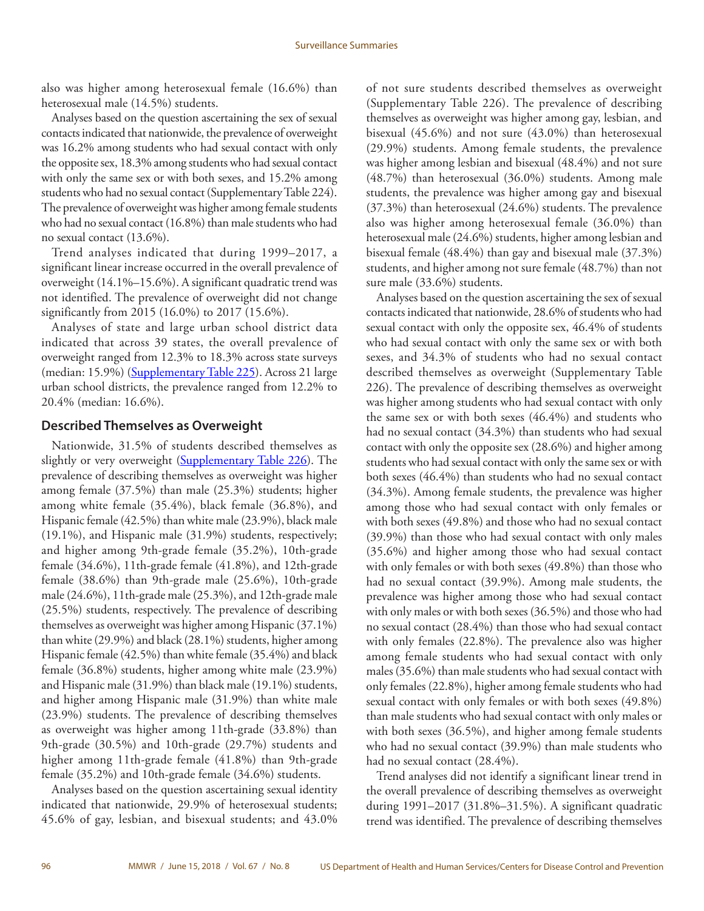also was higher among heterosexual female (16.6%) than heterosexual male (14.5%) students.

Analyses based on the question ascertaining the sex of sexual contacts indicated that nationwide, the prevalence of overweight was 16.2% among students who had sexual contact with only the opposite sex, 18.3% among students who had sexual contact with only the same sex or with both sexes, and 15.2% among students who had no sexual contact (Supplementary Table 224). The prevalence of overweight was higher among female students who had no sexual contact (16.8%) than male students who had no sexual contact (13.6%).

Trend analyses indicated that during 1999–2017, a significant linear increase occurred in the overall prevalence of overweight (14.1%–15.6%). A significant quadratic trend was not identified. The prevalence of overweight did not change significantly from 2015 (16.0%) to 2017 (15.6%).

Analyses of state and large urban school district data indicated that across 39 states, the overall prevalence of overweight ranged from 12.3% to 18.3% across state surveys (median: 15.9%) (Supplementary Table 225). Across 21 large urban school districts, the prevalence ranged from 12.2% to 20.4% (median: 16.6%).

### Described Themselves as Overweight

Nationwide, 31.5% of students described themselves as slightly or very overweight (Supplementary Table 226). The prevalence of describing themselves as overweight was higher among female (37.5%) than male (25.3%) students; higher among white female (35.4%), black female (36.8%), and Hispanic female (42.5%) than white male (23.9%), black male (19.1%), and Hispanic male (31.9%) students, respectively; and higher among 9th-grade female (35.2%), 10th-grade female (34.6%), 11th-grade female (41.8%), and 12th-grade female (38.6%) than 9th-grade male (25.6%), 10th-grade male (24.6%), 11th-grade male (25.3%), and 12th-grade male (25.5%) students, respectively. The prevalence of describing themselves as overweight was higher among Hispanic (37.1%) than white (29.9%) and black (28.1%) students, higher among Hispanic female (42.5%) than white female (35.4%) and black female (36.8%) students, higher among white male (23.9%) and Hispanic male (31.9%) than black male (19.1%) students, and higher among Hispanic male (31.9%) than white male (23.9%) students. The prevalence of describing themselves as overweight was higher among 11th-grade (33.8%) than 9th-grade (30.5%) and 10th-grade (29.7%) students and higher among 11th-grade female (41.8%) than 9th-grade female (35.2%) and 10th-grade female (34.6%) students.

Analyses based on the question ascertaining sexual identity indicated that nationwide, 29.9% of heterosexual students; 45.6% of gay, lesbian, and bisexual students; and 43.0% of not sure students described themselves as overweight (Supplementary Table 226). The prevalence of describing themselves as overweight was higher among gay, lesbian, and bisexual (45.6%) and not sure (43.0%) than heterosexual (29.9%) students. Among female students, the prevalence was higher among lesbian and bisexual (48.4%) and not sure (48.7%) than heterosexual (36.0%) students. Among male students, the prevalence was higher among gay and bisexual (37.3%) than heterosexual (24.6%) students. The prevalence also was higher among heterosexual female (36.0%) than heterosexual male (24.6%) students, higher among lesbian and bisexual female (48.4%) than gay and bisexual male (37.3%) students, and higher among not sure female (48.7%) than not sure male (33.6%) students.

Analyses based on the question ascertaining the sex of sexual contacts indicated that nationwide, 28.6% of students who had sexual contact with only the opposite sex, 46.4% of students who had sexual contact with only the same sex or with both sexes, and 34.3% of students who had no sexual contact described themselves as overweight (Supplementary Table 226). The prevalence of describing themselves as overweight was higher among students who had sexual contact with only the same sex or with both sexes (46.4%) and students who had no sexual contact (34.3%) than students who had sexual contact with only the opposite sex (28.6%) and higher among students who had sexual contact with only the same sex or with both sexes (46.4%) than students who had no sexual contact (34.3%). Among female students, the prevalence was higher among those who had sexual contact with only females or with both sexes (49.8%) and those who had no sexual contact (39.9%) than those who had sexual contact with only males (35.6%) and higher among those who had sexual contact with only females or with both sexes (49.8%) than those who had no sexual contact (39.9%). Among male students, the prevalence was higher among those who had sexual contact with only males or with both sexes (36.5%) and those who had no sexual contact (28.4%) than those who had sexual contact with only females (22.8%). The prevalence also was higher among female students who had sexual contact with only males (35.6%) than male students who had sexual contact with only females (22.8%), higher among female students who had sexual contact with only females or with both sexes (49.8%) than male students who had sexual contact with only males or with both sexes (36.5%), and higher among female students who had no sexual contact (39.9%) than male students who had no sexual contact (28.4%).

Trend analyses did not identify a significant linear trend in the overall prevalence of describing themselves as overweight during 1991–2017 (31.8%–31.5%). A significant quadratic trend was identified. The prevalence of describing themselves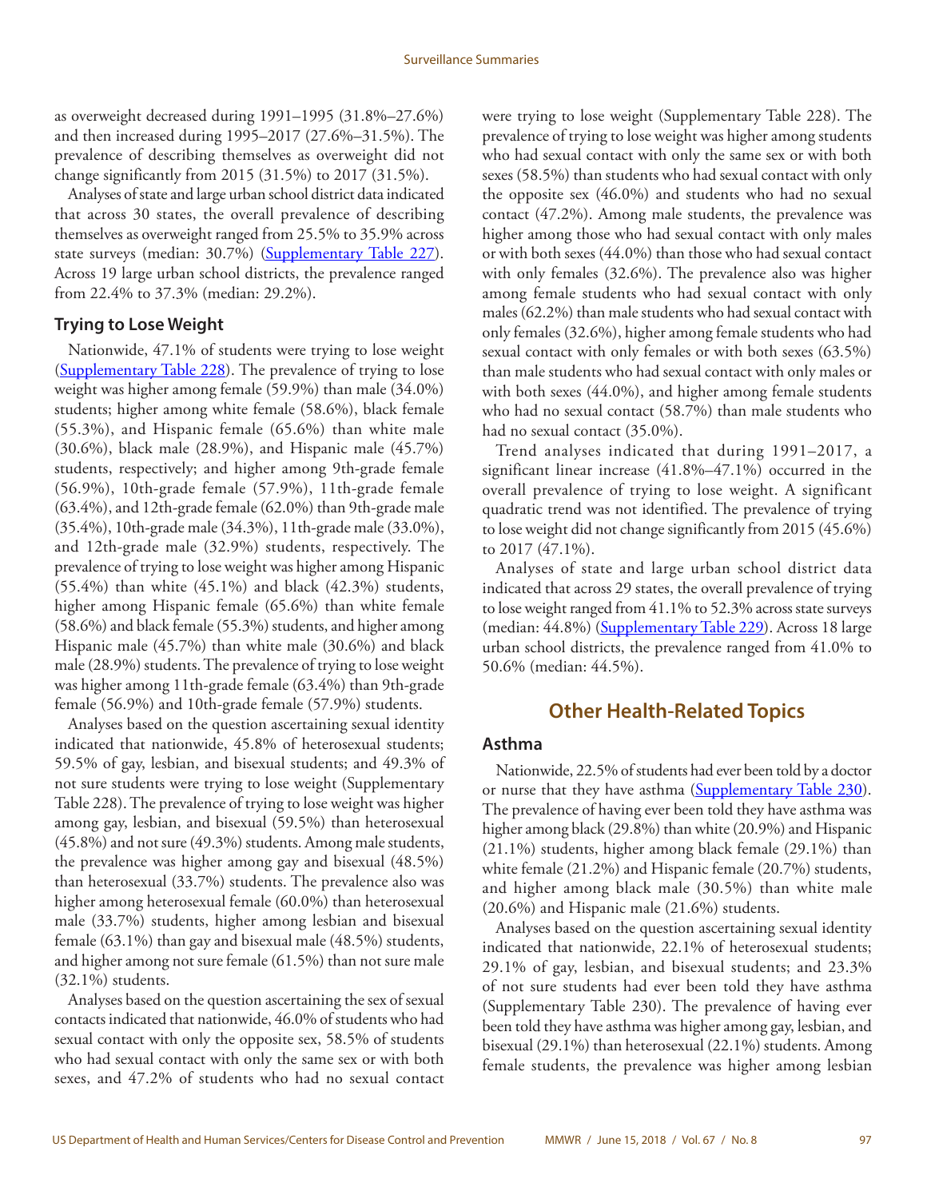as overweight decreased during 1991–1995 (31.8%–27.6%) and then increased during 1995–2017 (27.6%–31.5%). The prevalence of describing themselves as overweight did not change significantly from 2015 (31.5%) to 2017 (31.5%).

Analyses of state and large urban school district data indicated that across 30 states, the overall prevalence of describing themselves as overweight ranged from 25.5% to 35.9% across state surveys (median: 30.7%) (Supplementary Table 227). Across 19 large urban school districts, the prevalence ranged from 22.4% to 37.3% (median: 29.2%).

### Trying to Lose Weight

Nationwide, 47.1% of students were trying to lose weight (Supplementary Table 228). The prevalence of trying to lose weight was higher among female (59.9%) than male (34.0%) students; higher among white female (58.6%), black female (55.3%), and Hispanic female (65.6%) than white male (30.6%), black male (28.9%), and Hispanic male (45.7%) students, respectively; and higher among 9th-grade female (56.9%), 10th-grade female (57.9%), 11th-grade female (63.4%), and 12th-grade female (62.0%) than 9th-grade male (35.4%), 10th-grade male (34.3%), 11th-grade male (33.0%), and 12th-grade male (32.9%) students, respectively. The prevalence of trying to lose weight was higher among Hispanic (55.4%) than white (45.1%) and black (42.3%) students, higher among Hispanic female (65.6%) than white female (58.6%) and black female (55.3%) students, and higher among Hispanic male (45.7%) than white male (30.6%) and black male (28.9%) students. The prevalence of trying to lose weight was higher among 11th-grade female (63.4%) than 9th-grade female (56.9%) and 10th-grade female (57.9%) students.

Analyses based on the question ascertaining sexual identity indicated that nationwide, 45.8% of heterosexual students; 59.5% of gay, lesbian, and bisexual students; and 49.3% of not sure students were trying to lose weight (Supplementary Table 228). The prevalence of trying to lose weight was higher among gay, lesbian, and bisexual (59.5%) than heterosexual (45.8%) and not sure (49.3%) students. Among male students, the prevalence was higher among gay and bisexual (48.5%) than heterosexual (33.7%) students. The prevalence also was higher among heterosexual female (60.0%) than heterosexual male (33.7%) students, higher among lesbian and bisexual female (63.1%) than gay and bisexual male (48.5%) students, and higher among not sure female (61.5%) than not sure male (32.1%) students.

Analyses based on the question ascertaining the sex of sexual contacts indicated that nationwide, 46.0% of students who had sexual contact with only the opposite sex, 58.5% of students who had sexual contact with only the same sex or with both sexes, and 47.2% of students who had no sexual contact were trying to lose weight (Supplementary Table 228). The prevalence of trying to lose weight was higher among students who had sexual contact with only the same sex or with both sexes (58.5%) than students who had sexual contact with only the opposite sex (46.0%) and students who had no sexual contact (47.2%). Among male students, the prevalence was higher among those who had sexual contact with only males or with both sexes (44.0%) than those who had sexual contact with only females (32.6%). The prevalence also was higher among female students who had sexual contact with only males (62.2%) than male students who had sexual contact with only females (32.6%), higher among female students who had sexual contact with only females or with both sexes (63.5%) than male students who had sexual contact with only males or with both sexes (44.0%), and higher among female students who had no sexual contact (58.7%) than male students who had no sexual contact (35.0%).

Trend analyses indicated that during 1991–2017, a significant linear increase (41.8%–47.1%) occurred in the overall prevalence of trying to lose weight. A significant quadratic trend was not identified. The prevalence of trying to lose weight did not change significantly from 2015 (45.6%) to 2017 (47.1%).

Analyses of state and large urban school district data indicated that across 29 states, the overall prevalence of trying to lose weight ranged from 41.1% to 52.3% across state surveys (median: 44.8%) (Supplementary Table 229). Across 18 large urban school districts, the prevalence ranged from 41.0% to 50.6% (median: 44.5%).

## Other Health-Related Topics

### Asthma

Nationwide, 22.5% of students had ever been told by a doctor or nurse that they have asthma (Supplementary Table 230). The prevalence of having ever been told they have asthma was higher among black (29.8%) than white (20.9%) and Hispanic (21.1%) students, higher among black female (29.1%) than white female (21.2%) and Hispanic female (20.7%) students, and higher among black male (30.5%) than white male (20.6%) and Hispanic male (21.6%) students.

Analyses based on the question ascertaining sexual identity indicated that nationwide, 22.1% of heterosexual students; 29.1% of gay, lesbian, and bisexual students; and 23.3% of not sure students had ever been told they have asthma (Supplementary Table 230). The prevalence of having ever been told they have asthma was higher among gay, lesbian, and bisexual (29.1%) than heterosexual (22.1%) students. Among female students, the prevalence was higher among lesbian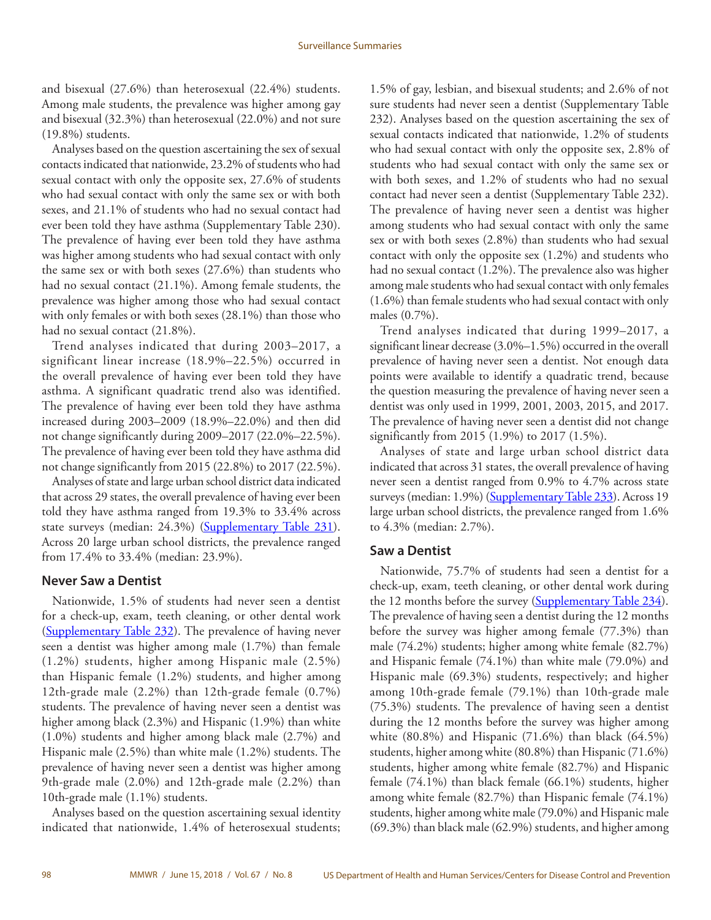and bisexual (27.6%) than heterosexual (22.4%) students. Among male students, the prevalence was higher among gay and bisexual (32.3%) than heterosexual (22.0%) and not sure (19.8%) students.

Analyses based on the question ascertaining the sex of sexual contacts indicated that nationwide, 23.2% of students who had sexual contact with only the opposite sex, 27.6% of students who had sexual contact with only the same sex or with both sexes, and 21.1% of students who had no sexual contact had ever been told they have asthma (Supplementary Table 230). The prevalence of having ever been told they have asthma was higher among students who had sexual contact with only the same sex or with both sexes (27.6%) than students who had no sexual contact (21.1%). Among female students, the prevalence was higher among those who had sexual contact with only females or with both sexes (28.1%) than those who had no sexual contact (21.8%).

Trend analyses indicated that during 2003–2017, a significant linear increase (18.9%–22.5%) occurred in the overall prevalence of having ever been told they have asthma. A significant quadratic trend also was identified. The prevalence of having ever been told they have asthma increased during 2003–2009 (18.9%–22.0%) and then did not change significantly during 2009–2017 (22.0%–22.5%). The prevalence of having ever been told they have asthma did not change significantly from 2015 (22.8%) to 2017 (22.5%).

Analyses of state and large urban school district data indicated that across 29 states, the overall prevalence of having ever been told they have asthma ranged from 19.3% to 33.4% across state surveys (median: 24.3%) (Supplementary Table 231). Across 20 large urban school districts, the prevalence ranged from 17.4% to 33.4% (median: 23.9%).

## Never Saw a Dentist

Nationwide, 1.5% of students had never seen a dentist for a check-up, exam, teeth cleaning, or other dental work (Supplementary Table 232). The prevalence of having never seen a dentist was higher among male (1.7%) than female (1.2%) students, higher among Hispanic male (2.5%) than Hispanic female (1.2%) students, and higher among 12th-grade male (2.2%) than 12th-grade female (0.7%) students. The prevalence of having never seen a dentist was higher among black (2.3%) and Hispanic (1.9%) than white (1.0%) students and higher among black male (2.7%) and Hispanic male (2.5%) than white male (1.2%) students. The prevalence of having never seen a dentist was higher among 9th-grade male (2.0%) and 12th-grade male (2.2%) than 10th-grade male (1.1%) students.

Analyses based on the question ascertaining sexual identity indicated that nationwide, 1.4% of heterosexual students; 1.5% of gay, lesbian, and bisexual students; and 2.6% of not sure students had never seen a dentist (Supplementary Table 232). Analyses based on the question ascertaining the sex of sexual contacts indicated that nationwide, 1.2% of students who had sexual contact with only the opposite sex, 2.8% of students who had sexual contact with only the same sex or with both sexes, and 1.2% of students who had no sexual contact had never seen a dentist (Supplementary Table 232). The prevalence of having never seen a dentist was higher among students who had sexual contact with only the same sex or with both sexes (2.8%) than students who had sexual contact with only the opposite sex (1.2%) and students who had no sexual contact (1.2%). The prevalence also was higher among male students who had sexual contact with only females (1.6%) than female students who had sexual contact with only males (0.7%).

Trend analyses indicated that during 1999–2017, a significant linear decrease (3.0%–1.5%) occurred in the overall prevalence of having never seen a dentist. Not enough data points were available to identify a quadratic trend, because the question measuring the prevalence of having never seen a dentist was only used in 1999, 2001, 2003, 2015, and 2017. The prevalence of having never seen a dentist did not change significantly from 2015 (1.9%) to 2017 (1.5%).

Analyses of state and large urban school district data indicated that across 31 states, the overall prevalence of having never seen a dentist ranged from 0.9% to 4.7% across state surveys (median: 1.9%) (Supplementary Table 233). Across 19 large urban school districts, the prevalence ranged from 1.6% to 4.3% (median: 2.7%).

## Saw a Dentist

Nationwide, 75.7% of students had seen a dentist for a check-up, exam, teeth cleaning, or other dental work during the 12 months before the survey (Supplementary Table 234). The prevalence of having seen a dentist during the 12 months before the survey was higher among female (77.3%) than male (74.2%) students; higher among white female (82.7%) and Hispanic female (74.1%) than white male (79.0%) and Hispanic male (69.3%) students, respectively; and higher among 10th-grade female (79.1%) than 10th-grade male (75.3%) students. The prevalence of having seen a dentist during the 12 months before the survey was higher among white (80.8%) and Hispanic (71.6%) than black (64.5%) students, higher among white (80.8%) than Hispanic (71.6%) students, higher among white female (82.7%) and Hispanic female (74.1%) than black female (66.1%) students, higher among white female (82.7%) than Hispanic female (74.1%) students, higher among white male (79.0%) and Hispanic male (69.3%) than black male (62.9%) students, and higher among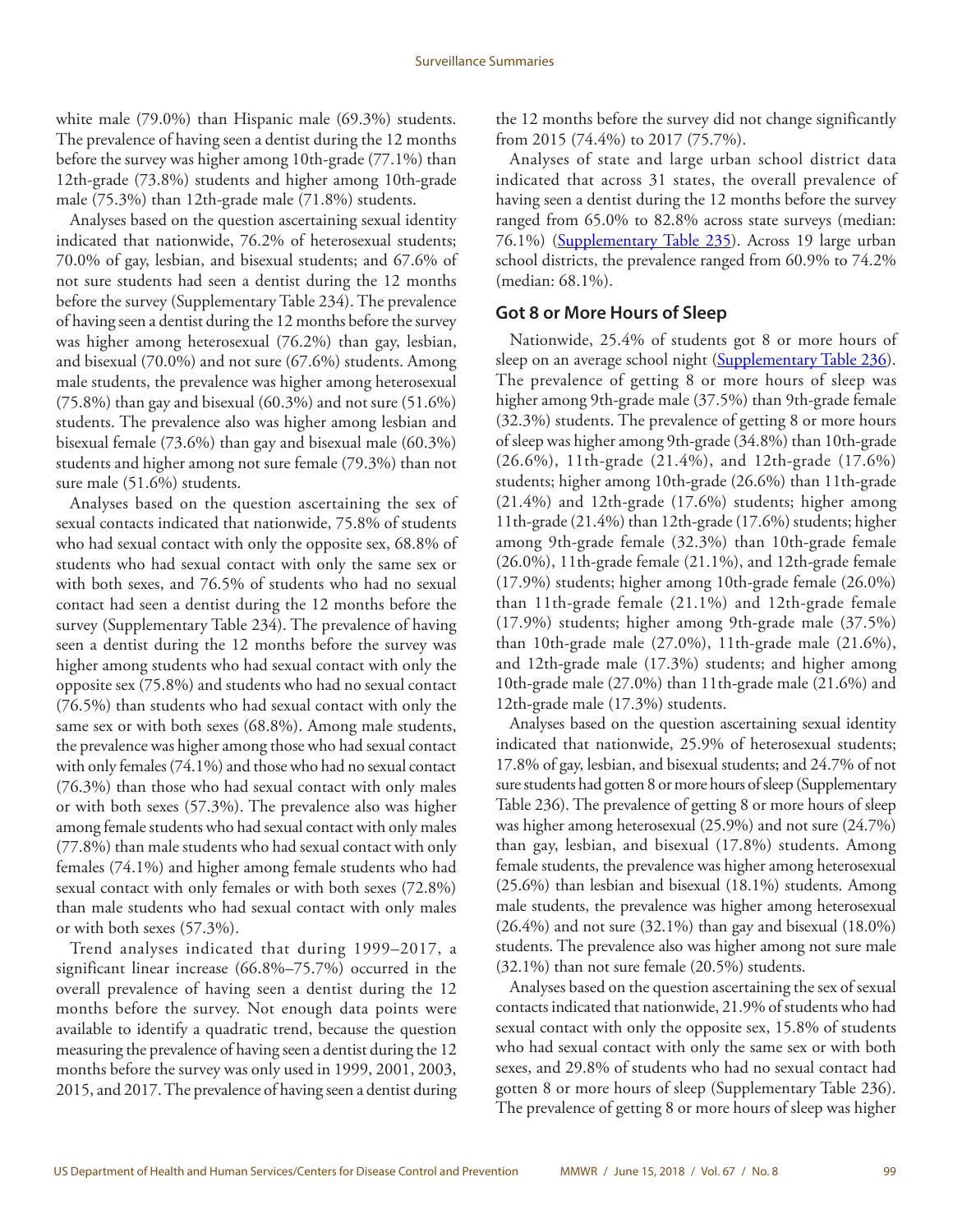white male (79.0%) than Hispanic male (69.3%) students. The prevalence of having seen a dentist during the 12 months before the survey was higher among 10th-grade (77.1%) than 12th-grade (73.8%) students and higher among 10th-grade male (75.3%) than 12th-grade male (71.8%) students.

Analyses based on the question ascertaining sexual identity indicated that nationwide, 76.2% of heterosexual students; 70.0% of gay, lesbian, and bisexual students; and 67.6% of not sure students had seen a dentist during the 12 months before the survey (Supplementary Table 234). The prevalence of having seen a dentist during the 12 months before the survey was higher among heterosexual (76.2%) than gay, lesbian, and bisexual (70.0%) and not sure (67.6%) students. Among male students, the prevalence was higher among heterosexual (75.8%) than gay and bisexual (60.3%) and not sure (51.6%) students. The prevalence also was higher among lesbian and bisexual female (73.6%) than gay and bisexual male (60.3%) students and higher among not sure female (79.3%) than not sure male (51.6%) students.

Analyses based on the question ascertaining the sex of sexual contacts indicated that nationwide, 75.8% of students who had sexual contact with only the opposite sex, 68.8% of students who had sexual contact with only the same sex or with both sexes, and 76.5% of students who had no sexual contact had seen a dentist during the 12 months before the survey (Supplementary Table 234). The prevalence of having seen a dentist during the 12 months before the survey was higher among students who had sexual contact with only the opposite sex (75.8%) and students who had no sexual contact (76.5%) than students who had sexual contact with only the same sex or with both sexes (68.8%). Among male students, the prevalence was higher among those who had sexual contact with only females (74.1%) and those who had no sexual contact (76.3%) than those who had sexual contact with only males or with both sexes (57.3%). The prevalence also was higher among female students who had sexual contact with only males (77.8%) than male students who had sexual contact with only females (74.1%) and higher among female students who had sexual contact with only females or with both sexes (72.8%) than male students who had sexual contact with only males or with both sexes (57.3%).

Trend analyses indicated that during 1999–2017, a significant linear increase (66.8%–75.7%) occurred in the overall prevalence of having seen a dentist during the 12 months before the survey. Not enough data points were available to identify a quadratic trend, because the question measuring the prevalence of having seen a dentist during the 12 months before the survey was only used in 1999, 2001, 2003, 2015, and 2017. The prevalence of having seen a dentist during the 12 months before the survey did not change significantly from 2015 (74.4%) to 2017 (75.7%).

Analyses of state and large urban school district data indicated that across 31 states, the overall prevalence of having seen a dentist during the 12 months before the survey ranged from 65.0% to 82.8% across state surveys (median: 76.1%) (Supplementary Table 235). Across 19 large urban school districts, the prevalence ranged from 60.9% to 74.2% (median: 68.1%).

### Got 8 or More Hours of Sleep

Nationwide, 25.4% of students got 8 or more hours of sleep on an average school night (Supplementary Table 236). The prevalence of getting 8 or more hours of sleep was higher among 9th-grade male (37.5%) than 9th-grade female (32.3%) students. The prevalence of getting 8 or more hours of sleep was higher among 9th-grade (34.8%) than 10th-grade (26.6%), 11th-grade (21.4%), and 12th-grade (17.6%) students; higher among 10th-grade (26.6%) than 11th-grade (21.4%) and 12th-grade (17.6%) students; higher among 11th-grade (21.4%) than 12th-grade (17.6%) students; higher among 9th-grade female (32.3%) than 10th-grade female (26.0%), 11th-grade female (21.1%), and 12th-grade female (17.9%) students; higher among 10th-grade female (26.0%) than 11th-grade female (21.1%) and 12th-grade female (17.9%) students; higher among 9th-grade male (37.5%) than 10th-grade male (27.0%), 11th-grade male (21.6%), and 12th-grade male (17.3%) students; and higher among 10th-grade male (27.0%) than 11th-grade male (21.6%) and 12th-grade male (17.3%) students.

Analyses based on the question ascertaining sexual identity indicated that nationwide, 25.9% of heterosexual students; 17.8% of gay, lesbian, and bisexual students; and 24.7% of not sure students had gotten 8 or more hours of sleep (Supplementary Table 236). The prevalence of getting 8 or more hours of sleep was higher among heterosexual (25.9%) and not sure (24.7%) than gay, lesbian, and bisexual (17.8%) students. Among female students, the prevalence was higher among heterosexual (25.6%) than lesbian and bisexual (18.1%) students. Among male students, the prevalence was higher among heterosexual (26.4%) and not sure (32.1%) than gay and bisexual (18.0%) students. The prevalence also was higher among not sure male (32.1%) than not sure female (20.5%) students.

Analyses based on the question ascertaining the sex of sexual contacts indicated that nationwide, 21.9% of students who had sexual contact with only the opposite sex, 15.8% of students who had sexual contact with only the same sex or with both sexes, and 29.8% of students who had no sexual contact had gotten 8 or more hours of sleep (Supplementary Table 236). The prevalence of getting 8 or more hours of sleep was higher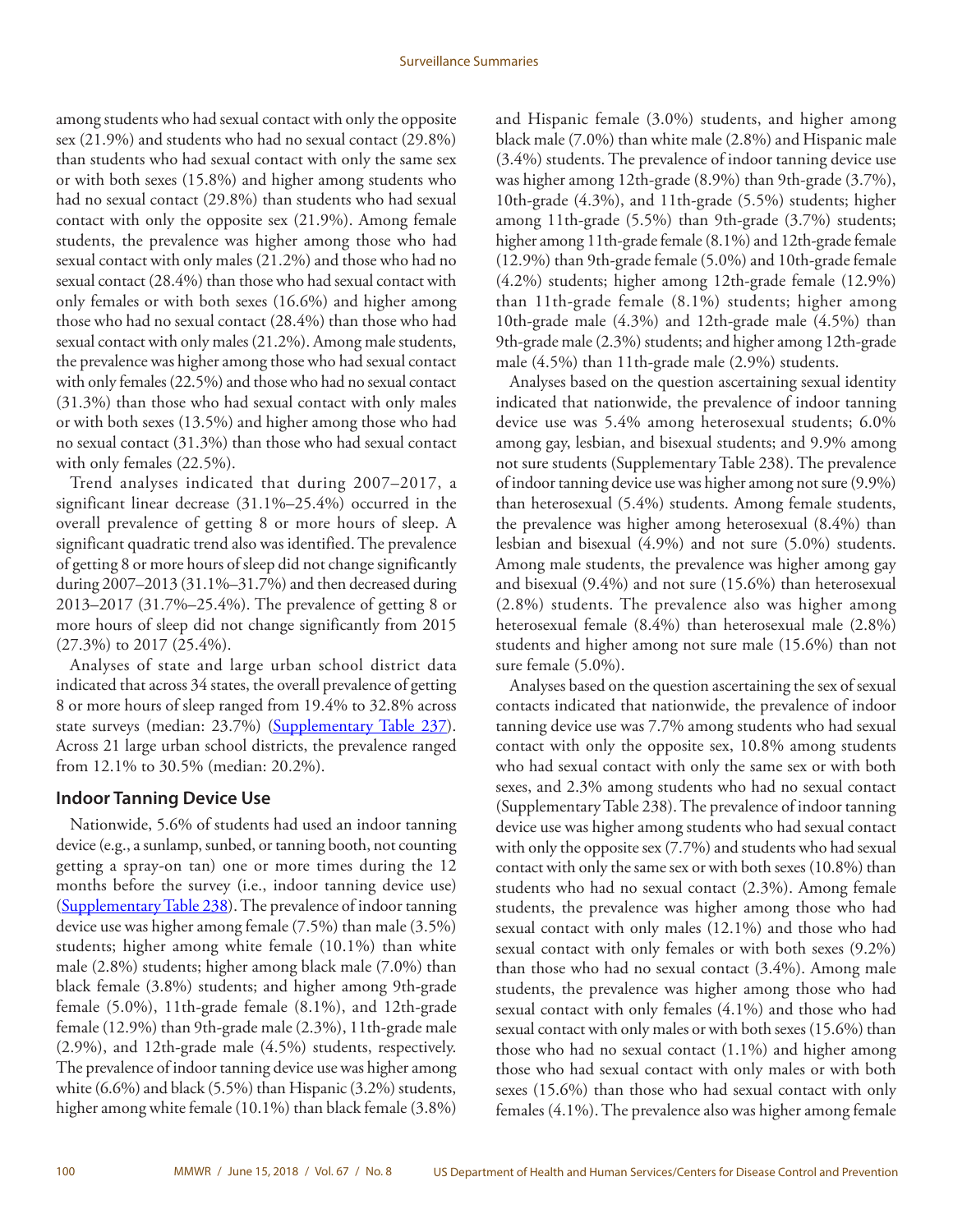among students who had sexual contact with only the opposite sex (21.9%) and students who had no sexual contact (29.8%) than students who had sexual contact with only the same sex or with both sexes (15.8%) and higher among students who had no sexual contact (29.8%) than students who had sexual contact with only the opposite sex (21.9%). Among female students, the prevalence was higher among those who had sexual contact with only males (21.2%) and those who had no sexual contact (28.4%) than those who had sexual contact with only females or with both sexes (16.6%) and higher among those who had no sexual contact (28.4%) than those who had sexual contact with only males (21.2%). Among male students, the prevalence was higher among those who had sexual contact with only females (22.5%) and those who had no sexual contact (31.3%) than those who had sexual contact with only males or with both sexes (13.5%) and higher among those who had no sexual contact (31.3%) than those who had sexual contact with only females (22.5%).

Trend analyses indicated that during 2007–2017, a significant linear decrease (31.1%–25.4%) occurred in the overall prevalence of getting 8 or more hours of sleep. A significant quadratic trend also was identified. The prevalence of getting 8 or more hours of sleep did not change significantly during 2007–2013 (31.1%–31.7%) and then decreased during 2013–2017 (31.7%–25.4%). The prevalence of getting 8 or more hours of sleep did not change significantly from 2015 (27.3%) to 2017 (25.4%).

Analyses of state and large urban school district data indicated that across 34 states, the overall prevalence of getting 8 or more hours of sleep ranged from 19.4% to 32.8% across state surveys (median: 23.7%) (Supplementary Table 237). Across 21 large urban school districts, the prevalence ranged from 12.1% to 30.5% (median: 20.2%).

## Indoor Tanning Device Use

Nationwide, 5.6% of students had used an indoor tanning device (e.g., a sunlamp, sunbed, or tanning booth, not counting getting a spray-on tan) one or more times during the 12 months before the survey (i.e., indoor tanning device use) (Supplementary Table 238). The prevalence of indoor tanning device use was higher among female (7.5%) than male (3.5%) students; higher among white female (10.1%) than white male (2.8%) students; higher among black male (7.0%) than black female (3.8%) students; and higher among 9th-grade female (5.0%), 11th-grade female (8.1%), and 12th-grade female (12.9%) than 9th-grade male (2.3%), 11th-grade male (2.9%), and 12th-grade male (4.5%) students, respectively. The prevalence of indoor tanning device use was higher among white (6.6%) and black (5.5%) than Hispanic (3.2%) students, higher among white female (10.1%) than black female (3.8%) and Hispanic female (3.0%) students, and higher among black male (7.0%) than white male (2.8%) and Hispanic male (3.4%) students. The prevalence of indoor tanning device use was higher among 12th-grade (8.9%) than 9th-grade (3.7%), 10th-grade (4.3%), and 11th-grade (5.5%) students; higher among 11th-grade (5.5%) than 9th-grade (3.7%) students; higher among 11th-grade female (8.1%) and 12th-grade female (12.9%) than 9th-grade female (5.0%) and 10th-grade female (4.2%) students; higher among 12th-grade female (12.9%) than 11th-grade female (8.1%) students; higher among 10th-grade male (4.3%) and 12th-grade male (4.5%) than 9th-grade male (2.3%) students; and higher among 12th-grade male (4.5%) than 11th-grade male (2.9%) students.

Analyses based on the question ascertaining sexual identity indicated that nationwide, the prevalence of indoor tanning device use was 5.4% among heterosexual students; 6.0% among gay, lesbian, and bisexual students; and 9.9% among not sure students (Supplementary Table 238). The prevalence of indoor tanning device use was higher among not sure (9.9%) than heterosexual (5.4%) students. Among female students, the prevalence was higher among heterosexual (8.4%) than lesbian and bisexual (4.9%) and not sure (5.0%) students. Among male students, the prevalence was higher among gay and bisexual (9.4%) and not sure (15.6%) than heterosexual (2.8%) students. The prevalence also was higher among heterosexual female (8.4%) than heterosexual male (2.8%) students and higher among not sure male (15.6%) than not sure female (5.0%).

Analyses based on the question ascertaining the sex of sexual contacts indicated that nationwide, the prevalence of indoor tanning device use was 7.7% among students who had sexual contact with only the opposite sex, 10.8% among students who had sexual contact with only the same sex or with both sexes, and 2.3% among students who had no sexual contact (Supplementary Table 238). The prevalence of indoor tanning device use was higher among students who had sexual contact with only the opposite sex (7.7%) and students who had sexual contact with only the same sex or with both sexes (10.8%) than students who had no sexual contact (2.3%). Among female students, the prevalence was higher among those who had sexual contact with only males (12.1%) and those who had sexual contact with only females or with both sexes (9.2%) than those who had no sexual contact (3.4%). Among male students, the prevalence was higher among those who had sexual contact with only females (4.1%) and those who had sexual contact with only males or with both sexes (15.6%) than those who had no sexual contact (1.1%) and higher among those who had sexual contact with only males or with both sexes (15.6%) than those who had sexual contact with only females (4.1%). The prevalence also was higher among female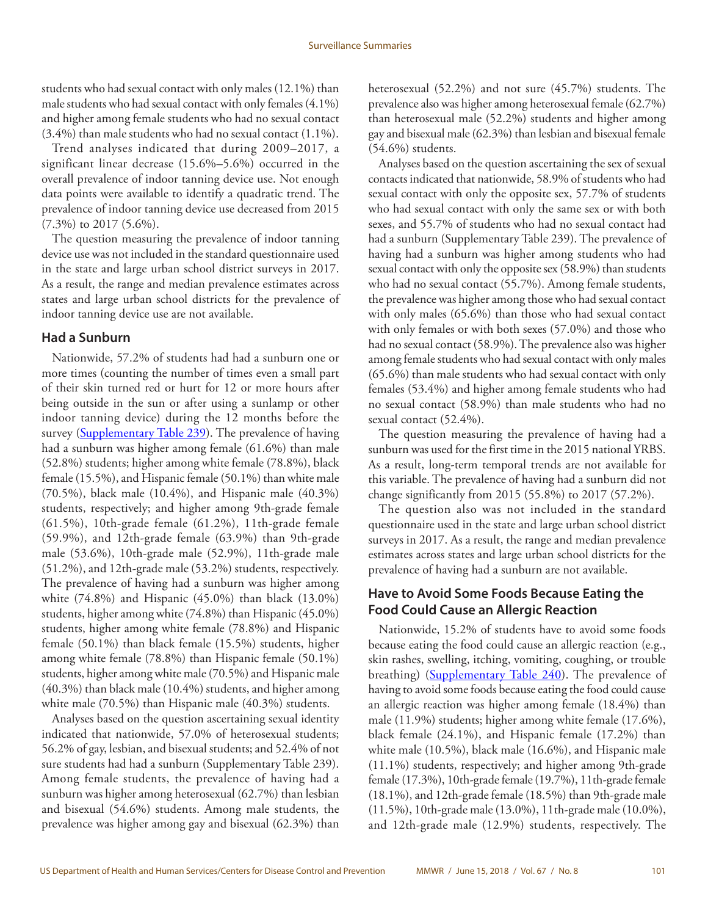students who had sexual contact with only males (12.1%) than male students who had sexual contact with only females (4.1%) and higher among female students who had no sexual contact (3.4%) than male students who had no sexual contact (1.1%).

Trend analyses indicated that during 2009–2017, a significant linear decrease (15.6%–5.6%) occurred in the overall prevalence of indoor tanning device use. Not enough data points were available to identify a quadratic trend. The prevalence of indoor tanning device use decreased from 2015 (7.3%) to 2017 (5.6%).

The question measuring the prevalence of indoor tanning device use was not included in the standard questionnaire used in the state and large urban school district surveys in 2017. As a result, the range and median prevalence estimates across states and large urban school districts for the prevalence of indoor tanning device use are not available.

### Had a Sunburn

Nationwide, 57.2% of students had had a sunburn one or more times (counting the number of times even a small part of their skin turned red or hurt for 12 or more hours after being outside in the sun or after using a sunlamp or other indoor tanning device) during the 12 months before the survey (Supplementary Table 239). The prevalence of having had a sunburn was higher among female (61.6%) than male (52.8%) students; higher among white female (78.8%), black female (15.5%), and Hispanic female (50.1%) than white male (70.5%), black male (10.4%), and Hispanic male (40.3%) students, respectively; and higher among 9th-grade female (61.5%), 10th-grade female (61.2%), 11th-grade female (59.9%), and 12th-grade female (63.9%) than 9th-grade male (53.6%), 10th-grade male (52.9%), 11th-grade male (51.2%), and 12th-grade male (53.2%) students, respectively. The prevalence of having had a sunburn was higher among white (74.8%) and Hispanic (45.0%) than black (13.0%) students, higher among white (74.8%) than Hispanic (45.0%) students, higher among white female (78.8%) and Hispanic female (50.1%) than black female (15.5%) students, higher among white female (78.8%) than Hispanic female (50.1%) students, higher among white male (70.5%) and Hispanic male (40.3%) than black male (10.4%) students, and higher among white male (70.5%) than Hispanic male (40.3%) students.

Analyses based on the question ascertaining sexual identity indicated that nationwide, 57.0% of heterosexual students; 56.2% of gay, lesbian, and bisexual students; and 52.4% of not sure students had had a sunburn (Supplementary Table 239). Among female students, the prevalence of having had a sunburn was higher among heterosexual (62.7%) than lesbian and bisexual (54.6%) students. Among male students, the prevalence was higher among gay and bisexual (62.3%) than heterosexual (52.2%) and not sure (45.7%) students. The prevalence also was higher among heterosexual female (62.7%) than heterosexual male (52.2%) students and higher among gay and bisexual male (62.3%) than lesbian and bisexual female (54.6%) students.

Analyses based on the question ascertaining the sex of sexual contacts indicated that nationwide, 58.9% of students who had sexual contact with only the opposite sex, 57.7% of students who had sexual contact with only the same sex or with both sexes, and 55.7% of students who had no sexual contact had had a sunburn (Supplementary Table 239). The prevalence of having had a sunburn was higher among students who had sexual contact with only the opposite sex (58.9%) than students who had no sexual contact (55.7%). Among female students, the prevalence was higher among those who had sexual contact with only males (65.6%) than those who had sexual contact with only females or with both sexes (57.0%) and those who had no sexual contact (58.9%). The prevalence also was higher among female students who had sexual contact with only males (65.6%) than male students who had sexual contact with only females (53.4%) and higher among female students who had no sexual contact (58.9%) than male students who had no sexual contact (52.4%).

The question measuring the prevalence of having had a sunburn was used for the first time in the 2015 national YRBS. As a result, long-term temporal trends are not available for this variable. The prevalence of having had a sunburn did not change significantly from 2015 (55.8%) to 2017 (57.2%).

The question also was not included in the standard questionnaire used in the state and large urban school district surveys in 2017. As a result, the range and median prevalence estimates across states and large urban school districts for the prevalence of having had a sunburn are not available.

### Have to Avoid Some Foods Because Eating the Food Could Cause an Allergic Reaction

Nationwide, 15.2% of students have to avoid some foods because eating the food could cause an allergic reaction (e.g., skin rashes, swelling, itching, vomiting, coughing, or trouble breathing) (Supplementary Table 240). The prevalence of having to avoid some foods because eating the food could cause an allergic reaction was higher among female (18.4%) than male (11.9%) students; higher among white female (17.6%), black female (24.1%), and Hispanic female (17.2%) than white male (10.5%), black male (16.6%), and Hispanic male (11.1%) students, respectively; and higher among 9th-grade female (17.3%), 10th-grade female (19.7%), 11th-grade female (18.1%), and 12th-grade female (18.5%) than 9th-grade male (11.5%), 10th-grade male (13.0%), 11th-grade male (10.0%), and 12th-grade male (12.9%) students, respectively. The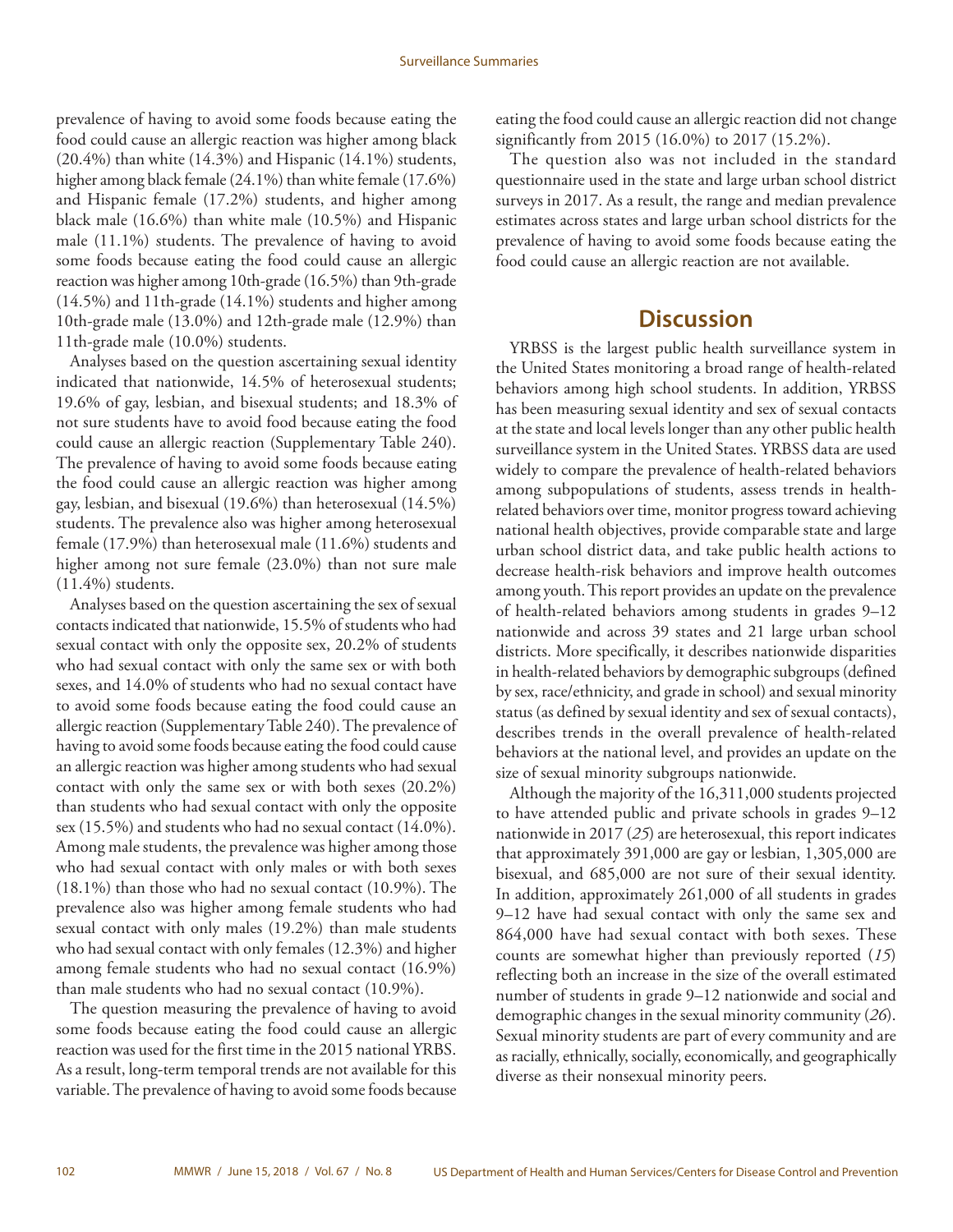prevalence of having to avoid some foods because eating the food could cause an allergic reaction was higher among black (20.4%) than white (14.3%) and Hispanic (14.1%) students, higher among black female (24.1%) than white female (17.6%) and Hispanic female (17.2%) students, and higher among black male (16.6%) than white male (10.5%) and Hispanic male (11.1%) students. The prevalence of having to avoid some foods because eating the food could cause an allergic reaction was higher among 10th-grade (16.5%) than 9th-grade (14.5%) and 11th-grade (14.1%) students and higher among 10th-grade male (13.0%) and 12th-grade male (12.9%) than 11th-grade male (10.0%) students.

Analyses based on the question ascertaining sexual identity indicated that nationwide, 14.5% of heterosexual students; 19.6% of gay, lesbian, and bisexual students; and 18.3% of not sure students have to avoid food because eating the food could cause an allergic reaction (Supplementary Table 240). The prevalence of having to avoid some foods because eating the food could cause an allergic reaction was higher among gay, lesbian, and bisexual (19.6%) than heterosexual (14.5%) students. The prevalence also was higher among heterosexual female (17.9%) than heterosexual male (11.6%) students and higher among not sure female (23.0%) than not sure male (11.4%) students.

Analyses based on the question ascertaining the sex of sexual contacts indicated that nationwide, 15.5% of students who had sexual contact with only the opposite sex, 20.2% of students who had sexual contact with only the same sex or with both sexes, and 14.0% of students who had no sexual contact have to avoid some foods because eating the food could cause an allergic reaction (Supplementary Table 240). The prevalence of having to avoid some foods because eating the food could cause an allergic reaction was higher among students who had sexual contact with only the same sex or with both sexes (20.2%) than students who had sexual contact with only the opposite sex (15.5%) and students who had no sexual contact (14.0%). Among male students, the prevalence was higher among those who had sexual contact with only males or with both sexes (18.1%) than those who had no sexual contact (10.9%). The prevalence also was higher among female students who had sexual contact with only males (19.2%) than male students who had sexual contact with only females (12.3%) and higher among female students who had no sexual contact (16.9%) than male students who had no sexual contact (10.9%).

The question measuring the prevalence of having to avoid some foods because eating the food could cause an allergic reaction was used for the first time in the 2015 national YRBS. As a result, long-term temporal trends are not available for this variable. The prevalence of having to avoid some foods because eating the food could cause an allergic reaction did not change significantly from 2015 (16.0%) to 2017 (15.2%).

The question also was not included in the standard questionnaire used in the state and large urban school district surveys in 2017. As a result, the range and median prevalence estimates across states and large urban school districts for the prevalence of having to avoid some foods because eating the food could cause an allergic reaction are not available.

## Discussion

YRBSS is the largest public health surveillance system in the United States monitoring a broad range of health-related behaviors among high school students. In addition, YRBSS has been measuring sexual identity and sex of sexual contacts at the state and local levels longer than any other public health surveillance system in the United States. YRBSS data are used widely to compare the prevalence of health-related behaviors among subpopulations of students, assess trends in health-related behaviors over time, monitor progress toward achieving national health objectives, provide comparable state and large urban school district data, and take public health actions to decrease health-risk behaviors and improve health outcomes among youth. This report provides an update on the prevalence of health-related behaviors among students in grades 9–12 nationwide and across 39 states and 21 large urban school districts. More specifically, it describes nationwide disparities in health-related behaviors by demographic subgroups (defined by sex, race/ethnicity, and grade in school) and sexual minority status (as defined by sexual identity and sex of sexual contacts), describes trends in the overall prevalence of health-related behaviors at the national level, and provides an update on the size of sexual minority subgroups nationwide.

Although the majority of the 16,311,000 students projected to have attended public and private schools in grades 9–12 nationwide in 2017 (*25*) are heterosexual, this report indicates that approximately 391,000 are gay or lesbian, 1,305,000 are bisexual, and 685,000 are not sure of their sexual identity. In addition, approximately 261,000 of all students in grades 9–12 have had sexual contact with only the same sex and 864,000 have had sexual contact with both sexes. These counts are somewhat higher than previously reported (*15*) reflecting both an increase in the size of the overall estimated number of students in grade 9–12 nationwide and social and demographic changes in the sexual minority community (*26*). Sexual minority students are part of every community and are as racially, ethnically, socially, economically, and geographically diverse as their nonsexual minority peers.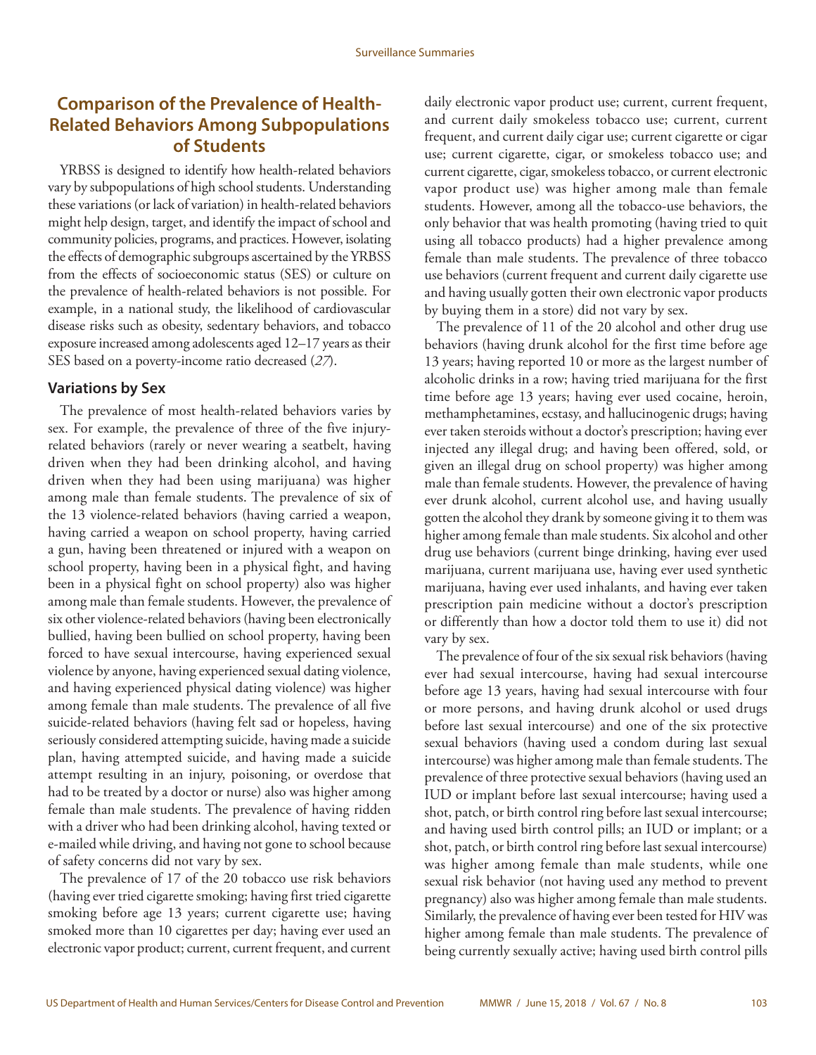## Comparison of the Prevalence of Health-Related Behaviors Among Subpopulations of Students

YRBSS is designed to identify how health-related behaviors vary by subpopulations of high school students. Understanding these variations (or lack of variation) in health-related behaviors might help design, target, and identify the impact of school and community policies, programs, and practices. However, isolating the effects of demographic subgroups ascertained by the YRBSS from the effects of socioeconomic status (SES) or culture on the prevalence of health-related behaviors is not possible. For example, in a national study, the likelihood of cardiovascular disease risks such as obesity, sedentary behaviors, and tobacco exposure increased among adolescents aged 12–17 years as their SES based on a poverty-income ratio decreased (*27*).

### Variations by Sex

The prevalence of most health-related behaviors varies by sex. For example, the prevalence of three of the five injury-related behaviors (rarely or never wearing a seatbelt, having driven when they had been drinking alcohol, and having driven when they had been using marijuana) was higher among male than female students. The prevalence of six of the 13 violence-related behaviors (having carried a weapon, having carried a weapon on school property, having carried a gun, having been threatened or injured with a weapon on school property, having been in a physical fight, and having been in a physical fight on school property) also was higher among male than female students. However, the prevalence of six other violence-related behaviors (having been electronically bullied, having been bullied on school property, having been forced to have sexual intercourse, having experienced sexual violence by anyone, having experienced sexual dating violence, and having experienced physical dating violence) was higher among female than male students. The prevalence of all five suicide-related behaviors (having felt sad or hopeless, having seriously considered attempting suicide, having made a suicide plan, having attempted suicide, and having made a suicide attempt resulting in an injury, poisoning, or overdose that had to be treated by a doctor or nurse) also was higher among female than male students. The prevalence of having ridden with a driver who had been drinking alcohol, having texted or e-mailed while driving, and having not gone to school because of safety concerns did not vary by sex.

The prevalence of 17 of the 20 tobacco use risk behaviors (having ever tried cigarette smoking; having first tried cigarette smoking before age 13 years; current cigarette use; having smoked more than 10 cigarettes per day; having ever used an electronic vapor product; current, current frequent, and current daily electronic vapor product use; current, current frequent, and current daily smokeless tobacco use; current, current frequent, and current daily cigar use; current cigarette or cigar use; current cigarette, cigar, or smokeless tobacco use; and current cigarette, cigar, smokeless tobacco, or current electronic vapor product use) was higher among male than female students. However, among all the tobacco-use behaviors, the only behavior that was health promoting (having tried to quit using all tobacco products) had a higher prevalence among female than male students. The prevalence of three tobacco use behaviors (current frequent and current daily cigarette use and having usually gotten their own electronic vapor products by buying them in a store) did not vary by sex.

The prevalence of 11 of the 20 alcohol and other drug use behaviors (having drunk alcohol for the first time before age 13 years; having reported 10 or more as the largest number of alcoholic drinks in a row; having tried marijuana for the first time before age 13 years; having ever used cocaine, heroin, methamphetamines, ecstasy, and hallucinogenic drugs; having ever taken steroids without a doctor's prescription; having ever injected any illegal drug; and having been offered, sold, or given an illegal drug on school property) was higher among male than female students. However, the prevalence of having ever drunk alcohol, current alcohol use, and having usually gotten the alcohol they drank by someone giving it to them was higher among female than male students. Six alcohol and other drug use behaviors (current binge drinking, having ever used marijuana, current marijuana use, having ever used synthetic marijuana, having ever used inhalants, and having ever taken prescription pain medicine without a doctor's prescription or differently than how a doctor told them to use it) did not vary by sex.

The prevalence of four of the six sexual risk behaviors (having ever had sexual intercourse, having had sexual intercourse before age 13 years, having had sexual intercourse with four or more persons, and having drunk alcohol or used drugs before last sexual intercourse) and one of the six protective sexual behaviors (having used a condom during last sexual intercourse) was higher among male than female students. The prevalence of three protective sexual behaviors (having used an IUD or implant before last sexual intercourse; having used a shot, patch, or birth control ring before last sexual intercourse; and having used birth control pills; an IUD or implant; or a shot, patch, or birth control ring before last sexual intercourse) was higher among female than male students, while one sexual risk behavior (not having used any method to prevent pregnancy) also was higher among female than male students. Similarly, the prevalence of having ever been tested for HIV was higher among female than male students. The prevalence of being currently sexually active; having used birth control pills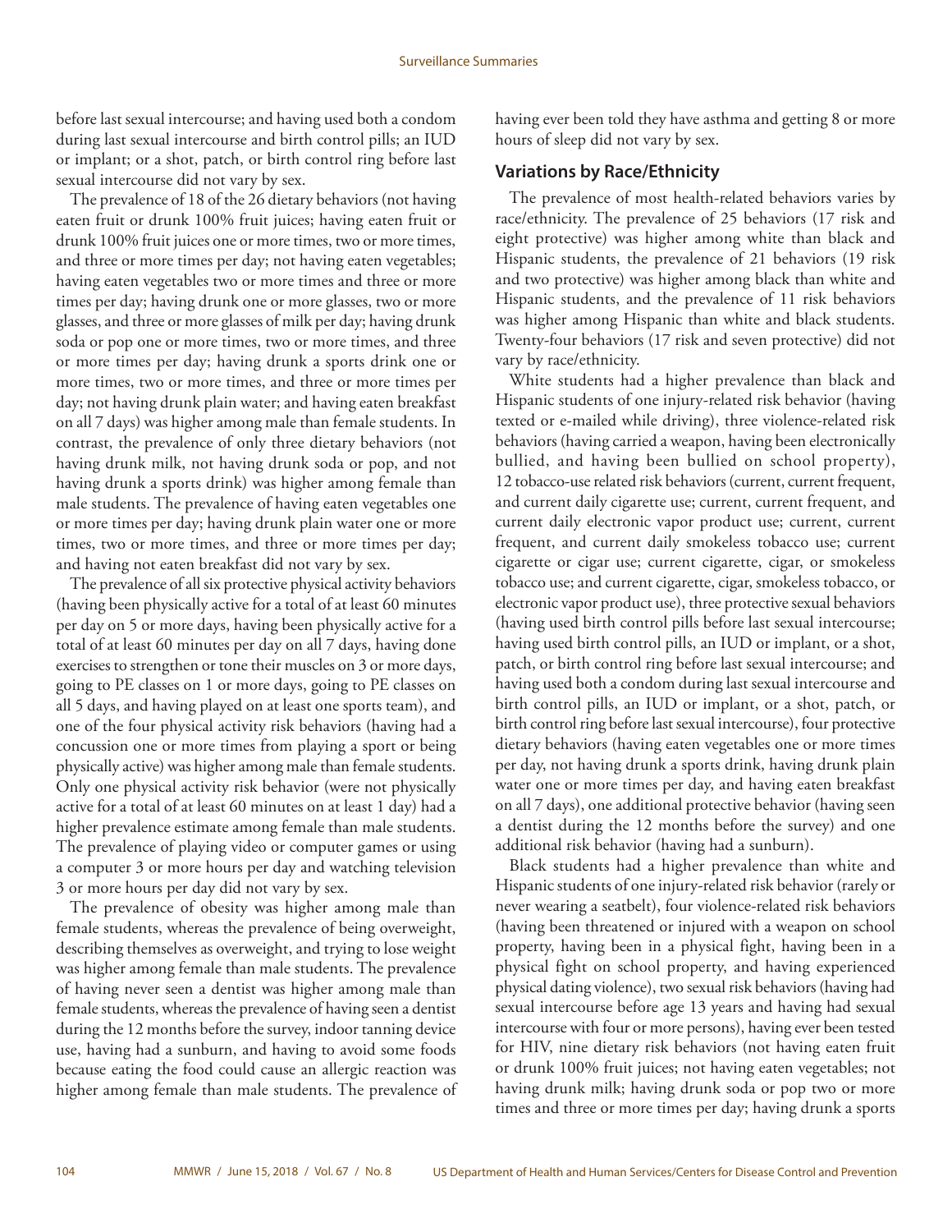before last sexual intercourse; and having used both a condom during last sexual intercourse and birth control pills; an IUD or implant; or a shot, patch, or birth control ring before last sexual intercourse did not vary by sex.

The prevalence of 18 of the 26 dietary behaviors (not having eaten fruit or drunk 100% fruit juices; having eaten fruit or drunk 100% fruit juices one or more times, two or more times, and three or more times per day; not having eaten vegetables; having eaten vegetables two or more times and three or more times per day; having drunk one or more glasses, two or more glasses, and three or more glasses of milk per day; having drunk soda or pop one or more times, two or more times, and three or more times per day; having drunk a sports drink one or more times, two or more times, and three or more times per day; not having drunk plain water; and having eaten breakfast on all 7 days) was higher among male than female students. In contrast, the prevalence of only three dietary behaviors (not having drunk milk, not having drunk soda or pop, and not having drunk a sports drink) was higher among female than male students. The prevalence of having eaten vegetables one or more times per day; having drunk plain water one or more times, two or more times, and three or more times per day; and having not eaten breakfast did not vary by sex.

The prevalence of all six protective physical activity behaviors (having been physically active for a total of at least 60 minutes per day on 5 or more days, having been physically active for a total of at least 60 minutes per day on all 7 days, having done exercises to strengthen or tone their muscles on 3 or more days, going to PE classes on 1 or more days, going to PE classes on all 5 days, and having played on at least one sports team), and one of the four physical activity risk behaviors (having had a concussion one or more times from playing a sport or being physically active) was higher among male than female students. Only one physical activity risk behavior (were not physically active for a total of at least 60 minutes on at least 1 day) had a higher prevalence estimate among female than male students. The prevalence of playing video or computer games or using a computer 3 or more hours per day and watching television 3 or more hours per day did not vary by sex.

The prevalence of obesity was higher among male than female students, whereas the prevalence of being overweight, describing themselves as overweight, and trying to lose weight was higher among female than male students. The prevalence of having never seen a dentist was higher among male than female students, whereas the prevalence of having seen a dentist during the 12 months before the survey, indoor tanning device use, having had a sunburn, and having to avoid some foods because eating the food could cause an allergic reaction was higher among female than male students. The prevalence of having ever been told they have asthma and getting 8 or more hours of sleep did not vary by sex.

### Variations by Race/Ethnicity

The prevalence of most health-related behaviors varies by race/ethnicity. The prevalence of 25 behaviors (17 risk and eight protective) was higher among white than black and Hispanic students, the prevalence of 21 behaviors (19 risk and two protective) was higher among black than white and Hispanic students, and the prevalence of 11 risk behaviors was higher among Hispanic than white and black students. Twenty-four behaviors (17 risk and seven protective) did not vary by race/ethnicity.

White students had a higher prevalence than black and Hispanic students of one injury-related risk behavior (having texted or e-mailed while driving), three violence-related risk behaviors (having carried a weapon, having been electronically bullied, and having been bullied on school property), 12 tobacco-use related risk behaviors (current, current frequent, and current daily cigarette use; current, current frequent, and current daily electronic vapor product use; current, current frequent, and current daily smokeless tobacco use; current cigarette or cigar use; current cigarette, cigar, or smokeless tobacco use; and current cigarette, cigar, smokeless tobacco, or electronic vapor product use), three protective sexual behaviors (having used birth control pills before last sexual intercourse; having used birth control pills, an IUD or implant, or a shot, patch, or birth control ring before last sexual intercourse; and having used both a condom during last sexual intercourse and birth control pills, an IUD or implant, or a shot, patch, or birth control ring before last sexual intercourse), four protective dietary behaviors (having eaten vegetables one or more times per day, not having drunk a sports drink, having drunk plain water one or more times per day, and having eaten breakfast on all 7 days), one additional protective behavior (having seen a dentist during the 12 months before the survey) and one additional risk behavior (having had a sunburn).

Black students had a higher prevalence than white and Hispanic students of one injury-related risk behavior (rarely or never wearing a seatbelt), four violence-related risk behaviors (having been threatened or injured with a weapon on school property, having been in a physical fight, having been in a physical fight on school property, and having experienced physical dating violence), two sexual risk behaviors (having had sexual intercourse before age 13 years and having had sexual intercourse with four or more persons), having ever been tested for HIV, nine dietary risk behaviors (not having eaten fruit or drunk 100% fruit juices; not having eaten vegetables; not having drunk milk; having drunk soda or pop two or more times and three or more times per day; having drunk a sports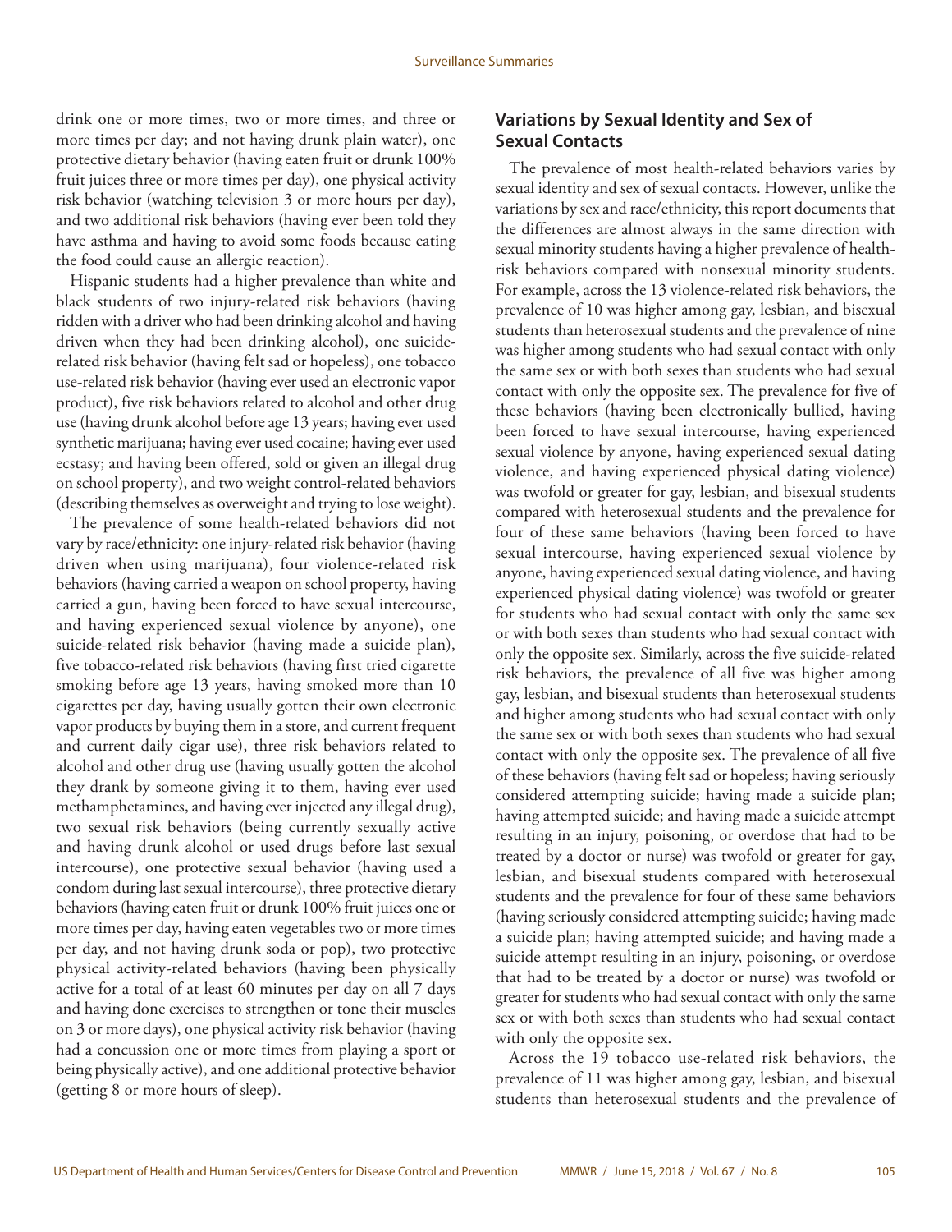drink one or more times, two or more times, and three or more times per day; and not having drunk plain water), one protective dietary behavior (having eaten fruit or drunk 100% fruit juices three or more times per day), one physical activity risk behavior (watching television 3 or more hours per day), and two additional risk behaviors (having ever been told they have asthma and having to avoid some foods because eating the food could cause an allergic reaction).

Hispanic students had a higher prevalence than white and black students of two injury-related risk behaviors (having ridden with a driver who had been drinking alcohol and having driven when they had been drinking alcohol), one suicide-related risk behavior (having felt sad or hopeless), one tobacco use-related risk behavior (having ever used an electronic vapor product), five risk behaviors related to alcohol and other drug use (having drunk alcohol before age 13 years; having ever used synthetic marijuana; having ever used cocaine; having ever used ecstasy; and having been offered, sold or given an illegal drug on school property), and two weight control-related behaviors (describing themselves as overweight and trying to lose weight).

The prevalence of some health-related behaviors did not vary by race/ethnicity: one injury-related risk behavior (having driven when using marijuana), four violence-related risk behaviors (having carried a weapon on school property, having carried a gun, having been forced to have sexual intercourse, and having experienced sexual violence by anyone), one suicide-related risk behavior (having made a suicide plan), five tobacco-related risk behaviors (having first tried cigarette smoking before age 13 years, having smoked more than 10 cigarettes per day, having usually gotten their own electronic vapor products by buying them in a store, and current frequent and current daily cigar use), three risk behaviors related to alcohol and other drug use (having usually gotten the alcohol they drank by someone giving it to them, having ever used methamphetamines, and having ever injected any illegal drug), two sexual risk behaviors (being currently sexually active and having drunk alcohol or used drugs before last sexual intercourse), one protective sexual behavior (having used a condom during last sexual intercourse), three protective dietary behaviors (having eaten fruit or drunk 100% fruit juices one or more times per day, having eaten vegetables two or more times per day, and not having drunk soda or pop), two protective physical activity-related behaviors (having been physically active for a total of at least 60 minutes per day on all 7 days and having done exercises to strengthen or tone their muscles on 3 or more days), one physical activity risk behavior (having had a concussion one or more times from playing a sport or being physically active), and one additional protective behavior (getting 8 or more hours of sleep).

## Variations by Sexual Identity and Sex of Sexual Contacts

The prevalence of most health-related behaviors varies by sexual identity and sex of sexual contacts. However, unlike the variations by sex and race/ethnicity, this report documents that the differences are almost always in the same direction with sexual minority students having a higher prevalence of health-risk behaviors compared with nonsexual minority students. For example, across the 13 violence-related risk behaviors, the prevalence of 10 was higher among gay, lesbian, and bisexual students than heterosexual students and the prevalence of nine was higher among students who had sexual contact with only the same sex or with both sexes than students who had sexual contact with only the opposite sex. The prevalence for five of these behaviors (having been electronically bullied, having been forced to have sexual intercourse, having experienced sexual violence by anyone, having experienced sexual dating violence, and having experienced physical dating violence) was twofold or greater for gay, lesbian, and bisexual students compared with heterosexual students and the prevalence for four of these same behaviors (having been forced to have sexual intercourse, having experienced sexual violence by anyone, having experienced sexual dating violence, and having experienced physical dating violence) was twofold or greater for students who had sexual contact with only the same sex or with both sexes than students who had sexual contact with only the opposite sex. Similarly, across the five suicide-related risk behaviors, the prevalence of all five was higher among gay, lesbian, and bisexual students than heterosexual students and higher among students who had sexual contact with only the same sex or with both sexes than students who had sexual contact with only the opposite sex. The prevalence of all five of these behaviors (having felt sad or hopeless; having seriously considered attempting suicide; having made a suicide plan; having attempted suicide; and having made a suicide attempt resulting in an injury, poisoning, or overdose that had to be treated by a doctor or nurse) was twofold or greater for gay, lesbian, and bisexual students compared with heterosexual students and the prevalence for four of these same behaviors (having seriously considered attempting suicide; having made a suicide plan; having attempted suicide; and having made a suicide attempt resulting in an injury, poisoning, or overdose that had to be treated by a doctor or nurse) was twofold or greater for students who had sexual contact with only the same sex or with both sexes than students who had sexual contact with only the opposite sex.

Across the 19 tobacco use-related risk behaviors, the prevalence of 11 was higher among gay, lesbian, and bisexual students than heterosexual students and the prevalence of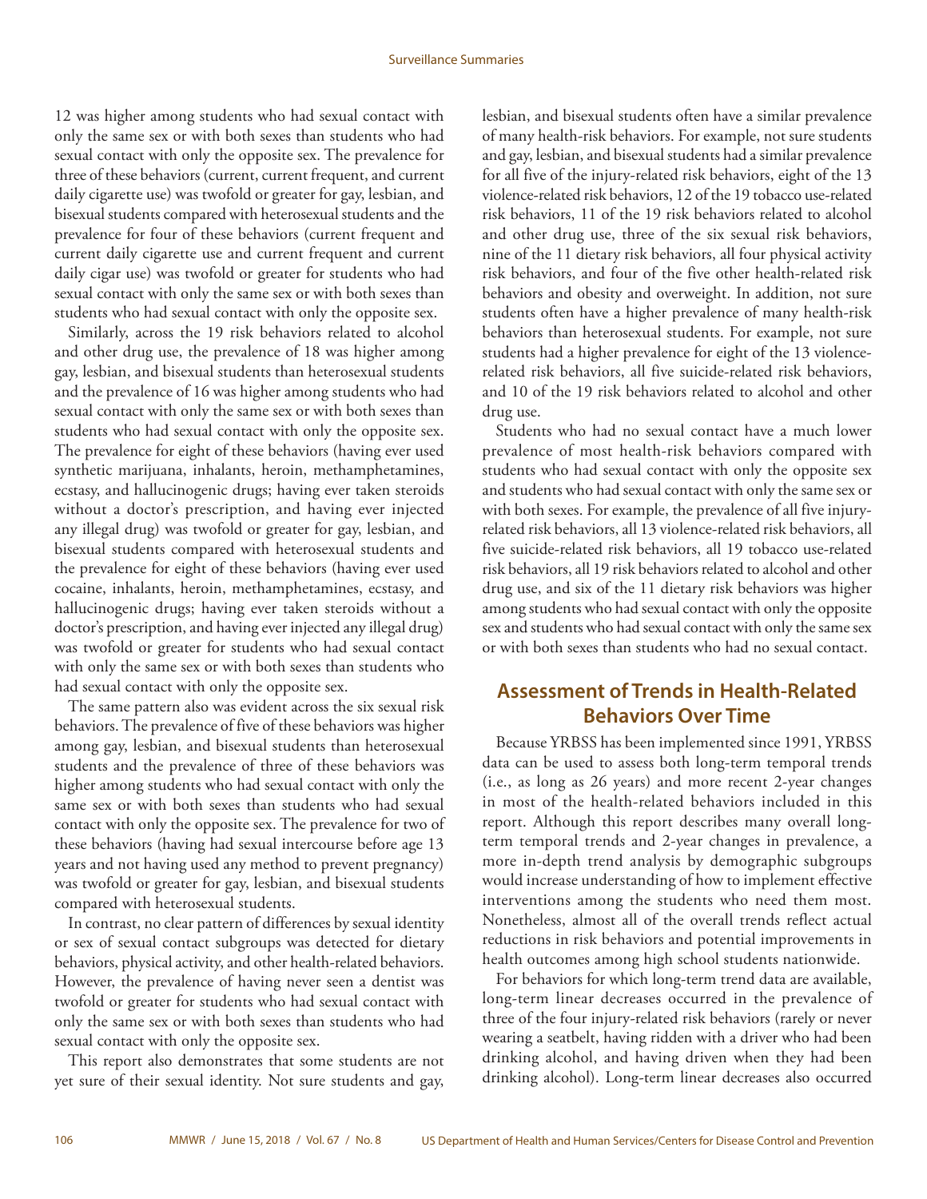12 was higher among students who had sexual contact with only the same sex or with both sexes than students who had sexual contact with only the opposite sex. The prevalence for three of these behaviors (current, current frequent, and current daily cigarette use) was twofold or greater for gay, lesbian, and bisexual students compared with heterosexual students and the prevalence for four of these behaviors (current frequent and current daily cigarette use and current frequent and current daily cigar use) was twofold or greater for students who had sexual contact with only the same sex or with both sexes than students who had sexual contact with only the opposite sex.

Similarly, across the 19 risk behaviors related to alcohol and other drug use, the prevalence of 18 was higher among gay, lesbian, and bisexual students than heterosexual students and the prevalence of 16 was higher among students who had sexual contact with only the same sex or with both sexes than students who had sexual contact with only the opposite sex. The prevalence for eight of these behaviors (having ever used synthetic marijuana, inhalants, heroin, methamphetamines, ecstasy, and hallucinogenic drugs; having ever taken steroids without a doctor's prescription, and having ever injected any illegal drug) was twofold or greater for gay, lesbian, and bisexual students compared with heterosexual students and the prevalence for eight of these behaviors (having ever used cocaine, inhalants, heroin, methamphetamines, ecstasy, and hallucinogenic drugs; having ever taken steroids without a doctor's prescription, and having ever injected any illegal drug) was twofold or greater for students who had sexual contact with only the same sex or with both sexes than students who had sexual contact with only the opposite sex.

The same pattern also was evident across the six sexual risk behaviors. The prevalence of five of these behaviors was higher among gay, lesbian, and bisexual students than heterosexual students and the prevalence of three of these behaviors was higher among students who had sexual contact with only the same sex or with both sexes than students who had sexual contact with only the opposite sex. The prevalence for two of these behaviors (having had sexual intercourse before age 13 years and not having used any method to prevent pregnancy) was twofold or greater for gay, lesbian, and bisexual students compared with heterosexual students.

In contrast, no clear pattern of differences by sexual identity or sex of sexual contact subgroups was detected for dietary behaviors, physical activity, and other health-related behaviors. However, the prevalence of having never seen a dentist was twofold or greater for students who had sexual contact with only the same sex or with both sexes than students who had sexual contact with only the opposite sex.

This report also demonstrates that some students are not yet sure of their sexual identity. Not sure students and gay, lesbian, and bisexual students often have a similar prevalence of many health-risk behaviors. For example, not sure students and gay, lesbian, and bisexual students had a similar prevalence for all five of the injury-related risk behaviors, eight of the 13 violence-related risk behaviors, 12 of the 19 tobacco use-related risk behaviors, 11 of the 19 risk behaviors related to alcohol and other drug use, three of the six sexual risk behaviors, nine of the 11 dietary risk behaviors, all four physical activity risk behaviors, and four of the five other health-related risk behaviors and obesity and overweight. In addition, not sure students often have a higher prevalence of many health-risk behaviors than heterosexual students. For example, not sure students had a higher prevalence for eight of the 13 violence-related risk behaviors, all five suicide-related risk behaviors, and 10 of the 19 risk behaviors related to alcohol and other drug use.

Students who had no sexual contact have a much lower prevalence of most health-risk behaviors compared with students who had sexual contact with only the opposite sex and students who had sexual contact with only the same sex or with both sexes. For example, the prevalence of all five injury-related risk behaviors, all 13 violence-related risk behaviors, all five suicide-related risk behaviors, all 19 tobacco use-related risk behaviors, all 19 risk behaviors related to alcohol and other drug use, and six of the 11 dietary risk behaviors was higher among students who had sexual contact with only the opposite sex and students who had sexual contact with only the same sex or with both sexes than students who had no sexual contact.

## Assessment of Trends in Health-Related Behaviors Over Time

Because YRBSS has been implemented since 1991, YRBSS data can be used to assess both long-term temporal trends (i.e., as long as 26 years) and more recent 2-year changes in most of the health-related behaviors included in this report. Although this report describes many overall long-term temporal trends and 2-year changes in prevalence, a more in-depth trend analysis by demographic subgroups would increase understanding of how to implement effective interventions among the students who need them most. Nonetheless, almost all of the overall trends reflect actual reductions in risk behaviors and potential improvements in health outcomes among high school students nationwide.

For behaviors for which long-term trend data are available, long-term linear decreases occurred in the prevalence of three of the four injury-related risk behaviors (rarely or never wearing a seatbelt, having ridden with a driver who had been drinking alcohol, and having driven when they had been drinking alcohol). Long-term linear decreases also occurred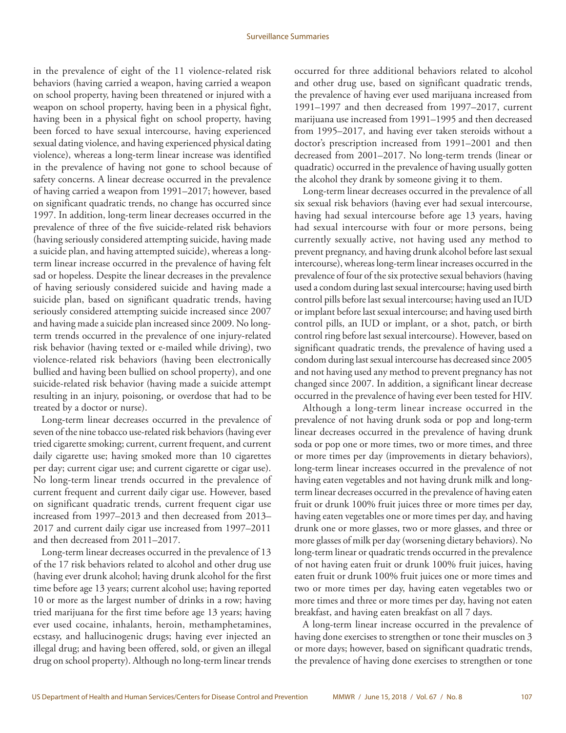in the prevalence of eight of the 11 violence-related risk behaviors (having carried a weapon, having carried a weapon on school property, having been threatened or injured with a weapon on school property, having been in a physical fight, having been in a physical fight on school property, having been forced to have sexual intercourse, having experienced sexual dating violence, and having experienced physical dating violence), whereas a long-term linear increase was identified in the prevalence of having not gone to school because of safety concerns. A linear decrease occurred in the prevalence of having carried a weapon from 1991–2017; however, based on significant quadratic trends, no change has occurred since 1997. In addition, long-term linear decreases occurred in the prevalence of three of the five suicide-related risk behaviors (having seriously considered attempting suicide, having made a suicide plan, and having attempted suicide), whereas a long-term linear increase occurred in the prevalence of having felt sad or hopeless. Despite the linear decreases in the prevalence of having seriously considered suicide and having made a suicide plan, based on significant quadratic trends, having seriously considered attempting suicide increased since 2007 and having made a suicide plan increased since 2009. No long-term trends occurred in the prevalence of one injury-related risk behavior (having texted or e-mailed while driving), two violence-related risk behaviors (having been electronically bullied and having been bullied on school property), and one suicide-related risk behavior (having made a suicide attempt resulting in an injury, poisoning, or overdose that had to be treated by a doctor or nurse).

Long-term linear decreases occurred in the prevalence of seven of the nine tobacco use-related risk behaviors (having ever tried cigarette smoking; current, current frequent, and current daily cigarette use; having smoked more than 10 cigarettes per day; current cigar use; and current cigarette or cigar use). No long-term linear trends occurred in the prevalence of current frequent and current daily cigar use. However, based on significant quadratic trends, current frequent cigar use increased from 1997–2013 and then decreased from 2013–2017 and current daily cigar use increased from 1997–2011 and then decreased from 2011–2017.

Long-term linear decreases occurred in the prevalence of 13 of the 17 risk behaviors related to alcohol and other drug use (having ever drunk alcohol; having drunk alcohol for the first time before age 13 years; current alcohol use; having reported 10 or more as the largest number of drinks in a row; having tried marijuana for the first time before age 13 years; having ever used cocaine, inhalants, heroin, methamphetamines, ecstasy, and hallucinogenic drugs; having ever injected an illegal drug; and having been offered, sold, or given an illegal drug on school property). Although no long-term linear trends occurred for three additional behaviors related to alcohol and other drug use, based on significant quadratic trends, the prevalence of having ever used marijuana increased from 1991–1997 and then decreased from 1997–2017, current marijuana use increased from 1991–1995 and then decreased from 1995–2017, and having ever taken steroids without a doctor's prescription increased from 1991–2001 and then decreased from 2001–2017. No long-term trends (linear or quadratic) occurred in the prevalence of having usually gotten the alcohol they drank by someone giving it to them.

Long-term linear decreases occurred in the prevalence of all six sexual risk behaviors (having ever had sexual intercourse, having had sexual intercourse before age 13 years, having had sexual intercourse with four or more persons, being currently sexually active, not having used any method to prevent pregnancy, and having drunk alcohol before last sexual intercourse), whereas long-term linear increases occurred in the prevalence of four of the six protective sexual behaviors (having used a condom during last sexual intercourse; having used birth control pills before last sexual intercourse; having used an IUD or implant before last sexual intercourse; and having used birth control pills, an IUD or implant, or a shot, patch, or birth control ring before last sexual intercourse). However, based on significant quadratic trends, the prevalence of having used a condom during last sexual intercourse has decreased since 2005 and not having used any method to prevent pregnancy has not changed since 2007. In addition, a significant linear decrease occurred in the prevalence of having ever been tested for HIV.

Although a long-term linear increase occurred in the prevalence of not having drunk soda or pop and long-term linear decreases occurred in the prevalence of having drunk soda or pop one or more times, two or more times, and three or more times per day (improvements in dietary behaviors), long-term linear increases occurred in the prevalence of not having eaten vegetables and not having drunk milk and long-term linear decreases occurred in the prevalence of having eaten fruit or drunk 100% fruit juices three or more times per day, having eaten vegetables one or more times per day, and having drunk one or more glasses, two or more glasses, and three or more glasses of milk per day (worsening dietary behaviors). No long-term linear or quadratic trends occurred in the prevalence of not having eaten fruit or drunk 100% fruit juices, having eaten fruit or drunk 100% fruit juices one or more times and two or more times per day, having eaten vegetables two or more times and three or more times per day, having not eaten breakfast, and having eaten breakfast on all 7 days.

A long-term linear increase occurred in the prevalence of having done exercises to strengthen or tone their muscles on 3 or more days; however, based on significant quadratic trends, the prevalence of having done exercises to strengthen or tone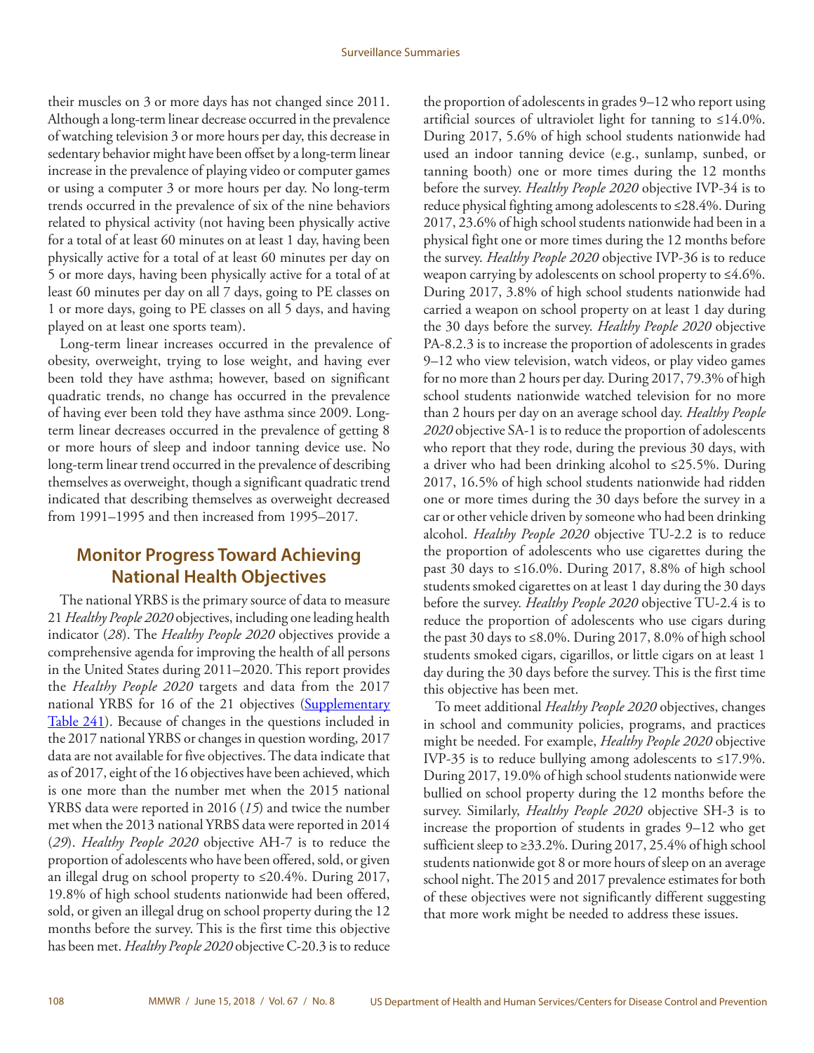their muscles on 3 or more days has not changed since 2011. Although a long-term linear decrease occurred in the prevalence of watching television 3 or more hours per day, this decrease in sedentary behavior might have been offset by a long-term linear increase in the prevalence of playing video or computer games or using a computer 3 or more hours per day. No long-term trends occurred in the prevalence of six of the nine behaviors related to physical activity (not having been physically active for a total of at least 60 minutes on at least 1 day, having been physically active for a total of at least 60 minutes per day on 5 or more days, having been physically active for a total of at least 60 minutes per day on all 7 days, going to PE classes on 1 or more days, going to PE classes on all 5 days, and having played on at least one sports team).

Long-term linear increases occurred in the prevalence of obesity, overweight, trying to lose weight, and having ever been told they have asthma; however, based on significant quadratic trends, no change has occurred in the prevalence of having ever been told they have asthma since 2009. Long-term linear decreases occurred in the prevalence of getting 8 or more hours of sleep and indoor tanning device use. No long-term linear trend occurred in the prevalence of describing themselves as overweight, though a significant quadratic trend indicated that describing themselves as overweight decreased from 1991–1995 and then increased from 1995–2017.

## Monitor Progress Toward Achieving National Health Objectives

The national YRBS is the primary source of data to measure 21 *Healthy People 2020* objectives, including one leading health indicator (*28*). The *Healthy People 2020* objectives provide a comprehensive agenda for improving the health of all persons in the United States during 2011–2020. This report provides the *Healthy People 2020* targets and data from the 2017 national YRBS for 16 of the 21 objectives (Supplementary Table 241). Because of changes in the questions included in the 2017 national YRBS or changes in question wording, 2017 data are not available for five objectives. The data indicate that as of 2017, eight of the 16 objectives have been achieved, which is one more than the number met when the 2015 national YRBS data were reported in 2016 (*15*) and twice the number met when the 2013 national YRBS data were reported in 2014 (*29*). *Healthy People 2020* objective AH-7 is to reduce the proportion of adolescents who have been offered, sold, or given an illegal drug on school property to ≤20.4%. During 2017, 19.8% of high school students nationwide had been offered, sold, or given an illegal drug on school property during the 12 months before the survey. This is the first time this objective has been met. *Healthy People 2020* objective C-20.3 is to reduce the proportion of adolescents in grades 9–12 who report using artificial sources of ultraviolet light for tanning to ≤14.0%. During 2017, 5.6% of high school students nationwide had used an indoor tanning device (e.g., sunlamp, sunbed, or tanning booth) one or more times during the 12 months before the survey. *Healthy People 2020* objective IVP-34 is to reduce physical fighting among adolescents to ≤28.4%. During 2017, 23.6% of high school students nationwide had been in a physical fight one or more times during the 12 months before the survey. *Healthy People 2020* objective IVP-36 is to reduce weapon carrying by adolescents on school property to ≤4.6%. During 2017, 3.8% of high school students nationwide had carried a weapon on school property on at least 1 day during the 30 days before the survey. *Healthy People 2020* objective PA-8.2.3 is to increase the proportion of adolescents in grades 9–12 who view television, watch videos, or play video games for no more than 2 hours per day. During 2017, 79.3% of high school students nationwide watched television for no more than 2 hours per day on an average school day. *Healthy People 2020* objective SA-1 is to reduce the proportion of adolescents who report that they rode, during the previous 30 days, with a driver who had been drinking alcohol to ≤25.5%. During 2017, 16.5% of high school students nationwide had ridden one or more times during the 30 days before the survey in a car or other vehicle driven by someone who had been drinking alcohol. *Healthy People 2020* objective TU-2.2 is to reduce the proportion of adolescents who use cigarettes during the past 30 days to ≤16.0%. During 2017, 8.8% of high school students smoked cigarettes on at least 1 day during the 30 days before the survey. *Healthy People 2020* objective TU-2.4 is to reduce the proportion of adolescents who use cigars during the past 30 days to ≤8.0%. During 2017, 8.0% of high school students smoked cigars, cigarillos, or little cigars on at least 1 day during the 30 days before the survey. This is the first time this objective has been met.

To meet additional *Healthy People 2020* objectives, changes in school and community policies, programs, and practices might be needed. For example, *Healthy People 2020* objective IVP-35 is to reduce bullying among adolescents to ≤17.9%. During 2017, 19.0% of high school students nationwide were bullied on school property during the 12 months before the survey. Similarly, *Healthy People 2020* objective SH-3 is to increase the proportion of students in grades 9–12 who get sufficient sleep to ≥33.2%. During 2017, 25.4% of high school students nationwide got 8 or more hours of sleep on an average school night. The 2015 and 2017 prevalence estimates for both of these objectives were not significantly different suggesting that more work might be needed to address these issues.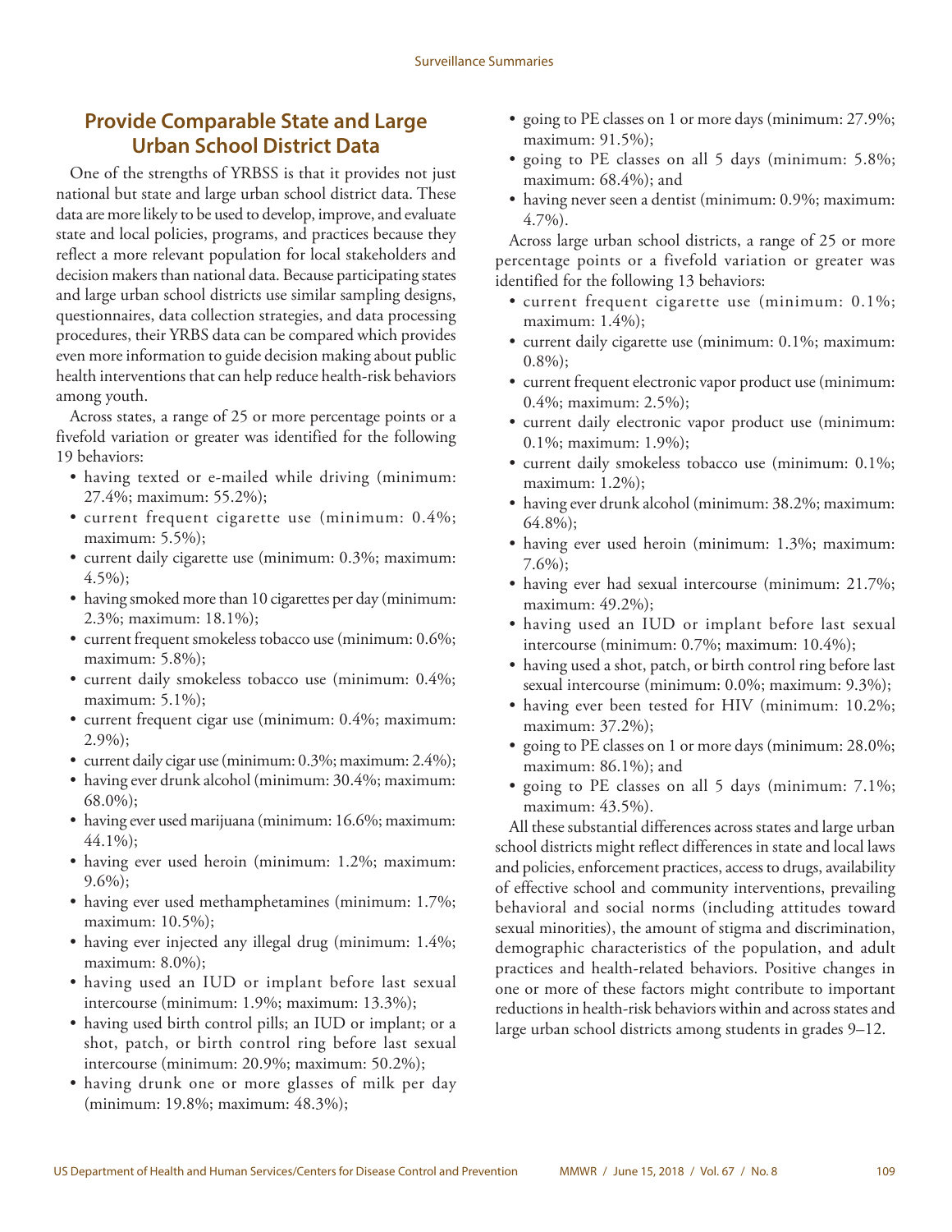## Provide Comparable State and Large Urban School District Data

One of the strengths of YRBSS is that it provides not just national but state and large urban school district data. These data are more likely to be used to develop, improve, and evaluate state and local policies, programs, and practices because they reflect a more relevant population for local stakeholders and decision makers than national data. Because participating states and large urban school districts use similar sampling designs, questionnaires, data collection strategies, and data processing procedures, their YRBS data can be compared which provides even more information to guide decision making about public health interventions that can help reduce health-risk behaviors among youth.

Across states, a range of 25 or more percentage points or a fivefold variation or greater was identified for the following 19 behaviors:

- having texted or e-mailed while driving (minimum: 27.4%; maximum: 55.2%);
- current frequent cigarette use (minimum: 0.4%; maximum: 5.5%);
- current daily cigarette use (minimum: 0.3%; maximum: 4.5%);
- having smoked more than 10 cigarettes per day (minimum: 2.3%; maximum: 18.1%);
- current frequent smokeless tobacco use (minimum: 0.6%; maximum: 5.8%);
- current daily smokeless tobacco use (minimum: 0.4%; maximum: 5.1%);
- current frequent cigar use (minimum: 0.4%; maximum: 2.9%);
- current daily cigar use (minimum: 0.3%; maximum: 2.4%);
- having ever drunk alcohol (minimum: 30.4%; maximum: 68.0%);
- having ever used marijuana (minimum: 16.6%; maximum: 44.1%);
- having ever used heroin (minimum: 1.2%; maximum: 9.6%);
- having ever used methamphetamines (minimum: 1.7%; maximum: 10.5%);
- having ever injected any illegal drug (minimum: 1.4%; maximum: 8.0%);
- having used an IUD or implant before last sexual intercourse (minimum: 1.9%; maximum: 13.3%);
- having used birth control pills; an IUD or implant; or a shot, patch, or birth control ring before last sexual intercourse (minimum: 20.9%; maximum: 50.2%);
- having drunk one or more glasses of milk per day (minimum: 19.8%; maximum: 48.3%);
- going to PE classes on 1 or more days (minimum: 27.9%; maximum: 91.5%);
- going to PE classes on all 5 days (minimum: 5.8%; maximum: 68.4%); and
- having never seen a dentist (minimum: 0.9%; maximum: 4.7%).

Across large urban school districts, a range of 25 or more percentage points or a fivefold variation or greater was identified for the following 13 behaviors:

- current frequent cigarette use (minimum: 0.1%; maximum: 1.4%);
- current daily cigarette use (minimum: 0.1%; maximum: 0.8%);
- current frequent electronic vapor product use (minimum: 0.4%; maximum: 2.5%);
- current daily electronic vapor product use (minimum: 0.1%; maximum: 1.9%);
- current daily smokeless tobacco use (minimum: 0.1%; maximum: 1.2%);
- having ever drunk alcohol (minimum: 38.2%; maximum: 64.8%);
- having ever used heroin (minimum: 1.3%; maximum: 7.6%);
- having ever had sexual intercourse (minimum: 21.7%; maximum: 49.2%);
- having used an IUD or implant before last sexual intercourse (minimum: 0.7%; maximum: 10.4%);
- having used a shot, patch, or birth control ring before last sexual intercourse (minimum: 0.0%; maximum: 9.3%);
- having ever been tested for HIV (minimum: 10.2%; maximum: 37.2%);
- going to PE classes on 1 or more days (minimum: 28.0%; maximum: 86.1%); and
- going to PE classes on all 5 days (minimum: 7.1%; maximum: 43.5%).

All these substantial differences across states and large urban school districts might reflect differences in state and local laws and policies, enforcement practices, access to drugs, availability of effective school and community interventions, prevailing behavioral and social norms (including attitudes toward sexual minorities), the amount of stigma and discrimination, demographic characteristics of the population, and adult practices and health-related behaviors. Positive changes in one or more of these factors might contribute to important reductions in health-risk behaviors within and across states and large urban school districts among students in grades 9–12.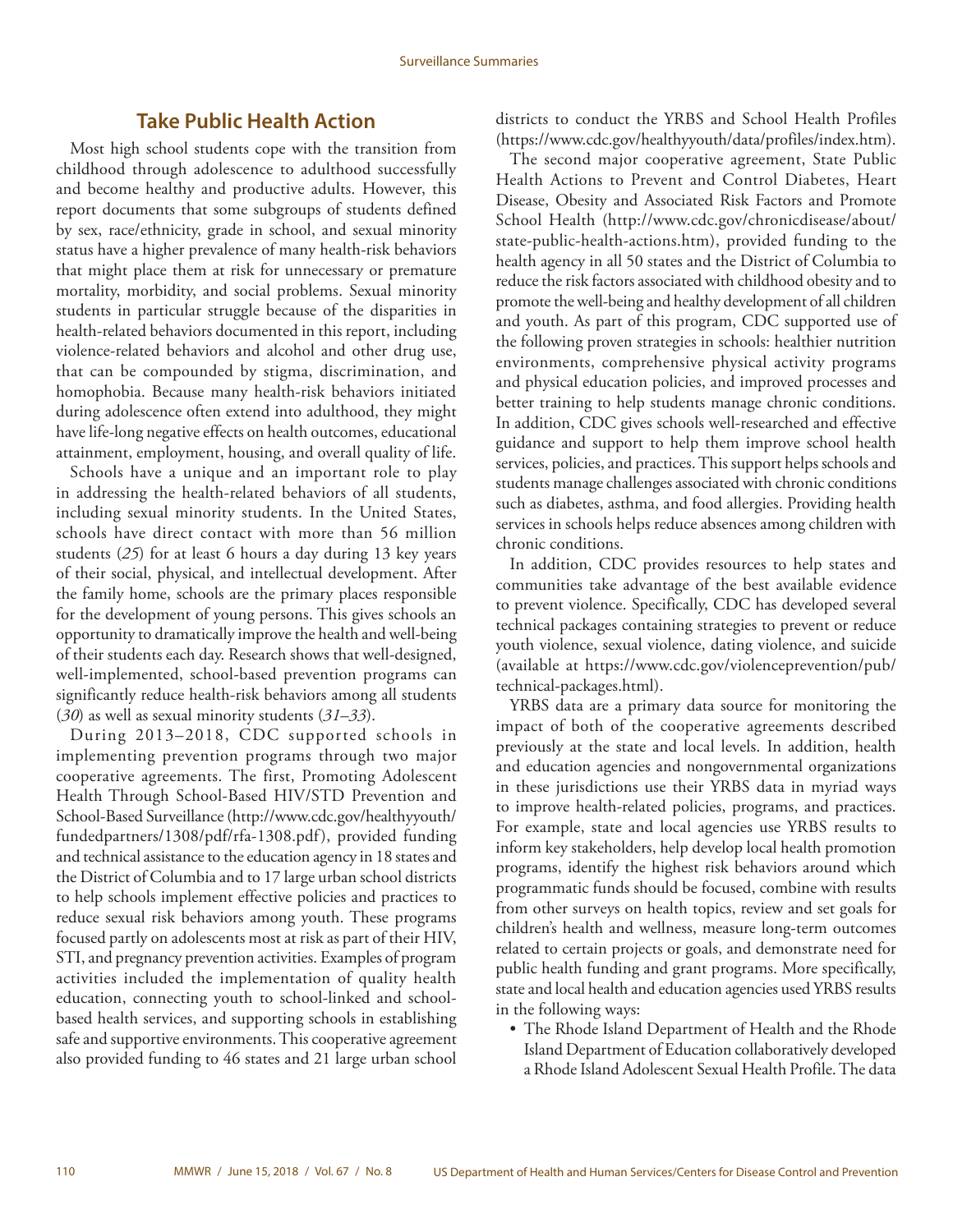## Take Public Health Action

Most high school students cope with the transition from childhood through adolescence to adulthood successfully and become healthy and productive adults. However, this report documents that some subgroups of students defined by sex, race/ethnicity, grade in school, and sexual minority status have a higher prevalence of many health-risk behaviors that might place them at risk for unnecessary or premature mortality, morbidity, and social problems. Sexual minority students in particular struggle because of the disparities in health-related behaviors documented in this report, including violence-related behaviors and alcohol and other drug use, that can be compounded by stigma, discrimination, and homophobia. Because many health-risk behaviors initiated during adolescence often extend into adulthood, they might have life-long negative effects on health outcomes, educational attainment, employment, housing, and overall quality of life.

Schools have a unique and an important role to play in addressing the health-related behaviors of all students, including sexual minority students. In the United States, schools have direct contact with more than 56 million students (*25*) for at least 6 hours a day during 13 key years of their social, physical, and intellectual development. After the family home, schools are the primary places responsible for the development of young persons. This gives schools an opportunity to dramatically improve the health and well-being of their students each day. Research shows that well-designed, well-implemented, school-based prevention programs can significantly reduce health-risk behaviors among all students (*30*) as well as sexual minority students (*31–33*).

During 2013–2018, CDC supported schools in implementing prevention programs through two major cooperative agreements. The first, Promoting Adolescent Health Through School-Based HIV/STD Prevention and School-Based Surveillance (http://www.cdc.gov/healthyyouth/fundedpartners/1308/pdf/rfa-1308.pdf), provided funding and technical assistance to the education agency in 18 states and the District of Columbia and to 17 large urban school districts to help schools implement effective policies and practices to reduce sexual risk behaviors among youth. These programs focused partly on adolescents most at risk as part of their HIV, STI, and pregnancy prevention activities. Examples of program activities included the implementation of quality health education, connecting youth to school-linked and school-based health services, and supporting schools in establishing safe and supportive environments. This cooperative agreement also provided funding to 46 states and 21 large urban school districts to conduct the YRBS and School Health Profiles (https://www.cdc.gov/healthyyouth/data/profiles/index.htm).

The second major cooperative agreement, State Public Health Actions to Prevent and Control Diabetes, Heart Disease, Obesity and Associated Risk Factors and Promote School Health (http://www.cdc.gov/chronicdisease/about/state-public-health-actions.htm), provided funding to the health agency in all 50 states and the District of Columbia to reduce the risk factors associated with childhood obesity and to promote the well-being and healthy development of all children and youth. As part of this program, CDC supported use of the following proven strategies in schools: healthier nutrition environments, comprehensive physical activity programs and physical education policies, and improved processes and better training to help students manage chronic conditions. In addition, CDC gives schools well-researched and effective guidance and support to help them improve school health services, policies, and practices. This support helps schools and students manage challenges associated with chronic conditions such as diabetes, asthma, and food allergies. Providing health services in schools helps reduce absences among children with chronic conditions.

In addition, CDC provides resources to help states and communities take advantage of the best available evidence to prevent violence. Specifically, CDC has developed several technical packages containing strategies to prevent or reduce youth violence, sexual violence, dating violence, and suicide (available at https://www.cdc.gov/violenceprevention/pub/technical-packages.html).

YRBS data are a primary data source for monitoring the impact of both of the cooperative agreements described previously at the state and local levels. In addition, health and education agencies and nongovernmental organizations in these jurisdictions use their YRBS data in myriad ways to improve health-related policies, programs, and practices. For example, state and local agencies use YRBS results to inform key stakeholders, help develop local health promotion programs, identify the highest risk behaviors around which programmatic funds should be focused, combine with results from other surveys on health topics, review and set goals for children's health and wellness, measure long-term outcomes related to certain projects or goals, and demonstrate need for public health funding and grant programs. More specifically, state and local health and education agencies used YRBS results in the following ways:

- The Rhode Island Department of Health and the Rhode Island Department of Education collaboratively developed a Rhode Island Adolescent Sexual Health Profile. The data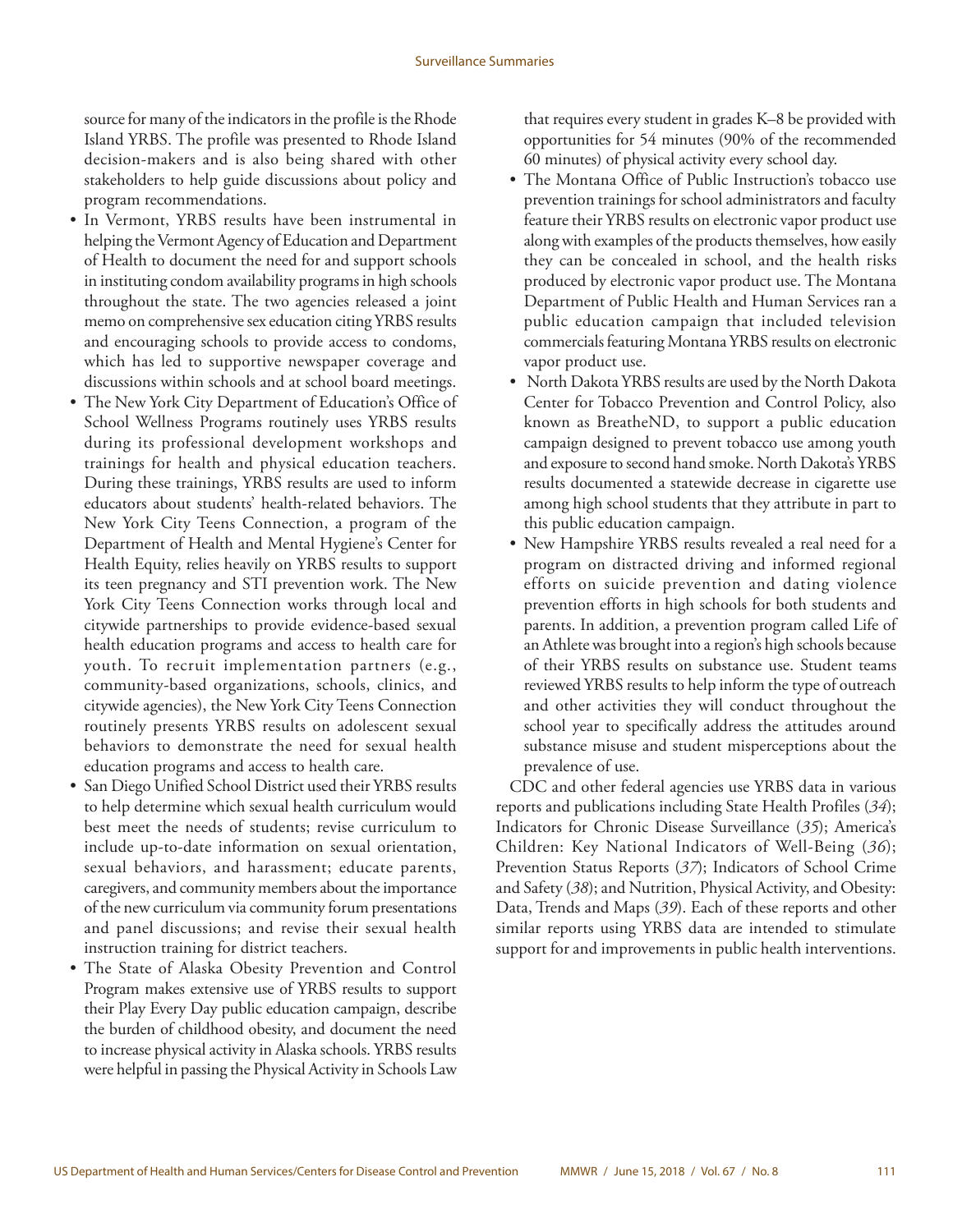source for many of the indicators in the profile is the Rhode Island YRBS. The profile was presented to Rhode Island decision-makers and is also being shared with other stakeholders to help guide discussions about policy and program recommendations.

- In Vermont, YRBS results have been instrumental in helping the Vermont Agency of Education and Department of Health to document the need for and support schools in instituting condom availability programs in high schools throughout the state. The two agencies released a joint memo on comprehensive sex education citing YRBS results and encouraging schools to provide access to condoms, which has led to supportive newspaper coverage and discussions within schools and at school board meetings.
- The New York City Department of Education's Office of School Wellness Programs routinely uses YRBS results during its professional development workshops and trainings for health and physical education teachers. During these trainings, YRBS results are used to inform educators about students' health-related behaviors. The New York City Teens Connection, a program of the Department of Health and Mental Hygiene's Center for Health Equity, relies heavily on YRBS results to support its teen pregnancy and STI prevention work. The New York City Teens Connection works through local and citywide partnerships to provide evidence-based sexual health education programs and access to health care for youth. To recruit implementation partners (e.g., community-based organizations, schools, clinics, and citywide agencies), the New York City Teens Connection routinely presents YRBS results on adolescent sexual behaviors to demonstrate the need for sexual health education programs and access to health care.
- San Diego Unified School District used their YRBS results to help determine which sexual health curriculum would best meet the needs of students; revise curriculum to include up-to-date information on sexual orientation, sexual behaviors, and harassment; educate parents, caregivers, and community members about the importance of the new curriculum via community forum presentations and panel discussions; and revise their sexual health instruction training for district teachers.
- The State of Alaska Obesity Prevention and Control Program makes extensive use of YRBS results to support their Play Every Day public education campaign, describe the burden of childhood obesity, and document the need to increase physical activity in Alaska schools. YRBS results were helpful in passing the Physical Activity in Schools Law that requires every student in grades K–8 be provided with opportunities for 54 minutes (90% of the recommended 60 minutes) of physical activity every school day.
- The Montana Office of Public Instruction's tobacco use prevention trainings for school administrators and faculty feature their YRBS results on electronic vapor product use along with examples of the products themselves, how easily they can be concealed in school, and the health risks produced by electronic vapor product use. The Montana Department of Public Health and Human Services ran a public education campaign that included television commercials featuring Montana YRBS results on electronic vapor product use.
- North Dakota YRBS results are used by the North Dakota Center for Tobacco Prevention and Control Policy, also known as BreatheND, to support a public education campaign designed to prevent tobacco use among youth and exposure to second hand smoke. North Dakota's YRBS results documented a statewide decrease in cigarette use among high school students that they attribute in part to this public education campaign.
- New Hampshire YRBS results revealed a real need for a program on distracted driving and informed regional efforts on suicide prevention and dating violence prevention efforts in high schools for both students and parents. In addition, a prevention program called Life of an Athlete was brought into a region's high schools because of their YRBS results on substance use. Student teams reviewed YRBS results to help inform the type of outreach and other activities they will conduct throughout the school year to specifically address the attitudes around substance misuse and student misperceptions about the prevalence of use.

CDC and other federal agencies use YRBS data in various reports and publications including State Health Profiles (*34*); Indicators for Chronic Disease Surveillance (*35*); America's Children: Key National Indicators of Well-Being (*36*); Prevention Status Reports (*37*); Indicators of School Crime and Safety (*38*); and Nutrition, Physical Activity, and Obesity: Data, Trends and Maps (*39*). Each of these reports and other similar reports using YRBS data are intended to stimulate support for and improvements in public health interventions.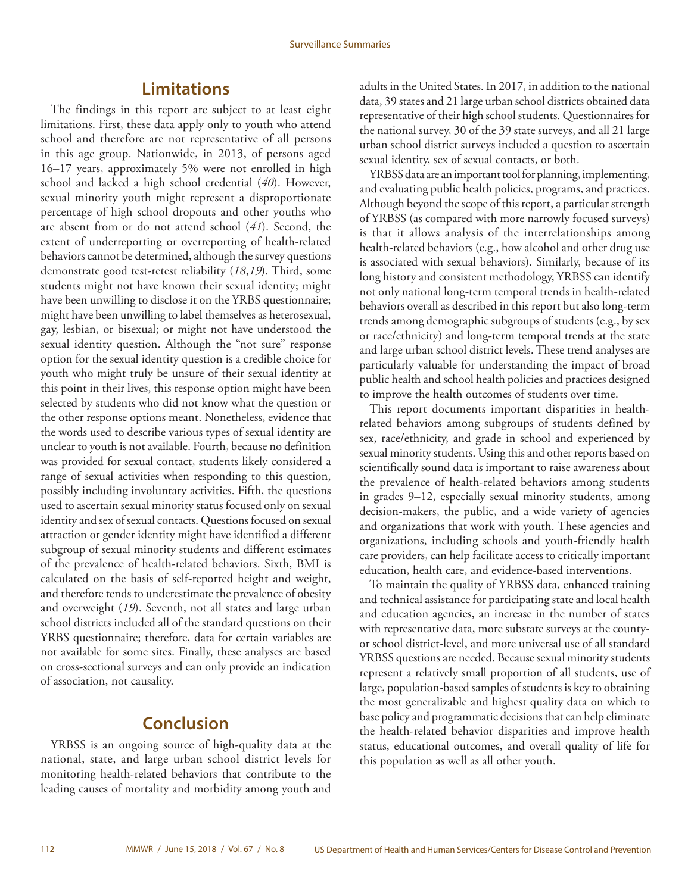## Limitations

The findings in this report are subject to at least eight limitations. First, these data apply only to youth who attend school and therefore are not representative of all persons in this age group. Nationwide, in 2013, of persons aged 16–17 years, approximately 5% were not enrolled in high school and lacked a high school credential (*40*). However, sexual minority youth might represent a disproportionate percentage of high school dropouts and other youths who are absent from or do not attend school (*41*). Second, the extent of underreporting or overreporting of health-related behaviors cannot be determined, although the survey questions demonstrate good test-retest reliability (*18*,*19*). Third, some students might not have known their sexual identity; might have been unwilling to disclose it on the YRBS questionnaire; might have been unwilling to label themselves as heterosexual, gay, lesbian, or bisexual; or might not have understood the sexual identity question. Although the "not sure" response option for the sexual identity question is a credible choice for youth who might truly be unsure of their sexual identity at this point in their lives, this response option might have been selected by students who did not know what the question or the other response options meant. Nonetheless, evidence that the words used to describe various types of sexual identity are unclear to youth is not available. Fourth, because no definition was provided for sexual contact, students likely considered a range of sexual activities when responding to this question, possibly including involuntary activities. Fifth, the questions used to ascertain sexual minority status focused only on sexual identity and sex of sexual contacts. Questions focused on sexual attraction or gender identity might have identified a different subgroup of sexual minority students and different estimates of the prevalence of health-related behaviors. Sixth, BMI is calculated on the basis of self-reported height and weight, and therefore tends to underestimate the prevalence of obesity and overweight (*19*). Seventh, not all states and large urban school districts included all of the standard questions on their YRBS questionnaire; therefore, data for certain variables are not available for some sites. Finally, these analyses are based on cross-sectional surveys and can only provide an indication of association, not causality.

## Conclusion

YRBSS is an ongoing source of high-quality data at the national, state, and large urban school district levels for monitoring health-related behaviors that contribute to the leading causes of mortality and morbidity among youth and adults in the United States. In 2017, in addition to the national data, 39 states and 21 large urban school districts obtained data representative of their high school students. Questionnaires for the national survey, 30 of the 39 state surveys, and all 21 large urban school district surveys included a question to ascertain sexual identity, sex of sexual contacts, or both.

YRBSS data are an important tool for planning, implementing, and evaluating public health policies, programs, and practices. Although beyond the scope of this report, a particular strength of YRBSS (as compared with more narrowly focused surveys) is that it allows analysis of the interrelationships among health-related behaviors (e.g., how alcohol and other drug use is associated with sexual behaviors). Similarly, because of its long history and consistent methodology, YRBSS can identify not only national long-term temporal trends in health-related behaviors overall as described in this report but also long-term trends among demographic subgroups of students (e.g., by sex or race/ethnicity) and long-term temporal trends at the state and large urban school district levels. These trend analyses are particularly valuable for understanding the impact of broad public health and school health policies and practices designed to improve the health outcomes of students over time.

This report documents important disparities in health-related behaviors among subgroups of students defined by sex, race/ethnicity, and grade in school and experienced by sexual minority students. Using this and other reports based on scientifically sound data is important to raise awareness about the prevalence of health-related behaviors among students in grades 9–12, especially sexual minority students, among decision-makers, the public, and a wide variety of agencies and organizations that work with youth. These agencies and organizations, including schools and youth-friendly health care providers, can help facilitate access to critically important education, health care, and evidence-based interventions.

To maintain the quality of YRBSS data, enhanced training and technical assistance for participating state and local health and education agencies, an increase in the number of states with representative data, more substate surveys at the county- or school district-level, and more universal use of all standard YRBSS questions are needed. Because sexual minority students represent a relatively small proportion of all students, use of large, population-based samples of students is key to obtaining the most generalizable and highest quality data on which to base policy and programmatic decisions that can help eliminate the health-related behavior disparities and improve health status, educational outcomes, and overall quality of life for this population as well as all other youth.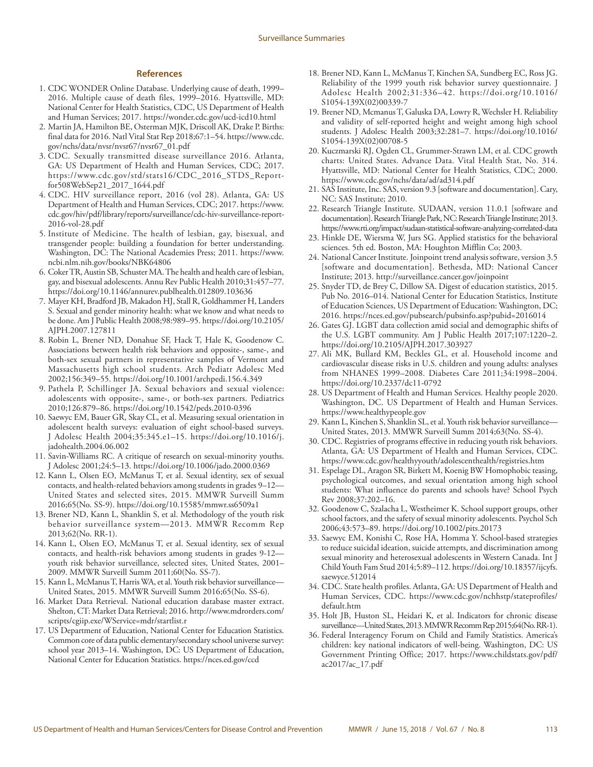## References

1. CDC WONDER Online Database. Underlying cause of death, 1999–2016. Multiple cause of death files, 1999–2016. Hyattsville, MD: National Center for Health Statistics, CDC, US Department of Health and Human Services; 2017. https://wonder.cdc.gov/ucd-icd10.html
2. Martin JA, Hamilton BE, Osterman MJK, Driscoll AK, Drake P. Births: final data for 2016. Natl Vital Stat Rep 2018;67:1–54. https://www.cdc.gov/nchs/data/nvsr/nvsr67/nvsr67_01.pdf
3. CDC. Sexually transmitted disease surveillance 2016. Atlanta, GA: US Department of Health and Human Services, CDC; 2017. https://www.cdc.gov/std/stats16/CDC_2016_STDS_Report-for508WebSep21_2017_1644.pdf
4. CDC. HIV surveillance report, 2016 (vol 28). Atlanta, GA: US Department of Health and Human Services, CDC; 2017. https://www.cdc.gov/hiv/pdf/library/reports/surveillance/cdc-hiv-surveillance-report-2016-vol-28.pdf
5. Institute of Medicine. The health of lesbian, gay, bisexual, and transgender people: building a foundation for better understanding. Washington, DC: The National Academies Press; 2011. https://www.ncbi.nlm.nih.gov/books/NBK64806
6. Coker TR, Austin SB, Schuster MA. The health and health care of lesbian, gay, and bisexual adolescents. Annu Rev Public Health 2010;31:457–77. https://doi.org/10.1146/annurev.publhealth.012809.103636
7. Mayer KH, Bradford JB, Makadon HJ, Stall R, Goldhammer H, Landers S. Sexual and gender minority health: what we know and what needs to be done. Am J Public Health 2008;98:989–95. https://doi.org/10.2105/AJPH.2007.127811
8. Robin L, Brener ND, Donahue SF, Hack T, Hale K, Goodenow C. Associations between health risk behaviors and opposite-, same-, and both-sex sexual partners in representative samples of Vermont and Massachusetts high school students. Arch Pediatr Adolesc Med 2002;156:349–55. https://doi.org/10.1001/archpedi.156.4.349
9. Pathela P, Schillinger JA. Sexual behaviors and sexual violence: adolescents with opposite-, same-, or both-sex partners. Pediatrics 2010;126:879–86. https://doi.org/10.1542/peds.2010-0396
10. Saewyc EM, Bauer GR, Skay CL, et al. Measuring sexual orientation in adolescent health surveys: evaluation of eight school-based surveys. J Adolesc Health 2004;35:345.e1–15. https://doi.org/10.1016/j.jadohealth.2004.06.002
11. Savin-Williams RC. A critique of research on sexual-minority youths. J Adolesc 2001;24:5–13. https://doi.org/10.1006/jado.2000.0369
12. Kann L, Olsen EO, McManus T, et al. Sexual identity, sex of sexual contacts, and health-related behaviors among students in grades 9–12—United States and selected sites, 2015. MMWR Surveill Summ 2016;65(No. SS-9). https://doi.org/10.15585/mmwr.ss6509a1
13. Brener ND, Kann L, Shanklin S, et al. Methodology of the youth risk behavior surveillance system—2013. MMWR Recomm Rep 2013;62(No. RR-1).
14. Kann L, Olsen EO, McManus T, et al. Sexual identity, sex of sexual contacts, and health-risk behaviors among students in grades 9-12—youth risk behavior surveillance, selected sites, United States, 2001–2009. MMWR Surveill Summ 2011;60(No. SS-7).
15. Kann L, McManus T, Harris WA, et al. Youth risk behavior surveillance—United States, 2015. MMWR Surveill Summ 2016;65(No. SS-6).
16. Market Data Retrieval. National education database master extract. Shelton, CT: Market Data Retrieval; 2016. http://www.mdrorders.com/scripts/cgiip.exe/WService=mdr/startlist.r
17. US Department of Education, National Center for Education Statistics. Common core of data public elementary/secondary school universe survey: school year 2013–14. Washington, DC: US Department of Education, National Center for Education Statistics. https://nces.ed.gov/ccd
18. Brener ND, Kann L, McManus T, Kinchen SA, Sundberg EC, Ross JG. Reliability of the 1999 youth risk behavior survey questionnaire. J Adolesc Health 2002;31:336–42. https://doi.org/10.1016/S1054-139X(02)00339-7
19. Brener ND, Mcmanus T, Galuska DA, Lowry R, Wechsler H. Reliability and validity of self-reported height and weight among high school students. J Adolesc Health 2003;32:281–7. https://doi.org/10.1016/S1054-139X(02)00708-5
20. Kuczmarski RJ, Ogden CL, Grummer-Strawn LM, et al. CDC growth charts: United States. Advance Data. Vital Health Stat, No. 314. Hyattsville, MD: National Center for Health Statistics, CDC; 2000. https://www.cdc.gov/nchs/data/ad/ad314.pdf
21. SAS Institute, Inc. SAS, version 9.3 [software and documentation]. Cary, NC: SAS Institute; 2010.
22. Research Triangle Institute. SUDAAN, version 11.0.1 [software and documentation]. Research Triangle Park, NC: Research Triangle Institute; 2013. https://www.rti.org/impact/sudaan-statistical-software-analyzing-correlated-data
23. Hinkle DE, Wiersma W, Jurs SG. Applied statistics for the behavioral sciences. 5th ed. Boston, MA: Houghton Mifflin Co; 2003.
24. National Cancer Institute. Joinpoint trend analysis software, version 3.5 [software and documentation]. Bethesda, MD: National Cancer Institute; 2013. http://surveillance.cancer.gov/joinpoint
25. Snyder TD, de Brey C, Dillow SA. Digest of education statistics, 2015. Pub No. 2016–014. National Center for Education Statistics, Institute of Education Sciences, US Department of Education: Washington, DC; 2016. https://nces.ed.gov/pubsearch/pubsinfo.asp?pubid=2016014
26. Gates GJ. LGBT data collection amid social and demographic shifts of the U.S. LGBT community. Am J Public Health 2017;107:1220–2. https://doi.org/10.2105/AJPH.2017.303927
27. Ali MK, Bullard KM, Beckles GL, et al. Household income and cardiovascular disease risks in U.S. children and young adults: analyses from NHANES 1999–2008. Diabetes Care 2011;34:1998–2004. https://doi.org/10.2337/dc11-0792
28. US Department of Health and Human Services. Healthy people 2020. Washington, DC. US Department of Health and Human Services. https://www.healthypeople.gov
29. Kann L, Kinchen S, Shanklin SL, et al. Youth risk behavior surveillance—United States, 2013. MMWR Surveill Summ 2014;63(No. SS-4).
30. CDC. Registries of programs effective in reducing youth risk behaviors. Atlanta, GA: US Department of Health and Human Services, CDC. https://www.cdc.gov/healthyyouth/adolescenthealth/registries.htm
31. Espelage DL, Aragon SR, Birkett M, Koenig BW Homophobic teasing, psychological outcomes, and sexual orientation among high school students: What influence do parents and schools have? School Psych Rev 2008;37:202–16.
32. Goodenow C, Szalacha L, Westheimer K. School support groups, other school factors, and the safety of sexual minority adolescents. Psychol Sch 2006;43:573–89. https://doi.org/10.1002/pits.20173
33. Saewyc EM, Konishi C, Rose HA, Homma Y. School-based strategies to reduce suicidal ideation, suicide attempts, and discrimination among sexual minority and heterosexual adolescents in Western Canada. Int J Child Youth Fam Stud 2014;5:89–112. https://doi.org/10.18357/ijcyfs.saewyce.512014
34. CDC. State health profiles. Atlanta, GA: US Department of Health and Human Services, CDC. https://www.cdc.gov/nchhstp/stateprofiles/default.htm
35. Holt JB, Huston SL, Heidari K, et al. Indicators for chronic disease surveillance—United States, 2013. MMWR Recomm Rep 2015;64(No. RR-1).
36. Federal Interagency Forum on Child and Family Statistics. America's children: key national indicators of well-being. Washington, DC: US Government Printing Office; 2017. https://www.childstats.gov/pdf/ac2017/ac_17.pdf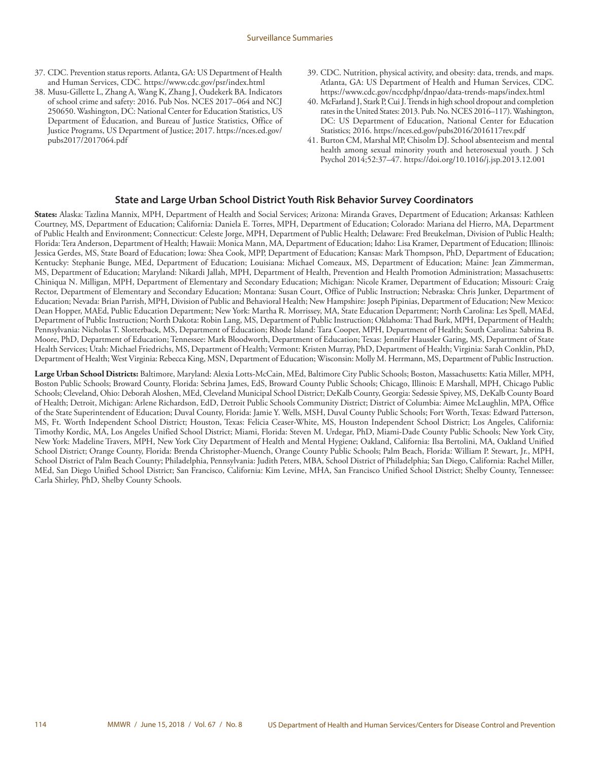37. CDC. Prevention status reports. Atlanta, GA: US Department of Health and Human Services, CDC. https://www.cdc.gov/psr/index.html
38. Musu-Gillette L, Zhang A, Wang K, Zhang J, Oudekerk BA. Indicators of school crime and safety: 2016. Pub Nos. NCES 2017–064 and NCJ 250650. Washington, DC: National Center for Education Statistics, US Department of Education, and Bureau of Justice Statistics, Office of Justice Programs, US Department of Justice; 2017. https://nces.ed.gov/pubs2017/2017064.pdf
39. CDC. Nutrition, physical activity, and obesity: data, trends, and maps. Atlanta, GA: US Department of Health and Human Services, CDC. https://www.cdc.gov/nccdphp/dnpao/data-trends-maps/index.html
40. McFarland J, Stark P, Cui J. Trends in high school dropout and completion rates in the United States: 2013. Pub. No. NCES 2016–117). Washington, DC: US Department of Education, National Center for Education Statistics; 2016. https://nces.ed.gov/pubs2016/2016117rev.pdf
41. Burton CM, Marshal MP, Chisolm DJ. School absenteeism and mental health among sexual minority youth and heterosexual youth. J Sch Psychol 2014;52:37–47. https://doi.org/10.1016/j.jsp.2013.12.001

## State and Large Urban School District Youth Risk Behavior Survey Coordinators

**States:** Alaska: Tazlina Mannix, MPH, Department of Health and Social Services; Arizona: Miranda Graves, Department of Education; Arkansas: Kathleen Courtney, MS, Department of Education; California: Daniela E. Torres, MPH, Department of Education; Colorado: Mariana del Hierro, MA, Department of Public Health and Environment; Connecticut: Celeste Jorge, MPH, Department of Public Health; Delaware: Fred Breukelman, Division of Public Health; Florida: Tera Anderson, Department of Health; Hawaii: Monica Mann, MA, Department of Education; Idaho: Lisa Kramer, Department of Education; Illinois: Jessica Gerdes, MS, State Board of Education; Iowa: Shea Cook, MPP, Department of Education; Kansas: Mark Thompson, PhD, Department of Education; Kentucky: Stephanie Bunge, MEd, Department of Education; Louisiana: Michael Comeaux, MS, Department of Education; Maine: Jean Zimmerman, MS, Department of Education; Maryland: Nikardi Jallah, MPH, Department of Health, Prevention and Health Promotion Administration; Massachusetts: Chiniqua N. Milligan, MPH, Department of Elementary and Secondary Education; Michigan: Nicole Kramer, Department of Education; Missouri: Craig Rector, Department of Elementary and Secondary Education; Montana: Susan Court, Office of Public Instruction; Nebraska: Chris Junker, Department of Education; Nevada: Brian Parrish, MPH, Division of Public and Behavioral Health; New Hampshire: Joseph Pipinias, Department of Education; New Mexico: Dean Hopper, MAEd, Public Education Department; New York: Martha R. Morrissey, MA, State Education Department; North Carolina: Les Spell, MAEd, Department of Public Instruction; North Dakota: Robin Lang, MS, Department of Public Instruction; Oklahoma: Thad Burk, MPH, Department of Health; Pennsylvania: Nicholas T. Slotterback, MS, Department of Education; Rhode Island: Tara Cooper, MPH, Department of Health; South Carolina: Sabrina B. Moore, PhD, Department of Education; Tennessee: Mark Bloodworth, Department of Education; Texas: Jennifer Haussler Garing, MS, Department of State Health Services; Utah: Michael Friedrichs, MS, Department of Health; Vermont: Kristen Murray, PhD, Department of Health; Virginia: Sarah Conklin, PhD, Department of Health; West Virginia: Rebecca King, MSN, Department of Education; Wisconsin: Molly M. Herrmann, MS, Department of Public Instruction.

**Large Urban School Districts:** Baltimore, Maryland: Alexia Lotts-McCain, MEd, Baltimore City Public Schools; Boston, Massachusetts: Katia Miller, MPH, Boston Public Schools; Broward County, Florida: Sebrina James, EdS, Broward County Public Schools; Chicago, Illinois: E Marshall, MPH, Chicago Public Schools; Cleveland, Ohio: Deborah Aloshen, MEd, Cleveland Municipal School District; DeKalb County, Georgia: Sedessie Spivey, MS, DeKalb County Board of Health; Detroit, Michigan: Arlene Richardson, EdD, Detroit Public Schools Community District; District of Columbia: Aimee McLaughlin, MPA, Office of the State Superintendent of Education; Duval County, Florida: Jamie Y. Wells, MSH, Duval County Public Schools; Fort Worth, Texas: Edward Patterson, MS, Ft. Worth Independent School District; Houston, Texas: Felicia Ceaser-White, MS, Houston Independent School District; Los Angeles, California: Timothy Kordic, MA, Los Angeles Unified School District; Miami, Florida: Steven M. Urdegar, PhD, Miami-Dade County Public Schools; New York City, New York: Madeline Travers, MPH, New York City Department of Health and Mental Hygiene; Oakland, California: Ilsa Bertolini, MA, Oakland Unified School District; Orange County, Florida: Brenda Christopher-Muench, Orange County Public Schools; Palm Beach, Florida: William P. Stewart, Jr., MPH, School District of Palm Beach County; Philadelphia, Pennsylvania: Judith Peters, MBA, School District of Philadelphia; San Diego, California: Rachel Miller, MEd, San Diego Unified School District; San Francisco, California: Kim Levine, MHA, San Francisco Unified School District; Shelby County, Tennessee: Carla Shirley, PhD, Shelby County Schools.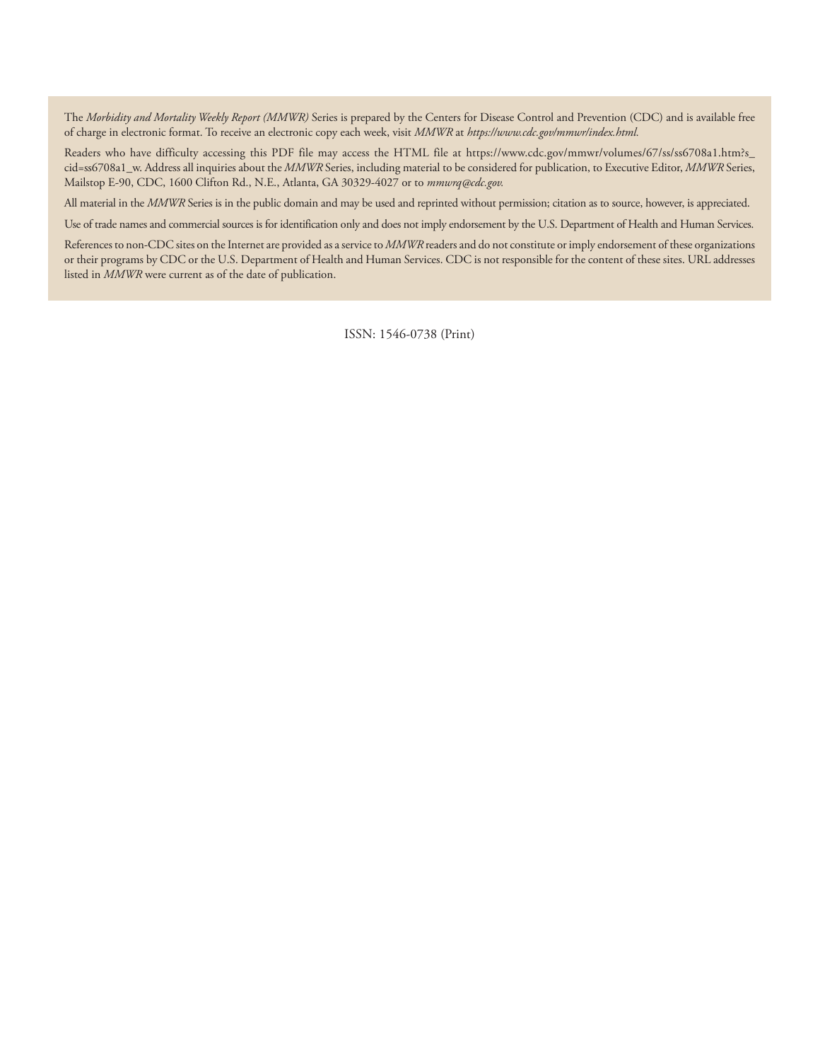The *Morbidity and Mortality Weekly Report (MMWR)* Series is prepared by the Centers for Disease Control and Prevention (CDC) and is available free of charge in electronic format. To receive an electronic copy each week, visit *MMWR* at *https://www.cdc.gov/mmwr/index.html*.

Readers who have difficulty accessing this PDF file may access the HTML file at https://www.cdc.gov/mmwr/volumes/67/ss/ss6708a1.htm?s_cid=ss6708a1_w. Address all inquiries about the *MMWR* Series, including material to be considered for publication, to Executive Editor, *MMWR* Series, Mailstop E-90, CDC, 1600 Clifton Rd., N.E., Atlanta, GA 30329-4027 or to *mmwrq@cdc.gov.*

All material in the *MMWR* Series is in the public domain and may be used and reprinted without permission; citation as to source, however, is appreciated.

Use of trade names and commercial sources is for identification only and does not imply endorsement by the U.S. Department of Health and Human Services.

References to non-CDC sites on the Internet are provided as a service to *MMWR* readers and do not constitute or imply endorsement of these organizations or their programs by CDC or the U.S. Department of Health and Human Services. CDC is not responsible for the content of these sites. URL addresses listed in *MMWR* were current as of the date of publication.

ISSN: 1546-0738 (Print)